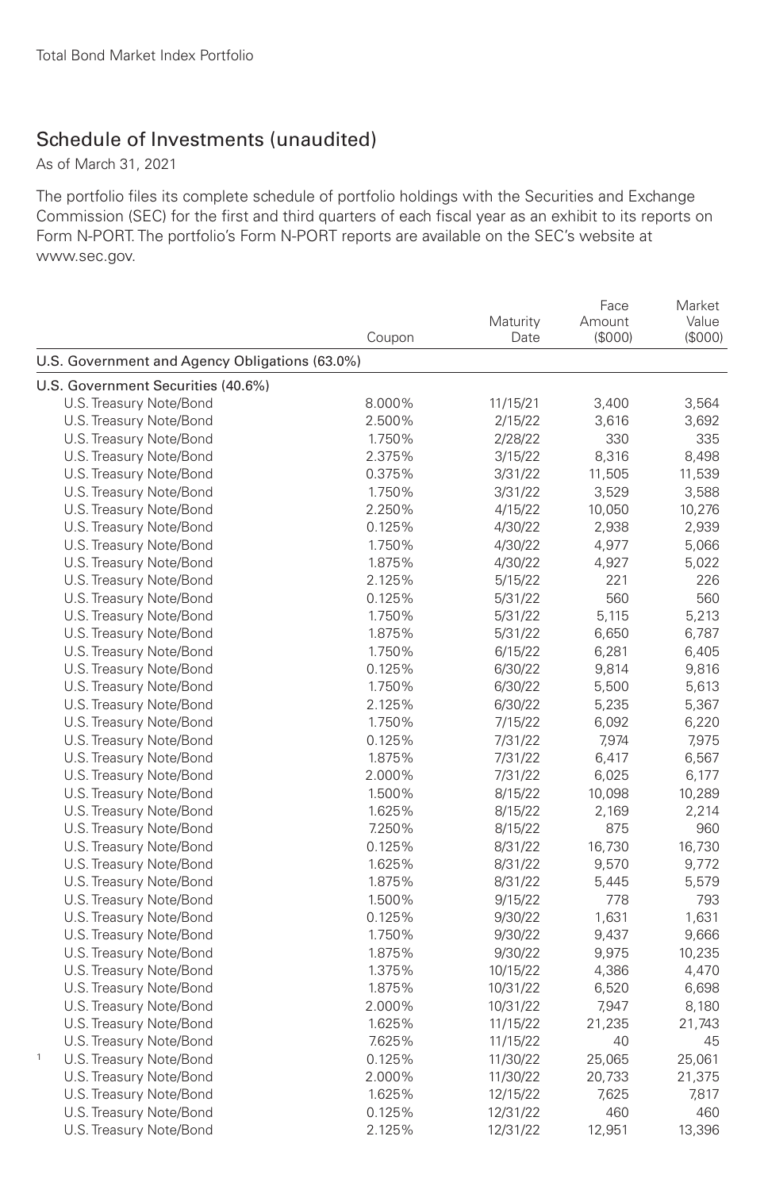## Schedule of Investments (unaudited)

As of March 31, 2021

The portfolio files its complete schedule of portfolio holdings with the Securities and Exchange Commission (SEC) for the first and third quarters of each fiscal year as an exhibit to its reports on Form N-PORT. The portfolio's Form N-PORT reports are available on the SEC's website at www.sec.gov.

| | Coupon | Maturity Date | Face Amount ($000) | Market Value ($000) |
|---|---|---|---|---|
| **U.S. Government and Agency Obligations (63.0%)** | | | | |
| **U.S. Government Securities (40.6%)** | | | | |
| U.S. Treasury Note/Bond | 8.000% | 11/15/21 | 3,400 | 3,564 |
| U.S. Treasury Note/Bond | 2.500% | 2/15/22 | 3,616 | 3,692 |
| U.S. Treasury Note/Bond | 1.750% | 2/28/22 | 330 | 335 |
| U.S. Treasury Note/Bond | 2.375% | 3/15/22 | 8,316 | 8,498 |
| U.S. Treasury Note/Bond | 0.375% | 3/31/22 | 11,505 | 11,539 |
| U.S. Treasury Note/Bond | 1.750% | 3/31/22 | 3,529 | 3,588 |
| U.S. Treasury Note/Bond | 2.250% | 4/15/22 | 10,050 | 10,276 |
| U.S. Treasury Note/Bond | 0.125% | 4/30/22 | 2,938 | 2,939 |
| U.S. Treasury Note/Bond | 1.750% | 4/30/22 | 4,977 | 5,066 |
| U.S. Treasury Note/Bond | 1.875% | 4/30/22 | 4,927 | 5,022 |
| U.S. Treasury Note/Bond | 2.125% | 5/15/22 | 221 | 226 |
| U.S. Treasury Note/Bond | 0.125% | 5/31/22 | 560 | 560 |
| U.S. Treasury Note/Bond | 1.750% | 5/31/22 | 5,115 | 5,213 |
| U.S. Treasury Note/Bond | 1.875% | 5/31/22 | 6,650 | 6,787 |
| U.S. Treasury Note/Bond | 1.750% | 6/15/22 | 6,281 | 6,405 |
| U.S. Treasury Note/Bond | 0.125% | 6/30/22 | 9,814 | 9,816 |
| U.S. Treasury Note/Bond | 1.750% | 6/30/22 | 5,500 | 5,613 |
| U.S. Treasury Note/Bond | 2.125% | 6/30/22 | 5,235 | 5,367 |
| U.S. Treasury Note/Bond | 1.750% | 7/15/22 | 6,092 | 6,220 |
| U.S. Treasury Note/Bond | 0.125% | 7/31/22 | 7,974 | 7,975 |
| U.S. Treasury Note/Bond | 1.875% | 7/31/22 | 6,417 | 6,567 |
| U.S. Treasury Note/Bond | 2.000% | 7/31/22 | 6,025 | 6,177 |
| U.S. Treasury Note/Bond | 1.500% | 8/15/22 | 10,098 | 10,289 |
| U.S. Treasury Note/Bond | 1.625% | 8/15/22 | 2,169 | 2,214 |
| U.S. Treasury Note/Bond | 7.250% | 8/15/22 | 875 | 960 |
| U.S. Treasury Note/Bond | 0.125% | 8/31/22 | 16,730 | 16,730 |
| U.S. Treasury Note/Bond | 1.625% | 8/31/22 | 9,570 | 9,772 |
| U.S. Treasury Note/Bond | 1.875% | 8/31/22 | 5,445 | 5,579 |
| U.S. Treasury Note/Bond | 1.500% | 9/15/22 | 778 | 793 |
| U.S. Treasury Note/Bond | 0.125% | 9/30/22 | 1,631 | 1,631 |
| U.S. Treasury Note/Bond | 1.750% | 9/30/22 | 9,437 | 9,666 |
| U.S. Treasury Note/Bond | 1.875% | 9/30/22 | 9,975 | 10,235 |
| U.S. Treasury Note/Bond | 1.375% | 10/15/22 | 4,386 | 4,470 |
| U.S. Treasury Note/Bond | 1.875% | 10/31/22 | 6,520 | 6,698 |
| U.S. Treasury Note/Bond | 2.000% | 10/31/22 | 7,947 | 8,180 |
| U.S. Treasury Note/Bond | 1.625% | 11/15/22 | 21,235 | 21,743 |
| U.S. Treasury Note/Bond | 7.625% | 11/15/22 | 40 | 45 |
| [1] U.S. Treasury Note/Bond | 0.125% | 11/30/22 | 25,065 | 25,061 |
| U.S. Treasury Note/Bond | 2.000% | 11/30/22 | 20,733 | 21,375 |
| U.S. Treasury Note/Bond | 1.625% | 12/15/22 | 7,625 | 7,817 |
| U.S. Treasury Note/Bond | 0.125% | 12/31/22 | 460 | 460 |
| U.S. Treasury Note/Bond | 2.125% | 12/31/22 | 12,951 | 13,396 |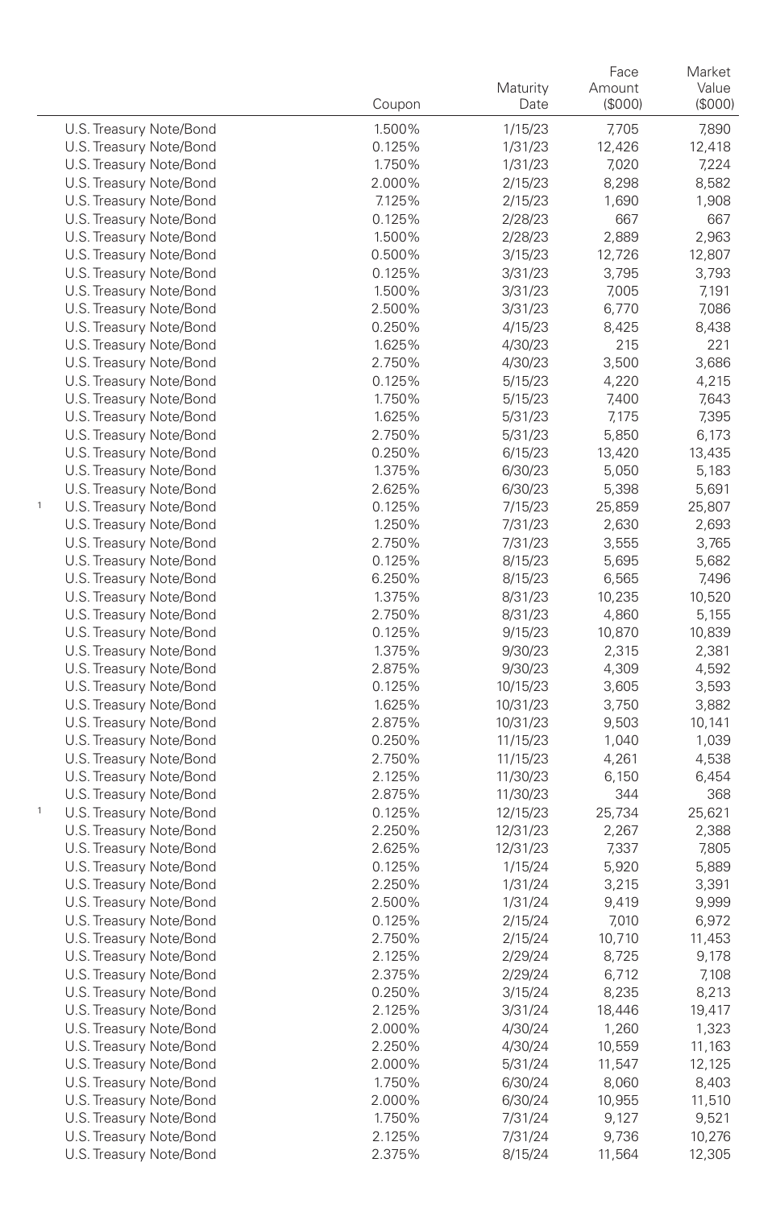| | Coupon | Maturity Date | Face Amount ($000) | Market Value ($000) |
|---|---|---|---|---|
| U.S. Treasury Note/Bond | 1.500% | 1/15/23 | 7,705 | 7,890 |
| U.S. Treasury Note/Bond | 0.125% | 1/31/23 | 12,426 | 12,418 |
| U.S. Treasury Note/Bond | 1.750% | 1/31/23 | 7,020 | 7,224 |
| U.S. Treasury Note/Bond | 2.000% | 2/15/23 | 8,298 | 8,582 |
| U.S. Treasury Note/Bond | 7.125% | 2/15/23 | 1,690 | 1,908 |
| U.S. Treasury Note/Bond | 0.125% | 2/28/23 | 667 | 667 |
| U.S. Treasury Note/Bond | 1.500% | 2/28/23 | 2,889 | 2,963 |
| U.S. Treasury Note/Bond | 0.500% | 3/15/23 | 12,726 | 12,807 |
| U.S. Treasury Note/Bond | 0.125% | 3/31/23 | 3,795 | 3,793 |
| U.S. Treasury Note/Bond | 1.500% | 3/31/23 | 7,005 | 7,191 |
| U.S. Treasury Note/Bond | 2.500% | 3/31/23 | 6,770 | 7,086 |
| U.S. Treasury Note/Bond | 0.250% | 4/15/23 | 8,425 | 8,438 |
| U.S. Treasury Note/Bond | 1.625% | 4/30/23 | 215 | 221 |
| U.S. Treasury Note/Bond | 2.750% | 4/30/23 | 3,500 | 3,686 |
| U.S. Treasury Note/Bond | 0.125% | 5/15/23 | 4,220 | 4,215 |
| U.S. Treasury Note/Bond | 1.750% | 5/15/23 | 7,400 | 7,643 |
| U.S. Treasury Note/Bond | 1.625% | 5/31/23 | 7,175 | 7,395 |
| U.S. Treasury Note/Bond | 2.750% | 5/31/23 | 5,850 | 6,173 |
| U.S. Treasury Note/Bond | 0.250% | 6/15/23 | 13,420 | 13,435 |
| U.S. Treasury Note/Bond | 1.375% | 6/30/23 | 5,050 | 5,183 |
| U.S. Treasury Note/Bond | 2.625% | 6/30/23 | 5,398 | 5,691 |
| [1] U.S. Treasury Note/Bond | 0.125% | 7/15/23 | 25,859 | 25,807 |
| U.S. Treasury Note/Bond | 1.250% | 7/31/23 | 2,630 | 2,693 |
| U.S. Treasury Note/Bond | 2.750% | 7/31/23 | 3,555 | 3,765 |
| U.S. Treasury Note/Bond | 0.125% | 8/15/23 | 5,695 | 5,682 |
| U.S. Treasury Note/Bond | 6.250% | 8/15/23 | 6,565 | 7,496 |
| U.S. Treasury Note/Bond | 1.375% | 8/31/23 | 10,235 | 10,520 |
| U.S. Treasury Note/Bond | 2.750% | 8/31/23 | 4,860 | 5,155 |
| U.S. Treasury Note/Bond | 0.125% | 9/15/23 | 10,870 | 10,839 |
| U.S. Treasury Note/Bond | 1.375% | 9/30/23 | 2,315 | 2,381 |
| U.S. Treasury Note/Bond | 2.875% | 9/30/23 | 4,309 | 4,592 |
| U.S. Treasury Note/Bond | 0.125% | 10/15/23 | 3,605 | 3,593 |
| U.S. Treasury Note/Bond | 1.625% | 10/31/23 | 3,750 | 3,882 |
| U.S. Treasury Note/Bond | 2.875% | 10/31/23 | 9,503 | 10,141 |
| U.S. Treasury Note/Bond | 0.250% | 11/15/23 | 1,040 | 1,039 |
| U.S. Treasury Note/Bond | 2.750% | 11/15/23 | 4,261 | 4,538 |
| U.S. Treasury Note/Bond | 2.125% | 11/30/23 | 6,150 | 6,454 |
| U.S. Treasury Note/Bond | 2.875% | 11/30/23 | 344 | 368 |
| [1] U.S. Treasury Note/Bond | 0.125% | 12/15/23 | 25,734 | 25,621 |
| U.S. Treasury Note/Bond | 2.250% | 12/31/23 | 2,267 | 2,388 |
| U.S. Treasury Note/Bond | 2.625% | 12/31/23 | 7,337 | 7,805 |
| U.S. Treasury Note/Bond | 0.125% | 1/15/24 | 5,920 | 5,889 |
| U.S. Treasury Note/Bond | 2.250% | 1/31/24 | 3,215 | 3,391 |
| U.S. Treasury Note/Bond | 2.500% | 1/31/24 | 9,419 | 9,999 |
| U.S. Treasury Note/Bond | 0.125% | 2/15/24 | 7,010 | 6,972 |
| U.S. Treasury Note/Bond | 2.750% | 2/15/24 | 10,710 | 11,453 |
| U.S. Treasury Note/Bond | 2.125% | 2/29/24 | 8,725 | 9,178 |
| U.S. Treasury Note/Bond | 2.375% | 2/29/24 | 6,712 | 7,108 |
| U.S. Treasury Note/Bond | 0.250% | 3/15/24 | 8,235 | 8,213 |
| U.S. Treasury Note/Bond | 2.125% | 3/31/24 | 18,446 | 19,417 |
| U.S. Treasury Note/Bond | 2.000% | 4/30/24 | 1,260 | 1,323 |
| U.S. Treasury Note/Bond | 2.250% | 4/30/24 | 10,559 | 11,163 |
| U.S. Treasury Note/Bond | 2.000% | 5/31/24 | 11,547 | 12,125 |
| U.S. Treasury Note/Bond | 1.750% | 6/30/24 | 8,060 | 8,403 |
| U.S. Treasury Note/Bond | 2.000% | 6/30/24 | 10,955 | 11,510 |
| U.S. Treasury Note/Bond | 1.750% | 7/31/24 | 9,127 | 9,521 |
| U.S. Treasury Note/Bond | 2.125% | 7/31/24 | 9,736 | 10,276 |
| U.S. Treasury Note/Bond | 2.375% | 8/15/24 | 11,564 | 12,305 |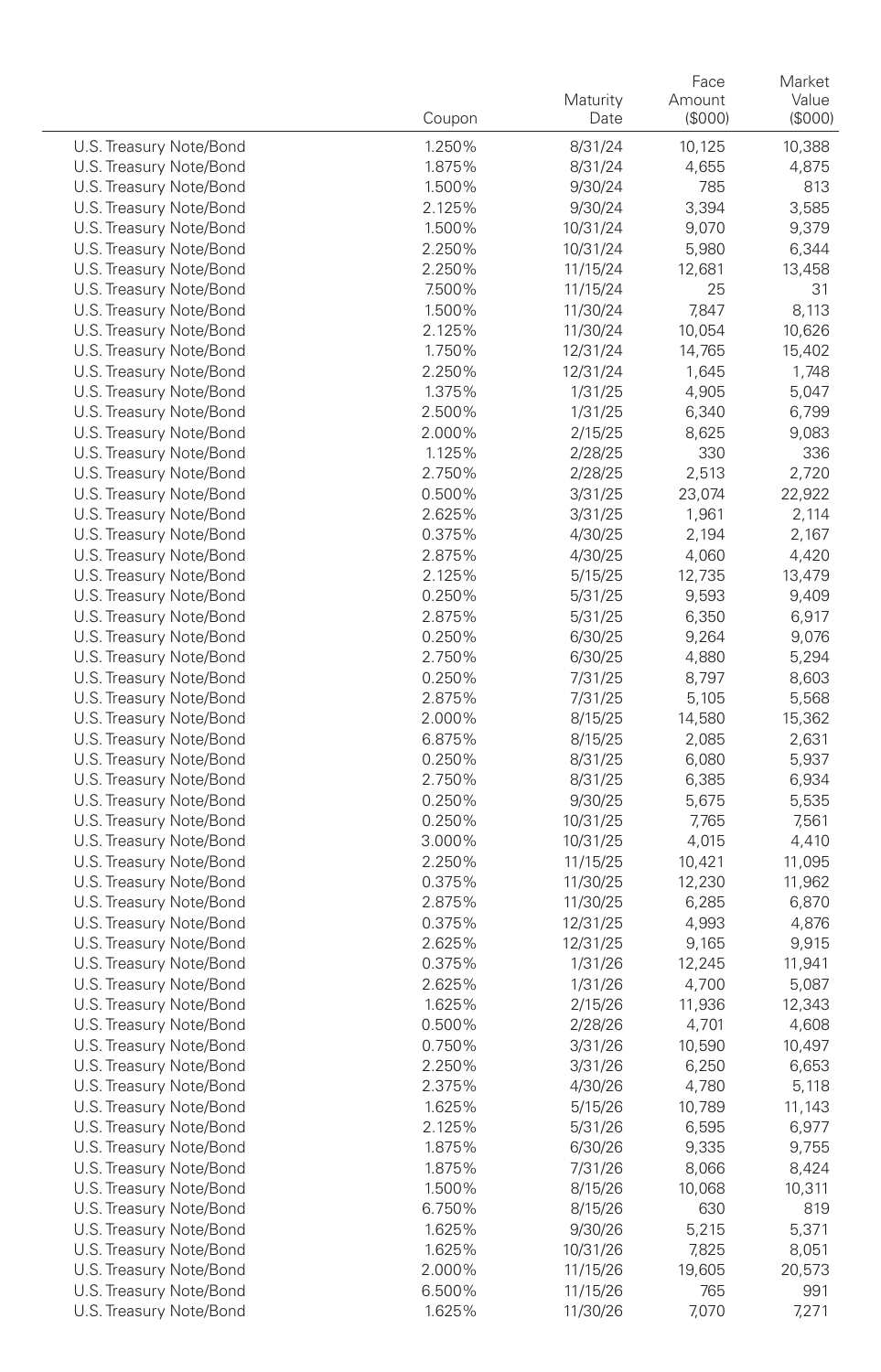| | Coupon | Maturity Date | Face Amount ($000) | Market Value ($000) |
|---|---|---|---|---|
| U.S. Treasury Note/Bond | 1.250% | 8/31/24 | 10,125 | 10,388 |
| U.S. Treasury Note/Bond | 1.875% | 8/31/24 | 4,655 | 4,875 |
| U.S. Treasury Note/Bond | 1.500% | 9/30/24 | 785 | 813 |
| U.S. Treasury Note/Bond | 2.125% | 9/30/24 | 3,394 | 3,585 |
| U.S. Treasury Note/Bond | 1.500% | 10/31/24 | 9,070 | 9,379 |
| U.S. Treasury Note/Bond | 2.250% | 10/31/24 | 5,980 | 6,344 |
| U.S. Treasury Note/Bond | 2.250% | 11/15/24 | 12,681 | 13,458 |
| U.S. Treasury Note/Bond | 7.500% | 11/15/24 | 25 | 31 |
| U.S. Treasury Note/Bond | 1.500% | 11/30/24 | 7,847 | 8,113 |
| U.S. Treasury Note/Bond | 2.125% | 11/30/24 | 10,054 | 10,626 |
| U.S. Treasury Note/Bond | 1.750% | 12/31/24 | 14,765 | 15,402 |
| U.S. Treasury Note/Bond | 2.250% | 12/31/24 | 1,645 | 1,748 |
| U.S. Treasury Note/Bond | 1.375% | 1/31/25 | 4,905 | 5,047 |
| U.S. Treasury Note/Bond | 2.500% | 1/31/25 | 6,340 | 6,799 |
| U.S. Treasury Note/Bond | 2.000% | 2/15/25 | 8,625 | 9,083 |
| U.S. Treasury Note/Bond | 1.125% | 2/28/25 | 330 | 336 |
| U.S. Treasury Note/Bond | 2.750% | 2/28/25 | 2,513 | 2,720 |
| U.S. Treasury Note/Bond | 0.500% | 3/31/25 | 23,074 | 22,922 |
| U.S. Treasury Note/Bond | 2.625% | 3/31/25 | 1,961 | 2,114 |
| U.S. Treasury Note/Bond | 0.375% | 4/30/25 | 2,194 | 2,167 |
| U.S. Treasury Note/Bond | 2.875% | 4/30/25 | 4,060 | 4,420 |
| U.S. Treasury Note/Bond | 2.125% | 5/15/25 | 12,735 | 13,479 |
| U.S. Treasury Note/Bond | 0.250% | 5/31/25 | 9,593 | 9,409 |
| U.S. Treasury Note/Bond | 2.875% | 5/31/25 | 6,350 | 6,917 |
| U.S. Treasury Note/Bond | 0.250% | 6/30/25 | 9,264 | 9,076 |
| U.S. Treasury Note/Bond | 2.750% | 6/30/25 | 4,880 | 5,294 |
| U.S. Treasury Note/Bond | 0.250% | 7/31/25 | 8,797 | 8,603 |
| U.S. Treasury Note/Bond | 2.875% | 7/31/25 | 5,105 | 5,568 |
| U.S. Treasury Note/Bond | 2.000% | 8/15/25 | 14,580 | 15,362 |
| U.S. Treasury Note/Bond | 6.875% | 8/15/25 | 2,085 | 2,631 |
| U.S. Treasury Note/Bond | 0.250% | 8/31/25 | 6,080 | 5,937 |
| U.S. Treasury Note/Bond | 2.750% | 8/31/25 | 6,385 | 6,934 |
| U.S. Treasury Note/Bond | 0.250% | 9/30/25 | 5,675 | 5,535 |
| U.S. Treasury Note/Bond | 0.250% | 10/31/25 | 7,765 | 7,561 |
| U.S. Treasury Note/Bond | 3.000% | 10/31/25 | 4,015 | 4,410 |
| U.S. Treasury Note/Bond | 2.250% | 11/15/25 | 10,421 | 11,095 |
| U.S. Treasury Note/Bond | 0.375% | 11/30/25 | 12,230 | 11,962 |
| U.S. Treasury Note/Bond | 2.875% | 11/30/25 | 6,285 | 6,870 |
| U.S. Treasury Note/Bond | 0.375% | 12/31/25 | 4,993 | 4,876 |
| U.S. Treasury Note/Bond | 2.625% | 12/31/25 | 9,165 | 9,915 |
| U.S. Treasury Note/Bond | 0.375% | 1/31/26 | 12,245 | 11,941 |
| U.S. Treasury Note/Bond | 2.625% | 1/31/26 | 4,700 | 5,087 |
| U.S. Treasury Note/Bond | 1.625% | 2/15/26 | 11,936 | 12,343 |
| U.S. Treasury Note/Bond | 0.500% | 2/28/26 | 4,701 | 4,608 |
| U.S. Treasury Note/Bond | 0.750% | 3/31/26 | 10,590 | 10,497 |
| U.S. Treasury Note/Bond | 2.250% | 3/31/26 | 6,250 | 6,653 |
| U.S. Treasury Note/Bond | 2.375% | 4/30/26 | 4,780 | 5,118 |
| U.S. Treasury Note/Bond | 1.625% | 5/15/26 | 10,789 | 11,143 |
| U.S. Treasury Note/Bond | 2.125% | 5/31/26 | 6,595 | 6,977 |
| U.S. Treasury Note/Bond | 1.875% | 6/30/26 | 9,335 | 9,755 |
| U.S. Treasury Note/Bond | 1.875% | 7/31/26 | 8,066 | 8,424 |
| U.S. Treasury Note/Bond | 1.500% | 8/15/26 | 10,068 | 10,311 |
| U.S. Treasury Note/Bond | 6.750% | 8/15/26 | 630 | 819 |
| U.S. Treasury Note/Bond | 1.625% | 9/30/26 | 5,215 | 5,371 |
| U.S. Treasury Note/Bond | 1.625% | 10/31/26 | 7,825 | 8,051 |
| U.S. Treasury Note/Bond | 2.000% | 11/15/26 | 19,605 | 20,573 |
| U.S. Treasury Note/Bond | 6.500% | 11/15/26 | 765 | 991 |
| U.S. Treasury Note/Bond | 1.625% | 11/30/26 | 7,070 | 7,271 |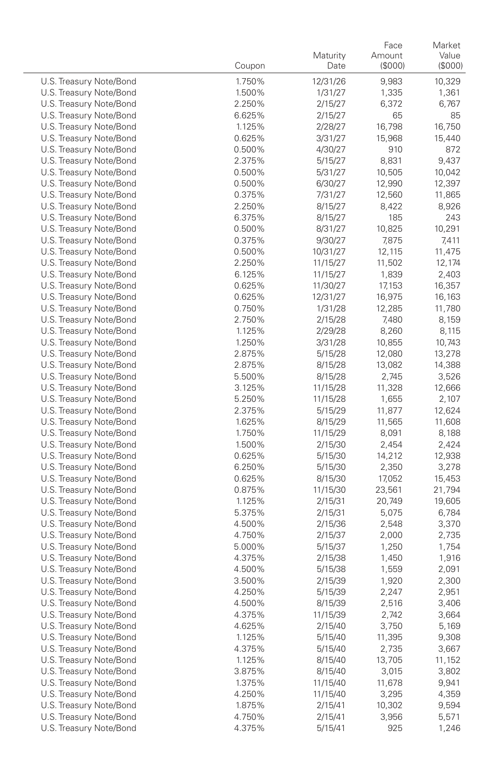| | Coupon | Maturity Date | Face Amount ($000) | Market Value ($000) |
|---|---|---|---|---|
| U.S. Treasury Note/Bond | 1.750% | 12/31/26 | 9,983 | 10,329 |
| U.S. Treasury Note/Bond | 1.500% | 1/31/27 | 1,335 | 1,361 |
| U.S. Treasury Note/Bond | 2.250% | 2/15/27 | 6,372 | 6,767 |
| U.S. Treasury Note/Bond | 6.625% | 2/15/27 | 65 | 85 |
| U.S. Treasury Note/Bond | 1.125% | 2/28/27 | 16,798 | 16,750 |
| U.S. Treasury Note/Bond | 0.625% | 3/31/27 | 15,968 | 15,440 |
| U.S. Treasury Note/Bond | 0.500% | 4/30/27 | 910 | 872 |
| U.S. Treasury Note/Bond | 2.375% | 5/15/27 | 8,831 | 9,437 |
| U.S. Treasury Note/Bond | 0.500% | 5/31/27 | 10,505 | 10,042 |
| U.S. Treasury Note/Bond | 0.500% | 6/30/27 | 12,990 | 12,397 |
| U.S. Treasury Note/Bond | 0.375% | 7/31/27 | 12,560 | 11,865 |
| U.S. Treasury Note/Bond | 2.250% | 8/15/27 | 8,422 | 8,926 |
| U.S. Treasury Note/Bond | 6.375% | 8/15/27 | 185 | 243 |
| U.S. Treasury Note/Bond | 0.500% | 8/31/27 | 10,825 | 10,291 |
| U.S. Treasury Note/Bond | 0.375% | 9/30/27 | 7,875 | 7,411 |
| U.S. Treasury Note/Bond | 0.500% | 10/31/27 | 12,115 | 11,475 |
| U.S. Treasury Note/Bond | 2.250% | 11/15/27 | 11,502 | 12,174 |
| U.S. Treasury Note/Bond | 6.125% | 11/15/27 | 1,839 | 2,403 |
| U.S. Treasury Note/Bond | 0.625% | 11/30/27 | 17,153 | 16,357 |
| U.S. Treasury Note/Bond | 0.625% | 12/31/27 | 16,975 | 16,163 |
| U.S. Treasury Note/Bond | 0.750% | 1/31/28 | 12,285 | 11,780 |
| U.S. Treasury Note/Bond | 2.750% | 2/15/28 | 7,480 | 8,159 |
| U.S. Treasury Note/Bond | 1.125% | 2/29/28 | 8,260 | 8,115 |
| U.S. Treasury Note/Bond | 1.250% | 3/31/28 | 10,855 | 10,743 |
| U.S. Treasury Note/Bond | 2.875% | 5/15/28 | 12,080 | 13,278 |
| U.S. Treasury Note/Bond | 2.875% | 8/15/28 | 13,082 | 14,388 |
| U.S. Treasury Note/Bond | 5.500% | 8/15/28 | 2,745 | 3,526 |
| U.S. Treasury Note/Bond | 3.125% | 11/15/28 | 11,328 | 12,666 |
| U.S. Treasury Note/Bond | 5.250% | 11/15/28 | 1,655 | 2,107 |
| U.S. Treasury Note/Bond | 2.375% | 5/15/29 | 11,877 | 12,624 |
| U.S. Treasury Note/Bond | 1.625% | 8/15/29 | 11,565 | 11,608 |
| U.S. Treasury Note/Bond | 1.750% | 11/15/29 | 8,091 | 8,188 |
| U.S. Treasury Note/Bond | 1.500% | 2/15/30 | 2,454 | 2,424 |
| U.S. Treasury Note/Bond | 0.625% | 5/15/30 | 14,212 | 12,938 |
| U.S. Treasury Note/Bond | 6.250% | 5/15/30 | 2,350 | 3,278 |
| U.S. Treasury Note/Bond | 0.625% | 8/15/30 | 17,052 | 15,453 |
| U.S. Treasury Note/Bond | 0.875% | 11/15/30 | 23,561 | 21,794 |
| U.S. Treasury Note/Bond | 1.125% | 2/15/31 | 20,749 | 19,605 |
| U.S. Treasury Note/Bond | 5.375% | 2/15/31 | 5,075 | 6,784 |
| U.S. Treasury Note/Bond | 4.500% | 2/15/36 | 2,548 | 3,370 |
| U.S. Treasury Note/Bond | 4.750% | 2/15/37 | 2,000 | 2,735 |
| U.S. Treasury Note/Bond | 5.000% | 5/15/37 | 1,250 | 1,754 |
| U.S. Treasury Note/Bond | 4.375% | 2/15/38 | 1,450 | 1,916 |
| U.S. Treasury Note/Bond | 4.500% | 5/15/38 | 1,559 | 2,091 |
| U.S. Treasury Note/Bond | 3.500% | 2/15/39 | 1,920 | 2,300 |
| U.S. Treasury Note/Bond | 4.250% | 5/15/39 | 2,247 | 2,951 |
| U.S. Treasury Note/Bond | 4.500% | 8/15/39 | 2,516 | 3,406 |
| U.S. Treasury Note/Bond | 4.375% | 11/15/39 | 2,742 | 3,664 |
| U.S. Treasury Note/Bond | 4.625% | 2/15/40 | 3,750 | 5,169 |
| U.S. Treasury Note/Bond | 1.125% | 5/15/40 | 11,395 | 9,308 |
| U.S. Treasury Note/Bond | 4.375% | 5/15/40 | 2,735 | 3,667 |
| U.S. Treasury Note/Bond | 1.125% | 8/15/40 | 13,705 | 11,152 |
| U.S. Treasury Note/Bond | 3.875% | 8/15/40 | 3,015 | 3,802 |
| U.S. Treasury Note/Bond | 1.375% | 11/15/40 | 11,678 | 9,941 |
| U.S. Treasury Note/Bond | 4.250% | 11/15/40 | 3,295 | 4,359 |
| U.S. Treasury Note/Bond | 1.875% | 2/15/41 | 10,302 | 9,594 |
| U.S. Treasury Note/Bond | 4.750% | 2/15/41 | 3,956 | 5,571 |
| U.S. Treasury Note/Bond | 4.375% | 5/15/41 | 925 | 1,246 |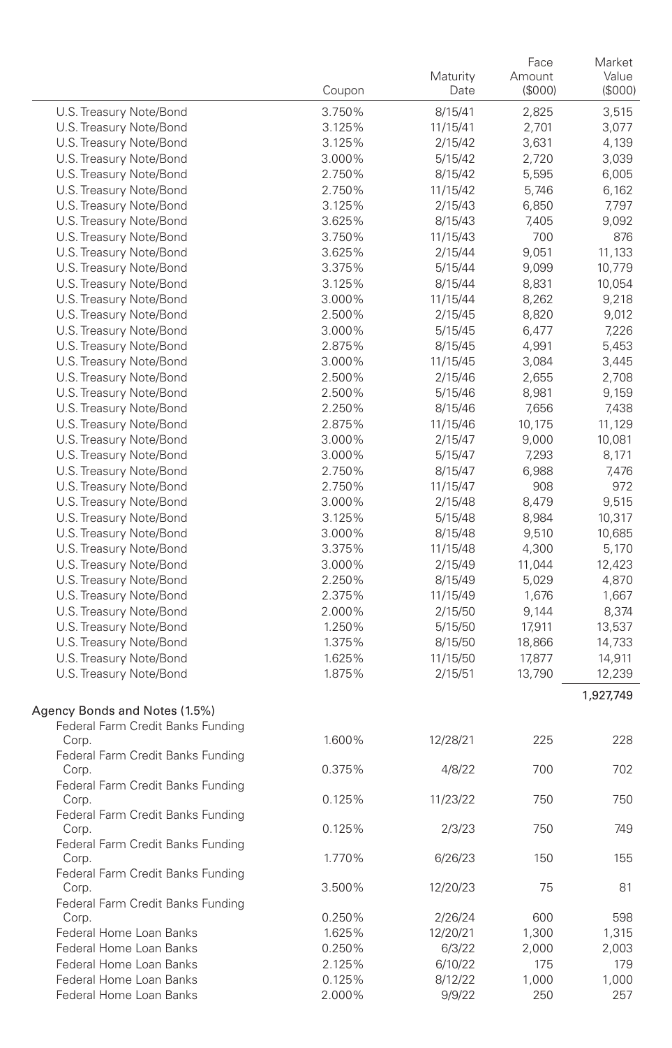| | Coupon | Maturity Date | Face Amount ($000) | Market Value ($000) |
|---|---|---|---|---|
| U.S. Treasury Note/Bond | 3.750% | 8/15/41 | 2,825 | 3,515 |
| U.S. Treasury Note/Bond | 3.125% | 11/15/41 | 2,701 | 3,077 |
| U.S. Treasury Note/Bond | 3.125% | 2/15/42 | 3,631 | 4,139 |
| U.S. Treasury Note/Bond | 3.000% | 5/15/42 | 2,720 | 3,039 |
| U.S. Treasury Note/Bond | 2.750% | 8/15/42 | 5,595 | 6,005 |
| U.S. Treasury Note/Bond | 2.750% | 11/15/42 | 5,746 | 6,162 |
| U.S. Treasury Note/Bond | 3.125% | 2/15/43 | 6,850 | 7,797 |
| U.S. Treasury Note/Bond | 3.625% | 8/15/43 | 7,405 | 9,092 |
| U.S. Treasury Note/Bond | 3.750% | 11/15/43 | 700 | 876 |
| U.S. Treasury Note/Bond | 3.625% | 2/15/44 | 9,051 | 11,133 |
| U.S. Treasury Note/Bond | 3.375% | 5/15/44 | 9,099 | 10,779 |
| U.S. Treasury Note/Bond | 3.125% | 8/15/44 | 8,831 | 10,054 |
| U.S. Treasury Note/Bond | 3.000% | 11/15/44 | 8,262 | 9,218 |
| U.S. Treasury Note/Bond | 2.500% | 2/15/45 | 8,820 | 9,012 |
| U.S. Treasury Note/Bond | 3.000% | 5/15/45 | 6,477 | 7,226 |
| U.S. Treasury Note/Bond | 2.875% | 8/15/45 | 4,991 | 5,453 |
| U.S. Treasury Note/Bond | 3.000% | 11/15/45 | 3,084 | 3,445 |
| U.S. Treasury Note/Bond | 2.500% | 2/15/46 | 2,655 | 2,708 |
| U.S. Treasury Note/Bond | 2.500% | 5/15/46 | 8,981 | 9,159 |
| U.S. Treasury Note/Bond | 2.250% | 8/15/46 | 7,656 | 7,438 |
| U.S. Treasury Note/Bond | 2.875% | 11/15/46 | 10,175 | 11,129 |
| U.S. Treasury Note/Bond | 3.000% | 2/15/47 | 9,000 | 10,081 |
| U.S. Treasury Note/Bond | 3.000% | 5/15/47 | 7,293 | 8,171 |
| U.S. Treasury Note/Bond | 2.750% | 8/15/47 | 6,988 | 7,476 |
| U.S. Treasury Note/Bond | 2.750% | 11/15/47 | 908 | 972 |
| U.S. Treasury Note/Bond | 3.000% | 2/15/48 | 8,479 | 9,515 |
| U.S. Treasury Note/Bond | 3.125% | 5/15/48 | 8,984 | 10,317 |
| U.S. Treasury Note/Bond | 3.000% | 8/15/48 | 9,510 | 10,685 |
| U.S. Treasury Note/Bond | 3.375% | 11/15/48 | 4,300 | 5,170 |
| U.S. Treasury Note/Bond | 3.000% | 2/15/49 | 11,044 | 12,423 |
| U.S. Treasury Note/Bond | 2.250% | 8/15/49 | 5,029 | 4,870 |
| U.S. Treasury Note/Bond | 2.375% | 11/15/49 | 1,676 | 1,667 |
| U.S. Treasury Note/Bond | 2.000% | 2/15/50 | 9,144 | 8,374 |
| U.S. Treasury Note/Bond | 1.250% | 5/15/50 | 17,911 | 13,537 |
| U.S. Treasury Note/Bond | 1.375% | 8/15/50 | 18,866 | 14,733 |
| U.S. Treasury Note/Bond | 1.625% | 11/15/50 | 17,877 | 14,911 |
| U.S. Treasury Note/Bond | 1.875% | 2/15/51 | 13,790 | 12,239 |
| | | | | 1,927,749 |
| **Agency Bonds and Notes (1.5%)** | | | | |
| Federal Farm Credit Banks Funding Corp. | 1.600% | 12/28/21 | 225 | 228 |
| Federal Farm Credit Banks Funding Corp. | 0.375% | 4/8/22 | 700 | 702 |
| Federal Farm Credit Banks Funding Corp. | 0.125% | 11/23/22 | 750 | 750 |
| Federal Farm Credit Banks Funding Corp. | 0.125% | 2/3/23 | 750 | 749 |
| Federal Farm Credit Banks Funding Corp. | 1.770% | 6/26/23 | 150 | 155 |
| Federal Farm Credit Banks Funding Corp. | 3.500% | 12/20/23 | 75 | 81 |
| Federal Farm Credit Banks Funding Corp. | 0.250% | 2/26/24 | 600 | 598 |
| Federal Home Loan Banks | 1.625% | 12/20/21 | 1,300 | 1,315 |
| Federal Home Loan Banks | 0.250% | 6/3/22 | 2,000 | 2,003 |
| Federal Home Loan Banks | 2.125% | 6/10/22 | 175 | 179 |
| Federal Home Loan Banks | 0.125% | 8/12/22 | 1,000 | 1,000 |
| Federal Home Loan Banks | 2.000% | 9/9/22 | 250 | 257 |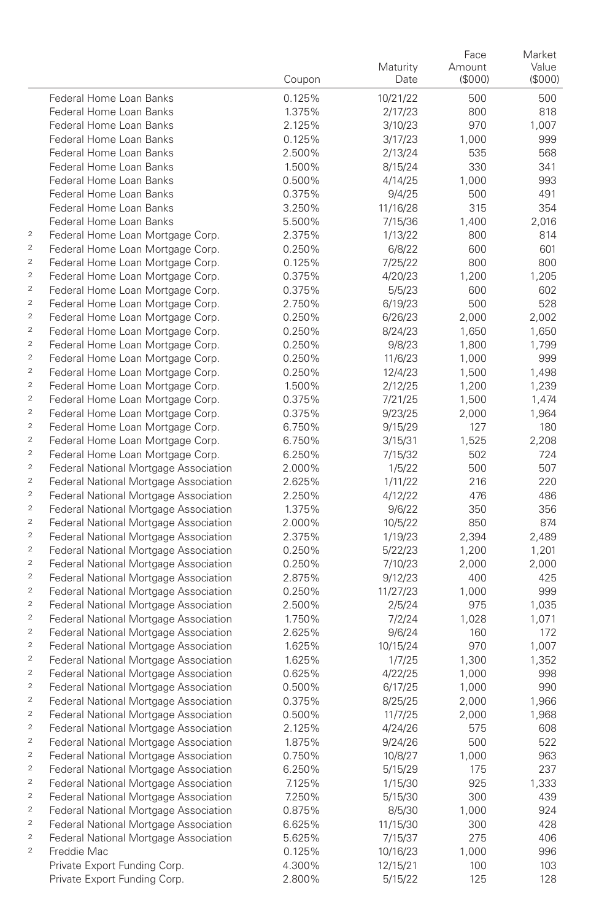| | | Coupon | Maturity Date | Face Amount ($000) | Market Value ($000) |
|---|---|---|---|---|---|
| | Federal Home Loan Banks | 0.125% | 10/21/22 | 500 | 500 |
| | Federal Home Loan Banks | 1.375% | 2/17/23 | 800 | 818 |
| | Federal Home Loan Banks | 2.125% | 3/10/23 | 970 | 1,007 |
| | Federal Home Loan Banks | 0.125% | 3/17/23 | 1,000 | 999 |
| | Federal Home Loan Banks | 2.500% | 2/13/24 | 535 | 568 |
| | Federal Home Loan Banks | 1.500% | 8/15/24 | 330 | 341 |
| | Federal Home Loan Banks | 0.500% | 4/14/25 | 1,000 | 993 |
| | Federal Home Loan Banks | 0.375% | 9/4/25 | 500 | 491 |
| | Federal Home Loan Banks | 3.250% | 11/16/28 | 315 | 354 |
| | Federal Home Loan Banks | 5.500% | 7/15/36 | 1,400 | 2,016 |
| [2] | Federal Home Loan Mortgage Corp. | 2.375% | 1/13/22 | 800 | 814 |
| [2] | Federal Home Loan Mortgage Corp. | 0.250% | 6/8/22 | 600 | 601 |
| [2] | Federal Home Loan Mortgage Corp. | 0.125% | 7/25/22 | 800 | 800 |
| [2] | Federal Home Loan Mortgage Corp. | 0.375% | 4/20/23 | 1,200 | 1,205 |
| [2] | Federal Home Loan Mortgage Corp. | 0.375% | 5/5/23 | 600 | 602 |
| [2] | Federal Home Loan Mortgage Corp. | 2.750% | 6/19/23 | 500 | 528 |
| [2] | Federal Home Loan Mortgage Corp. | 0.250% | 6/26/23 | 2,000 | 2,002 |
| [2] | Federal Home Loan Mortgage Corp. | 0.250% | 8/24/23 | 1,650 | 1,650 |
| [2] | Federal Home Loan Mortgage Corp. | 0.250% | 9/8/23 | 1,800 | 1,799 |
| [2] | Federal Home Loan Mortgage Corp. | 0.250% | 11/6/23 | 1,000 | 999 |
| [2] | Federal Home Loan Mortgage Corp. | 0.250% | 12/4/23 | 1,500 | 1,498 |
| [2] | Federal Home Loan Mortgage Corp. | 1.500% | 2/12/25 | 1,200 | 1,239 |
| [2] | Federal Home Loan Mortgage Corp. | 0.375% | 7/21/25 | 1,500 | 1,474 |
| [2] | Federal Home Loan Mortgage Corp. | 0.375% | 9/23/25 | 2,000 | 1,964 |
| [2] | Federal Home Loan Mortgage Corp. | 6.750% | 9/15/29 | 127 | 180 |
| [2] | Federal Home Loan Mortgage Corp. | 6.750% | 3/15/31 | 1,525 | 2,208 |
| [2] | Federal Home Loan Mortgage Corp. | 6.250% | 7/15/32 | 502 | 724 |
| [2] | Federal National Mortgage Association | 2.000% | 1/5/22 | 500 | 507 |
| [2] | Federal National Mortgage Association | 2.625% | 1/11/22 | 216 | 220 |
| [2] | Federal National Mortgage Association | 2.250% | 4/12/22 | 476 | 486 |
| [2] | Federal National Mortgage Association | 1.375% | 9/6/22 | 350 | 356 |
| [2] | Federal National Mortgage Association | 2.000% | 10/5/22 | 850 | 874 |
| [2] | Federal National Mortgage Association | 2.375% | 1/19/23 | 2,394 | 2,489 |
| [2] | Federal National Mortgage Association | 0.250% | 5/22/23 | 1,200 | 1,201 |
| [2] | Federal National Mortgage Association | 0.250% | 7/10/23 | 2,000 | 2,000 |
| [2] | Federal National Mortgage Association | 2.875% | 9/12/23 | 400 | 425 |
| [2] | Federal National Mortgage Association | 0.250% | 11/27/23 | 1,000 | 999 |
| [2] | Federal National Mortgage Association | 2.500% | 2/5/24 | 975 | 1,035 |
| [2] | Federal National Mortgage Association | 1.750% | 7/2/24 | 1,028 | 1,071 |
| [2] | Federal National Mortgage Association | 2.625% | 9/6/24 | 160 | 172 |
| [2] | Federal National Mortgage Association | 1.625% | 10/15/24 | 970 | 1,007 |
| [2] | Federal National Mortgage Association | 1.625% | 1/7/25 | 1,300 | 1,352 |
| [2] | Federal National Mortgage Association | 0.625% | 4/22/25 | 1,000 | 998 |
| [2] | Federal National Mortgage Association | 0.500% | 6/17/25 | 1,000 | 990 |
| [2] | Federal National Mortgage Association | 0.375% | 8/25/25 | 2,000 | 1,966 |
| [2] | Federal National Mortgage Association | 0.500% | 11/7/25 | 2,000 | 1,968 |
| [2] | Federal National Mortgage Association | 2.125% | 4/24/26 | 575 | 608 |
| [2] | Federal National Mortgage Association | 1.875% | 9/24/26 | 500 | 522 |
| [2] | Federal National Mortgage Association | 0.750% | 10/8/27 | 1,000 | 963 |
| [2] | Federal National Mortgage Association | 6.250% | 5/15/29 | 175 | 237 |
| [2] | Federal National Mortgage Association | 7.125% | 1/15/30 | 925 | 1,333 |
| [2] | Federal National Mortgage Association | 7.250% | 5/15/30 | 300 | 439 |
| [2] | Federal National Mortgage Association | 0.875% | 8/5/30 | 1,000 | 924 |
| [2] | Federal National Mortgage Association | 6.625% | 11/15/30 | 300 | 428 |
| [2] | Federal National Mortgage Association | 5.625% | 7/15/37 | 275 | 406 |
| [2] | Freddie Mac | 0.125% | 10/16/23 | 1,000 | 996 |
| | Private Export Funding Corp. | 4.300% | 12/15/21 | 100 | 103 |
| | Private Export Funding Corp. | 2.800% | 5/15/22 | 125 | 128 |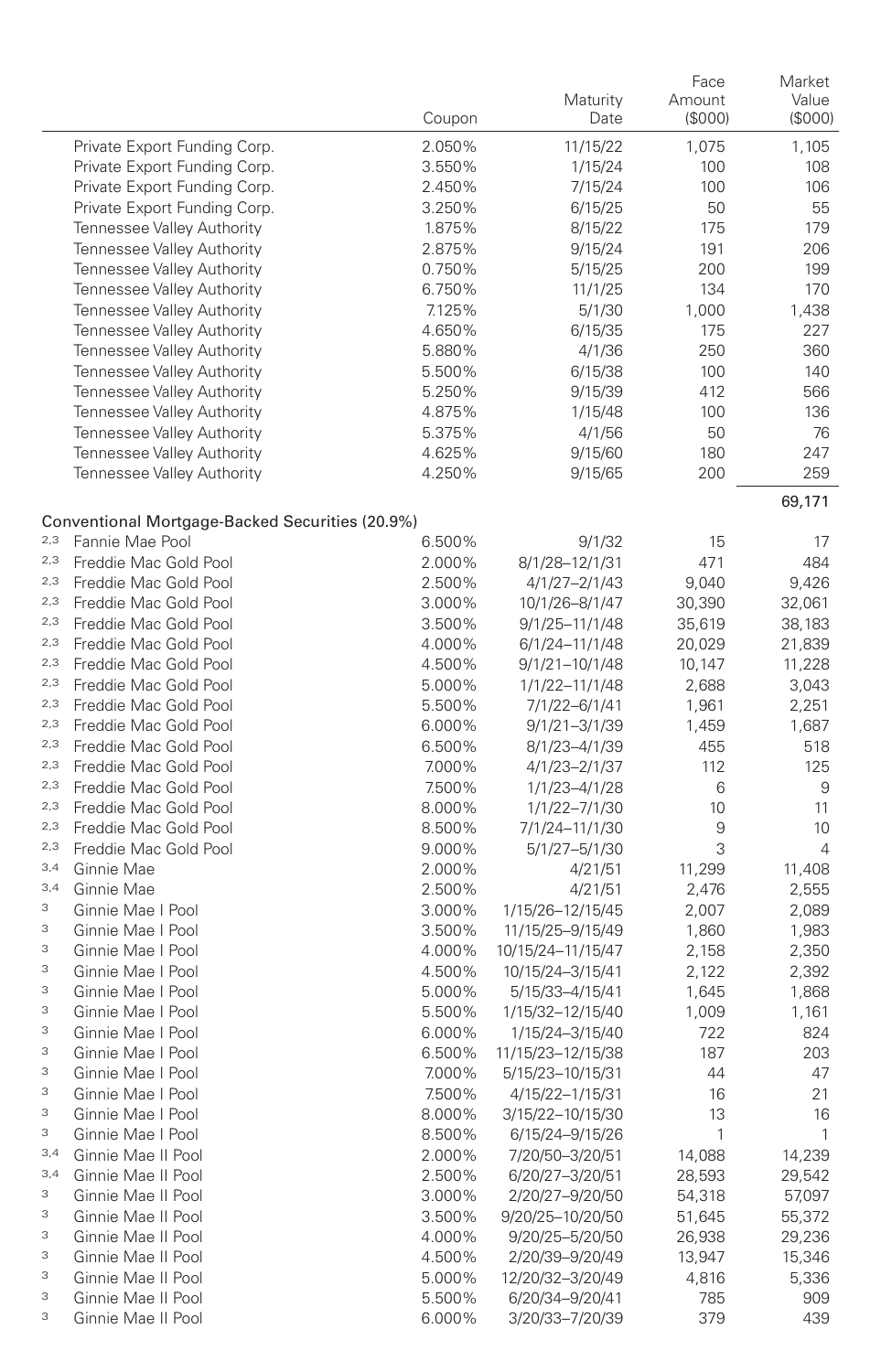| | Coupon | Maturity Date | Face Amount ($000) | Market Value ($000) |
|---|---|---|---|---|
| Private Export Funding Corp. | 2.050% | 11/15/22 | 1,075 | 1,105 |
| Private Export Funding Corp. | 3.550% | 1/15/24 | 100 | 108 |
| Private Export Funding Corp. | 2.450% | 7/15/24 | 100 | 106 |
| Private Export Funding Corp. | 3.250% | 6/15/25 | 50 | 55 |
| Tennessee Valley Authority | 1.875% | 8/15/22 | 175 | 179 |
| Tennessee Valley Authority | 2.875% | 9/15/24 | 191 | 206 |
| Tennessee Valley Authority | 0.750% | 5/15/25 | 200 | 199 |
| Tennessee Valley Authority | 6.750% | 11/1/25 | 134 | 170 |
| Tennessee Valley Authority | 7.125% | 5/1/30 | 1,000 | 1,438 |
| Tennessee Valley Authority | 4.650% | 6/15/35 | 175 | 227 |
| Tennessee Valley Authority | 5.880% | 4/1/36 | 250 | 360 |
| Tennessee Valley Authority | 5.500% | 6/15/38 | 100 | 140 |
| Tennessee Valley Authority | 5.250% | 9/15/39 | 412 | 566 |
| Tennessee Valley Authority | 4.875% | 1/15/48 | 100 | 136 |
| Tennessee Valley Authority | 5.375% | 4/1/56 | 50 | 76 |
| Tennessee Valley Authority | 4.625% | 9/15/60 | 180 | 247 |
| Tennessee Valley Authority | 4.250% | 9/15/65 | 200 | 259 |
| | | | | 69,171 |
| **Conventional Mortgage-Backed Securities (20.9%)** | | | | |
| [2,3] Fannie Mae Pool | 6.500% | 9/1/32 | 15 | 17 |
| [2,3] Freddie Mac Gold Pool | 2.000% | 8/1/28–12/1/31 | 471 | 484 |
| [2,3] Freddie Mac Gold Pool | 2.500% | 4/1/27–2/1/43 | 9,040 | 9,426 |
| [2,3] Freddie Mac Gold Pool | 3.000% | 10/1/26–8/1/47 | 30,390 | 32,061 |
| [2,3] Freddie Mac Gold Pool | 3.500% | 9/1/25–11/1/48 | 35,619 | 38,183 |
| [2,3] Freddie Mac Gold Pool | 4.000% | 6/1/24–11/1/48 | 20,029 | 21,839 |
| [2,3] Freddie Mac Gold Pool | 4.500% | 9/1/21–10/1/48 | 10,147 | 11,228 |
| [2,3] Freddie Mac Gold Pool | 5.000% | 1/1/22–11/1/48 | 2,688 | 3,043 |
| [2,3] Freddie Mac Gold Pool | 5.500% | 7/1/22–6/1/41 | 1,961 | 2,251 |
| [2,3] Freddie Mac Gold Pool | 6.000% | 9/1/21–3/1/39 | 1,459 | 1,687 |
| [2,3] Freddie Mac Gold Pool | 6.500% | 8/1/23–4/1/39 | 455 | 518 |
| [2,3] Freddie Mac Gold Pool | 7.000% | 4/1/23–2/1/37 | 112 | 125 |
| [2,3] Freddie Mac Gold Pool | 7.500% | 1/1/23–4/1/28 | 6 | 9 |
| [2,3] Freddie Mac Gold Pool | 8.000% | 1/1/22–7/1/30 | 10 | 11 |
| [2,3] Freddie Mac Gold Pool | 8.500% | 7/1/24–11/1/30 | 9 | 10 |
| [2,3] Freddie Mac Gold Pool | 9.000% | 5/1/27–5/1/30 | 3 | 4 |
| [3,4] Ginnie Mae | 2.000% | 4/21/51 | 11,299 | 11,408 |
| [3,4] Ginnie Mae | 2.500% | 4/21/51 | 2,476 | 2,555 |
| [3] Ginnie Mae I Pool | 3.000% | 1/15/26–12/15/45 | 2,007 | 2,089 |
| [3] Ginnie Mae I Pool | 3.500% | 11/15/25–9/15/49 | 1,860 | 1,983 |
| [3] Ginnie Mae I Pool | 4.000% | 10/15/24–11/15/47 | 2,158 | 2,350 |
| [3] Ginnie Mae I Pool | 4.500% | 10/15/24–3/15/41 | 2,122 | 2,392 |
| [3] Ginnie Mae I Pool | 5.000% | 5/15/33–4/15/41 | 1,645 | 1,868 |
| [3] Ginnie Mae I Pool | 5.500% | 1/15/32–12/15/40 | 1,009 | 1,161 |
| [3] Ginnie Mae I Pool | 6.000% | 1/15/24–3/15/40 | 722 | 824 |
| [3] Ginnie Mae I Pool | 6.500% | 11/15/23–12/15/38 | 187 | 203 |
| [3] Ginnie Mae I Pool | 7.000% | 5/15/23–10/15/31 | 44 | 47 |
| [3] Ginnie Mae I Pool | 7.500% | 4/15/22–1/15/31 | 16 | 21 |
| [3] Ginnie Mae I Pool | 8.000% | 3/15/22–10/15/30 | 13 | 16 |
| [3] Ginnie Mae I Pool | 8.500% | 6/15/24–9/15/26 | 1 | 1 |
| [3,4] Ginnie Mae II Pool | 2.000% | 7/20/50–3/20/51 | 14,088 | 14,239 |
| [3,4] Ginnie Mae II Pool | 2.500% | 6/20/27–3/20/51 | 28,593 | 29,542 |
| [3] Ginnie Mae II Pool | 3.000% | 2/20/27–9/20/50 | 54,318 | 57,097 |
| [3] Ginnie Mae II Pool | 3.500% | 9/20/25–10/20/50 | 51,645 | 55,372 |
| [3] Ginnie Mae II Pool | 4.000% | 9/20/25–5/20/50 | 26,938 | 29,236 |
| [3] Ginnie Mae II Pool | 4.500% | 2/20/39–9/20/49 | 13,947 | 15,346 |
| [3] Ginnie Mae II Pool | 5.000% | 12/20/32–3/20/49 | 4,816 | 5,336 |
| [3] Ginnie Mae II Pool | 5.500% | 6/20/34–9/20/41 | 785 | 909 |
| [3] Ginnie Mae II Pool | 6.000% | 3/20/33–7/20/39 | 379 | 439 |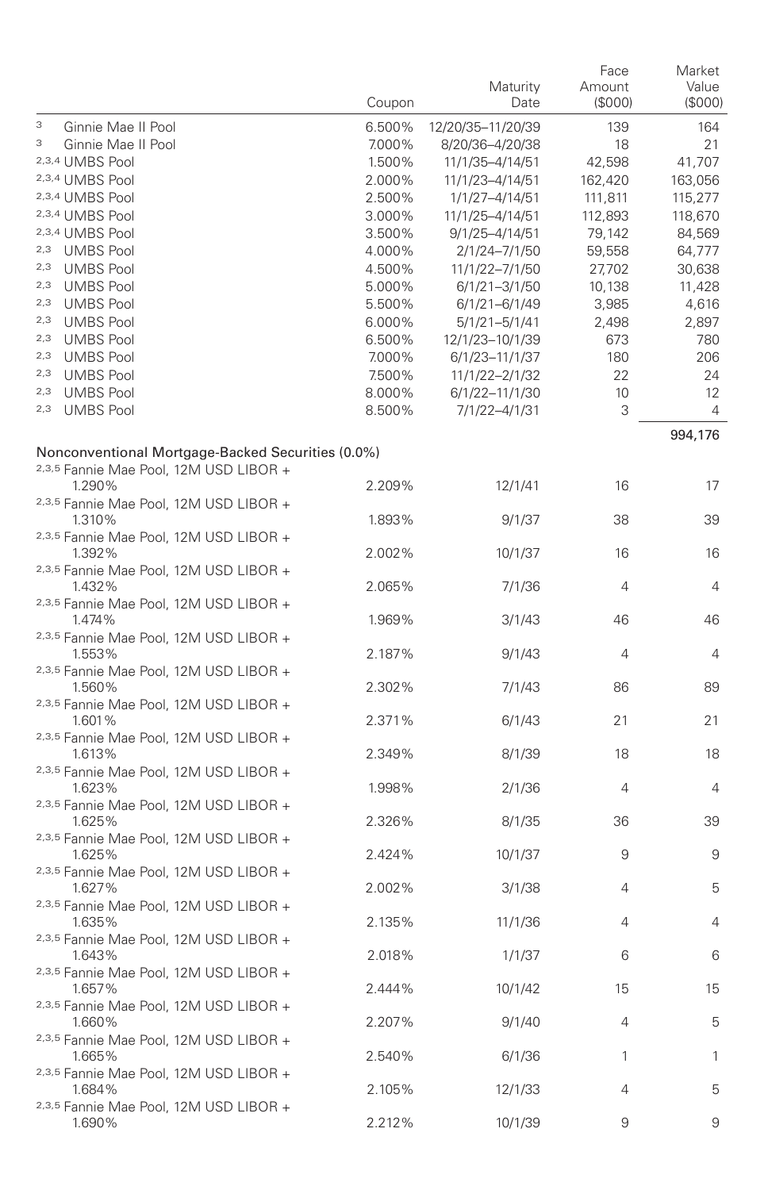| | Coupon | Maturity Date | Face Amount ($000) | Market Value ($000) |
|---|---|---|---|---|
| [3] Ginnie Mae II Pool | 6.500% | 12/20/35–11/20/39 | 139 | 164 |
| [3] Ginnie Mae II Pool | 7.000% | 8/20/36–4/20/38 | 18 | 21 |
| [2,3,4] UMBS Pool | 1.500% | 11/1/35–4/14/51 | 42,598 | 41,707 |
| [2,3,4] UMBS Pool | 2.000% | 11/1/23–4/14/51 | 162,420 | 163,056 |
| [2,3,4] UMBS Pool | 2.500% | 1/1/27–4/14/51 | 111,811 | 115,277 |
| [2,3,4] UMBS Pool | 3.000% | 11/1/25–4/14/51 | 112,893 | 118,670 |
| [2,3,4] UMBS Pool | 3.500% | 9/1/25–4/14/51 | 79,142 | 84,569 |
| [2,3] UMBS Pool | 4.000% | 2/1/24–7/1/50 | 59,558 | 64,777 |
| [2,3] UMBS Pool | 4.500% | 11/1/22–7/1/50 | 27,702 | 30,638 |
| [2,3] UMBS Pool | 5.000% | 6/1/21–3/1/50 | 10,138 | 11,428 |
| [2,3] UMBS Pool | 5.500% | 6/1/21–6/1/49 | 3,985 | 4,616 |
| [2,3] UMBS Pool | 6.000% | 5/1/21–5/1/41 | 2,498 | 2,897 |
| [2,3] UMBS Pool | 6.500% | 12/1/23–10/1/39 | 673 | 780 |
| [2,3] UMBS Pool | 7.000% | 6/1/23–11/1/37 | 180 | 206 |
| [2,3] UMBS Pool | 7.500% | 11/1/22–2/1/32 | 22 | 24 |
| [2,3] UMBS Pool | 8.000% | 6/1/22–11/1/30 | 10 | 12 |
| [2,3] UMBS Pool | 8.500% | 7/1/22–4/1/31 | 3 | 4 |
| | | | | 994,176 |
| **Nonconventional Mortgage-Backed Securities (0.0%)** | | | | |
| [2,3,5] Fannie Mae Pool, 12M USD LIBOR + 1.290% | 2.209% | 12/1/41 | 16 | 17 |
| [2,3,5] Fannie Mae Pool, 12M USD LIBOR + 1.310% | 1.893% | 9/1/37 | 38 | 39 |
| [2,3,5] Fannie Mae Pool, 12M USD LIBOR + 1.392% | 2.002% | 10/1/37 | 16 | 16 |
| [2,3,5] Fannie Mae Pool, 12M USD LIBOR + 1.432% | 2.065% | 7/1/36 | 4 | 4 |
| [2,3,5] Fannie Mae Pool, 12M USD LIBOR + 1.474% | 1.969% | 3/1/43 | 46 | 46 |
| [2,3,5] Fannie Mae Pool, 12M USD LIBOR + 1.553% | 2.187% | 9/1/43 | 4 | 4 |
| [2,3,5] Fannie Mae Pool, 12M USD LIBOR + 1.560% | 2.302% | 7/1/43 | 86 | 89 |
| [2,3,5] Fannie Mae Pool, 12M USD LIBOR + 1.601% | 2.371% | 6/1/43 | 21 | 21 |
| [2,3,5] Fannie Mae Pool, 12M USD LIBOR + 1.613% | 2.349% | 8/1/39 | 18 | 18 |
| [2,3,5] Fannie Mae Pool, 12M USD LIBOR + 1.623% | 1.998% | 2/1/36 | 4 | 4 |
| [2,3,5] Fannie Mae Pool, 12M USD LIBOR + 1.625% | 2.326% | 8/1/35 | 36 | 39 |
| [2,3,5] Fannie Mae Pool, 12M USD LIBOR + 1.625% | 2.424% | 10/1/37 | 9 | 9 |
| [2,3,5] Fannie Mae Pool, 12M USD LIBOR + 1.627% | 2.002% | 3/1/38 | 4 | 5 |
| [2,3,5] Fannie Mae Pool, 12M USD LIBOR + 1.635% | 2.135% | 11/1/36 | 4 | 4 |
| [2,3,5] Fannie Mae Pool, 12M USD LIBOR + 1.643% | 2.018% | 1/1/37 | 6 | 6 |
| [2,3,5] Fannie Mae Pool, 12M USD LIBOR + 1.657% | 2.444% | 10/1/42 | 15 | 15 |
| [2,3,5] Fannie Mae Pool, 12M USD LIBOR + 1.660% | 2.207% | 9/1/40 | 4 | 5 |
| [2,3,5] Fannie Mae Pool, 12M USD LIBOR + 1.665% | 2.540% | 6/1/36 | 1 | 1 |
| [2,3,5] Fannie Mae Pool, 12M USD LIBOR + 1.684% | 2.105% | 12/1/33 | 4 | 5 |
| [2,3,5] Fannie Mae Pool, 12M USD LIBOR + 1.690% | 2.212% | 10/1/39 | 9 | 9 |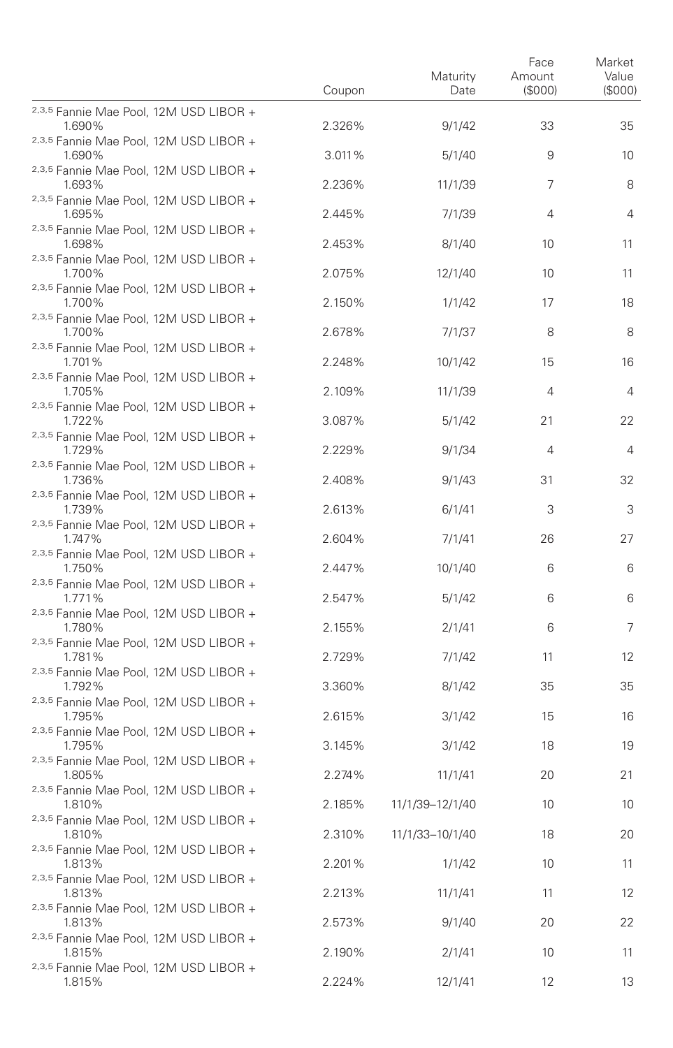| | Coupon | Maturity Date | Face Amount ($000) | Market Value ($000) |
|---|---|---|---|---|
| [2,3,5] Fannie Mae Pool, 12M USD LIBOR + 1.690% | 2.326% | 9/1/42 | 33 | 35 |
| [2,3,5] Fannie Mae Pool, 12M USD LIBOR + 1.690% | 3.011% | 5/1/40 | 9 | 10 |
| [2,3,5] Fannie Mae Pool, 12M USD LIBOR + 1.693% | 2.236% | 11/1/39 | 7 | 8 |
| [2,3,5] Fannie Mae Pool, 12M USD LIBOR + 1.695% | 2.445% | 7/1/39 | 4 | 4 |
| [2,3,5] Fannie Mae Pool, 12M USD LIBOR + 1.698% | 2.453% | 8/1/40 | 10 | 11 |
| [2,3,5] Fannie Mae Pool, 12M USD LIBOR + 1.700% | 2.075% | 12/1/40 | 10 | 11 |
| [2,3,5] Fannie Mae Pool, 12M USD LIBOR + 1.700% | 2.150% | 1/1/42 | 17 | 18 |
| [2,3,5] Fannie Mae Pool, 12M USD LIBOR + 1.700% | 2.678% | 7/1/37 | 8 | 8 |
| [2,3,5] Fannie Mae Pool, 12M USD LIBOR + 1.701% | 2.248% | 10/1/42 | 15 | 16 |
| [2,3,5] Fannie Mae Pool, 12M USD LIBOR + 1.705% | 2.109% | 11/1/39 | 4 | 4 |
| [2,3,5] Fannie Mae Pool, 12M USD LIBOR + 1.722% | 3.087% | 5/1/42 | 21 | 22 |
| [2,3,5] Fannie Mae Pool, 12M USD LIBOR + 1.729% | 2.229% | 9/1/34 | 4 | 4 |
| [2,3,5] Fannie Mae Pool, 12M USD LIBOR + 1.736% | 2.408% | 9/1/43 | 31 | 32 |
| [2,3,5] Fannie Mae Pool, 12M USD LIBOR + 1.739% | 2.613% | 6/1/41 | 3 | 3 |
| [2,3,5] Fannie Mae Pool, 12M USD LIBOR + 1.747% | 2.604% | 7/1/41 | 26 | 27 |
| [2,3,5] Fannie Mae Pool, 12M USD LIBOR + 1.750% | 2.447% | 10/1/40 | 6 | 6 |
| [2,3,5] Fannie Mae Pool, 12M USD LIBOR + 1.771% | 2.547% | 5/1/42 | 6 | 6 |
| [2,3,5] Fannie Mae Pool, 12M USD LIBOR + 1.780% | 2.155% | 2/1/41 | 6 | 7 |
| [2,3,5] Fannie Mae Pool, 12M USD LIBOR + 1.781% | 2.729% | 7/1/42 | 11 | 12 |
| [2,3,5] Fannie Mae Pool, 12M USD LIBOR + 1.792% | 3.360% | 8/1/42 | 35 | 35 |
| [2,3,5] Fannie Mae Pool, 12M USD LIBOR + 1.795% | 2.615% | 3/1/42 | 15 | 16 |
| [2,3,5] Fannie Mae Pool, 12M USD LIBOR + 1.795% | 3.145% | 3/1/42 | 18 | 19 |
| [2,3,5] Fannie Mae Pool, 12M USD LIBOR + 1.805% | 2.274% | 11/1/41 | 20 | 21 |
| [2,3,5] Fannie Mae Pool, 12M USD LIBOR + 1.810% | 2.185% | 11/1/39–12/1/40 | 10 | 10 |
| [2,3,5] Fannie Mae Pool, 12M USD LIBOR + 1.810% | 2.310% | 11/1/33–10/1/40 | 18 | 20 |
| [2,3,5] Fannie Mae Pool, 12M USD LIBOR + 1.813% | 2.201% | 1/1/42 | 10 | 11 |
| [2,3,5] Fannie Mae Pool, 12M USD LIBOR + 1.813% | 2.213% | 11/1/41 | 11 | 12 |
| [2,3,5] Fannie Mae Pool, 12M USD LIBOR + 1.813% | 2.573% | 9/1/40 | 20 | 22 |
| [2,3,5] Fannie Mae Pool, 12M USD LIBOR + 1.815% | 2.190% | 2/1/41 | 10 | 11 |
| [2,3,5] Fannie Mae Pool, 12M USD LIBOR + 1.815% | 2.224% | 12/1/41 | 12 | 13 |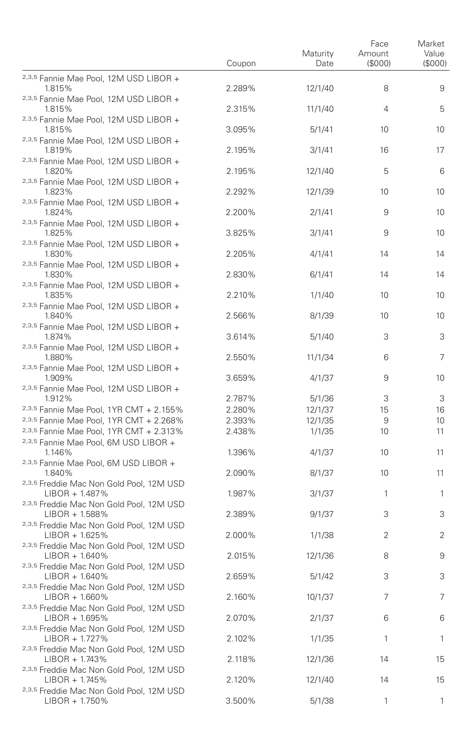| | Coupon | Maturity Date | Face Amount ($000) | Market Value ($000) |
|---|---|---|---|---|
| [2,3,5] Fannie Mae Pool, 12M USD LIBOR + 1.815% | 2.289% | 12/1/40 | 8 | 9 |
| [2,3,5] Fannie Mae Pool, 12M USD LIBOR + 1.815% | 2.315% | 11/1/40 | 4 | 5 |
| [2,3,5] Fannie Mae Pool, 12M USD LIBOR + 1.815% | 3.095% | 5/1/41 | 10 | 10 |
| [2,3,5] Fannie Mae Pool, 12M USD LIBOR + 1.819% | 2.195% | 3/1/41 | 16 | 17 |
| [2,3,5] Fannie Mae Pool, 12M USD LIBOR + 1.820% | 2.195% | 12/1/40 | 5 | 6 |
| [2,3,5] Fannie Mae Pool, 12M USD LIBOR + 1.823% | 2.292% | 12/1/39 | 10 | 10 |
| [2,3,5] Fannie Mae Pool, 12M USD LIBOR + 1.824% | 2.200% | 2/1/41 | 9 | 10 |
| [2,3,5] Fannie Mae Pool, 12M USD LIBOR + 1.825% | 3.825% | 3/1/41 | 9 | 10 |
| [2,3,5] Fannie Mae Pool, 12M USD LIBOR + 1.830% | 2.205% | 4/1/41 | 14 | 14 |
| [2,3,5] Fannie Mae Pool, 12M USD LIBOR + 1.830% | 2.830% | 6/1/41 | 14 | 14 |
| [2,3,5] Fannie Mae Pool, 12M USD LIBOR + 1.835% | 2.210% | 1/1/40 | 10 | 10 |
| [2,3,5] Fannie Mae Pool, 12M USD LIBOR + 1.840% | 2.566% | 8/1/39 | 10 | 10 |
| [2,3,5] Fannie Mae Pool, 12M USD LIBOR + 1.874% | 3.614% | 5/1/40 | 3 | 3 |
| [2,3,5] Fannie Mae Pool, 12M USD LIBOR + 1.880% | 2.550% | 11/1/34 | 6 | 7 |
| [2,3,5] Fannie Mae Pool, 12M USD LIBOR + 1.909% | 3.659% | 4/1/37 | 9 | 10 |
| [2,3,5] Fannie Mae Pool, 12M USD LIBOR + 1.912% | 2.787% | 5/1/36 | 3 | 3 |
| [2,3,5] Fannie Mae Pool, 1YR CMT + 2.155% | 2.280% | 12/1/37 | 15 | 16 |
| [2,3,5] Fannie Mae Pool, 1YR CMT + 2.268% | 2.393% | 12/1/35 | 9 | 10 |
| [2,3,5] Fannie Mae Pool, 1YR CMT + 2.313% | 2.438% | 1/1/35 | 10 | 11 |
| [2,3,5] Fannie Mae Pool, 6M USD LIBOR + 1.146% | 1.396% | 4/1/37 | 10 | 11 |
| [2,3,5] Fannie Mae Pool, 6M USD LIBOR + 1.840% | 2.090% | 8/1/37 | 10 | 11 |
| [2,3,5] Freddie Mac Non Gold Pool, 12M USD LIBOR + 1.487% | 1.987% | 3/1/37 | 1 | 1 |
| [2,3,5] Freddie Mac Non Gold Pool, 12M USD LIBOR + 1.588% | 2.389% | 9/1/37 | 3 | 3 |
| [2,3,5] Freddie Mac Non Gold Pool, 12M USD LIBOR + 1.625% | 2.000% | 1/1/38 | 2 | 2 |
| [2,3,5] Freddie Mac Non Gold Pool, 12M USD LIBOR + 1.640% | 2.015% | 12/1/36 | 8 | 9 |
| [2,3,5] Freddie Mac Non Gold Pool, 12M USD LIBOR + 1.640% | 2.659% | 5/1/42 | 3 | 3 |
| [2,3,5] Freddie Mac Non Gold Pool, 12M USD LIBOR + 1.660% | 2.160% | 10/1/37 | 7 | 7 |
| [2,3,5] Freddie Mac Non Gold Pool, 12M USD LIBOR + 1.695% | 2.070% | 2/1/37 | 6 | 6 |
| [2,3,5] Freddie Mac Non Gold Pool, 12M USD LIBOR + 1.727% | 2.102% | 1/1/35 | 1 | 1 |
| [2,3,5] Freddie Mac Non Gold Pool, 12M USD LIBOR + 1.743% | 2.118% | 12/1/36 | 14 | 15 |
| [2,3,5] Freddie Mac Non Gold Pool, 12M USD LIBOR + 1.745% | 2.120% | 12/1/40 | 14 | 15 |
| [2,3,5] Freddie Mac Non Gold Pool, 12M USD LIBOR + 1.750% | 3.500% | 5/1/38 | 1 | 1 |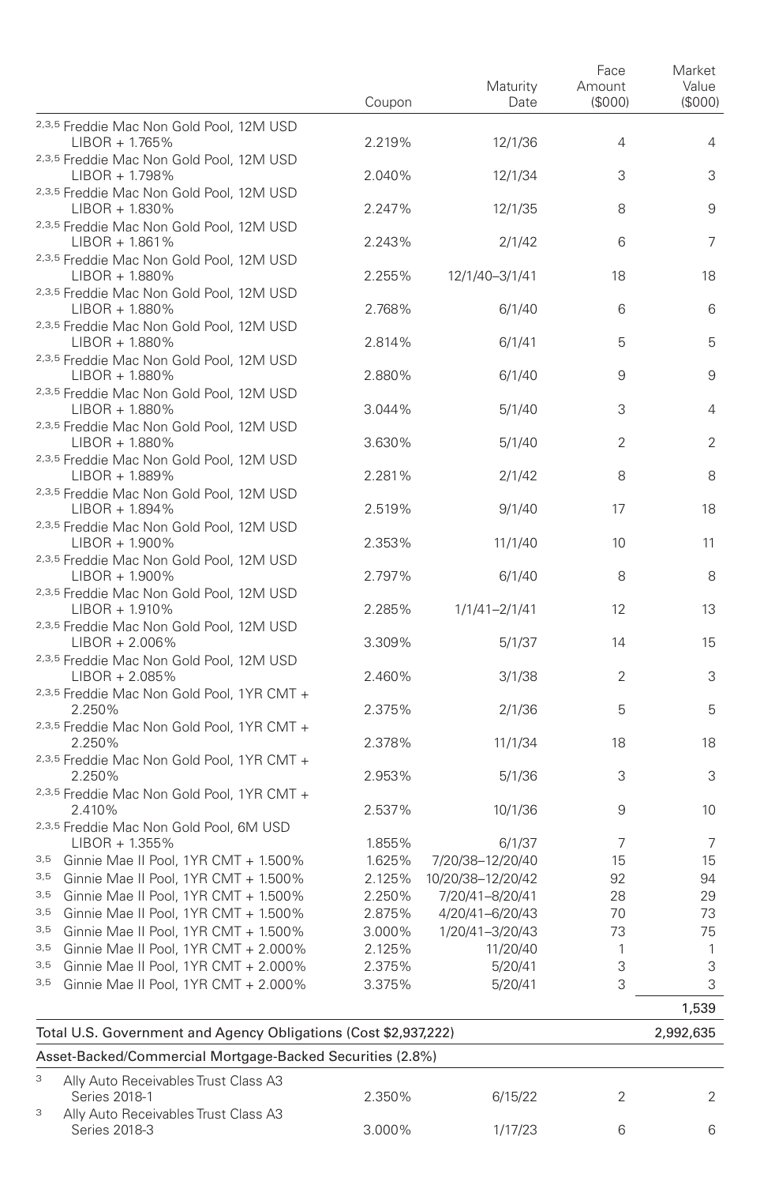| | Coupon | Maturity Date | Face Amount ($000) | Market Value ($000) |
|---|---|---|---|---|
| [2,3,5] Freddie Mac Non Gold Pool, 12M USD LIBOR + 1.765% | 2.219% | 12/1/36 | 4 | 4 |
| [2,3,5] Freddie Mac Non Gold Pool, 12M USD LIBOR + 1.798% | 2.040% | 12/1/34 | 3 | 3 |
| [2,3,5] Freddie Mac Non Gold Pool, 12M USD LIBOR + 1.830% | 2.247% | 12/1/35 | 8 | 9 |
| [2,3,5] Freddie Mac Non Gold Pool, 12M USD LIBOR + 1.861% | 2.243% | 2/1/42 | 6 | 7 |
| [2,3,5] Freddie Mac Non Gold Pool, 12M USD LIBOR + 1.880% | 2.255% | 12/1/40–3/1/41 | 18 | 18 |
| [2,3,5] Freddie Mac Non Gold Pool, 12M USD LIBOR + 1.880% | 2.768% | 6/1/40 | 6 | 6 |
| [2,3,5] Freddie Mac Non Gold Pool, 12M USD LIBOR + 1.880% | 2.814% | 6/1/41 | 5 | 5 |
| [2,3,5] Freddie Mac Non Gold Pool, 12M USD LIBOR + 1.880% | 2.880% | 6/1/40 | 9 | 9 |
| [2,3,5] Freddie Mac Non Gold Pool, 12M USD LIBOR + 1.880% | 3.044% | 5/1/40 | 3 | 4 |
| [2,3,5] Freddie Mac Non Gold Pool, 12M USD LIBOR + 1.880% | 3.630% | 5/1/40 | 2 | 2 |
| [2,3,5] Freddie Mac Non Gold Pool, 12M USD LIBOR + 1.889% | 2.281% | 2/1/42 | 8 | 8 |
| [2,3,5] Freddie Mac Non Gold Pool, 12M USD LIBOR + 1.894% | 2.519% | 9/1/40 | 17 | 18 |
| [2,3,5] Freddie Mac Non Gold Pool, 12M USD LIBOR + 1.900% | 2.353% | 11/1/40 | 10 | 11 |
| [2,3,5] Freddie Mac Non Gold Pool, 12M USD LIBOR + 1.900% | 2.797% | 6/1/40 | 8 | 8 |
| [2,3,5] Freddie Mac Non Gold Pool, 12M USD LIBOR + 1.910% | 2.285% | 1/1/41–2/1/41 | 12 | 13 |
| [2,3,5] Freddie Mac Non Gold Pool, 12M USD LIBOR + 2.006% | 3.309% | 5/1/37 | 14 | 15 |
| [2,3,5] Freddie Mac Non Gold Pool, 12M USD LIBOR + 2.085% | 2.460% | 3/1/38 | 2 | 3 |
| [2,3,5] Freddie Mac Non Gold Pool, 1YR CMT + 2.250% | 2.375% | 2/1/36 | 5 | 5 |
| [2,3,5] Freddie Mac Non Gold Pool, 1YR CMT + 2.250% | 2.378% | 11/1/34 | 18 | 18 |
| [2,3,5] Freddie Mac Non Gold Pool, 1YR CMT + 2.250% | 2.953% | 5/1/36 | 3 | 3 |
| [2,3,5] Freddie Mac Non Gold Pool, 1YR CMT + 2.410% | 2.537% | 10/1/36 | 9 | 10 |
| [2,3,5] Freddie Mac Non Gold Pool, 6M USD LIBOR + 1.355% | 1.855% | 6/1/37 | 7 | 7 |
| [3,5] Ginnie Mae II Pool, 1YR CMT + 1.500% | 1.625% | 7/20/38–12/20/40 | 15 | 15 |
| [3,5] Ginnie Mae II Pool, 1YR CMT + 1.500% | 2.125% | 10/20/38–12/20/42 | 92 | 94 |
| [3,5] Ginnie Mae II Pool, 1YR CMT + 1.500% | 2.250% | 7/20/41–8/20/41 | 28 | 29 |
| [3,5] Ginnie Mae II Pool, 1YR CMT + 1.500% | 2.875% | 4/20/41–6/20/43 | 70 | 73 |
| [3,5] Ginnie Mae II Pool, 1YR CMT + 1.500% | 3.000% | 1/20/41–3/20/43 | 73 | 75 |
| [3,5] Ginnie Mae II Pool, 1YR CMT + 2.000% | 2.125% | 11/20/40 | 1 | 1 |
| [3,5] Ginnie Mae II Pool, 1YR CMT + 2.000% | 2.375% | 5/20/41 | 3 | 3 |
| [3,5] Ginnie Mae II Pool, 1YR CMT + 2.000% | 3.375% | 5/20/41 | 3 | 3 |
| | | | | 1,539 |
| **Total U.S. Government and Agency Obligations (Cost $2,937,222)** | | | | **2,992,635** |
| **Asset-Backed/Commercial Mortgage-Backed Securities (2.8%)** | | | | |
| [3] Ally Auto Receivables Trust Class A3 Series 2018-1 | 2.350% | 6/15/22 | 2 | 2 |
| [3] Ally Auto Receivables Trust Class A3 Series 2018-3 | 3.000% | 1/17/23 | 6 | 6 |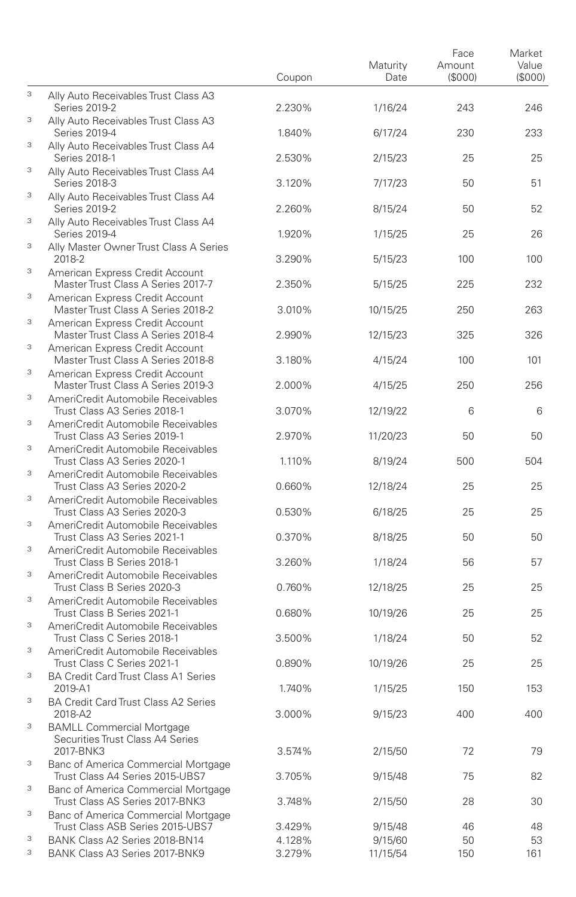| | | Coupon | Maturity Date | Face Amount ($000) | Market Value ($000) |
|---|---|---|---|---|---|
| [3] | Ally Auto Receivables Trust Class A3 Series 2019-2 | 2.230% | 1/16/24 | 243 | 246 |
| [3] | Ally Auto Receivables Trust Class A3 Series 2019-4 | 1.840% | 6/17/24 | 230 | 233 |
| [3] | Ally Auto Receivables Trust Class A4 Series 2018-1 | 2.530% | 2/15/23 | 25 | 25 |
| [3] | Ally Auto Receivables Trust Class A4 Series 2018-3 | 3.120% | 7/17/23 | 50 | 51 |
| [3] | Ally Auto Receivables Trust Class A4 Series 2019-2 | 2.260% | 8/15/24 | 50 | 52 |
| [3] | Ally Auto Receivables Trust Class A4 Series 2019-4 | 1.920% | 1/15/25 | 25 | 26 |
| [3] | Ally Master Owner Trust Class A Series 2018-2 | 3.290% | 5/15/23 | 100 | 100 |
| [3] | American Express Credit Account Master Trust Class A Series 2017-7 | 2.350% | 5/15/25 | 225 | 232 |
| [3] | American Express Credit Account Master Trust Class A Series 2018-2 | 3.010% | 10/15/25 | 250 | 263 |
| [3] | American Express Credit Account Master Trust Class A Series 2018-4 | 2.990% | 12/15/23 | 325 | 326 |
| [3] | American Express Credit Account Master Trust Class A Series 2018-8 | 3.180% | 4/15/24 | 100 | 101 |
| [3] | American Express Credit Account Master Trust Class A Series 2019-3 | 2.000% | 4/15/25 | 250 | 256 |
| [3] | AmeriCredit Automobile Receivables Trust Class A3 Series 2018-1 | 3.070% | 12/19/22 | 6 | 6 |
| [3] | AmeriCredit Automobile Receivables Trust Class A3 Series 2019-1 | 2.970% | 11/20/23 | 50 | 50 |
| [3] | AmeriCredit Automobile Receivables Trust Class A3 Series 2020-1 | 1.110% | 8/19/24 | 500 | 504 |
| [3] | AmeriCredit Automobile Receivables Trust Class A3 Series 2020-2 | 0.660% | 12/18/24 | 25 | 25 |
| [3] | AmeriCredit Automobile Receivables Trust Class A3 Series 2020-3 | 0.530% | 6/18/25 | 25 | 25 |
| [3] | AmeriCredit Automobile Receivables Trust Class A3 Series 2021-1 | 0.370% | 8/18/25 | 50 | 50 |
| [3] | AmeriCredit Automobile Receivables Trust Class B Series 2018-1 | 3.260% | 1/18/24 | 56 | 57 |
| [3] | AmeriCredit Automobile Receivables Trust Class B Series 2020-3 | 0.760% | 12/18/25 | 25 | 25 |
| [3] | AmeriCredit Automobile Receivables Trust Class B Series 2021-1 | 0.680% | 10/19/26 | 25 | 25 |
| [3] | AmeriCredit Automobile Receivables Trust Class C Series 2018-1 | 3.500% | 1/18/24 | 50 | 52 |
| [3] | AmeriCredit Automobile Receivables Trust Class C Series 2021-1 | 0.890% | 10/19/26 | 25 | 25 |
| [3] | BA Credit Card Trust Class A1 Series 2019-A1 | 1.740% | 1/15/25 | 150 | 153 |
| [3] | BA Credit Card Trust Class A2 Series 2018-A2 | 3.000% | 9/15/23 | 400 | 400 |
| [3] | BAMLL Commercial Mortgage Securities Trust Class A4 Series 2017-BNK3 | 3.574% | 2/15/50 | 72 | 79 |
| [3] | Banc of America Commercial Mortgage Trust Class A4 Series 2015-UBS7 | 3.705% | 9/15/48 | 75 | 82 |
| [3] | Banc of America Commercial Mortgage Trust Class AS Series 2017-BNK3 | 3.748% | 2/15/50 | 28 | 30 |
| [3] | Banc of America Commercial Mortgage Trust Class ASB Series 2015-UBS7 | 3.429% | 9/15/48 | 46 | 48 |
| [3] | BANK Class A2 Series 2018-BN14 | 4.128% | 9/15/60 | 50 | 53 |
| [3] | BANK Class A3 Series 2017-BNK9 | 3.279% | 11/15/54 | 150 | 161 |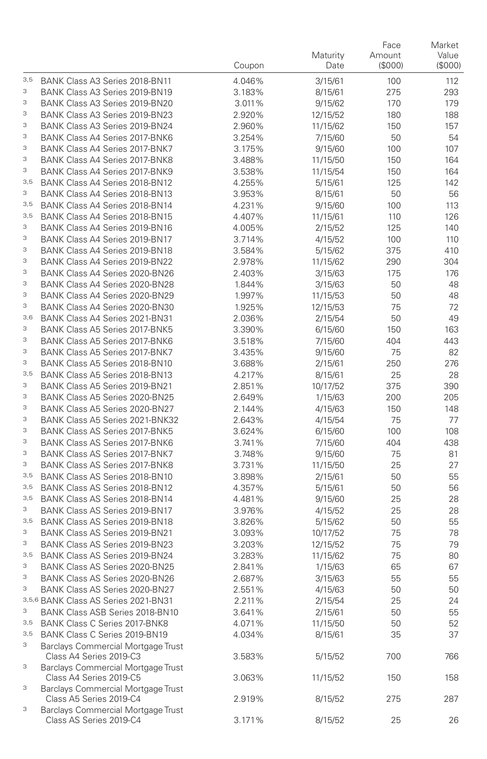| | Coupon | Maturity Date | Face Amount ($000) | Market Value ($000) |
|---|---|---|---|---|
| [3,5] BANK Class A3 Series 2018-BN11 | 4.046% | 3/15/61 | 100 | 112 |
| [3] BANK Class A3 Series 2019-BN19 | 3.183% | 8/15/61 | 275 | 293 |
| [3] BANK Class A3 Series 2019-BN20 | 3.011% | 9/15/62 | 170 | 179 |
| [3] BANK Class A3 Series 2019-BN23 | 2.920% | 12/15/52 | 180 | 188 |
| [3] BANK Class A3 Series 2019-BN24 | 2.960% | 11/15/62 | 150 | 157 |
| [3] BANK Class A4 Series 2017-BNK6 | 3.254% | 7/15/60 | 50 | 54 |
| [3] BANK Class A4 Series 2017-BNK7 | 3.175% | 9/15/60 | 100 | 107 |
| [3] BANK Class A4 Series 2017-BNK8 | 3.488% | 11/15/50 | 150 | 164 |
| [3] BANK Class A4 Series 2017-BNK9 | 3.538% | 11/15/54 | 150 | 164 |
| [3,5] BANK Class A4 Series 2018-BN12 | 4.255% | 5/15/61 | 125 | 142 |
| [3] BANK Class A4 Series 2018-BN13 | 3.953% | 8/15/61 | 50 | 56 |
| [3,5] BANK Class A4 Series 2018-BN14 | 4.231% | 9/15/60 | 100 | 113 |
| [3,5] BANK Class A4 Series 2018-BN15 | 4.407% | 11/15/61 | 110 | 126 |
| [3] BANK Class A4 Series 2019-BN16 | 4.005% | 2/15/52 | 125 | 140 |
| [3] BANK Class A4 Series 2019-BN17 | 3.714% | 4/15/52 | 100 | 110 |
| [3] BANK Class A4 Series 2019-BN18 | 3.584% | 5/15/62 | 375 | 410 |
| [3] BANK Class A4 Series 2019-BN22 | 2.978% | 11/15/62 | 290 | 304 |
| [3] BANK Class A4 Series 2020-BN26 | 2.403% | 3/15/63 | 175 | 176 |
| [3] BANK Class A4 Series 2020-BN28 | 1.844% | 3/15/63 | 50 | 48 |
| [3] BANK Class A4 Series 2020-BN29 | 1.997% | 11/15/53 | 50 | 48 |
| [3] BANK Class A4 Series 2020-BN30 | 1.925% | 12/15/53 | 75 | 72 |
| [3,6] BANK Class A4 Series 2021-BN31 | 2.036% | 2/15/54 | 50 | 49 |
| [3] BANK Class A5 Series 2017-BNK5 | 3.390% | 6/15/60 | 150 | 163 |
| [3] BANK Class A5 Series 2017-BNK6 | 3.518% | 7/15/60 | 404 | 443 |
| [3] BANK Class A5 Series 2017-BNK7 | 3.435% | 9/15/60 | 75 | 82 |
| [3] BANK Class A5 Series 2018-BN10 | 3.688% | 2/15/61 | 250 | 276 |
| [3,5] BANK Class A5 Series 2018-BN13 | 4.217% | 8/15/61 | 25 | 28 |
| [3] BANK Class A5 Series 2019-BN21 | 2.851% | 10/17/52 | 375 | 390 |
| [3] BANK Class A5 Series 2020-BN25 | 2.649% | 1/15/63 | 200 | 205 |
| [3] BANK Class A5 Series 2020-BN27 | 2.144% | 4/15/63 | 150 | 148 |
| [3] BANK Class A5 Series 2021-BNK32 | 2.643% | 4/15/54 | 75 | 77 |
| [3] BANK Class AS Series 2017-BNK5 | 3.624% | 6/15/60 | 100 | 108 |
| [3] BANK Class AS Series 2017-BNK6 | 3.741% | 7/15/60 | 404 | 438 |
| [3] BANK Class AS Series 2017-BNK7 | 3.748% | 9/15/60 | 75 | 81 |
| [3] BANK Class AS Series 2017-BNK8 | 3.731% | 11/15/50 | 25 | 27 |
| [3,5] BANK Class AS Series 2018-BN10 | 3.898% | 2/15/61 | 50 | 55 |
| [3,5] BANK Class AS Series 2018-BN12 | 4.357% | 5/15/61 | 50 | 56 |
| [3,5] BANK Class AS Series 2018-BN14 | 4.481% | 9/15/60 | 25 | 28 |
| [3] BANK Class AS Series 2019-BN17 | 3.976% | 4/15/52 | 25 | 28 |
| [3,5] BANK Class AS Series 2019-BN18 | 3.826% | 5/15/62 | 50 | 55 |
| [3] BANK Class AS Series 2019-BN21 | 3.093% | 10/17/52 | 75 | 78 |
| [3] BANK Class AS Series 2019-BN23 | 3.203% | 12/15/52 | 75 | 79 |
| [3,5] BANK Class AS Series 2019-BN24 | 3.283% | 11/15/62 | 75 | 80 |
| [3] BANK Class AS Series 2020-BN25 | 2.841% | 1/15/63 | 65 | 67 |
| [3] BANK Class AS Series 2020-BN26 | 2.687% | 3/15/63 | 55 | 55 |
| [3] BANK Class AS Series 2020-BN27 | 2.551% | 4/15/63 | 50 | 50 |
| [3,5,6] BANK Class AS Series 2021-BN31 | 2.211% | 2/15/54 | 25 | 24 |
| [3] BANK Class ASB Series 2018-BN10 | 3.641% | 2/15/61 | 50 | 55 |
| [3,5] BANK Class C Series 2017-BNK8 | 4.071% | 11/15/50 | 50 | 52 |
| [3,5] BANK Class C Series 2019-BN19 | 4.034% | 8/15/61 | 35 | 37 |
| [3] Barclays Commercial Mortgage Trust Class A4 Series 2019-C3 | 3.583% | 5/15/52 | 700 | 766 |
| [3] Barclays Commercial Mortgage Trust Class A4 Series 2019-C5 | 3.063% | 11/15/52 | 150 | 158 |
| [3] Barclays Commercial Mortgage Trust Class A5 Series 2019-C4 | 2.919% | 8/15/52 | 275 | 287 |
| [3] Barclays Commercial Mortgage Trust Class AS Series 2019-C4 | 3.171% | 8/15/52 | 25 | 26 |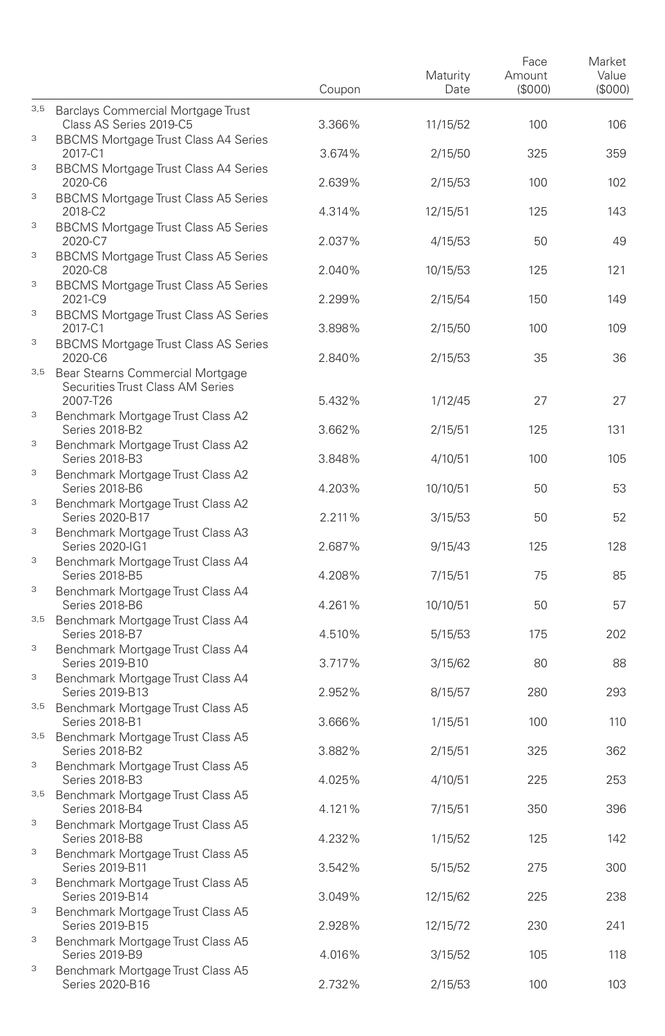| | | Coupon | Maturity Date | Face Amount ($000) | Market Value ($000) |
|---|---|---|---|---|---|
| 3,5 | Barclays Commercial Mortgage Trust Class AS Series 2019-C5 | 3.366% | 11/15/52 | 100 | 106 |
| 3 | BBCMS Mortgage Trust Class A4 Series 2017-C1 | 3.674% | 2/15/50 | 325 | 359 |
| 3 | BBCMS Mortgage Trust Class A4 Series 2020-C6 | 2.639% | 2/15/53 | 100 | 102 |
| 3 | BBCMS Mortgage Trust Class A5 Series 2018-C2 | 4.314% | 12/15/51 | 125 | 143 |
| 3 | BBCMS Mortgage Trust Class A5 Series 2020-C7 | 2.037% | 4/15/53 | 50 | 49 |
| 3 | BBCMS Mortgage Trust Class A5 Series 2020-C8 | 2.040% | 10/15/53 | 125 | 121 |
| 3 | BBCMS Mortgage Trust Class A5 Series 2021-C9 | 2.299% | 2/15/54 | 150 | 149 |
| 3 | BBCMS Mortgage Trust Class AS Series 2017-C1 | 3.898% | 2/15/50 | 100 | 109 |
| 3 | BBCMS Mortgage Trust Class AS Series 2020-C6 | 2.840% | 2/15/53 | 35 | 36 |
| 3,5 | Bear Stearns Commercial Mortgage Securities Trust Class AM Series 2007-T26 | 5.432% | 1/12/45 | 27 | 27 |
| 3 | Benchmark Mortgage Trust Class A2 Series 2018-B2 | 3.662% | 2/15/51 | 125 | 131 |
| 3 | Benchmark Mortgage Trust Class A2 Series 2018-B3 | 3.848% | 4/10/51 | 100 | 105 |
| 3 | Benchmark Mortgage Trust Class A2 Series 2018-B6 | 4.203% | 10/10/51 | 50 | 53 |
| 3 | Benchmark Mortgage Trust Class A2 Series 2020-B17 | 2.211% | 3/15/53 | 50 | 52 |
| 3 | Benchmark Mortgage Trust Class A3 Series 2020-IG1 | 2.687% | 9/15/43 | 125 | 128 |
| 3 | Benchmark Mortgage Trust Class A4 Series 2018-B5 | 4.208% | 7/15/51 | 75 | 85 |
| 3 | Benchmark Mortgage Trust Class A4 Series 2018-B6 | 4.261% | 10/10/51 | 50 | 57 |
| 3,5 | Benchmark Mortgage Trust Class A4 Series 2018-B7 | 4.510% | 5/15/53 | 175 | 202 |
| 3 | Benchmark Mortgage Trust Class A4 Series 2019-B10 | 3.717% | 3/15/62 | 80 | 88 |
| 3 | Benchmark Mortgage Trust Class A4 Series 2019-B13 | 2.952% | 8/15/57 | 280 | 293 |
| 3,5 | Benchmark Mortgage Trust Class A5 Series 2018-B1 | 3.666% | 1/15/51 | 100 | 110 |
| 3,5 | Benchmark Mortgage Trust Class A5 Series 2018-B2 | 3.882% | 2/15/51 | 325 | 362 |
| 3 | Benchmark Mortgage Trust Class A5 Series 2018-B3 | 4.025% | 4/10/51 | 225 | 253 |
| 3,5 | Benchmark Mortgage Trust Class A5 Series 2018-B4 | 4.121% | 7/15/51 | 350 | 396 |
| 3 | Benchmark Mortgage Trust Class A5 Series 2018-B8 | 4.232% | 1/15/52 | 125 | 142 |
| 3 | Benchmark Mortgage Trust Class A5 Series 2019-B11 | 3.542% | 5/15/52 | 275 | 300 |
| 3 | Benchmark Mortgage Trust Class A5 Series 2019-B14 | 3.049% | 12/15/62 | 225 | 238 |
| 3 | Benchmark Mortgage Trust Class A5 Series 2019-B15 | 2.928% | 12/15/72 | 230 | 241 |
| 3 | Benchmark Mortgage Trust Class A5 Series 2019-B9 | 4.016% | 3/15/52 | 105 | 118 |
| 3 | Benchmark Mortgage Trust Class A5 Series 2020-B16 | 2.732% | 2/15/53 | 100 | 103 |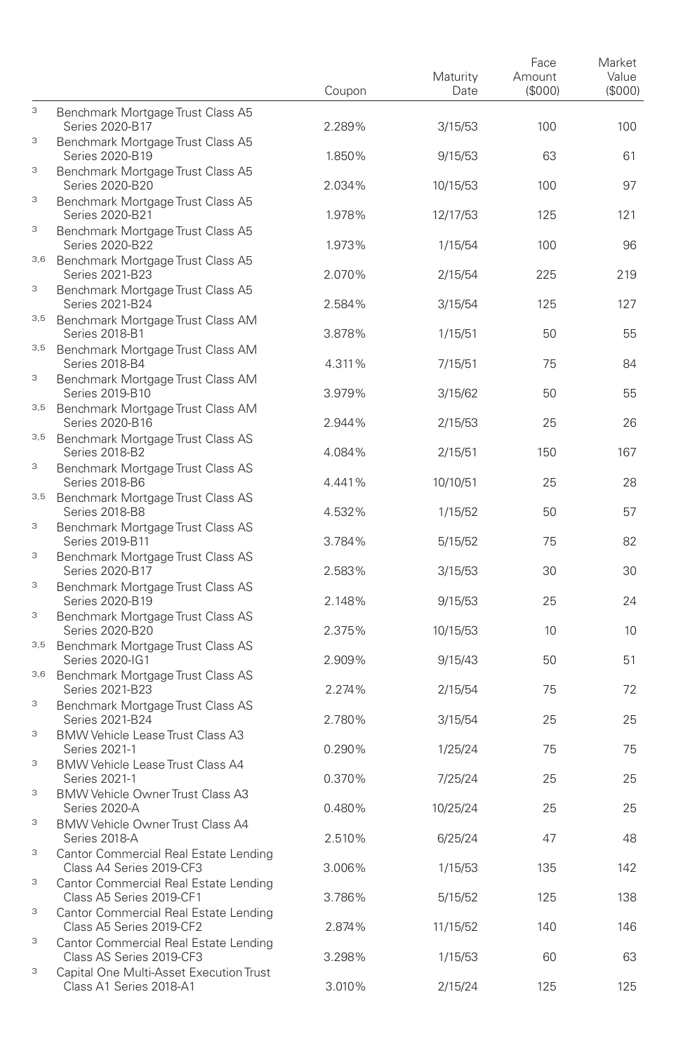| | | Coupon | Maturity Date | Face Amount ($000) | Market Value ($000) |
|---|---|---|---|---|---|
| [3] | Benchmark Mortgage Trust Class A5 Series 2020-B17 | 2.289% | 3/15/53 | 100 | 100 |
| [3] | Benchmark Mortgage Trust Class A5 Series 2020-B19 | 1.850% | 9/15/53 | 63 | 61 |
| [3] | Benchmark Mortgage Trust Class A5 Series 2020-B20 | 2.034% | 10/15/53 | 100 | 97 |
| [3] | Benchmark Mortgage Trust Class A5 Series 2020-B21 | 1.978% | 12/17/53 | 125 | 121 |
| [3] | Benchmark Mortgage Trust Class A5 Series 2020-B22 | 1.973% | 1/15/54 | 100 | 96 |
| [3,6] | Benchmark Mortgage Trust Class A5 Series 2021-B23 | 2.070% | 2/15/54 | 225 | 219 |
| [3] | Benchmark Mortgage Trust Class A5 Series 2021-B24 | 2.584% | 3/15/54 | 125 | 127 |
| [3,5] | Benchmark Mortgage Trust Class AM Series 2018-B1 | 3.878% | 1/15/51 | 50 | 55 |
| [3,5] | Benchmark Mortgage Trust Class AM Series 2018-B4 | 4.311% | 7/15/51 | 75 | 84 |
| [3] | Benchmark Mortgage Trust Class AM Series 2019-B10 | 3.979% | 3/15/62 | 50 | 55 |
| [3,5] | Benchmark Mortgage Trust Class AM Series 2020-B16 | 2.944% | 2/15/53 | 25 | 26 |
| [3,5] | Benchmark Mortgage Trust Class AS Series 2018-B2 | 4.084% | 2/15/51 | 150 | 167 |
| [3] | Benchmark Mortgage Trust Class AS Series 2018-B6 | 4.441% | 10/10/51 | 25 | 28 |
| [3,5] | Benchmark Mortgage Trust Class AS Series 2018-B8 | 4.532% | 1/15/52 | 50 | 57 |
| [3] | Benchmark Mortgage Trust Class AS Series 2019-B11 | 3.784% | 5/15/52 | 75 | 82 |
| [3] | Benchmark Mortgage Trust Class AS Series 2020-B17 | 2.583% | 3/15/53 | 30 | 30 |
| [3] | Benchmark Mortgage Trust Class AS Series 2020-B19 | 2.148% | 9/15/53 | 25 | 24 |
| [3] | Benchmark Mortgage Trust Class AS Series 2020-B20 | 2.375% | 10/15/53 | 10 | 10 |
| [3,5] | Benchmark Mortgage Trust Class AS Series 2020-IG1 | 2.909% | 9/15/43 | 50 | 51 |
| [3,6] | Benchmark Mortgage Trust Class AS Series 2021-B23 | 2.274% | 2/15/54 | 75 | 72 |
| [3] | Benchmark Mortgage Trust Class AS Series 2021-B24 | 2.780% | 3/15/54 | 25 | 25 |
| [3] | BMW Vehicle Lease Trust Class A3 Series 2021-1 | 0.290% | 1/25/24 | 75 | 75 |
| [3] | BMW Vehicle Lease Trust Class A4 Series 2021-1 | 0.370% | 7/25/24 | 25 | 25 |
| [3] | BMW Vehicle Owner Trust Class A3 Series 2020-A | 0.480% | 10/25/24 | 25 | 25 |
| [3] | BMW Vehicle Owner Trust Class A4 Series 2018-A | 2.510% | 6/25/24 | 47 | 48 |
| [3] | Cantor Commercial Real Estate Lending Class A4 Series 2019-CF3 | 3.006% | 1/15/53 | 135 | 142 |
| [3] | Cantor Commercial Real Estate Lending Class A5 Series 2019-CF1 | 3.786% | 5/15/52 | 125 | 138 |
| [3] | Cantor Commercial Real Estate Lending Class A5 Series 2019-CF2 | 2.874% | 11/15/52 | 140 | 146 |
| [3] | Cantor Commercial Real Estate Lending Class AS Series 2019-CF3 | 3.298% | 1/15/53 | 60 | 63 |
| [3] | Capital One Multi-Asset Execution Trust Class A1 Series 2018-A1 | 3.010% | 2/15/24 | 125 | 125 |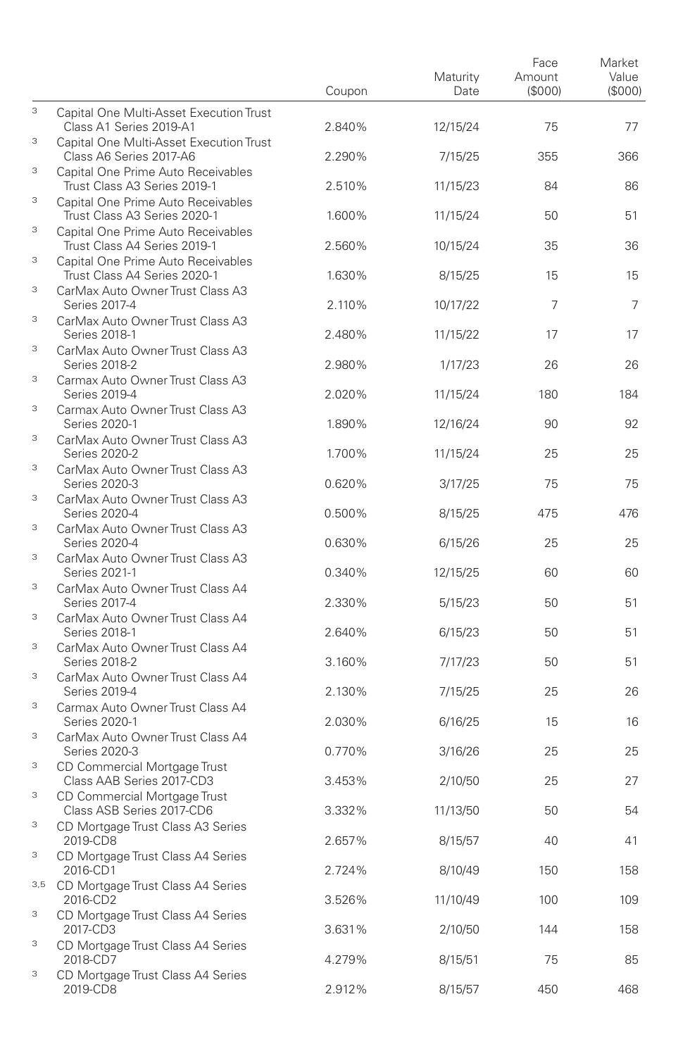| | | Coupon | Maturity Date | Face Amount ($000) | Market Value ($000) |
|---|---|---|---|---|---|
| [3] | Capital One Multi-Asset Execution Trust Class A1 Series 2019-A1 | 2.840% | 12/15/24 | 75 | 77 |
| [3] | Capital One Multi-Asset Execution Trust Class A6 Series 2017-A6 | 2.290% | 7/15/25 | 355 | 366 |
| [3] | Capital One Prime Auto Receivables Trust Class A3 Series 2019-1 | 2.510% | 11/15/23 | 84 | 86 |
| [3] | Capital One Prime Auto Receivables Trust Class A3 Series 2020-1 | 1.600% | 11/15/24 | 50 | 51 |
| [3] | Capital One Prime Auto Receivables Trust Class A4 Series 2019-1 | 2.560% | 10/15/24 | 35 | 36 |
| [3] | Capital One Prime Auto Receivables Trust Class A4 Series 2020-1 | 1.630% | 8/15/25 | 15 | 15 |
| [3] | CarMax Auto Owner Trust Class A3 Series 2017-4 | 2.110% | 10/17/22 | 7 | 7 |
| [3] | CarMax Auto Owner Trust Class A3 Series 2018-1 | 2.480% | 11/15/22 | 17 | 17 |
| [3] | CarMax Auto Owner Trust Class A3 Series 2018-2 | 2.980% | 1/17/23 | 26 | 26 |
| [3] | Carmax Auto Owner Trust Class A3 Series 2019-4 | 2.020% | 11/15/24 | 180 | 184 |
| [3] | Carmax Auto Owner Trust Class A3 Series 2020-1 | 1.890% | 12/16/24 | 90 | 92 |
| [3] | CarMax Auto Owner Trust Class A3 Series 2020-2 | 1.700% | 11/15/24 | 25 | 25 |
| [3] | CarMax Auto Owner Trust Class A3 Series 2020-3 | 0.620% | 3/17/25 | 75 | 75 |
| [3] | CarMax Auto Owner Trust Class A3 Series 2020-4 | 0.500% | 8/15/25 | 475 | 476 |
| [3] | CarMax Auto Owner Trust Class A3 Series 2020-4 | 0.630% | 6/15/26 | 25 | 25 |
| [3] | CarMax Auto Owner Trust Class A3 Series 2021-1 | 0.340% | 12/15/25 | 60 | 60 |
| [3] | CarMax Auto Owner Trust Class A4 Series 2017-4 | 2.330% | 5/15/23 | 50 | 51 |
| [3] | CarMax Auto Owner Trust Class A4 Series 2018-1 | 2.640% | 6/15/23 | 50 | 51 |
| [3] | CarMax Auto Owner Trust Class A4 Series 2018-2 | 3.160% | 7/17/23 | 50 | 51 |
| [3] | CarMax Auto Owner Trust Class A4 Series 2019-4 | 2.130% | 7/15/25 | 25 | 26 |
| [3] | Carmax Auto Owner Trust Class A4 Series 2020-1 | 2.030% | 6/16/25 | 15 | 16 |
| [3] | CarMax Auto Owner Trust Class A4 Series 2020-3 | 0.770% | 3/16/26 | 25 | 25 |
| [3] | CD Commercial Mortgage Trust Class AAB Series 2017-CD3 | 3.453% | 2/10/50 | 25 | 27 |
| [3] | CD Commercial Mortgage Trust Class ASB Series 2017-CD6 | 3.332% | 11/13/50 | 50 | 54 |
| [3] | CD Mortgage Trust Class A3 Series 2019-CD8 | 2.657% | 8/15/57 | 40 | 41 |
| [3] | CD Mortgage Trust Class A4 Series 2016-CD1 | 2.724% | 8/10/49 | 150 | 158 |
| [3,5] | CD Mortgage Trust Class A4 Series 2016-CD2 | 3.526% | 11/10/49 | 100 | 109 |
| [3] | CD Mortgage Trust Class A4 Series 2017-CD3 | 3.631% | 2/10/50 | 144 | 158 |
| [3] | CD Mortgage Trust Class A4 Series 2018-CD7 | 4.279% | 8/15/51 | 75 | 85 |
| [3] | CD Mortgage Trust Class A4 Series 2019-CD8 | 2.912% | 8/15/57 | 450 | 468 |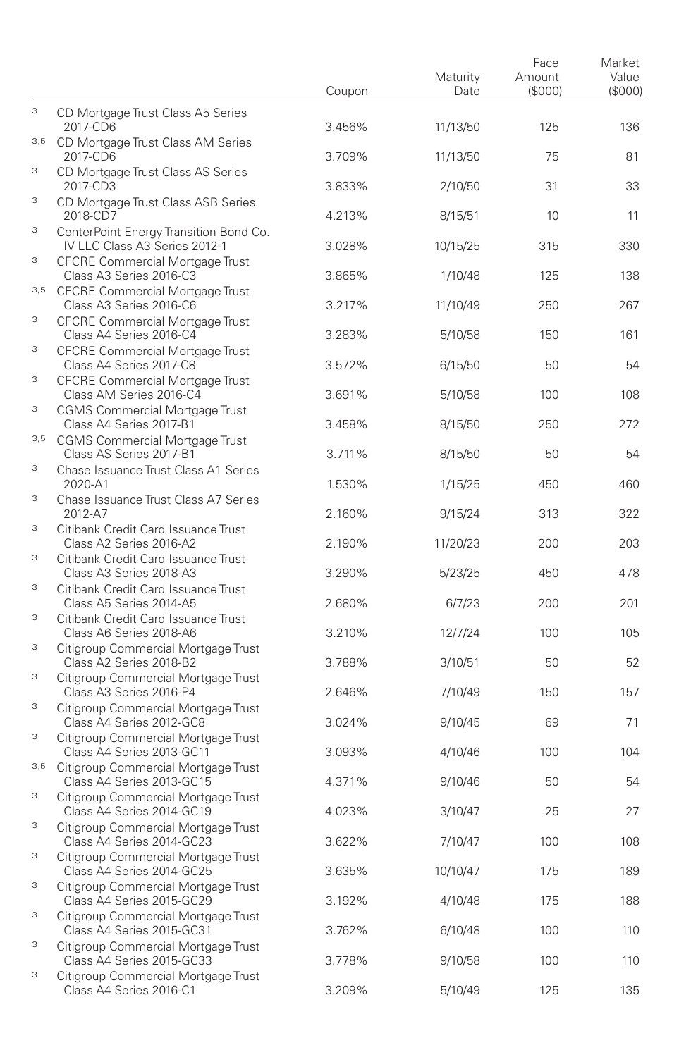| | | Coupon | Maturity Date | Face Amount ($000) | Market Value ($000) |
|---|---|---|---|---|---|
| 3 | CD Mortgage Trust Class A5 Series 2017-CD6 | 3.456% | 11/13/50 | 125 | 136 |
| 3,5 | CD Mortgage Trust Class AM Series 2017-CD6 | 3.709% | 11/13/50 | 75 | 81 |
| 3 | CD Mortgage Trust Class AS Series 2017-CD3 | 3.833% | 2/10/50 | 31 | 33 |
| 3 | CD Mortgage Trust Class ASB Series 2018-CD7 | 4.213% | 8/15/51 | 10 | 11 |
| 3 | CenterPoint Energy Transition Bond Co. IV LLC Class A3 Series 2012-1 | 3.028% | 10/15/25 | 315 | 330 |
| 3 | CFCRE Commercial Mortgage Trust Class A3 Series 2016-C3 | 3.865% | 1/10/48 | 125 | 138 |
| 3,5 | CFCRE Commercial Mortgage Trust Class A3 Series 2016-C6 | 3.217% | 11/10/49 | 250 | 267 |
| 3 | CFCRE Commercial Mortgage Trust Class A4 Series 2016-C4 | 3.283% | 5/10/58 | 150 | 161 |
| 3 | CFCRE Commercial Mortgage Trust Class A4 Series 2017-C8 | 3.572% | 6/15/50 | 50 | 54 |
| 3 | CFCRE Commercial Mortgage Trust Class AM Series 2016-C4 | 3.691% | 5/10/58 | 100 | 108 |
| 3 | CGMS Commercial Mortgage Trust Class A4 Series 2017-B1 | 3.458% | 8/15/50 | 250 | 272 |
| 3,5 | CGMS Commercial Mortgage Trust Class AS Series 2017-B1 | 3.711% | 8/15/50 | 50 | 54 |
| 3 | Chase Issuance Trust Class A1 Series 2020-A1 | 1.530% | 1/15/25 | 450 | 460 |
| 3 | Chase Issuance Trust Class A7 Series 2012-A7 | 2.160% | 9/15/24 | 313 | 322 |
| 3 | Citibank Credit Card Issuance Trust Class A2 Series 2016-A2 | 2.190% | 11/20/23 | 200 | 203 |
| 3 | Citibank Credit Card Issuance Trust Class A3 Series 2018-A3 | 3.290% | 5/23/25 | 450 | 478 |
| 3 | Citibank Credit Card Issuance Trust Class A5 Series 2014-A5 | 2.680% | 6/7/23 | 200 | 201 |
| 3 | Citibank Credit Card Issuance Trust Class A6 Series 2018-A6 | 3.210% | 12/7/24 | 100 | 105 |
| 3 | Citigroup Commercial Mortgage Trust Class A2 Series 2018-B2 | 3.788% | 3/10/51 | 50 | 52 |
| 3 | Citigroup Commercial Mortgage Trust Class A3 Series 2016-P4 | 2.646% | 7/10/49 | 150 | 157 |
| 3 | Citigroup Commercial Mortgage Trust Class A4 Series 2012-GC8 | 3.024% | 9/10/45 | 69 | 71 |
| 3 | Citigroup Commercial Mortgage Trust Class A4 Series 2013-GC11 | 3.093% | 4/10/46 | 100 | 104 |
| 3,5 | Citigroup Commercial Mortgage Trust Class A4 Series 2013-GC15 | 4.371% | 9/10/46 | 50 | 54 |
| 3 | Citigroup Commercial Mortgage Trust Class A4 Series 2014-GC19 | 4.023% | 3/10/47 | 25 | 27 |
| 3 | Citigroup Commercial Mortgage Trust Class A4 Series 2014-GC23 | 3.622% | 7/10/47 | 100 | 108 |
| 3 | Citigroup Commercial Mortgage Trust Class A4 Series 2014-GC25 | 3.635% | 10/10/47 | 175 | 189 |
| 3 | Citigroup Commercial Mortgage Trust Class A4 Series 2015-GC29 | 3.192% | 4/10/48 | 175 | 188 |
| 3 | Citigroup Commercial Mortgage Trust Class A4 Series 2015-GC31 | 3.762% | 6/10/48 | 100 | 110 |
| 3 | Citigroup Commercial Mortgage Trust Class A4 Series 2015-GC33 | 3.778% | 9/10/58 | 100 | 110 |
| 3 | Citigroup Commercial Mortgage Trust Class A4 Series 2016-C1 | 3.209% | 5/10/49 | 125 | 135 |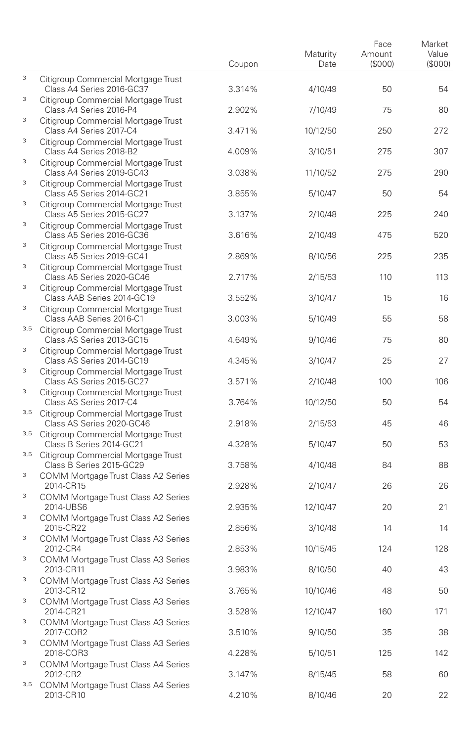| | | Coupon | Maturity Date | Face Amount ($000) | Market Value ($000) |
|---|---|---|---|---|---|
| [3] | Citigroup Commercial Mortgage Trust Class A4 Series 2016-GC37 | 3.314% | 4/10/49 | 50 | 54 |
| [3] | Citigroup Commercial Mortgage Trust Class A4 Series 2016-P4 | 2.902% | 7/10/49 | 75 | 80 |
| [3] | Citigroup Commercial Mortgage Trust Class A4 Series 2017-C4 | 3.471% | 10/12/50 | 250 | 272 |
| [3] | Citigroup Commercial Mortgage Trust Class A4 Series 2018-B2 | 4.009% | 3/10/51 | 275 | 307 |
| [3] | Citigroup Commercial Mortgage Trust Class A4 Series 2019-GC43 | 3.038% | 11/10/52 | 275 | 290 |
| [3] | Citigroup Commercial Mortgage Trust Class A5 Series 2014-GC21 | 3.855% | 5/10/47 | 50 | 54 |
| [3] | Citigroup Commercial Mortgage Trust Class A5 Series 2015-GC27 | 3.137% | 2/10/48 | 225 | 240 |
| [3] | Citigroup Commercial Mortgage Trust Class A5 Series 2016-GC36 | 3.616% | 2/10/49 | 475 | 520 |
| [3] | Citigroup Commercial Mortgage Trust Class A5 Series 2019-GC41 | 2.869% | 8/10/56 | 225 | 235 |
| [3] | Citigroup Commercial Mortgage Trust Class A5 Series 2020-GC46 | 2.717% | 2/15/53 | 110 | 113 |
| [3] | Citigroup Commercial Mortgage Trust Class AAB Series 2014-GC19 | 3.552% | 3/10/47 | 15 | 16 |
| [3] | Citigroup Commercial Mortgage Trust Class AAB Series 2016-C1 | 3.003% | 5/10/49 | 55 | 58 |
| [3,5] | Citigroup Commercial Mortgage Trust Class AS Series 2013-GC15 | 4.649% | 9/10/46 | 75 | 80 |
| [3] | Citigroup Commercial Mortgage Trust Class AS Series 2014-GC19 | 4.345% | 3/10/47 | 25 | 27 |
| [3] | Citigroup Commercial Mortgage Trust Class AS Series 2015-GC27 | 3.571% | 2/10/48 | 100 | 106 |
| [3] | Citigroup Commercial Mortgage Trust Class AS Series 2017-C4 | 3.764% | 10/12/50 | 50 | 54 |
| [3,5] | Citigroup Commercial Mortgage Trust Class AS Series 2020-GC46 | 2.918% | 2/15/53 | 45 | 46 |
| [3,5] | Citigroup Commercial Mortgage Trust Class B Series 2014-GC21 | 4.328% | 5/10/47 | 50 | 53 |
| [3,5] | Citigroup Commercial Mortgage Trust Class B Series 2015-GC29 | 3.758% | 4/10/48 | 84 | 88 |
| [3] | COMM Mortgage Trust Class A2 Series 2014-CR15 | 2.928% | 2/10/47 | 26 | 26 |
| [3] | COMM Mortgage Trust Class A2 Series 2014-UBS6 | 2.935% | 12/10/47 | 20 | 21 |
| [3] | COMM Mortgage Trust Class A2 Series 2015-CR22 | 2.856% | 3/10/48 | 14 | 14 |
| [3] | COMM Mortgage Trust Class A3 Series 2012-CR4 | 2.853% | 10/15/45 | 124 | 128 |
| [3] | COMM Mortgage Trust Class A3 Series 2013-CR11 | 3.983% | 8/10/50 | 40 | 43 |
| [3] | COMM Mortgage Trust Class A3 Series 2013-CR12 | 3.765% | 10/10/46 | 48 | 50 |
| [3] | COMM Mortgage Trust Class A3 Series 2014-CR21 | 3.528% | 12/10/47 | 160 | 171 |
| [3] | COMM Mortgage Trust Class A3 Series 2017-COR2 | 3.510% | 9/10/50 | 35 | 38 |
| [3] | COMM Mortgage Trust Class A3 Series 2018-COR3 | 4.228% | 5/10/51 | 125 | 142 |
| [3] | COMM Mortgage Trust Class A4 Series 2012-CR2 | 3.147% | 8/15/45 | 58 | 60 |
| [3,5] | COMM Mortgage Trust Class A4 Series 2013-CR10 | 4.210% | 8/10/46 | 20 | 22 |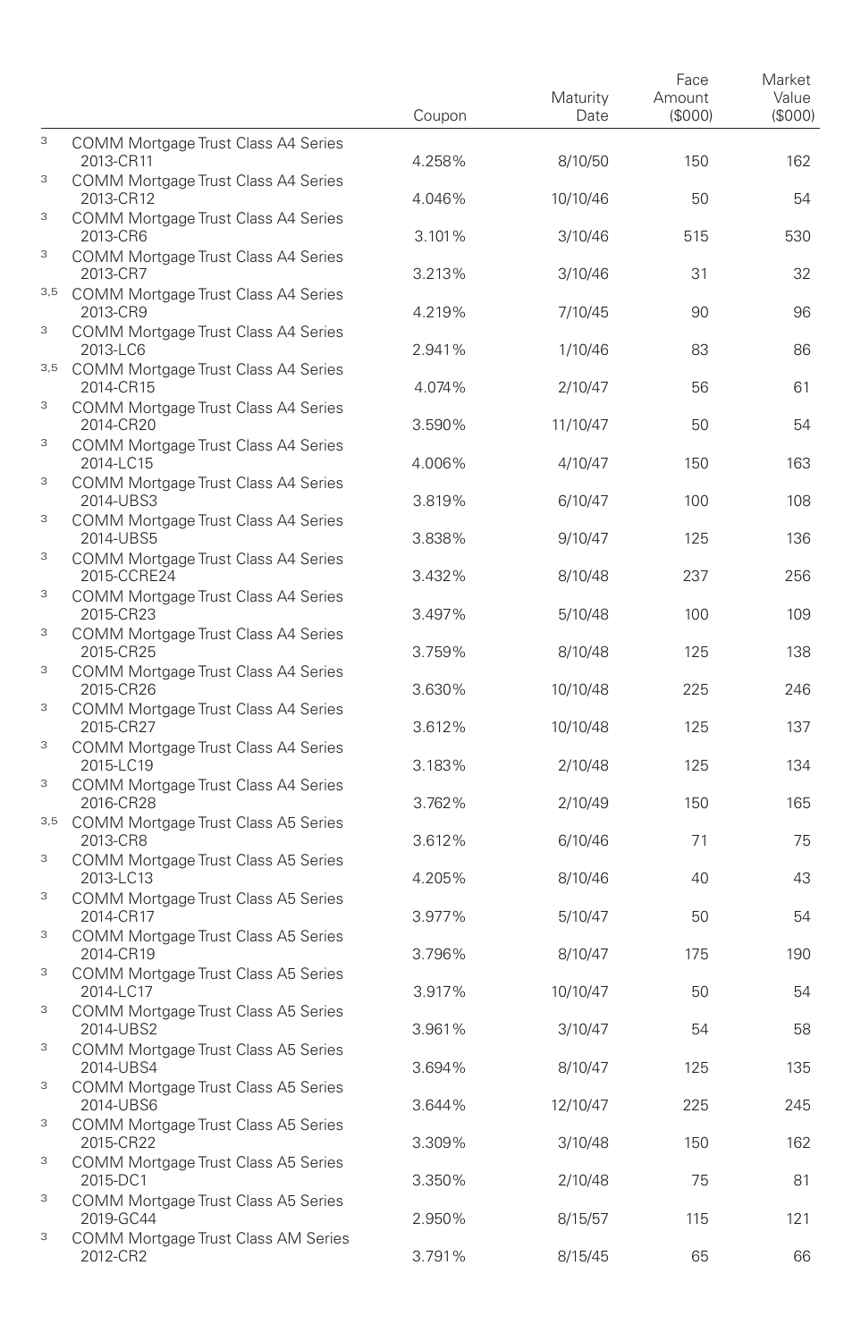| | | Coupon | Maturity Date | Face Amount ($000) | Market Value ($000) |
|---|---|---|---|---|---|
| [3] | COMM Mortgage Trust Class A4 Series 2013-CR11 | 4.258% | 8/10/50 | 150 | 162 |
| [3] | COMM Mortgage Trust Class A4 Series 2013-CR12 | 4.046% | 10/10/46 | 50 | 54 |
| [3] | COMM Mortgage Trust Class A4 Series 2013-CR6 | 3.101% | 3/10/46 | 515 | 530 |
| [3] | COMM Mortgage Trust Class A4 Series 2013-CR7 | 3.213% | 3/10/46 | 31 | 32 |
| [3,5] | COMM Mortgage Trust Class A4 Series 2013-CR9 | 4.219% | 7/10/45 | 90 | 96 |
| [3] | COMM Mortgage Trust Class A4 Series 2013-LC6 | 2.941% | 1/10/46 | 83 | 86 |
| [3,5] | COMM Mortgage Trust Class A4 Series 2014-CR15 | 4.074% | 2/10/47 | 56 | 61 |
| [3] | COMM Mortgage Trust Class A4 Series 2014-CR20 | 3.590% | 11/10/47 | 50 | 54 |
| [3] | COMM Mortgage Trust Class A4 Series 2014-LC15 | 4.006% | 4/10/47 | 150 | 163 |
| [3] | COMM Mortgage Trust Class A4 Series 2014-UBS3 | 3.819% | 6/10/47 | 100 | 108 |
| [3] | COMM Mortgage Trust Class A4 Series 2014-UBS5 | 3.838% | 9/10/47 | 125 | 136 |
| [3] | COMM Mortgage Trust Class A4 Series 2015-CCRE24 | 3.432% | 8/10/48 | 237 | 256 |
| [3] | COMM Mortgage Trust Class A4 Series 2015-CR23 | 3.497% | 5/10/48 | 100 | 109 |
| [3] | COMM Mortgage Trust Class A4 Series 2015-CR25 | 3.759% | 8/10/48 | 125 | 138 |
| [3] | COMM Mortgage Trust Class A4 Series 2015-CR26 | 3.630% | 10/10/48 | 225 | 246 |
| [3] | COMM Mortgage Trust Class A4 Series 2015-CR27 | 3.612% | 10/10/48 | 125 | 137 |
| [3] | COMM Mortgage Trust Class A4 Series 2015-LC19 | 3.183% | 2/10/48 | 125 | 134 |
| [3] | COMM Mortgage Trust Class A4 Series 2016-CR28 | 3.762% | 2/10/49 | 150 | 165 |
| [3,5] | COMM Mortgage Trust Class A5 Series 2013-CR8 | 3.612% | 6/10/46 | 71 | 75 |
| [3] | COMM Mortgage Trust Class A5 Series 2013-LC13 | 4.205% | 8/10/46 | 40 | 43 |
| [3] | COMM Mortgage Trust Class A5 Series 2014-CR17 | 3.977% | 5/10/47 | 50 | 54 |
| [3] | COMM Mortgage Trust Class A5 Series 2014-CR19 | 3.796% | 8/10/47 | 175 | 190 |
| [3] | COMM Mortgage Trust Class A5 Series 2014-LC17 | 3.917% | 10/10/47 | 50 | 54 |
| [3] | COMM Mortgage Trust Class A5 Series 2014-UBS2 | 3.961% | 3/10/47 | 54 | 58 |
| [3] | COMM Mortgage Trust Class A5 Series 2014-UBS4 | 3.694% | 8/10/47 | 125 | 135 |
| [3] | COMM Mortgage Trust Class A5 Series 2014-UBS6 | 3.644% | 12/10/47 | 225 | 245 |
| [3] | COMM Mortgage Trust Class A5 Series 2015-CR22 | 3.309% | 3/10/48 | 150 | 162 |
| [3] | COMM Mortgage Trust Class A5 Series 2015-DC1 | 3.350% | 2/10/48 | 75 | 81 |
| [3] | COMM Mortgage Trust Class A5 Series 2019-GC44 | 2.950% | 8/15/57 | 115 | 121 |
| [3] | COMM Mortgage Trust Class AM Series 2012-CR2 | 3.791% | 8/15/45 | 65 | 66 |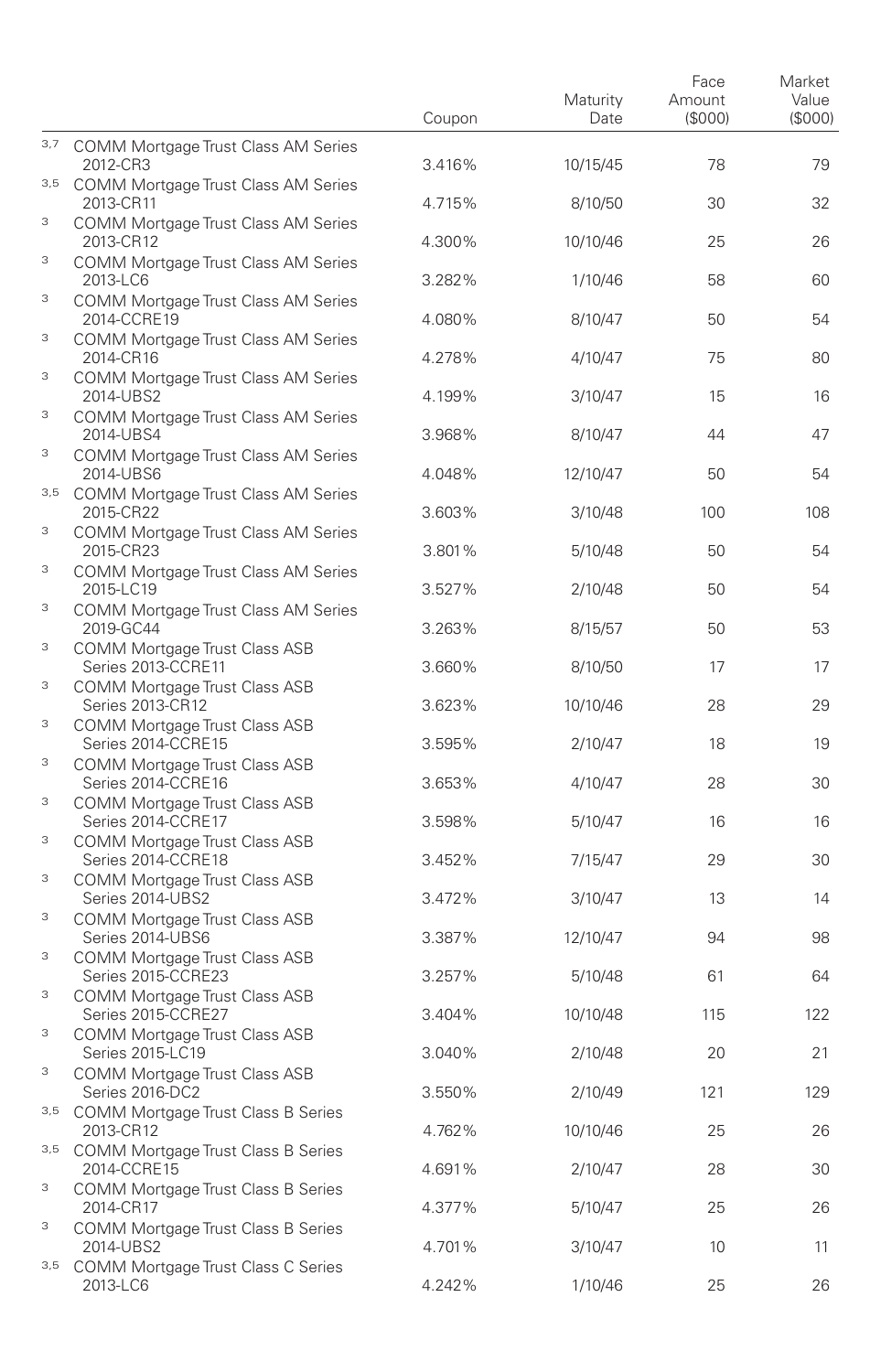| | | Coupon | Maturity Date | Face Amount ($000) | Market Value ($000) |
|---|---|---|---|---|---|
| 3,7 | COMM Mortgage Trust Class AM Series 2012-CR3 | 3.416% | 10/15/45 | 78 | 79 |
| 3,5 | COMM Mortgage Trust Class AM Series 2013-CR11 | 4.715% | 8/10/50 | 30 | 32 |
| 3 | COMM Mortgage Trust Class AM Series 2013-CR12 | 4.300% | 10/10/46 | 25 | 26 |
| 3 | COMM Mortgage Trust Class AM Series 2013-LC6 | 3.282% | 1/10/46 | 58 | 60 |
| 3 | COMM Mortgage Trust Class AM Series 2014-CCRE19 | 4.080% | 8/10/47 | 50 | 54 |
| 3 | COMM Mortgage Trust Class AM Series 2014-CR16 | 4.278% | 4/10/47 | 75 | 80 |
| 3 | COMM Mortgage Trust Class AM Series 2014-UBS2 | 4.199% | 3/10/47 | 15 | 16 |
| 3 | COMM Mortgage Trust Class AM Series 2014-UBS4 | 3.968% | 8/10/47 | 44 | 47 |
| 3 | COMM Mortgage Trust Class AM Series 2014-UBS6 | 4.048% | 12/10/47 | 50 | 54 |
| 3,5 | COMM Mortgage Trust Class AM Series 2015-CR22 | 3.603% | 3/10/48 | 100 | 108 |
| 3 | COMM Mortgage Trust Class AM Series 2015-CR23 | 3.801% | 5/10/48 | 50 | 54 |
| 3 | COMM Mortgage Trust Class AM Series 2015-LC19 | 3.527% | 2/10/48 | 50 | 54 |
| 3 | COMM Mortgage Trust Class AM Series 2019-GC44 | 3.263% | 8/15/57 | 50 | 53 |
| 3 | COMM Mortgage Trust Class ASB Series 2013-CCRE11 | 3.660% | 8/10/50 | 17 | 17 |
| 3 | COMM Mortgage Trust Class ASB Series 2013-CR12 | 3.623% | 10/10/46 | 28 | 29 |
| 3 | COMM Mortgage Trust Class ASB Series 2014-CCRE15 | 3.595% | 2/10/47 | 18 | 19 |
| 3 | COMM Mortgage Trust Class ASB Series 2014-CCRE16 | 3.653% | 4/10/47 | 28 | 30 |
| 3 | COMM Mortgage Trust Class ASB Series 2014-CCRE17 | 3.598% | 5/10/47 | 16 | 16 |
| 3 | COMM Mortgage Trust Class ASB Series 2014-CCRE18 | 3.452% | 7/15/47 | 29 | 30 |
| 3 | COMM Mortgage Trust Class ASB Series 2014-UBS2 | 3.472% | 3/10/47 | 13 | 14 |
| 3 | COMM Mortgage Trust Class ASB Series 2014-UBS6 | 3.387% | 12/10/47 | 94 | 98 |
| 3 | COMM Mortgage Trust Class ASB Series 2015-CCRE23 | 3.257% | 5/10/48 | 61 | 64 |
| 3 | COMM Mortgage Trust Class ASB Series 2015-CCRE27 | 3.404% | 10/10/48 | 115 | 122 |
| 3 | COMM Mortgage Trust Class ASB Series 2015-LC19 | 3.040% | 2/10/48 | 20 | 21 |
| 3 | COMM Mortgage Trust Class ASB Series 2016-DC2 | 3.550% | 2/10/49 | 121 | 129 |
| 3,5 | COMM Mortgage Trust Class B Series 2013-CR12 | 4.762% | 10/10/46 | 25 | 26 |
| 3,5 | COMM Mortgage Trust Class B Series 2014-CCRE15 | 4.691% | 2/10/47 | 28 | 30 |
| 3 | COMM Mortgage Trust Class B Series 2014-CR17 | 4.377% | 5/10/47 | 25 | 26 |
| 3 | COMM Mortgage Trust Class B Series 2014-UBS2 | 4.701% | 3/10/47 | 10 | 11 |
| 3,5 | COMM Mortgage Trust Class C Series 2013-LC6 | 4.242% | 1/10/46 | 25 | 26 |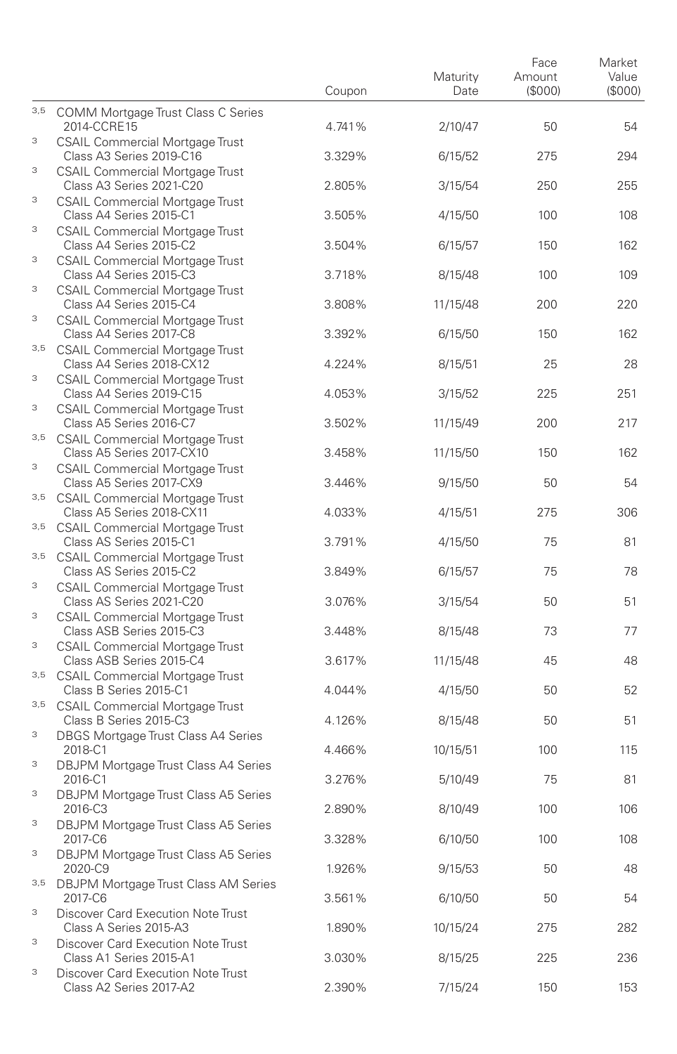| | | Coupon | Maturity Date | Face Amount ($000) | Market Value ($000) |
|---|---|---|---|---|---|
| [3,5] | COMM Mortgage Trust Class C Series 2014-CCRE15 | 4.741% | 2/10/47 | 50 | 54 |
| [3] | CSAIL Commercial Mortgage Trust Class A3 Series 2019-C16 | 3.329% | 6/15/52 | 275 | 294 |
| [3] | CSAIL Commercial Mortgage Trust Class A3 Series 2021-C20 | 2.805% | 3/15/54 | 250 | 255 |
| [3] | CSAIL Commercial Mortgage Trust Class A4 Series 2015-C1 | 3.505% | 4/15/50 | 100 | 108 |
| [3] | CSAIL Commercial Mortgage Trust Class A4 Series 2015-C2 | 3.504% | 6/15/57 | 150 | 162 |
| [3] | CSAIL Commercial Mortgage Trust Class A4 Series 2015-C3 | 3.718% | 8/15/48 | 100 | 109 |
| [3] | CSAIL Commercial Mortgage Trust Class A4 Series 2015-C4 | 3.808% | 11/15/48 | 200 | 220 |
| [3] | CSAIL Commercial Mortgage Trust Class A4 Series 2017-C8 | 3.392% | 6/15/50 | 150 | 162 |
| [3,5] | CSAIL Commercial Mortgage Trust Class A4 Series 2018-CX12 | 4.224% | 8/15/51 | 25 | 28 |
| [3] | CSAIL Commercial Mortgage Trust Class A4 Series 2019-C15 | 4.053% | 3/15/52 | 225 | 251 |
| [3] | CSAIL Commercial Mortgage Trust Class A5 Series 2016-C7 | 3.502% | 11/15/49 | 200 | 217 |
| [3,5] | CSAIL Commercial Mortgage Trust Class A5 Series 2017-CX10 | 3.458% | 11/15/50 | 150 | 162 |
| [3] | CSAIL Commercial Mortgage Trust Class A5 Series 2017-CX9 | 3.446% | 9/15/50 | 50 | 54 |
| [3,5] | CSAIL Commercial Mortgage Trust Class A5 Series 2018-CX11 | 4.033% | 4/15/51 | 275 | 306 |
| [3,5] | CSAIL Commercial Mortgage Trust Class AS Series 2015-C1 | 3.791% | 4/15/50 | 75 | 81 |
| [3,5] | CSAIL Commercial Mortgage Trust Class AS Series 2015-C2 | 3.849% | 6/15/57 | 75 | 78 |
| [3] | CSAIL Commercial Mortgage Trust Class AS Series 2021-C20 | 3.076% | 3/15/54 | 50 | 51 |
| [3] | CSAIL Commercial Mortgage Trust Class ASB Series 2015-C3 | 3.448% | 8/15/48 | 73 | 77 |
| [3] | CSAIL Commercial Mortgage Trust Class ASB Series 2015-C4 | 3.617% | 11/15/48 | 45 | 48 |
| [3,5] | CSAIL Commercial Mortgage Trust Class B Series 2015-C1 | 4.044% | 4/15/50 | 50 | 52 |
| [3,5] | CSAIL Commercial Mortgage Trust Class B Series 2015-C3 | 4.126% | 8/15/48 | 50 | 51 |
| [3] | DBGS Mortgage Trust Class A4 Series 2018-C1 | 4.466% | 10/15/51 | 100 | 115 |
| [3] | DBJPM Mortgage Trust Class A4 Series 2016-C1 | 3.276% | 5/10/49 | 75 | 81 |
| [3] | DBJPM Mortgage Trust Class A5 Series 2016-C3 | 2.890% | 8/10/49 | 100 | 106 |
| [3] | DBJPM Mortgage Trust Class A5 Series 2017-C6 | 3.328% | 6/10/50 | 100 | 108 |
| [3] | DBJPM Mortgage Trust Class A5 Series 2020-C9 | 1.926% | 9/15/53 | 50 | 48 |
| [3,5] | DBJPM Mortgage Trust Class AM Series 2017-C6 | 3.561% | 6/10/50 | 50 | 54 |
| [3] | Discover Card Execution Note Trust Class A Series 2015-A3 | 1.890% | 10/15/24 | 275 | 282 |
| [3] | Discover Card Execution Note Trust Class A1 Series 2015-A1 | 3.030% | 8/15/25 | 225 | 236 |
| [3] | Discover Card Execution Note Trust Class A2 Series 2017-A2 | 2.390% | 7/15/24 | 150 | 153 |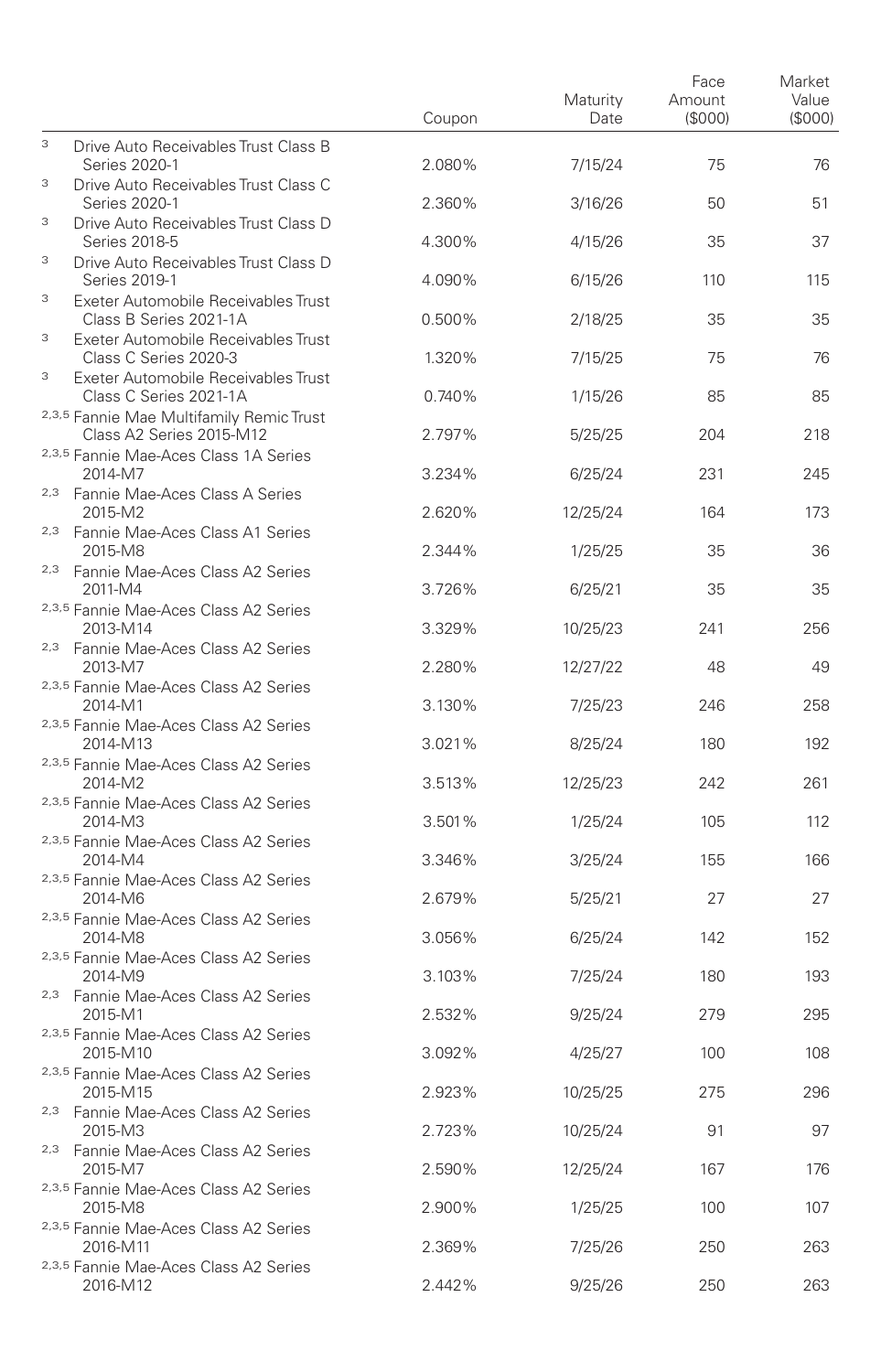| | Coupon | Maturity Date | Face Amount ($000) | Market Value ($000) |
|---|---|---|---|---|
| [3] Drive Auto Receivables Trust Class B Series 2020-1 | 2.080% | 7/15/24 | 75 | 76 |
| [3] Drive Auto Receivables Trust Class C Series 2020-1 | 2.360% | 3/16/26 | 50 | 51 |
| [3] Drive Auto Receivables Trust Class D Series 2018-5 | 4.300% | 4/15/26 | 35 | 37 |
| [3] Drive Auto Receivables Trust Class D Series 2019-1 | 4.090% | 6/15/26 | 110 | 115 |
| [3] Exeter Automobile Receivables Trust Class B Series 2021-1A | 0.500% | 2/18/25 | 35 | 35 |
| [3] Exeter Automobile Receivables Trust Class C Series 2020-3 | 1.320% | 7/15/25 | 75 | 76 |
| [3] Exeter Automobile Receivables Trust Class C Series 2021-1A | 0.740% | 1/15/26 | 85 | 85 |
| [2,3,5] Fannie Mae Multifamily Remic Trust Class A2 Series 2015-M12 | 2.797% | 5/25/25 | 204 | 218 |
| [2,3,5] Fannie Mae-Aces Class 1A Series 2014-M7 | 3.234% | 6/25/24 | 231 | 245 |
| [2,3] Fannie Mae-Aces Class A Series 2015-M2 | 2.620% | 12/25/24 | 164 | 173 |
| [2,3] Fannie Mae-Aces Class A1 Series 2015-M8 | 2.344% | 1/25/25 | 35 | 36 |
| [2,3] Fannie Mae-Aces Class A2 Series 2011-M4 | 3.726% | 6/25/21 | 35 | 35 |
| [2,3,5] Fannie Mae-Aces Class A2 Series 2013-M14 | 3.329% | 10/25/23 | 241 | 256 |
| [2,3] Fannie Mae-Aces Class A2 Series 2013-M7 | 2.280% | 12/27/22 | 48 | 49 |
| [2,3,5] Fannie Mae-Aces Class A2 Series 2014-M1 | 3.130% | 7/25/23 | 246 | 258 |
| [2,3,5] Fannie Mae-Aces Class A2 Series 2014-M13 | 3.021% | 8/25/24 | 180 | 192 |
| [2,3,5] Fannie Mae-Aces Class A2 Series 2014-M2 | 3.513% | 12/25/23 | 242 | 261 |
| [2,3,5] Fannie Mae-Aces Class A2 Series 2014-M3 | 3.501% | 1/25/24 | 105 | 112 |
| [2,3,5] Fannie Mae-Aces Class A2 Series 2014-M4 | 3.346% | 3/25/24 | 155 | 166 |
| [2,3,5] Fannie Mae-Aces Class A2 Series 2014-M6 | 2.679% | 5/25/21 | 27 | 27 |
| [2,3,5] Fannie Mae-Aces Class A2 Series 2014-M8 | 3.056% | 6/25/24 | 142 | 152 |
| [2,3,5] Fannie Mae-Aces Class A2 Series 2014-M9 | 3.103% | 7/25/24 | 180 | 193 |
| [2,3] Fannie Mae-Aces Class A2 Series 2015-M1 | 2.532% | 9/25/24 | 279 | 295 |
| [2,3,5] Fannie Mae-Aces Class A2 Series 2015-M10 | 3.092% | 4/25/27 | 100 | 108 |
| [2,3,5] Fannie Mae-Aces Class A2 Series 2015-M15 | 2.923% | 10/25/25 | 275 | 296 |
| [2,3] Fannie Mae-Aces Class A2 Series 2015-M3 | 2.723% | 10/25/24 | 91 | 97 |
| [2,3] Fannie Mae-Aces Class A2 Series 2015-M7 | 2.590% | 12/25/24 | 167 | 176 |
| [2,3,5] Fannie Mae-Aces Class A2 Series 2015-M8 | 2.900% | 1/25/25 | 100 | 107 |
| [2,3,5] Fannie Mae-Aces Class A2 Series 2016-M11 | 2.369% | 7/25/26 | 250 | 263 |
| [2,3,5] Fannie Mae-Aces Class A2 Series 2016-M12 | 2.442% | 9/25/26 | 250 | 263 |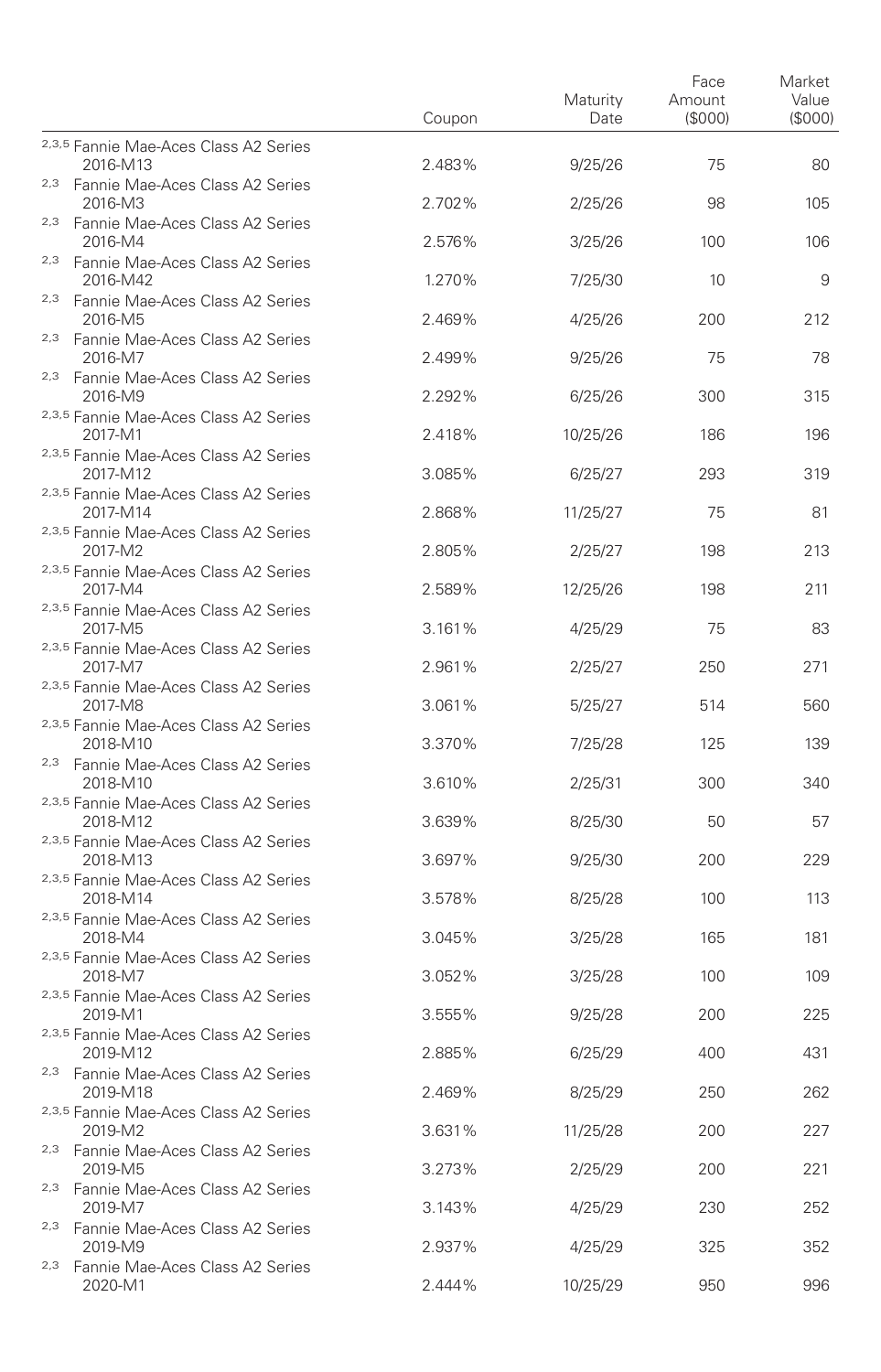| | Coupon | Maturity Date | Face Amount ($000) | Market Value ($000) |
|---|---|---|---|---|
| [2,3,5] Fannie Mae-Aces Class A2 Series 2016-M13 | 2.483% | 9/25/26 | 75 | 80 |
| [2,3] Fannie Mae-Aces Class A2 Series 2016-M3 | 2.702% | 2/25/26 | 98 | 105 |
| [2,3] Fannie Mae-Aces Class A2 Series 2016-M4 | 2.576% | 3/25/26 | 100 | 106 |
| [2,3] Fannie Mae-Aces Class A2 Series 2016-M42 | 1.270% | 7/25/30 | 10 | 9 |
| [2,3] Fannie Mae-Aces Class A2 Series 2016-M5 | 2.469% | 4/25/26 | 200 | 212 |
| [2,3] Fannie Mae-Aces Class A2 Series 2016-M7 | 2.499% | 9/25/26 | 75 | 78 |
| [2,3] Fannie Mae-Aces Class A2 Series 2016-M9 | 2.292% | 6/25/26 | 300 | 315 |
| [2,3,5] Fannie Mae-Aces Class A2 Series 2017-M1 | 2.418% | 10/25/26 | 186 | 196 |
| [2,3,5] Fannie Mae-Aces Class A2 Series 2017-M12 | 3.085% | 6/25/27 | 293 | 319 |
| [2,3,5] Fannie Mae-Aces Class A2 Series 2017-M14 | 2.868% | 11/25/27 | 75 | 81 |
| [2,3,5] Fannie Mae-Aces Class A2 Series 2017-M2 | 2.805% | 2/25/27 | 198 | 213 |
| [2,3,5] Fannie Mae-Aces Class A2 Series 2017-M4 | 2.589% | 12/25/26 | 198 | 211 |
| [2,3,5] Fannie Mae-Aces Class A2 Series 2017-M5 | 3.161% | 4/25/29 | 75 | 83 |
| [2,3,5] Fannie Mae-Aces Class A2 Series 2017-M7 | 2.961% | 2/25/27 | 250 | 271 |
| [2,3,5] Fannie Mae-Aces Class A2 Series 2017-M8 | 3.061% | 5/25/27 | 514 | 560 |
| [2,3,5] Fannie Mae-Aces Class A2 Series 2018-M10 | 3.370% | 7/25/28 | 125 | 139 |
| [2,3] Fannie Mae-Aces Class A2 Series 2018-M10 | 3.610% | 2/25/31 | 300 | 340 |
| [2,3,5] Fannie Mae-Aces Class A2 Series 2018-M12 | 3.639% | 8/25/30 | 50 | 57 |
| [2,3,5] Fannie Mae-Aces Class A2 Series 2018-M13 | 3.697% | 9/25/30 | 200 | 229 |
| [2,3,5] Fannie Mae-Aces Class A2 Series 2018-M14 | 3.578% | 8/25/28 | 100 | 113 |
| [2,3,5] Fannie Mae-Aces Class A2 Series 2018-M4 | 3.045% | 3/25/28 | 165 | 181 |
| [2,3,5] Fannie Mae-Aces Class A2 Series 2018-M7 | 3.052% | 3/25/28 | 100 | 109 |
| [2,3,5] Fannie Mae-Aces Class A2 Series 2019-M1 | 3.555% | 9/25/28 | 200 | 225 |
| [2,3,5] Fannie Mae-Aces Class A2 Series 2019-M12 | 2.885% | 6/25/29 | 400 | 431 |
| [2,3] Fannie Mae-Aces Class A2 Series 2019-M18 | 2.469% | 8/25/29 | 250 | 262 |
| [2,3,5] Fannie Mae-Aces Class A2 Series 2019-M2 | 3.631% | 11/25/28 | 200 | 227 |
| [2,3] Fannie Mae-Aces Class A2 Series 2019-M5 | 3.273% | 2/25/29 | 200 | 221 |
| [2,3] Fannie Mae-Aces Class A2 Series 2019-M7 | 3.143% | 4/25/29 | 230 | 252 |
| [2,3] Fannie Mae-Aces Class A2 Series 2019-M9 | 2.937% | 4/25/29 | 325 | 352 |
| [2,3] Fannie Mae-Aces Class A2 Series 2020-M1 | 2.444% | 10/25/29 | 950 | 996 |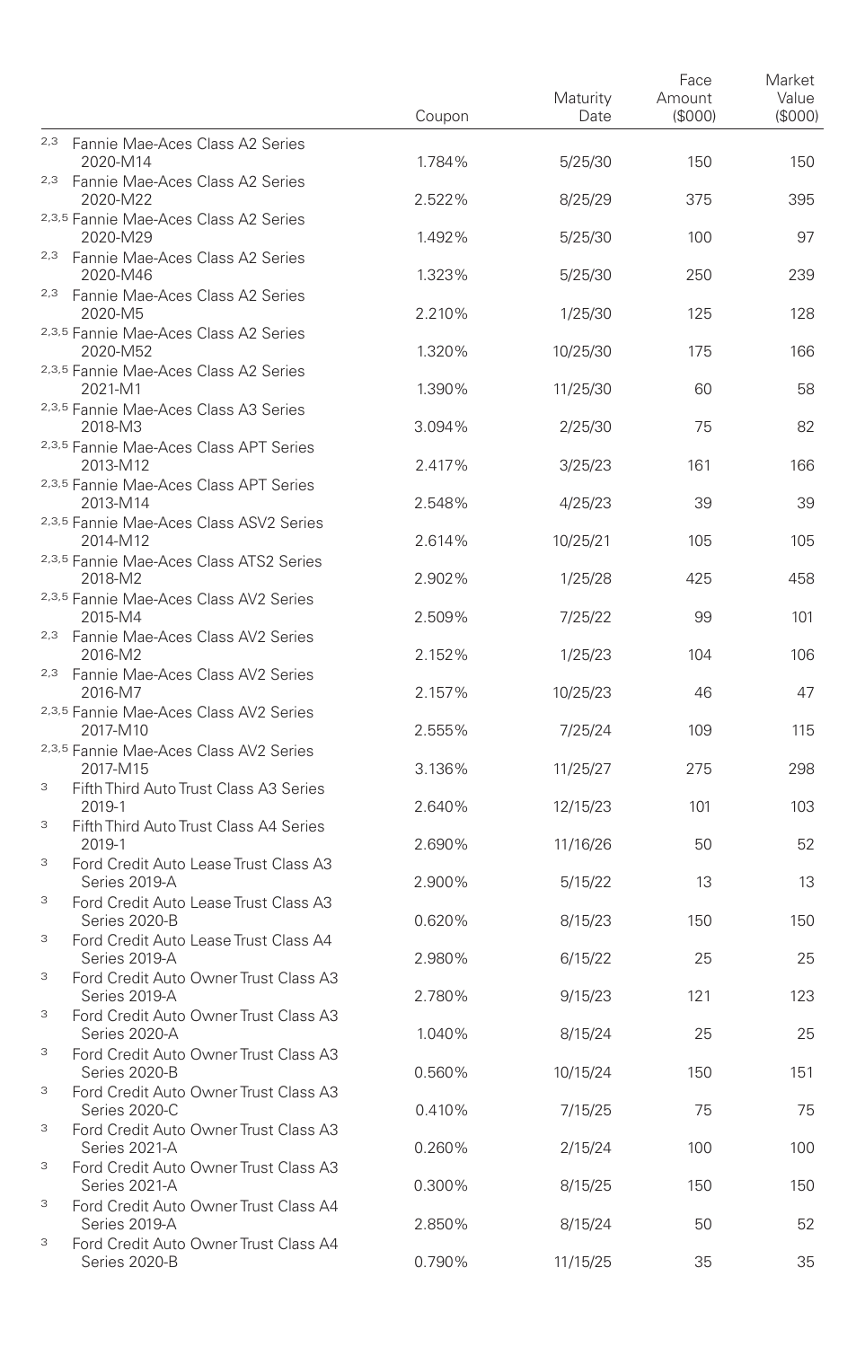| | Coupon | Maturity Date | Face Amount ($000) | Market Value ($000) |
|---|---|---|---|---|
| [2,3] Fannie Mae-Aces Class A2 Series 2020-M14 | 1.784% | 5/25/30 | 150 | 150 |
| [2,3] Fannie Mae-Aces Class A2 Series 2020-M22 | 2.522% | 8/25/29 | 375 | 395 |
| [2,3,5] Fannie Mae-Aces Class A2 Series 2020-M29 | 1.492% | 5/25/30 | 100 | 97 |
| [2,3] Fannie Mae-Aces Class A2 Series 2020-M46 | 1.323% | 5/25/30 | 250 | 239 |
| [2,3] Fannie Mae-Aces Class A2 Series 2020-M5 | 2.210% | 1/25/30 | 125 | 128 |
| [2,3,5] Fannie Mae-Aces Class A2 Series 2020-M52 | 1.320% | 10/25/30 | 175 | 166 |
| [2,3,5] Fannie Mae-Aces Class A2 Series 2021-M1 | 1.390% | 11/25/30 | 60 | 58 |
| [2,3,5] Fannie Mae-Aces Class A3 Series 2018-M3 | 3.094% | 2/25/30 | 75 | 82 |
| [2,3,5] Fannie Mae-Aces Class APT Series 2013-M12 | 2.417% | 3/25/23 | 161 | 166 |
| [2,3,5] Fannie Mae-Aces Class APT Series 2013-M14 | 2.548% | 4/25/23 | 39 | 39 |
| [2,3,5] Fannie Mae-Aces Class ASV2 Series 2014-M12 | 2.614% | 10/25/21 | 105 | 105 |
| [2,3,5] Fannie Mae-Aces Class ATS2 Series 2018-M2 | 2.902% | 1/25/28 | 425 | 458 |
| [2,3,5] Fannie Mae-Aces Class AV2 Series 2015-M4 | 2.509% | 7/25/22 | 99 | 101 |
| [2,3] Fannie Mae-Aces Class AV2 Series 2016-M2 | 2.152% | 1/25/23 | 104 | 106 |
| [2,3] Fannie Mae-Aces Class AV2 Series 2016-M7 | 2.157% | 10/25/23 | 46 | 47 |
| [2,3,5] Fannie Mae-Aces Class AV2 Series 2017-M10 | 2.555% | 7/25/24 | 109 | 115 |
| [2,3,5] Fannie Mae-Aces Class AV2 Series 2017-M15 | 3.136% | 11/25/27 | 275 | 298 |
| [3] Fifth Third Auto Trust Class A3 Series 2019-1 | 2.640% | 12/15/23 | 101 | 103 |
| [3] Fifth Third Auto Trust Class A4 Series 2019-1 | 2.690% | 11/16/26 | 50 | 52 |
| [3] Ford Credit Auto Lease Trust Class A3 Series 2019-A | 2.900% | 5/15/22 | 13 | 13 |
| [3] Ford Credit Auto Lease Trust Class A3 Series 2020-B | 0.620% | 8/15/23 | 150 | 150 |
| [3] Ford Credit Auto Lease Trust Class A4 Series 2019-A | 2.980% | 6/15/22 | 25 | 25 |
| [3] Ford Credit Auto Owner Trust Class A3 Series 2019-A | 2.780% | 9/15/23 | 121 | 123 |
| [3] Ford Credit Auto Owner Trust Class A3 Series 2020-A | 1.040% | 8/15/24 | 25 | 25 |
| [3] Ford Credit Auto Owner Trust Class A3 Series 2020-B | 0.560% | 10/15/24 | 150 | 151 |
| [3] Ford Credit Auto Owner Trust Class A3 Series 2020-C | 0.410% | 7/15/25 | 75 | 75 |
| [3] Ford Credit Auto Owner Trust Class A3 Series 2021-A | 0.260% | 2/15/24 | 100 | 100 |
| [3] Ford Credit Auto Owner Trust Class A3 Series 2021-A | 0.300% | 8/15/25 | 150 | 150 |
| [3] Ford Credit Auto Owner Trust Class A4 Series 2019-A | 2.850% | 8/15/24 | 50 | 52 |
| [3] Ford Credit Auto Owner Trust Class A4 Series 2020-B | 0.790% | 11/15/25 | 35 | 35 |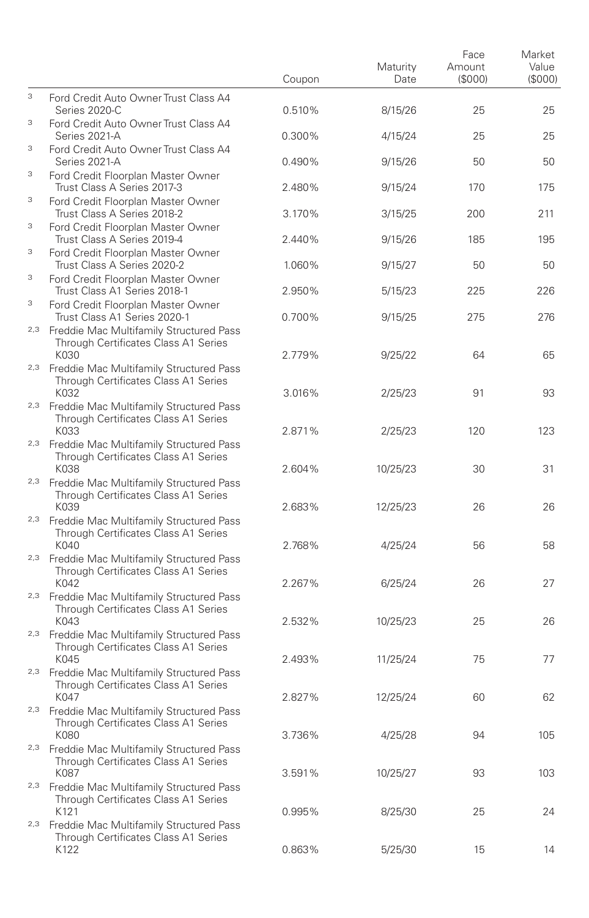| | | Coupon | Maturity Date | Face Amount ($000) | Market Value ($000) |
|---|---|---|---|---|---|
| [3] | Ford Credit Auto Owner Trust Class A4 Series 2020-C | 0.510% | 8/15/26 | 25 | 25 |
| [3] | Ford Credit Auto Owner Trust Class A4 Series 2021-A | 0.300% | 4/15/24 | 25 | 25 |
| [3] | Ford Credit Auto Owner Trust Class A4 Series 2021-A | 0.490% | 9/15/26 | 50 | 50 |
| [3] | Ford Credit Floorplan Master Owner Trust Class A Series 2017-3 | 2.480% | 9/15/24 | 170 | 175 |
| [3] | Ford Credit Floorplan Master Owner Trust Class A Series 2018-2 | 3.170% | 3/15/25 | 200 | 211 |
| [3] | Ford Credit Floorplan Master Owner Trust Class A Series 2019-4 | 2.440% | 9/15/26 | 185 | 195 |
| [3] | Ford Credit Floorplan Master Owner Trust Class A Series 2020-2 | 1.060% | 9/15/27 | 50 | 50 |
| [3] | Ford Credit Floorplan Master Owner Trust Class A1 Series 2018-1 | 2.950% | 5/15/23 | 225 | 226 |
| [3] | Ford Credit Floorplan Master Owner Trust Class A1 Series 2020-1 | 0.700% | 9/15/25 | 275 | 276 |
| [2,3] | Freddie Mac Multifamily Structured Pass Through Certificates Class A1 Series K030 | 2.779% | 9/25/22 | 64 | 65 |
| [2,3] | Freddie Mac Multifamily Structured Pass Through Certificates Class A1 Series K032 | 3.016% | 2/25/23 | 91 | 93 |
| [2,3] | Freddie Mac Multifamily Structured Pass Through Certificates Class A1 Series K033 | 2.871% | 2/25/23 | 120 | 123 |
| [2,3] | Freddie Mac Multifamily Structured Pass Through Certificates Class A1 Series K038 | 2.604% | 10/25/23 | 30 | 31 |
| [2,3] | Freddie Mac Multifamily Structured Pass Through Certificates Class A1 Series K039 | 2.683% | 12/25/23 | 26 | 26 |
| [2,3] | Freddie Mac Multifamily Structured Pass Through Certificates Class A1 Series K040 | 2.768% | 4/25/24 | 56 | 58 |
| [2,3] | Freddie Mac Multifamily Structured Pass Through Certificates Class A1 Series K042 | 2.267% | 6/25/24 | 26 | 27 |
| [2,3] | Freddie Mac Multifamily Structured Pass Through Certificates Class A1 Series K043 | 2.532% | 10/25/23 | 25 | 26 |
| [2,3] | Freddie Mac Multifamily Structured Pass Through Certificates Class A1 Series K045 | 2.493% | 11/25/24 | 75 | 77 |
| [2,3] | Freddie Mac Multifamily Structured Pass Through Certificates Class A1 Series K047 | 2.827% | 12/25/24 | 60 | 62 |
| [2,3] | Freddie Mac Multifamily Structured Pass Through Certificates Class A1 Series K080 | 3.736% | 4/25/28 | 94 | 105 |
| [2,3] | Freddie Mac Multifamily Structured Pass Through Certificates Class A1 Series K087 | 3.591% | 10/25/27 | 93 | 103 |
| [2,3] | Freddie Mac Multifamily Structured Pass Through Certificates Class A1 Series K121 | 0.995% | 8/25/30 | 25 | 24 |
| [2,3] | Freddie Mac Multifamily Structured Pass Through Certificates Class A1 Series K122 | 0.863% | 5/25/30 | 15 | 14 |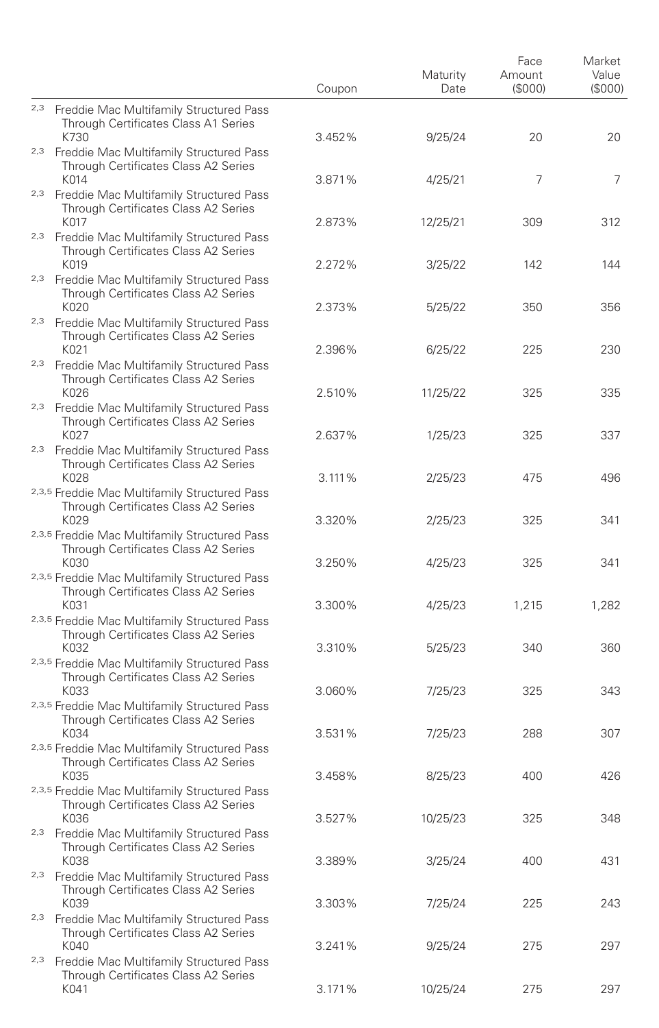| | Coupon | Maturity Date | Face Amount ($000) | Market Value ($000) |
|---|---|---|---|---|
| [2,3] Freddie Mac Multifamily Structured Pass Through Certificates Class A1 Series K730 | 3.452% | 9/25/24 | 20 | 20 |
| [2,3] Freddie Mac Multifamily Structured Pass Through Certificates Class A2 Series K014 | 3.871% | 4/25/21 | 7 | 7 |
| [2,3] Freddie Mac Multifamily Structured Pass Through Certificates Class A2 Series K017 | 2.873% | 12/25/21 | 309 | 312 |
| [2,3] Freddie Mac Multifamily Structured Pass Through Certificates Class A2 Series K019 | 2.272% | 3/25/22 | 142 | 144 |
| [2,3] Freddie Mac Multifamily Structured Pass Through Certificates Class A2 Series K020 | 2.373% | 5/25/22 | 350 | 356 |
| [2,3] Freddie Mac Multifamily Structured Pass Through Certificates Class A2 Series K021 | 2.396% | 6/25/22 | 225 | 230 |
| [2,3] Freddie Mac Multifamily Structured Pass Through Certificates Class A2 Series K026 | 2.510% | 11/25/22 | 325 | 335 |
| [2,3] Freddie Mac Multifamily Structured Pass Through Certificates Class A2 Series K027 | 2.637% | 1/25/23 | 325 | 337 |
| [2,3] Freddie Mac Multifamily Structured Pass Through Certificates Class A2 Series K028 | 3.111% | 2/25/23 | 475 | 496 |
| [2,3,5] Freddie Mac Multifamily Structured Pass Through Certificates Class A2 Series K029 | 3.320% | 2/25/23 | 325 | 341 |
| [2,3,5] Freddie Mac Multifamily Structured Pass Through Certificates Class A2 Series K030 | 3.250% | 4/25/23 | 325 | 341 |
| [2,3,5] Freddie Mac Multifamily Structured Pass Through Certificates Class A2 Series K031 | 3.300% | 4/25/23 | 1,215 | 1,282 |
| [2,3,5] Freddie Mac Multifamily Structured Pass Through Certificates Class A2 Series K032 | 3.310% | 5/25/23 | 340 | 360 |
| [2,3,5] Freddie Mac Multifamily Structured Pass Through Certificates Class A2 Series K033 | 3.060% | 7/25/23 | 325 | 343 |
| [2,3,5] Freddie Mac Multifamily Structured Pass Through Certificates Class A2 Series K034 | 3.531% | 7/25/23 | 288 | 307 |
| [2,3,5] Freddie Mac Multifamily Structured Pass Through Certificates Class A2 Series K035 | 3.458% | 8/25/23 | 400 | 426 |
| [2,3,5] Freddie Mac Multifamily Structured Pass Through Certificates Class A2 Series K036 | 3.527% | 10/25/23 | 325 | 348 |
| [2,3] Freddie Mac Multifamily Structured Pass Through Certificates Class A2 Series K038 | 3.389% | 3/25/24 | 400 | 431 |
| [2,3] Freddie Mac Multifamily Structured Pass Through Certificates Class A2 Series K039 | 3.303% | 7/25/24 | 225 | 243 |
| [2,3] Freddie Mac Multifamily Structured Pass Through Certificates Class A2 Series K040 | 3.241% | 9/25/24 | 275 | 297 |
| [2,3] Freddie Mac Multifamily Structured Pass Through Certificates Class A2 Series K041 | 3.171% | 10/25/24 | 275 | 297 |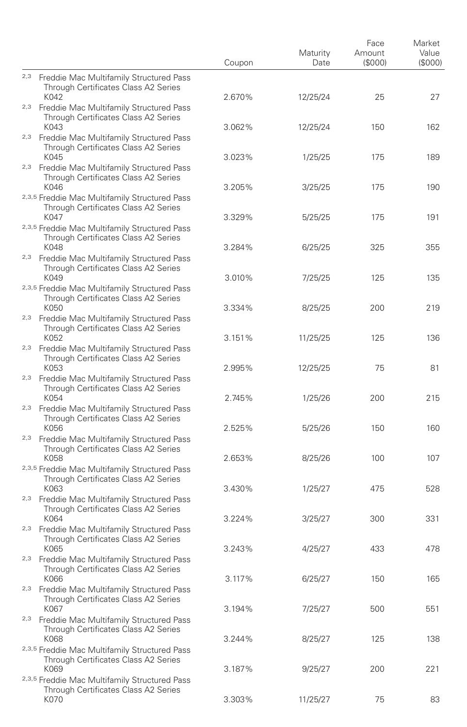| | Coupon | Maturity Date | Face Amount ($000) | Market Value ($000) |
|---|---|---|---|---|
| [2,3] Freddie Mac Multifamily Structured Pass Through Certificates Class A2 Series K042 | 2.670% | 12/25/24 | 25 | 27 |
| [2,3] Freddie Mac Multifamily Structured Pass Through Certificates Class A2 Series K043 | 3.062% | 12/25/24 | 150 | 162 |
| [2,3] Freddie Mac Multifamily Structured Pass Through Certificates Class A2 Series K045 | 3.023% | 1/25/25 | 175 | 189 |
| [2,3] Freddie Mac Multifamily Structured Pass Through Certificates Class A2 Series K046 | 3.205% | 3/25/25 | 175 | 190 |
| [2,3,5] Freddie Mac Multifamily Structured Pass Through Certificates Class A2 Series K047 | 3.329% | 5/25/25 | 175 | 191 |
| [2,3,5] Freddie Mac Multifamily Structured Pass Through Certificates Class A2 Series K048 | 3.284% | 6/25/25 | 325 | 355 |
| [2,3] Freddie Mac Multifamily Structured Pass Through Certificates Class A2 Series K049 | 3.010% | 7/25/25 | 125 | 135 |
| [2,3,5] Freddie Mac Multifamily Structured Pass Through Certificates Class A2 Series K050 | 3.334% | 8/25/25 | 200 | 219 |
| [2,3] Freddie Mac Multifamily Structured Pass Through Certificates Class A2 Series K052 | 3.151% | 11/25/25 | 125 | 136 |
| [2,3] Freddie Mac Multifamily Structured Pass Through Certificates Class A2 Series K053 | 2.995% | 12/25/25 | 75 | 81 |
| [2,3] Freddie Mac Multifamily Structured Pass Through Certificates Class A2 Series K054 | 2.745% | 1/25/26 | 200 | 215 |
| [2,3] Freddie Mac Multifamily Structured Pass Through Certificates Class A2 Series K056 | 2.525% | 5/25/26 | 150 | 160 |
| [2,3] Freddie Mac Multifamily Structured Pass Through Certificates Class A2 Series K058 | 2.653% | 8/25/26 | 100 | 107 |
| [2,3,5] Freddie Mac Multifamily Structured Pass Through Certificates Class A2 Series K063 | 3.430% | 1/25/27 | 475 | 528 |
| [2,3] Freddie Mac Multifamily Structured Pass Through Certificates Class A2 Series K064 | 3.224% | 3/25/27 | 300 | 331 |
| [2,3] Freddie Mac Multifamily Structured Pass Through Certificates Class A2 Series K065 | 3.243% | 4/25/27 | 433 | 478 |
| [2,3] Freddie Mac Multifamily Structured Pass Through Certificates Class A2 Series K066 | 3.117% | 6/25/27 | 150 | 165 |
| [2,3] Freddie Mac Multifamily Structured Pass Through Certificates Class A2 Series K067 | 3.194% | 7/25/27 | 500 | 551 |
| [2,3] Freddie Mac Multifamily Structured Pass Through Certificates Class A2 Series K068 | 3.244% | 8/25/27 | 125 | 138 |
| [2,3,5] Freddie Mac Multifamily Structured Pass Through Certificates Class A2 Series K069 | 3.187% | 9/25/27 | 200 | 221 |
| [2,3,5] Freddie Mac Multifamily Structured Pass Through Certificates Class A2 Series K070 | 3.303% | 11/25/27 | 75 | 83 |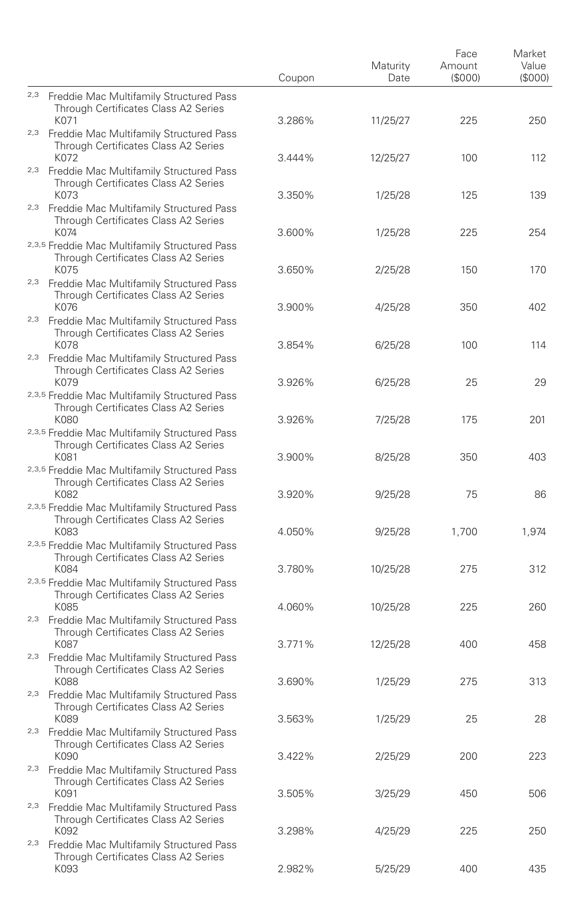| | Coupon | Maturity Date | Face Amount ($000) | Market Value ($000) |
|---|---|---|---|---|
| [2,3] Freddie Mac Multifamily Structured Pass Through Certificates Class A2 Series K071 | 3.286% | 11/25/27 | 225 | 250 |
| [2,3] Freddie Mac Multifamily Structured Pass Through Certificates Class A2 Series K072 | 3.444% | 12/25/27 | 100 | 112 |
| [2,3] Freddie Mac Multifamily Structured Pass Through Certificates Class A2 Series K073 | 3.350% | 1/25/28 | 125 | 139 |
| [2,3] Freddie Mac Multifamily Structured Pass Through Certificates Class A2 Series K074 | 3.600% | 1/25/28 | 225 | 254 |
| [2,3,5] Freddie Mac Multifamily Structured Pass Through Certificates Class A2 Series K075 | 3.650% | 2/25/28 | 150 | 170 |
| [2,3] Freddie Mac Multifamily Structured Pass Through Certificates Class A2 Series K076 | 3.900% | 4/25/28 | 350 | 402 |
| [2,3] Freddie Mac Multifamily Structured Pass Through Certificates Class A2 Series K078 | 3.854% | 6/25/28 | 100 | 114 |
| [2,3] Freddie Mac Multifamily Structured Pass Through Certificates Class A2 Series K079 | 3.926% | 6/25/28 | 25 | 29 |
| [2,3,5] Freddie Mac Multifamily Structured Pass Through Certificates Class A2 Series K080 | 3.926% | 7/25/28 | 175 | 201 |
| [2,3,5] Freddie Mac Multifamily Structured Pass Through Certificates Class A2 Series K081 | 3.900% | 8/25/28 | 350 | 403 |
| [2,3,5] Freddie Mac Multifamily Structured Pass Through Certificates Class A2 Series K082 | 3.920% | 9/25/28 | 75 | 86 |
| [2,3,5] Freddie Mac Multifamily Structured Pass Through Certificates Class A2 Series K083 | 4.050% | 9/25/28 | 1,700 | 1,974 |
| [2,3,5] Freddie Mac Multifamily Structured Pass Through Certificates Class A2 Series K084 | 3.780% | 10/25/28 | 275 | 312 |
| [2,3,5] Freddie Mac Multifamily Structured Pass Through Certificates Class A2 Series K085 | 4.060% | 10/25/28 | 225 | 260 |
| [2,3] Freddie Mac Multifamily Structured Pass Through Certificates Class A2 Series K087 | 3.771% | 12/25/28 | 400 | 458 |
| [2,3] Freddie Mac Multifamily Structured Pass Through Certificates Class A2 Series K088 | 3.690% | 1/25/29 | 275 | 313 |
| [2,3] Freddie Mac Multifamily Structured Pass Through Certificates Class A2 Series K089 | 3.563% | 1/25/29 | 25 | 28 |
| [2,3] Freddie Mac Multifamily Structured Pass Through Certificates Class A2 Series K090 | 3.422% | 2/25/29 | 200 | 223 |
| [2,3] Freddie Mac Multifamily Structured Pass Through Certificates Class A2 Series K091 | 3.505% | 3/25/29 | 450 | 506 |
| [2,3] Freddie Mac Multifamily Structured Pass Through Certificates Class A2 Series K092 | 3.298% | 4/25/29 | 225 | 250 |
| [2,3] Freddie Mac Multifamily Structured Pass Through Certificates Class A2 Series K093 | 2.982% | 5/25/29 | 400 | 435 |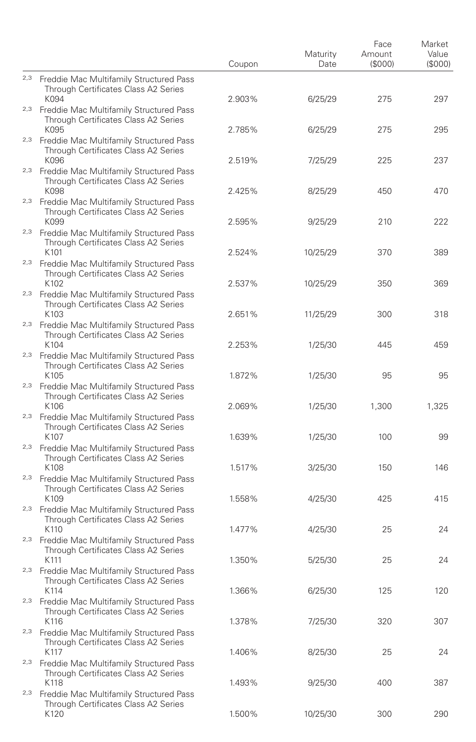| | Coupon | Maturity Date | Face Amount ($000) | Market Value ($000) |
|---|---|---|---|---|
| [2,3] Freddie Mac Multifamily Structured Pass Through Certificates Class A2 Series K094 | 2.903% | 6/25/29 | 275 | 297 |
| [2,3] Freddie Mac Multifamily Structured Pass Through Certificates Class A2 Series K095 | 2.785% | 6/25/29 | 275 | 295 |
| [2,3] Freddie Mac Multifamily Structured Pass Through Certificates Class A2 Series K096 | 2.519% | 7/25/29 | 225 | 237 |
| [2,3] Freddie Mac Multifamily Structured Pass Through Certificates Class A2 Series K098 | 2.425% | 8/25/29 | 450 | 470 |
| [2,3] Freddie Mac Multifamily Structured Pass Through Certificates Class A2 Series K099 | 2.595% | 9/25/29 | 210 | 222 |
| [2,3] Freddie Mac Multifamily Structured Pass Through Certificates Class A2 Series K101 | 2.524% | 10/25/29 | 370 | 389 |
| [2,3] Freddie Mac Multifamily Structured Pass Through Certificates Class A2 Series K102 | 2.537% | 10/25/29 | 350 | 369 |
| [2,3] Freddie Mac Multifamily Structured Pass Through Certificates Class A2 Series K103 | 2.651% | 11/25/29 | 300 | 318 |
| [2,3] Freddie Mac Multifamily Structured Pass Through Certificates Class A2 Series K104 | 2.253% | 1/25/30 | 445 | 459 |
| [2,3] Freddie Mac Multifamily Structured Pass Through Certificates Class A2 Series K105 | 1.872% | 1/25/30 | 95 | 95 |
| [2,3] Freddie Mac Multifamily Structured Pass Through Certificates Class A2 Series K106 | 2.069% | 1/25/30 | 1,300 | 1,325 |
| [2,3] Freddie Mac Multifamily Structured Pass Through Certificates Class A2 Series K107 | 1.639% | 1/25/30 | 100 | 99 |
| [2,3] Freddie Mac Multifamily Structured Pass Through Certificates Class A2 Series K108 | 1.517% | 3/25/30 | 150 | 146 |
| [2,3] Freddie Mac Multifamily Structured Pass Through Certificates Class A2 Series K109 | 1.558% | 4/25/30 | 425 | 415 |
| [2,3] Freddie Mac Multifamily Structured Pass Through Certificates Class A2 Series K110 | 1.477% | 4/25/30 | 25 | 24 |
| [2,3] Freddie Mac Multifamily Structured Pass Through Certificates Class A2 Series K111 | 1.350% | 5/25/30 | 25 | 24 |
| [2,3] Freddie Mac Multifamily Structured Pass Through Certificates Class A2 Series K114 | 1.366% | 6/25/30 | 125 | 120 |
| [2,3] Freddie Mac Multifamily Structured Pass Through Certificates Class A2 Series K116 | 1.378% | 7/25/30 | 320 | 307 |
| [2,3] Freddie Mac Multifamily Structured Pass Through Certificates Class A2 Series K117 | 1.406% | 8/25/30 | 25 | 24 |
| [2,3] Freddie Mac Multifamily Structured Pass Through Certificates Class A2 Series K118 | 1.493% | 9/25/30 | 400 | 387 |
| [2,3] Freddie Mac Multifamily Structured Pass Through Certificates Class A2 Series K120 | 1.500% | 10/25/30 | 300 | 290 |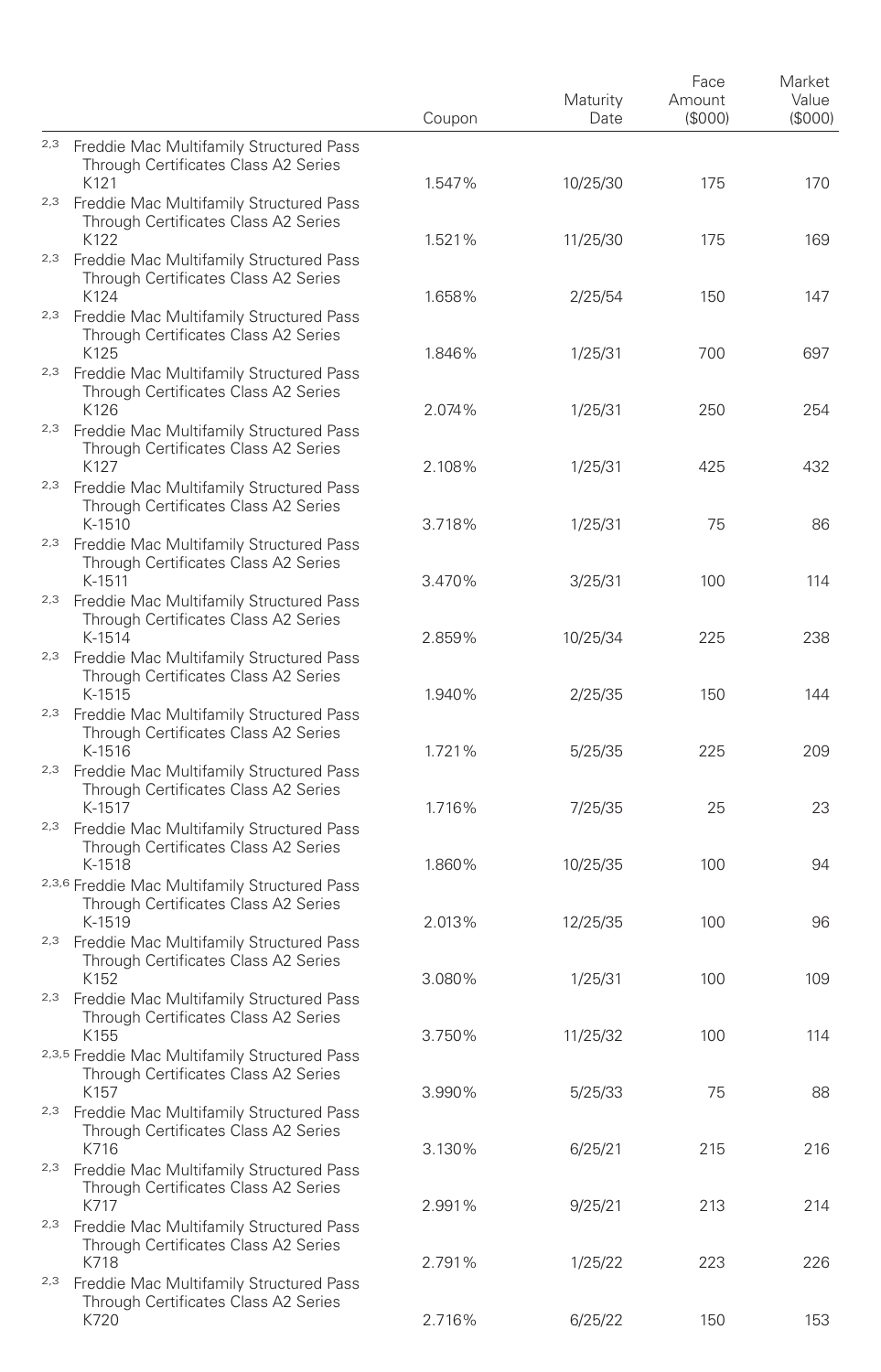| | Coupon | Maturity Date | Face Amount ($000) | Market Value ($000) |
|---|---|---|---|---|
| [2,3] Freddie Mac Multifamily Structured Pass Through Certificates Class A2 Series K121 | 1.547% | 10/25/30 | 175 | 170 |
| [2,3] Freddie Mac Multifamily Structured Pass Through Certificates Class A2 Series K122 | 1.521% | 11/25/30 | 175 | 169 |
| [2,3] Freddie Mac Multifamily Structured Pass Through Certificates Class A2 Series K124 | 1.658% | 2/25/54 | 150 | 147 |
| [2,3] Freddie Mac Multifamily Structured Pass Through Certificates Class A2 Series K125 | 1.846% | 1/25/31 | 700 | 697 |
| [2,3] Freddie Mac Multifamily Structured Pass Through Certificates Class A2 Series K126 | 2.074% | 1/25/31 | 250 | 254 |
| [2,3] Freddie Mac Multifamily Structured Pass Through Certificates Class A2 Series K127 | 2.108% | 1/25/31 | 425 | 432 |
| [2,3] Freddie Mac Multifamily Structured Pass Through Certificates Class A2 Series K-1510 | 3.718% | 1/25/31 | 75 | 86 |
| [2,3] Freddie Mac Multifamily Structured Pass Through Certificates Class A2 Series K-1511 | 3.470% | 3/25/31 | 100 | 114 |
| [2,3] Freddie Mac Multifamily Structured Pass Through Certificates Class A2 Series K-1514 | 2.859% | 10/25/34 | 225 | 238 |
| [2,3] Freddie Mac Multifamily Structured Pass Through Certificates Class A2 Series K-1515 | 1.940% | 2/25/35 | 150 | 144 |
| [2,3] Freddie Mac Multifamily Structured Pass Through Certificates Class A2 Series K-1516 | 1.721% | 5/25/35 | 225 | 209 |
| [2,3] Freddie Mac Multifamily Structured Pass Through Certificates Class A2 Series K-1517 | 1.716% | 7/25/35 | 25 | 23 |
| [2,3] Freddie Mac Multifamily Structured Pass Through Certificates Class A2 Series K-1518 | 1.860% | 10/25/35 | 100 | 94 |
| [2,3,6] Freddie Mac Multifamily Structured Pass Through Certificates Class A2 Series K-1519 | 2.013% | 12/25/35 | 100 | 96 |
| [2,3] Freddie Mac Multifamily Structured Pass Through Certificates Class A2 Series K152 | 3.080% | 1/25/31 | 100 | 109 |
| [2,3] Freddie Mac Multifamily Structured Pass Through Certificates Class A2 Series K155 | 3.750% | 11/25/32 | 100 | 114 |
| [2,3,5] Freddie Mac Multifamily Structured Pass Through Certificates Class A2 Series K157 | 3.990% | 5/25/33 | 75 | 88 |
| [2,3] Freddie Mac Multifamily Structured Pass Through Certificates Class A2 Series K716 | 3.130% | 6/25/21 | 215 | 216 |
| [2,3] Freddie Mac Multifamily Structured Pass Through Certificates Class A2 Series K717 | 2.991% | 9/25/21 | 213 | 214 |
| [2,3] Freddie Mac Multifamily Structured Pass Through Certificates Class A2 Series K718 | 2.791% | 1/25/22 | 223 | 226 |
| [2,3] Freddie Mac Multifamily Structured Pass Through Certificates Class A2 Series K720 | 2.716% | 6/25/22 | 150 | 153 |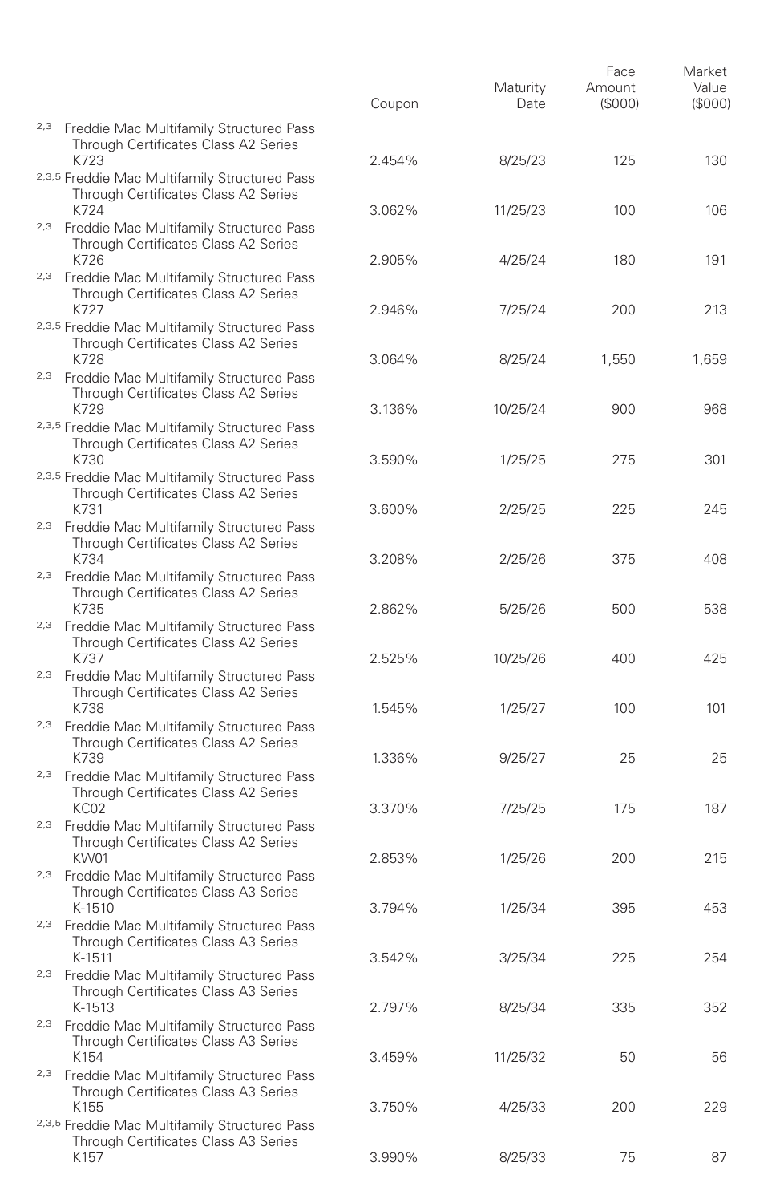| | Coupon | Maturity Date | Face Amount ($000) | Market Value ($000) |
|---|---|---|---|---|
| [2,3] Freddie Mac Multifamily Structured Pass Through Certificates Class A2 Series K723 | 2.454% | 8/25/23 | 125 | 130 |
| [2,3,5] Freddie Mac Multifamily Structured Pass Through Certificates Class A2 Series K724 | 3.062% | 11/25/23 | 100 | 106 |
| [2,3] Freddie Mac Multifamily Structured Pass Through Certificates Class A2 Series K726 | 2.905% | 4/25/24 | 180 | 191 |
| [2,3] Freddie Mac Multifamily Structured Pass Through Certificates Class A2 Series K727 | 2.946% | 7/25/24 | 200 | 213 |
| [2,3,5] Freddie Mac Multifamily Structured Pass Through Certificates Class A2 Series K728 | 3.064% | 8/25/24 | 1,550 | 1,659 |
| [2,3] Freddie Mac Multifamily Structured Pass Through Certificates Class A2 Series K729 | 3.136% | 10/25/24 | 900 | 968 |
| [2,3,5] Freddie Mac Multifamily Structured Pass Through Certificates Class A2 Series K730 | 3.590% | 1/25/25 | 275 | 301 |
| [2,3,5] Freddie Mac Multifamily Structured Pass Through Certificates Class A2 Series K731 | 3.600% | 2/25/25 | 225 | 245 |
| [2,3] Freddie Mac Multifamily Structured Pass Through Certificates Class A2 Series K734 | 3.208% | 2/25/26 | 375 | 408 |
| [2,3] Freddie Mac Multifamily Structured Pass Through Certificates Class A2 Series K735 | 2.862% | 5/25/26 | 500 | 538 |
| [2,3] Freddie Mac Multifamily Structured Pass Through Certificates Class A2 Series K737 | 2.525% | 10/25/26 | 400 | 425 |
| [2,3] Freddie Mac Multifamily Structured Pass Through Certificates Class A2 Series K738 | 1.545% | 1/25/27 | 100 | 101 |
| [2,3] Freddie Mac Multifamily Structured Pass Through Certificates Class A2 Series K739 | 1.336% | 9/25/27 | 25 | 25 |
| [2,3] Freddie Mac Multifamily Structured Pass Through Certificates Class A2 Series KC02 | 3.370% | 7/25/25 | 175 | 187 |
| [2,3] Freddie Mac Multifamily Structured Pass Through Certificates Class A2 Series KW01 | 2.853% | 1/25/26 | 200 | 215 |
| [2,3] Freddie Mac Multifamily Structured Pass Through Certificates Class A3 Series K-1510 | 3.794% | 1/25/34 | 395 | 453 |
| [2,3] Freddie Mac Multifamily Structured Pass Through Certificates Class A3 Series K-1511 | 3.542% | 3/25/34 | 225 | 254 |
| [2,3] Freddie Mac Multifamily Structured Pass Through Certificates Class A3 Series K-1513 | 2.797% | 8/25/34 | 335 | 352 |
| [2,3] Freddie Mac Multifamily Structured Pass Through Certificates Class A3 Series K154 | 3.459% | 11/25/32 | 50 | 56 |
| [2,3] Freddie Mac Multifamily Structured Pass Through Certificates Class A3 Series K155 | 3.750% | 4/25/33 | 200 | 229 |
| [2,3,5] Freddie Mac Multifamily Structured Pass Through Certificates Class A3 Series K157 | 3.990% | 8/25/33 | 75 | 87 |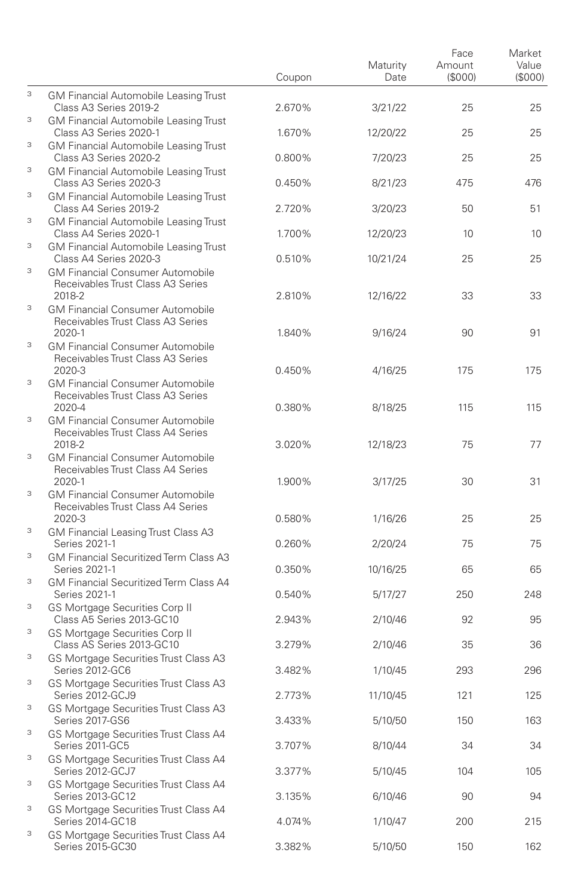| | | Coupon | Maturity Date | Face Amount ($000) | Market Value ($000) |
|---|---|---|---|---|---|
| 3 | GM Financial Automobile Leasing Trust Class A3 Series 2019-2 | 2.670% | 3/21/22 | 25 | 25 |
| 3 | GM Financial Automobile Leasing Trust Class A3 Series 2020-1 | 1.670% | 12/20/22 | 25 | 25 |
| 3 | GM Financial Automobile Leasing Trust Class A3 Series 2020-2 | 0.800% | 7/20/23 | 25 | 25 |
| 3 | GM Financial Automobile Leasing Trust Class A3 Series 2020-3 | 0.450% | 8/21/23 | 475 | 476 |
| 3 | GM Financial Automobile Leasing Trust Class A4 Series 2019-2 | 2.720% | 3/20/23 | 50 | 51 |
| 3 | GM Financial Automobile Leasing Trust Class A4 Series 2020-1 | 1.700% | 12/20/23 | 10 | 10 |
| 3 | GM Financial Automobile Leasing Trust Class A4 Series 2020-3 | 0.510% | 10/21/24 | 25 | 25 |
| 3 | GM Financial Consumer Automobile Receivables Trust Class A3 Series 2018-2 | 2.810% | 12/16/22 | 33 | 33 |
| 3 | GM Financial Consumer Automobile Receivables Trust Class A3 Series 2020-1 | 1.840% | 9/16/24 | 90 | 91 |
| 3 | GM Financial Consumer Automobile Receivables Trust Class A3 Series 2020-3 | 0.450% | 4/16/25 | 175 | 175 |
| 3 | GM Financial Consumer Automobile Receivables Trust Class A3 Series 2020-4 | 0.380% | 8/18/25 | 115 | 115 |
| 3 | GM Financial Consumer Automobile Receivables Trust Class A4 Series 2018-2 | 3.020% | 12/18/23 | 75 | 77 |
| 3 | GM Financial Consumer Automobile Receivables Trust Class A4 Series 2020-1 | 1.900% | 3/17/25 | 30 | 31 |
| 3 | GM Financial Consumer Automobile Receivables Trust Class A4 Series 2020-3 | 0.580% | 1/16/26 | 25 | 25 |
| 3 | GM Financial Leasing Trust Class A3 Series 2021-1 | 0.260% | 2/20/24 | 75 | 75 |
| 3 | GM Financial Securitized Term Class A3 Series 2021-1 | 0.350% | 10/16/25 | 65 | 65 |
| 3 | GM Financial Securitized Term Class A4 Series 2021-1 | 0.540% | 5/17/27 | 250 | 248 |
| 3 | GS Mortgage Securities Corp II Class A5 Series 2013-GC10 | 2.943% | 2/10/46 | 92 | 95 |
| 3 | GS Mortgage Securities Corp II Class AS Series 2013-GC10 | 3.279% | 2/10/46 | 35 | 36 |
| 3 | GS Mortgage Securities Trust Class A3 Series 2012-GC6 | 3.482% | 1/10/45 | 293 | 296 |
| 3 | GS Mortgage Securities Trust Class A3 Series 2012-GCJ9 | 2.773% | 11/10/45 | 121 | 125 |
| 3 | GS Mortgage Securities Trust Class A3 Series 2017-GS6 | 3.433% | 5/10/50 | 150 | 163 |
| 3 | GS Mortgage Securities Trust Class A4 Series 2011-GC5 | 3.707% | 8/10/44 | 34 | 34 |
| 3 | GS Mortgage Securities Trust Class A4 Series 2012-GCJ7 | 3.377% | 5/10/45 | 104 | 105 |
| 3 | GS Mortgage Securities Trust Class A4 Series 2013-GC12 | 3.135% | 6/10/46 | 90 | 94 |
| 3 | GS Mortgage Securities Trust Class A4 Series 2014-GC18 | 4.074% | 1/10/47 | 200 | 215 |
| 3 | GS Mortgage Securities Trust Class A4 Series 2015-GC30 | 3.382% | 5/10/50 | 150 | 162 |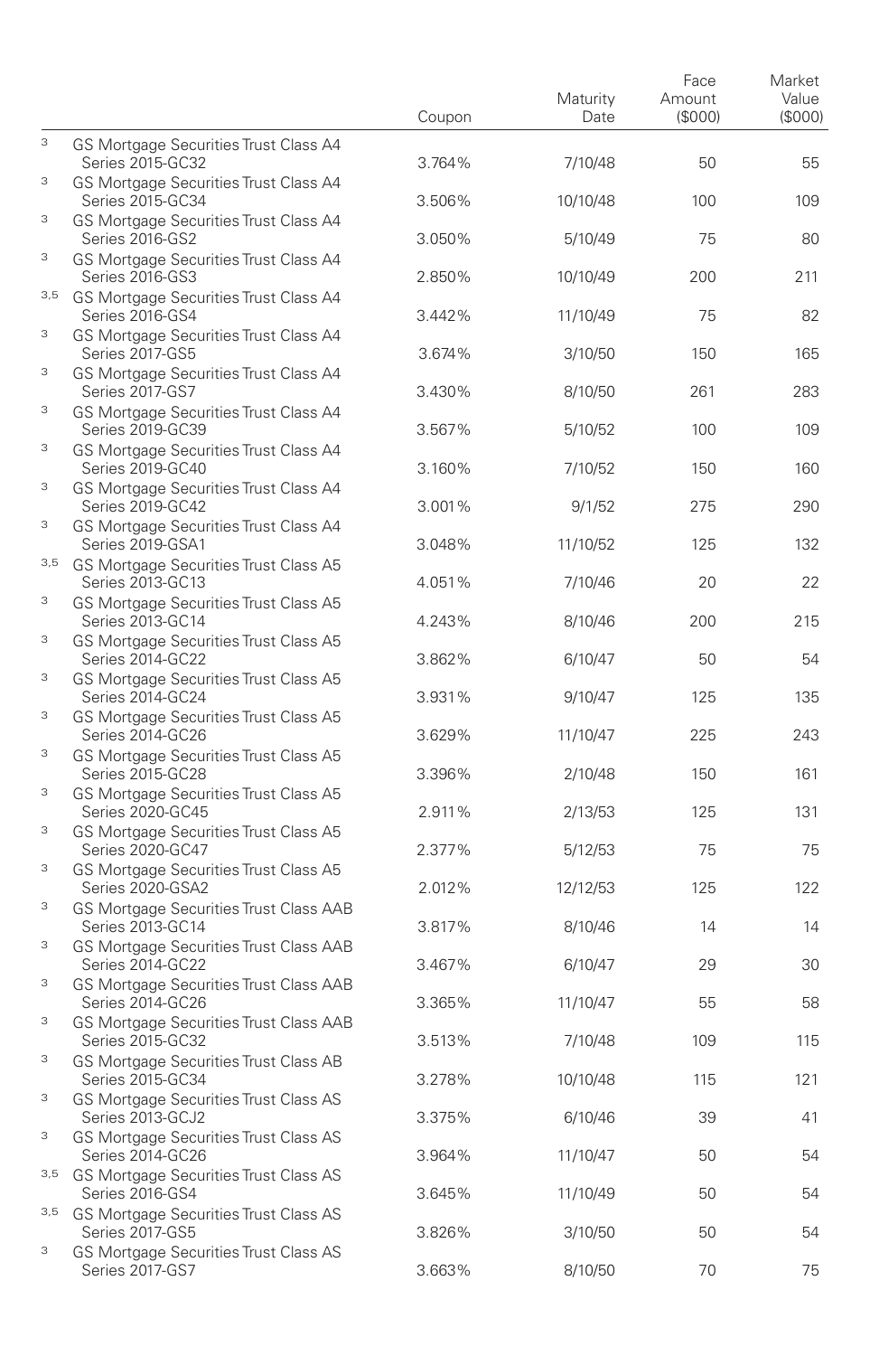| | | Coupon | Maturity Date | Face Amount ($000) | Market Value ($000) |
|---|---|---|---|---|---|
| [3] | GS Mortgage Securities Trust Class A4 Series 2015-GC32 | 3.764% | 7/10/48 | 50 | 55 |
| [3] | GS Mortgage Securities Trust Class A4 Series 2015-GC34 | 3.506% | 10/10/48 | 100 | 109 |
| [3] | GS Mortgage Securities Trust Class A4 Series 2016-GS2 | 3.050% | 5/10/49 | 75 | 80 |
| [3] | GS Mortgage Securities Trust Class A4 Series 2016-GS3 | 2.850% | 10/10/49 | 200 | 211 |
| [3,5] | GS Mortgage Securities Trust Class A4 Series 2016-GS4 | 3.442% | 11/10/49 | 75 | 82 |
| [3] | GS Mortgage Securities Trust Class A4 Series 2017-GS5 | 3.674% | 3/10/50 | 150 | 165 |
| [3] | GS Mortgage Securities Trust Class A4 Series 2017-GS7 | 3.430% | 8/10/50 | 261 | 283 |
| [3] | GS Mortgage Securities Trust Class A4 Series 2019-GC39 | 3.567% | 5/10/52 | 100 | 109 |
| [3] | GS Mortgage Securities Trust Class A4 Series 2019-GC40 | 3.160% | 7/10/52 | 150 | 160 |
| [3] | GS Mortgage Securities Trust Class A4 Series 2019-GC42 | 3.001% | 9/1/52 | 275 | 290 |
| [3] | GS Mortgage Securities Trust Class A4 Series 2019-GSA1 | 3.048% | 11/10/52 | 125 | 132 |
| [3,5] | GS Mortgage Securities Trust Class A5 Series 2013-GC13 | 4.051% | 7/10/46 | 20 | 22 |
| [3] | GS Mortgage Securities Trust Class A5 Series 2013-GC14 | 4.243% | 8/10/46 | 200 | 215 |
| [3] | GS Mortgage Securities Trust Class A5 Series 2014-GC22 | 3.862% | 6/10/47 | 50 | 54 |
| [3] | GS Mortgage Securities Trust Class A5 Series 2014-GC24 | 3.931% | 9/10/47 | 125 | 135 |
| [3] | GS Mortgage Securities Trust Class A5 Series 2014-GC26 | 3.629% | 11/10/47 | 225 | 243 |
| [3] | GS Mortgage Securities Trust Class A5 Series 2015-GC28 | 3.396% | 2/10/48 | 150 | 161 |
| [3] | GS Mortgage Securities Trust Class A5 Series 2020-GC45 | 2.911% | 2/13/53 | 125 | 131 |
| [3] | GS Mortgage Securities Trust Class A5 Series 2020-GC47 | 2.377% | 5/12/53 | 75 | 75 |
| [3] | GS Mortgage Securities Trust Class A5 Series 2020-GSA2 | 2.012% | 12/12/53 | 125 | 122 |
| [3] | GS Mortgage Securities Trust Class AAB Series 2013-GC14 | 3.817% | 8/10/46 | 14 | 14 |
| [3] | GS Mortgage Securities Trust Class AAB Series 2014-GC22 | 3.467% | 6/10/47 | 29 | 30 |
| [3] | GS Mortgage Securities Trust Class AAB Series 2014-GC26 | 3.365% | 11/10/47 | 55 | 58 |
| [3] | GS Mortgage Securities Trust Class AAB Series 2015-GC32 | 3.513% | 7/10/48 | 109 | 115 |
| [3] | GS Mortgage Securities Trust Class AB Series 2015-GC34 | 3.278% | 10/10/48 | 115 | 121 |
| [3] | GS Mortgage Securities Trust Class AS Series 2013-GCJ2 | 3.375% | 6/10/46 | 39 | 41 |
| [3] | GS Mortgage Securities Trust Class AS Series 2014-GC26 | 3.964% | 11/10/47 | 50 | 54 |
| [3,5] | GS Mortgage Securities Trust Class AS Series 2016-GS4 | 3.645% | 11/10/49 | 50 | 54 |
| [3,5] | GS Mortgage Securities Trust Class AS Series 2017-GS5 | 3.826% | 3/10/50 | 50 | 54 |
| [3] | GS Mortgage Securities Trust Class AS Series 2017-GS7 | 3.663% | 8/10/50 | 70 | 75 |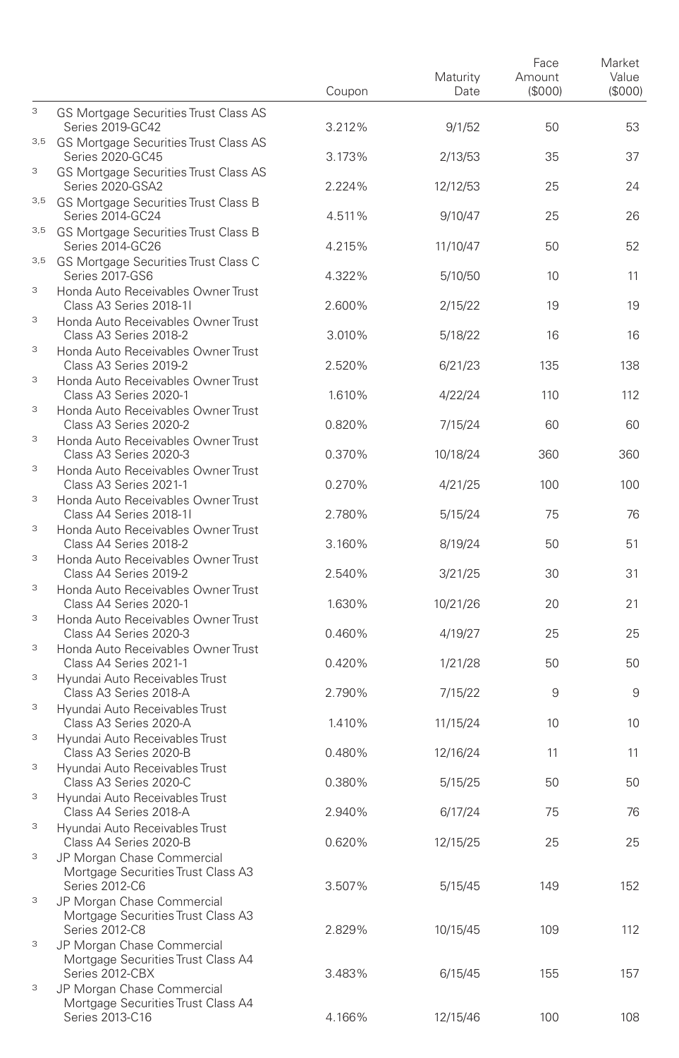| | | Coupon | Maturity Date | Face Amount ($000) | Market Value ($000) |
|---|---|---|---|---|---|
| [3] | GS Mortgage Securities Trust Class AS Series 2019-GC42 | 3.212% | 9/1/52 | 50 | 53 |
| [3,5] | GS Mortgage Securities Trust Class AS Series 2020-GC45 | 3.173% | 2/13/53 | 35 | 37 |
| [3] | GS Mortgage Securities Trust Class AS Series 2020-GSA2 | 2.224% | 12/12/53 | 25 | 24 |
| [3,5] | GS Mortgage Securities Trust Class B Series 2014-GC24 | 4.511% | 9/10/47 | 25 | 26 |
| [3,5] | GS Mortgage Securities Trust Class B Series 2014-GC26 | 4.215% | 11/10/47 | 50 | 52 |
| [3,5] | GS Mortgage Securities Trust Class C Series 2017-GS6 | 4.322% | 5/10/50 | 10 | 11 |
| [3] | Honda Auto Receivables Owner Trust Class A3 Series 2018-1I | 2.600% | 2/15/22 | 19 | 19 |
| [3] | Honda Auto Receivables Owner Trust Class A3 Series 2018-2 | 3.010% | 5/18/22 | 16 | 16 |
| [3] | Honda Auto Receivables Owner Trust Class A3 Series 2019-2 | 2.520% | 6/21/23 | 135 | 138 |
| [3] | Honda Auto Receivables Owner Trust Class A3 Series 2020-1 | 1.610% | 4/22/24 | 110 | 112 |
| [3] | Honda Auto Receivables Owner Trust Class A3 Series 2020-2 | 0.820% | 7/15/24 | 60 | 60 |
| [3] | Honda Auto Receivables Owner Trust Class A3 Series 2020-3 | 0.370% | 10/18/24 | 360 | 360 |
| [3] | Honda Auto Receivables Owner Trust Class A3 Series 2021-1 | 0.270% | 4/21/25 | 100 | 100 |
| [3] | Honda Auto Receivables Owner Trust Class A4 Series 2018-1I | 2.780% | 5/15/24 | 75 | 76 |
| [3] | Honda Auto Receivables Owner Trust Class A4 Series 2018-2 | 3.160% | 8/19/24 | 50 | 51 |
| [3] | Honda Auto Receivables Owner Trust Class A4 Series 2019-2 | 2.540% | 3/21/25 | 30 | 31 |
| [3] | Honda Auto Receivables Owner Trust Class A4 Series 2020-1 | 1.630% | 10/21/26 | 20 | 21 |
| [3] | Honda Auto Receivables Owner Trust Class A4 Series 2020-3 | 0.460% | 4/19/27 | 25 | 25 |
| [3] | Honda Auto Receivables Owner Trust Class A4 Series 2021-1 | 0.420% | 1/21/28 | 50 | 50 |
| [3] | Hyundai Auto Receivables Trust Class A3 Series 2018-A | 2.790% | 7/15/22 | 9 | 9 |
| [3] | Hyundai Auto Receivables Trust Class A3 Series 2020-A | 1.410% | 11/15/24 | 10 | 10 |
| [3] | Hyundai Auto Receivables Trust Class A3 Series 2020-B | 0.480% | 12/16/24 | 11 | 11 |
| [3] | Hyundai Auto Receivables Trust Class A3 Series 2020-C | 0.380% | 5/15/25 | 50 | 50 |
| [3] | Hyundai Auto Receivables Trust Class A4 Series 2018-A | 2.940% | 6/17/24 | 75 | 76 |
| [3] | Hyundai Auto Receivables Trust Class A4 Series 2020-B | 0.620% | 12/15/25 | 25 | 25 |
| [3] | JP Morgan Chase Commercial Mortgage Securities Trust Class A3 Series 2012-C6 | 3.507% | 5/15/45 | 149 | 152 |
| [3] | JP Morgan Chase Commercial Mortgage Securities Trust Class A3 Series 2012-C8 | 2.829% | 10/15/45 | 109 | 112 |
| [3] | JP Morgan Chase Commercial Mortgage Securities Trust Class A4 Series 2012-CBX | 3.483% | 6/15/45 | 155 | 157 |
| [3] | JP Morgan Chase Commercial Mortgage Securities Trust Class A4 Series 2013-C16 | 4.166% | 12/15/46 | 100 | 108 |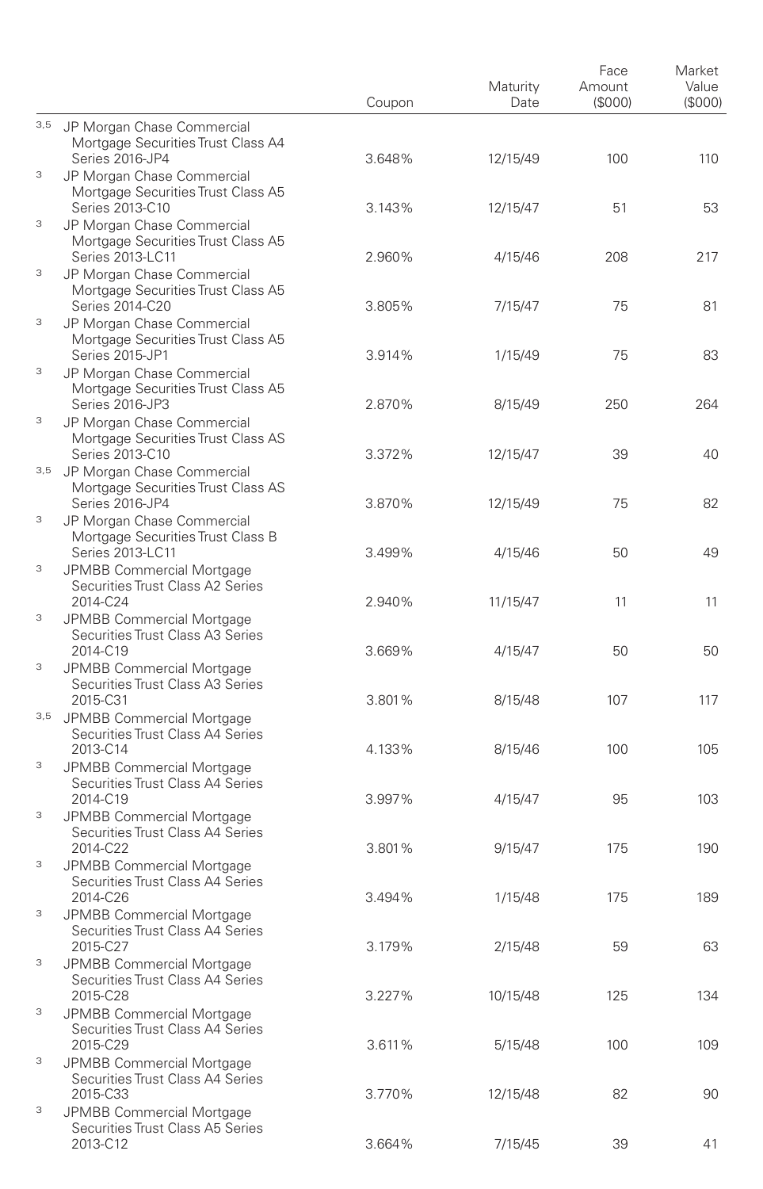| | | Coupon | Maturity Date | Face Amount ($000) | Market Value ($000) |
|---|---|---|---|---|---|
| 3,5 | JP Morgan Chase Commercial Mortgage Securities Trust Class A4 Series 2016-JP4 | 3.648% | 12/15/49 | 100 | 110 |
| 3 | JP Morgan Chase Commercial Mortgage Securities Trust Class A5 Series 2013-C10 | 3.143% | 12/15/47 | 51 | 53 |
| 3 | JP Morgan Chase Commercial Mortgage Securities Trust Class A5 Series 2013-LC11 | 2.960% | 4/15/46 | 208 | 217 |
| 3 | JP Morgan Chase Commercial Mortgage Securities Trust Class A5 Series 2014-C20 | 3.805% | 7/15/47 | 75 | 81 |
| 3 | JP Morgan Chase Commercial Mortgage Securities Trust Class A5 Series 2015-JP1 | 3.914% | 1/15/49 | 75 | 83 |
| 3 | JP Morgan Chase Commercial Mortgage Securities Trust Class A5 Series 2016-JP3 | 2.870% | 8/15/49 | 250 | 264 |
| 3 | JP Morgan Chase Commercial Mortgage Securities Trust Class AS Series 2013-C10 | 3.372% | 12/15/47 | 39 | 40 |
| 3,5 | JP Morgan Chase Commercial Mortgage Securities Trust Class AS Series 2016-JP4 | 3.870% | 12/15/49 | 75 | 82 |
| 3 | JP Morgan Chase Commercial Mortgage Securities Trust Class B Series 2013-LC11 | 3.499% | 4/15/46 | 50 | 49 |
| 3 | JPMBB Commercial Mortgage Securities Trust Class A2 Series 2014-C24 | 2.940% | 11/15/47 | 11 | 11 |
| 3 | JPMBB Commercial Mortgage Securities Trust Class A3 Series 2014-C19 | 3.669% | 4/15/47 | 50 | 50 |
| 3 | JPMBB Commercial Mortgage Securities Trust Class A3 Series 2015-C31 | 3.801% | 8/15/48 | 107 | 117 |
| 3,5 | JPMBB Commercial Mortgage Securities Trust Class A4 Series 2013-C14 | 4.133% | 8/15/46 | 100 | 105 |
| 3 | JPMBB Commercial Mortgage Securities Trust Class A4 Series 2014-C19 | 3.997% | 4/15/47 | 95 | 103 |
| 3 | JPMBB Commercial Mortgage Securities Trust Class A4 Series 2014-C22 | 3.801% | 9/15/47 | 175 | 190 |
| 3 | JPMBB Commercial Mortgage Securities Trust Class A4 Series 2014-C26 | 3.494% | 1/15/48 | 175 | 189 |
| 3 | JPMBB Commercial Mortgage Securities Trust Class A4 Series 2015-C27 | 3.179% | 2/15/48 | 59 | 63 |
| 3 | JPMBB Commercial Mortgage Securities Trust Class A4 Series 2015-C28 | 3.227% | 10/15/48 | 125 | 134 |
| 3 | JPMBB Commercial Mortgage Securities Trust Class A4 Series 2015-C29 | 3.611% | 5/15/48 | 100 | 109 |
| 3 | JPMBB Commercial Mortgage Securities Trust Class A4 Series 2015-C33 | 3.770% | 12/15/48 | 82 | 90 |
| 3 | JPMBB Commercial Mortgage Securities Trust Class A5 Series 2013-C12 | 3.664% | 7/15/45 | 39 | 41 |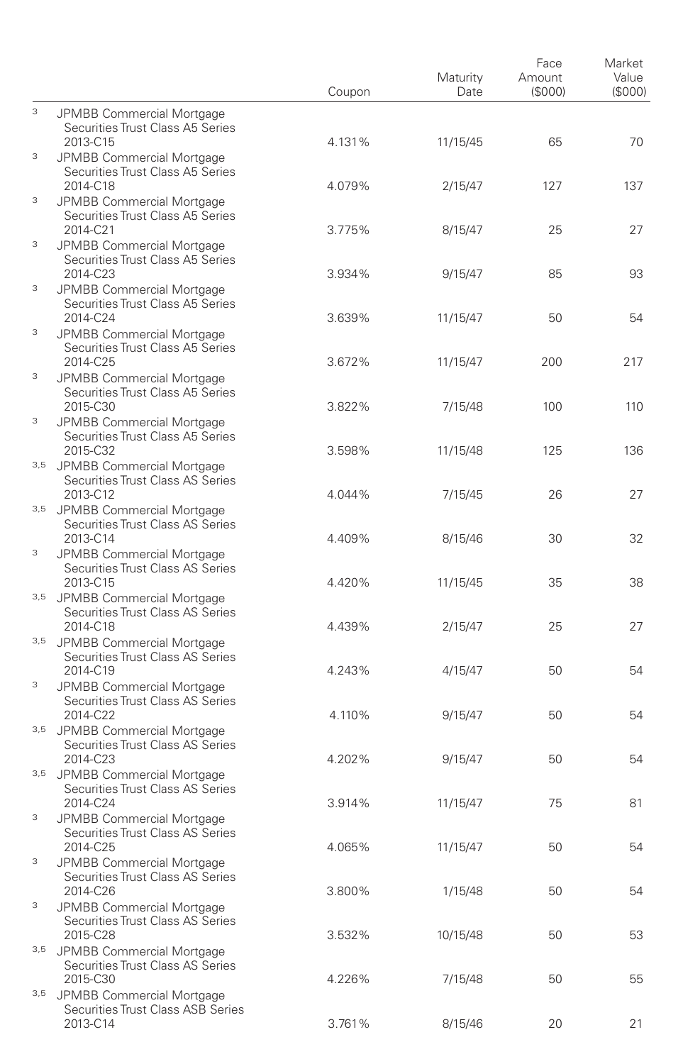| | Coupon | Maturity Date | Face Amount ($000) | Market Value ($000) |
|---|---|---|---|---|
| [3] JPMBB Commercial Mortgage Securities Trust Class A5 Series 2013-C15 | 4.131% | 11/15/45 | 65 | 70 |
| [3] JPMBB Commercial Mortgage Securities Trust Class A5 Series 2014-C18 | 4.079% | 2/15/47 | 127 | 137 |
| [3] JPMBB Commercial Mortgage Securities Trust Class A5 Series 2014-C21 | 3.775% | 8/15/47 | 25 | 27 |
| [3] JPMBB Commercial Mortgage Securities Trust Class A5 Series 2014-C23 | 3.934% | 9/15/47 | 85 | 93 |
| [3] JPMBB Commercial Mortgage Securities Trust Class A5 Series 2014-C24 | 3.639% | 11/15/47 | 50 | 54 |
| [3] JPMBB Commercial Mortgage Securities Trust Class A5 Series 2014-C25 | 3.672% | 11/15/47 | 200 | 217 |
| [3] JPMBB Commercial Mortgage Securities Trust Class A5 Series 2015-C30 | 3.822% | 7/15/48 | 100 | 110 |
| [3] JPMBB Commercial Mortgage Securities Trust Class A5 Series 2015-C32 | 3.598% | 11/15/48 | 125 | 136 |
| [3,5] JPMBB Commercial Mortgage Securities Trust Class AS Series 2013-C12 | 4.044% | 7/15/45 | 26 | 27 |
| [3,5] JPMBB Commercial Mortgage Securities Trust Class AS Series 2013-C14 | 4.409% | 8/15/46 | 30 | 32 |
| [3] JPMBB Commercial Mortgage Securities Trust Class AS Series 2013-C15 | 4.420% | 11/15/45 | 35 | 38 |
| [3,5] JPMBB Commercial Mortgage Securities Trust Class AS Series 2014-C18 | 4.439% | 2/15/47 | 25 | 27 |
| [3,5] JPMBB Commercial Mortgage Securities Trust Class AS Series 2014-C19 | 4.243% | 4/15/47 | 50 | 54 |
| [3] JPMBB Commercial Mortgage Securities Trust Class AS Series 2014-C22 | 4.110% | 9/15/47 | 50 | 54 |
| [3,5] JPMBB Commercial Mortgage Securities Trust Class AS Series 2014-C23 | 4.202% | 9/15/47 | 50 | 54 |
| [3,5] JPMBB Commercial Mortgage Securities Trust Class AS Series 2014-C24 | 3.914% | 11/15/47 | 75 | 81 |
| [3] JPMBB Commercial Mortgage Securities Trust Class AS Series 2014-C25 | 4.065% | 11/15/47 | 50 | 54 |
| [3] JPMBB Commercial Mortgage Securities Trust Class AS Series 2014-C26 | 3.800% | 1/15/48 | 50 | 54 |
| [3] JPMBB Commercial Mortgage Securities Trust Class AS Series 2015-C28 | 3.532% | 10/15/48 | 50 | 53 |
| [3,5] JPMBB Commercial Mortgage Securities Trust Class AS Series 2015-C30 | 4.226% | 7/15/48 | 50 | 55 |
| [3,5] JPMBB Commercial Mortgage Securities Trust Class ASB Series 2013-C14 | 3.761% | 8/15/46 | 20 | 21 |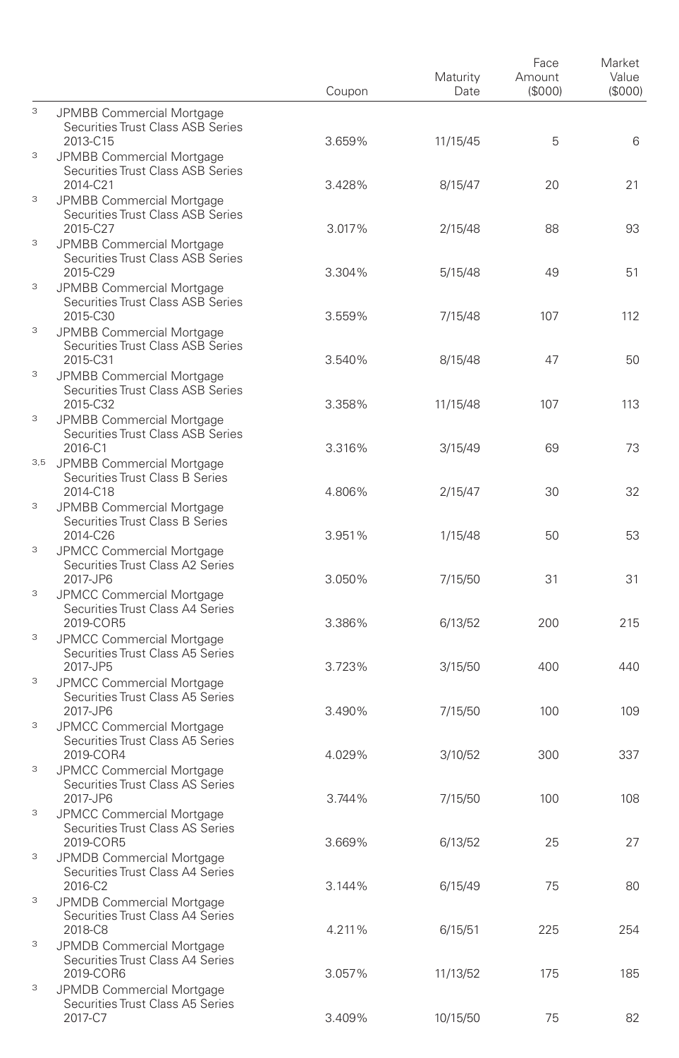| | Coupon | Maturity Date | Face Amount ($000) | Market Value ($000) |
|---|---|---|---|---|
| [3] JPMBB Commercial Mortgage Securities Trust Class ASB Series 2013-C15 | 3.659% | 11/15/45 | 5 | 6 |
| [3] JPMBB Commercial Mortgage Securities Trust Class ASB Series 2014-C21 | 3.428% | 8/15/47 | 20 | 21 |
| [3] JPMBB Commercial Mortgage Securities Trust Class ASB Series 2015-C27 | 3.017% | 2/15/48 | 88 | 93 |
| [3] JPMBB Commercial Mortgage Securities Trust Class ASB Series 2015-C29 | 3.304% | 5/15/48 | 49 | 51 |
| [3] JPMBB Commercial Mortgage Securities Trust Class ASB Series 2015-C30 | 3.559% | 7/15/48 | 107 | 112 |
| [3] JPMBB Commercial Mortgage Securities Trust Class ASB Series 2015-C31 | 3.540% | 8/15/48 | 47 | 50 |
| [3] JPMBB Commercial Mortgage Securities Trust Class ASB Series 2015-C32 | 3.358% | 11/15/48 | 107 | 113 |
| [3] JPMBB Commercial Mortgage Securities Trust Class ASB Series 2016-C1 | 3.316% | 3/15/49 | 69 | 73 |
| [3,5] JPMBB Commercial Mortgage Securities Trust Class B Series 2014-C18 | 4.806% | 2/15/47 | 30 | 32 |
| [3] JPMBB Commercial Mortgage Securities Trust Class B Series 2014-C26 | 3.951% | 1/15/48 | 50 | 53 |
| [3] JPMCC Commercial Mortgage Securities Trust Class A2 Series 2017-JP6 | 3.050% | 7/15/50 | 31 | 31 |
| [3] JPMCC Commercial Mortgage Securities Trust Class A4 Series 2019-COR5 | 3.386% | 6/13/52 | 200 | 215 |
| [3] JPMCC Commercial Mortgage Securities Trust Class A5 Series 2017-JP5 | 3.723% | 3/15/50 | 400 | 440 |
| [3] JPMCC Commercial Mortgage Securities Trust Class A5 Series 2017-JP6 | 3.490% | 7/15/50 | 100 | 109 |
| [3] JPMCC Commercial Mortgage Securities Trust Class A5 Series 2019-COR4 | 4.029% | 3/10/52 | 300 | 337 |
| [3] JPMCC Commercial Mortgage Securities Trust Class AS Series 2017-JP6 | 3.744% | 7/15/50 | 100 | 108 |
| [3] JPMCC Commercial Mortgage Securities Trust Class AS Series 2019-COR5 | 3.669% | 6/13/52 | 25 | 27 |
| [3] JPMDB Commercial Mortgage Securities Trust Class A4 Series 2016-C2 | 3.144% | 6/15/49 | 75 | 80 |
| [3] JPMDB Commercial Mortgage Securities Trust Class A4 Series 2018-C8 | 4.211% | 6/15/51 | 225 | 254 |
| [3] JPMDB Commercial Mortgage Securities Trust Class A4 Series 2019-COR6 | 3.057% | 11/13/52 | 175 | 185 |
| [3] JPMDB Commercial Mortgage Securities Trust Class A5 Series 2017-C7 | 3.409% | 10/15/50 | 75 | 82 |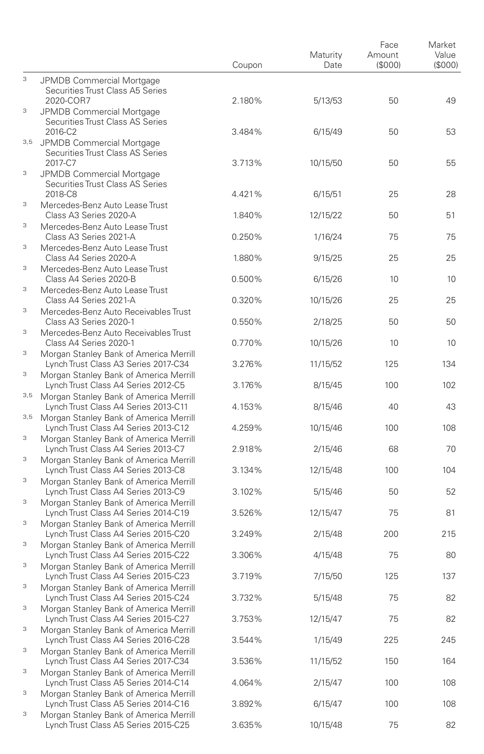| | | Coupon | Maturity Date | Face Amount ($000) | Market Value ($000) |
|---|---|---|---|---|---|
| 3 | JPMDB Commercial Mortgage Securities Trust Class A5 Series 2020-COR7 | 2.180% | 5/13/53 | 50 | 49 |
| 3 | JPMDB Commercial Mortgage Securities Trust Class AS Series 2016-C2 | 3.484% | 6/15/49 | 50 | 53 |
| 3,5 | JPMDB Commercial Mortgage Securities Trust Class AS Series 2017-C7 | 3.713% | 10/15/50 | 50 | 55 |
| 3 | JPMDB Commercial Mortgage Securities Trust Class AS Series 2018-C8 | 4.421% | 6/15/51 | 25 | 28 |
| 3 | Mercedes-Benz Auto Lease Trust Class A3 Series 2020-A | 1.840% | 12/15/22 | 50 | 51 |
| 3 | Mercedes-Benz Auto Lease Trust Class A3 Series 2021-A | 0.250% | 1/16/24 | 75 | 75 |
| 3 | Mercedes-Benz Auto Lease Trust Class A4 Series 2020-A | 1.880% | 9/15/25 | 25 | 25 |
| 3 | Mercedes-Benz Auto Lease Trust Class A4 Series 2020-B | 0.500% | 6/15/26 | 10 | 10 |
| 3 | Mercedes-Benz Auto Lease Trust Class A4 Series 2021-A | 0.320% | 10/15/26 | 25 | 25 |
| 3 | Mercedes-Benz Auto Receivables Trust Class A3 Series 2020-1 | 0.550% | 2/18/25 | 50 | 50 |
| 3 | Mercedes-Benz Auto Receivables Trust Class A4 Series 2020-1 | 0.770% | 10/15/26 | 10 | 10 |
| 3 | Morgan Stanley Bank of America Merrill Lynch Trust Class A3 Series 2017-C34 | 3.276% | 11/15/52 | 125 | 134 |
| 3 | Morgan Stanley Bank of America Merrill Lynch Trust Class A4 Series 2012-C5 | 3.176% | 8/15/45 | 100 | 102 |
| 3,5 | Morgan Stanley Bank of America Merrill Lynch Trust Class A4 Series 2013-C11 | 4.153% | 8/15/46 | 40 | 43 |
| 3,5 | Morgan Stanley Bank of America Merrill Lynch Trust Class A4 Series 2013-C12 | 4.259% | 10/15/46 | 100 | 108 |
| 3 | Morgan Stanley Bank of America Merrill Lynch Trust Class A4 Series 2013-C7 | 2.918% | 2/15/46 | 68 | 70 |
| 3 | Morgan Stanley Bank of America Merrill Lynch Trust Class A4 Series 2013-C8 | 3.134% | 12/15/48 | 100 | 104 |
| 3 | Morgan Stanley Bank of America Merrill Lynch Trust Class A4 Series 2013-C9 | 3.102% | 5/15/46 | 50 | 52 |
| 3 | Morgan Stanley Bank of America Merrill Lynch Trust Class A4 Series 2014-C19 | 3.526% | 12/15/47 | 75 | 81 |
| 3 | Morgan Stanley Bank of America Merrill Lynch Trust Class A4 Series 2015-C20 | 3.249% | 2/15/48 | 200 | 215 |
| 3 | Morgan Stanley Bank of America Merrill Lynch Trust Class A4 Series 2015-C22 | 3.306% | 4/15/48 | 75 | 80 |
| 3 | Morgan Stanley Bank of America Merrill Lynch Trust Class A4 Series 2015-C23 | 3.719% | 7/15/50 | 125 | 137 |
| 3 | Morgan Stanley Bank of America Merrill Lynch Trust Class A4 Series 2015-C24 | 3.732% | 5/15/48 | 75 | 82 |
| 3 | Morgan Stanley Bank of America Merrill Lynch Trust Class A4 Series 2015-C27 | 3.753% | 12/15/47 | 75 | 82 |
| 3 | Morgan Stanley Bank of America Merrill Lynch Trust Class A4 Series 2016-C28 | 3.544% | 1/15/49 | 225 | 245 |
| 3 | Morgan Stanley Bank of America Merrill Lynch Trust Class A4 Series 2017-C34 | 3.536% | 11/15/52 | 150 | 164 |
| 3 | Morgan Stanley Bank of America Merrill Lynch Trust Class A5 Series 2014-C14 | 4.064% | 2/15/47 | 100 | 108 |
| 3 | Morgan Stanley Bank of America Merrill Lynch Trust Class A5 Series 2014-C16 | 3.892% | 6/15/47 | 100 | 108 |
| 3 | Morgan Stanley Bank of America Merrill Lynch Trust Class A5 Series 2015-C25 | 3.635% | 10/15/48 | 75 | 82 |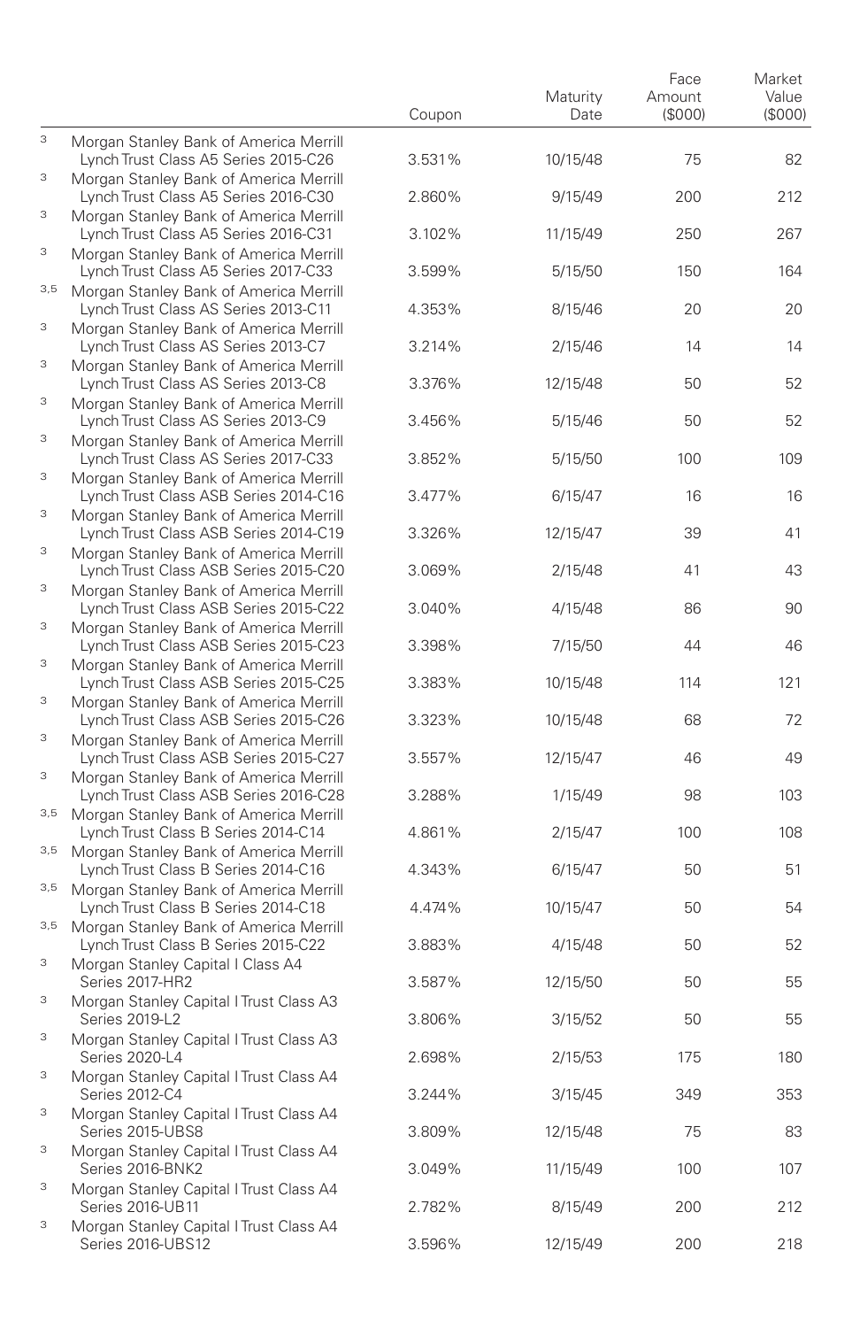| | | Coupon | Maturity Date | Face Amount ($000) | Market Value ($000) |
|---|---|---|---|---|---|
| [3] | Morgan Stanley Bank of America Merrill Lynch Trust Class A5 Series 2015-C26 | 3.531% | 10/15/48 | 75 | 82 |
| [3] | Morgan Stanley Bank of America Merrill Lynch Trust Class A5 Series 2016-C30 | 2.860% | 9/15/49 | 200 | 212 |
| [3] | Morgan Stanley Bank of America Merrill Lynch Trust Class A5 Series 2016-C31 | 3.102% | 11/15/49 | 250 | 267 |
| [3] | Morgan Stanley Bank of America Merrill Lynch Trust Class A5 Series 2017-C33 | 3.599% | 5/15/50 | 150 | 164 |
| [3,5] | Morgan Stanley Bank of America Merrill Lynch Trust Class AS Series 2013-C11 | 4.353% | 8/15/46 | 20 | 20 |
| [3] | Morgan Stanley Bank of America Merrill Lynch Trust Class AS Series 2013-C7 | 3.214% | 2/15/46 | 14 | 14 |
| [3] | Morgan Stanley Bank of America Merrill Lynch Trust Class AS Series 2013-C8 | 3.376% | 12/15/48 | 50 | 52 |
| [3] | Morgan Stanley Bank of America Merrill Lynch Trust Class AS Series 2013-C9 | 3.456% | 5/15/46 | 50 | 52 |
| [3] | Morgan Stanley Bank of America Merrill Lynch Trust Class AS Series 2017-C33 | 3.852% | 5/15/50 | 100 | 109 |
| [3] | Morgan Stanley Bank of America Merrill Lynch Trust Class ASB Series 2014-C16 | 3.477% | 6/15/47 | 16 | 16 |
| [3] | Morgan Stanley Bank of America Merrill Lynch Trust Class ASB Series 2014-C19 | 3.326% | 12/15/47 | 39 | 41 |
| [3] | Morgan Stanley Bank of America Merrill Lynch Trust Class ASB Series 2015-C20 | 3.069% | 2/15/48 | 41 | 43 |
| [3] | Morgan Stanley Bank of America Merrill Lynch Trust Class ASB Series 2015-C22 | 3.040% | 4/15/48 | 86 | 90 |
| [3] | Morgan Stanley Bank of America Merrill Lynch Trust Class ASB Series 2015-C23 | 3.398% | 7/15/50 | 44 | 46 |
| [3] | Morgan Stanley Bank of America Merrill Lynch Trust Class ASB Series 2015-C25 | 3.383% | 10/15/48 | 114 | 121 |
| [3] | Morgan Stanley Bank of America Merrill Lynch Trust Class ASB Series 2015-C26 | 3.323% | 10/15/48 | 68 | 72 |
| [3] | Morgan Stanley Bank of America Merrill Lynch Trust Class ASB Series 2015-C27 | 3.557% | 12/15/47 | 46 | 49 |
| [3] | Morgan Stanley Bank of America Merrill Lynch Trust Class ASB Series 2016-C28 | 3.288% | 1/15/49 | 98 | 103 |
| [3,5] | Morgan Stanley Bank of America Merrill Lynch Trust Class B Series 2014-C14 | 4.861% | 2/15/47 | 100 | 108 |
| [3,5] | Morgan Stanley Bank of America Merrill Lynch Trust Class B Series 2014-C16 | 4.343% | 6/15/47 | 50 | 51 |
| [3,5] | Morgan Stanley Bank of America Merrill Lynch Trust Class B Series 2014-C18 | 4.474% | 10/15/47 | 50 | 54 |
| [3,5] | Morgan Stanley Bank of America Merrill Lynch Trust Class B Series 2015-C22 | 3.883% | 4/15/48 | 50 | 52 |
| [3] | Morgan Stanley Capital I Class A4 Series 2017-HR2 | 3.587% | 12/15/50 | 50 | 55 |
| [3] | Morgan Stanley Capital I Trust Class A3 Series 2019-L2 | 3.806% | 3/15/52 | 50 | 55 |
| [3] | Morgan Stanley Capital I Trust Class A3 Series 2020-L4 | 2.698% | 2/15/53 | 175 | 180 |
| [3] | Morgan Stanley Capital I Trust Class A4 Series 2012-C4 | 3.244% | 3/15/45 | 349 | 353 |
| [3] | Morgan Stanley Capital I Trust Class A4 Series 2015-UBS8 | 3.809% | 12/15/48 | 75 | 83 |
| [3] | Morgan Stanley Capital I Trust Class A4 Series 2016-BNK2 | 3.049% | 11/15/49 | 100 | 107 |
| [3] | Morgan Stanley Capital I Trust Class A4 Series 2016-UB11 | 2.782% | 8/15/49 | 200 | 212 |
| [3] | Morgan Stanley Capital I Trust Class A4 Series 2016-UBS12 | 3.596% | 12/15/49 | 200 | 218 |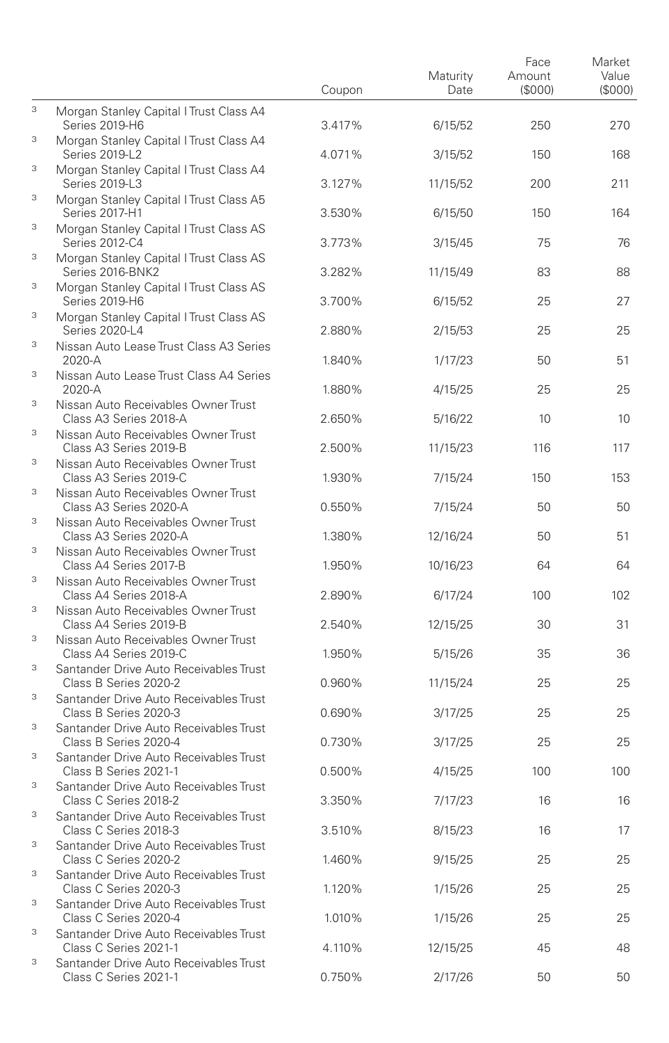| | Coupon | Maturity Date | Face Amount ($000) | Market Value ($000) |
|---|---|---|---|---|
| [3] Morgan Stanley Capital I Trust Class A4 Series 2019-H6 | 3.417% | 6/15/52 | 250 | 270 |
| [3] Morgan Stanley Capital I Trust Class A4 Series 2019-L2 | 4.071% | 3/15/52 | 150 | 168 |
| [3] Morgan Stanley Capital I Trust Class A4 Series 2019-L3 | 3.127% | 11/15/52 | 200 | 211 |
| [3] Morgan Stanley Capital I Trust Class A5 Series 2017-H1 | 3.530% | 6/15/50 | 150 | 164 |
| [3] Morgan Stanley Capital I Trust Class AS Series 2012-C4 | 3.773% | 3/15/45 | 75 | 76 |
| [3] Morgan Stanley Capital I Trust Class AS Series 2016-BNK2 | 3.282% | 11/15/49 | 83 | 88 |
| [3] Morgan Stanley Capital I Trust Class AS Series 2019-H6 | 3.700% | 6/15/52 | 25 | 27 |
| [3] Morgan Stanley Capital I Trust Class AS Series 2020-L4 | 2.880% | 2/15/53 | 25 | 25 |
| [3] Nissan Auto Lease Trust Class A3 Series 2020-A | 1.840% | 1/17/23 | 50 | 51 |
| [3] Nissan Auto Lease Trust Class A4 Series 2020-A | 1.880% | 4/15/25 | 25 | 25 |
| [3] Nissan Auto Receivables Owner Trust Class A3 Series 2018-A | 2.650% | 5/16/22 | 10 | 10 |
| [3] Nissan Auto Receivables Owner Trust Class A3 Series 2019-B | 2.500% | 11/15/23 | 116 | 117 |
| [3] Nissan Auto Receivables Owner Trust Class A3 Series 2019-C | 1.930% | 7/15/24 | 150 | 153 |
| [3] Nissan Auto Receivables Owner Trust Class A3 Series 2020-A | 0.550% | 7/15/24 | 50 | 50 |
| [3] Nissan Auto Receivables Owner Trust Class A3 Series 2020-A | 1.380% | 12/16/24 | 50 | 51 |
| [3] Nissan Auto Receivables Owner Trust Class A4 Series 2017-B | 1.950% | 10/16/23 | 64 | 64 |
| [3] Nissan Auto Receivables Owner Trust Class A4 Series 2018-A | 2.890% | 6/17/24 | 100 | 102 |
| [3] Nissan Auto Receivables Owner Trust Class A4 Series 2019-B | 2.540% | 12/15/25 | 30 | 31 |
| [3] Nissan Auto Receivables Owner Trust Class A4 Series 2019-C | 1.950% | 5/15/26 | 35 | 36 |
| [3] Santander Drive Auto Receivables Trust Class B Series 2020-2 | 0.960% | 11/15/24 | 25 | 25 |
| [3] Santander Drive Auto Receivables Trust Class B Series 2020-3 | 0.690% | 3/17/25 | 25 | 25 |
| [3] Santander Drive Auto Receivables Trust Class B Series 2020-4 | 0.730% | 3/17/25 | 25 | 25 |
| [3] Santander Drive Auto Receivables Trust Class B Series 2021-1 | 0.500% | 4/15/25 | 100 | 100 |
| [3] Santander Drive Auto Receivables Trust Class C Series 2018-2 | 3.350% | 7/17/23 | 16 | 16 |
| [3] Santander Drive Auto Receivables Trust Class C Series 2018-3 | 3.510% | 8/15/23 | 16 | 17 |
| [3] Santander Drive Auto Receivables Trust Class C Series 2020-2 | 1.460% | 9/15/25 | 25 | 25 |
| [3] Santander Drive Auto Receivables Trust Class C Series 2020-3 | 1.120% | 1/15/26 | 25 | 25 |
| [3] Santander Drive Auto Receivables Trust Class C Series 2020-4 | 1.010% | 1/15/26 | 25 | 25 |
| [3] Santander Drive Auto Receivables Trust Class C Series 2021-1 | 4.110% | 12/15/25 | 45 | 48 |
| [3] Santander Drive Auto Receivables Trust Class C Series 2021-1 | 0.750% | 2/17/26 | 50 | 50 |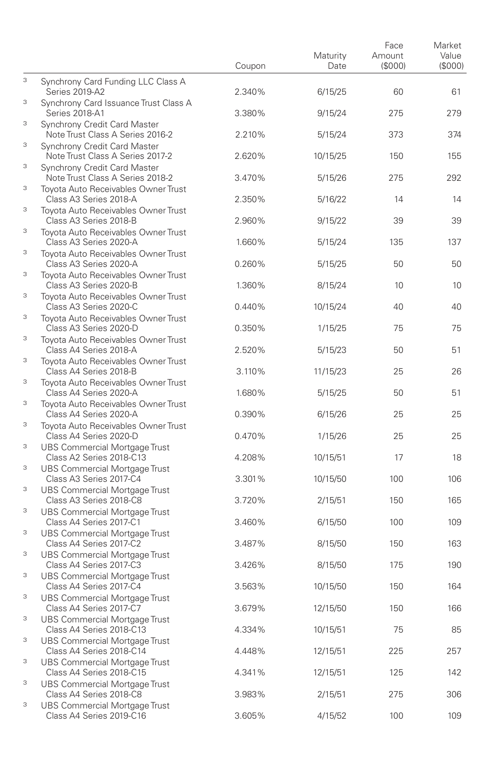| | | Coupon | Maturity Date | Face Amount ($000) | Market Value ($000) |
|---|---|---|---|---|---|
| 3 | Synchrony Card Funding LLC Class A Series 2019-A2 | 2.340% | 6/15/25 | 60 | 61 |
| 3 | Synchrony Card Issuance Trust Class A Series 2018-A1 | 3.380% | 9/15/24 | 275 | 279 |
| 3 | Synchrony Credit Card Master Note Trust Class A Series 2016-2 | 2.210% | 5/15/24 | 373 | 374 |
| 3 | Synchrony Credit Card Master Note Trust Class A Series 2017-2 | 2.620% | 10/15/25 | 150 | 155 |
| 3 | Synchrony Credit Card Master Note Trust Class A Series 2018-2 | 3.470% | 5/15/26 | 275 | 292 |
| 3 | Toyota Auto Receivables Owner Trust Class A3 Series 2018-A | 2.350% | 5/16/22 | 14 | 14 |
| 3 | Toyota Auto Receivables Owner Trust Class A3 Series 2018-B | 2.960% | 9/15/22 | 39 | 39 |
| 3 | Toyota Auto Receivables Owner Trust Class A3 Series 2020-A | 1.660% | 5/15/24 | 135 | 137 |
| 3 | Toyota Auto Receivables Owner Trust Class A3 Series 2020-A | 0.260% | 5/15/25 | 50 | 50 |
| 3 | Toyota Auto Receivables Owner Trust Class A3 Series 2020-B | 1.360% | 8/15/24 | 10 | 10 |
| 3 | Toyota Auto Receivables Owner Trust Class A3 Series 2020-C | 0.440% | 10/15/24 | 40 | 40 |
| 3 | Toyota Auto Receivables Owner Trust Class A3 Series 2020-D | 0.350% | 1/15/25 | 75 | 75 |
| 3 | Toyota Auto Receivables Owner Trust Class A4 Series 2018-A | 2.520% | 5/15/23 | 50 | 51 |
| 3 | Toyota Auto Receivables Owner Trust Class A4 Series 2018-B | 3.110% | 11/15/23 | 25 | 26 |
| 3 | Toyota Auto Receivables Owner Trust Class A4 Series 2020-A | 1.680% | 5/15/25 | 50 | 51 |
| 3 | Toyota Auto Receivables Owner Trust Class A4 Series 2020-A | 0.390% | 6/15/26 | 25 | 25 |
| 3 | Toyota Auto Receivables Owner Trust Class A4 Series 2020-D | 0.470% | 1/15/26 | 25 | 25 |
| 3 | UBS Commercial Mortgage Trust Class A2 Series 2018-C13 | 4.208% | 10/15/51 | 17 | 18 |
| 3 | UBS Commercial Mortgage Trust Class A3 Series 2017-C4 | 3.301% | 10/15/50 | 100 | 106 |
| 3 | UBS Commercial Mortgage Trust Class A3 Series 2018-C8 | 3.720% | 2/15/51 | 150 | 165 |
| 3 | UBS Commercial Mortgage Trust Class A4 Series 2017-C1 | 3.460% | 6/15/50 | 100 | 109 |
| 3 | UBS Commercial Mortgage Trust Class A4 Series 2017-C2 | 3.487% | 8/15/50 | 150 | 163 |
| 3 | UBS Commercial Mortgage Trust Class A4 Series 2017-C3 | 3.426% | 8/15/50 | 175 | 190 |
| 3 | UBS Commercial Mortgage Trust Class A4 Series 2017-C4 | 3.563% | 10/15/50 | 150 | 164 |
| 3 | UBS Commercial Mortgage Trust Class A4 Series 2017-C7 | 3.679% | 12/15/50 | 150 | 166 |
| 3 | UBS Commercial Mortgage Trust Class A4 Series 2018-C13 | 4.334% | 10/15/51 | 75 | 85 |
| 3 | UBS Commercial Mortgage Trust Class A4 Series 2018-C14 | 4.448% | 12/15/51 | 225 | 257 |
| 3 | UBS Commercial Mortgage Trust Class A4 Series 2018-C15 | 4.341% | 12/15/51 | 125 | 142 |
| 3 | UBS Commercial Mortgage Trust Class A4 Series 2018-C8 | 3.983% | 2/15/51 | 275 | 306 |
| 3 | UBS Commercial Mortgage Trust Class A4 Series 2019-C16 | 3.605% | 4/15/52 | 100 | 109 |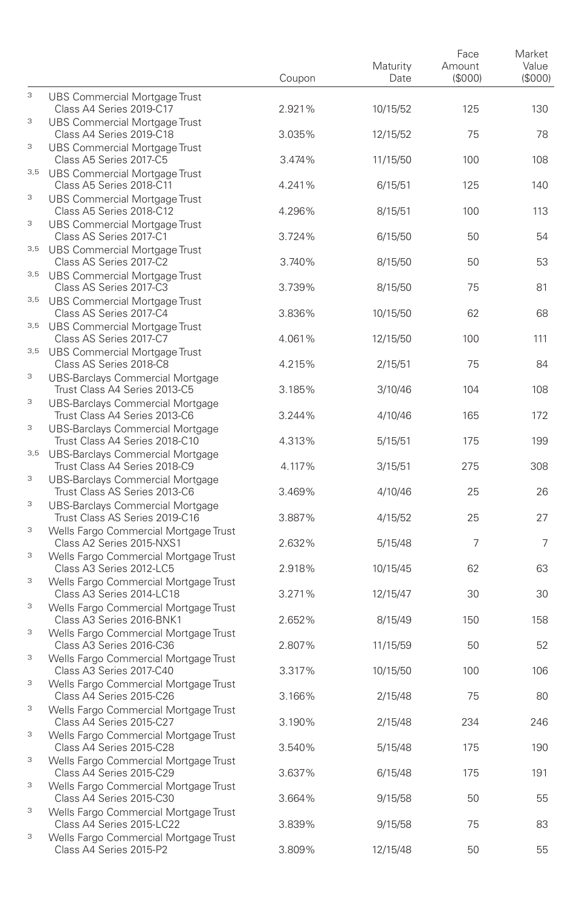| | | Coupon | Maturity Date | Face Amount ($000) | Market Value ($000) |
|---|---|---|---|---|---|
| [3] | UBS Commercial Mortgage Trust Class A4 Series 2019-C17 | 2.921% | 10/15/52 | 125 | 130 |
| [3] | UBS Commercial Mortgage Trust Class A4 Series 2019-C18 | 3.035% | 12/15/52 | 75 | 78 |
| [3] | UBS Commercial Mortgage Trust Class A5 Series 2017-C5 | 3.474% | 11/15/50 | 100 | 108 |
| [3,5] | UBS Commercial Mortgage Trust Class A5 Series 2018-C11 | 4.241% | 6/15/51 | 125 | 140 |
| [3] | UBS Commercial Mortgage Trust Class A5 Series 2018-C12 | 4.296% | 8/15/51 | 100 | 113 |
| [3] | UBS Commercial Mortgage Trust Class AS Series 2017-C1 | 3.724% | 6/15/50 | 50 | 54 |
| [3,5] | UBS Commercial Mortgage Trust Class AS Series 2017-C2 | 3.740% | 8/15/50 | 50 | 53 |
| [3,5] | UBS Commercial Mortgage Trust Class AS Series 2017-C3 | 3.739% | 8/15/50 | 75 | 81 |
| [3,5] | UBS Commercial Mortgage Trust Class AS Series 2017-C4 | 3.836% | 10/15/50 | 62 | 68 |
| [3,5] | UBS Commercial Mortgage Trust Class AS Series 2017-C7 | 4.061% | 12/15/50 | 100 | 111 |
| [3,5] | UBS Commercial Mortgage Trust Class AS Series 2018-C8 | 4.215% | 2/15/51 | 75 | 84 |
| [3] | UBS-Barclays Commercial Mortgage Trust Class A4 Series 2013-C5 | 3.185% | 3/10/46 | 104 | 108 |
| [3] | UBS-Barclays Commercial Mortgage Trust Class A4 Series 2013-C6 | 3.244% | 4/10/46 | 165 | 172 |
| [3] | UBS-Barclays Commercial Mortgage Trust Class A4 Series 2018-C10 | 4.313% | 5/15/51 | 175 | 199 |
| [3,5] | UBS-Barclays Commercial Mortgage Trust Class A4 Series 2018-C9 | 4.117% | 3/15/51 | 275 | 308 |
| [3] | UBS-Barclays Commercial Mortgage Trust Class AS Series 2013-C6 | 3.469% | 4/10/46 | 25 | 26 |
| [3] | UBS-Barclays Commercial Mortgage Trust Class AS Series 2019-C16 | 3.887% | 4/15/52 | 25 | 27 |
| [3] | Wells Fargo Commercial Mortgage Trust Class A2 Series 2015-NXS1 | 2.632% | 5/15/48 | 7 | 7 |
| [3] | Wells Fargo Commercial Mortgage Trust Class A3 Series 2012-LC5 | 2.918% | 10/15/45 | 62 | 63 |
| [3] | Wells Fargo Commercial Mortgage Trust Class A3 Series 2014-LC18 | 3.271% | 12/15/47 | 30 | 30 |
| [3] | Wells Fargo Commercial Mortgage Trust Class A3 Series 2016-BNK1 | 2.652% | 8/15/49 | 150 | 158 |
| [3] | Wells Fargo Commercial Mortgage Trust Class A3 Series 2016-C36 | 2.807% | 11/15/59 | 50 | 52 |
| [3] | Wells Fargo Commercial Mortgage Trust Class A3 Series 2017-C40 | 3.317% | 10/15/50 | 100 | 106 |
| [3] | Wells Fargo Commercial Mortgage Trust Class A4 Series 2015-C26 | 3.166% | 2/15/48 | 75 | 80 |
| [3] | Wells Fargo Commercial Mortgage Trust Class A4 Series 2015-C27 | 3.190% | 2/15/48 | 234 | 246 |
| [3] | Wells Fargo Commercial Mortgage Trust Class A4 Series 2015-C28 | 3.540% | 5/15/48 | 175 | 190 |
| [3] | Wells Fargo Commercial Mortgage Trust Class A4 Series 2015-C29 | 3.637% | 6/15/48 | 175 | 191 |
| [3] | Wells Fargo Commercial Mortgage Trust Class A4 Series 2015-C30 | 3.664% | 9/15/58 | 50 | 55 |
| [3] | Wells Fargo Commercial Mortgage Trust Class A4 Series 2015-LC22 | 3.839% | 9/15/58 | 75 | 83 |
| [3] | Wells Fargo Commercial Mortgage Trust Class A4 Series 2015-P2 | 3.809% | 12/15/48 | 50 | 55 |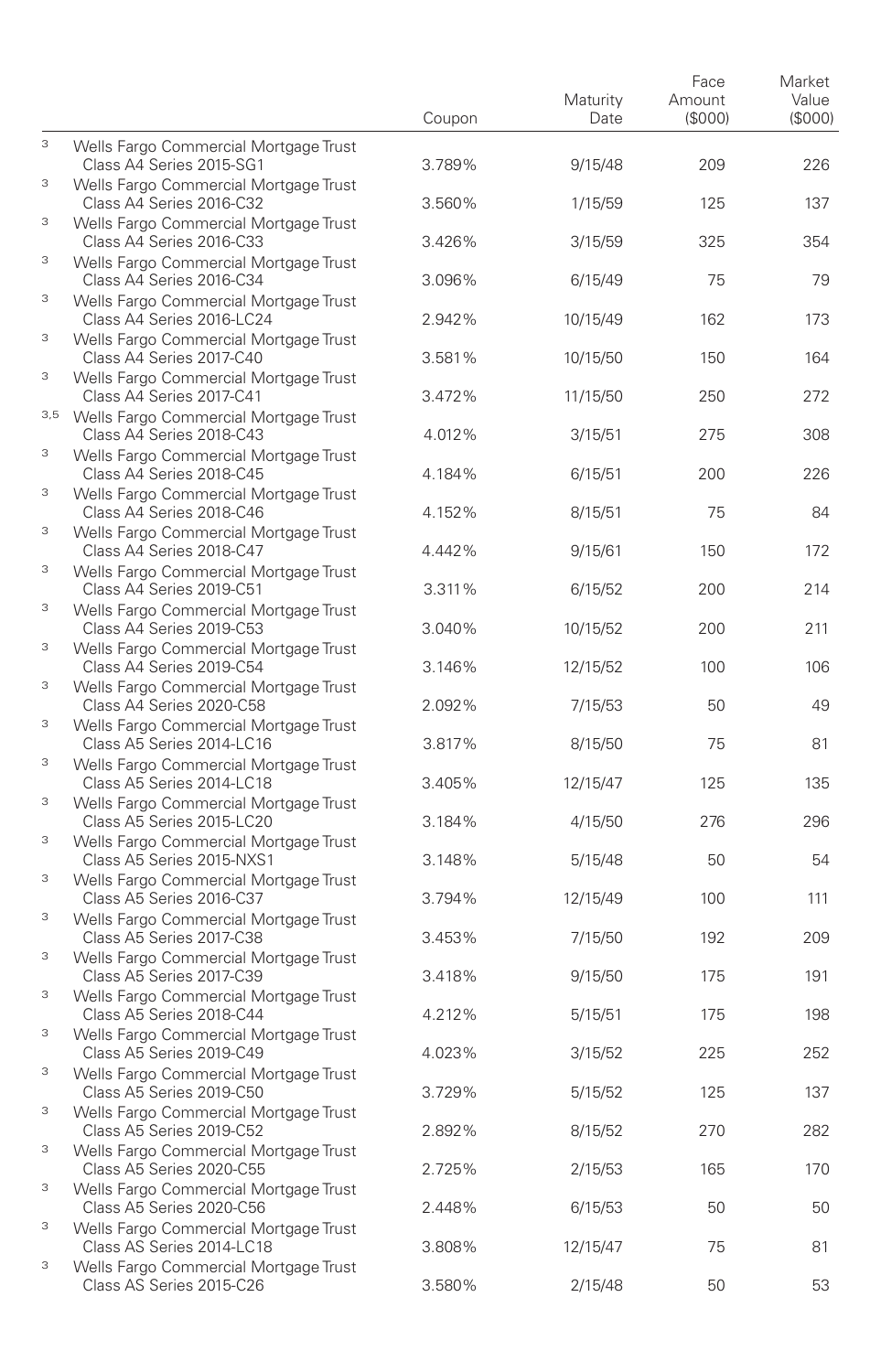| | | Coupon | Maturity Date | Face Amount ($000) | Market Value ($000) |
|---|---|---|---|---|---|
| [3] | Wells Fargo Commercial Mortgage Trust Class A4 Series 2015-SG1 | 3.789% | 9/15/48 | 209 | 226 |
| [3] | Wells Fargo Commercial Mortgage Trust Class A4 Series 2016-C32 | 3.560% | 1/15/59 | 125 | 137 |
| [3] | Wells Fargo Commercial Mortgage Trust Class A4 Series 2016-C33 | 3.426% | 3/15/59 | 325 | 354 |
| [3] | Wells Fargo Commercial Mortgage Trust Class A4 Series 2016-C34 | 3.096% | 6/15/49 | 75 | 79 |
| [3] | Wells Fargo Commercial Mortgage Trust Class A4 Series 2016-LC24 | 2.942% | 10/15/49 | 162 | 173 |
| [3] | Wells Fargo Commercial Mortgage Trust Class A4 Series 2017-C40 | 3.581% | 10/15/50 | 150 | 164 |
| [3] | Wells Fargo Commercial Mortgage Trust Class A4 Series 2017-C41 | 3.472% | 11/15/50 | 250 | 272 |
| [3,5] | Wells Fargo Commercial Mortgage Trust Class A4 Series 2018-C43 | 4.012% | 3/15/51 | 275 | 308 |
| [3] | Wells Fargo Commercial Mortgage Trust Class A4 Series 2018-C45 | 4.184% | 6/15/51 | 200 | 226 |
| [3] | Wells Fargo Commercial Mortgage Trust Class A4 Series 2018-C46 | 4.152% | 8/15/51 | 75 | 84 |
| [3] | Wells Fargo Commercial Mortgage Trust Class A4 Series 2018-C47 | 4.442% | 9/15/61 | 150 | 172 |
| [3] | Wells Fargo Commercial Mortgage Trust Class A4 Series 2019-C51 | 3.311% | 6/15/52 | 200 | 214 |
| [3] | Wells Fargo Commercial Mortgage Trust Class A4 Series 2019-C53 | 3.040% | 10/15/52 | 200 | 211 |
| [3] | Wells Fargo Commercial Mortgage Trust Class A4 Series 2019-C54 | 3.146% | 12/15/52 | 100 | 106 |
| [3] | Wells Fargo Commercial Mortgage Trust Class A4 Series 2020-C58 | 2.092% | 7/15/53 | 50 | 49 |
| [3] | Wells Fargo Commercial Mortgage Trust Class A5 Series 2014-LC16 | 3.817% | 8/15/50 | 75 | 81 |
| [3] | Wells Fargo Commercial Mortgage Trust Class A5 Series 2014-LC18 | 3.405% | 12/15/47 | 125 | 135 |
| [3] | Wells Fargo Commercial Mortgage Trust Class A5 Series 2015-LC20 | 3.184% | 4/15/50 | 276 | 296 |
| [3] | Wells Fargo Commercial Mortgage Trust Class A5 Series 2015-NXS1 | 3.148% | 5/15/48 | 50 | 54 |
| [3] | Wells Fargo Commercial Mortgage Trust Class A5 Series 2016-C37 | 3.794% | 12/15/49 | 100 | 111 |
| [3] | Wells Fargo Commercial Mortgage Trust Class A5 Series 2017-C38 | 3.453% | 7/15/50 | 192 | 209 |
| [3] | Wells Fargo Commercial Mortgage Trust Class A5 Series 2017-C39 | 3.418% | 9/15/50 | 175 | 191 |
| [3] | Wells Fargo Commercial Mortgage Trust Class A5 Series 2018-C44 | 4.212% | 5/15/51 | 175 | 198 |
| [3] | Wells Fargo Commercial Mortgage Trust Class A5 Series 2019-C49 | 4.023% | 3/15/52 | 225 | 252 |
| [3] | Wells Fargo Commercial Mortgage Trust Class A5 Series 2019-C50 | 3.729% | 5/15/52 | 125 | 137 |
| [3] | Wells Fargo Commercial Mortgage Trust Class A5 Series 2019-C52 | 2.892% | 8/15/52 | 270 | 282 |
| [3] | Wells Fargo Commercial Mortgage Trust Class A5 Series 2020-C55 | 2.725% | 2/15/53 | 165 | 170 |
| [3] | Wells Fargo Commercial Mortgage Trust Class A5 Series 2020-C56 | 2.448% | 6/15/53 | 50 | 50 |
| [3] | Wells Fargo Commercial Mortgage Trust Class AS Series 2014-LC18 | 3.808% | 12/15/47 | 75 | 81 |
| [3] | Wells Fargo Commercial Mortgage Trust Class AS Series 2015-C26 | 3.580% | 2/15/48 | 50 | 53 |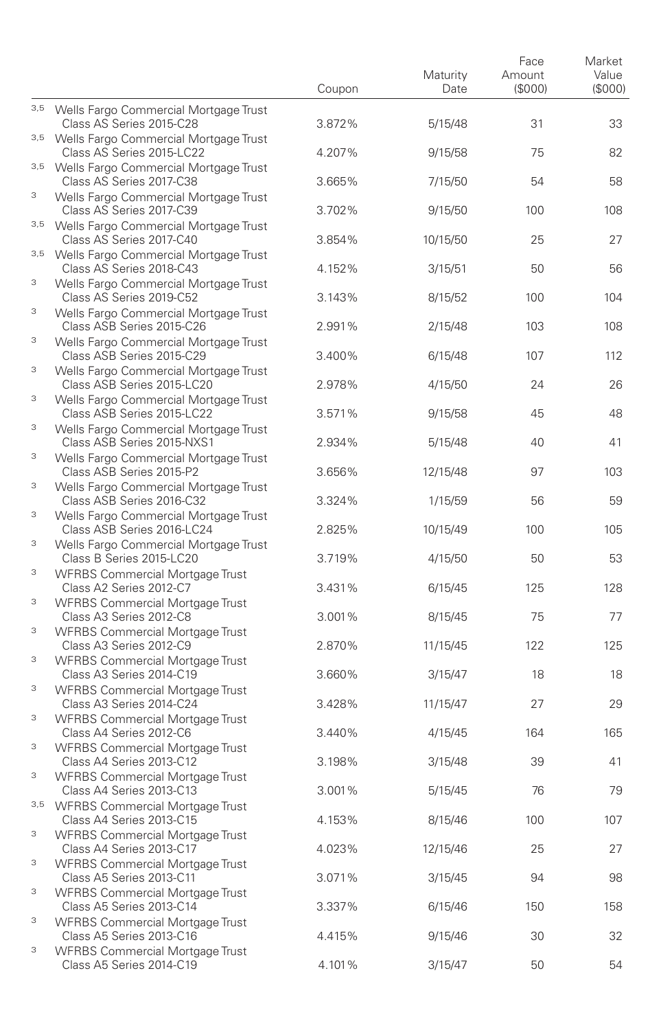| | Coupon | Maturity Date | Face Amount ($000) | Market Value ($000) |
|---|---|---|---|---|
| [3,5] Wells Fargo Commercial Mortgage Trust Class AS Series 2015-C28 | 3.872% | 5/15/48 | 31 | 33 |
| [3,5] Wells Fargo Commercial Mortgage Trust Class AS Series 2015-LC22 | 4.207% | 9/15/58 | 75 | 82 |
| [3,5] Wells Fargo Commercial Mortgage Trust Class AS Series 2017-C38 | 3.665% | 7/15/50 | 54 | 58 |
| [3] Wells Fargo Commercial Mortgage Trust Class AS Series 2017-C39 | 3.702% | 9/15/50 | 100 | 108 |
| [3,5] Wells Fargo Commercial Mortgage Trust Class AS Series 2017-C40 | 3.854% | 10/15/50 | 25 | 27 |
| [3,5] Wells Fargo Commercial Mortgage Trust Class AS Series 2018-C43 | 4.152% | 3/15/51 | 50 | 56 |
| [3] Wells Fargo Commercial Mortgage Trust Class AS Series 2019-C52 | 3.143% | 8/15/52 | 100 | 104 |
| [3] Wells Fargo Commercial Mortgage Trust Class ASB Series 2015-C26 | 2.991% | 2/15/48 | 103 | 108 |
| [3] Wells Fargo Commercial Mortgage Trust Class ASB Series 2015-C29 | 3.400% | 6/15/48 | 107 | 112 |
| [3] Wells Fargo Commercial Mortgage Trust Class ASB Series 2015-LC20 | 2.978% | 4/15/50 | 24 | 26 |
| [3] Wells Fargo Commercial Mortgage Trust Class ASB Series 2015-LC22 | 3.571% | 9/15/58 | 45 | 48 |
| [3] Wells Fargo Commercial Mortgage Trust Class ASB Series 2015-NXS1 | 2.934% | 5/15/48 | 40 | 41 |
| [3] Wells Fargo Commercial Mortgage Trust Class ASB Series 2015-P2 | 3.656% | 12/15/48 | 97 | 103 |
| [3] Wells Fargo Commercial Mortgage Trust Class ASB Series 2016-C32 | 3.324% | 1/15/59 | 56 | 59 |
| [3] Wells Fargo Commercial Mortgage Trust Class ASB Series 2016-LC24 | 2.825% | 10/15/49 | 100 | 105 |
| [3] Wells Fargo Commercial Mortgage Trust Class B Series 2015-LC20 | 3.719% | 4/15/50 | 50 | 53 |
| [3] WFRBS Commercial Mortgage Trust Class A2 Series 2012-C7 | 3.431% | 6/15/45 | 125 | 128 |
| [3] WFRBS Commercial Mortgage Trust Class A3 Series 2012-C8 | 3.001% | 8/15/45 | 75 | 77 |
| [3] WFRBS Commercial Mortgage Trust Class A3 Series 2012-C9 | 2.870% | 11/15/45 | 122 | 125 |
| [3] WFRBS Commercial Mortgage Trust Class A3 Series 2014-C19 | 3.660% | 3/15/47 | 18 | 18 |
| [3] WFRBS Commercial Mortgage Trust Class A3 Series 2014-C24 | 3.428% | 11/15/47 | 27 | 29 |
| [3] WFRBS Commercial Mortgage Trust Class A4 Series 2012-C6 | 3.440% | 4/15/45 | 164 | 165 |
| [3] WFRBS Commercial Mortgage Trust Class A4 Series 2013-C12 | 3.198% | 3/15/48 | 39 | 41 |
| [3] WFRBS Commercial Mortgage Trust Class A4 Series 2013-C13 | 3.001% | 5/15/45 | 76 | 79 |
| [3,5] WFRBS Commercial Mortgage Trust Class A4 Series 2013-C15 | 4.153% | 8/15/46 | 100 | 107 |
| [3] WFRBS Commercial Mortgage Trust Class A4 Series 2013-C17 | 4.023% | 12/15/46 | 25 | 27 |
| [3] WFRBS Commercial Mortgage Trust Class A5 Series 2013-C11 | 3.071% | 3/15/45 | 94 | 98 |
| [3] WFRBS Commercial Mortgage Trust Class A5 Series 2013-C14 | 3.337% | 6/15/46 | 150 | 158 |
| [3] WFRBS Commercial Mortgage Trust Class A5 Series 2013-C16 | 4.415% | 9/15/46 | 30 | 32 |
| [3] WFRBS Commercial Mortgage Trust Class A5 Series 2014-C19 | 4.101% | 3/15/47 | 50 | 54 |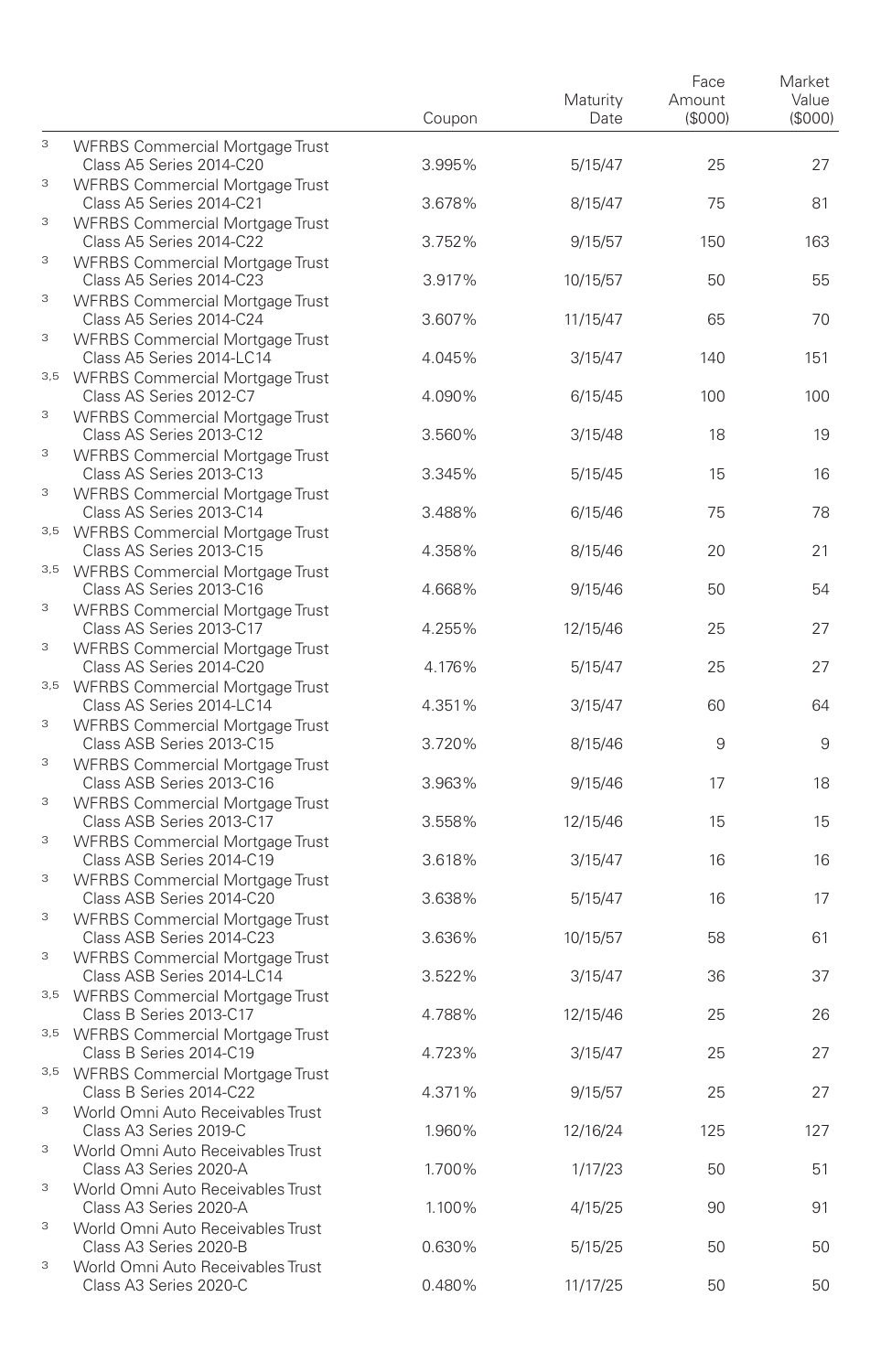| | | Coupon | Maturity Date | Face Amount ($000) | Market Value ($000) |
|---|---|---|---|---|---|
| 3 | WFRBS Commercial Mortgage Trust Class A5 Series 2014-C20 | 3.995% | 5/15/47 | 25 | 27 |
| 3 | WFRBS Commercial Mortgage Trust Class A5 Series 2014-C21 | 3.678% | 8/15/47 | 75 | 81 |
| 3 | WFRBS Commercial Mortgage Trust Class A5 Series 2014-C22 | 3.752% | 9/15/57 | 150 | 163 |
| 3 | WFRBS Commercial Mortgage Trust Class A5 Series 2014-C23 | 3.917% | 10/15/57 | 50 | 55 |
| 3 | WFRBS Commercial Mortgage Trust Class A5 Series 2014-C24 | 3.607% | 11/15/47 | 65 | 70 |
| 3 | WFRBS Commercial Mortgage Trust Class A5 Series 2014-LC14 | 4.045% | 3/15/47 | 140 | 151 |
| 3,5 | WFRBS Commercial Mortgage Trust Class AS Series 2012-C7 | 4.090% | 6/15/45 | 100 | 100 |
| 3 | WFRBS Commercial Mortgage Trust Class AS Series 2013-C12 | 3.560% | 3/15/48 | 18 | 19 |
| 3 | WFRBS Commercial Mortgage Trust Class AS Series 2013-C13 | 3.345% | 5/15/45 | 15 | 16 |
| 3 | WFRBS Commercial Mortgage Trust Class AS Series 2013-C14 | 3.488% | 6/15/46 | 75 | 78 |
| 3,5 | WFRBS Commercial Mortgage Trust Class AS Series 2013-C15 | 4.358% | 8/15/46 | 20 | 21 |
| 3,5 | WFRBS Commercial Mortgage Trust Class AS Series 2013-C16 | 4.668% | 9/15/46 | 50 | 54 |
| 3 | WFRBS Commercial Mortgage Trust Class AS Series 2013-C17 | 4.255% | 12/15/46 | 25 | 27 |
| 3 | WFRBS Commercial Mortgage Trust Class AS Series 2014-C20 | 4.176% | 5/15/47 | 25 | 27 |
| 3,5 | WFRBS Commercial Mortgage Trust Class AS Series 2014-LC14 | 4.351% | 3/15/47 | 60 | 64 |
| 3 | WFRBS Commercial Mortgage Trust Class ASB Series 2013-C15 | 3.720% | 8/15/46 | 9 | 9 |
| 3 | WFRBS Commercial Mortgage Trust Class ASB Series 2013-C16 | 3.963% | 9/15/46 | 17 | 18 |
| 3 | WFRBS Commercial Mortgage Trust Class ASB Series 2013-C17 | 3.558% | 12/15/46 | 15 | 15 |
| 3 | WFRBS Commercial Mortgage Trust Class ASB Series 2014-C19 | 3.618% | 3/15/47 | 16 | 16 |
| 3 | WFRBS Commercial Mortgage Trust Class ASB Series 2014-C20 | 3.638% | 5/15/47 | 16 | 17 |
| 3 | WFRBS Commercial Mortgage Trust Class ASB Series 2014-C23 | 3.636% | 10/15/57 | 58 | 61 |
| 3 | WFRBS Commercial Mortgage Trust Class ASB Series 2014-LC14 | 3.522% | 3/15/47 | 36 | 37 |
| 3,5 | WFRBS Commercial Mortgage Trust Class B Series 2013-C17 | 4.788% | 12/15/46 | 25 | 26 |
| 3,5 | WFRBS Commercial Mortgage Trust Class B Series 2014-C19 | 4.723% | 3/15/47 | 25 | 27 |
| 3,5 | WFRBS Commercial Mortgage Trust Class B Series 2014-C22 | 4.371% | 9/15/57 | 25 | 27 |
| 3 | World Omni Auto Receivables Trust Class A3 Series 2019-C | 1.960% | 12/16/24 | 125 | 127 |
| 3 | World Omni Auto Receivables Trust Class A3 Series 2020-A | 1.700% | 1/17/23 | 50 | 51 |
| 3 | World Omni Auto Receivables Trust Class A3 Series 2020-A | 1.100% | 4/15/25 | 90 | 91 |
| 3 | World Omni Auto Receivables Trust Class A3 Series 2020-B | 0.630% | 5/15/25 | 50 | 50 |
| 3 | World Omni Auto Receivables Trust Class A3 Series 2020-C | 0.480% | 11/17/25 | 50 | 50 |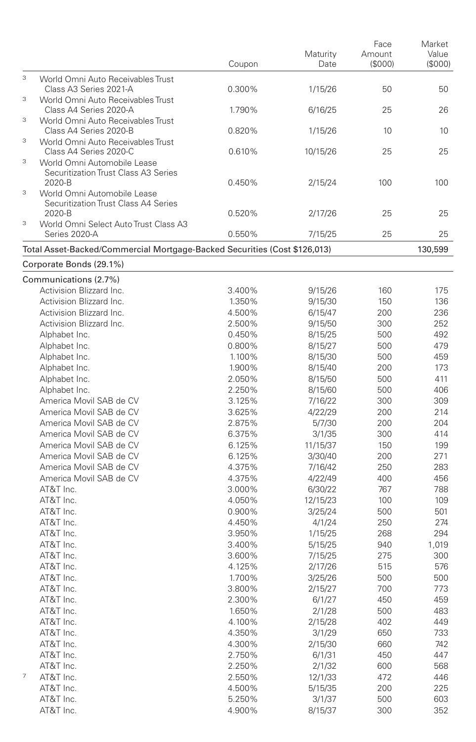| | | Coupon | Maturity Date | Face Amount ($000) | Market Value ($000) |
|---|---|---|---|---|---|
| 3 | World Omni Auto Receivables Trust Class A3 Series 2021-A | 0.300% | 1/15/26 | 50 | 50 |
| 3 | World Omni Auto Receivables Trust Class A4 Series 2020-A | 1.790% | 6/16/25 | 25 | 26 |
| 3 | World Omni Auto Receivables Trust Class A4 Series 2020-B | 0.820% | 1/15/26 | 10 | 10 |
| 3 | World Omni Auto Receivables Trust Class A4 Series 2020-C | 0.610% | 10/15/26 | 25 | 25 |
| 3 | World Omni Automobile Lease Securitization Trust Class A3 Series 2020-B | 0.450% | 2/15/24 | 100 | 100 |
| 3 | World Omni Automobile Lease Securitization Trust Class A4 Series 2020-B | 0.520% | 2/17/26 | 25 | 25 |
| 3 | World Omni Select Auto Trust Class A3 Series 2020-A | 0.550% | 7/15/25 | 25 | 25 |
| Total Asset-Backed/Commercial Mortgage-Backed Securities (Cost $126,013) | | | | | 130,599 |
| Corporate Bonds (29.1%) | | | | | |
| Communications (2.7%) | | | | | |
| | Activision Blizzard Inc. | 3.400% | 9/15/26 | 160 | 175 |
| | Activision Blizzard Inc. | 1.350% | 9/15/30 | 150 | 136 |
| | Activision Blizzard Inc. | 4.500% | 6/15/47 | 200 | 236 |
| | Activision Blizzard Inc. | 2.500% | 9/15/50 | 300 | 252 |
| | Alphabet Inc. | 0.450% | 8/15/25 | 500 | 492 |
| | Alphabet Inc. | 0.800% | 8/15/27 | 500 | 479 |
| | Alphabet Inc. | 1.100% | 8/15/30 | 500 | 459 |
| | Alphabet Inc. | 1.900% | 8/15/40 | 200 | 173 |
| | Alphabet Inc. | 2.050% | 8/15/50 | 500 | 411 |
| | Alphabet Inc. | 2.250% | 8/15/60 | 500 | 406 |
| | America Movil SAB de CV | 3.125% | 7/16/22 | 300 | 309 |
| | America Movil SAB de CV | 3.625% | 4/22/29 | 200 | 214 |
| | America Movil SAB de CV | 2.875% | 5/7/30 | 200 | 204 |
| | America Movil SAB de CV | 6.375% | 3/1/35 | 300 | 414 |
| | America Movil SAB de CV | 6.125% | 11/15/37 | 150 | 199 |
| | America Movil SAB de CV | 6.125% | 3/30/40 | 200 | 271 |
| | America Movil SAB de CV | 4.375% | 7/16/42 | 250 | 283 |
| | America Movil SAB de CV | 4.375% | 4/22/49 | 400 | 456 |
| | AT&T Inc. | 3.000% | 6/30/22 | 767 | 788 |
| | AT&T Inc. | 4.050% | 12/15/23 | 100 | 109 |
| | AT&T Inc. | 0.900% | 3/25/24 | 500 | 501 |
| | AT&T Inc. | 4.450% | 4/1/24 | 250 | 274 |
| | AT&T Inc. | 3.950% | 1/15/25 | 268 | 294 |
| | AT&T Inc. | 3.400% | 5/15/25 | 940 | 1,019 |
| | AT&T Inc. | 3.600% | 7/15/25 | 275 | 300 |
| | AT&T Inc. | 4.125% | 2/17/26 | 515 | 576 |
| | AT&T Inc. | 1.700% | 3/25/26 | 500 | 500 |
| | AT&T Inc. | 3.800% | 2/15/27 | 700 | 773 |
| | AT&T Inc. | 2.300% | 6/1/27 | 450 | 459 |
| | AT&T Inc. | 1.650% | 2/1/28 | 500 | 483 |
| | AT&T Inc. | 4.100% | 2/15/28 | 402 | 449 |
| | AT&T Inc. | 4.350% | 3/1/29 | 650 | 733 |
| | AT&T Inc. | 4.300% | 2/15/30 | 660 | 742 |
| | AT&T Inc. | 2.750% | 6/1/31 | 450 | 447 |
| | AT&T Inc. | 2.250% | 2/1/32 | 600 | 568 |
| 7 | AT&T Inc. | 2.550% | 12/1/33 | 472 | 446 |
| | AT&T Inc. | 4.500% | 5/15/35 | 200 | 225 |
| | AT&T Inc. | 5.250% | 3/1/37 | 500 | 603 |
| | AT&T Inc. | 4.900% | 8/15/37 | 300 | 352 |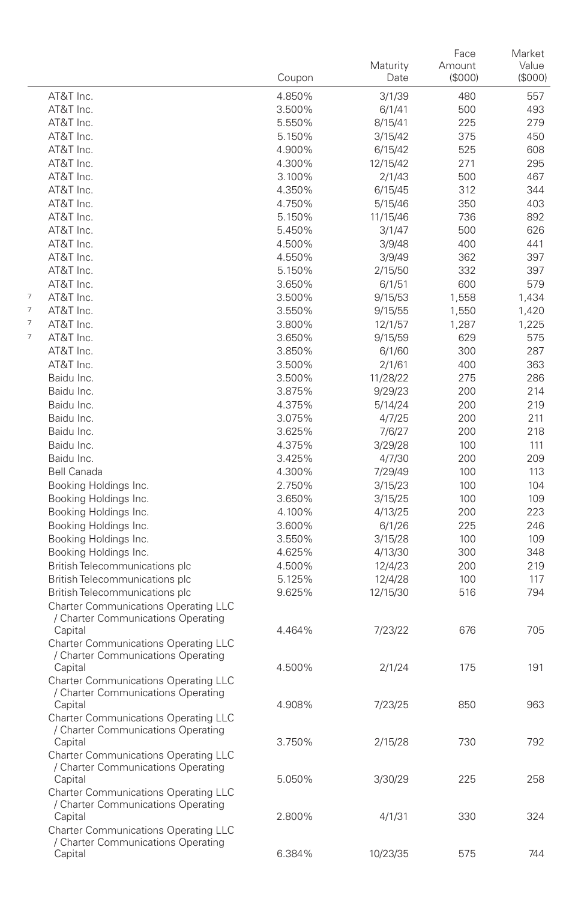| | | Coupon | Maturity Date | Face Amount ($000) | Market Value ($000) |
|---|---|---|---|---|---|
| | AT&T Inc. | 4.850% | 3/1/39 | 480 | 557 |
| | AT&T Inc. | 3.500% | 6/1/41 | 500 | 493 |
| | AT&T Inc. | 5.550% | 8/15/41 | 225 | 279 |
| | AT&T Inc. | 5.150% | 3/15/42 | 375 | 450 |
| | AT&T Inc. | 4.900% | 6/15/42 | 525 | 608 |
| | AT&T Inc. | 4.300% | 12/15/42 | 271 | 295 |
| | AT&T Inc. | 3.100% | 2/1/43 | 500 | 467 |
| | AT&T Inc. | 4.350% | 6/15/45 | 312 | 344 |
| | AT&T Inc. | 4.750% | 5/15/46 | 350 | 403 |
| | AT&T Inc. | 5.150% | 11/15/46 | 736 | 892 |
| | AT&T Inc. | 5.450% | 3/1/47 | 500 | 626 |
| | AT&T Inc. | 4.500% | 3/9/48 | 400 | 441 |
| | AT&T Inc. | 4.550% | 3/9/49 | 362 | 397 |
| | AT&T Inc. | 5.150% | 2/15/50 | 332 | 397 |
| | AT&T Inc. | 3.650% | 6/1/51 | 600 | 579 |
| 7 | AT&T Inc. | 3.500% | 9/15/53 | 1,558 | 1,434 |
| 7 | AT&T Inc. | 3.550% | 9/15/55 | 1,550 | 1,420 |
| 7 | AT&T Inc. | 3.800% | 12/1/57 | 1,287 | 1,225 |
| 7 | AT&T Inc. | 3.650% | 9/15/59 | 629 | 575 |
| | AT&T Inc. | 3.850% | 6/1/60 | 300 | 287 |
| | AT&T Inc. | 3.500% | 2/1/61 | 400 | 363 |
| | Baidu Inc. | 3.500% | 11/28/22 | 275 | 286 |
| | Baidu Inc. | 3.875% | 9/29/23 | 200 | 214 |
| | Baidu Inc. | 4.375% | 5/14/24 | 200 | 219 |
| | Baidu Inc. | 3.075% | 4/7/25 | 200 | 211 |
| | Baidu Inc. | 3.625% | 7/6/27 | 200 | 218 |
| | Baidu Inc. | 4.375% | 3/29/28 | 100 | 111 |
| | Baidu Inc. | 3.425% | 4/7/30 | 200 | 209 |
| | Bell Canada | 4.300% | 7/29/49 | 100 | 113 |
| | Booking Holdings Inc. | 2.750% | 3/15/23 | 100 | 104 |
| | Booking Holdings Inc. | 3.650% | 3/15/25 | 100 | 109 |
| | Booking Holdings Inc. | 4.100% | 4/13/25 | 200 | 223 |
| | Booking Holdings Inc. | 3.600% | 6/1/26 | 225 | 246 |
| | Booking Holdings Inc. | 3.550% | 3/15/28 | 100 | 109 |
| | Booking Holdings Inc. | 4.625% | 4/13/30 | 300 | 348 |
| | British Telecommunications plc | 4.500% | 12/4/23 | 200 | 219 |
| | British Telecommunications plc | 5.125% | 12/4/28 | 100 | 117 |
| | British Telecommunications plc | 9.625% | 12/15/30 | 516 | 794 |
| | Charter Communications Operating LLC / Charter Communications Operating Capital | 4.464% | 7/23/22 | 676 | 705 |
| | Charter Communications Operating LLC / Charter Communications Operating Capital | 4.500% | 2/1/24 | 175 | 191 |
| | Charter Communications Operating LLC / Charter Communications Operating Capital | 4.908% | 7/23/25 | 850 | 963 |
| | Charter Communications Operating LLC / Charter Communications Operating Capital | 3.750% | 2/15/28 | 730 | 792 |
| | Charter Communications Operating LLC / Charter Communications Operating Capital | 5.050% | 3/30/29 | 225 | 258 |
| | Charter Communications Operating LLC / Charter Communications Operating Capital | 2.800% | 4/1/31 | 330 | 324 |
| | Charter Communications Operating LLC / Charter Communications Operating Capital | 6.384% | 10/23/35 | 575 | 744 |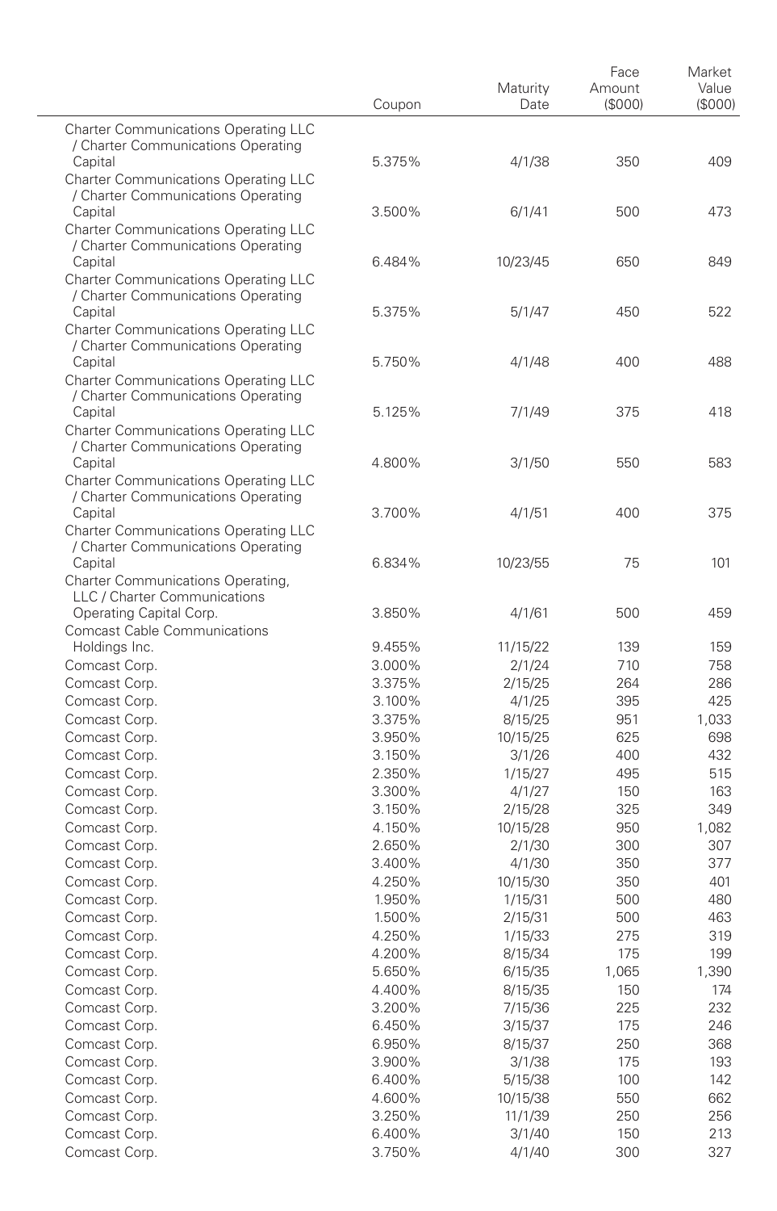| | Coupon | Maturity Date | Face Amount ($000) | Market Value ($000) |
|---|---|---|---|---|
| Charter Communications Operating LLC / Charter Communications Operating Capital | 5.375% | 4/1/38 | 350 | 409 |
| Charter Communications Operating LLC / Charter Communications Operating Capital | 3.500% | 6/1/41 | 500 | 473 |
| Charter Communications Operating LLC / Charter Communications Operating Capital | 6.484% | 10/23/45 | 650 | 849 |
| Charter Communications Operating LLC / Charter Communications Operating Capital | 5.375% | 5/1/47 | 450 | 522 |
| Charter Communications Operating LLC / Charter Communications Operating Capital | 5.750% | 4/1/48 | 400 | 488 |
| Charter Communications Operating LLC / Charter Communications Operating Capital | 5.125% | 7/1/49 | 375 | 418 |
| Charter Communications Operating LLC / Charter Communications Operating Capital | 4.800% | 3/1/50 | 550 | 583 |
| Charter Communications Operating LLC / Charter Communications Operating Capital | 3.700% | 4/1/51 | 400 | 375 |
| Charter Communications Operating LLC / Charter Communications Operating Capital | 6.834% | 10/23/55 | 75 | 101 |
| Charter Communications Operating, LLC / Charter Communications Operating Capital Corp. | 3.850% | 4/1/61 | 500 | 459 |
| Comcast Cable Communications Holdings Inc. | 9.455% | 11/15/22 | 139 | 159 |
| Comcast Corp. | 3.000% | 2/1/24 | 710 | 758 |
| Comcast Corp. | 3.375% | 2/15/25 | 264 | 286 |
| Comcast Corp. | 3.100% | 4/1/25 | 395 | 425 |
| Comcast Corp. | 3.375% | 8/15/25 | 951 | 1,033 |
| Comcast Corp. | 3.950% | 10/15/25 | 625 | 698 |
| Comcast Corp. | 3.150% | 3/1/26 | 400 | 432 |
| Comcast Corp. | 2.350% | 1/15/27 | 495 | 515 |
| Comcast Corp. | 3.300% | 4/1/27 | 150 | 163 |
| Comcast Corp. | 3.150% | 2/15/28 | 325 | 349 |
| Comcast Corp. | 4.150% | 10/15/28 | 950 | 1,082 |
| Comcast Corp. | 2.650% | 2/1/30 | 300 | 307 |
| Comcast Corp. | 3.400% | 4/1/30 | 350 | 377 |
| Comcast Corp. | 4.250% | 10/15/30 | 350 | 401 |
| Comcast Corp. | 1.950% | 1/15/31 | 500 | 480 |
| Comcast Corp. | 1.500% | 2/15/31 | 500 | 463 |
| Comcast Corp. | 4.250% | 1/15/33 | 275 | 319 |
| Comcast Corp. | 4.200% | 8/15/34 | 175 | 199 |
| Comcast Corp. | 5.650% | 6/15/35 | 1,065 | 1,390 |
| Comcast Corp. | 4.400% | 8/15/35 | 150 | 174 |
| Comcast Corp. | 3.200% | 7/15/36 | 225 | 232 |
| Comcast Corp. | 6.450% | 3/15/37 | 175 | 246 |
| Comcast Corp. | 6.950% | 8/15/37 | 250 | 368 |
| Comcast Corp. | 3.900% | 3/1/38 | 175 | 193 |
| Comcast Corp. | 6.400% | 5/15/38 | 100 | 142 |
| Comcast Corp. | 4.600% | 10/15/38 | 550 | 662 |
| Comcast Corp. | 3.250% | 11/1/39 | 250 | 256 |
| Comcast Corp. | 6.400% | 3/1/40 | 150 | 213 |
| Comcast Corp. | 3.750% | 4/1/40 | 300 | 327 |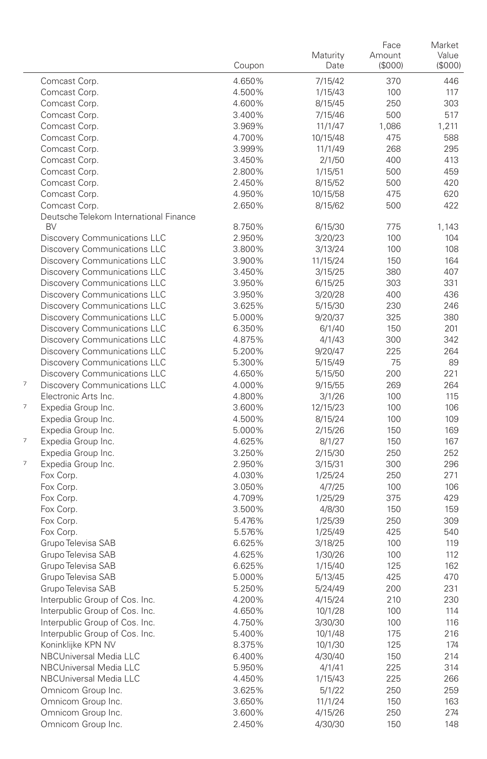| | Coupon | Maturity Date | Face Amount ($000) | Market Value ($000) |
|---|---|---|---|---|
| Comcast Corp. | 4.650% | 7/15/42 | 370 | 446 |
| Comcast Corp. | 4.500% | 1/15/43 | 100 | 117 |
| Comcast Corp. | 4.600% | 8/15/45 | 250 | 303 |
| Comcast Corp. | 3.400% | 7/15/46 | 500 | 517 |
| Comcast Corp. | 3.969% | 11/1/47 | 1,086 | 1,211 |
| Comcast Corp. | 4.700% | 10/15/48 | 475 | 588 |
| Comcast Corp. | 3.999% | 11/1/49 | 268 | 295 |
| Comcast Corp. | 3.450% | 2/1/50 | 400 | 413 |
| Comcast Corp. | 2.800% | 1/15/51 | 500 | 459 |
| Comcast Corp. | 2.450% | 8/15/52 | 500 | 420 |
| Comcast Corp. | 4.950% | 10/15/58 | 475 | 620 |
| Comcast Corp. | 2.650% | 8/15/62 | 500 | 422 |
| Deutsche Telekom International Finance BV | 8.750% | 6/15/30 | 775 | 1,143 |
| Discovery Communications LLC | 2.950% | 3/20/23 | 100 | 104 |
| Discovery Communications LLC | 3.800% | 3/13/24 | 100 | 108 |
| Discovery Communications LLC | 3.900% | 11/15/24 | 150 | 164 |
| Discovery Communications LLC | 3.450% | 3/15/25 | 380 | 407 |
| Discovery Communications LLC | 3.950% | 6/15/25 | 303 | 331 |
| Discovery Communications LLC | 3.950% | 3/20/28 | 400 | 436 |
| Discovery Communications LLC | 3.625% | 5/15/30 | 230 | 246 |
| Discovery Communications LLC | 5.000% | 9/20/37 | 325 | 380 |
| Discovery Communications LLC | 6.350% | 6/1/40 | 150 | 201 |
| Discovery Communications LLC | 4.875% | 4/1/43 | 300 | 342 |
| Discovery Communications LLC | 5.200% | 9/20/47 | 225 | 264 |
| Discovery Communications LLC | 5.300% | 5/15/49 | 75 | 89 |
| Discovery Communications LLC | 4.650% | 5/15/50 | 200 | 221 |
| [7] Discovery Communications LLC | 4.000% | 9/15/55 | 269 | 264 |
| Electronic Arts Inc. | 4.800% | 3/1/26 | 100 | 115 |
| [7] Expedia Group Inc. | 3.600% | 12/15/23 | 100 | 106 |
| Expedia Group Inc. | 4.500% | 8/15/24 | 100 | 109 |
| Expedia Group Inc. | 5.000% | 2/15/26 | 150 | 169 |
| [7] Expedia Group Inc. | 4.625% | 8/1/27 | 150 | 167 |
| Expedia Group Inc. | 3.250% | 2/15/30 | 250 | 252 |
| [7] Expedia Group Inc. | 2.950% | 3/15/31 | 300 | 296 |
| Fox Corp. | 4.030% | 1/25/24 | 250 | 271 |
| Fox Corp. | 3.050% | 4/7/25 | 100 | 106 |
| Fox Corp. | 4.709% | 1/25/29 | 375 | 429 |
| Fox Corp. | 3.500% | 4/8/30 | 150 | 159 |
| Fox Corp. | 5.476% | 1/25/39 | 250 | 309 |
| Fox Corp. | 5.576% | 1/25/49 | 425 | 540 |
| Grupo Televisa SAB | 6.625% | 3/18/25 | 100 | 119 |
| Grupo Televisa SAB | 4.625% | 1/30/26 | 100 | 112 |
| Grupo Televisa SAB | 6.625% | 1/15/40 | 125 | 162 |
| Grupo Televisa SAB | 5.000% | 5/13/45 | 425 | 470 |
| Grupo Televisa SAB | 5.250% | 5/24/49 | 200 | 231 |
| Interpublic Group of Cos. Inc. | 4.200% | 4/15/24 | 210 | 230 |
| Interpublic Group of Cos. Inc. | 4.650% | 10/1/28 | 100 | 114 |
| Interpublic Group of Cos. Inc. | 4.750% | 3/30/30 | 100 | 116 |
| Interpublic Group of Cos. Inc. | 5.400% | 10/1/48 | 175 | 216 |
| Koninklijke KPN NV | 8.375% | 10/1/30 | 125 | 174 |
| NBCUniversal Media LLC | 6.400% | 4/30/40 | 150 | 214 |
| NBCUniversal Media LLC | 5.950% | 4/1/41 | 225 | 314 |
| NBCUniversal Media LLC | 4.450% | 1/15/43 | 225 | 266 |
| Omnicom Group Inc. | 3.625% | 5/1/22 | 250 | 259 |
| Omnicom Group Inc. | 3.650% | 11/1/24 | 150 | 163 |
| Omnicom Group Inc. | 3.600% | 4/15/26 | 250 | 274 |
| Omnicom Group Inc. | 2.450% | 4/30/30 | 150 | 148 |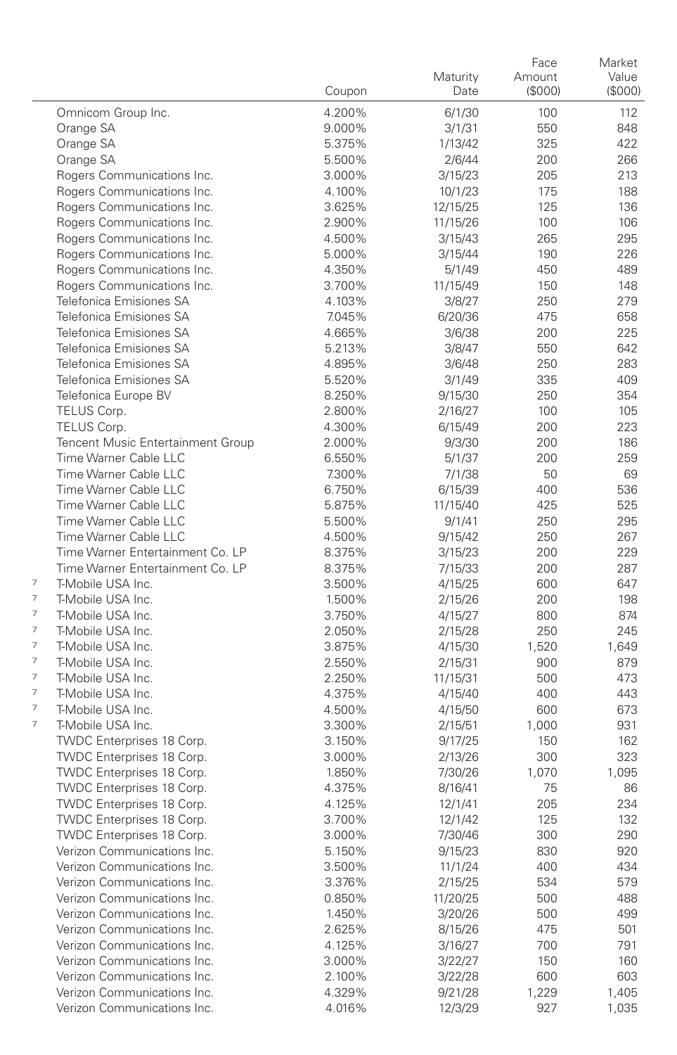| | | Coupon | Maturity Date | Face Amount ($000) | Market Value ($000) |
|---|---|---|---|---|---|
| | Omnicom Group Inc. | 4.200% | 6/1/30 | 100 | 112 |
| | Orange SA | 9.000% | 3/1/31 | 550 | 848 |
| | Orange SA | 5.375% | 1/13/42 | 325 | 422 |
| | Orange SA | 5.500% | 2/6/44 | 200 | 266 |
| | Rogers Communications Inc. | 3.000% | 3/15/23 | 205 | 213 |
| | Rogers Communications Inc. | 4.100% | 10/1/23 | 175 | 188 |
| | Rogers Communications Inc. | 3.625% | 12/15/25 | 125 | 136 |
| | Rogers Communications Inc. | 2.900% | 11/15/26 | 100 | 106 |
| | Rogers Communications Inc. | 4.500% | 3/15/43 | 265 | 295 |
| | Rogers Communications Inc. | 5.000% | 3/15/44 | 190 | 226 |
| | Rogers Communications Inc. | 4.350% | 5/1/49 | 450 | 489 |
| | Rogers Communications Inc. | 3.700% | 11/15/49 | 150 | 148 |
| | Telefonica Emisiones SA | 4.103% | 3/8/27 | 250 | 279 |
| | Telefonica Emisiones SA | 7.045% | 6/20/36 | 475 | 658 |
| | Telefonica Emisiones SA | 4.665% | 3/6/38 | 200 | 225 |
| | Telefonica Emisiones SA | 5.213% | 3/8/47 | 550 | 642 |
| | Telefonica Emisiones SA | 4.895% | 3/6/48 | 250 | 283 |
| | Telefonica Emisiones SA | 5.520% | 3/1/49 | 335 | 409 |
| | Telefonica Europe BV | 8.250% | 9/15/30 | 250 | 354 |
| | TELUS Corp. | 2.800% | 2/16/27 | 100 | 105 |
| | TELUS Corp. | 4.300% | 6/15/49 | 200 | 223 |
| | Tencent Music Entertainment Group | 2.000% | 9/3/30 | 200 | 186 |
| | Time Warner Cable LLC | 6.550% | 5/1/37 | 200 | 259 |
| | Time Warner Cable LLC | 7.300% | 7/1/38 | 50 | 69 |
| | Time Warner Cable LLC | 6.750% | 6/15/39 | 400 | 536 |
| | Time Warner Cable LLC | 5.875% | 11/15/40 | 425 | 525 |
| | Time Warner Cable LLC | 5.500% | 9/1/41 | 250 | 295 |
| | Time Warner Cable LLC | 4.500% | 9/15/42 | 250 | 267 |
| | Time Warner Entertainment Co. LP | 8.375% | 3/15/23 | 200 | 229 |
| | Time Warner Entertainment Co. LP | 8.375% | 7/15/33 | 200 | 287 |
| 7 | T-Mobile USA Inc. | 3.500% | 4/15/25 | 600 | 647 |
| 7 | T-Mobile USA Inc. | 1.500% | 2/15/26 | 200 | 198 |
| 7 | T-Mobile USA Inc. | 3.750% | 4/15/27 | 800 | 874 |
| 7 | T-Mobile USA Inc. | 2.050% | 2/15/28 | 250 | 245 |
| 7 | T-Mobile USA Inc. | 3.875% | 4/15/30 | 1,520 | 1,649 |
| 7 | T-Mobile USA Inc. | 2.550% | 2/15/31 | 900 | 879 |
| 7 | T-Mobile USA Inc. | 2.250% | 11/15/31 | 500 | 473 |
| 7 | T-Mobile USA Inc. | 4.375% | 4/15/40 | 400 | 443 |
| 7 | T-Mobile USA Inc. | 4.500% | 4/15/50 | 600 | 673 |
| 7 | T-Mobile USA Inc. | 3.300% | 2/15/51 | 1,000 | 931 |
| | TWDC Enterprises 18 Corp. | 3.150% | 9/17/25 | 150 | 162 |
| | TWDC Enterprises 18 Corp. | 3.000% | 2/13/26 | 300 | 323 |
| | TWDC Enterprises 18 Corp. | 1.850% | 7/30/26 | 1,070 | 1,095 |
| | TWDC Enterprises 18 Corp. | 4.375% | 8/16/41 | 75 | 86 |
| | TWDC Enterprises 18 Corp. | 4.125% | 12/1/41 | 205 | 234 |
| | TWDC Enterprises 18 Corp. | 3.700% | 12/1/42 | 125 | 132 |
| | TWDC Enterprises 18 Corp. | 3.000% | 7/30/46 | 300 | 290 |
| | Verizon Communications Inc. | 5.150% | 9/15/23 | 830 | 920 |
| | Verizon Communications Inc. | 3.500% | 11/1/24 | 400 | 434 |
| | Verizon Communications Inc. | 3.376% | 2/15/25 | 534 | 579 |
| | Verizon Communications Inc. | 0.850% | 11/20/25 | 500 | 488 |
| | Verizon Communications Inc. | 1.450% | 3/20/26 | 500 | 499 |
| | Verizon Communications Inc. | 2.625% | 8/15/26 | 475 | 501 |
| | Verizon Communications Inc. | 4.125% | 3/16/27 | 700 | 791 |
| | Verizon Communications Inc. | 3.000% | 3/22/27 | 150 | 160 |
| | Verizon Communications Inc. | 2.100% | 3/22/28 | 600 | 603 |
| | Verizon Communications Inc. | 4.329% | 9/21/28 | 1,229 | 1,405 |
| | Verizon Communications Inc. | 4.016% | 12/3/29 | 927 | 1,035 |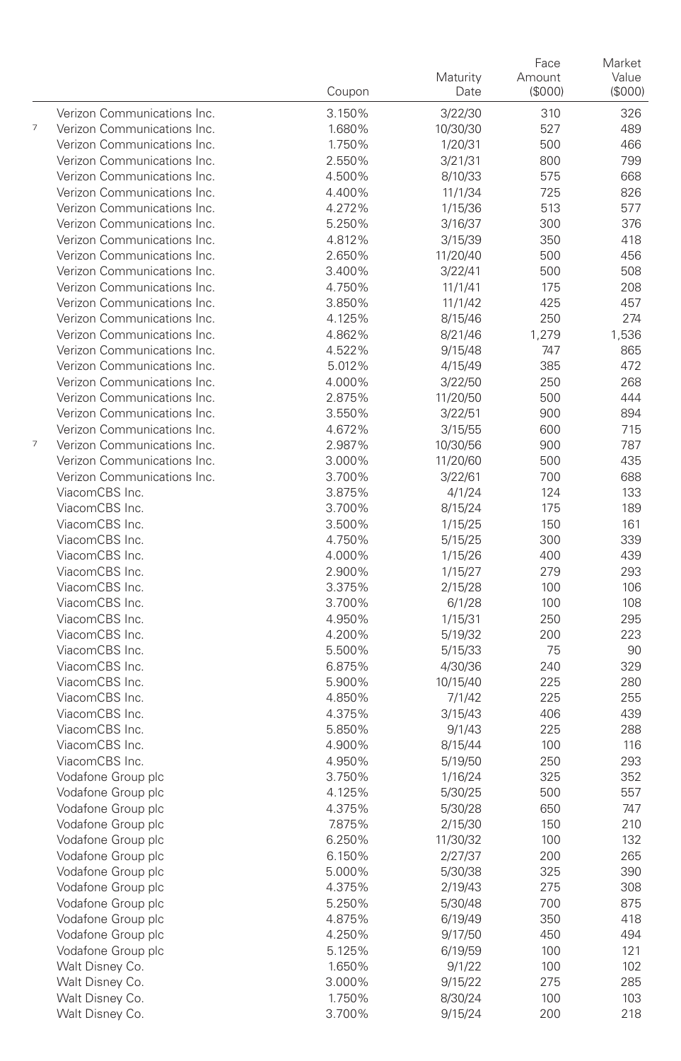| | | Coupon | Maturity Date | Face Amount ($000) | Market Value ($000) |
|---|---|---|---|---|---|
| | Verizon Communications Inc. | 3.150% | 3/22/30 | 310 | 326 |
| 7 | Verizon Communications Inc. | 1.680% | 10/30/30 | 527 | 489 |
| | Verizon Communications Inc. | 1.750% | 1/20/31 | 500 | 466 |
| | Verizon Communications Inc. | 2.550% | 3/21/31 | 800 | 799 |
| | Verizon Communications Inc. | 4.500% | 8/10/33 | 575 | 668 |
| | Verizon Communications Inc. | 4.400% | 11/1/34 | 725 | 826 |
| | Verizon Communications Inc. | 4.272% | 1/15/36 | 513 | 577 |
| | Verizon Communications Inc. | 5.250% | 3/16/37 | 300 | 376 |
| | Verizon Communications Inc. | 4.812% | 3/15/39 | 350 | 418 |
| | Verizon Communications Inc. | 2.650% | 11/20/40 | 500 | 456 |
| | Verizon Communications Inc. | 3.400% | 3/22/41 | 500 | 508 |
| | Verizon Communications Inc. | 4.750% | 11/1/41 | 175 | 208 |
| | Verizon Communications Inc. | 3.850% | 11/1/42 | 425 | 457 |
| | Verizon Communications Inc. | 4.125% | 8/15/46 | 250 | 274 |
| | Verizon Communications Inc. | 4.862% | 8/21/46 | 1,279 | 1,536 |
| | Verizon Communications Inc. | 4.522% | 9/15/48 | 747 | 865 |
| | Verizon Communications Inc. | 5.012% | 4/15/49 | 385 | 472 |
| | Verizon Communications Inc. | 4.000% | 3/22/50 | 250 | 268 |
| | Verizon Communications Inc. | 2.875% | 11/20/50 | 500 | 444 |
| | Verizon Communications Inc. | 3.550% | 3/22/51 | 900 | 894 |
| | Verizon Communications Inc. | 4.672% | 3/15/55 | 600 | 715 |
| 7 | Verizon Communications Inc. | 2.987% | 10/30/56 | 900 | 787 |
| | Verizon Communications Inc. | 3.000% | 11/20/60 | 500 | 435 |
| | Verizon Communications Inc. | 3.700% | 3/22/61 | 700 | 688 |
| | ViacomCBS Inc. | 3.875% | 4/1/24 | 124 | 133 |
| | ViacomCBS Inc. | 3.700% | 8/15/24 | 175 | 189 |
| | ViacomCBS Inc. | 3.500% | 1/15/25 | 150 | 161 |
| | ViacomCBS Inc. | 4.750% | 5/15/25 | 300 | 339 |
| | ViacomCBS Inc. | 4.000% | 1/15/26 | 400 | 439 |
| | ViacomCBS Inc. | 2.900% | 1/15/27 | 279 | 293 |
| | ViacomCBS Inc. | 3.375% | 2/15/28 | 100 | 106 |
| | ViacomCBS Inc. | 3.700% | 6/1/28 | 100 | 108 |
| | ViacomCBS Inc. | 4.950% | 1/15/31 | 250 | 295 |
| | ViacomCBS Inc. | 4.200% | 5/19/32 | 200 | 223 |
| | ViacomCBS Inc. | 5.500% | 5/15/33 | 75 | 90 |
| | ViacomCBS Inc. | 6.875% | 4/30/36 | 240 | 329 |
| | ViacomCBS Inc. | 5.900% | 10/15/40 | 225 | 280 |
| | ViacomCBS Inc. | 4.850% | 7/1/42 | 225 | 255 |
| | ViacomCBS Inc. | 4.375% | 3/15/43 | 406 | 439 |
| | ViacomCBS Inc. | 5.850% | 9/1/43 | 225 | 288 |
| | ViacomCBS Inc. | 4.900% | 8/15/44 | 100 | 116 |
| | ViacomCBS Inc. | 4.950% | 5/19/50 | 250 | 293 |
| | Vodafone Group plc | 3.750% | 1/16/24 | 325 | 352 |
| | Vodafone Group plc | 4.125% | 5/30/25 | 500 | 557 |
| | Vodafone Group plc | 4.375% | 5/30/28 | 650 | 747 |
| | Vodafone Group plc | 7.875% | 2/15/30 | 150 | 210 |
| | Vodafone Group plc | 6.250% | 11/30/32 | 100 | 132 |
| | Vodafone Group plc | 6.150% | 2/27/37 | 200 | 265 |
| | Vodafone Group plc | 5.000% | 5/30/38 | 325 | 390 |
| | Vodafone Group plc | 4.375% | 2/19/43 | 275 | 308 |
| | Vodafone Group plc | 5.250% | 5/30/48 | 700 | 875 |
| | Vodafone Group plc | 4.875% | 6/19/49 | 350 | 418 |
| | Vodafone Group plc | 4.250% | 9/17/50 | 450 | 494 |
| | Vodafone Group plc | 5.125% | 6/19/59 | 100 | 121 |
| | Walt Disney Co. | 1.650% | 9/1/22 | 100 | 102 |
| | Walt Disney Co. | 3.000% | 9/15/22 | 275 | 285 |
| | Walt Disney Co. | 1.750% | 8/30/24 | 100 | 103 |
| | Walt Disney Co. | 3.700% | 9/15/24 | 200 | 218 |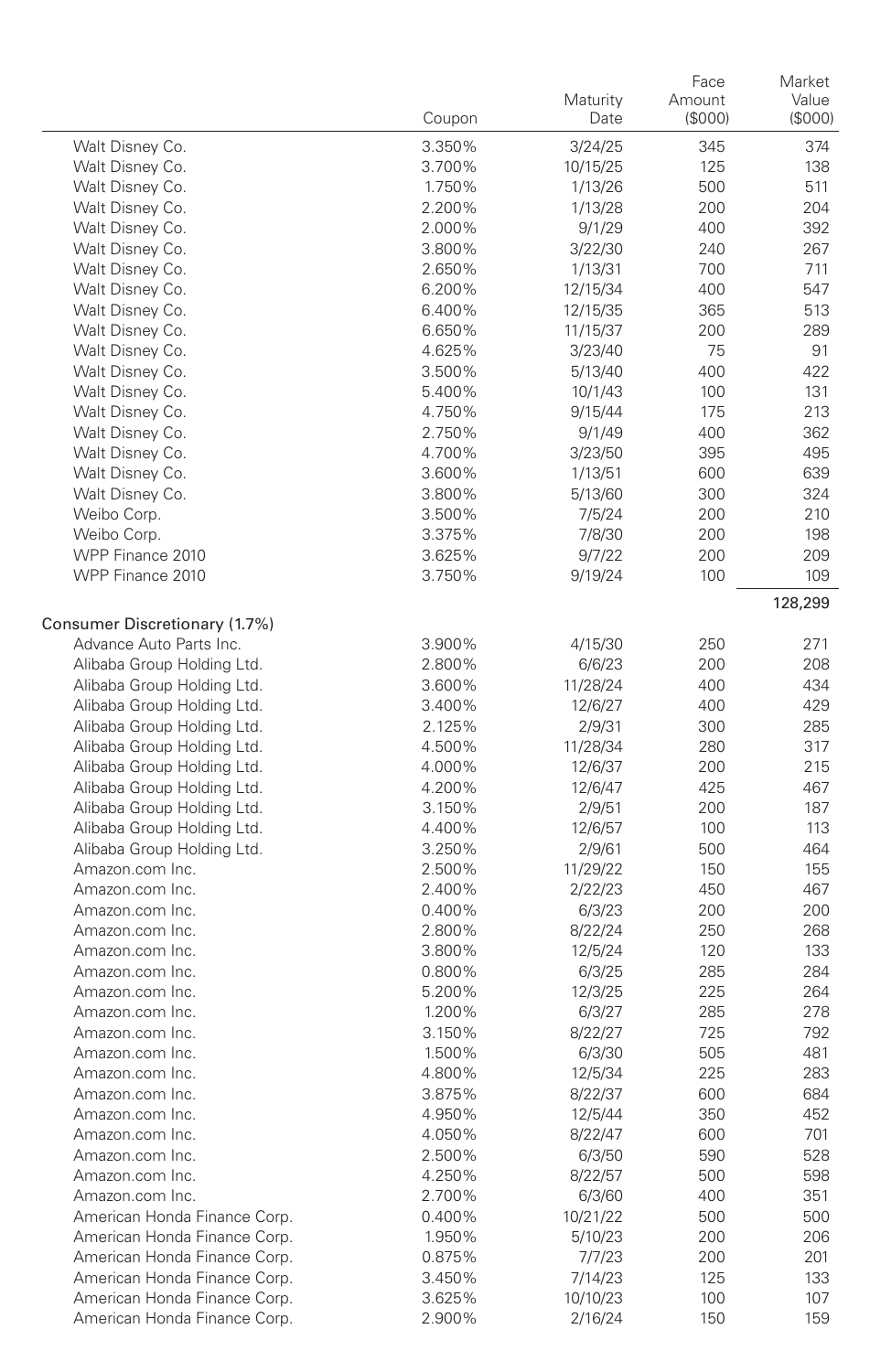| | Coupon | Maturity Date | Face Amount ($000) | Market Value ($000) |
|---|---|---|---|---|
| Walt Disney Co. | 3.350% | 3/24/25 | 345 | 374 |
| Walt Disney Co. | 3.700% | 10/15/25 | 125 | 138 |
| Walt Disney Co. | 1.750% | 1/13/26 | 500 | 511 |
| Walt Disney Co. | 2.200% | 1/13/28 | 200 | 204 |
| Walt Disney Co. | 2.000% | 9/1/29 | 400 | 392 |
| Walt Disney Co. | 3.800% | 3/22/30 | 240 | 267 |
| Walt Disney Co. | 2.650% | 1/13/31 | 700 | 711 |
| Walt Disney Co. | 6.200% | 12/15/34 | 400 | 547 |
| Walt Disney Co. | 6.400% | 12/15/35 | 365 | 513 |
| Walt Disney Co. | 6.650% | 11/15/37 | 200 | 289 |
| Walt Disney Co. | 4.625% | 3/23/40 | 75 | 91 |
| Walt Disney Co. | 3.500% | 5/13/40 | 400 | 422 |
| Walt Disney Co. | 5.400% | 10/1/43 | 100 | 131 |
| Walt Disney Co. | 4.750% | 9/15/44 | 175 | 213 |
| Walt Disney Co. | 2.750% | 9/1/49 | 400 | 362 |
| Walt Disney Co. | 4.700% | 3/23/50 | 395 | 495 |
| Walt Disney Co. | 3.600% | 1/13/51 | 600 | 639 |
| Walt Disney Co. | 3.800% | 5/13/60 | 300 | 324 |
| Weibo Corp. | 3.500% | 7/5/24 | 200 | 210 |
| Weibo Corp. | 3.375% | 7/8/30 | 200 | 198 |
| WPP Finance 2010 | 3.625% | 9/7/22 | 200 | 209 |
| WPP Finance 2010 | 3.750% | 9/19/24 | 100 | 109 |
| | | | | 128,299 |
| **Consumer Discretionary (1.7%)** | | | | |
| Advance Auto Parts Inc. | 3.900% | 4/15/30 | 250 | 271 |
| Alibaba Group Holding Ltd. | 2.800% | 6/6/23 | 200 | 208 |
| Alibaba Group Holding Ltd. | 3.600% | 11/28/24 | 400 | 434 |
| Alibaba Group Holding Ltd. | 3.400% | 12/6/27 | 400 | 429 |
| Alibaba Group Holding Ltd. | 2.125% | 2/9/31 | 300 | 285 |
| Alibaba Group Holding Ltd. | 4.500% | 11/28/34 | 280 | 317 |
| Alibaba Group Holding Ltd. | 4.000% | 12/6/37 | 200 | 215 |
| Alibaba Group Holding Ltd. | 4.200% | 12/6/47 | 425 | 467 |
| Alibaba Group Holding Ltd. | 3.150% | 2/9/51 | 200 | 187 |
| Alibaba Group Holding Ltd. | 4.400% | 12/6/57 | 100 | 113 |
| Alibaba Group Holding Ltd. | 3.250% | 2/9/61 | 500 | 464 |
| Amazon.com Inc. | 2.500% | 11/29/22 | 150 | 155 |
| Amazon.com Inc. | 2.400% | 2/22/23 | 450 | 467 |
| Amazon.com Inc. | 0.400% | 6/3/23 | 200 | 200 |
| Amazon.com Inc. | 2.800% | 8/22/24 | 250 | 268 |
| Amazon.com Inc. | 3.800% | 12/5/24 | 120 | 133 |
| Amazon.com Inc. | 0.800% | 6/3/25 | 285 | 284 |
| Amazon.com Inc. | 5.200% | 12/3/25 | 225 | 264 |
| Amazon.com Inc. | 1.200% | 6/3/27 | 285 | 278 |
| Amazon.com Inc. | 3.150% | 8/22/27 | 725 | 792 |
| Amazon.com Inc. | 1.500% | 6/3/30 | 505 | 481 |
| Amazon.com Inc. | 4.800% | 12/5/34 | 225 | 283 |
| Amazon.com Inc. | 3.875% | 8/22/37 | 600 | 684 |
| Amazon.com Inc. | 4.950% | 12/5/44 | 350 | 452 |
| Amazon.com Inc. | 4.050% | 8/22/47 | 600 | 701 |
| Amazon.com Inc. | 2.500% | 6/3/50 | 590 | 528 |
| Amazon.com Inc. | 4.250% | 8/22/57 | 500 | 598 |
| Amazon.com Inc. | 2.700% | 6/3/60 | 400 | 351 |
| American Honda Finance Corp. | 0.400% | 10/21/22 | 500 | 500 |
| American Honda Finance Corp. | 1.950% | 5/10/23 | 200 | 206 |
| American Honda Finance Corp. | 0.875% | 7/7/23 | 200 | 201 |
| American Honda Finance Corp. | 3.450% | 7/14/23 | 125 | 133 |
| American Honda Finance Corp. | 3.625% | 10/10/23 | 100 | 107 |
| American Honda Finance Corp. | 2.900% | 2/16/24 | 150 | 159 |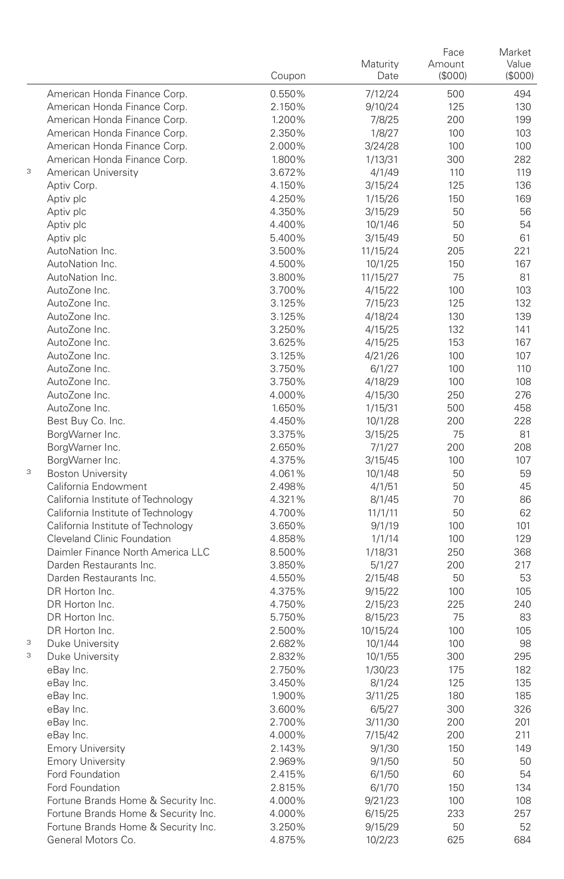| | | Coupon | Maturity Date | Face Amount ($000) | Market Value ($000) |
|---|---|---|---|---|---|
| | American Honda Finance Corp. | 0.550% | 7/12/24 | 500 | 494 |
| | American Honda Finance Corp. | 2.150% | 9/10/24 | 125 | 130 |
| | American Honda Finance Corp. | 1.200% | 7/8/25 | 200 | 199 |
| | American Honda Finance Corp. | 2.350% | 1/8/27 | 100 | 103 |
| | American Honda Finance Corp. | 2.000% | 3/24/28 | 100 | 100 |
| | American Honda Finance Corp. | 1.800% | 1/13/31 | 300 | 282 |
| 3 | American University | 3.672% | 4/1/49 | 110 | 119 |
| | Aptiv Corp. | 4.150% | 3/15/24 | 125 | 136 |
| | Aptiv plc | 4.250% | 1/15/26 | 150 | 169 |
| | Aptiv plc | 4.350% | 3/15/29 | 50 | 56 |
| | Aptiv plc | 4.400% | 10/1/46 | 50 | 54 |
| | Aptiv plc | 5.400% | 3/15/49 | 50 | 61 |
| | AutoNation Inc. | 3.500% | 11/15/24 | 205 | 221 |
| | AutoNation Inc. | 4.500% | 10/1/25 | 150 | 167 |
| | AutoNation Inc. | 3.800% | 11/15/27 | 75 | 81 |
| | AutoZone Inc. | 3.700% | 4/15/22 | 100 | 103 |
| | AutoZone Inc. | 3.125% | 7/15/23 | 125 | 132 |
| | AutoZone Inc. | 3.125% | 4/18/24 | 130 | 139 |
| | AutoZone Inc. | 3.250% | 4/15/25 | 132 | 141 |
| | AutoZone Inc. | 3.625% | 4/15/25 | 153 | 167 |
| | AutoZone Inc. | 3.125% | 4/21/26 | 100 | 107 |
| | AutoZone Inc. | 3.750% | 6/1/27 | 100 | 110 |
| | AutoZone Inc. | 3.750% | 4/18/29 | 100 | 108 |
| | AutoZone Inc. | 4.000% | 4/15/30 | 250 | 276 |
| | AutoZone Inc. | 1.650% | 1/15/31 | 500 | 458 |
| | Best Buy Co. Inc. | 4.450% | 10/1/28 | 200 | 228 |
| | BorgWarner Inc. | 3.375% | 3/15/25 | 75 | 81 |
| | BorgWarner Inc. | 2.650% | 7/1/27 | 200 | 208 |
| | BorgWarner Inc. | 4.375% | 3/15/45 | 100 | 107 |
| 3 | Boston University | 4.061% | 10/1/48 | 50 | 59 |
| | California Endowment | 2.498% | 4/1/51 | 50 | 45 |
| | California Institute of Technology | 4.321% | 8/1/45 | 70 | 86 |
| | California Institute of Technology | 4.700% | 11/1/11 | 50 | 62 |
| | California Institute of Technology | 3.650% | 9/1/19 | 100 | 101 |
| | Cleveland Clinic Foundation | 4.858% | 1/1/14 | 100 | 129 |
| | Daimler Finance North America LLC | 8.500% | 1/18/31 | 250 | 368 |
| | Darden Restaurants Inc. | 3.850% | 5/1/27 | 200 | 217 |
| | Darden Restaurants Inc. | 4.550% | 2/15/48 | 50 | 53 |
| | DR Horton Inc. | 4.375% | 9/15/22 | 100 | 105 |
| | DR Horton Inc. | 4.750% | 2/15/23 | 225 | 240 |
| | DR Horton Inc. | 5.750% | 8/15/23 | 75 | 83 |
| | DR Horton Inc. | 2.500% | 10/15/24 | 100 | 105 |
| 3 | Duke University | 2.682% | 10/1/44 | 100 | 98 |
| 3 | Duke University | 2.832% | 10/1/55 | 300 | 295 |
| | eBay Inc. | 2.750% | 1/30/23 | 175 | 182 |
| | eBay Inc. | 3.450% | 8/1/24 | 125 | 135 |
| | eBay Inc. | 1.900% | 3/11/25 | 180 | 185 |
| | eBay Inc. | 3.600% | 6/5/27 | 300 | 326 |
| | eBay Inc. | 2.700% | 3/11/30 | 200 | 201 |
| | eBay Inc. | 4.000% | 7/15/42 | 200 | 211 |
| | Emory University | 2.143% | 9/1/30 | 150 | 149 |
| | Emory University | 2.969% | 9/1/50 | 50 | 50 |
| | Ford Foundation | 2.415% | 6/1/50 | 60 | 54 |
| | Ford Foundation | 2.815% | 6/1/70 | 150 | 134 |
| | Fortune Brands Home & Security Inc. | 4.000% | 9/21/23 | 100 | 108 |
| | Fortune Brands Home & Security Inc. | 4.000% | 6/15/25 | 233 | 257 |
| | Fortune Brands Home & Security Inc. | 3.250% | 9/15/29 | 50 | 52 |
| | General Motors Co. | 4.875% | 10/2/23 | 625 | 684 |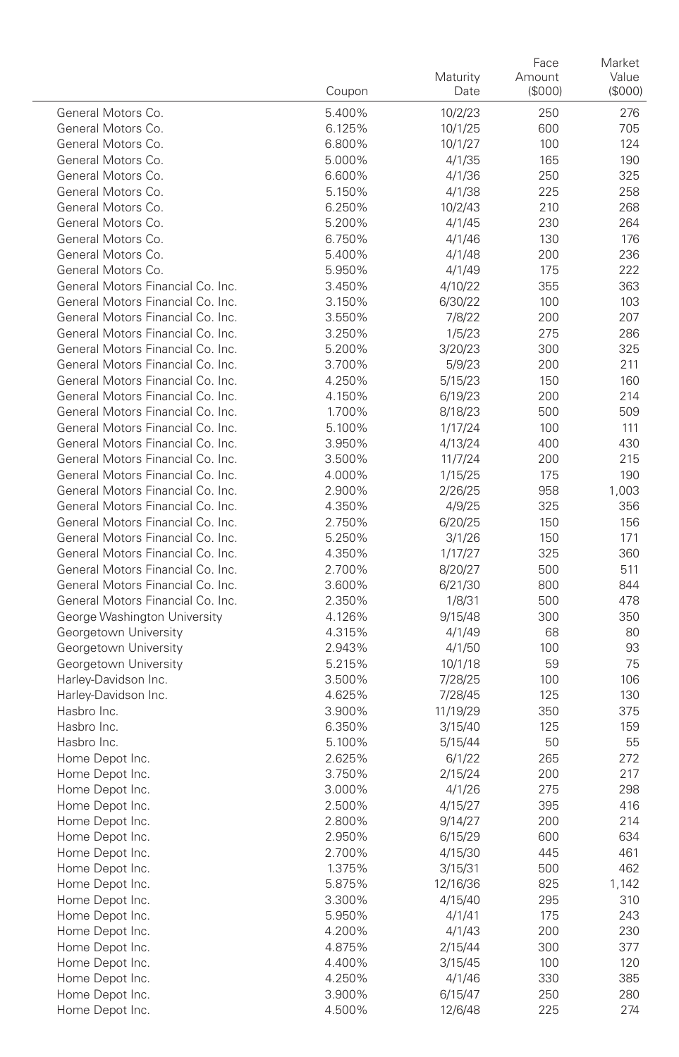| | Coupon | Maturity Date | Face Amount ($000) | Market Value ($000) |
|---|---|---|---|---|
| General Motors Co. | 5.400% | 10/2/23 | 250 | 276 |
| General Motors Co. | 6.125% | 10/1/25 | 600 | 705 |
| General Motors Co. | 6.800% | 10/1/27 | 100 | 124 |
| General Motors Co. | 5.000% | 4/1/35 | 165 | 190 |
| General Motors Co. | 6.600% | 4/1/36 | 250 | 325 |
| General Motors Co. | 5.150% | 4/1/38 | 225 | 258 |
| General Motors Co. | 6.250% | 10/2/43 | 210 | 268 |
| General Motors Co. | 5.200% | 4/1/45 | 230 | 264 |
| General Motors Co. | 6.750% | 4/1/46 | 130 | 176 |
| General Motors Co. | 5.400% | 4/1/48 | 200 | 236 |
| General Motors Co. | 5.950% | 4/1/49 | 175 | 222 |
| General Motors Financial Co. Inc. | 3.450% | 4/10/22 | 355 | 363 |
| General Motors Financial Co. Inc. | 3.150% | 6/30/22 | 100 | 103 |
| General Motors Financial Co. Inc. | 3.550% | 7/8/22 | 200 | 207 |
| General Motors Financial Co. Inc. | 3.250% | 1/5/23 | 275 | 286 |
| General Motors Financial Co. Inc. | 5.200% | 3/20/23 | 300 | 325 |
| General Motors Financial Co. Inc. | 3.700% | 5/9/23 | 200 | 211 |
| General Motors Financial Co. Inc. | 4.250% | 5/15/23 | 150 | 160 |
| General Motors Financial Co. Inc. | 4.150% | 6/19/23 | 200 | 214 |
| General Motors Financial Co. Inc. | 1.700% | 8/18/23 | 500 | 509 |
| General Motors Financial Co. Inc. | 5.100% | 1/17/24 | 100 | 111 |
| General Motors Financial Co. Inc. | 3.950% | 4/13/24 | 400 | 430 |
| General Motors Financial Co. Inc. | 3.500% | 11/7/24 | 200 | 215 |
| General Motors Financial Co. Inc. | 4.000% | 1/15/25 | 175 | 190 |
| General Motors Financial Co. Inc. | 2.900% | 2/26/25 | 958 | 1,003 |
| General Motors Financial Co. Inc. | 4.350% | 4/9/25 | 325 | 356 |
| General Motors Financial Co. Inc. | 2.750% | 6/20/25 | 150 | 156 |
| General Motors Financial Co. Inc. | 5.250% | 3/1/26 | 150 | 171 |
| General Motors Financial Co. Inc. | 4.350% | 1/17/27 | 325 | 360 |
| General Motors Financial Co. Inc. | 2.700% | 8/20/27 | 500 | 511 |
| General Motors Financial Co. Inc. | 3.600% | 6/21/30 | 800 | 844 |
| General Motors Financial Co. Inc. | 2.350% | 1/8/31 | 500 | 478 |
| George Washington University | 4.126% | 9/15/48 | 300 | 350 |
| Georgetown University | 4.315% | 4/1/49 | 68 | 80 |
| Georgetown University | 2.943% | 4/1/50 | 100 | 93 |
| Georgetown University | 5.215% | 10/1/18 | 59 | 75 |
| Harley-Davidson Inc. | 3.500% | 7/28/25 | 100 | 106 |
| Harley-Davidson Inc. | 4.625% | 7/28/45 | 125 | 130 |
| Hasbro Inc. | 3.900% | 11/19/29 | 350 | 375 |
| Hasbro Inc. | 6.350% | 3/15/40 | 125 | 159 |
| Hasbro Inc. | 5.100% | 5/15/44 | 50 | 55 |
| Home Depot Inc. | 2.625% | 6/1/22 | 265 | 272 |
| Home Depot Inc. | 3.750% | 2/15/24 | 200 | 217 |
| Home Depot Inc. | 3.000% | 4/1/26 | 275 | 298 |
| Home Depot Inc. | 2.500% | 4/15/27 | 395 | 416 |
| Home Depot Inc. | 2.800% | 9/14/27 | 200 | 214 |
| Home Depot Inc. | 2.950% | 6/15/29 | 600 | 634 |
| Home Depot Inc. | 2.700% | 4/15/30 | 445 | 461 |
| Home Depot Inc. | 1.375% | 3/15/31 | 500 | 462 |
| Home Depot Inc. | 5.875% | 12/16/36 | 825 | 1,142 |
| Home Depot Inc. | 3.300% | 4/15/40 | 295 | 310 |
| Home Depot Inc. | 5.950% | 4/1/41 | 175 | 243 |
| Home Depot Inc. | 4.200% | 4/1/43 | 200 | 230 |
| Home Depot Inc. | 4.875% | 2/15/44 | 300 | 377 |
| Home Depot Inc. | 4.400% | 3/15/45 | 100 | 120 |
| Home Depot Inc. | 4.250% | 4/1/46 | 330 | 385 |
| Home Depot Inc. | 3.900% | 6/15/47 | 250 | 280 |
| Home Depot Inc. | 4.500% | 12/6/48 | 225 | 274 |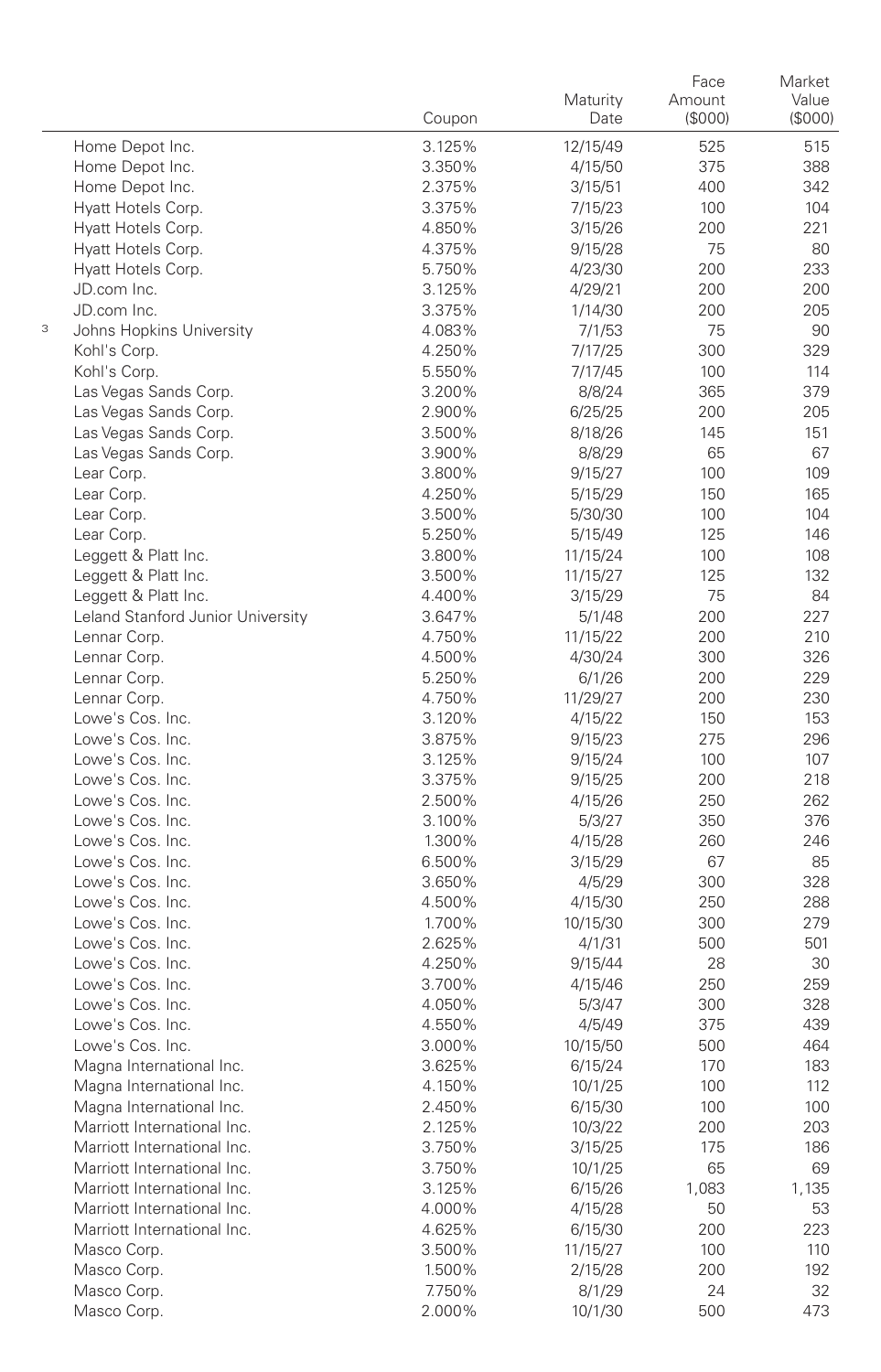| | Coupon | Maturity Date | Face Amount ($000) | Market Value ($000) |
|---|---|---|---|---|
| Home Depot Inc. | 3.125% | 12/15/49 | 525 | 515 |
| Home Depot Inc. | 3.350% | 4/15/50 | 375 | 388 |
| Home Depot Inc. | 2.375% | 3/15/51 | 400 | 342 |
| Hyatt Hotels Corp. | 3.375% | 7/15/23 | 100 | 104 |
| Hyatt Hotels Corp. | 4.850% | 3/15/26 | 200 | 221 |
| Hyatt Hotels Corp. | 4.375% | 9/15/28 | 75 | 80 |
| Hyatt Hotels Corp. | 5.750% | 4/23/30 | 200 | 233 |
| JD.com Inc. | 3.125% | 4/29/21 | 200 | 200 |
| JD.com Inc. | 3.375% | 1/14/30 | 200 | 205 |
| [3] Johns Hopkins University | 4.083% | 7/1/53 | 75 | 90 |
| Kohl's Corp. | 4.250% | 7/17/25 | 300 | 329 |
| Kohl's Corp. | 5.550% | 7/17/45 | 100 | 114 |
| Las Vegas Sands Corp. | 3.200% | 8/8/24 | 365 | 379 |
| Las Vegas Sands Corp. | 2.900% | 6/25/25 | 200 | 205 |
| Las Vegas Sands Corp. | 3.500% | 8/18/26 | 145 | 151 |
| Las Vegas Sands Corp. | 3.900% | 8/8/29 | 65 | 67 |
| Lear Corp. | 3.800% | 9/15/27 | 100 | 109 |
| Lear Corp. | 4.250% | 5/15/29 | 150 | 165 |
| Lear Corp. | 3.500% | 5/30/30 | 100 | 104 |
| Lear Corp. | 5.250% | 5/15/49 | 125 | 146 |
| Leggett & Platt Inc. | 3.800% | 11/15/24 | 100 | 108 |
| Leggett & Platt Inc. | 3.500% | 11/15/27 | 125 | 132 |
| Leggett & Platt Inc. | 4.400% | 3/15/29 | 75 | 84 |
| Leland Stanford Junior University | 3.647% | 5/1/48 | 200 | 227 |
| Lennar Corp. | 4.750% | 11/15/22 | 200 | 210 |
| Lennar Corp. | 4.500% | 4/30/24 | 300 | 326 |
| Lennar Corp. | 5.250% | 6/1/26 | 200 | 229 |
| Lennar Corp. | 4.750% | 11/29/27 | 200 | 230 |
| Lowe's Cos. Inc. | 3.120% | 4/15/22 | 150 | 153 |
| Lowe's Cos. Inc. | 3.875% | 9/15/23 | 275 | 296 |
| Lowe's Cos. Inc. | 3.125% | 9/15/24 | 100 | 107 |
| Lowe's Cos. Inc. | 3.375% | 9/15/25 | 200 | 218 |
| Lowe's Cos. Inc. | 2.500% | 4/15/26 | 250 | 262 |
| Lowe's Cos. Inc. | 3.100% | 5/3/27 | 350 | 376 |
| Lowe's Cos. Inc. | 1.300% | 4/15/28 | 260 | 246 |
| Lowe's Cos. Inc. | 6.500% | 3/15/29 | 67 | 85 |
| Lowe's Cos. Inc. | 3.650% | 4/5/29 | 300 | 328 |
| Lowe's Cos. Inc. | 4.500% | 4/15/30 | 250 | 288 |
| Lowe's Cos. Inc. | 1.700% | 10/15/30 | 300 | 279 |
| Lowe's Cos. Inc. | 2.625% | 4/1/31 | 500 | 501 |
| Lowe's Cos. Inc. | 4.250% | 9/15/44 | 28 | 30 |
| Lowe's Cos. Inc. | 3.700% | 4/15/46 | 250 | 259 |
| Lowe's Cos. Inc. | 4.050% | 5/3/47 | 300 | 328 |
| Lowe's Cos. Inc. | 4.550% | 4/5/49 | 375 | 439 |
| Lowe's Cos. Inc. | 3.000% | 10/15/50 | 500 | 464 |
| Magna International Inc. | 3.625% | 6/15/24 | 170 | 183 |
| Magna International Inc. | 4.150% | 10/1/25 | 100 | 112 |
| Magna International Inc. | 2.450% | 6/15/30 | 100 | 100 |
| Marriott International Inc. | 2.125% | 10/3/22 | 200 | 203 |
| Marriott International Inc. | 3.750% | 3/15/25 | 175 | 186 |
| Marriott International Inc. | 3.750% | 10/1/25 | 65 | 69 |
| Marriott International Inc. | 3.125% | 6/15/26 | 1,083 | 1,135 |
| Marriott International Inc. | 4.000% | 4/15/28 | 50 | 53 |
| Marriott International Inc. | 4.625% | 6/15/30 | 200 | 223 |
| Masco Corp. | 3.500% | 11/15/27 | 100 | 110 |
| Masco Corp. | 1.500% | 2/15/28 | 200 | 192 |
| Masco Corp. | 7.750% | 8/1/29 | 24 | 32 |
| Masco Corp. | 2.000% | 10/1/30 | 500 | 473 |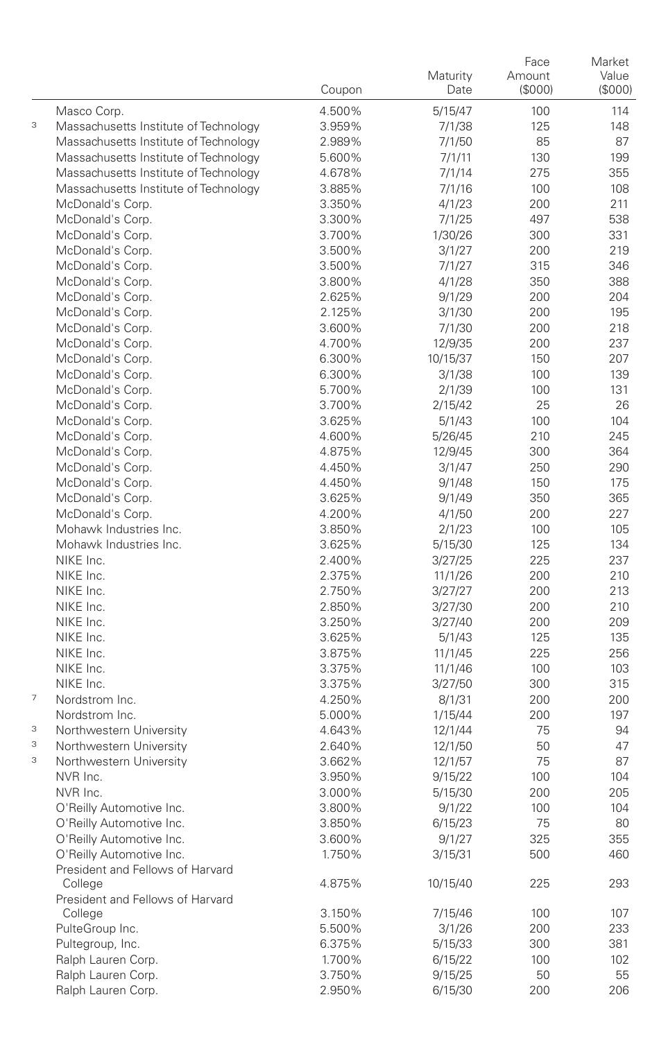| | | Coupon | Maturity Date | Face Amount ($000) | Market Value ($000) |
|---|---|---|---|---|---|
| | Masco Corp. | 4.500% | 5/15/47 | 100 | 114 |
| 3 | Massachusetts Institute of Technology | 3.959% | 7/1/38 | 125 | 148 |
| | Massachusetts Institute of Technology | 2.989% | 7/1/50 | 85 | 87 |
| | Massachusetts Institute of Technology | 5.600% | 7/1/11 | 130 | 199 |
| | Massachusetts Institute of Technology | 4.678% | 7/1/14 | 275 | 355 |
| | Massachusetts Institute of Technology | 3.885% | 7/1/16 | 100 | 108 |
| | McDonald's Corp. | 3.350% | 4/1/23 | 200 | 211 |
| | McDonald's Corp. | 3.300% | 7/1/25 | 497 | 538 |
| | McDonald's Corp. | 3.700% | 1/30/26 | 300 | 331 |
| | McDonald's Corp. | 3.500% | 3/1/27 | 200 | 219 |
| | McDonald's Corp. | 3.500% | 7/1/27 | 315 | 346 |
| | McDonald's Corp. | 3.800% | 4/1/28 | 350 | 388 |
| | McDonald's Corp. | 2.625% | 9/1/29 | 200 | 204 |
| | McDonald's Corp. | 2.125% | 3/1/30 | 200 | 195 |
| | McDonald's Corp. | 3.600% | 7/1/30 | 200 | 218 |
| | McDonald's Corp. | 4.700% | 12/9/35 | 200 | 237 |
| | McDonald's Corp. | 6.300% | 10/15/37 | 150 | 207 |
| | McDonald's Corp. | 6.300% | 3/1/38 | 100 | 139 |
| | McDonald's Corp. | 5.700% | 2/1/39 | 100 | 131 |
| | McDonald's Corp. | 3.700% | 2/15/42 | 25 | 26 |
| | McDonald's Corp. | 3.625% | 5/1/43 | 100 | 104 |
| | McDonald's Corp. | 4.600% | 5/26/45 | 210 | 245 |
| | McDonald's Corp. | 4.875% | 12/9/45 | 300 | 364 |
| | McDonald's Corp. | 4.450% | 3/1/47 | 250 | 290 |
| | McDonald's Corp. | 4.450% | 9/1/48 | 150 | 175 |
| | McDonald's Corp. | 3.625% | 9/1/49 | 350 | 365 |
| | McDonald's Corp. | 4.200% | 4/1/50 | 200 | 227 |
| | Mohawk Industries Inc. | 3.850% | 2/1/23 | 100 | 105 |
| | Mohawk Industries Inc. | 3.625% | 5/15/30 | 125 | 134 |
| | NIKE Inc. | 2.400% | 3/27/25 | 225 | 237 |
| | NIKE Inc. | 2.375% | 11/1/26 | 200 | 210 |
| | NIKE Inc. | 2.750% | 3/27/27 | 200 | 213 |
| | NIKE Inc. | 2.850% | 3/27/30 | 200 | 210 |
| | NIKE Inc. | 3.250% | 3/27/40 | 200 | 209 |
| | NIKE Inc. | 3.625% | 5/1/43 | 125 | 135 |
| | NIKE Inc. | 3.875% | 11/1/45 | 225 | 256 |
| | NIKE Inc. | 3.375% | 11/1/46 | 100 | 103 |
| | NIKE Inc. | 3.375% | 3/27/50 | 300 | 315 |
| 7 | Nordstrom Inc. | 4.250% | 8/1/31 | 200 | 200 |
| | Nordstrom Inc. | 5.000% | 1/15/44 | 200 | 197 |
| 3 | Northwestern University | 4.643% | 12/1/44 | 75 | 94 |
| 3 | Northwestern University | 2.640% | 12/1/50 | 50 | 47 |
| 3 | Northwestern University | 3.662% | 12/1/57 | 75 | 87 |
| | NVR Inc. | 3.950% | 9/15/22 | 100 | 104 |
| | NVR Inc. | 3.000% | 5/15/30 | 200 | 205 |
| | O'Reilly Automotive Inc. | 3.800% | 9/1/22 | 100 | 104 |
| | O'Reilly Automotive Inc. | 3.850% | 6/15/23 | 75 | 80 |
| | O'Reilly Automotive Inc. | 3.600% | 9/1/27 | 325 | 355 |
| | O'Reilly Automotive Inc. | 1.750% | 3/15/31 | 500 | 460 |
| | President and Fellows of Harvard College | 4.875% | 10/15/40 | 225 | 293 |
| | President and Fellows of Harvard College | 3.150% | 7/15/46 | 100 | 107 |
| | PulteGroup Inc. | 5.500% | 3/1/26 | 200 | 233 |
| | Pultegroup, Inc. | 6.375% | 5/15/33 | 300 | 381 |
| | Ralph Lauren Corp. | 1.700% | 6/15/22 | 100 | 102 |
| | Ralph Lauren Corp. | 3.750% | 9/15/25 | 50 | 55 |
| | Ralph Lauren Corp. | 2.950% | 6/15/30 | 200 | 206 |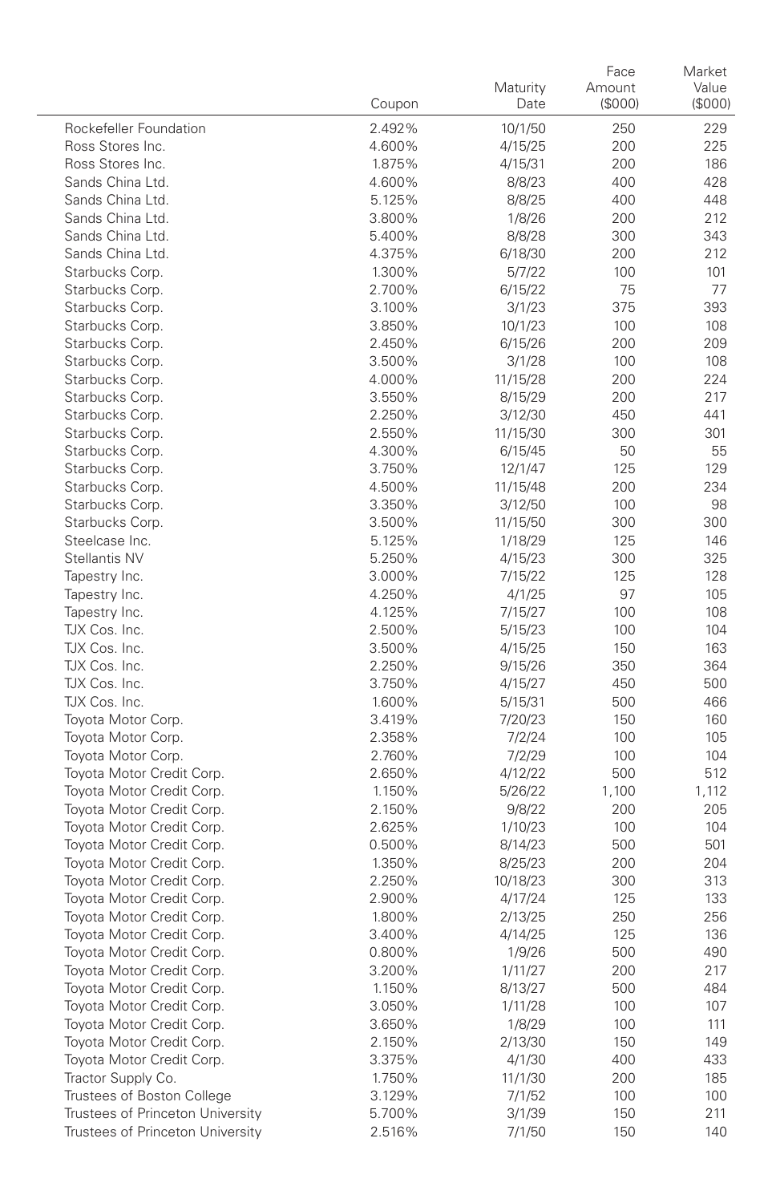| | Coupon | Maturity Date | Face Amount ($000) | Market Value ($000) |
|---|---|---|---|---|
| Rockefeller Foundation | 2.492% | 10/1/50 | 250 | 229 |
| Ross Stores Inc. | 4.600% | 4/15/25 | 200 | 225 |
| Ross Stores Inc. | 1.875% | 4/15/31 | 200 | 186 |
| Sands China Ltd. | 4.600% | 8/8/23 | 400 | 428 |
| Sands China Ltd. | 5.125% | 8/8/25 | 400 | 448 |
| Sands China Ltd. | 3.800% | 1/8/26 | 200 | 212 |
| Sands China Ltd. | 5.400% | 8/8/28 | 300 | 343 |
| Sands China Ltd. | 4.375% | 6/18/30 | 200 | 212 |
| Starbucks Corp. | 1.300% | 5/7/22 | 100 | 101 |
| Starbucks Corp. | 2.700% | 6/15/22 | 75 | 77 |
| Starbucks Corp. | 3.100% | 3/1/23 | 375 | 393 |
| Starbucks Corp. | 3.850% | 10/1/23 | 100 | 108 |
| Starbucks Corp. | 2.450% | 6/15/26 | 200 | 209 |
| Starbucks Corp. | 3.500% | 3/1/28 | 100 | 108 |
| Starbucks Corp. | 4.000% | 11/15/28 | 200 | 224 |
| Starbucks Corp. | 3.550% | 8/15/29 | 200 | 217 |
| Starbucks Corp. | 2.250% | 3/12/30 | 450 | 441 |
| Starbucks Corp. | 2.550% | 11/15/30 | 300 | 301 |
| Starbucks Corp. | 4.300% | 6/15/45 | 50 | 55 |
| Starbucks Corp. | 3.750% | 12/1/47 | 125 | 129 |
| Starbucks Corp. | 4.500% | 11/15/48 | 200 | 234 |
| Starbucks Corp. | 3.350% | 3/12/50 | 100 | 98 |
| Starbucks Corp. | 3.500% | 11/15/50 | 300 | 300 |
| Steelcase Inc. | 5.125% | 1/18/29 | 125 | 146 |
| Stellantis NV | 5.250% | 4/15/23 | 300 | 325 |
| Tapestry Inc. | 3.000% | 7/15/22 | 125 | 128 |
| Tapestry Inc. | 4.250% | 4/1/25 | 97 | 105 |
| Tapestry Inc. | 4.125% | 7/15/27 | 100 | 108 |
| TJX Cos. Inc. | 2.500% | 5/15/23 | 100 | 104 |
| TJX Cos. Inc. | 3.500% | 4/15/25 | 150 | 163 |
| TJX Cos. Inc. | 2.250% | 9/15/26 | 350 | 364 |
| TJX Cos. Inc. | 3.750% | 4/15/27 | 450 | 500 |
| TJX Cos. Inc. | 1.600% | 5/15/31 | 500 | 466 |
| Toyota Motor Corp. | 3.419% | 7/20/23 | 150 | 160 |
| Toyota Motor Corp. | 2.358% | 7/2/24 | 100 | 105 |
| Toyota Motor Corp. | 2.760% | 7/2/29 | 100 | 104 |
| Toyota Motor Credit Corp. | 2.650% | 4/12/22 | 500 | 512 |
| Toyota Motor Credit Corp. | 1.150% | 5/26/22 | 1,100 | 1,112 |
| Toyota Motor Credit Corp. | 2.150% | 9/8/22 | 200 | 205 |
| Toyota Motor Credit Corp. | 2.625% | 1/10/23 | 100 | 104 |
| Toyota Motor Credit Corp. | 0.500% | 8/14/23 | 500 | 501 |
| Toyota Motor Credit Corp. | 1.350% | 8/25/23 | 200 | 204 |
| Toyota Motor Credit Corp. | 2.250% | 10/18/23 | 300 | 313 |
| Toyota Motor Credit Corp. | 2.900% | 4/17/24 | 125 | 133 |
| Toyota Motor Credit Corp. | 1.800% | 2/13/25 | 250 | 256 |
| Toyota Motor Credit Corp. | 3.400% | 4/14/25 | 125 | 136 |
| Toyota Motor Credit Corp. | 0.800% | 1/9/26 | 500 | 490 |
| Toyota Motor Credit Corp. | 3.200% | 1/11/27 | 200 | 217 |
| Toyota Motor Credit Corp. | 1.150% | 8/13/27 | 500 | 484 |
| Toyota Motor Credit Corp. | 3.050% | 1/11/28 | 100 | 107 |
| Toyota Motor Credit Corp. | 3.650% | 1/8/29 | 100 | 111 |
| Toyota Motor Credit Corp. | 2.150% | 2/13/30 | 150 | 149 |
| Toyota Motor Credit Corp. | 3.375% | 4/1/30 | 400 | 433 |
| Tractor Supply Co. | 1.750% | 11/1/30 | 200 | 185 |
| Trustees of Boston College | 3.129% | 7/1/52 | 100 | 100 |
| Trustees of Princeton University | 5.700% | 3/1/39 | 150 | 211 |
| Trustees of Princeton University | 2.516% | 7/1/50 | 150 | 140 |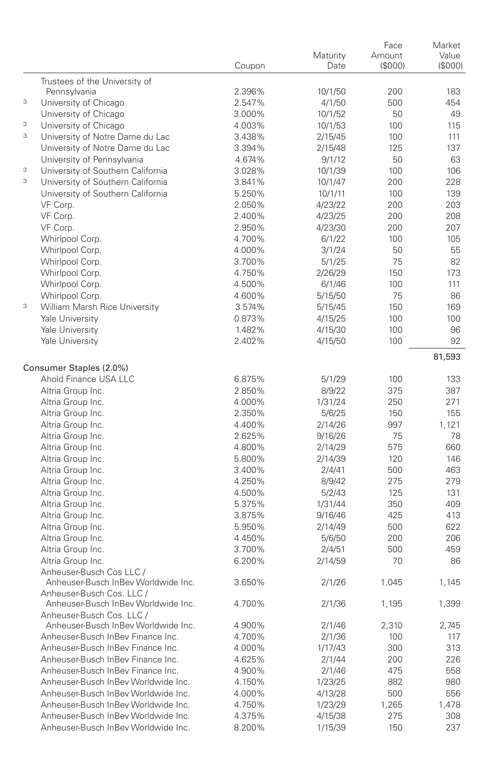| | Coupon | Maturity Date | Face Amount ($000) | Market Value ($000) |
|---|---|---|---|---|
| Trustees of the University of Pennsylvania | 2.396% | 10/1/50 | 200 | 183 |
| [3] University of Chicago | 2.547% | 4/1/50 | 500 | 454 |
| University of Chicago | 3.000% | 10/1/52 | 50 | 49 |
| [3] University of Chicago | 4.003% | 10/1/53 | 100 | 115 |
| [3] University of Notre Dame du Lac | 3.438% | 2/15/45 | 100 | 111 |
| University of Notre Dame du Lac | 3.394% | 2/15/48 | 125 | 137 |
| University of Pennsylvania | 4.674% | 9/1/12 | 50 | 63 |
| [3] University of Southern California | 3.028% | 10/1/39 | 100 | 106 |
| [3] University of Southern California | 3.841% | 10/1/47 | 200 | 228 |
| University of Southern California | 5.250% | 10/1/11 | 100 | 139 |
| VF Corp. | 2.050% | 4/23/22 | 200 | 203 |
| VF Corp. | 2.400% | 4/23/25 | 200 | 208 |
| VF Corp. | 2.950% | 4/23/30 | 200 | 207 |
| Whirlpool Corp. | 4.700% | 6/1/22 | 100 | 105 |
| Whirlpool Corp. | 4.000% | 3/1/24 | 50 | 55 |
| Whirlpool Corp. | 3.700% | 5/1/25 | 75 | 82 |
| Whirlpool Corp. | 4.750% | 2/26/29 | 150 | 173 |
| Whirlpool Corp. | 4.500% | 6/1/46 | 100 | 111 |
| Whirlpool Corp. | 4.600% | 5/15/50 | 75 | 86 |
| [3] William Marsh Rice University | 3.574% | 5/15/45 | 150 | 169 |
| Yale University | 0.873% | 4/15/25 | 100 | 100 |
| Yale University | 1.482% | 4/15/30 | 100 | 96 |
| Yale University | 2.402% | 4/15/50 | 100 | 92 |
| | | | | 81,593 |
| **Consumer Staples (2.0%)** | | | | |
| Ahold Finance USA LLC | 6.875% | 5/1/29 | 100 | 133 |
| Altria Group Inc. | 2.850% | 8/9/22 | 375 | 387 |
| Altria Group Inc. | 4.000% | 1/31/24 | 250 | 271 |
| Altria Group Inc. | 2.350% | 5/6/25 | 150 | 155 |
| Altria Group Inc. | 4.400% | 2/14/26 | 997 | 1,121 |
| Altria Group Inc. | 2.625% | 9/16/26 | 75 | 78 |
| Altria Group Inc. | 4.800% | 2/14/29 | 575 | 660 |
| Altria Group Inc. | 5.800% | 2/14/39 | 120 | 146 |
| Altria Group Inc. | 3.400% | 2/4/41 | 500 | 463 |
| Altria Group Inc. | 4.250% | 8/9/42 | 275 | 279 |
| Altria Group Inc. | 4.500% | 5/2/43 | 125 | 131 |
| Altria Group Inc. | 5.375% | 1/31/44 | 350 | 409 |
| Altria Group Inc. | 3.875% | 9/16/46 | 425 | 413 |
| Altria Group Inc. | 5.950% | 2/14/49 | 500 | 622 |
| Altria Group Inc. | 4.450% | 5/6/50 | 200 | 206 |
| Altria Group Inc. | 3.700% | 2/4/51 | 500 | 459 |
| Altria Group Inc. | 6.200% | 2/14/59 | 70 | 86 |
| Anheuser-Busch Cos LLC / Anheuser-Busch InBev Worldwide Inc. | 3.650% | 2/1/26 | 1,045 | 1,145 |
| Anheuser-Busch Cos. LLC / Anheuser-Busch InBev Worldwide Inc. | 4.700% | 2/1/36 | 1,195 | 1,399 |
| Anheuser-Busch Cos. LLC / Anheuser-Busch InBev Worldwide Inc. | 4.900% | 2/1/46 | 2,310 | 2,745 |
| Anheuser-Busch InBev Finance Inc. | 4.700% | 2/1/36 | 100 | 117 |
| Anheuser-Busch InBev Finance Inc. | 4.000% | 1/17/43 | 300 | 313 |
| Anheuser-Busch InBev Finance Inc. | 4.625% | 2/1/44 | 200 | 226 |
| Anheuser-Busch InBev Finance Inc. | 4.900% | 2/1/46 | 475 | 558 |
| Anheuser-Busch InBev Worldwide Inc. | 4.150% | 1/23/25 | 882 | 980 |
| Anheuser-Busch InBev Worldwide Inc. | 4.000% | 4/13/28 | 500 | 556 |
| Anheuser-Busch InBev Worldwide Inc. | 4.750% | 1/23/29 | 1,265 | 1,478 |
| Anheuser-Busch InBev Worldwide Inc. | 4.375% | 4/15/38 | 275 | 308 |
| Anheuser-Busch InBev Worldwide Inc. | 8.200% | 1/15/39 | 150 | 237 |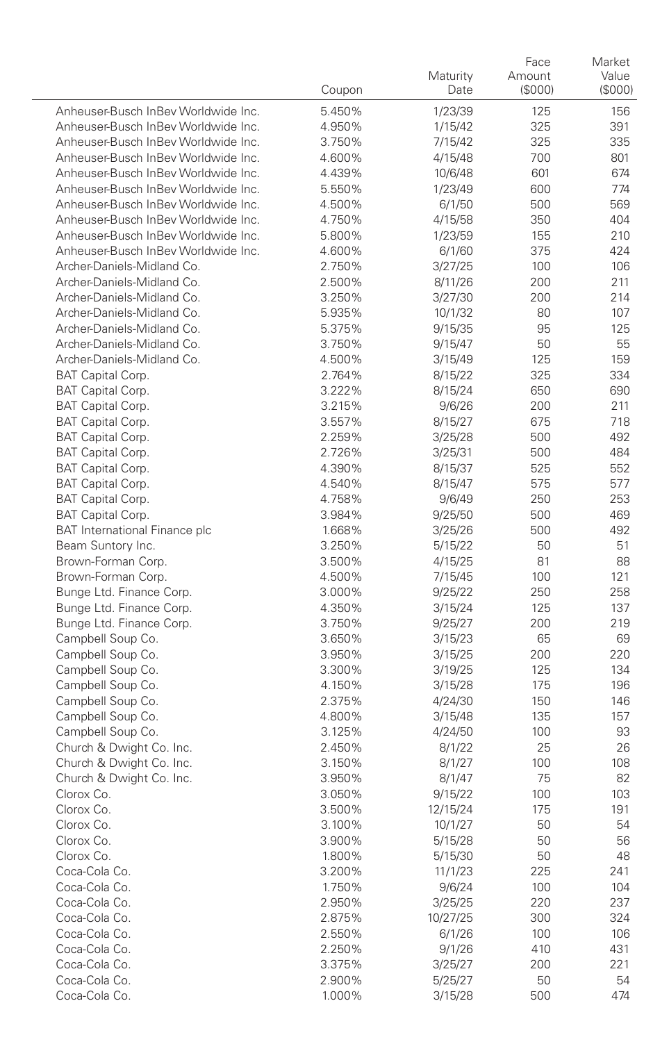| | Coupon | Maturity Date | Face Amount ($000) | Market Value ($000) |
|---|---|---|---|---|
| Anheuser-Busch InBev Worldwide Inc. | 5.450% | 1/23/39 | 125 | 156 |
| Anheuser-Busch InBev Worldwide Inc. | 4.950% | 1/15/42 | 325 | 391 |
| Anheuser-Busch InBev Worldwide Inc. | 3.750% | 7/15/42 | 325 | 335 |
| Anheuser-Busch InBev Worldwide Inc. | 4.600% | 4/15/48 | 700 | 801 |
| Anheuser-Busch InBev Worldwide Inc. | 4.439% | 10/6/48 | 601 | 674 |
| Anheuser-Busch InBev Worldwide Inc. | 5.550% | 1/23/49 | 600 | 774 |
| Anheuser-Busch InBev Worldwide Inc. | 4.500% | 6/1/50 | 500 | 569 |
| Anheuser-Busch InBev Worldwide Inc. | 4.750% | 4/15/58 | 350 | 404 |
| Anheuser-Busch InBev Worldwide Inc. | 5.800% | 1/23/59 | 155 | 210 |
| Anheuser-Busch InBev Worldwide Inc. | 4.600% | 6/1/60 | 375 | 424 |
| Archer-Daniels-Midland Co. | 2.750% | 3/27/25 | 100 | 106 |
| Archer-Daniels-Midland Co. | 2.500% | 8/11/26 | 200 | 211 |
| Archer-Daniels-Midland Co. | 3.250% | 3/27/30 | 200 | 214 |
| Archer-Daniels-Midland Co. | 5.935% | 10/1/32 | 80 | 107 |
| Archer-Daniels-Midland Co. | 5.375% | 9/15/35 | 95 | 125 |
| Archer-Daniels-Midland Co. | 3.750% | 9/15/47 | 50 | 55 |
| Archer-Daniels-Midland Co. | 4.500% | 3/15/49 | 125 | 159 |
| BAT Capital Corp. | 2.764% | 8/15/22 | 325 | 334 |
| BAT Capital Corp. | 3.222% | 8/15/24 | 650 | 690 |
| BAT Capital Corp. | 3.215% | 9/6/26 | 200 | 211 |
| BAT Capital Corp. | 3.557% | 8/15/27 | 675 | 718 |
| BAT Capital Corp. | 2.259% | 3/25/28 | 500 | 492 |
| BAT Capital Corp. | 2.726% | 3/25/31 | 500 | 484 |
| BAT Capital Corp. | 4.390% | 8/15/37 | 525 | 552 |
| BAT Capital Corp. | 4.540% | 8/15/47 | 575 | 577 |
| BAT Capital Corp. | 4.758% | 9/6/49 | 250 | 253 |
| BAT Capital Corp. | 3.984% | 9/25/50 | 500 | 469 |
| BAT International Finance plc | 1.668% | 3/25/26 | 500 | 492 |
| Beam Suntory Inc. | 3.250% | 5/15/22 | 50 | 51 |
| Brown-Forman Corp. | 3.500% | 4/15/25 | 81 | 88 |
| Brown-Forman Corp. | 4.500% | 7/15/45 | 100 | 121 |
| Bunge Ltd. Finance Corp. | 3.000% | 9/25/22 | 250 | 258 |
| Bunge Ltd. Finance Corp. | 4.350% | 3/15/24 | 125 | 137 |
| Bunge Ltd. Finance Corp. | 3.750% | 9/25/27 | 200 | 219 |
| Campbell Soup Co. | 3.650% | 3/15/23 | 65 | 69 |
| Campbell Soup Co. | 3.950% | 3/15/25 | 200 | 220 |
| Campbell Soup Co. | 3.300% | 3/19/25 | 125 | 134 |
| Campbell Soup Co. | 4.150% | 3/15/28 | 175 | 196 |
| Campbell Soup Co. | 2.375% | 4/24/30 | 150 | 146 |
| Campbell Soup Co. | 4.800% | 3/15/48 | 135 | 157 |
| Campbell Soup Co. | 3.125% | 4/24/50 | 100 | 93 |
| Church & Dwight Co. Inc. | 2.450% | 8/1/22 | 25 | 26 |
| Church & Dwight Co. Inc. | 3.150% | 8/1/27 | 100 | 108 |
| Church & Dwight Co. Inc. | 3.950% | 8/1/47 | 75 | 82 |
| Clorox Co. | 3.050% | 9/15/22 | 100 | 103 |
| Clorox Co. | 3.500% | 12/15/24 | 175 | 191 |
| Clorox Co. | 3.100% | 10/1/27 | 50 | 54 |
| Clorox Co. | 3.900% | 5/15/28 | 50 | 56 |
| Clorox Co. | 1.800% | 5/15/30 | 50 | 48 |
| Coca-Cola Co. | 3.200% | 11/1/23 | 225 | 241 |
| Coca-Cola Co. | 1.750% | 9/6/24 | 100 | 104 |
| Coca-Cola Co. | 2.950% | 3/25/25 | 220 | 237 |
| Coca-Cola Co. | 2.875% | 10/27/25 | 300 | 324 |
| Coca-Cola Co. | 2.550% | 6/1/26 | 100 | 106 |
| Coca-Cola Co. | 2.250% | 9/1/26 | 410 | 431 |
| Coca-Cola Co. | 3.375% | 3/25/27 | 200 | 221 |
| Coca-Cola Co. | 2.900% | 5/25/27 | 50 | 54 |
| Coca-Cola Co. | 1.000% | 3/15/28 | 500 | 474 |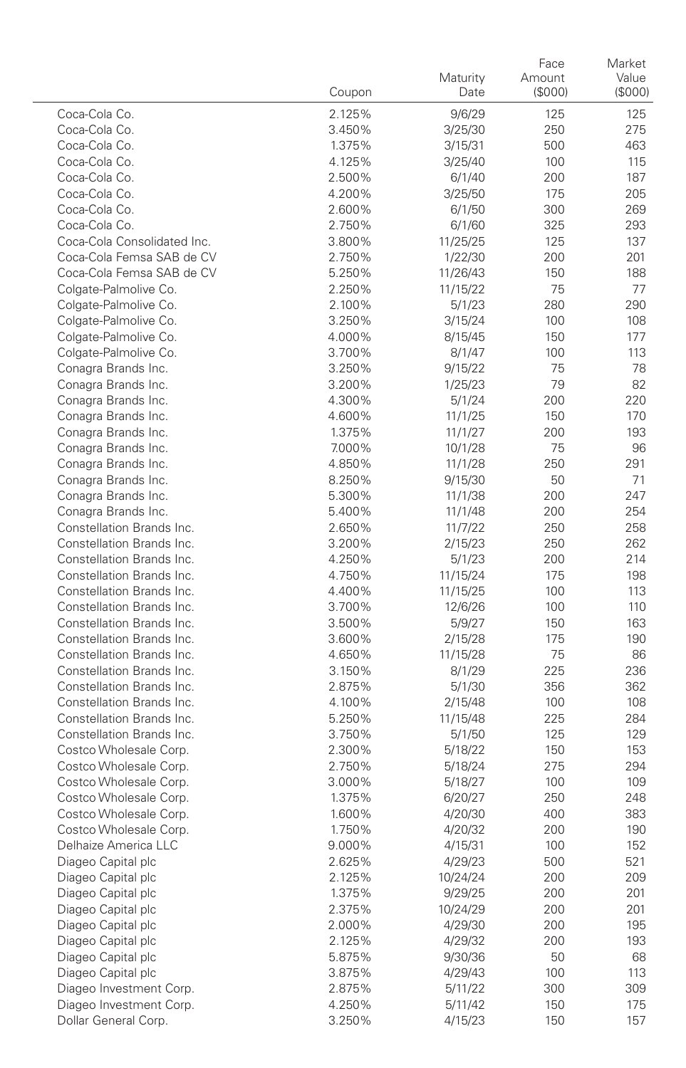| | Coupon | Maturity Date | Face Amount ($000) | Market Value ($000) |
|---|---|---|---|---|
| Coca-Cola Co. | 2.125% | 9/6/29 | 125 | 125 |
| Coca-Cola Co. | 3.450% | 3/25/30 | 250 | 275 |
| Coca-Cola Co. | 1.375% | 3/15/31 | 500 | 463 |
| Coca-Cola Co. | 4.125% | 3/25/40 | 100 | 115 |
| Coca-Cola Co. | 2.500% | 6/1/40 | 200 | 187 |
| Coca-Cola Co. | 4.200% | 3/25/50 | 175 | 205 |
| Coca-Cola Co. | 2.600% | 6/1/50 | 300 | 269 |
| Coca-Cola Co. | 2.750% | 6/1/60 | 325 | 293 |
| Coca-Cola Consolidated Inc. | 3.800% | 11/25/25 | 125 | 137 |
| Coca-Cola Femsa SAB de CV | 2.750% | 1/22/30 | 200 | 201 |
| Coca-Cola Femsa SAB de CV | 5.250% | 11/26/43 | 150 | 188 |
| Colgate-Palmolive Co. | 2.250% | 11/15/22 | 75 | 77 |
| Colgate-Palmolive Co. | 2.100% | 5/1/23 | 280 | 290 |
| Colgate-Palmolive Co. | 3.250% | 3/15/24 | 100 | 108 |
| Colgate-Palmolive Co. | 4.000% | 8/15/45 | 150 | 177 |
| Colgate-Palmolive Co. | 3.700% | 8/1/47 | 100 | 113 |
| Conagra Brands Inc. | 3.250% | 9/15/22 | 75 | 78 |
| Conagra Brands Inc. | 3.200% | 1/25/23 | 79 | 82 |
| Conagra Brands Inc. | 4.300% | 5/1/24 | 200 | 220 |
| Conagra Brands Inc. | 4.600% | 11/1/25 | 150 | 170 |
| Conagra Brands Inc. | 1.375% | 11/1/27 | 200 | 193 |
| Conagra Brands Inc. | 7.000% | 10/1/28 | 75 | 96 |
| Conagra Brands Inc. | 4.850% | 11/1/28 | 250 | 291 |
| Conagra Brands Inc. | 8.250% | 9/15/30 | 50 | 71 |
| Conagra Brands Inc. | 5.300% | 11/1/38 | 200 | 247 |
| Conagra Brands Inc. | 5.400% | 11/1/48 | 200 | 254 |
| Constellation Brands Inc. | 2.650% | 11/7/22 | 250 | 258 |
| Constellation Brands Inc. | 3.200% | 2/15/23 | 250 | 262 |
| Constellation Brands Inc. | 4.250% | 5/1/23 | 200 | 214 |
| Constellation Brands Inc. | 4.750% | 11/15/24 | 175 | 198 |
| Constellation Brands Inc. | 4.400% | 11/15/25 | 100 | 113 |
| Constellation Brands Inc. | 3.700% | 12/6/26 | 100 | 110 |
| Constellation Brands Inc. | 3.500% | 5/9/27 | 150 | 163 |
| Constellation Brands Inc. | 3.600% | 2/15/28 | 175 | 190 |
| Constellation Brands Inc. | 4.650% | 11/15/28 | 75 | 86 |
| Constellation Brands Inc. | 3.150% | 8/1/29 | 225 | 236 |
| Constellation Brands Inc. | 2.875% | 5/1/30 | 356 | 362 |
| Constellation Brands Inc. | 4.100% | 2/15/48 | 100 | 108 |
| Constellation Brands Inc. | 5.250% | 11/15/48 | 225 | 284 |
| Constellation Brands Inc. | 3.750% | 5/1/50 | 125 | 129 |
| Costco Wholesale Corp. | 2.300% | 5/18/22 | 150 | 153 |
| Costco Wholesale Corp. | 2.750% | 5/18/24 | 275 | 294 |
| Costco Wholesale Corp. | 3.000% | 5/18/27 | 100 | 109 |
| Costco Wholesale Corp. | 1.375% | 6/20/27 | 250 | 248 |
| Costco Wholesale Corp. | 1.600% | 4/20/30 | 400 | 383 |
| Costco Wholesale Corp. | 1.750% | 4/20/32 | 200 | 190 |
| Delhaize America LLC | 9.000% | 4/15/31 | 100 | 152 |
| Diageo Capital plc | 2.625% | 4/29/23 | 500 | 521 |
| Diageo Capital plc | 2.125% | 10/24/24 | 200 | 209 |
| Diageo Capital plc | 1.375% | 9/29/25 | 200 | 201 |
| Diageo Capital plc | 2.375% | 10/24/29 | 200 | 201 |
| Diageo Capital plc | 2.000% | 4/29/30 | 200 | 195 |
| Diageo Capital plc | 2.125% | 4/29/32 | 200 | 193 |
| Diageo Capital plc | 5.875% | 9/30/36 | 50 | 68 |
| Diageo Capital plc | 3.875% | 4/29/43 | 100 | 113 |
| Diageo Investment Corp. | 2.875% | 5/11/22 | 300 | 309 |
| Diageo Investment Corp. | 4.250% | 5/11/42 | 150 | 175 |
| Dollar General Corp. | 3.250% | 4/15/23 | 150 | 157 |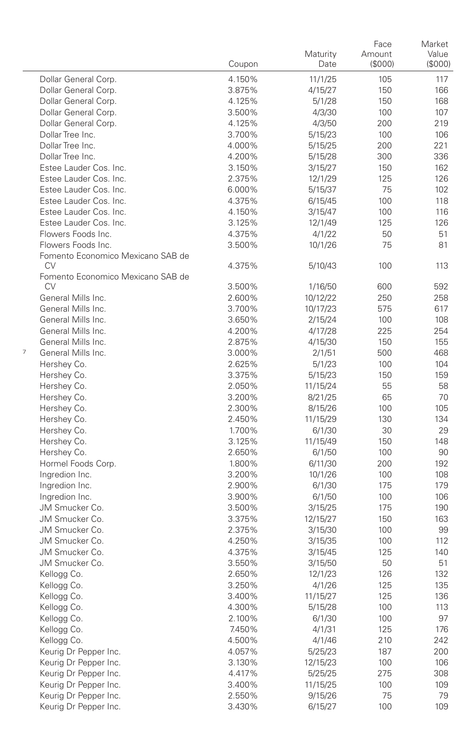| | Coupon | Maturity Date | Face Amount ($000) | Market Value ($000) |
|---|---|---|---|---|
| Dollar General Corp. | 4.150% | 11/1/25 | 105 | 117 |
| Dollar General Corp. | 3.875% | 4/15/27 | 150 | 166 |
| Dollar General Corp. | 4.125% | 5/1/28 | 150 | 168 |
| Dollar General Corp. | 3.500% | 4/3/30 | 100 | 107 |
| Dollar General Corp. | 4.125% | 4/3/50 | 200 | 219 |
| Dollar Tree Inc. | 3.700% | 5/15/23 | 100 | 106 |
| Dollar Tree Inc. | 4.000% | 5/15/25 | 200 | 221 |
| Dollar Tree Inc. | 4.200% | 5/15/28 | 300 | 336 |
| Estee Lauder Cos. Inc. | 3.150% | 3/15/27 | 150 | 162 |
| Estee Lauder Cos. Inc. | 2.375% | 12/1/29 | 125 | 126 |
| Estee Lauder Cos. Inc. | 6.000% | 5/15/37 | 75 | 102 |
| Estee Lauder Cos. Inc. | 4.375% | 6/15/45 | 100 | 118 |
| Estee Lauder Cos. Inc. | 4.150% | 3/15/47 | 100 | 116 |
| Estee Lauder Cos. Inc. | 3.125% | 12/1/49 | 125 | 126 |
| Flowers Foods Inc. | 4.375% | 4/1/22 | 50 | 51 |
| Flowers Foods Inc. | 3.500% | 10/1/26 | 75 | 81 |
| Fomento Economico Mexicano SAB de CV | 4.375% | 5/10/43 | 100 | 113 |
| Fomento Economico Mexicano SAB de CV | 3.500% | 1/16/50 | 600 | 592 |
| General Mills Inc. | 2.600% | 10/12/22 | 250 | 258 |
| General Mills Inc. | 3.700% | 10/17/23 | 575 | 617 |
| General Mills Inc. | 3.650% | 2/15/24 | 100 | 108 |
| General Mills Inc. | 4.200% | 4/17/28 | 225 | 254 |
| General Mills Inc. | 2.875% | 4/15/30 | 150 | 155 |
| [7] General Mills Inc. | 3.000% | 2/1/51 | 500 | 468 |
| Hershey Co. | 2.625% | 5/1/23 | 100 | 104 |
| Hershey Co. | 3.375% | 5/15/23 | 150 | 159 |
| Hershey Co. | 2.050% | 11/15/24 | 55 | 58 |
| Hershey Co. | 3.200% | 8/21/25 | 65 | 70 |
| Hershey Co. | 2.300% | 8/15/26 | 100 | 105 |
| Hershey Co. | 2.450% | 11/15/29 | 130 | 134 |
| Hershey Co. | 1.700% | 6/1/30 | 30 | 29 |
| Hershey Co. | 3.125% | 11/15/49 | 150 | 148 |
| Hershey Co. | 2.650% | 6/1/50 | 100 | 90 |
| Hormel Foods Corp. | 1.800% | 6/11/30 | 200 | 192 |
| Ingredion Inc. | 3.200% | 10/1/26 | 100 | 108 |
| Ingredion Inc. | 2.900% | 6/1/30 | 175 | 179 |
| Ingredion Inc. | 3.900% | 6/1/50 | 100 | 106 |
| JM Smucker Co. | 3.500% | 3/15/25 | 175 | 190 |
| JM Smucker Co. | 3.375% | 12/15/27 | 150 | 163 |
| JM Smucker Co. | 2.375% | 3/15/30 | 100 | 99 |
| JM Smucker Co. | 4.250% | 3/15/35 | 100 | 112 |
| JM Smucker Co. | 4.375% | 3/15/45 | 125 | 140 |
| JM Smucker Co. | 3.550% | 3/15/50 | 50 | 51 |
| Kellogg Co. | 2.650% | 12/1/23 | 126 | 132 |
| Kellogg Co. | 3.250% | 4/1/26 | 125 | 135 |
| Kellogg Co. | 3.400% | 11/15/27 | 125 | 136 |
| Kellogg Co. | 4.300% | 5/15/28 | 100 | 113 |
| Kellogg Co. | 2.100% | 6/1/30 | 100 | 97 |
| Kellogg Co. | 7.450% | 4/1/31 | 125 | 176 |
| Kellogg Co. | 4.500% | 4/1/46 | 210 | 242 |
| Keurig Dr Pepper Inc. | 4.057% | 5/25/23 | 187 | 200 |
| Keurig Dr Pepper Inc. | 3.130% | 12/15/23 | 100 | 106 |
| Keurig Dr Pepper Inc. | 4.417% | 5/25/25 | 275 | 308 |
| Keurig Dr Pepper Inc. | 3.400% | 11/15/25 | 100 | 109 |
| Keurig Dr Pepper Inc. | 2.550% | 9/15/26 | 75 | 79 |
| Keurig Dr Pepper Inc. | 3.430% | 6/15/27 | 100 | 109 |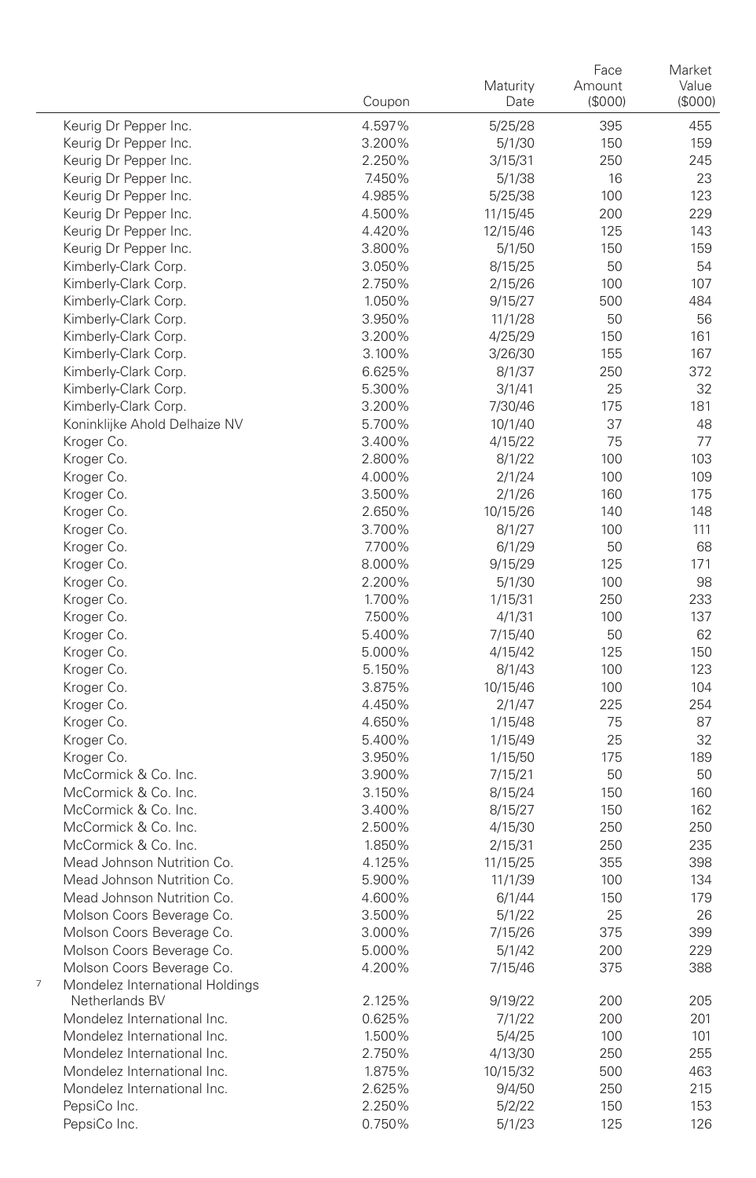| | Coupon | Maturity Date | Face Amount ($000) | Market Value ($000) |
|---|---|---|---|---|
| Keurig Dr Pepper Inc. | 4.597% | 5/25/28 | 395 | 455 |
| Keurig Dr Pepper Inc. | 3.200% | 5/1/30 | 150 | 159 |
| Keurig Dr Pepper Inc. | 2.250% | 3/15/31 | 250 | 245 |
| Keurig Dr Pepper Inc. | 7.450% | 5/1/38 | 16 | 23 |
| Keurig Dr Pepper Inc. | 4.985% | 5/25/38 | 100 | 123 |
| Keurig Dr Pepper Inc. | 4.500% | 11/15/45 | 200 | 229 |
| Keurig Dr Pepper Inc. | 4.420% | 12/15/46 | 125 | 143 |
| Keurig Dr Pepper Inc. | 3.800% | 5/1/50 | 150 | 159 |
| Kimberly-Clark Corp. | 3.050% | 8/15/25 | 50 | 54 |
| Kimberly-Clark Corp. | 2.750% | 2/15/26 | 100 | 107 |
| Kimberly-Clark Corp. | 1.050% | 9/15/27 | 500 | 484 |
| Kimberly-Clark Corp. | 3.950% | 11/1/28 | 50 | 56 |
| Kimberly-Clark Corp. | 3.200% | 4/25/29 | 150 | 161 |
| Kimberly-Clark Corp. | 3.100% | 3/26/30 | 155 | 167 |
| Kimberly-Clark Corp. | 6.625% | 8/1/37 | 250 | 372 |
| Kimberly-Clark Corp. | 5.300% | 3/1/41 | 25 | 32 |
| Kimberly-Clark Corp. | 3.200% | 7/30/46 | 175 | 181 |
| Koninklijke Ahold Delhaize NV | 5.700% | 10/1/40 | 37 | 48 |
| Kroger Co. | 3.400% | 4/15/22 | 75 | 77 |
| Kroger Co. | 2.800% | 8/1/22 | 100 | 103 |
| Kroger Co. | 4.000% | 2/1/24 | 100 | 109 |
| Kroger Co. | 3.500% | 2/1/26 | 160 | 175 |
| Kroger Co. | 2.650% | 10/15/26 | 140 | 148 |
| Kroger Co. | 3.700% | 8/1/27 | 100 | 111 |
| Kroger Co. | 7.700% | 6/1/29 | 50 | 68 |
| Kroger Co. | 8.000% | 9/15/29 | 125 | 171 |
| Kroger Co. | 2.200% | 5/1/30 | 100 | 98 |
| Kroger Co. | 1.700% | 1/15/31 | 250 | 233 |
| Kroger Co. | 7.500% | 4/1/31 | 100 | 137 |
| Kroger Co. | 5.400% | 7/15/40 | 50 | 62 |
| Kroger Co. | 5.000% | 4/15/42 | 125 | 150 |
| Kroger Co. | 5.150% | 8/1/43 | 100 | 123 |
| Kroger Co. | 3.875% | 10/15/46 | 100 | 104 |
| Kroger Co. | 4.450% | 2/1/47 | 225 | 254 |
| Kroger Co. | 4.650% | 1/15/48 | 75 | 87 |
| Kroger Co. | 5.400% | 1/15/49 | 25 | 32 |
| Kroger Co. | 3.950% | 1/15/50 | 175 | 189 |
| McCormick & Co. Inc. | 3.900% | 7/15/21 | 50 | 50 |
| McCormick & Co. Inc. | 3.150% | 8/15/24 | 150 | 160 |
| McCormick & Co. Inc. | 3.400% | 8/15/27 | 150 | 162 |
| McCormick & Co. Inc. | 2.500% | 4/15/30 | 250 | 250 |
| McCormick & Co. Inc. | 1.850% | 2/15/31 | 250 | 235 |
| Mead Johnson Nutrition Co. | 4.125% | 11/15/25 | 355 | 398 |
| Mead Johnson Nutrition Co. | 5.900% | 11/1/39 | 100 | 134 |
| Mead Johnson Nutrition Co. | 4.600% | 6/1/44 | 150 | 179 |
| Molson Coors Beverage Co. | 3.500% | 5/1/22 | 25 | 26 |
| Molson Coors Beverage Co. | 3.000% | 7/15/26 | 375 | 399 |
| Molson Coors Beverage Co. | 5.000% | 5/1/42 | 200 | 229 |
| Molson Coors Beverage Co. | 4.200% | 7/15/46 | 375 | 388 |
| [7] Mondelez International Holdings Netherlands BV | 2.125% | 9/19/22 | 200 | 205 |
| Mondelez International Inc. | 0.625% | 7/1/22 | 200 | 201 |
| Mondelez International Inc. | 1.500% | 5/4/25 | 100 | 101 |
| Mondelez International Inc. | 2.750% | 4/13/30 | 250 | 255 |
| Mondelez International Inc. | 1.875% | 10/15/32 | 500 | 463 |
| Mondelez International Inc. | 2.625% | 9/4/50 | 250 | 215 |
| PepsiCo Inc. | 2.250% | 5/2/22 | 150 | 153 |
| PepsiCo Inc. | 0.750% | 5/1/23 | 125 | 126 |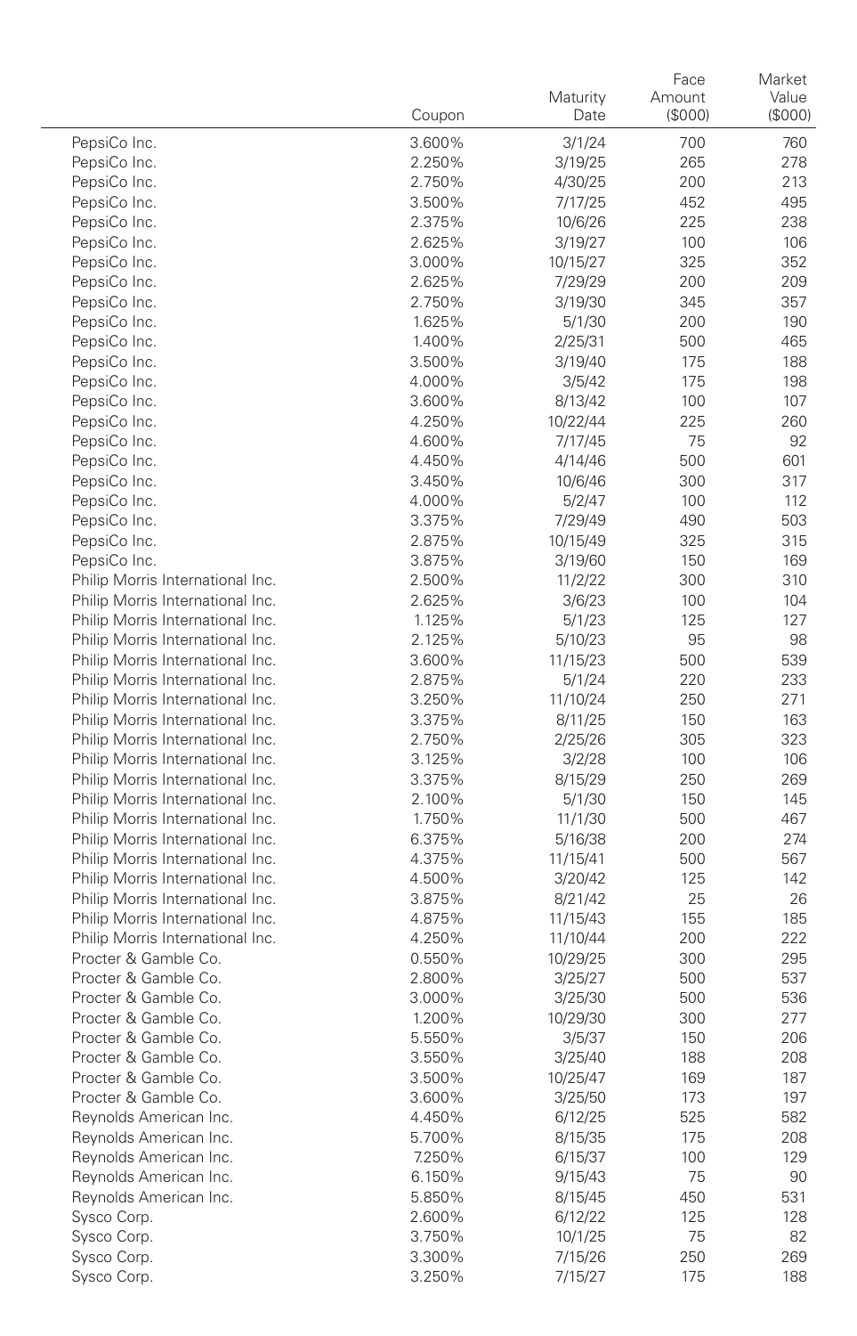| | Coupon | Maturity Date | Face Amount ($000) | Market Value ($000) |
|---|---|---|---|---|
| PepsiCo Inc. | 3.600% | 3/1/24 | 700 | 760 |
| PepsiCo Inc. | 2.250% | 3/19/25 | 265 | 278 |
| PepsiCo Inc. | 2.750% | 4/30/25 | 200 | 213 |
| PepsiCo Inc. | 3.500% | 7/17/25 | 452 | 495 |
| PepsiCo Inc. | 2.375% | 10/6/26 | 225 | 238 |
| PepsiCo Inc. | 2.625% | 3/19/27 | 100 | 106 |
| PepsiCo Inc. | 3.000% | 10/15/27 | 325 | 352 |
| PepsiCo Inc. | 2.625% | 7/29/29 | 200 | 209 |
| PepsiCo Inc. | 2.750% | 3/19/30 | 345 | 357 |
| PepsiCo Inc. | 1.625% | 5/1/30 | 200 | 190 |
| PepsiCo Inc. | 1.400% | 2/25/31 | 500 | 465 |
| PepsiCo Inc. | 3.500% | 3/19/40 | 175 | 188 |
| PepsiCo Inc. | 4.000% | 3/5/42 | 175 | 198 |
| PepsiCo Inc. | 3.600% | 8/13/42 | 100 | 107 |
| PepsiCo Inc. | 4.250% | 10/22/44 | 225 | 260 |
| PepsiCo Inc. | 4.600% | 7/17/45 | 75 | 92 |
| PepsiCo Inc. | 4.450% | 4/14/46 | 500 | 601 |
| PepsiCo Inc. | 3.450% | 10/6/46 | 300 | 317 |
| PepsiCo Inc. | 4.000% | 5/2/47 | 100 | 112 |
| PepsiCo Inc. | 3.375% | 7/29/49 | 490 | 503 |
| PepsiCo Inc. | 2.875% | 10/15/49 | 325 | 315 |
| PepsiCo Inc. | 3.875% | 3/19/60 | 150 | 169 |
| Philip Morris International Inc. | 2.500% | 11/2/22 | 300 | 310 |
| Philip Morris International Inc. | 2.625% | 3/6/23 | 100 | 104 |
| Philip Morris International Inc. | 1.125% | 5/1/23 | 125 | 127 |
| Philip Morris International Inc. | 2.125% | 5/10/23 | 95 | 98 |
| Philip Morris International Inc. | 3.600% | 11/15/23 | 500 | 539 |
| Philip Morris International Inc. | 2.875% | 5/1/24 | 220 | 233 |
| Philip Morris International Inc. | 3.250% | 11/10/24 | 250 | 271 |
| Philip Morris International Inc. | 3.375% | 8/11/25 | 150 | 163 |
| Philip Morris International Inc. | 2.750% | 2/25/26 | 305 | 323 |
| Philip Morris International Inc. | 3.125% | 3/2/28 | 100 | 106 |
| Philip Morris International Inc. | 3.375% | 8/15/29 | 250 | 269 |
| Philip Morris International Inc. | 2.100% | 5/1/30 | 150 | 145 |
| Philip Morris International Inc. | 1.750% | 11/1/30 | 500 | 467 |
| Philip Morris International Inc. | 6.375% | 5/16/38 | 200 | 274 |
| Philip Morris International Inc. | 4.375% | 11/15/41 | 500 | 567 |
| Philip Morris International Inc. | 4.500% | 3/20/42 | 125 | 142 |
| Philip Morris International Inc. | 3.875% | 8/21/42 | 25 | 26 |
| Philip Morris International Inc. | 4.875% | 11/15/43 | 155 | 185 |
| Philip Morris International Inc. | 4.250% | 11/10/44 | 200 | 222 |
| Procter & Gamble Co. | 0.550% | 10/29/25 | 300 | 295 |
| Procter & Gamble Co. | 2.800% | 3/25/27 | 500 | 537 |
| Procter & Gamble Co. | 3.000% | 3/25/30 | 500 | 536 |
| Procter & Gamble Co. | 1.200% | 10/29/30 | 300 | 277 |
| Procter & Gamble Co. | 5.550% | 3/5/37 | 150 | 206 |
| Procter & Gamble Co. | 3.550% | 3/25/40 | 188 | 208 |
| Procter & Gamble Co. | 3.500% | 10/25/47 | 169 | 187 |
| Procter & Gamble Co. | 3.600% | 3/25/50 | 173 | 197 |
| Reynolds American Inc. | 4.450% | 6/12/25 | 525 | 582 |
| Reynolds American Inc. | 5.700% | 8/15/35 | 175 | 208 |
| Reynolds American Inc. | 7.250% | 6/15/37 | 100 | 129 |
| Reynolds American Inc. | 6.150% | 9/15/43 | 75 | 90 |
| Reynolds American Inc. | 5.850% | 8/15/45 | 450 | 531 |
| Sysco Corp. | 2.600% | 6/12/22 | 125 | 128 |
| Sysco Corp. | 3.750% | 10/1/25 | 75 | 82 |
| Sysco Corp. | 3.300% | 7/15/26 | 250 | 269 |
| Sysco Corp. | 3.250% | 7/15/27 | 175 | 188 |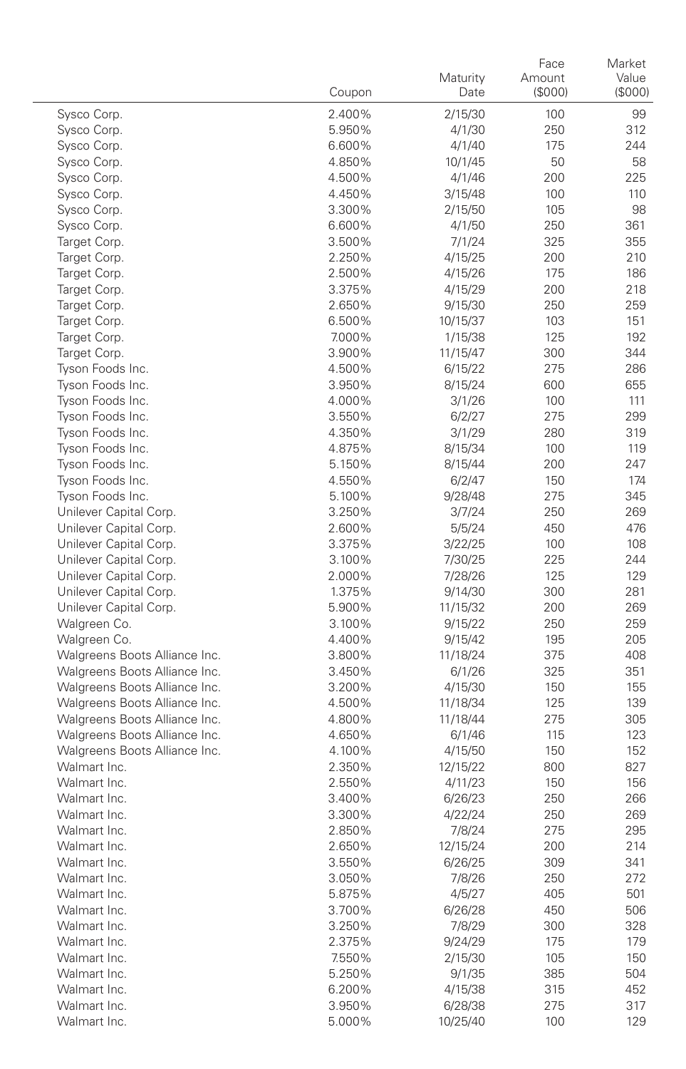| | Coupon | Maturity Date | Face Amount ($000) | Market Value ($000) |
|---|---|---|---|---|
| Sysco Corp. | 2.400% | 2/15/30 | 100 | 99 |
| Sysco Corp. | 5.950% | 4/1/30 | 250 | 312 |
| Sysco Corp. | 6.600% | 4/1/40 | 175 | 244 |
| Sysco Corp. | 4.850% | 10/1/45 | 50 | 58 |
| Sysco Corp. | 4.500% | 4/1/46 | 200 | 225 |
| Sysco Corp. | 4.450% | 3/15/48 | 100 | 110 |
| Sysco Corp. | 3.300% | 2/15/50 | 105 | 98 |
| Sysco Corp. | 6.600% | 4/1/50 | 250 | 361 |
| Target Corp. | 3.500% | 7/1/24 | 325 | 355 |
| Target Corp. | 2.250% | 4/15/25 | 200 | 210 |
| Target Corp. | 2.500% | 4/15/26 | 175 | 186 |
| Target Corp. | 3.375% | 4/15/29 | 200 | 218 |
| Target Corp. | 2.650% | 9/15/30 | 250 | 259 |
| Target Corp. | 6.500% | 10/15/37 | 103 | 151 |
| Target Corp. | 7.000% | 1/15/38 | 125 | 192 |
| Target Corp. | 3.900% | 11/15/47 | 300 | 344 |
| Tyson Foods Inc. | 4.500% | 6/15/22 | 275 | 286 |
| Tyson Foods Inc. | 3.950% | 8/15/24 | 600 | 655 |
| Tyson Foods Inc. | 4.000% | 3/1/26 | 100 | 111 |
| Tyson Foods Inc. | 3.550% | 6/2/27 | 275 | 299 |
| Tyson Foods Inc. | 4.350% | 3/1/29 | 280 | 319 |
| Tyson Foods Inc. | 4.875% | 8/15/34 | 100 | 119 |
| Tyson Foods Inc. | 5.150% | 8/15/44 | 200 | 247 |
| Tyson Foods Inc. | 4.550% | 6/2/47 | 150 | 174 |
| Tyson Foods Inc. | 5.100% | 9/28/48 | 275 | 345 |
| Unilever Capital Corp. | 3.250% | 3/7/24 | 250 | 269 |
| Unilever Capital Corp. | 2.600% | 5/5/24 | 450 | 476 |
| Unilever Capital Corp. | 3.375% | 3/22/25 | 100 | 108 |
| Unilever Capital Corp. | 3.100% | 7/30/25 | 225 | 244 |
| Unilever Capital Corp. | 2.000% | 7/28/26 | 125 | 129 |
| Unilever Capital Corp. | 1.375% | 9/14/30 | 300 | 281 |
| Unilever Capital Corp. | 5.900% | 11/15/32 | 200 | 269 |
| Walgreen Co. | 3.100% | 9/15/22 | 250 | 259 |
| Walgreen Co. | 4.400% | 9/15/42 | 195 | 205 |
| Walgreens Boots Alliance Inc. | 3.800% | 11/18/24 | 375 | 408 |
| Walgreens Boots Alliance Inc. | 3.450% | 6/1/26 | 325 | 351 |
| Walgreens Boots Alliance Inc. | 3.200% | 4/15/30 | 150 | 155 |
| Walgreens Boots Alliance Inc. | 4.500% | 11/18/34 | 125 | 139 |
| Walgreens Boots Alliance Inc. | 4.800% | 11/18/44 | 275 | 305 |
| Walgreens Boots Alliance Inc. | 4.650% | 6/1/46 | 115 | 123 |
| Walgreens Boots Alliance Inc. | 4.100% | 4/15/50 | 150 | 152 |
| Walmart Inc. | 2.350% | 12/15/22 | 800 | 827 |
| Walmart Inc. | 2.550% | 4/11/23 | 150 | 156 |
| Walmart Inc. | 3.400% | 6/26/23 | 250 | 266 |
| Walmart Inc. | 3.300% | 4/22/24 | 250 | 269 |
| Walmart Inc. | 2.850% | 7/8/24 | 275 | 295 |
| Walmart Inc. | 2.650% | 12/15/24 | 200 | 214 |
| Walmart Inc. | 3.550% | 6/26/25 | 309 | 341 |
| Walmart Inc. | 3.050% | 7/8/26 | 250 | 272 |
| Walmart Inc. | 5.875% | 4/5/27 | 405 | 501 |
| Walmart Inc. | 3.700% | 6/26/28 | 450 | 506 |
| Walmart Inc. | 3.250% | 7/8/29 | 300 | 328 |
| Walmart Inc. | 2.375% | 9/24/29 | 175 | 179 |
| Walmart Inc. | 7.550% | 2/15/30 | 105 | 150 |
| Walmart Inc. | 5.250% | 9/1/35 | 385 | 504 |
| Walmart Inc. | 6.200% | 4/15/38 | 315 | 452 |
| Walmart Inc. | 3.950% | 6/28/38 | 275 | 317 |
| Walmart Inc. | 5.000% | 10/25/40 | 100 | 129 |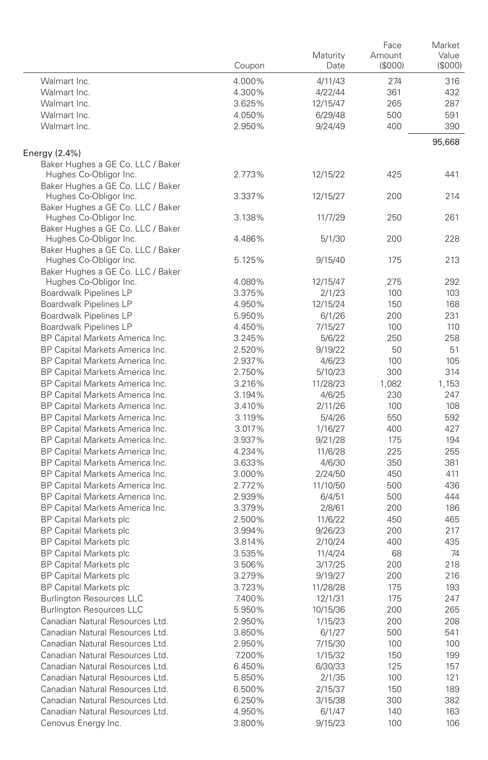| | Coupon | Maturity Date | Face Amount ($000) | Market Value ($000) |
|---|---|---|---|---|
| Walmart Inc. | 4.000% | 4/11/43 | 274 | 316 |
| Walmart Inc. | 4.300% | 4/22/44 | 361 | 432 |
| Walmart Inc. | 3.625% | 12/15/47 | 265 | 287 |
| Walmart Inc. | 4.050% | 6/29/48 | 500 | 591 |
| Walmart Inc. | 2.950% | 9/24/49 | 400 | 390 |
| | | | | 95,668 |
| Energy (2.4%) | | | | |
| Baker Hughes a GE Co. LLC / Baker Hughes Co-Obligor Inc. | 2.773% | 12/15/22 | 425 | 441 |
| Baker Hughes a GE Co. LLC / Baker Hughes Co-Obligor Inc. | 3.337% | 12/15/27 | 200 | 214 |
| Baker Hughes a GE Co. LLC / Baker Hughes Co-Obligor Inc. | 3.138% | 11/7/29 | 250 | 261 |
| Baker Hughes a GE Co. LLC / Baker Hughes Co-Obligor Inc. | 4.486% | 5/1/30 | 200 | 228 |
| Baker Hughes a GE Co. LLC / Baker Hughes Co-Obligor Inc. | 5.125% | 9/15/40 | 175 | 213 |
| Baker Hughes a GE Co. LLC / Baker Hughes Co-Obligor Inc. | 4.080% | 12/15/47 | 275 | 292 |
| Boardwalk Pipelines LP | 3.375% | 2/1/23 | 100 | 103 |
| Boardwalk Pipelines LP | 4.950% | 12/15/24 | 150 | 168 |
| Boardwalk Pipelines LP | 5.950% | 6/1/26 | 200 | 231 |
| Boardwalk Pipelines LP | 4.450% | 7/15/27 | 100 | 110 |
| BP Capital Markets America Inc. | 3.245% | 5/6/22 | 250 | 258 |
| BP Capital Markets America Inc. | 2.520% | 9/19/22 | 50 | 51 |
| BP Capital Markets America Inc. | 2.937% | 4/6/23 | 100 | 105 |
| BP Capital Markets America Inc. | 2.750% | 5/10/23 | 300 | 314 |
| BP Capital Markets America Inc. | 3.216% | 11/28/23 | 1,082 | 1,153 |
| BP Capital Markets America Inc. | 3.194% | 4/6/25 | 230 | 247 |
| BP Capital Markets America Inc. | 3.410% | 2/11/26 | 100 | 108 |
| BP Capital Markets America Inc. | 3.119% | 5/4/26 | 550 | 592 |
| BP Capital Markets America Inc. | 3.017% | 1/16/27 | 400 | 427 |
| BP Capital Markets America Inc. | 3.937% | 9/21/28 | 175 | 194 |
| BP Capital Markets America Inc. | 4.234% | 11/6/28 | 225 | 255 |
| BP Capital Markets America Inc. | 3.633% | 4/6/30 | 350 | 381 |
| BP Capital Markets America Inc. | 3.000% | 2/24/50 | 450 | 411 |
| BP Capital Markets America Inc. | 2.772% | 11/10/50 | 500 | 436 |
| BP Capital Markets America Inc. | 2.939% | 6/4/51 | 500 | 444 |
| BP Capital Markets America Inc. | 3.379% | 2/8/61 | 200 | 186 |
| BP Capital Markets plc | 2.500% | 11/6/22 | 450 | 465 |
| BP Capital Markets plc | 3.994% | 9/26/23 | 200 | 217 |
| BP Capital Markets plc | 3.814% | 2/10/24 | 400 | 435 |
| BP Capital Markets plc | 3.535% | 11/4/24 | 68 | 74 |
| BP Capital Markets plc | 3.506% | 3/17/25 | 200 | 218 |
| BP Capital Markets plc | 3.279% | 9/19/27 | 200 | 216 |
| BP Capital Markets plc | 3.723% | 11/28/28 | 175 | 193 |
| Burlington Resources LLC | 7.400% | 12/1/31 | 175 | 247 |
| Burlington Resources LLC | 5.950% | 10/15/36 | 200 | 265 |
| Canadian Natural Resources Ltd. | 2.950% | 1/15/23 | 200 | 208 |
| Canadian Natural Resources Ltd. | 3.850% | 6/1/27 | 500 | 541 |
| Canadian Natural Resources Ltd. | 2.950% | 7/15/30 | 100 | 100 |
| Canadian Natural Resources Ltd. | 7.200% | 1/15/32 | 150 | 199 |
| Canadian Natural Resources Ltd. | 6.450% | 6/30/33 | 125 | 157 |
| Canadian Natural Resources Ltd. | 5.850% | 2/1/35 | 100 | 121 |
| Canadian Natural Resources Ltd. | 6.500% | 2/15/37 | 150 | 189 |
| Canadian Natural Resources Ltd. | 6.250% | 3/15/38 | 300 | 382 |
| Canadian Natural Resources Ltd. | 4.950% | 6/1/47 | 140 | 163 |
| Cenovus Energy Inc. | 3.800% | 9/15/23 | 100 | 106 |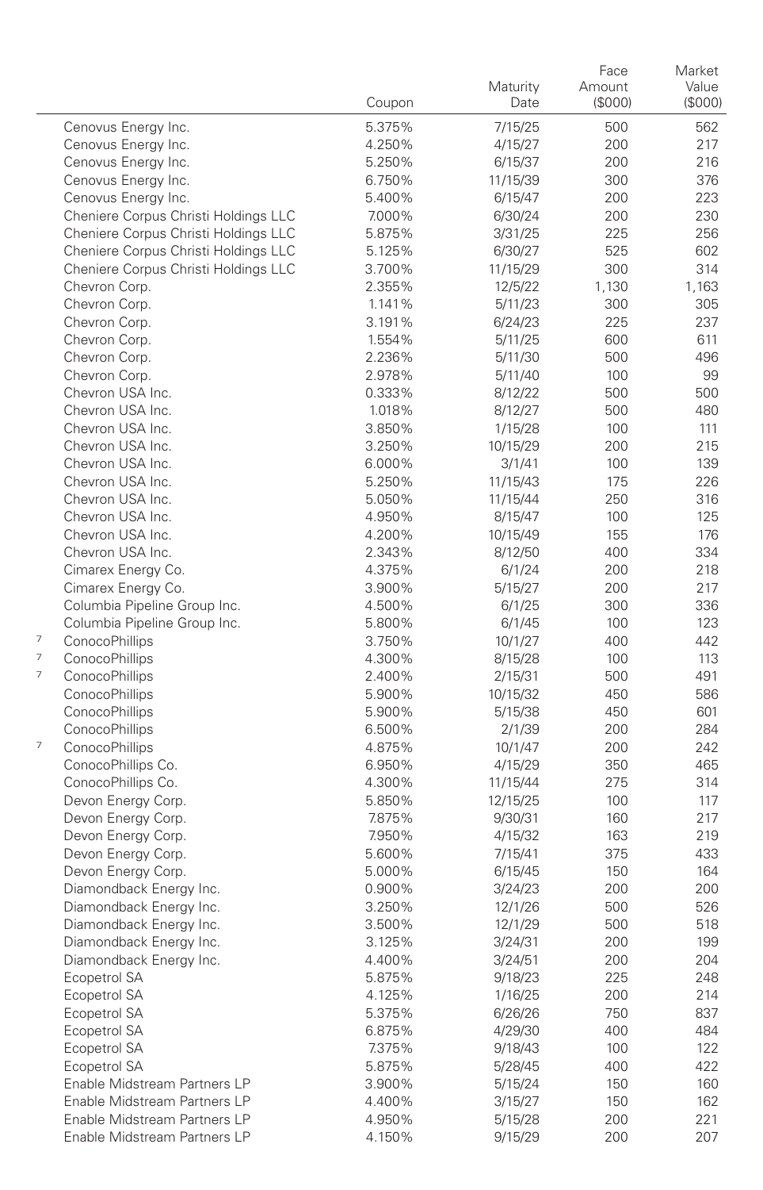| | | Coupon | Maturity Date | Face Amount ($000) | Market Value ($000) |
|---|---|---|---|---|---|
| | Cenovus Energy Inc. | 5.375% | 7/15/25 | 500 | 562 |
| | Cenovus Energy Inc. | 4.250% | 4/15/27 | 200 | 217 |
| | Cenovus Energy Inc. | 5.250% | 6/15/37 | 200 | 216 |
| | Cenovus Energy Inc. | 6.750% | 11/15/39 | 300 | 376 |
| | Cenovus Energy Inc. | 5.400% | 6/15/47 | 200 | 223 |
| | Cheniere Corpus Christi Holdings LLC | 7.000% | 6/30/24 | 200 | 230 |
| | Cheniere Corpus Christi Holdings LLC | 5.875% | 3/31/25 | 225 | 256 |
| | Cheniere Corpus Christi Holdings LLC | 5.125% | 6/30/27 | 525 | 602 |
| | Cheniere Corpus Christi Holdings LLC | 3.700% | 11/15/29 | 300 | 314 |
| | Chevron Corp. | 2.355% | 12/5/22 | 1,130 | 1,163 |
| | Chevron Corp. | 1.141% | 5/11/23 | 300 | 305 |
| | Chevron Corp. | 3.191% | 6/24/23 | 225 | 237 |
| | Chevron Corp. | 1.554% | 5/11/25 | 600 | 611 |
| | Chevron Corp. | 2.236% | 5/11/30 | 500 | 496 |
| | Chevron Corp. | 2.978% | 5/11/40 | 100 | 99 |
| | Chevron USA Inc. | 0.333% | 8/12/22 | 500 | 500 |
| | Chevron USA Inc. | 1.018% | 8/12/27 | 500 | 480 |
| | Chevron USA Inc. | 3.850% | 1/15/28 | 100 | 111 |
| | Chevron USA Inc. | 3.250% | 10/15/29 | 200 | 215 |
| | Chevron USA Inc. | 6.000% | 3/1/41 | 100 | 139 |
| | Chevron USA Inc. | 5.250% | 11/15/43 | 175 | 226 |
| | Chevron USA Inc. | 5.050% | 11/15/44 | 250 | 316 |
| | Chevron USA Inc. | 4.950% | 8/15/47 | 100 | 125 |
| | Chevron USA Inc. | 4.200% | 10/15/49 | 155 | 176 |
| | Chevron USA Inc. | 2.343% | 8/12/50 | 400 | 334 |
| | Cimarex Energy Co. | 4.375% | 6/1/24 | 200 | 218 |
| | Cimarex Energy Co. | 3.900% | 5/15/27 | 200 | 217 |
| | Columbia Pipeline Group Inc. | 4.500% | 6/1/25 | 300 | 336 |
| | Columbia Pipeline Group Inc. | 5.800% | 6/1/45 | 100 | 123 |
| 7 | ConocoPhillips | 3.750% | 10/1/27 | 400 | 442 |
| 7 | ConocoPhillips | 4.300% | 8/15/28 | 100 | 113 |
| 7 | ConocoPhillips | 2.400% | 2/15/31 | 500 | 491 |
| | ConocoPhillips | 5.900% | 10/15/32 | 450 | 586 |
| | ConocoPhillips | 5.900% | 5/15/38 | 450 | 601 |
| | ConocoPhillips | 6.500% | 2/1/39 | 200 | 284 |
| 7 | ConocoPhillips | 4.875% | 10/1/47 | 200 | 242 |
| | ConocoPhillips Co. | 6.950% | 4/15/29 | 350 | 465 |
| | ConocoPhillips Co. | 4.300% | 11/15/44 | 275 | 314 |
| | Devon Energy Corp. | 5.850% | 12/15/25 | 100 | 117 |
| | Devon Energy Corp. | 7.875% | 9/30/31 | 160 | 217 |
| | Devon Energy Corp. | 7.950% | 4/15/32 | 163 | 219 |
| | Devon Energy Corp. | 5.600% | 7/15/41 | 375 | 433 |
| | Devon Energy Corp. | 5.000% | 6/15/45 | 150 | 164 |
| | Diamondback Energy Inc. | 0.900% | 3/24/23 | 200 | 200 |
| | Diamondback Energy Inc. | 3.250% | 12/1/26 | 500 | 526 |
| | Diamondback Energy Inc. | 3.500% | 12/1/29 | 500 | 518 |
| | Diamondback Energy Inc. | 3.125% | 3/24/31 | 200 | 199 |
| | Diamondback Energy Inc. | 4.400% | 3/24/51 | 200 | 204 |
| | Ecopetrol SA | 5.875% | 9/18/23 | 225 | 248 |
| | Ecopetrol SA | 4.125% | 1/16/25 | 200 | 214 |
| | Ecopetrol SA | 5.375% | 6/26/26 | 750 | 837 |
| | Ecopetrol SA | 6.875% | 4/29/30 | 400 | 484 |
| | Ecopetrol SA | 7.375% | 9/18/43 | 100 | 122 |
| | Ecopetrol SA | 5.875% | 5/28/45 | 400 | 422 |
| | Enable Midstream Partners LP | 3.900% | 5/15/24 | 150 | 160 |
| | Enable Midstream Partners LP | 4.400% | 3/15/27 | 150 | 162 |
| | Enable Midstream Partners LP | 4.950% | 5/15/28 | 200 | 221 |
| | Enable Midstream Partners LP | 4.150% | 9/15/29 | 200 | 207 |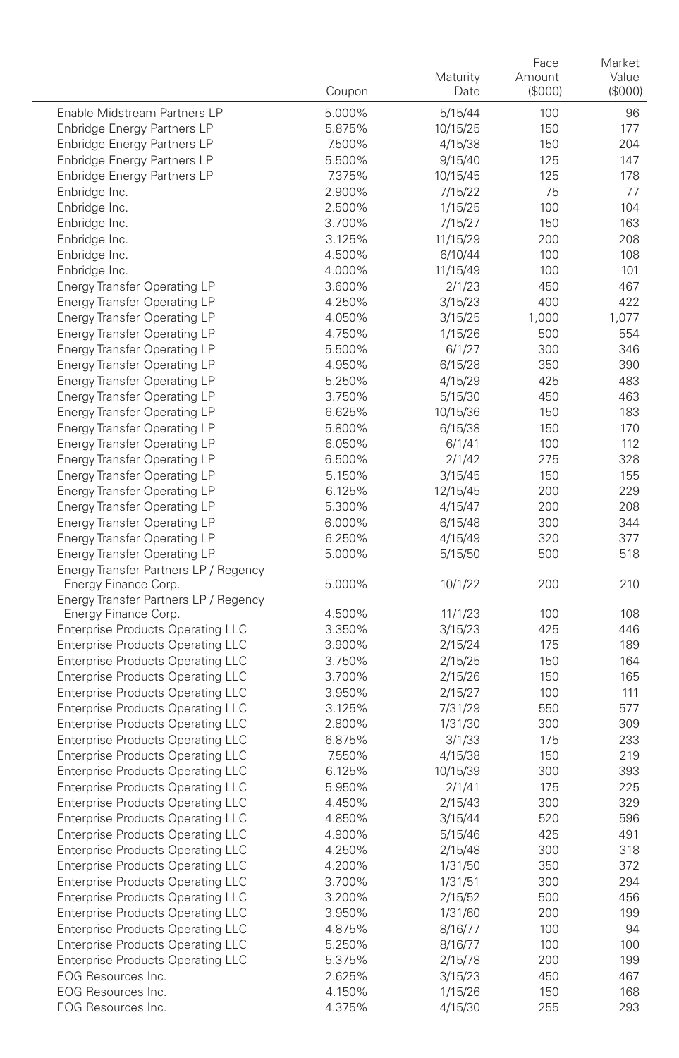| | Coupon | Maturity Date | Face Amount ($000) | Market Value ($000) |
|---|---|---|---|---|
| Enable Midstream Partners LP | 5.000% | 5/15/44 | 100 | 96 |
| Enbridge Energy Partners LP | 5.875% | 10/15/25 | 150 | 177 |
| Enbridge Energy Partners LP | 7.500% | 4/15/38 | 150 | 204 |
| Enbridge Energy Partners LP | 5.500% | 9/15/40 | 125 | 147 |
| Enbridge Energy Partners LP | 7.375% | 10/15/45 | 125 | 178 |
| Enbridge Inc. | 2.900% | 7/15/22 | 75 | 77 |
| Enbridge Inc. | 2.500% | 1/15/25 | 100 | 104 |
| Enbridge Inc. | 3.700% | 7/15/27 | 150 | 163 |
| Enbridge Inc. | 3.125% | 11/15/29 | 200 | 208 |
| Enbridge Inc. | 4.500% | 6/10/44 | 100 | 108 |
| Enbridge Inc. | 4.000% | 11/15/49 | 100 | 101 |
| Energy Transfer Operating LP | 3.600% | 2/1/23 | 450 | 467 |
| Energy Transfer Operating LP | 4.250% | 3/15/23 | 400 | 422 |
| Energy Transfer Operating LP | 4.050% | 3/15/25 | 1,000 | 1,077 |
| Energy Transfer Operating LP | 4.750% | 1/15/26 | 500 | 554 |
| Energy Transfer Operating LP | 5.500% | 6/1/27 | 300 | 346 |
| Energy Transfer Operating LP | 4.950% | 6/15/28 | 350 | 390 |
| Energy Transfer Operating LP | 5.250% | 4/15/29 | 425 | 483 |
| Energy Transfer Operating LP | 3.750% | 5/15/30 | 450 | 463 |
| Energy Transfer Operating LP | 6.625% | 10/15/36 | 150 | 183 |
| Energy Transfer Operating LP | 5.800% | 6/15/38 | 150 | 170 |
| Energy Transfer Operating LP | 6.050% | 6/1/41 | 100 | 112 |
| Energy Transfer Operating LP | 6.500% | 2/1/42 | 275 | 328 |
| Energy Transfer Operating LP | 5.150% | 3/15/45 | 150 | 155 |
| Energy Transfer Operating LP | 6.125% | 12/15/45 | 200 | 229 |
| Energy Transfer Operating LP | 5.300% | 4/15/47 | 200 | 208 |
| Energy Transfer Operating LP | 6.000% | 6/15/48 | 300 | 344 |
| Energy Transfer Operating LP | 6.250% | 4/15/49 | 320 | 377 |
| Energy Transfer Operating LP | 5.000% | 5/15/50 | 500 | 518 |
| Energy Transfer Partners LP / Regency Energy Finance Corp. | 5.000% | 10/1/22 | 200 | 210 |
| Energy Transfer Partners LP / Regency Energy Finance Corp. | 4.500% | 11/1/23 | 100 | 108 |
| Enterprise Products Operating LLC | 3.350% | 3/15/23 | 425 | 446 |
| Enterprise Products Operating LLC | 3.900% | 2/15/24 | 175 | 189 |
| Enterprise Products Operating LLC | 3.750% | 2/15/25 | 150 | 164 |
| Enterprise Products Operating LLC | 3.700% | 2/15/26 | 150 | 165 |
| Enterprise Products Operating LLC | 3.950% | 2/15/27 | 100 | 111 |
| Enterprise Products Operating LLC | 3.125% | 7/31/29 | 550 | 577 |
| Enterprise Products Operating LLC | 2.800% | 1/31/30 | 300 | 309 |
| Enterprise Products Operating LLC | 6.875% | 3/1/33 | 175 | 233 |
| Enterprise Products Operating LLC | 7.550% | 4/15/38 | 150 | 219 |
| Enterprise Products Operating LLC | 6.125% | 10/15/39 | 300 | 393 |
| Enterprise Products Operating LLC | 5.950% | 2/1/41 | 175 | 225 |
| Enterprise Products Operating LLC | 4.450% | 2/15/43 | 300 | 329 |
| Enterprise Products Operating LLC | 4.850% | 3/15/44 | 520 | 596 |
| Enterprise Products Operating LLC | 4.900% | 5/15/46 | 425 | 491 |
| Enterprise Products Operating LLC | 4.250% | 2/15/48 | 300 | 318 |
| Enterprise Products Operating LLC | 4.200% | 1/31/50 | 350 | 372 |
| Enterprise Products Operating LLC | 3.700% | 1/31/51 | 300 | 294 |
| Enterprise Products Operating LLC | 3.200% | 2/15/52 | 500 | 456 |
| Enterprise Products Operating LLC | 3.950% | 1/31/60 | 200 | 199 |
| Enterprise Products Operating LLC | 4.875% | 8/16/77 | 100 | 94 |
| Enterprise Products Operating LLC | 5.250% | 8/16/77 | 100 | 100 |
| Enterprise Products Operating LLC | 5.375% | 2/15/78 | 200 | 199 |
| EOG Resources Inc. | 2.625% | 3/15/23 | 450 | 467 |
| EOG Resources Inc. | 4.150% | 1/15/26 | 150 | 168 |
| EOG Resources Inc. | 4.375% | 4/15/30 | 255 | 293 |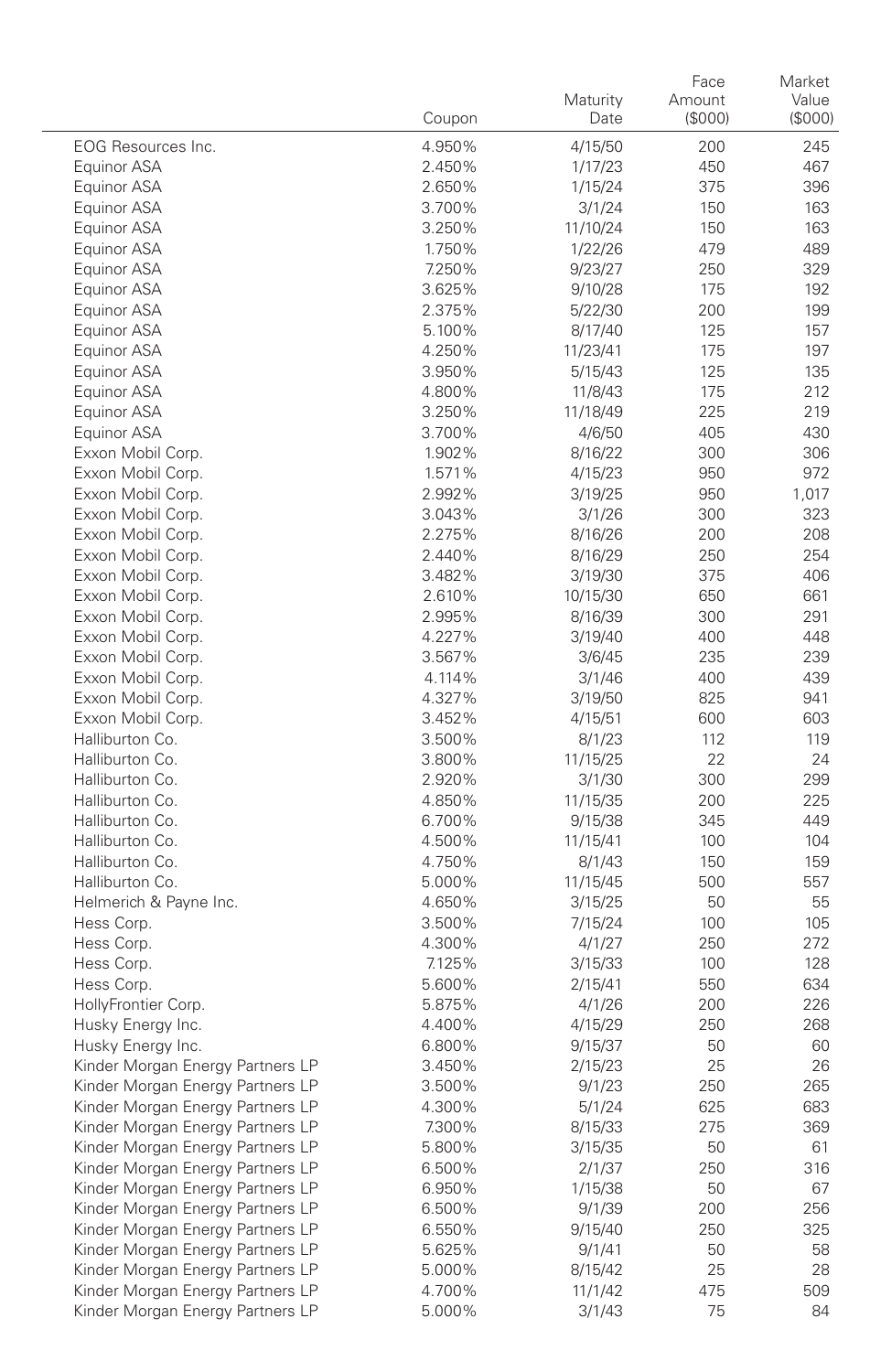| | Coupon | Maturity Date | Face Amount ($000) | Market Value ($000) |
|---|---|---|---|---|
| EOG Resources Inc. | 4.950% | 4/15/50 | 200 | 245 |
| Equinor ASA | 2.450% | 1/17/23 | 450 | 467 |
| Equinor ASA | 2.650% | 1/15/24 | 375 | 396 |
| Equinor ASA | 3.700% | 3/1/24 | 150 | 163 |
| Equinor ASA | 3.250% | 11/10/24 | 150 | 163 |
| Equinor ASA | 1.750% | 1/22/26 | 479 | 489 |
| Equinor ASA | 7.250% | 9/23/27 | 250 | 329 |
| Equinor ASA | 3.625% | 9/10/28 | 175 | 192 |
| Equinor ASA | 2.375% | 5/22/30 | 200 | 199 |
| Equinor ASA | 5.100% | 8/17/40 | 125 | 157 |
| Equinor ASA | 4.250% | 11/23/41 | 175 | 197 |
| Equinor ASA | 3.950% | 5/15/43 | 125 | 135 |
| Equinor ASA | 4.800% | 11/8/43 | 175 | 212 |
| Equinor ASA | 3.250% | 11/18/49 | 225 | 219 |
| Equinor ASA | 3.700% | 4/6/50 | 405 | 430 |
| Exxon Mobil Corp. | 1.902% | 8/16/22 | 300 | 306 |
| Exxon Mobil Corp. | 1.571% | 4/15/23 | 950 | 972 |
| Exxon Mobil Corp. | 2.992% | 3/19/25 | 950 | 1,017 |
| Exxon Mobil Corp. | 3.043% | 3/1/26 | 300 | 323 |
| Exxon Mobil Corp. | 2.275% | 8/16/26 | 200 | 208 |
| Exxon Mobil Corp. | 2.440% | 8/16/29 | 250 | 254 |
| Exxon Mobil Corp. | 3.482% | 3/19/30 | 375 | 406 |
| Exxon Mobil Corp. | 2.610% | 10/15/30 | 650 | 661 |
| Exxon Mobil Corp. | 2.995% | 8/16/39 | 300 | 291 |
| Exxon Mobil Corp. | 4.227% | 3/19/40 | 400 | 448 |
| Exxon Mobil Corp. | 3.567% | 3/6/45 | 235 | 239 |
| Exxon Mobil Corp. | 4.114% | 3/1/46 | 400 | 439 |
| Exxon Mobil Corp. | 4.327% | 3/19/50 | 825 | 941 |
| Exxon Mobil Corp. | 3.452% | 4/15/51 | 600 | 603 |
| Halliburton Co. | 3.500% | 8/1/23 | 112 | 119 |
| Halliburton Co. | 3.800% | 11/15/25 | 22 | 24 |
| Halliburton Co. | 2.920% | 3/1/30 | 300 | 299 |
| Halliburton Co. | 4.850% | 11/15/35 | 200 | 225 |
| Halliburton Co. | 6.700% | 9/15/38 | 345 | 449 |
| Halliburton Co. | 4.500% | 11/15/41 | 100 | 104 |
| Halliburton Co. | 4.750% | 8/1/43 | 150 | 159 |
| Halliburton Co. | 5.000% | 11/15/45 | 500 | 557 |
| Helmerich & Payne Inc. | 4.650% | 3/15/25 | 50 | 55 |
| Hess Corp. | 3.500% | 7/15/24 | 100 | 105 |
| Hess Corp. | 4.300% | 4/1/27 | 250 | 272 |
| Hess Corp. | 7.125% | 3/15/33 | 100 | 128 |
| Hess Corp. | 5.600% | 2/15/41 | 550 | 634 |
| HollyFrontier Corp. | 5.875% | 4/1/26 | 200 | 226 |
| Husky Energy Inc. | 4.400% | 4/15/29 | 250 | 268 |
| Husky Energy Inc. | 6.800% | 9/15/37 | 50 | 60 |
| Kinder Morgan Energy Partners LP | 3.450% | 2/15/23 | 25 | 26 |
| Kinder Morgan Energy Partners LP | 3.500% | 9/1/23 | 250 | 265 |
| Kinder Morgan Energy Partners LP | 4.300% | 5/1/24 | 625 | 683 |
| Kinder Morgan Energy Partners LP | 7.300% | 8/15/33 | 275 | 369 |
| Kinder Morgan Energy Partners LP | 5.800% | 3/15/35 | 50 | 61 |
| Kinder Morgan Energy Partners LP | 6.500% | 2/1/37 | 250 | 316 |
| Kinder Morgan Energy Partners LP | 6.950% | 1/15/38 | 50 | 67 |
| Kinder Morgan Energy Partners LP | 6.500% | 9/1/39 | 200 | 256 |
| Kinder Morgan Energy Partners LP | 6.550% | 9/15/40 | 250 | 325 |
| Kinder Morgan Energy Partners LP | 5.625% | 9/1/41 | 50 | 58 |
| Kinder Morgan Energy Partners LP | 5.000% | 8/15/42 | 25 | 28 |
| Kinder Morgan Energy Partners LP | 4.700% | 11/1/42 | 475 | 509 |
| Kinder Morgan Energy Partners LP | 5.000% | 3/1/43 | 75 | 84 |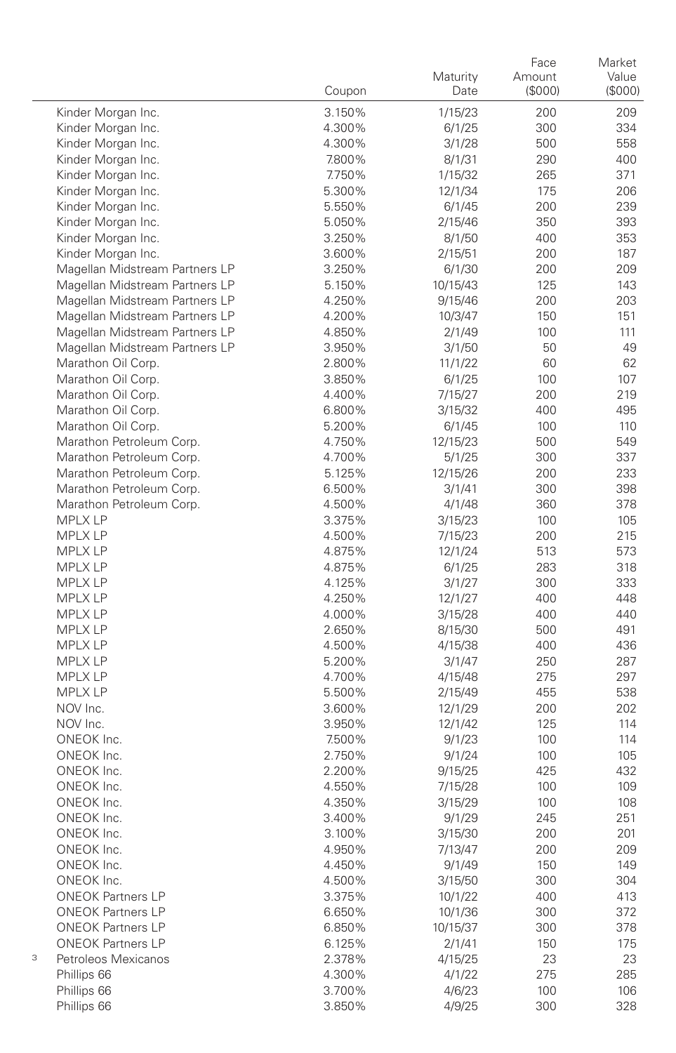| | Coupon | Maturity Date | Face Amount ($000) | Market Value ($000) |
|---|---|---|---|---|
| Kinder Morgan Inc. | 3.150% | 1/15/23 | 200 | 209 |
| Kinder Morgan Inc. | 4.300% | 6/1/25 | 300 | 334 |
| Kinder Morgan Inc. | 4.300% | 3/1/28 | 500 | 558 |
| Kinder Morgan Inc. | 7.800% | 8/1/31 | 290 | 400 |
| Kinder Morgan Inc. | 7.750% | 1/15/32 | 265 | 371 |
| Kinder Morgan Inc. | 5.300% | 12/1/34 | 175 | 206 |
| Kinder Morgan Inc. | 5.550% | 6/1/45 | 200 | 239 |
| Kinder Morgan Inc. | 5.050% | 2/15/46 | 350 | 393 |
| Kinder Morgan Inc. | 3.250% | 8/1/50 | 400 | 353 |
| Kinder Morgan Inc. | 3.600% | 2/15/51 | 200 | 187 |
| Magellan Midstream Partners LP | 3.250% | 6/1/30 | 200 | 209 |
| Magellan Midstream Partners LP | 5.150% | 10/15/43 | 125 | 143 |
| Magellan Midstream Partners LP | 4.250% | 9/15/46 | 200 | 203 |
| Magellan Midstream Partners LP | 4.200% | 10/3/47 | 150 | 151 |
| Magellan Midstream Partners LP | 4.850% | 2/1/49 | 100 | 111 |
| Magellan Midstream Partners LP | 3.950% | 3/1/50 | 50 | 49 |
| Marathon Oil Corp. | 2.800% | 11/1/22 | 60 | 62 |
| Marathon Oil Corp. | 3.850% | 6/1/25 | 100 | 107 |
| Marathon Oil Corp. | 4.400% | 7/15/27 | 200 | 219 |
| Marathon Oil Corp. | 6.800% | 3/15/32 | 400 | 495 |
| Marathon Oil Corp. | 5.200% | 6/1/45 | 100 | 110 |
| Marathon Petroleum Corp. | 4.750% | 12/15/23 | 500 | 549 |
| Marathon Petroleum Corp. | 4.700% | 5/1/25 | 300 | 337 |
| Marathon Petroleum Corp. | 5.125% | 12/15/26 | 200 | 233 |
| Marathon Petroleum Corp. | 6.500% | 3/1/41 | 300 | 398 |
| Marathon Petroleum Corp. | 4.500% | 4/1/48 | 360 | 378 |
| MPLX LP | 3.375% | 3/15/23 | 100 | 105 |
| MPLX LP | 4.500% | 7/15/23 | 200 | 215 |
| MPLX LP | 4.875% | 12/1/24 | 513 | 573 |
| MPLX LP | 4.875% | 6/1/25 | 283 | 318 |
| MPLX LP | 4.125% | 3/1/27 | 300 | 333 |
| MPLX LP | 4.250% | 12/1/27 | 400 | 448 |
| MPLX LP | 4.000% | 3/15/28 | 400 | 440 |
| MPLX LP | 2.650% | 8/15/30 | 500 | 491 |
| MPLX LP | 4.500% | 4/15/38 | 400 | 436 |
| MPLX LP | 5.200% | 3/1/47 | 250 | 287 |
| MPLX LP | 4.700% | 4/15/48 | 275 | 297 |
| MPLX LP | 5.500% | 2/15/49 | 455 | 538 |
| NOV Inc. | 3.600% | 12/1/29 | 200 | 202 |
| NOV Inc. | 3.950% | 12/1/42 | 125 | 114 |
| ONEOK Inc. | 7.500% | 9/1/23 | 100 | 114 |
| ONEOK Inc. | 2.750% | 9/1/24 | 100 | 105 |
| ONEOK Inc. | 2.200% | 9/15/25 | 425 | 432 |
| ONEOK Inc. | 4.550% | 7/15/28 | 100 | 109 |
| ONEOK Inc. | 4.350% | 3/15/29 | 100 | 108 |
| ONEOK Inc. | 3.400% | 9/1/29 | 245 | 251 |
| ONEOK Inc. | 3.100% | 3/15/30 | 200 | 201 |
| ONEOK Inc. | 4.950% | 7/13/47 | 200 | 209 |
| ONEOK Inc. | 4.450% | 9/1/49 | 150 | 149 |
| ONEOK Inc. | 4.500% | 3/15/50 | 300 | 304 |
| ONEOK Partners LP | 3.375% | 10/1/22 | 400 | 413 |
| ONEOK Partners LP | 6.650% | 10/1/36 | 300 | 372 |
| ONEOK Partners LP | 6.850% | 10/15/37 | 300 | 378 |
| ONEOK Partners LP | 6.125% | 2/1/41 | 150 | 175 |
| [3] Petroleos Mexicanos | 2.378% | 4/15/25 | 23 | 23 |
| Phillips 66 | 4.300% | 4/1/22 | 275 | 285 |
| Phillips 66 | 3.700% | 4/6/23 | 100 | 106 |
| Phillips 66 | 3.850% | 4/9/25 | 300 | 328 |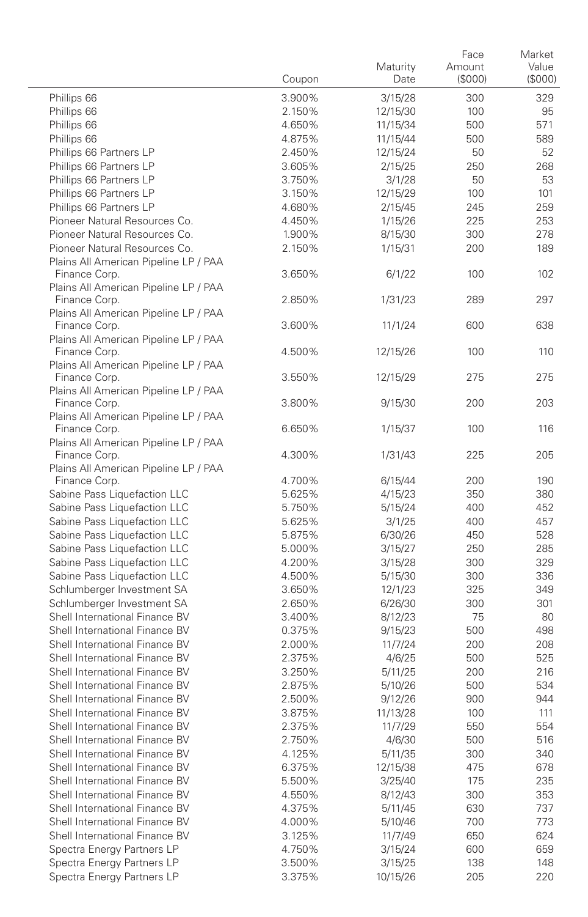| | Coupon | Maturity Date | Face Amount ($000) | Market Value ($000) |
|---|---|---|---|---|
| Phillips 66 | 3.900% | 3/15/28 | 300 | 329 |
| Phillips 66 | 2.150% | 12/15/30 | 100 | 95 |
| Phillips 66 | 4.650% | 11/15/34 | 500 | 571 |
| Phillips 66 | 4.875% | 11/15/44 | 500 | 589 |
| Phillips 66 Partners LP | 2.450% | 12/15/24 | 50 | 52 |
| Phillips 66 Partners LP | 3.605% | 2/15/25 | 250 | 268 |
| Phillips 66 Partners LP | 3.750% | 3/1/28 | 50 | 53 |
| Phillips 66 Partners LP | 3.150% | 12/15/29 | 100 | 101 |
| Phillips 66 Partners LP | 4.680% | 2/15/45 | 245 | 259 |
| Pioneer Natural Resources Co. | 4.450% | 1/15/26 | 225 | 253 |
| Pioneer Natural Resources Co. | 1.900% | 8/15/30 | 300 | 278 |
| Pioneer Natural Resources Co. | 2.150% | 1/15/31 | 200 | 189 |
| Plains All American Pipeline LP / PAA Finance Corp. | 3.650% | 6/1/22 | 100 | 102 |
| Plains All American Pipeline LP / PAA Finance Corp. | 2.850% | 1/31/23 | 289 | 297 |
| Plains All American Pipeline LP / PAA Finance Corp. | 3.600% | 11/1/24 | 600 | 638 |
| Plains All American Pipeline LP / PAA Finance Corp. | 4.500% | 12/15/26 | 100 | 110 |
| Plains All American Pipeline LP / PAA Finance Corp. | 3.550% | 12/15/29 | 275 | 275 |
| Plains All American Pipeline LP / PAA Finance Corp. | 3.800% | 9/15/30 | 200 | 203 |
| Plains All American Pipeline LP / PAA Finance Corp. | 6.650% | 1/15/37 | 100 | 116 |
| Plains All American Pipeline LP / PAA Finance Corp. | 4.300% | 1/31/43 | 225 | 205 |
| Plains All American Pipeline LP / PAA Finance Corp. | 4.700% | 6/15/44 | 200 | 190 |
| Sabine Pass Liquefaction LLC | 5.625% | 4/15/23 | 350 | 380 |
| Sabine Pass Liquefaction LLC | 5.750% | 5/15/24 | 400 | 452 |
| Sabine Pass Liquefaction LLC | 5.625% | 3/1/25 | 400 | 457 |
| Sabine Pass Liquefaction LLC | 5.875% | 6/30/26 | 450 | 528 |
| Sabine Pass Liquefaction LLC | 5.000% | 3/15/27 | 250 | 285 |
| Sabine Pass Liquefaction LLC | 4.200% | 3/15/28 | 300 | 329 |
| Sabine Pass Liquefaction LLC | 4.500% | 5/15/30 | 300 | 336 |
| Schlumberger Investment SA | 3.650% | 12/1/23 | 325 | 349 |
| Schlumberger Investment SA | 2.650% | 6/26/30 | 300 | 301 |
| Shell International Finance BV | 3.400% | 8/12/23 | 75 | 80 |
| Shell International Finance BV | 0.375% | 9/15/23 | 500 | 498 |
| Shell International Finance BV | 2.000% | 11/7/24 | 200 | 208 |
| Shell International Finance BV | 2.375% | 4/6/25 | 500 | 525 |
| Shell International Finance BV | 3.250% | 5/11/25 | 200 | 216 |
| Shell International Finance BV | 2.875% | 5/10/26 | 500 | 534 |
| Shell International Finance BV | 2.500% | 9/12/26 | 900 | 944 |
| Shell International Finance BV | 3.875% | 11/13/28 | 100 | 111 |
| Shell International Finance BV | 2.375% | 11/7/29 | 550 | 554 |
| Shell International Finance BV | 2.750% | 4/6/30 | 500 | 516 |
| Shell International Finance BV | 4.125% | 5/11/35 | 300 | 340 |
| Shell International Finance BV | 6.375% | 12/15/38 | 475 | 678 |
| Shell International Finance BV | 5.500% | 3/25/40 | 175 | 235 |
| Shell International Finance BV | 4.550% | 8/12/43 | 300 | 353 |
| Shell International Finance BV | 4.375% | 5/11/45 | 630 | 737 |
| Shell International Finance BV | 4.000% | 5/10/46 | 700 | 773 |
| Shell International Finance BV | 3.125% | 11/7/49 | 650 | 624 |
| Spectra Energy Partners LP | 4.750% | 3/15/24 | 600 | 659 |
| Spectra Energy Partners LP | 3.500% | 3/15/25 | 138 | 148 |
| Spectra Energy Partners LP | 3.375% | 10/15/26 | 205 | 220 |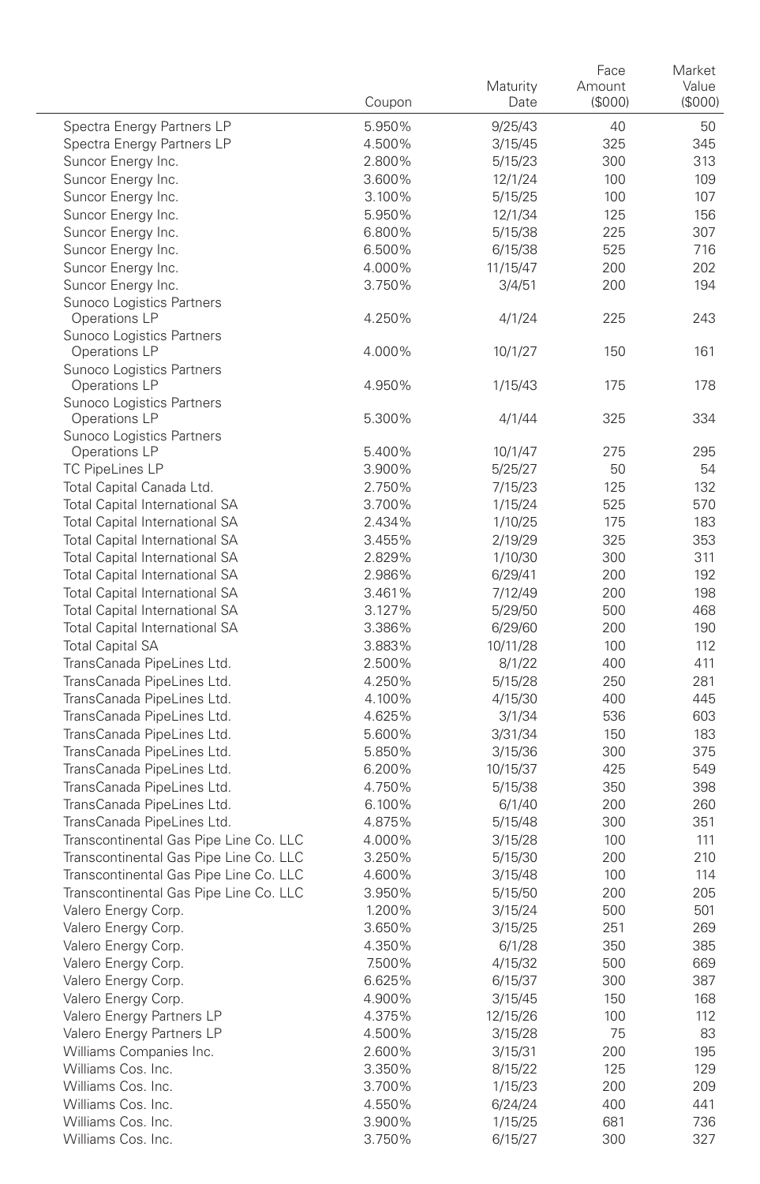| | Coupon | Maturity Date | Face Amount ($000) | Market Value ($000) |
|---|---|---|---|---|
| Spectra Energy Partners LP | 5.950% | 9/25/43 | 40 | 50 |
| Spectra Energy Partners LP | 4.500% | 3/15/45 | 325 | 345 |
| Suncor Energy Inc. | 2.800% | 5/15/23 | 300 | 313 |
| Suncor Energy Inc. | 3.600% | 12/1/24 | 100 | 109 |
| Suncor Energy Inc. | 3.100% | 5/15/25 | 100 | 107 |
| Suncor Energy Inc. | 5.950% | 12/1/34 | 125 | 156 |
| Suncor Energy Inc. | 6.800% | 5/15/38 | 225 | 307 |
| Suncor Energy Inc. | 6.500% | 6/15/38 | 525 | 716 |
| Suncor Energy Inc. | 4.000% | 11/15/47 | 200 | 202 |
| Suncor Energy Inc. | 3.750% | 3/4/51 | 200 | 194 |
| Sunoco Logistics Partners Operations LP | 4.250% | 4/1/24 | 225 | 243 |
| Sunoco Logistics Partners Operations LP | 4.000% | 10/1/27 | 150 | 161 |
| Sunoco Logistics Partners Operations LP | 4.950% | 1/15/43 | 175 | 178 |
| Sunoco Logistics Partners Operations LP | 5.300% | 4/1/44 | 325 | 334 |
| Sunoco Logistics Partners Operations LP | 5.400% | 10/1/47 | 275 | 295 |
| TC PipeLines LP | 3.900% | 5/25/27 | 50 | 54 |
| Total Capital Canada Ltd. | 2.750% | 7/15/23 | 125 | 132 |
| Total Capital International SA | 3.700% | 1/15/24 | 525 | 570 |
| Total Capital International SA | 2.434% | 1/10/25 | 175 | 183 |
| Total Capital International SA | 3.455% | 2/19/29 | 325 | 353 |
| Total Capital International SA | 2.829% | 1/10/30 | 300 | 311 |
| Total Capital International SA | 2.986% | 6/29/41 | 200 | 192 |
| Total Capital International SA | 3.461% | 7/12/49 | 200 | 198 |
| Total Capital International SA | 3.127% | 5/29/50 | 500 | 468 |
| Total Capital International SA | 3.386% | 6/29/60 | 200 | 190 |
| Total Capital SA | 3.883% | 10/11/28 | 100 | 112 |
| TransCanada PipeLines Ltd. | 2.500% | 8/1/22 | 400 | 411 |
| TransCanada PipeLines Ltd. | 4.250% | 5/15/28 | 250 | 281 |
| TransCanada PipeLines Ltd. | 4.100% | 4/15/30 | 400 | 445 |
| TransCanada PipeLines Ltd. | 4.625% | 3/1/34 | 536 | 603 |
| TransCanada PipeLines Ltd. | 5.600% | 3/31/34 | 150 | 183 |
| TransCanada PipeLines Ltd. | 5.850% | 3/15/36 | 300 | 375 |
| TransCanada PipeLines Ltd. | 6.200% | 10/15/37 | 425 | 549 |
| TransCanada PipeLines Ltd. | 4.750% | 5/15/38 | 350 | 398 |
| TransCanada PipeLines Ltd. | 6.100% | 6/1/40 | 200 | 260 |
| TransCanada PipeLines Ltd. | 4.875% | 5/15/48 | 300 | 351 |
| Transcontinental Gas Pipe Line Co. LLC | 4.000% | 3/15/28 | 100 | 111 |
| Transcontinental Gas Pipe Line Co. LLC | 3.250% | 5/15/30 | 200 | 210 |
| Transcontinental Gas Pipe Line Co. LLC | 4.600% | 3/15/48 | 100 | 114 |
| Transcontinental Gas Pipe Line Co. LLC | 3.950% | 5/15/50 | 200 | 205 |
| Valero Energy Corp. | 1.200% | 3/15/24 | 500 | 501 |
| Valero Energy Corp. | 3.650% | 3/15/25 | 251 | 269 |
| Valero Energy Corp. | 4.350% | 6/1/28 | 350 | 385 |
| Valero Energy Corp. | 7.500% | 4/15/32 | 500 | 669 |
| Valero Energy Corp. | 6.625% | 6/15/37 | 300 | 387 |
| Valero Energy Corp. | 4.900% | 3/15/45 | 150 | 168 |
| Valero Energy Partners LP | 4.375% | 12/15/26 | 100 | 112 |
| Valero Energy Partners LP | 4.500% | 3/15/28 | 75 | 83 |
| Williams Companies Inc. | 2.600% | 3/15/31 | 200 | 195 |
| Williams Cos. Inc. | 3.350% | 8/15/22 | 125 | 129 |
| Williams Cos. Inc. | 3.700% | 1/15/23 | 200 | 209 |
| Williams Cos. Inc. | 4.550% | 6/24/24 | 400 | 441 |
| Williams Cos. Inc. | 3.900% | 1/15/25 | 681 | 736 |
| Williams Cos. Inc. | 3.750% | 6/15/27 | 300 | 327 |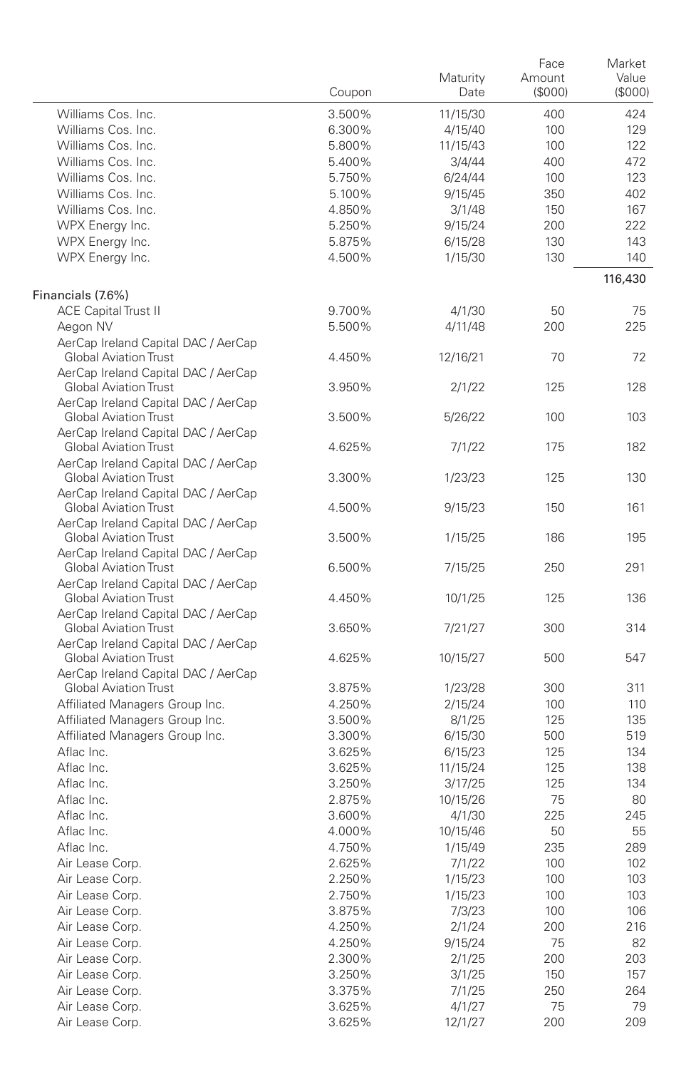| | Coupon | Maturity Date | Face Amount ($000) | Market Value ($000) |
|---|---|---|---|---|
| Williams Cos. Inc. | 3.500% | 11/15/30 | 400 | 424 |
| Williams Cos. Inc. | 6.300% | 4/15/40 | 100 | 129 |
| Williams Cos. Inc. | 5.800% | 11/15/43 | 100 | 122 |
| Williams Cos. Inc. | 5.400% | 3/4/44 | 400 | 472 |
| Williams Cos. Inc. | 5.750% | 6/24/44 | 100 | 123 |
| Williams Cos. Inc. | 5.100% | 9/15/45 | 350 | 402 |
| Williams Cos. Inc. | 4.850% | 3/1/48 | 150 | 167 |
| WPX Energy Inc. | 5.250% | 9/15/24 | 200 | 222 |
| WPX Energy Inc. | 5.875% | 6/15/28 | 130 | 143 |
| WPX Energy Inc. | 4.500% | 1/15/30 | 130 | 140 |
| | | | | 116,430 |
| Financials (7.6%) | | | | |
| ACE Capital Trust II | 9.700% | 4/1/30 | 50 | 75 |
| Aegon NV | 5.500% | 4/11/48 | 200 | 225 |
| AerCap Ireland Capital DAC / AerCap Global Aviation Trust | 4.450% | 12/16/21 | 70 | 72 |
| AerCap Ireland Capital DAC / AerCap Global Aviation Trust | 3.950% | 2/1/22 | 125 | 128 |
| AerCap Ireland Capital DAC / AerCap Global Aviation Trust | 3.500% | 5/26/22 | 100 | 103 |
| AerCap Ireland Capital DAC / AerCap Global Aviation Trust | 4.625% | 7/1/22 | 175 | 182 |
| AerCap Ireland Capital DAC / AerCap Global Aviation Trust | 3.300% | 1/23/23 | 125 | 130 |
| AerCap Ireland Capital DAC / AerCap Global Aviation Trust | 4.500% | 9/15/23 | 150 | 161 |
| AerCap Ireland Capital DAC / AerCap Global Aviation Trust | 3.500% | 1/15/25 | 186 | 195 |
| AerCap Ireland Capital DAC / AerCap Global Aviation Trust | 6.500% | 7/15/25 | 250 | 291 |
| AerCap Ireland Capital DAC / AerCap Global Aviation Trust | 4.450% | 10/1/25 | 125 | 136 |
| AerCap Ireland Capital DAC / AerCap Global Aviation Trust | 3.650% | 7/21/27 | 300 | 314 |
| AerCap Ireland Capital DAC / AerCap Global Aviation Trust | 4.625% | 10/15/27 | 500 | 547 |
| AerCap Ireland Capital DAC / AerCap Global Aviation Trust | 3.875% | 1/23/28 | 300 | 311 |
| Affiliated Managers Group Inc. | 4.250% | 2/15/24 | 100 | 110 |
| Affiliated Managers Group Inc. | 3.500% | 8/1/25 | 125 | 135 |
| Affiliated Managers Group Inc. | 3.300% | 6/15/30 | 500 | 519 |
| Aflac Inc. | 3.625% | 6/15/23 | 125 | 134 |
| Aflac Inc. | 3.625% | 11/15/24 | 125 | 138 |
| Aflac Inc. | 3.250% | 3/17/25 | 125 | 134 |
| Aflac Inc. | 2.875% | 10/15/26 | 75 | 80 |
| Aflac Inc. | 3.600% | 4/1/30 | 225 | 245 |
| Aflac Inc. | 4.000% | 10/15/46 | 50 | 55 |
| Aflac Inc. | 4.750% | 1/15/49 | 235 | 289 |
| Air Lease Corp. | 2.625% | 7/1/22 | 100 | 102 |
| Air Lease Corp. | 2.250% | 1/15/23 | 100 | 103 |
| Air Lease Corp. | 2.750% | 1/15/23 | 100 | 103 |
| Air Lease Corp. | 3.875% | 7/3/23 | 100 | 106 |
| Air Lease Corp. | 4.250% | 2/1/24 | 200 | 216 |
| Air Lease Corp. | 4.250% | 9/15/24 | 75 | 82 |
| Air Lease Corp. | 2.300% | 2/1/25 | 200 | 203 |
| Air Lease Corp. | 3.250% | 3/1/25 | 150 | 157 |
| Air Lease Corp. | 3.375% | 7/1/25 | 250 | 264 |
| Air Lease Corp. | 3.625% | 4/1/27 | 75 | 79 |
| Air Lease Corp. | 3.625% | 12/1/27 | 200 | 209 |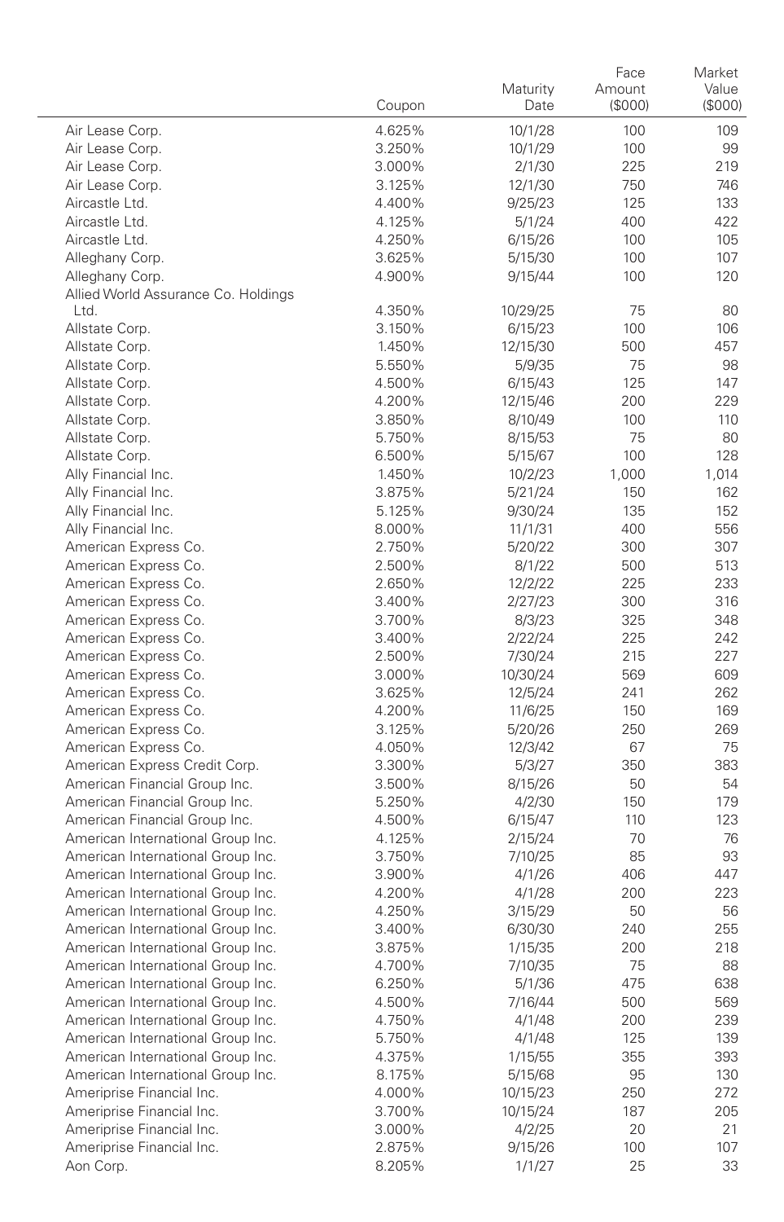| | Coupon | Maturity Date | Face Amount ($000) | Market Value ($000) |
|---|---|---|---|---|
| Air Lease Corp. | 4.625% | 10/1/28 | 100 | 109 |
| Air Lease Corp. | 3.250% | 10/1/29 | 100 | 99 |
| Air Lease Corp. | 3.000% | 2/1/30 | 225 | 219 |
| Air Lease Corp. | 3.125% | 12/1/30 | 750 | 746 |
| Aircastle Ltd. | 4.400% | 9/25/23 | 125 | 133 |
| Aircastle Ltd. | 4.125% | 5/1/24 | 400 | 422 |
| Aircastle Ltd. | 4.250% | 6/15/26 | 100 | 105 |
| Alleghany Corp. | 3.625% | 5/15/30 | 100 | 107 |
| Alleghany Corp. | 4.900% | 9/15/44 | 100 | 120 |
| Allied World Assurance Co. Holdings Ltd. | 4.350% | 10/29/25 | 75 | 80 |
| Allstate Corp. | 3.150% | 6/15/23 | 100 | 106 |
| Allstate Corp. | 1.450% | 12/15/30 | 500 | 457 |
| Allstate Corp. | 5.550% | 5/9/35 | 75 | 98 |
| Allstate Corp. | 4.500% | 6/15/43 | 125 | 147 |
| Allstate Corp. | 4.200% | 12/15/46 | 200 | 229 |
| Allstate Corp. | 3.850% | 8/10/49 | 100 | 110 |
| Allstate Corp. | 5.750% | 8/15/53 | 75 | 80 |
| Allstate Corp. | 6.500% | 5/15/67 | 100 | 128 |
| Ally Financial Inc. | 1.450% | 10/2/23 | 1,000 | 1,014 |
| Ally Financial Inc. | 3.875% | 5/21/24 | 150 | 162 |
| Ally Financial Inc. | 5.125% | 9/30/24 | 135 | 152 |
| Ally Financial Inc. | 8.000% | 11/1/31 | 400 | 556 |
| American Express Co. | 2.750% | 5/20/22 | 300 | 307 |
| American Express Co. | 2.500% | 8/1/22 | 500 | 513 |
| American Express Co. | 2.650% | 12/2/22 | 225 | 233 |
| American Express Co. | 3.400% | 2/27/23 | 300 | 316 |
| American Express Co. | 3.700% | 8/3/23 | 325 | 348 |
| American Express Co. | 3.400% | 2/22/24 | 225 | 242 |
| American Express Co. | 2.500% | 7/30/24 | 215 | 227 |
| American Express Co. | 3.000% | 10/30/24 | 569 | 609 |
| American Express Co. | 3.625% | 12/5/24 | 241 | 262 |
| American Express Co. | 4.200% | 11/6/25 | 150 | 169 |
| American Express Co. | 3.125% | 5/20/26 | 250 | 269 |
| American Express Co. | 4.050% | 12/3/42 | 67 | 75 |
| American Express Credit Corp. | 3.300% | 5/3/27 | 350 | 383 |
| American Financial Group Inc. | 3.500% | 8/15/26 | 50 | 54 |
| American Financial Group Inc. | 5.250% | 4/2/30 | 150 | 179 |
| American Financial Group Inc. | 4.500% | 6/15/47 | 110 | 123 |
| American International Group Inc. | 4.125% | 2/15/24 | 70 | 76 |
| American International Group Inc. | 3.750% | 7/10/25 | 85 | 93 |
| American International Group Inc. | 3.900% | 4/1/26 | 406 | 447 |
| American International Group Inc. | 4.200% | 4/1/28 | 200 | 223 |
| American International Group Inc. | 4.250% | 3/15/29 | 50 | 56 |
| American International Group Inc. | 3.400% | 6/30/30 | 240 | 255 |
| American International Group Inc. | 3.875% | 1/15/35 | 200 | 218 |
| American International Group Inc. | 4.700% | 7/10/35 | 75 | 88 |
| American International Group Inc. | 6.250% | 5/1/36 | 475 | 638 |
| American International Group Inc. | 4.500% | 7/16/44 | 500 | 569 |
| American International Group Inc. | 4.750% | 4/1/48 | 200 | 239 |
| American International Group Inc. | 5.750% | 4/1/48 | 125 | 139 |
| American International Group Inc. | 4.375% | 1/15/55 | 355 | 393 |
| American International Group Inc. | 8.175% | 5/15/68 | 95 | 130 |
| Ameriprise Financial Inc. | 4.000% | 10/15/23 | 250 | 272 |
| Ameriprise Financial Inc. | 3.700% | 10/15/24 | 187 | 205 |
| Ameriprise Financial Inc. | 3.000% | 4/2/25 | 20 | 21 |
| Ameriprise Financial Inc. | 2.875% | 9/15/26 | 100 | 107 |
| Aon Corp. | 8.205% | 1/1/27 | 25 | 33 |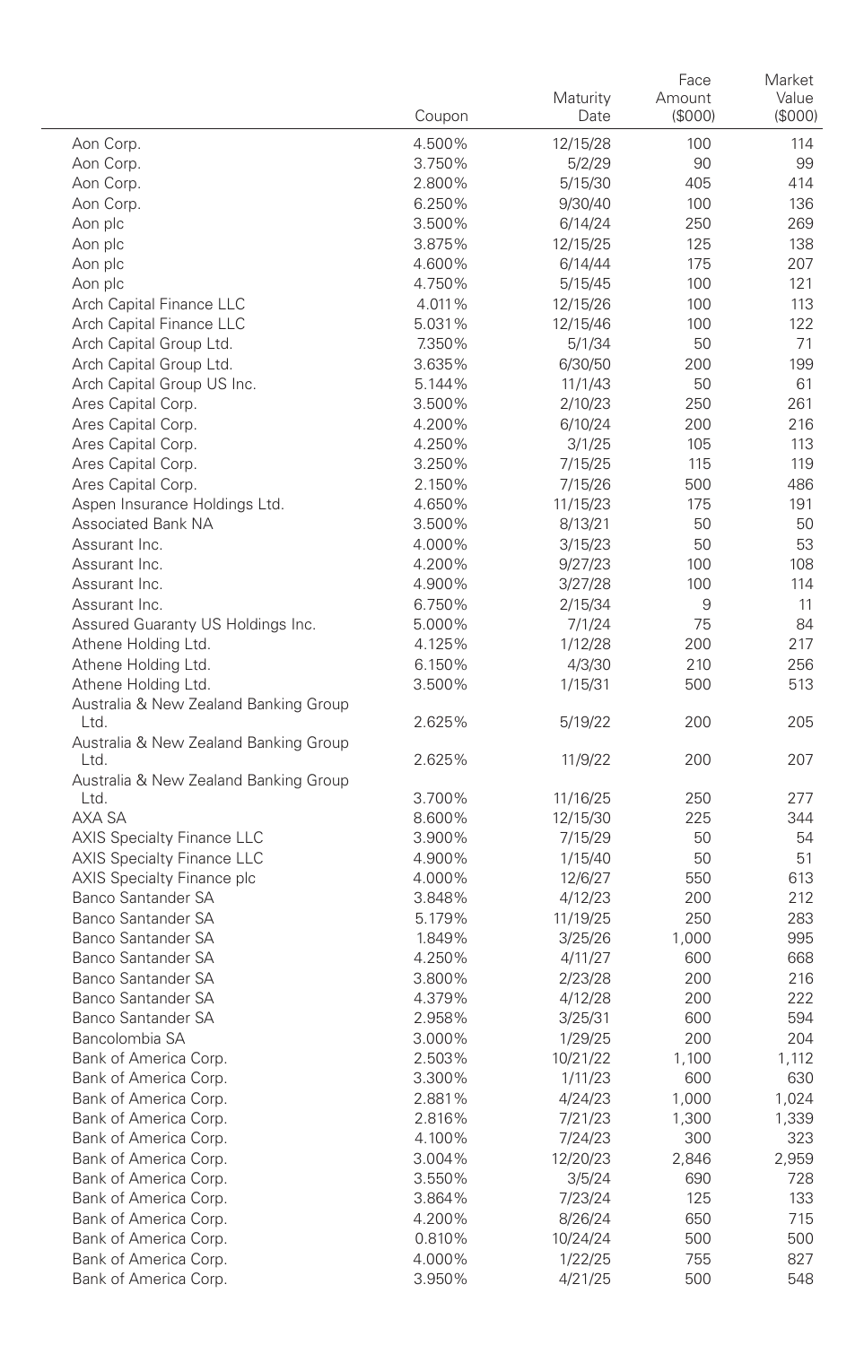| | Coupon | Maturity Date | Face Amount ($000) | Market Value ($000) |
|---|---|---|---|---|
| Aon Corp. | 4.500% | 12/15/28 | 100 | 114 |
| Aon Corp. | 3.750% | 5/2/29 | 90 | 99 |
| Aon Corp. | 2.800% | 5/15/30 | 405 | 414 |
| Aon Corp. | 6.250% | 9/30/40 | 100 | 136 |
| Aon plc | 3.500% | 6/14/24 | 250 | 269 |
| Aon plc | 3.875% | 12/15/25 | 125 | 138 |
| Aon plc | 4.600% | 6/14/44 | 175 | 207 |
| Aon plc | 4.750% | 5/15/45 | 100 | 121 |
| Arch Capital Finance LLC | 4.011% | 12/15/26 | 100 | 113 |
| Arch Capital Finance LLC | 5.031% | 12/15/46 | 100 | 122 |
| Arch Capital Group Ltd. | 7.350% | 5/1/34 | 50 | 71 |
| Arch Capital Group Ltd. | 3.635% | 6/30/50 | 200 | 199 |
| Arch Capital Group US Inc. | 5.144% | 11/1/43 | 50 | 61 |
| Ares Capital Corp. | 3.500% | 2/10/23 | 250 | 261 |
| Ares Capital Corp. | 4.200% | 6/10/24 | 200 | 216 |
| Ares Capital Corp. | 4.250% | 3/1/25 | 105 | 113 |
| Ares Capital Corp. | 3.250% | 7/15/25 | 115 | 119 |
| Ares Capital Corp. | 2.150% | 7/15/26 | 500 | 486 |
| Aspen Insurance Holdings Ltd. | 4.650% | 11/15/23 | 175 | 191 |
| Associated Bank NA | 3.500% | 8/13/21 | 50 | 50 |
| Assurant Inc. | 4.000% | 3/15/23 | 50 | 53 |
| Assurant Inc. | 4.200% | 9/27/23 | 100 | 108 |
| Assurant Inc. | 4.900% | 3/27/28 | 100 | 114 |
| Assurant Inc. | 6.750% | 2/15/34 | 9 | 11 |
| Assured Guaranty US Holdings Inc. | 5.000% | 7/1/24 | 75 | 84 |
| Athene Holding Ltd. | 4.125% | 1/12/28 | 200 | 217 |
| Athene Holding Ltd. | 6.150% | 4/3/30 | 210 | 256 |
| Athene Holding Ltd. | 3.500% | 1/15/31 | 500 | 513 |
| Australia & New Zealand Banking Group Ltd. | 2.625% | 5/19/22 | 200 | 205 |
| Australia & New Zealand Banking Group Ltd. | 2.625% | 11/9/22 | 200 | 207 |
| Australia & New Zealand Banking Group Ltd. | 3.700% | 11/16/25 | 250 | 277 |
| AXA SA | 8.600% | 12/15/30 | 225 | 344 |
| AXIS Specialty Finance LLC | 3.900% | 7/15/29 | 50 | 54 |
| AXIS Specialty Finance LLC | 4.900% | 1/15/40 | 50 | 51 |
| AXIS Specialty Finance plc | 4.000% | 12/6/27 | 550 | 613 |
| Banco Santander SA | 3.848% | 4/12/23 | 200 | 212 |
| Banco Santander SA | 5.179% | 11/19/25 | 250 | 283 |
| Banco Santander SA | 1.849% | 3/25/26 | 1,000 | 995 |
| Banco Santander SA | 4.250% | 4/11/27 | 600 | 668 |
| Banco Santander SA | 3.800% | 2/23/28 | 200 | 216 |
| Banco Santander SA | 4.379% | 4/12/28 | 200 | 222 |
| Banco Santander SA | 2.958% | 3/25/31 | 600 | 594 |
| Bancolombia SA | 3.000% | 1/29/25 | 200 | 204 |
| Bank of America Corp. | 2.503% | 10/21/22 | 1,100 | 1,112 |
| Bank of America Corp. | 3.300% | 1/11/23 | 600 | 630 |
| Bank of America Corp. | 2.881% | 4/24/23 | 1,000 | 1,024 |
| Bank of America Corp. | 2.816% | 7/21/23 | 1,300 | 1,339 |
| Bank of America Corp. | 4.100% | 7/24/23 | 300 | 323 |
| Bank of America Corp. | 3.004% | 12/20/23 | 2,846 | 2,959 |
| Bank of America Corp. | 3.550% | 3/5/24 | 690 | 728 |
| Bank of America Corp. | 3.864% | 7/23/24 | 125 | 133 |
| Bank of America Corp. | 4.200% | 8/26/24 | 650 | 715 |
| Bank of America Corp. | 0.810% | 10/24/24 | 500 | 500 |
| Bank of America Corp. | 4.000% | 1/22/25 | 755 | 827 |
| Bank of America Corp. | 3.950% | 4/21/25 | 500 | 548 |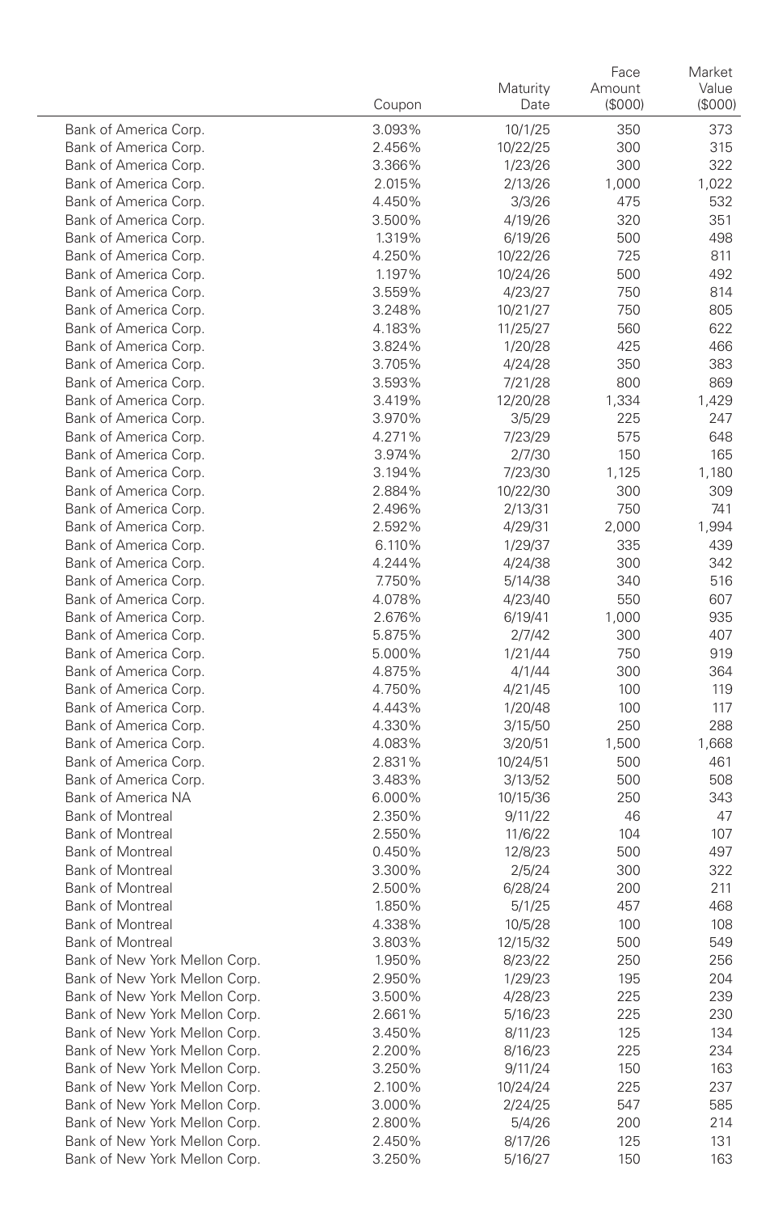| | Coupon | Maturity Date | Face Amount ($000) | Market Value ($000) |
|---|---|---|---|---|
| Bank of America Corp. | 3.093% | 10/1/25 | 350 | 373 |
| Bank of America Corp. | 2.456% | 10/22/25 | 300 | 315 |
| Bank of America Corp. | 3.366% | 1/23/26 | 300 | 322 |
| Bank of America Corp. | 2.015% | 2/13/26 | 1,000 | 1,022 |
| Bank of America Corp. | 4.450% | 3/3/26 | 475 | 532 |
| Bank of America Corp. | 3.500% | 4/19/26 | 320 | 351 |
| Bank of America Corp. | 1.319% | 6/19/26 | 500 | 498 |
| Bank of America Corp. | 4.250% | 10/22/26 | 725 | 811 |
| Bank of America Corp. | 1.197% | 10/24/26 | 500 | 492 |
| Bank of America Corp. | 3.559% | 4/23/27 | 750 | 814 |
| Bank of America Corp. | 3.248% | 10/21/27 | 750 | 805 |
| Bank of America Corp. | 4.183% | 11/25/27 | 560 | 622 |
| Bank of America Corp. | 3.824% | 1/20/28 | 425 | 466 |
| Bank of America Corp. | 3.705% | 4/24/28 | 350 | 383 |
| Bank of America Corp. | 3.593% | 7/21/28 | 800 | 869 |
| Bank of America Corp. | 3.419% | 12/20/28 | 1,334 | 1,429 |
| Bank of America Corp. | 3.970% | 3/5/29 | 225 | 247 |
| Bank of America Corp. | 4.271% | 7/23/29 | 575 | 648 |
| Bank of America Corp. | 3.974% | 2/7/30 | 150 | 165 |
| Bank of America Corp. | 3.194% | 7/23/30 | 1,125 | 1,180 |
| Bank of America Corp. | 2.884% | 10/22/30 | 300 | 309 |
| Bank of America Corp. | 2.496% | 2/13/31 | 750 | 741 |
| Bank of America Corp. | 2.592% | 4/29/31 | 2,000 | 1,994 |
| Bank of America Corp. | 6.110% | 1/29/37 | 335 | 439 |
| Bank of America Corp. | 4.244% | 4/24/38 | 300 | 342 |
| Bank of America Corp. | 7.750% | 5/14/38 | 340 | 516 |
| Bank of America Corp. | 4.078% | 4/23/40 | 550 | 607 |
| Bank of America Corp. | 2.676% | 6/19/41 | 1,000 | 935 |
| Bank of America Corp. | 5.875% | 2/7/42 | 300 | 407 |
| Bank of America Corp. | 5.000% | 1/21/44 | 750 | 919 |
| Bank of America Corp. | 4.875% | 4/1/44 | 300 | 364 |
| Bank of America Corp. | 4.750% | 4/21/45 | 100 | 119 |
| Bank of America Corp. | 4.443% | 1/20/48 | 100 | 117 |
| Bank of America Corp. | 4.330% | 3/15/50 | 250 | 288 |
| Bank of America Corp. | 4.083% | 3/20/51 | 1,500 | 1,668 |
| Bank of America Corp. | 2.831% | 10/24/51 | 500 | 461 |
| Bank of America Corp. | 3.483% | 3/13/52 | 500 | 508 |
| Bank of America NA | 6.000% | 10/15/36 | 250 | 343 |
| Bank of Montreal | 2.350% | 9/11/22 | 46 | 47 |
| Bank of Montreal | 2.550% | 11/6/22 | 104 | 107 |
| Bank of Montreal | 0.450% | 12/8/23 | 500 | 497 |
| Bank of Montreal | 3.300% | 2/5/24 | 300 | 322 |
| Bank of Montreal | 2.500% | 6/28/24 | 200 | 211 |
| Bank of Montreal | 1.850% | 5/1/25 | 457 | 468 |
| Bank of Montreal | 4.338% | 10/5/28 | 100 | 108 |
| Bank of Montreal | 3.803% | 12/15/32 | 500 | 549 |
| Bank of New York Mellon Corp. | 1.950% | 8/23/22 | 250 | 256 |
| Bank of New York Mellon Corp. | 2.950% | 1/29/23 | 195 | 204 |
| Bank of New York Mellon Corp. | 3.500% | 4/28/23 | 225 | 239 |
| Bank of New York Mellon Corp. | 2.661% | 5/16/23 | 225 | 230 |
| Bank of New York Mellon Corp. | 3.450% | 8/11/23 | 125 | 134 |
| Bank of New York Mellon Corp. | 2.200% | 8/16/23 | 225 | 234 |
| Bank of New York Mellon Corp. | 3.250% | 9/11/24 | 150 | 163 |
| Bank of New York Mellon Corp. | 2.100% | 10/24/24 | 225 | 237 |
| Bank of New York Mellon Corp. | 3.000% | 2/24/25 | 547 | 585 |
| Bank of New York Mellon Corp. | 2.800% | 5/4/26 | 200 | 214 |
| Bank of New York Mellon Corp. | 2.450% | 8/17/26 | 125 | 131 |
| Bank of New York Mellon Corp. | 3.250% | 5/16/27 | 150 | 163 |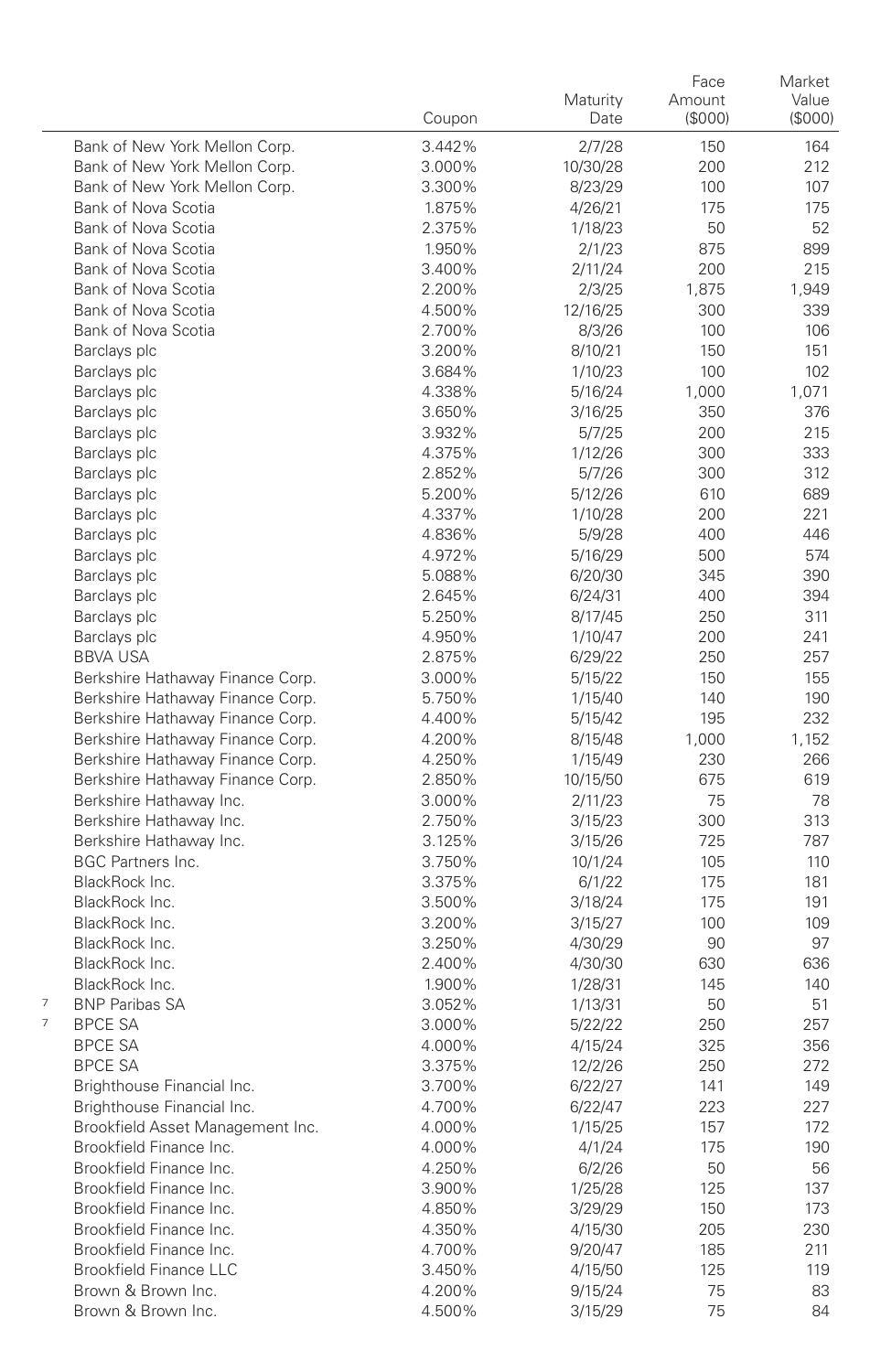| | | Coupon | Maturity Date | Face Amount ($000) | Market Value ($000) |
|---|---|---|---|---|---|
| | Bank of New York Mellon Corp. | 3.442% | 2/7/28 | 150 | 164 |
| | Bank of New York Mellon Corp. | 3.000% | 10/30/28 | 200 | 212 |
| | Bank of New York Mellon Corp. | 3.300% | 8/23/29 | 100 | 107 |
| | Bank of Nova Scotia | 1.875% | 4/26/21 | 175 | 175 |
| | Bank of Nova Scotia | 2.375% | 1/18/23 | 50 | 52 |
| | Bank of Nova Scotia | 1.950% | 2/1/23 | 875 | 899 |
| | Bank of Nova Scotia | 3.400% | 2/11/24 | 200 | 215 |
| | Bank of Nova Scotia | 2.200% | 2/3/25 | 1,875 | 1,949 |
| | Bank of Nova Scotia | 4.500% | 12/16/25 | 300 | 339 |
| | Bank of Nova Scotia | 2.700% | 8/3/26 | 100 | 106 |
| | Barclays plc | 3.200% | 8/10/21 | 150 | 151 |
| | Barclays plc | 3.684% | 1/10/23 | 100 | 102 |
| | Barclays plc | 4.338% | 5/16/24 | 1,000 | 1,071 |
| | Barclays plc | 3.650% | 3/16/25 | 350 | 376 |
| | Barclays plc | 3.932% | 5/7/25 | 200 | 215 |
| | Barclays plc | 4.375% | 1/12/26 | 300 | 333 |
| | Barclays plc | 2.852% | 5/7/26 | 300 | 312 |
| | Barclays plc | 5.200% | 5/12/26 | 610 | 689 |
| | Barclays plc | 4.337% | 1/10/28 | 200 | 221 |
| | Barclays plc | 4.836% | 5/9/28 | 400 | 446 |
| | Barclays plc | 4.972% | 5/16/29 | 500 | 574 |
| | Barclays plc | 5.088% | 6/20/30 | 345 | 390 |
| | Barclays plc | 2.645% | 6/24/31 | 400 | 394 |
| | Barclays plc | 5.250% | 8/17/45 | 250 | 311 |
| | Barclays plc | 4.950% | 1/10/47 | 200 | 241 |
| | BBVA USA | 2.875% | 6/29/22 | 250 | 257 |
| | Berkshire Hathaway Finance Corp. | 3.000% | 5/15/22 | 150 | 155 |
| | Berkshire Hathaway Finance Corp. | 5.750% | 1/15/40 | 140 | 190 |
| | Berkshire Hathaway Finance Corp. | 4.400% | 5/15/42 | 195 | 232 |
| | Berkshire Hathaway Finance Corp. | 4.200% | 8/15/48 | 1,000 | 1,152 |
| | Berkshire Hathaway Finance Corp. | 4.250% | 1/15/49 | 230 | 266 |
| | Berkshire Hathaway Finance Corp. | 2.850% | 10/15/50 | 675 | 619 |
| | Berkshire Hathaway Inc. | 3.000% | 2/11/23 | 75 | 78 |
| | Berkshire Hathaway Inc. | 2.750% | 3/15/23 | 300 | 313 |
| | Berkshire Hathaway Inc. | 3.125% | 3/15/26 | 725 | 787 |
| | BGC Partners Inc. | 3.750% | 10/1/24 | 105 | 110 |
| | BlackRock Inc. | 3.375% | 6/1/22 | 175 | 181 |
| | BlackRock Inc. | 3.500% | 3/18/24 | 175 | 191 |
| | BlackRock Inc. | 3.200% | 3/15/27 | 100 | 109 |
| | BlackRock Inc. | 3.250% | 4/30/29 | 90 | 97 |
| | BlackRock Inc. | 2.400% | 4/30/30 | 630 | 636 |
| | BlackRock Inc. | 1.900% | 1/28/31 | 145 | 140 |
| 7 | BNP Paribas SA | 3.052% | 1/13/31 | 50 | 51 |
| 7 | BPCE SA | 3.000% | 5/22/22 | 250 | 257 |
| | BPCE SA | 4.000% | 4/15/24 | 325 | 356 |
| | BPCE SA | 3.375% | 12/2/26 | 250 | 272 |
| | Brighthouse Financial Inc. | 3.700% | 6/22/27 | 141 | 149 |
| | Brighthouse Financial Inc. | 4.700% | 6/22/47 | 223 | 227 |
| | Brookfield Asset Management Inc. | 4.000% | 1/15/25 | 157 | 172 |
| | Brookfield Finance Inc. | 4.000% | 4/1/24 | 175 | 190 |
| | Brookfield Finance Inc. | 4.250% | 6/2/26 | 50 | 56 |
| | Brookfield Finance Inc. | 3.900% | 1/25/28 | 125 | 137 |
| | Brookfield Finance Inc. | 4.850% | 3/29/29 | 150 | 173 |
| | Brookfield Finance Inc. | 4.350% | 4/15/30 | 205 | 230 |
| | Brookfield Finance Inc. | 4.700% | 9/20/47 | 185 | 211 |
| | Brookfield Finance LLC | 3.450% | 4/15/50 | 125 | 119 |
| | Brown & Brown Inc. | 4.200% | 9/15/24 | 75 | 83 |
| | Brown & Brown Inc. | 4.500% | 3/15/29 | 75 | 84 |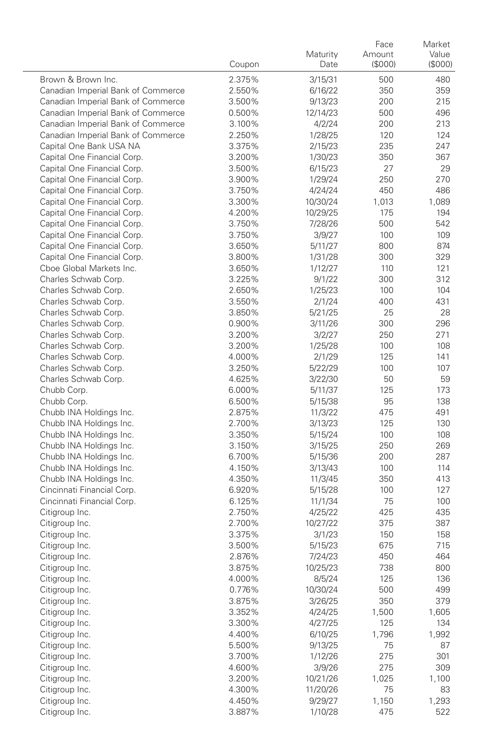| | Coupon | Maturity Date | Face Amount ($000) | Market Value ($000) |
|---|---|---|---|---|
| Brown & Brown Inc. | 2.375% | 3/15/31 | 500 | 480 |
| Canadian Imperial Bank of Commerce | 2.550% | 6/16/22 | 350 | 359 |
| Canadian Imperial Bank of Commerce | 3.500% | 9/13/23 | 200 | 215 |
| Canadian Imperial Bank of Commerce | 0.500% | 12/14/23 | 500 | 496 |
| Canadian Imperial Bank of Commerce | 3.100% | 4/2/24 | 200 | 213 |
| Canadian Imperial Bank of Commerce | 2.250% | 1/28/25 | 120 | 124 |
| Capital One Bank USA NA | 3.375% | 2/15/23 | 235 | 247 |
| Capital One Financial Corp. | 3.200% | 1/30/23 | 350 | 367 |
| Capital One Financial Corp. | 3.500% | 6/15/23 | 27 | 29 |
| Capital One Financial Corp. | 3.900% | 1/29/24 | 250 | 270 |
| Capital One Financial Corp. | 3.750% | 4/24/24 | 450 | 486 |
| Capital One Financial Corp. | 3.300% | 10/30/24 | 1,013 | 1,089 |
| Capital One Financial Corp. | 4.200% | 10/29/25 | 175 | 194 |
| Capital One Financial Corp. | 3.750% | 7/28/26 | 500 | 542 |
| Capital One Financial Corp. | 3.750% | 3/9/27 | 100 | 109 |
| Capital One Financial Corp. | 3.650% | 5/11/27 | 800 | 874 |
| Capital One Financial Corp. | 3.800% | 1/31/28 | 300 | 329 |
| Cboe Global Markets Inc. | 3.650% | 1/12/27 | 110 | 121 |
| Charles Schwab Corp. | 3.225% | 9/1/22 | 300 | 312 |
| Charles Schwab Corp. | 2.650% | 1/25/23 | 100 | 104 |
| Charles Schwab Corp. | 3.550% | 2/1/24 | 400 | 431 |
| Charles Schwab Corp. | 3.850% | 5/21/25 | 25 | 28 |
| Charles Schwab Corp. | 0.900% | 3/11/26 | 300 | 296 |
| Charles Schwab Corp. | 3.200% | 3/2/27 | 250 | 271 |
| Charles Schwab Corp. | 3.200% | 1/25/28 | 100 | 108 |
| Charles Schwab Corp. | 4.000% | 2/1/29 | 125 | 141 |
| Charles Schwab Corp. | 3.250% | 5/22/29 | 100 | 107 |
| Charles Schwab Corp. | 4.625% | 3/22/30 | 50 | 59 |
| Chubb Corp. | 6.000% | 5/11/37 | 125 | 173 |
| Chubb Corp. | 6.500% | 5/15/38 | 95 | 138 |
| Chubb INA Holdings Inc. | 2.875% | 11/3/22 | 475 | 491 |
| Chubb INA Holdings Inc. | 2.700% | 3/13/23 | 125 | 130 |
| Chubb INA Holdings Inc. | 3.350% | 5/15/24 | 100 | 108 |
| Chubb INA Holdings Inc. | 3.150% | 3/15/25 | 250 | 269 |
| Chubb INA Holdings Inc. | 6.700% | 5/15/36 | 200 | 287 |
| Chubb INA Holdings Inc. | 4.150% | 3/13/43 | 100 | 114 |
| Chubb INA Holdings Inc. | 4.350% | 11/3/45 | 350 | 413 |
| Cincinnati Financial Corp. | 6.920% | 5/15/28 | 100 | 127 |
| Cincinnati Financial Corp. | 6.125% | 11/1/34 | 75 | 100 |
| Citigroup Inc. | 2.750% | 4/25/22 | 425 | 435 |
| Citigroup Inc. | 2.700% | 10/27/22 | 375 | 387 |
| Citigroup Inc. | 3.375% | 3/1/23 | 150 | 158 |
| Citigroup Inc. | 3.500% | 5/15/23 | 675 | 715 |
| Citigroup Inc. | 2.876% | 7/24/23 | 450 | 464 |
| Citigroup Inc. | 3.875% | 10/25/23 | 738 | 800 |
| Citigroup Inc. | 4.000% | 8/5/24 | 125 | 136 |
| Citigroup Inc. | 0.776% | 10/30/24 | 500 | 499 |
| Citigroup Inc. | 3.875% | 3/26/25 | 350 | 379 |
| Citigroup Inc. | 3.352% | 4/24/25 | 1,500 | 1,605 |
| Citigroup Inc. | 3.300% | 4/27/25 | 125 | 134 |
| Citigroup Inc. | 4.400% | 6/10/25 | 1,796 | 1,992 |
| Citigroup Inc. | 5.500% | 9/13/25 | 75 | 87 |
| Citigroup Inc. | 3.700% | 1/12/26 | 275 | 301 |
| Citigroup Inc. | 4.600% | 3/9/26 | 275 | 309 |
| Citigroup Inc. | 3.200% | 10/21/26 | 1,025 | 1,100 |
| Citigroup Inc. | 4.300% | 11/20/26 | 75 | 83 |
| Citigroup Inc. | 4.450% | 9/29/27 | 1,150 | 1,293 |
| Citigroup Inc. | 3.887% | 1/10/28 | 475 | 522 |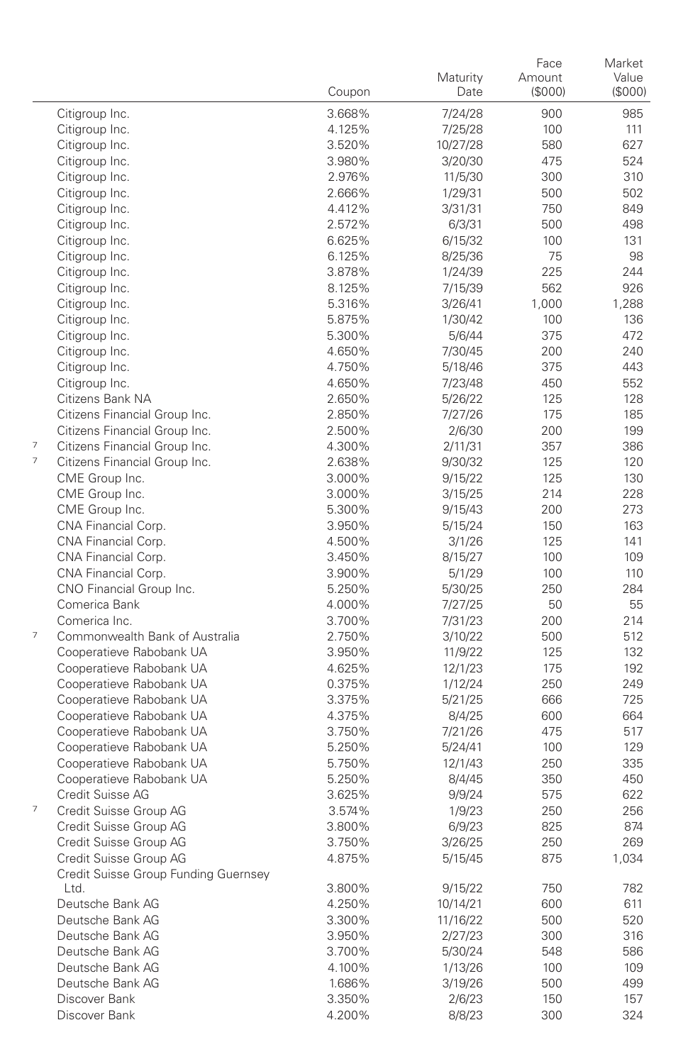| | | Coupon | Maturity Date | Face Amount ($000) | Market Value ($000) |
|---|---|---|---|---|---|
| | Citigroup Inc. | 3.668% | 7/24/28 | 900 | 985 |
| | Citigroup Inc. | 4.125% | 7/25/28 | 100 | 111 |
| | Citigroup Inc. | 3.520% | 10/27/28 | 580 | 627 |
| | Citigroup Inc. | 3.980% | 3/20/30 | 475 | 524 |
| | Citigroup Inc. | 2.976% | 11/5/30 | 300 | 310 |
| | Citigroup Inc. | 2.666% | 1/29/31 | 500 | 502 |
| | Citigroup Inc. | 4.412% | 3/31/31 | 750 | 849 |
| | Citigroup Inc. | 2.572% | 6/3/31 | 500 | 498 |
| | Citigroup Inc. | 6.625% | 6/15/32 | 100 | 131 |
| | Citigroup Inc. | 6.125% | 8/25/36 | 75 | 98 |
| | Citigroup Inc. | 3.878% | 1/24/39 | 225 | 244 |
| | Citigroup Inc. | 8.125% | 7/15/39 | 562 | 926 |
| | Citigroup Inc. | 5.316% | 3/26/41 | 1,000 | 1,288 |
| | Citigroup Inc. | 5.875% | 1/30/42 | 100 | 136 |
| | Citigroup Inc. | 5.300% | 5/6/44 | 375 | 472 |
| | Citigroup Inc. | 4.650% | 7/30/45 | 200 | 240 |
| | Citigroup Inc. | 4.750% | 5/18/46 | 375 | 443 |
| | Citigroup Inc. | 4.650% | 7/23/48 | 450 | 552 |
| | Citizens Bank NA | 2.650% | 5/26/22 | 125 | 128 |
| | Citizens Financial Group Inc. | 2.850% | 7/27/26 | 175 | 185 |
| | Citizens Financial Group Inc. | 2.500% | 2/6/30 | 200 | 199 |
| 7 | Citizens Financial Group Inc. | 4.300% | 2/11/31 | 357 | 386 |
| 7 | Citizens Financial Group Inc. | 2.638% | 9/30/32 | 125 | 120 |
| | CME Group Inc. | 3.000% | 9/15/22 | 125 | 130 |
| | CME Group Inc. | 3.000% | 3/15/25 | 214 | 228 |
| | CME Group Inc. | 5.300% | 9/15/43 | 200 | 273 |
| | CNA Financial Corp. | 3.950% | 5/15/24 | 150 | 163 |
| | CNA Financial Corp. | 4.500% | 3/1/26 | 125 | 141 |
| | CNA Financial Corp. | 3.450% | 8/15/27 | 100 | 109 |
| | CNA Financial Corp. | 3.900% | 5/1/29 | 100 | 110 |
| | CNO Financial Group Inc. | 5.250% | 5/30/25 | 250 | 284 |
| | Comerica Bank | 4.000% | 7/27/25 | 50 | 55 |
| | Comerica Inc. | 3.700% | 7/31/23 | 200 | 214 |
| 7 | Commonwealth Bank of Australia | 2.750% | 3/10/22 | 500 | 512 |
| | Cooperatieve Rabobank UA | 3.950% | 11/9/22 | 125 | 132 |
| | Cooperatieve Rabobank UA | 4.625% | 12/1/23 | 175 | 192 |
| | Cooperatieve Rabobank UA | 0.375% | 1/12/24 | 250 | 249 |
| | Cooperatieve Rabobank UA | 3.375% | 5/21/25 | 666 | 725 |
| | Cooperatieve Rabobank UA | 4.375% | 8/4/25 | 600 | 664 |
| | Cooperatieve Rabobank UA | 3.750% | 7/21/26 | 475 | 517 |
| | Cooperatieve Rabobank UA | 5.250% | 5/24/41 | 100 | 129 |
| | Cooperatieve Rabobank UA | 5.750% | 12/1/43 | 250 | 335 |
| | Cooperatieve Rabobank UA | 5.250% | 8/4/45 | 350 | 450 |
| | Credit Suisse AG | 3.625% | 9/9/24 | 575 | 622 |
| 7 | Credit Suisse Group AG | 3.574% | 1/9/23 | 250 | 256 |
| | Credit Suisse Group AG | 3.800% | 6/9/23 | 825 | 874 |
| | Credit Suisse Group AG | 3.750% | 3/26/25 | 250 | 269 |
| | Credit Suisse Group AG | 4.875% | 5/15/45 | 875 | 1,034 |
| | Credit Suisse Group Funding Guernsey Ltd. | 3.800% | 9/15/22 | 750 | 782 |
| | Deutsche Bank AG | 4.250% | 10/14/21 | 600 | 611 |
| | Deutsche Bank AG | 3.300% | 11/16/22 | 500 | 520 |
| | Deutsche Bank AG | 3.950% | 2/27/23 | 300 | 316 |
| | Deutsche Bank AG | 3.700% | 5/30/24 | 548 | 586 |
| | Deutsche Bank AG | 4.100% | 1/13/26 | 100 | 109 |
| | Deutsche Bank AG | 1.686% | 3/19/26 | 500 | 499 |
| | Discover Bank | 3.350% | 2/6/23 | 150 | 157 |
| | Discover Bank | 4.200% | 8/8/23 | 300 | 324 |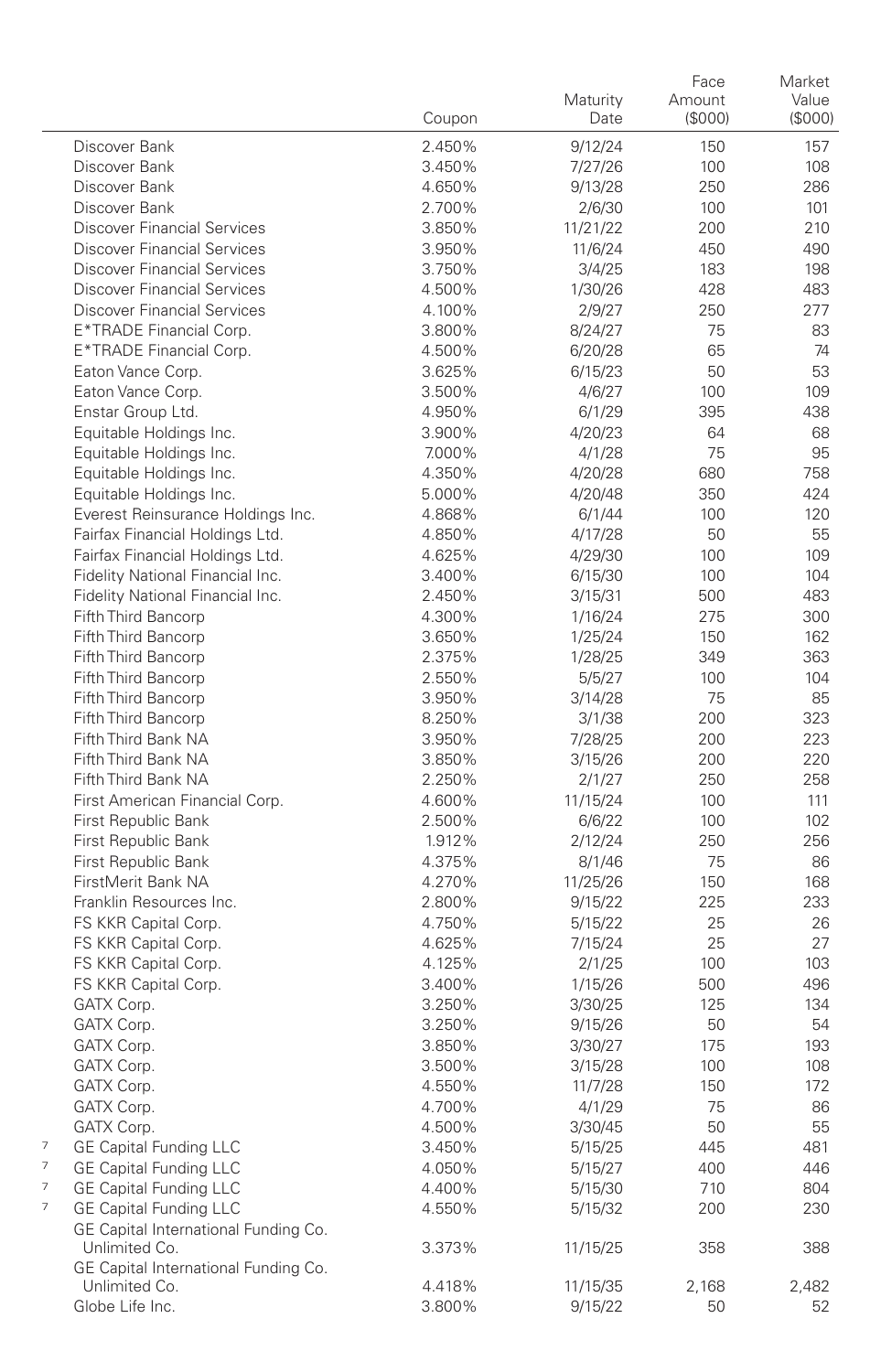| | | Coupon | Maturity Date | Face Amount ($000) | Market Value ($000) |
|---|---|---|---|---|---|
| | Discover Bank | 2.450% | 9/12/24 | 150 | 157 |
| | Discover Bank | 3.450% | 7/27/26 | 100 | 108 |
| | Discover Bank | 4.650% | 9/13/28 | 250 | 286 |
| | Discover Bank | 2.700% | 2/6/30 | 100 | 101 |
| | Discover Financial Services | 3.850% | 11/21/22 | 200 | 210 |
| | Discover Financial Services | 3.950% | 11/6/24 | 450 | 490 |
| | Discover Financial Services | 3.750% | 3/4/25 | 183 | 198 |
| | Discover Financial Services | 4.500% | 1/30/26 | 428 | 483 |
| | Discover Financial Services | 4.100% | 2/9/27 | 250 | 277 |
| | E*TRADE Financial Corp. | 3.800% | 8/24/27 | 75 | 83 |
| | E*TRADE Financial Corp. | 4.500% | 6/20/28 | 65 | 74 |
| | Eaton Vance Corp. | 3.625% | 6/15/23 | 50 | 53 |
| | Eaton Vance Corp. | 3.500% | 4/6/27 | 100 | 109 |
| | Enstar Group Ltd. | 4.950% | 6/1/29 | 395 | 438 |
| | Equitable Holdings Inc. | 3.900% | 4/20/23 | 64 | 68 |
| | Equitable Holdings Inc. | 7.000% | 4/1/28 | 75 | 95 |
| | Equitable Holdings Inc. | 4.350% | 4/20/28 | 680 | 758 |
| | Equitable Holdings Inc. | 5.000% | 4/20/48 | 350 | 424 |
| | Everest Reinsurance Holdings Inc. | 4.868% | 6/1/44 | 100 | 120 |
| | Fairfax Financial Holdings Ltd. | 4.850% | 4/17/28 | 50 | 55 |
| | Fairfax Financial Holdings Ltd. | 4.625% | 4/29/30 | 100 | 109 |
| | Fidelity National Financial Inc. | 3.400% | 6/15/30 | 100 | 104 |
| | Fidelity National Financial Inc. | 2.450% | 3/15/31 | 500 | 483 |
| | Fifth Third Bancorp | 4.300% | 1/16/24 | 275 | 300 |
| | Fifth Third Bancorp | 3.650% | 1/25/24 | 150 | 162 |
| | Fifth Third Bancorp | 2.375% | 1/28/25 | 349 | 363 |
| | Fifth Third Bancorp | 2.550% | 5/5/27 | 100 | 104 |
| | Fifth Third Bancorp | 3.950% | 3/14/28 | 75 | 85 |
| | Fifth Third Bancorp | 8.250% | 3/1/38 | 200 | 323 |
| | Fifth Third Bank NA | 3.950% | 7/28/25 | 200 | 223 |
| | Fifth Third Bank NA | 3.850% | 3/15/26 | 200 | 220 |
| | Fifth Third Bank NA | 2.250% | 2/1/27 | 250 | 258 |
| | First American Financial Corp. | 4.600% | 11/15/24 | 100 | 111 |
| | First Republic Bank | 2.500% | 6/6/22 | 100 | 102 |
| | First Republic Bank | 1.912% | 2/12/24 | 250 | 256 |
| | First Republic Bank | 4.375% | 8/1/46 | 75 | 86 |
| | FirstMerit Bank NA | 4.270% | 11/25/26 | 150 | 168 |
| | Franklin Resources Inc. | 2.800% | 9/15/22 | 225 | 233 |
| | FS KKR Capital Corp. | 4.750% | 5/15/22 | 25 | 26 |
| | FS KKR Capital Corp. | 4.625% | 7/15/24 | 25 | 27 |
| | FS KKR Capital Corp. | 4.125% | 2/1/25 | 100 | 103 |
| | FS KKR Capital Corp. | 3.400% | 1/15/26 | 500 | 496 |
| | GATX Corp. | 3.250% | 3/30/25 | 125 | 134 |
| | GATX Corp. | 3.250% | 9/15/26 | 50 | 54 |
| | GATX Corp. | 3.850% | 3/30/27 | 175 | 193 |
| | GATX Corp. | 3.500% | 3/15/28 | 100 | 108 |
| | GATX Corp. | 4.550% | 11/7/28 | 150 | 172 |
| | GATX Corp. | 4.700% | 4/1/29 | 75 | 86 |
| | GATX Corp. | 4.500% | 3/30/45 | 50 | 55 |
| 7 | GE Capital Funding LLC | 3.450% | 5/15/25 | 445 | 481 |
| 7 | GE Capital Funding LLC | 4.050% | 5/15/27 | 400 | 446 |
| 7 | GE Capital Funding LLC | 4.400% | 5/15/30 | 710 | 804 |
| 7 | GE Capital Funding LLC | 4.550% | 5/15/32 | 200 | 230 |
| | GE Capital International Funding Co. Unlimited Co. | 3.373% | 11/15/25 | 358 | 388 |
| | GE Capital International Funding Co. Unlimited Co. | 4.418% | 11/15/35 | 2,168 | 2,482 |
| | Globe Life Inc. | 3.800% | 9/15/22 | 50 | 52 |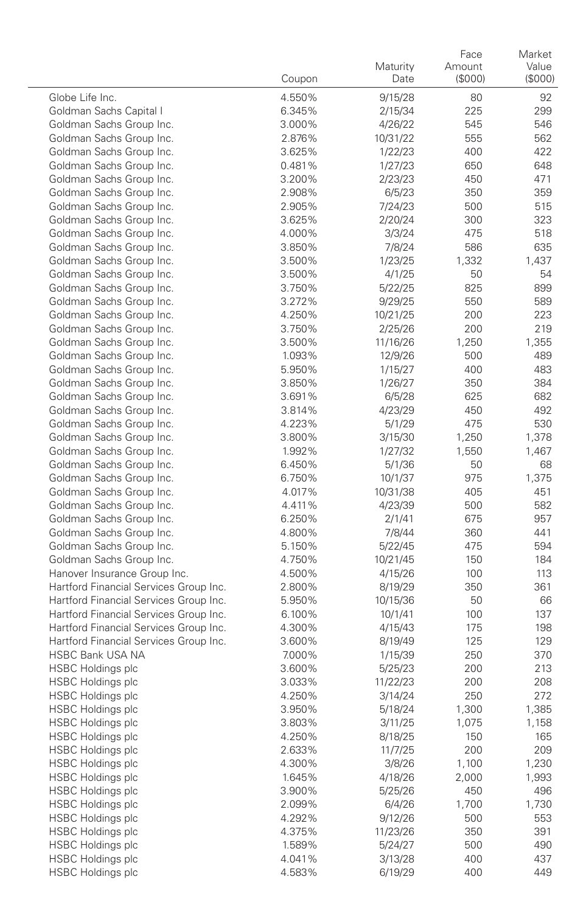| | Coupon | Maturity Date | Face Amount ($000) | Market Value ($000) |
|---|---|---|---|---|
| Globe Life Inc. | 4.550% | 9/15/28 | 80 | 92 |
| Goldman Sachs Capital I | 6.345% | 2/15/34 | 225 | 299 |
| Goldman Sachs Group Inc. | 3.000% | 4/26/22 | 545 | 546 |
| Goldman Sachs Group Inc. | 2.876% | 10/31/22 | 555 | 562 |
| Goldman Sachs Group Inc. | 3.625% | 1/22/23 | 400 | 422 |
| Goldman Sachs Group Inc. | 0.481% | 1/27/23 | 650 | 648 |
| Goldman Sachs Group Inc. | 3.200% | 2/23/23 | 450 | 471 |
| Goldman Sachs Group Inc. | 2.908% | 6/5/23 | 350 | 359 |
| Goldman Sachs Group Inc. | 2.905% | 7/24/23 | 500 | 515 |
| Goldman Sachs Group Inc. | 3.625% | 2/20/24 | 300 | 323 |
| Goldman Sachs Group Inc. | 4.000% | 3/3/24 | 475 | 518 |
| Goldman Sachs Group Inc. | 3.850% | 7/8/24 | 586 | 635 |
| Goldman Sachs Group Inc. | 3.500% | 1/23/25 | 1,332 | 1,437 |
| Goldman Sachs Group Inc. | 3.500% | 4/1/25 | 50 | 54 |
| Goldman Sachs Group Inc. | 3.750% | 5/22/25 | 825 | 899 |
| Goldman Sachs Group Inc. | 3.272% | 9/29/25 | 550 | 589 |
| Goldman Sachs Group Inc. | 4.250% | 10/21/25 | 200 | 223 |
| Goldman Sachs Group Inc. | 3.750% | 2/25/26 | 200 | 219 |
| Goldman Sachs Group Inc. | 3.500% | 11/16/26 | 1,250 | 1,355 |
| Goldman Sachs Group Inc. | 1.093% | 12/9/26 | 500 | 489 |
| Goldman Sachs Group Inc. | 5.950% | 1/15/27 | 400 | 483 |
| Goldman Sachs Group Inc. | 3.850% | 1/26/27 | 350 | 384 |
| Goldman Sachs Group Inc. | 3.691% | 6/5/28 | 625 | 682 |
| Goldman Sachs Group Inc. | 3.814% | 4/23/29 | 450 | 492 |
| Goldman Sachs Group Inc. | 4.223% | 5/1/29 | 475 | 530 |
| Goldman Sachs Group Inc. | 3.800% | 3/15/30 | 1,250 | 1,378 |
| Goldman Sachs Group Inc. | 1.992% | 1/27/32 | 1,550 | 1,467 |
| Goldman Sachs Group Inc. | 6.450% | 5/1/36 | 50 | 68 |
| Goldman Sachs Group Inc. | 6.750% | 10/1/37 | 975 | 1,375 |
| Goldman Sachs Group Inc. | 4.017% | 10/31/38 | 405 | 451 |
| Goldman Sachs Group Inc. | 4.411% | 4/23/39 | 500 | 582 |
| Goldman Sachs Group Inc. | 6.250% | 2/1/41 | 675 | 957 |
| Goldman Sachs Group Inc. | 4.800% | 7/8/44 | 360 | 441 |
| Goldman Sachs Group Inc. | 5.150% | 5/22/45 | 475 | 594 |
| Goldman Sachs Group Inc. | 4.750% | 10/21/45 | 150 | 184 |
| Hanover Insurance Group Inc. | 4.500% | 4/15/26 | 100 | 113 |
| Hartford Financial Services Group Inc. | 2.800% | 8/19/29 | 350 | 361 |
| Hartford Financial Services Group Inc. | 5.950% | 10/15/36 | 50 | 66 |
| Hartford Financial Services Group Inc. | 6.100% | 10/1/41 | 100 | 137 |
| Hartford Financial Services Group Inc. | 4.300% | 4/15/43 | 175 | 198 |
| Hartford Financial Services Group Inc. | 3.600% | 8/19/49 | 125 | 129 |
| HSBC Bank USA NA | 7.000% | 1/15/39 | 250 | 370 |
| HSBC Holdings plc | 3.600% | 5/25/23 | 200 | 213 |
| HSBC Holdings plc | 3.033% | 11/22/23 | 200 | 208 |
| HSBC Holdings plc | 4.250% | 3/14/24 | 250 | 272 |
| HSBC Holdings plc | 3.950% | 5/18/24 | 1,300 | 1,385 |
| HSBC Holdings plc | 3.803% | 3/11/25 | 1,075 | 1,158 |
| HSBC Holdings plc | 4.250% | 8/18/25 | 150 | 165 |
| HSBC Holdings plc | 2.633% | 11/7/25 | 200 | 209 |
| HSBC Holdings plc | 4.300% | 3/8/26 | 1,100 | 1,230 |
| HSBC Holdings plc | 1.645% | 4/18/26 | 2,000 | 1,993 |
| HSBC Holdings plc | 3.900% | 5/25/26 | 450 | 496 |
| HSBC Holdings plc | 2.099% | 6/4/26 | 1,700 | 1,730 |
| HSBC Holdings plc | 4.292% | 9/12/26 | 500 | 553 |
| HSBC Holdings plc | 4.375% | 11/23/26 | 350 | 391 |
| HSBC Holdings plc | 1.589% | 5/24/27 | 500 | 490 |
| HSBC Holdings plc | 4.041% | 3/13/28 | 400 | 437 |
| HSBC Holdings plc | 4.583% | 6/19/29 | 400 | 449 |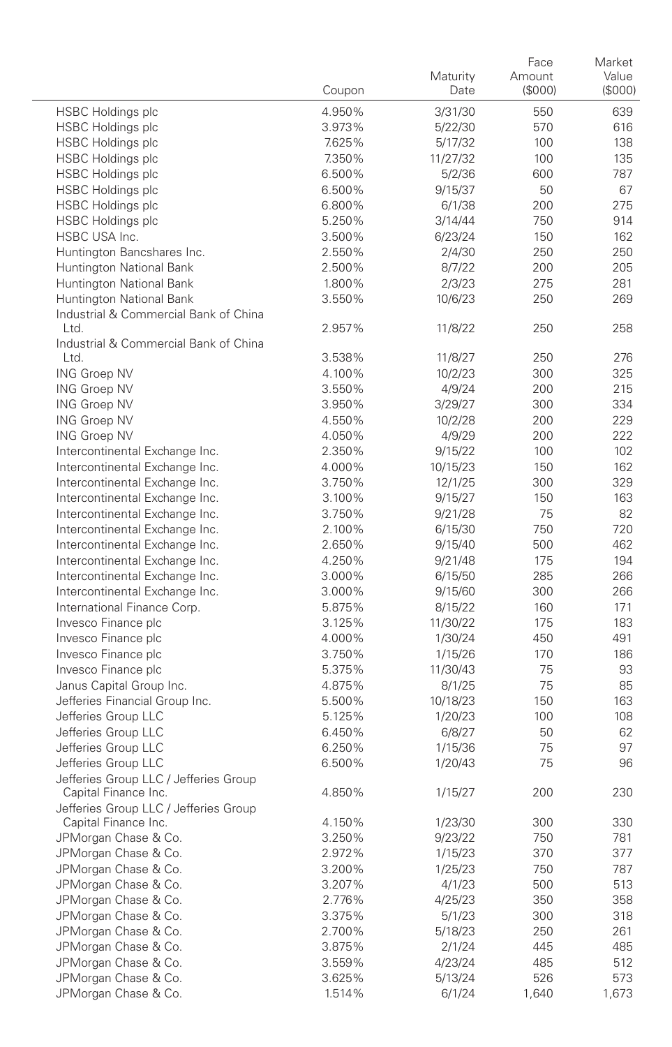|  | Coupon | Maturity Date | Face Amount ($000) | Market Value ($000) |
|---|---|---|---|---|
| HSBC Holdings plc | 4.950% | 3/31/30 | 550 | 639 |
| HSBC Holdings plc | 3.973% | 5/22/30 | 570 | 616 |
| HSBC Holdings plc | 7.625% | 5/17/32 | 100 | 138 |
| HSBC Holdings plc | 7.350% | 11/27/32 | 100 | 135 |
| HSBC Holdings plc | 6.500% | 5/2/36 | 600 | 787 |
| HSBC Holdings plc | 6.500% | 9/15/37 | 50 | 67 |
| HSBC Holdings plc | 6.800% | 6/1/38 | 200 | 275 |
| HSBC Holdings plc | 5.250% | 3/14/44 | 750 | 914 |
| HSBC USA Inc. | 3.500% | 6/23/24 | 150 | 162 |
| Huntington Bancshares Inc. | 2.550% | 2/4/30 | 250 | 250 |
| Huntington National Bank | 2.500% | 8/7/22 | 200 | 205 |
| Huntington National Bank | 1.800% | 2/3/23 | 275 | 281 |
| Huntington National Bank | 3.550% | 10/6/23 | 250 | 269 |
| Industrial & Commercial Bank of China Ltd. | 2.957% | 11/8/22 | 250 | 258 |
| Industrial & Commercial Bank of China Ltd. | 3.538% | 11/8/27 | 250 | 276 |
| ING Groep NV | 4.100% | 10/2/23 | 300 | 325 |
| ING Groep NV | 3.550% | 4/9/24 | 200 | 215 |
| ING Groep NV | 3.950% | 3/29/27 | 300 | 334 |
| ING Groep NV | 4.550% | 10/2/28 | 200 | 229 |
| ING Groep NV | 4.050% | 4/9/29 | 200 | 222 |
| Intercontinental Exchange Inc. | 2.350% | 9/15/22 | 100 | 102 |
| Intercontinental Exchange Inc. | 4.000% | 10/15/23 | 150 | 162 |
| Intercontinental Exchange Inc. | 3.750% | 12/1/25 | 300 | 329 |
| Intercontinental Exchange Inc. | 3.100% | 9/15/27 | 150 | 163 |
| Intercontinental Exchange Inc. | 3.750% | 9/21/28 | 75 | 82 |
| Intercontinental Exchange Inc. | 2.100% | 6/15/30 | 750 | 720 |
| Intercontinental Exchange Inc. | 2.650% | 9/15/40 | 500 | 462 |
| Intercontinental Exchange Inc. | 4.250% | 9/21/48 | 175 | 194 |
| Intercontinental Exchange Inc. | 3.000% | 6/15/50 | 285 | 266 |
| Intercontinental Exchange Inc. | 3.000% | 9/15/60 | 300 | 266 |
| International Finance Corp. | 5.875% | 8/15/22 | 160 | 171 |
| Invesco Finance plc | 3.125% | 11/30/22 | 175 | 183 |
| Invesco Finance plc | 4.000% | 1/30/24 | 450 | 491 |
| Invesco Finance plc | 3.750% | 1/15/26 | 170 | 186 |
| Invesco Finance plc | 5.375% | 11/30/43 | 75 | 93 |
| Janus Capital Group Inc. | 4.875% | 8/1/25 | 75 | 85 |
| Jefferies Financial Group Inc. | 5.500% | 10/18/23 | 150 | 163 |
| Jefferies Group LLC | 5.125% | 1/20/23 | 100 | 108 |
| Jefferies Group LLC | 6.450% | 6/8/27 | 50 | 62 |
| Jefferies Group LLC | 6.250% | 1/15/36 | 75 | 97 |
| Jefferies Group LLC | 6.500% | 1/20/43 | 75 | 96 |
| Jefferies Group LLC / Jefferies Group Capital Finance Inc. | 4.850% | 1/15/27 | 200 | 230 |
| Jefferies Group LLC / Jefferies Group Capital Finance Inc. | 4.150% | 1/23/30 | 300 | 330 |
| JPMorgan Chase & Co. | 3.250% | 9/23/22 | 750 | 781 |
| JPMorgan Chase & Co. | 2.972% | 1/15/23 | 370 | 377 |
| JPMorgan Chase & Co. | 3.200% | 1/25/23 | 750 | 787 |
| JPMorgan Chase & Co. | 3.207% | 4/1/23 | 500 | 513 |
| JPMorgan Chase & Co. | 2.776% | 4/25/23 | 350 | 358 |
| JPMorgan Chase & Co. | 3.375% | 5/1/23 | 300 | 318 |
| JPMorgan Chase & Co. | 2.700% | 5/18/23 | 250 | 261 |
| JPMorgan Chase & Co. | 3.875% | 2/1/24 | 445 | 485 |
| JPMorgan Chase & Co. | 3.559% | 4/23/24 | 485 | 512 |
| JPMorgan Chase & Co. | 3.625% | 5/13/24 | 526 | 573 |
| JPMorgan Chase & Co. | 1.514% | 6/1/24 | 1,640 | 1,673 |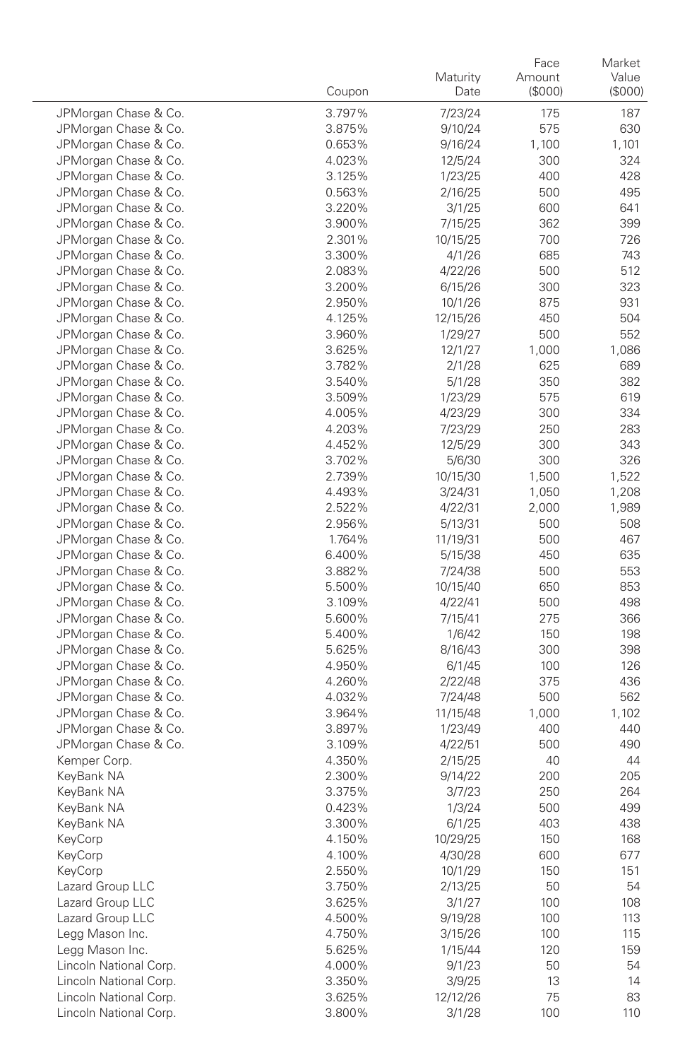| | Coupon | Maturity Date | Face Amount ($000) | Market Value ($000) |
|---|---|---|---|---|
| JPMorgan Chase & Co. | 3.797% | 7/23/24 | 175 | 187 |
| JPMorgan Chase & Co. | 3.875% | 9/10/24 | 575 | 630 |
| JPMorgan Chase & Co. | 0.653% | 9/16/24 | 1,100 | 1,101 |
| JPMorgan Chase & Co. | 4.023% | 12/5/24 | 300 | 324 |
| JPMorgan Chase & Co. | 3.125% | 1/23/25 | 400 | 428 |
| JPMorgan Chase & Co. | 0.563% | 2/16/25 | 500 | 495 |
| JPMorgan Chase & Co. | 3.220% | 3/1/25 | 600 | 641 |
| JPMorgan Chase & Co. | 3.900% | 7/15/25 | 362 | 399 |
| JPMorgan Chase & Co. | 2.301% | 10/15/25 | 700 | 726 |
| JPMorgan Chase & Co. | 3.300% | 4/1/26 | 685 | 743 |
| JPMorgan Chase & Co. | 2.083% | 4/22/26 | 500 | 512 |
| JPMorgan Chase & Co. | 3.200% | 6/15/26 | 300 | 323 |
| JPMorgan Chase & Co. | 2.950% | 10/1/26 | 875 | 931 |
| JPMorgan Chase & Co. | 4.125% | 12/15/26 | 450 | 504 |
| JPMorgan Chase & Co. | 3.960% | 1/29/27 | 500 | 552 |
| JPMorgan Chase & Co. | 3.625% | 12/1/27 | 1,000 | 1,086 |
| JPMorgan Chase & Co. | 3.782% | 2/1/28 | 625 | 689 |
| JPMorgan Chase & Co. | 3.540% | 5/1/28 | 350 | 382 |
| JPMorgan Chase & Co. | 3.509% | 1/23/29 | 575 | 619 |
| JPMorgan Chase & Co. | 4.005% | 4/23/29 | 300 | 334 |
| JPMorgan Chase & Co. | 4.203% | 7/23/29 | 250 | 283 |
| JPMorgan Chase & Co. | 4.452% | 12/5/29 | 300 | 343 |
| JPMorgan Chase & Co. | 3.702% | 5/6/30 | 300 | 326 |
| JPMorgan Chase & Co. | 2.739% | 10/15/30 | 1,500 | 1,522 |
| JPMorgan Chase & Co. | 4.493% | 3/24/31 | 1,050 | 1,208 |
| JPMorgan Chase & Co. | 2.522% | 4/22/31 | 2,000 | 1,989 |
| JPMorgan Chase & Co. | 2.956% | 5/13/31 | 500 | 508 |
| JPMorgan Chase & Co. | 1.764% | 11/19/31 | 500 | 467 |
| JPMorgan Chase & Co. | 6.400% | 5/15/38 | 450 | 635 |
| JPMorgan Chase & Co. | 3.882% | 7/24/38 | 500 | 553 |
| JPMorgan Chase & Co. | 5.500% | 10/15/40 | 650 | 853 |
| JPMorgan Chase & Co. | 3.109% | 4/22/41 | 500 | 498 |
| JPMorgan Chase & Co. | 5.600% | 7/15/41 | 275 | 366 |
| JPMorgan Chase & Co. | 5.400% | 1/6/42 | 150 | 198 |
| JPMorgan Chase & Co. | 5.625% | 8/16/43 | 300 | 398 |
| JPMorgan Chase & Co. | 4.950% | 6/1/45 | 100 | 126 |
| JPMorgan Chase & Co. | 4.260% | 2/22/48 | 375 | 436 |
| JPMorgan Chase & Co. | 4.032% | 7/24/48 | 500 | 562 |
| JPMorgan Chase & Co. | 3.964% | 11/15/48 | 1,000 | 1,102 |
| JPMorgan Chase & Co. | 3.897% | 1/23/49 | 400 | 440 |
| JPMorgan Chase & Co. | 3.109% | 4/22/51 | 500 | 490 |
| Kemper Corp. | 4.350% | 2/15/25 | 40 | 44 |
| KeyBank NA | 2.300% | 9/14/22 | 200 | 205 |
| KeyBank NA | 3.375% | 3/7/23 | 250 | 264 |
| KeyBank NA | 0.423% | 1/3/24 | 500 | 499 |
| KeyBank NA | 3.300% | 6/1/25 | 403 | 438 |
| KeyCorp | 4.150% | 10/29/25 | 150 | 168 |
| KeyCorp | 4.100% | 4/30/28 | 600 | 677 |
| KeyCorp | 2.550% | 10/1/29 | 150 | 151 |
| Lazard Group LLC | 3.750% | 2/13/25 | 50 | 54 |
| Lazard Group LLC | 3.625% | 3/1/27 | 100 | 108 |
| Lazard Group LLC | 4.500% | 9/19/28 | 100 | 113 |
| Legg Mason Inc. | 4.750% | 3/15/26 | 100 | 115 |
| Legg Mason Inc. | 5.625% | 1/15/44 | 120 | 159 |
| Lincoln National Corp. | 4.000% | 9/1/23 | 50 | 54 |
| Lincoln National Corp. | 3.350% | 3/9/25 | 13 | 14 |
| Lincoln National Corp. | 3.625% | 12/12/26 | 75 | 83 |
| Lincoln National Corp. | 3.800% | 3/1/28 | 100 | 110 |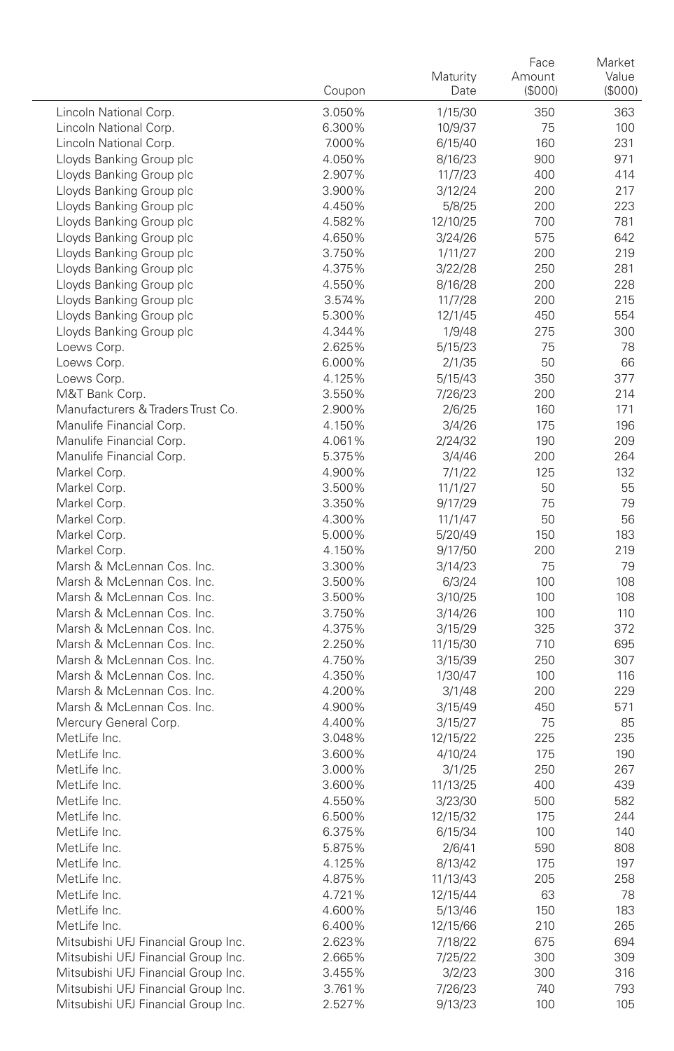| | Coupon | Maturity Date | Face Amount ($000) | Market Value ($000) |
|---|---|---|---|---|
| Lincoln National Corp. | 3.050% | 1/15/30 | 350 | 363 |
| Lincoln National Corp. | 6.300% | 10/9/37 | 75 | 100 |
| Lincoln National Corp. | 7.000% | 6/15/40 | 160 | 231 |
| Lloyds Banking Group plc | 4.050% | 8/16/23 | 900 | 971 |
| Lloyds Banking Group plc | 2.907% | 11/7/23 | 400 | 414 |
| Lloyds Banking Group plc | 3.900% | 3/12/24 | 200 | 217 |
| Lloyds Banking Group plc | 4.450% | 5/8/25 | 200 | 223 |
| Lloyds Banking Group plc | 4.582% | 12/10/25 | 700 | 781 |
| Lloyds Banking Group plc | 4.650% | 3/24/26 | 575 | 642 |
| Lloyds Banking Group plc | 3.750% | 1/11/27 | 200 | 219 |
| Lloyds Banking Group plc | 4.375% | 3/22/28 | 250 | 281 |
| Lloyds Banking Group plc | 4.550% | 8/16/28 | 200 | 228 |
| Lloyds Banking Group plc | 3.574% | 11/7/28 | 200 | 215 |
| Lloyds Banking Group plc | 5.300% | 12/1/45 | 450 | 554 |
| Lloyds Banking Group plc | 4.344% | 1/9/48 | 275 | 300 |
| Loews Corp. | 2.625% | 5/15/23 | 75 | 78 |
| Loews Corp. | 6.000% | 2/1/35 | 50 | 66 |
| Loews Corp. | 4.125% | 5/15/43 | 350 | 377 |
| M&T Bank Corp. | 3.550% | 7/26/23 | 200 | 214 |
| Manufacturers & Traders Trust Co. | 2.900% | 2/6/25 | 160 | 171 |
| Manulife Financial Corp. | 4.150% | 3/4/26 | 175 | 196 |
| Manulife Financial Corp. | 4.061% | 2/24/32 | 190 | 209 |
| Manulife Financial Corp. | 5.375% | 3/4/46 | 200 | 264 |
| Markel Corp. | 4.900% | 7/1/22 | 125 | 132 |
| Markel Corp. | 3.500% | 11/1/27 | 50 | 55 |
| Markel Corp. | 3.350% | 9/17/29 | 75 | 79 |
| Markel Corp. | 4.300% | 11/1/47 | 50 | 56 |
| Markel Corp. | 5.000% | 5/20/49 | 150 | 183 |
| Markel Corp. | 4.150% | 9/17/50 | 200 | 219 |
| Marsh & McLennan Cos. Inc. | 3.300% | 3/14/23 | 75 | 79 |
| Marsh & McLennan Cos. Inc. | 3.500% | 6/3/24 | 100 | 108 |
| Marsh & McLennan Cos. Inc. | 3.500% | 3/10/25 | 100 | 108 |
| Marsh & McLennan Cos. Inc. | 3.750% | 3/14/26 | 100 | 110 |
| Marsh & McLennan Cos. Inc. | 4.375% | 3/15/29 | 325 | 372 |
| Marsh & McLennan Cos. Inc. | 2.250% | 11/15/30 | 710 | 695 |
| Marsh & McLennan Cos. Inc. | 4.750% | 3/15/39 | 250 | 307 |
| Marsh & McLennan Cos. Inc. | 4.350% | 1/30/47 | 100 | 116 |
| Marsh & McLennan Cos. Inc. | 4.200% | 3/1/48 | 200 | 229 |
| Marsh & McLennan Cos. Inc. | 4.900% | 3/15/49 | 450 | 571 |
| Mercury General Corp. | 4.400% | 3/15/27 | 75 | 85 |
| MetLife Inc. | 3.048% | 12/15/22 | 225 | 235 |
| MetLife Inc. | 3.600% | 4/10/24 | 175 | 190 |
| MetLife Inc. | 3.000% | 3/1/25 | 250 | 267 |
| MetLife Inc. | 3.600% | 11/13/25 | 400 | 439 |
| MetLife Inc. | 4.550% | 3/23/30 | 500 | 582 |
| MetLife Inc. | 6.500% | 12/15/32 | 175 | 244 |
| MetLife Inc. | 6.375% | 6/15/34 | 100 | 140 |
| MetLife Inc. | 5.875% | 2/6/41 | 590 | 808 |
| MetLife Inc. | 4.125% | 8/13/42 | 175 | 197 |
| MetLife Inc. | 4.875% | 11/13/43 | 205 | 258 |
| MetLife Inc. | 4.721% | 12/15/44 | 63 | 78 |
| MetLife Inc. | 4.600% | 5/13/46 | 150 | 183 |
| MetLife Inc. | 6.400% | 12/15/66 | 210 | 265 |
| Mitsubishi UFJ Financial Group Inc. | 2.623% | 7/18/22 | 675 | 694 |
| Mitsubishi UFJ Financial Group Inc. | 2.665% | 7/25/22 | 300 | 309 |
| Mitsubishi UFJ Financial Group Inc. | 3.455% | 3/2/23 | 300 | 316 |
| Mitsubishi UFJ Financial Group Inc. | 3.761% | 7/26/23 | 740 | 793 |
| Mitsubishi UFJ Financial Group Inc. | 2.527% | 9/13/23 | 100 | 105 |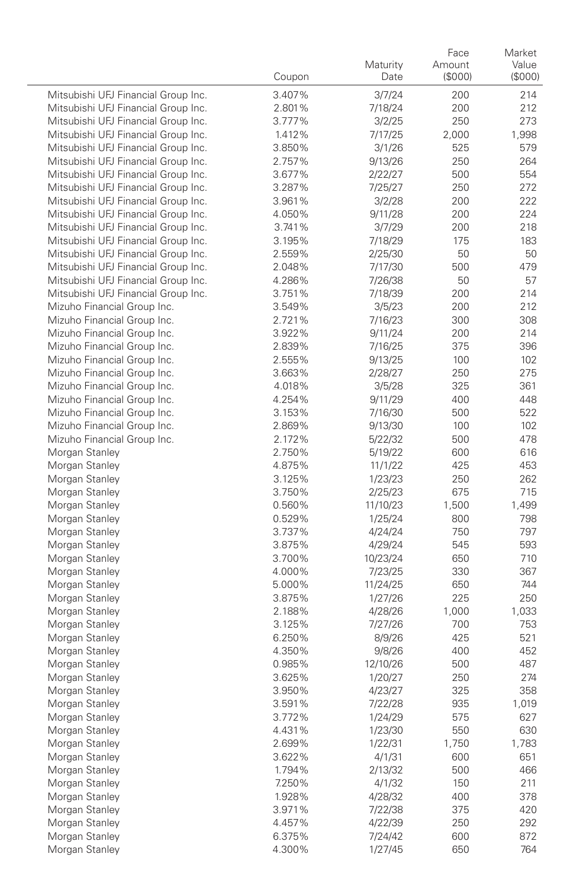| | Coupon | Maturity Date | Face Amount ($000) | Market Value ($000) |
|---|---|---|---|---|
| Mitsubishi UFJ Financial Group Inc. | 3.407% | 3/7/24 | 200 | 214 |
| Mitsubishi UFJ Financial Group Inc. | 2.801% | 7/18/24 | 200 | 212 |
| Mitsubishi UFJ Financial Group Inc. | 3.777% | 3/2/25 | 250 | 273 |
| Mitsubishi UFJ Financial Group Inc. | 1.412% | 7/17/25 | 2,000 | 1,998 |
| Mitsubishi UFJ Financial Group Inc. | 3.850% | 3/1/26 | 525 | 579 |
| Mitsubishi UFJ Financial Group Inc. | 2.757% | 9/13/26 | 250 | 264 |
| Mitsubishi UFJ Financial Group Inc. | 3.677% | 2/22/27 | 500 | 554 |
| Mitsubishi UFJ Financial Group Inc. | 3.287% | 7/25/27 | 250 | 272 |
| Mitsubishi UFJ Financial Group Inc. | 3.961% | 3/2/28 | 200 | 222 |
| Mitsubishi UFJ Financial Group Inc. | 4.050% | 9/11/28 | 200 | 224 |
| Mitsubishi UFJ Financial Group Inc. | 3.741% | 3/7/29 | 200 | 218 |
| Mitsubishi UFJ Financial Group Inc. | 3.195% | 7/18/29 | 175 | 183 |
| Mitsubishi UFJ Financial Group Inc. | 2.559% | 2/25/30 | 50 | 50 |
| Mitsubishi UFJ Financial Group Inc. | 2.048% | 7/17/30 | 500 | 479 |
| Mitsubishi UFJ Financial Group Inc. | 4.286% | 7/26/38 | 50 | 57 |
| Mitsubishi UFJ Financial Group Inc. | 3.751% | 7/18/39 | 200 | 214 |
| Mizuho Financial Group Inc. | 3.549% | 3/5/23 | 200 | 212 |
| Mizuho Financial Group Inc. | 2.721% | 7/16/23 | 300 | 308 |
| Mizuho Financial Group Inc. | 3.922% | 9/11/24 | 200 | 214 |
| Mizuho Financial Group Inc. | 2.839% | 7/16/25 | 375 | 396 |
| Mizuho Financial Group Inc. | 2.555% | 9/13/25 | 100 | 102 |
| Mizuho Financial Group Inc. | 3.663% | 2/28/27 | 250 | 275 |
| Mizuho Financial Group Inc. | 4.018% | 3/5/28 | 325 | 361 |
| Mizuho Financial Group Inc. | 4.254% | 9/11/29 | 400 | 448 |
| Mizuho Financial Group Inc. | 3.153% | 7/16/30 | 500 | 522 |
| Mizuho Financial Group Inc. | 2.869% | 9/13/30 | 100 | 102 |
| Mizuho Financial Group Inc. | 2.172% | 5/22/32 | 500 | 478 |
| Morgan Stanley | 2.750% | 5/19/22 | 600 | 616 |
| Morgan Stanley | 4.875% | 11/1/22 | 425 | 453 |
| Morgan Stanley | 3.125% | 1/23/23 | 250 | 262 |
| Morgan Stanley | 3.750% | 2/25/23 | 675 | 715 |
| Morgan Stanley | 0.560% | 11/10/23 | 1,500 | 1,499 |
| Morgan Stanley | 0.529% | 1/25/24 | 800 | 798 |
| Morgan Stanley | 3.737% | 4/24/24 | 750 | 797 |
| Morgan Stanley | 3.875% | 4/29/24 | 545 | 593 |
| Morgan Stanley | 3.700% | 10/23/24 | 650 | 710 |
| Morgan Stanley | 4.000% | 7/23/25 | 330 | 367 |
| Morgan Stanley | 5.000% | 11/24/25 | 650 | 744 |
| Morgan Stanley | 3.875% | 1/27/26 | 225 | 250 |
| Morgan Stanley | 2.188% | 4/28/26 | 1,000 | 1,033 |
| Morgan Stanley | 3.125% | 7/27/26 | 700 | 753 |
| Morgan Stanley | 6.250% | 8/9/26 | 425 | 521 |
| Morgan Stanley | 4.350% | 9/8/26 | 400 | 452 |
| Morgan Stanley | 0.985% | 12/10/26 | 500 | 487 |
| Morgan Stanley | 3.625% | 1/20/27 | 250 | 274 |
| Morgan Stanley | 3.950% | 4/23/27 | 325 | 358 |
| Morgan Stanley | 3.591% | 7/22/28 | 935 | 1,019 |
| Morgan Stanley | 3.772% | 1/24/29 | 575 | 627 |
| Morgan Stanley | 4.431% | 1/23/30 | 550 | 630 |
| Morgan Stanley | 2.699% | 1/22/31 | 1,750 | 1,783 |
| Morgan Stanley | 3.622% | 4/1/31 | 600 | 651 |
| Morgan Stanley | 1.794% | 2/13/32 | 500 | 466 |
| Morgan Stanley | 7.250% | 4/1/32 | 150 | 211 |
| Morgan Stanley | 1.928% | 4/28/32 | 400 | 378 |
| Morgan Stanley | 3.971% | 7/22/38 | 375 | 420 |
| Morgan Stanley | 4.457% | 4/22/39 | 250 | 292 |
| Morgan Stanley | 6.375% | 7/24/42 | 600 | 872 |
| Morgan Stanley | 4.300% | 1/27/45 | 650 | 764 |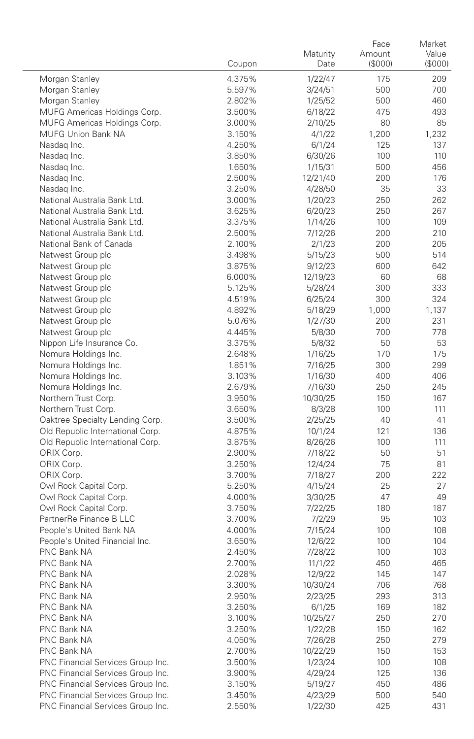| | Coupon | Maturity Date | Face Amount ($000) | Market Value ($000) |
|---|---|---|---|---|
| Morgan Stanley | 4.375% | 1/22/47 | 175 | 209 |
| Morgan Stanley | 5.597% | 3/24/51 | 500 | 700 |
| Morgan Stanley | 2.802% | 1/25/52 | 500 | 460 |
| MUFG Americas Holdings Corp. | 3.500% | 6/18/22 | 475 | 493 |
| MUFG Americas Holdings Corp. | 3.000% | 2/10/25 | 80 | 85 |
| MUFG Union Bank NA | 3.150% | 4/1/22 | 1,200 | 1,232 |
| Nasdaq Inc. | 4.250% | 6/1/24 | 125 | 137 |
| Nasdaq Inc. | 3.850% | 6/30/26 | 100 | 110 |
| Nasdaq Inc. | 1.650% | 1/15/31 | 500 | 456 |
| Nasdaq Inc. | 2.500% | 12/21/40 | 200 | 176 |
| Nasdaq Inc. | 3.250% | 4/28/50 | 35 | 33 |
| National Australia Bank Ltd. | 3.000% | 1/20/23 | 250 | 262 |
| National Australia Bank Ltd. | 3.625% | 6/20/23 | 250 | 267 |
| National Australia Bank Ltd. | 3.375% | 1/14/26 | 100 | 109 |
| National Australia Bank Ltd. | 2.500% | 7/12/26 | 200 | 210 |
| National Bank of Canada | 2.100% | 2/1/23 | 200 | 205 |
| Natwest Group plc | 3.498% | 5/15/23 | 500 | 514 |
| Natwest Group plc | 3.875% | 9/12/23 | 600 | 642 |
| Natwest Group plc | 6.000% | 12/19/23 | 60 | 68 |
| Natwest Group plc | 5.125% | 5/28/24 | 300 | 333 |
| Natwest Group plc | 4.519% | 6/25/24 | 300 | 324 |
| Natwest Group plc | 4.892% | 5/18/29 | 1,000 | 1,137 |
| Natwest Group plc | 5.076% | 1/27/30 | 200 | 231 |
| Natwest Group plc | 4.445% | 5/8/30 | 700 | 778 |
| Nippon Life Insurance Co. | 3.375% | 5/8/32 | 50 | 53 |
| Nomura Holdings Inc. | 2.648% | 1/16/25 | 170 | 175 |
| Nomura Holdings Inc. | 1.851% | 7/16/25 | 300 | 299 |
| Nomura Holdings Inc. | 3.103% | 1/16/30 | 400 | 406 |
| Nomura Holdings Inc. | 2.679% | 7/16/30 | 250 | 245 |
| Northern Trust Corp. | 3.950% | 10/30/25 | 150 | 167 |
| Northern Trust Corp. | 3.650% | 8/3/28 | 100 | 111 |
| Oaktree Specialty Lending Corp. | 3.500% | 2/25/25 | 40 | 41 |
| Old Republic International Corp. | 4.875% | 10/1/24 | 121 | 136 |
| Old Republic International Corp. | 3.875% | 8/26/26 | 100 | 111 |
| ORIX Corp. | 2.900% | 7/18/22 | 50 | 51 |
| ORIX Corp. | 3.250% | 12/4/24 | 75 | 81 |
| ORIX Corp. | 3.700% | 7/18/27 | 200 | 222 |
| Owl Rock Capital Corp. | 5.250% | 4/15/24 | 25 | 27 |
| Owl Rock Capital Corp. | 4.000% | 3/30/25 | 47 | 49 |
| Owl Rock Capital Corp. | 3.750% | 7/22/25 | 180 | 187 |
| PartnerRe Finance B LLC | 3.700% | 7/2/29 | 95 | 103 |
| People's United Bank NA | 4.000% | 7/15/24 | 100 | 108 |
| People's United Financial Inc. | 3.650% | 12/6/22 | 100 | 104 |
| PNC Bank NA | 2.450% | 7/28/22 | 100 | 103 |
| PNC Bank NA | 2.700% | 11/1/22 | 450 | 465 |
| PNC Bank NA | 2.028% | 12/9/22 | 145 | 147 |
| PNC Bank NA | 3.300% | 10/30/24 | 706 | 768 |
| PNC Bank NA | 2.950% | 2/23/25 | 293 | 313 |
| PNC Bank NA | 3.250% | 6/1/25 | 169 | 182 |
| PNC Bank NA | 3.100% | 10/25/27 | 250 | 270 |
| PNC Bank NA | 3.250% | 1/22/28 | 150 | 162 |
| PNC Bank NA | 4.050% | 7/26/28 | 250 | 279 |
| PNC Bank NA | 2.700% | 10/22/29 | 150 | 153 |
| PNC Financial Services Group Inc. | 3.500% | 1/23/24 | 100 | 108 |
| PNC Financial Services Group Inc. | 3.900% | 4/29/24 | 125 | 136 |
| PNC Financial Services Group Inc. | 3.150% | 5/19/27 | 450 | 486 |
| PNC Financial Services Group Inc. | 3.450% | 4/23/29 | 500 | 540 |
| PNC Financial Services Group Inc. | 2.550% | 1/22/30 | 425 | 431 |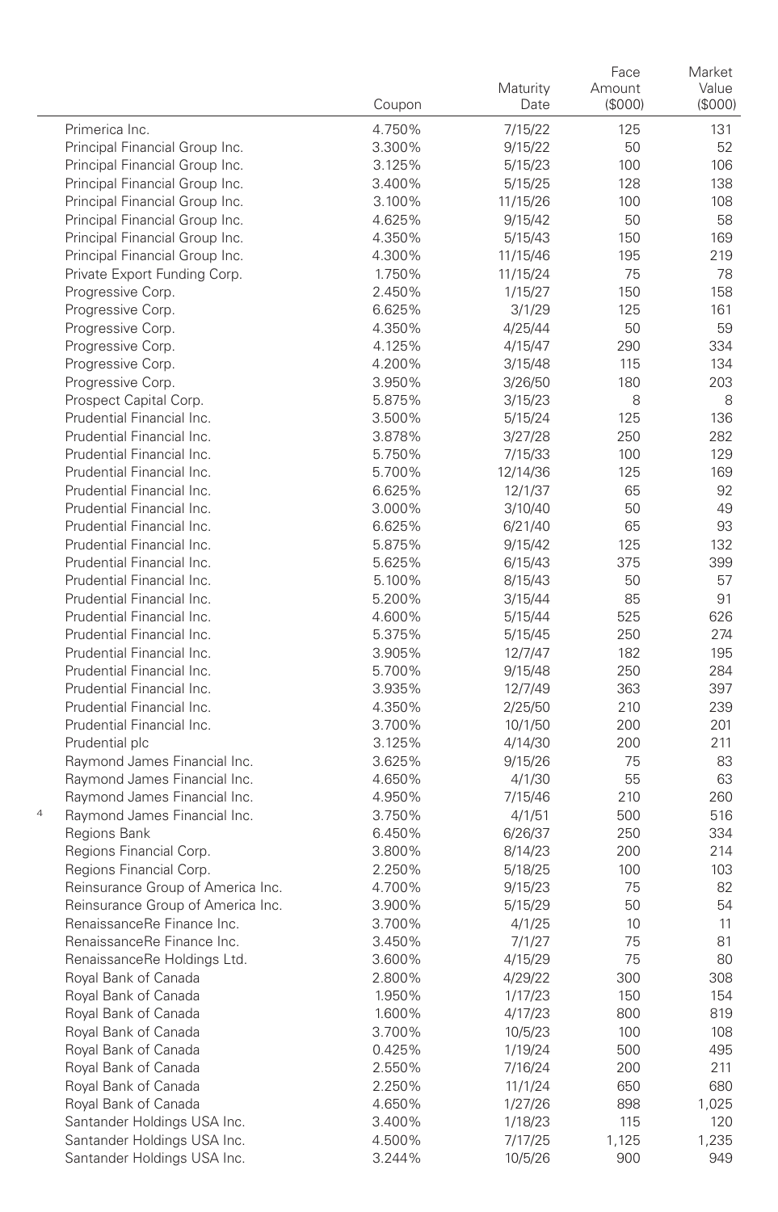| | Coupon | Maturity Date | Face Amount ($000) | Market Value ($000) |
|---|---|---|---|---|
| Primerica Inc. | 4.750% | 7/15/22 | 125 | 131 |
| Principal Financial Group Inc. | 3.300% | 9/15/22 | 50 | 52 |
| Principal Financial Group Inc. | 3.125% | 5/15/23 | 100 | 106 |
| Principal Financial Group Inc. | 3.400% | 5/15/25 | 128 | 138 |
| Principal Financial Group Inc. | 3.100% | 11/15/26 | 100 | 108 |
| Principal Financial Group Inc. | 4.625% | 9/15/42 | 50 | 58 |
| Principal Financial Group Inc. | 4.350% | 5/15/43 | 150 | 169 |
| Principal Financial Group Inc. | 4.300% | 11/15/46 | 195 | 219 |
| Private Export Funding Corp. | 1.750% | 11/15/24 | 75 | 78 |
| Progressive Corp. | 2.450% | 1/15/27 | 150 | 158 |
| Progressive Corp. | 6.625% | 3/1/29 | 125 | 161 |
| Progressive Corp. | 4.350% | 4/25/44 | 50 | 59 |
| Progressive Corp. | 4.125% | 4/15/47 | 290 | 334 |
| Progressive Corp. | 4.200% | 3/15/48 | 115 | 134 |
| Progressive Corp. | 3.950% | 3/26/50 | 180 | 203 |
| Prospect Capital Corp. | 5.875% | 3/15/23 | 8 | 8 |
| Prudential Financial Inc. | 3.500% | 5/15/24 | 125 | 136 |
| Prudential Financial Inc. | 3.878% | 3/27/28 | 250 | 282 |
| Prudential Financial Inc. | 5.750% | 7/15/33 | 100 | 129 |
| Prudential Financial Inc. | 5.700% | 12/14/36 | 125 | 169 |
| Prudential Financial Inc. | 6.625% | 12/1/37 | 65 | 92 |
| Prudential Financial Inc. | 3.000% | 3/10/40 | 50 | 49 |
| Prudential Financial Inc. | 6.625% | 6/21/40 | 65 | 93 |
| Prudential Financial Inc. | 5.875% | 9/15/42 | 125 | 132 |
| Prudential Financial Inc. | 5.625% | 6/15/43 | 375 | 399 |
| Prudential Financial Inc. | 5.100% | 8/15/43 | 50 | 57 |
| Prudential Financial Inc. | 5.200% | 3/15/44 | 85 | 91 |
| Prudential Financial Inc. | 4.600% | 5/15/44 | 525 | 626 |
| Prudential Financial Inc. | 5.375% | 5/15/45 | 250 | 274 |
| Prudential Financial Inc. | 3.905% | 12/7/47 | 182 | 195 |
| Prudential Financial Inc. | 5.700% | 9/15/48 | 250 | 284 |
| Prudential Financial Inc. | 3.935% | 12/7/49 | 363 | 397 |
| Prudential Financial Inc. | 4.350% | 2/25/50 | 210 | 239 |
| Prudential Financial Inc. | 3.700% | 10/1/50 | 200 | 201 |
| Prudential plc | 3.125% | 4/14/30 | 200 | 211 |
| Raymond James Financial Inc. | 3.625% | 9/15/26 | 75 | 83 |
| Raymond James Financial Inc. | 4.650% | 4/1/30 | 55 | 63 |
| Raymond James Financial Inc. | 4.950% | 7/15/46 | 210 | 260 |
| [4] Raymond James Financial Inc. | 3.750% | 4/1/51 | 500 | 516 |
| Regions Bank | 6.450% | 6/26/37 | 250 | 334 |
| Regions Financial Corp. | 3.800% | 8/14/23 | 200 | 214 |
| Regions Financial Corp. | 2.250% | 5/18/25 | 100 | 103 |
| Reinsurance Group of America Inc. | 4.700% | 9/15/23 | 75 | 82 |
| Reinsurance Group of America Inc. | 3.900% | 5/15/29 | 50 | 54 |
| RenaissanceRe Finance Inc. | 3.700% | 4/1/25 | 10 | 11 |
| RenaissanceRe Finance Inc. | 3.450% | 7/1/27 | 75 | 81 |
| RenaissanceRe Holdings Ltd. | 3.600% | 4/15/29 | 75 | 80 |
| Royal Bank of Canada | 2.800% | 4/29/22 | 300 | 308 |
| Royal Bank of Canada | 1.950% | 1/17/23 | 150 | 154 |
| Royal Bank of Canada | 1.600% | 4/17/23 | 800 | 819 |
| Royal Bank of Canada | 3.700% | 10/5/23 | 100 | 108 |
| Royal Bank of Canada | 0.425% | 1/19/24 | 500 | 495 |
| Royal Bank of Canada | 2.550% | 7/16/24 | 200 | 211 |
| Royal Bank of Canada | 2.250% | 11/1/24 | 650 | 680 |
| Royal Bank of Canada | 4.650% | 1/27/26 | 898 | 1,025 |
| Santander Holdings USA Inc. | 3.400% | 1/18/23 | 115 | 120 |
| Santander Holdings USA Inc. | 4.500% | 7/17/25 | 1,125 | 1,235 |
| Santander Holdings USA Inc. | 3.244% | 10/5/26 | 900 | 949 |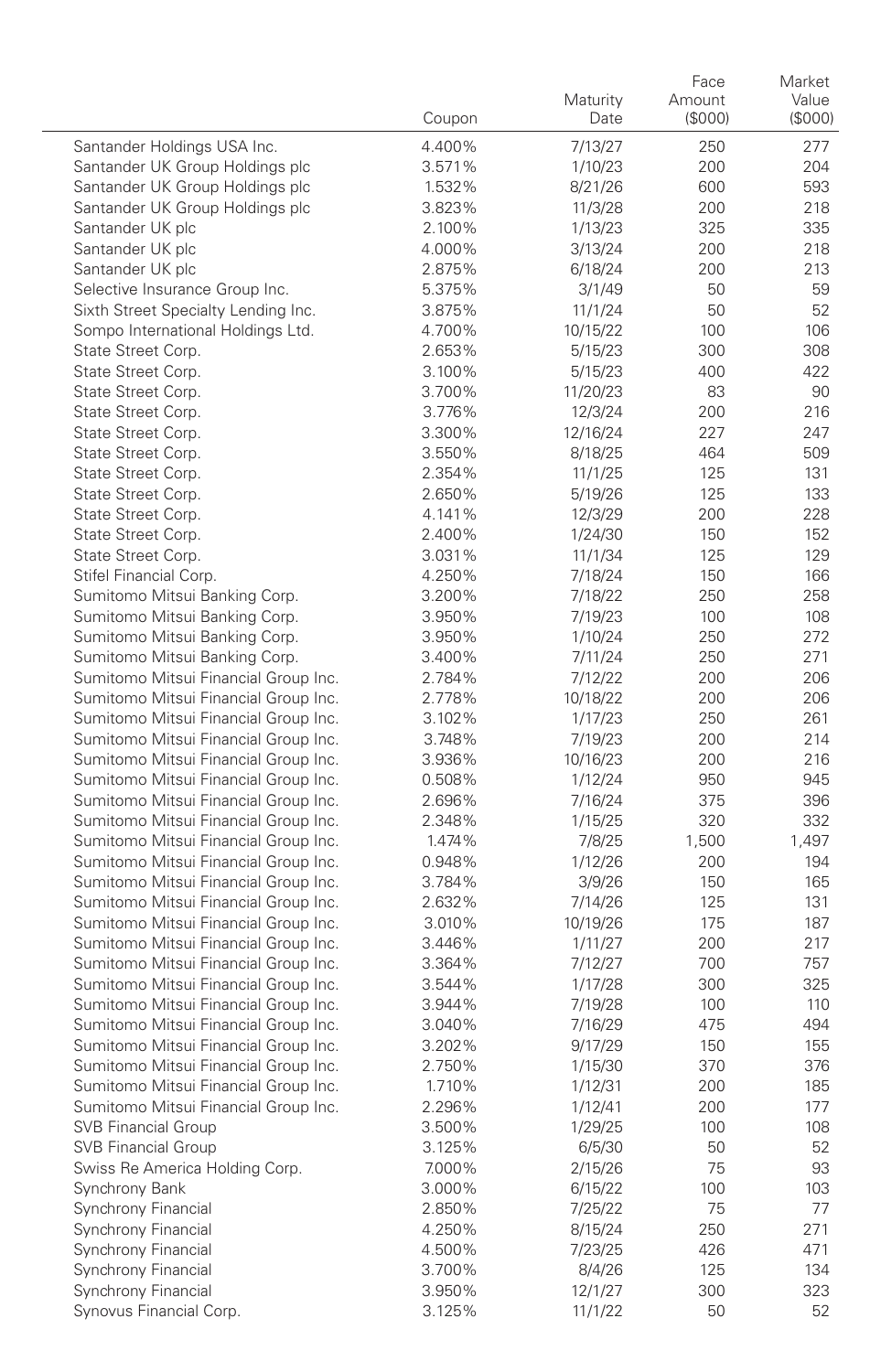| | Coupon | Maturity Date | Face Amount ($000) | Market Value ($000) |
|---|---|---|---|---|
| Santander Holdings USA Inc. | 4.400% | 7/13/27 | 250 | 277 |
| Santander UK Group Holdings plc | 3.571% | 1/10/23 | 200 | 204 |
| Santander UK Group Holdings plc | 1.532% | 8/21/26 | 600 | 593 |
| Santander UK Group Holdings plc | 3.823% | 11/3/28 | 200 | 218 |
| Santander UK plc | 2.100% | 1/13/23 | 325 | 335 |
| Santander UK plc | 4.000% | 3/13/24 | 200 | 218 |
| Santander UK plc | 2.875% | 6/18/24 | 200 | 213 |
| Selective Insurance Group Inc. | 5.375% | 3/1/49 | 50 | 59 |
| Sixth Street Specialty Lending Inc. | 3.875% | 11/1/24 | 50 | 52 |
| Sompo International Holdings Ltd. | 4.700% | 10/15/22 | 100 | 106 |
| State Street Corp. | 2.653% | 5/15/23 | 300 | 308 |
| State Street Corp. | 3.100% | 5/15/23 | 400 | 422 |
| State Street Corp. | 3.700% | 11/20/23 | 83 | 90 |
| State Street Corp. | 3.776% | 12/3/24 | 200 | 216 |
| State Street Corp. | 3.300% | 12/16/24 | 227 | 247 |
| State Street Corp. | 3.550% | 8/18/25 | 464 | 509 |
| State Street Corp. | 2.354% | 11/1/25 | 125 | 131 |
| State Street Corp. | 2.650% | 5/19/26 | 125 | 133 |
| State Street Corp. | 4.141% | 12/3/29 | 200 | 228 |
| State Street Corp. | 2.400% | 1/24/30 | 150 | 152 |
| State Street Corp. | 3.031% | 11/1/34 | 125 | 129 |
| Stifel Financial Corp. | 4.250% | 7/18/24 | 150 | 166 |
| Sumitomo Mitsui Banking Corp. | 3.200% | 7/18/22 | 250 | 258 |
| Sumitomo Mitsui Banking Corp. | 3.950% | 7/19/23 | 100 | 108 |
| Sumitomo Mitsui Banking Corp. | 3.950% | 1/10/24 | 250 | 272 |
| Sumitomo Mitsui Banking Corp. | 3.400% | 7/11/24 | 250 | 271 |
| Sumitomo Mitsui Financial Group Inc. | 2.784% | 7/12/22 | 200 | 206 |
| Sumitomo Mitsui Financial Group Inc. | 2.778% | 10/18/22 | 200 | 206 |
| Sumitomo Mitsui Financial Group Inc. | 3.102% | 1/17/23 | 250 | 261 |
| Sumitomo Mitsui Financial Group Inc. | 3.748% | 7/19/23 | 200 | 214 |
| Sumitomo Mitsui Financial Group Inc. | 3.936% | 10/16/23 | 200 | 216 |
| Sumitomo Mitsui Financial Group Inc. | 0.508% | 1/12/24 | 950 | 945 |
| Sumitomo Mitsui Financial Group Inc. | 2.696% | 7/16/24 | 375 | 396 |
| Sumitomo Mitsui Financial Group Inc. | 2.348% | 1/15/25 | 320 | 332 |
| Sumitomo Mitsui Financial Group Inc. | 1.474% | 7/8/25 | 1,500 | 1,497 |
| Sumitomo Mitsui Financial Group Inc. | 0.948% | 1/12/26 | 200 | 194 |
| Sumitomo Mitsui Financial Group Inc. | 3.784% | 3/9/26 | 150 | 165 |
| Sumitomo Mitsui Financial Group Inc. | 2.632% | 7/14/26 | 125 | 131 |
| Sumitomo Mitsui Financial Group Inc. | 3.010% | 10/19/26 | 175 | 187 |
| Sumitomo Mitsui Financial Group Inc. | 3.446% | 1/11/27 | 200 | 217 |
| Sumitomo Mitsui Financial Group Inc. | 3.364% | 7/12/27 | 700 | 757 |
| Sumitomo Mitsui Financial Group Inc. | 3.544% | 1/17/28 | 300 | 325 |
| Sumitomo Mitsui Financial Group Inc. | 3.944% | 7/19/28 | 100 | 110 |
| Sumitomo Mitsui Financial Group Inc. | 3.040% | 7/16/29 | 475 | 494 |
| Sumitomo Mitsui Financial Group Inc. | 3.202% | 9/17/29 | 150 | 155 |
| Sumitomo Mitsui Financial Group Inc. | 2.750% | 1/15/30 | 370 | 376 |
| Sumitomo Mitsui Financial Group Inc. | 1.710% | 1/12/31 | 200 | 185 |
| Sumitomo Mitsui Financial Group Inc. | 2.296% | 1/12/41 | 200 | 177 |
| SVB Financial Group | 3.500% | 1/29/25 | 100 | 108 |
| SVB Financial Group | 3.125% | 6/5/30 | 50 | 52 |
| Swiss Re America Holding Corp. | 7.000% | 2/15/26 | 75 | 93 |
| Synchrony Bank | 3.000% | 6/15/22 | 100 | 103 |
| Synchrony Financial | 2.850% | 7/25/22 | 75 | 77 |
| Synchrony Financial | 4.250% | 8/15/24 | 250 | 271 |
| Synchrony Financial | 4.500% | 7/23/25 | 426 | 471 |
| Synchrony Financial | 3.700% | 8/4/26 | 125 | 134 |
| Synchrony Financial | 3.950% | 12/1/27 | 300 | 323 |
| Synovus Financial Corp. | 3.125% | 11/1/22 | 50 | 52 |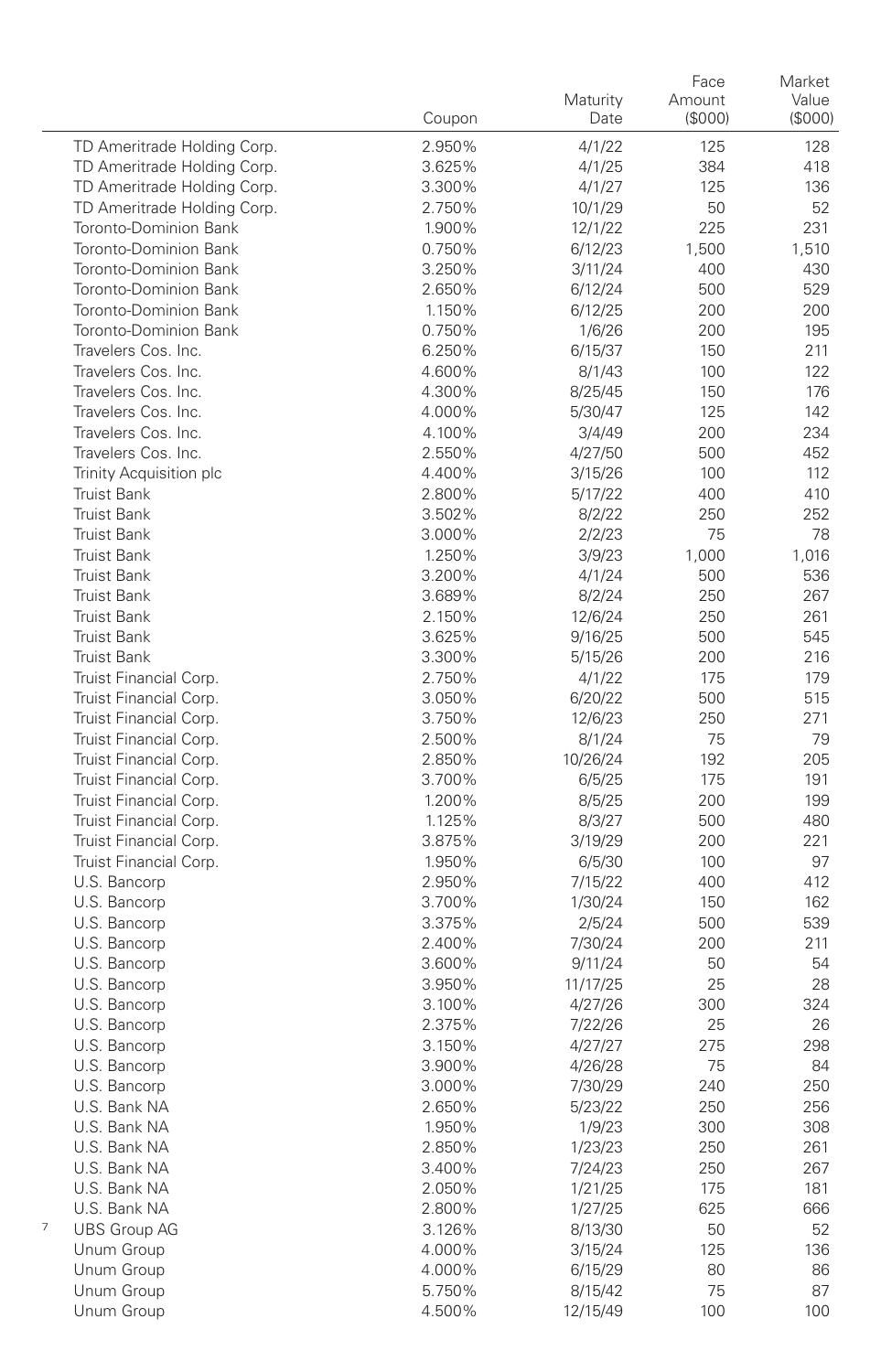| | Coupon | Maturity Date | Face Amount ($000) | Market Value ($000) |
|---|---|---|---|---|
| TD Ameritrade Holding Corp. | 2.950% | 4/1/22 | 125 | 128 |
| TD Ameritrade Holding Corp. | 3.625% | 4/1/25 | 384 | 418 |
| TD Ameritrade Holding Corp. | 3.300% | 4/1/27 | 125 | 136 |
| TD Ameritrade Holding Corp. | 2.750% | 10/1/29 | 50 | 52 |
| Toronto-Dominion Bank | 1.900% | 12/1/22 | 225 | 231 |
| Toronto-Dominion Bank | 0.750% | 6/12/23 | 1,500 | 1,510 |
| Toronto-Dominion Bank | 3.250% | 3/11/24 | 400 | 430 |
| Toronto-Dominion Bank | 2.650% | 6/12/24 | 500 | 529 |
| Toronto-Dominion Bank | 1.150% | 6/12/25 | 200 | 200 |
| Toronto-Dominion Bank | 0.750% | 1/6/26 | 200 | 195 |
| Travelers Cos. Inc. | 6.250% | 6/15/37 | 150 | 211 |
| Travelers Cos. Inc. | 4.600% | 8/1/43 | 100 | 122 |
| Travelers Cos. Inc. | 4.300% | 8/25/45 | 150 | 176 |
| Travelers Cos. Inc. | 4.000% | 5/30/47 | 125 | 142 |
| Travelers Cos. Inc. | 4.100% | 3/4/49 | 200 | 234 |
| Travelers Cos. Inc. | 2.550% | 4/27/50 | 500 | 452 |
| Trinity Acquisition plc | 4.400% | 3/15/26 | 100 | 112 |
| Truist Bank | 2.800% | 5/17/22 | 400 | 410 |
| Truist Bank | 3.502% | 8/2/22 | 250 | 252 |
| Truist Bank | 3.000% | 2/2/23 | 75 | 78 |
| Truist Bank | 1.250% | 3/9/23 | 1,000 | 1,016 |
| Truist Bank | 3.200% | 4/1/24 | 500 | 536 |
| Truist Bank | 3.689% | 8/2/24 | 250 | 267 |
| Truist Bank | 2.150% | 12/6/24 | 250 | 261 |
| Truist Bank | 3.625% | 9/16/25 | 500 | 545 |
| Truist Bank | 3.300% | 5/15/26 | 200 | 216 |
| Truist Financial Corp. | 2.750% | 4/1/22 | 175 | 179 |
| Truist Financial Corp. | 3.050% | 6/20/22 | 500 | 515 |
| Truist Financial Corp. | 3.750% | 12/6/23 | 250 | 271 |
| Truist Financial Corp. | 2.500% | 8/1/24 | 75 | 79 |
| Truist Financial Corp. | 2.850% | 10/26/24 | 192 | 205 |
| Truist Financial Corp. | 3.700% | 6/5/25 | 175 | 191 |
| Truist Financial Corp. | 1.200% | 8/5/25 | 200 | 199 |
| Truist Financial Corp. | 1.125% | 8/3/27 | 500 | 480 |
| Truist Financial Corp. | 3.875% | 3/19/29 | 200 | 221 |
| Truist Financial Corp. | 1.950% | 6/5/30 | 100 | 97 |
| U.S. Bancorp | 2.950% | 7/15/22 | 400 | 412 |
| U.S. Bancorp | 3.700% | 1/30/24 | 150 | 162 |
| U.S. Bancorp | 3.375% | 2/5/24 | 500 | 539 |
| U.S. Bancorp | 2.400% | 7/30/24 | 200 | 211 |
| U.S. Bancorp | 3.600% | 9/11/24 | 50 | 54 |
| U.S. Bancorp | 3.950% | 11/17/25 | 25 | 28 |
| U.S. Bancorp | 3.100% | 4/27/26 | 300 | 324 |
| U.S. Bancorp | 2.375% | 7/22/26 | 25 | 26 |
| U.S. Bancorp | 3.150% | 4/27/27 | 275 | 298 |
| U.S. Bancorp | 3.900% | 4/26/28 | 75 | 84 |
| U.S. Bancorp | 3.000% | 7/30/29 | 240 | 250 |
| U.S. Bank NA | 2.650% | 5/23/22 | 250 | 256 |
| U.S. Bank NA | 1.950% | 1/9/23 | 300 | 308 |
| U.S. Bank NA | 2.850% | 1/23/23 | 250 | 261 |
| U.S. Bank NA | 3.400% | 7/24/23 | 250 | 267 |
| U.S. Bank NA | 2.050% | 1/21/25 | 175 | 181 |
| U.S. Bank NA | 2.800% | 1/27/25 | 625 | 666 |
| [7] UBS Group AG | 3.126% | 8/13/30 | 50 | 52 |
| Unum Group | 4.000% | 3/15/24 | 125 | 136 |
| Unum Group | 4.000% | 6/15/29 | 80 | 86 |
| Unum Group | 5.750% | 8/15/42 | 75 | 87 |
| Unum Group | 4.500% | 12/15/49 | 100 | 100 |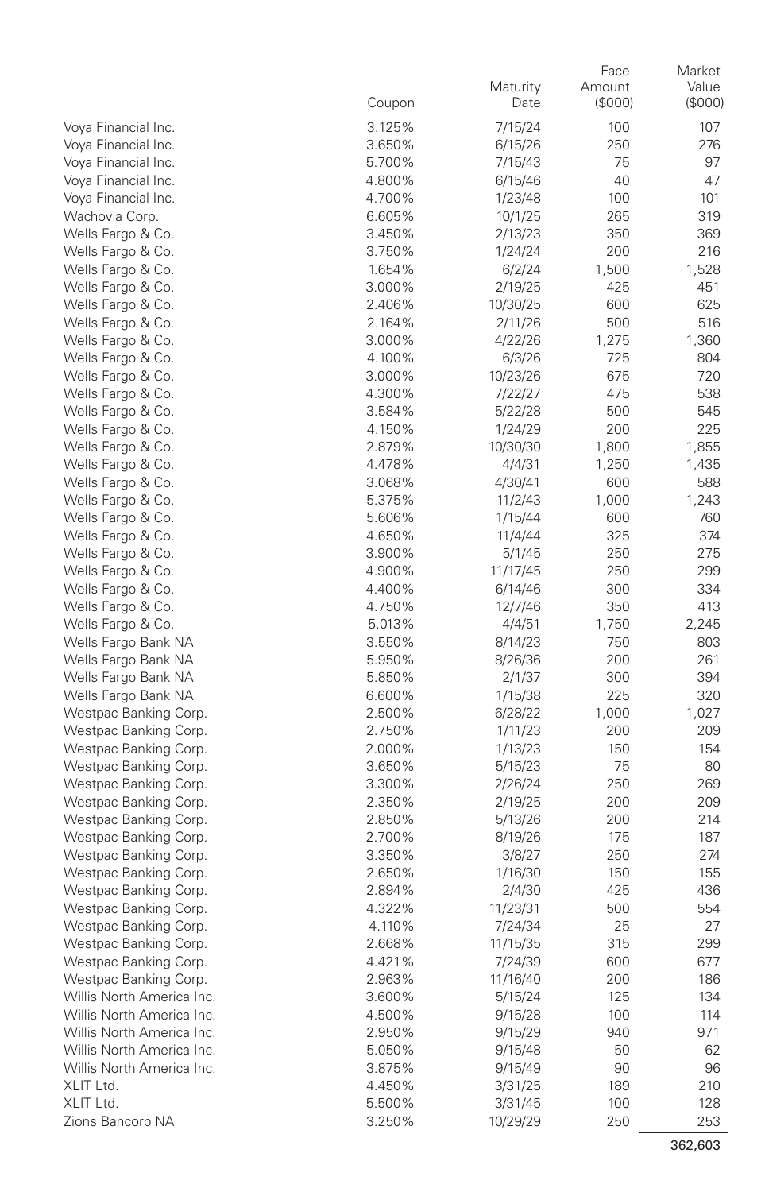| | Coupon | Maturity Date | Face Amount ($000) | Market Value ($000) |
|---|---|---|---|---|
| Voya Financial Inc. | 3.125% | 7/15/24 | 100 | 107 |
| Voya Financial Inc. | 3.650% | 6/15/26 | 250 | 276 |
| Voya Financial Inc. | 5.700% | 7/15/43 | 75 | 97 |
| Voya Financial Inc. | 4.800% | 6/15/46 | 40 | 47 |
| Voya Financial Inc. | 4.700% | 1/23/48 | 100 | 101 |
| Wachovia Corp. | 6.605% | 10/1/25 | 265 | 319 |
| Wells Fargo & Co. | 3.450% | 2/13/23 | 350 | 369 |
| Wells Fargo & Co. | 3.750% | 1/24/24 | 200 | 216 |
| Wells Fargo & Co. | 1.654% | 6/2/24 | 1,500 | 1,528 |
| Wells Fargo & Co. | 3.000% | 2/19/25 | 425 | 451 |
| Wells Fargo & Co. | 2.406% | 10/30/25 | 600 | 625 |
| Wells Fargo & Co. | 2.164% | 2/11/26 | 500 | 516 |
| Wells Fargo & Co. | 3.000% | 4/22/26 | 1,275 | 1,360 |
| Wells Fargo & Co. | 4.100% | 6/3/26 | 725 | 804 |
| Wells Fargo & Co. | 3.000% | 10/23/26 | 675 | 720 |
| Wells Fargo & Co. | 4.300% | 7/22/27 | 475 | 538 |
| Wells Fargo & Co. | 3.584% | 5/22/28 | 500 | 545 |
| Wells Fargo & Co. | 4.150% | 1/24/29 | 200 | 225 |
| Wells Fargo & Co. | 2.879% | 10/30/30 | 1,800 | 1,855 |
| Wells Fargo & Co. | 4.478% | 4/4/31 | 1,250 | 1,435 |
| Wells Fargo & Co. | 3.068% | 4/30/41 | 600 | 588 |
| Wells Fargo & Co. | 5.375% | 11/2/43 | 1,000 | 1,243 |
| Wells Fargo & Co. | 5.606% | 1/15/44 | 600 | 760 |
| Wells Fargo & Co. | 4.650% | 11/4/44 | 325 | 374 |
| Wells Fargo & Co. | 3.900% | 5/1/45 | 250 | 275 |
| Wells Fargo & Co. | 4.900% | 11/17/45 | 250 | 299 |
| Wells Fargo & Co. | 4.400% | 6/14/46 | 300 | 334 |
| Wells Fargo & Co. | 4.750% | 12/7/46 | 350 | 413 |
| Wells Fargo & Co. | 5.013% | 4/4/51 | 1,750 | 2,245 |
| Wells Fargo Bank NA | 3.550% | 8/14/23 | 750 | 803 |
| Wells Fargo Bank NA | 5.950% | 8/26/36 | 200 | 261 |
| Wells Fargo Bank NA | 5.850% | 2/1/37 | 300 | 394 |
| Wells Fargo Bank NA | 6.600% | 1/15/38 | 225 | 320 |
| Westpac Banking Corp. | 2.500% | 6/28/22 | 1,000 | 1,027 |
| Westpac Banking Corp. | 2.750% | 1/11/23 | 200 | 209 |
| Westpac Banking Corp. | 2.000% | 1/13/23 | 150 | 154 |
| Westpac Banking Corp. | 3.650% | 5/15/23 | 75 | 80 |
| Westpac Banking Corp. | 3.300% | 2/26/24 | 250 | 269 |
| Westpac Banking Corp. | 2.350% | 2/19/25 | 200 | 209 |
| Westpac Banking Corp. | 2.850% | 5/13/26 | 200 | 214 |
| Westpac Banking Corp. | 2.700% | 8/19/26 | 175 | 187 |
| Westpac Banking Corp. | 3.350% | 3/8/27 | 250 | 274 |
| Westpac Banking Corp. | 2.650% | 1/16/30 | 150 | 155 |
| Westpac Banking Corp. | 2.894% | 2/4/30 | 425 | 436 |
| Westpac Banking Corp. | 4.322% | 11/23/31 | 500 | 554 |
| Westpac Banking Corp. | 4.110% | 7/24/34 | 25 | 27 |
| Westpac Banking Corp. | 2.668% | 11/15/35 | 315 | 299 |
| Westpac Banking Corp. | 4.421% | 7/24/39 | 600 | 677 |
| Westpac Banking Corp. | 2.963% | 11/16/40 | 200 | 186 |
| Willis North America Inc. | 3.600% | 5/15/24 | 125 | 134 |
| Willis North America Inc. | 4.500% | 9/15/28 | 100 | 114 |
| Willis North America Inc. | 2.950% | 9/15/29 | 940 | 971 |
| Willis North America Inc. | 5.050% | 9/15/48 | 50 | 62 |
| Willis North America Inc. | 3.875% | 9/15/49 | 90 | 96 |
| XLIT Ltd. | 4.450% | 3/31/25 | 189 | 210 |
| XLIT Ltd. | 5.500% | 3/31/45 | 100 | 128 |
| Zions Bancorp NA | 3.250% | 10/29/29 | 250 | 253 |
| | | | | 362,603 |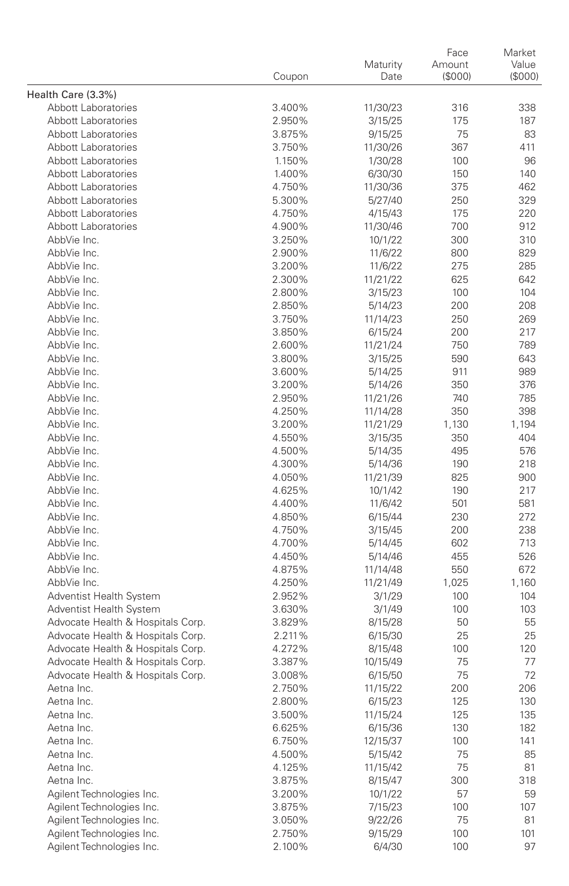| | Coupon | Maturity Date | Face Amount ($000) | Market Value ($000) |
|---|---|---|---|---|
| Health Care (3.3%) | | | | |
| Abbott Laboratories | 3.400% | 11/30/23 | 316 | 338 |
| Abbott Laboratories | 2.950% | 3/15/25 | 175 | 187 |
| Abbott Laboratories | 3.875% | 9/15/25 | 75 | 83 |
| Abbott Laboratories | 3.750% | 11/30/26 | 367 | 411 |
| Abbott Laboratories | 1.150% | 1/30/28 | 100 | 96 |
| Abbott Laboratories | 1.400% | 6/30/30 | 150 | 140 |
| Abbott Laboratories | 4.750% | 11/30/36 | 375 | 462 |
| Abbott Laboratories | 5.300% | 5/27/40 | 250 | 329 |
| Abbott Laboratories | 4.750% | 4/15/43 | 175 | 220 |
| Abbott Laboratories | 4.900% | 11/30/46 | 700 | 912 |
| AbbVie Inc. | 3.250% | 10/1/22 | 300 | 310 |
| AbbVie Inc. | 2.900% | 11/6/22 | 800 | 829 |
| AbbVie Inc. | 3.200% | 11/6/22 | 275 | 285 |
| AbbVie Inc. | 2.300% | 11/21/22 | 625 | 642 |
| AbbVie Inc. | 2.800% | 3/15/23 | 100 | 104 |
| AbbVie Inc. | 2.850% | 5/14/23 | 200 | 208 |
| AbbVie Inc. | 3.750% | 11/14/23 | 250 | 269 |
| AbbVie Inc. | 3.850% | 6/15/24 | 200 | 217 |
| AbbVie Inc. | 2.600% | 11/21/24 | 750 | 789 |
| AbbVie Inc. | 3.800% | 3/15/25 | 590 | 643 |
| AbbVie Inc. | 3.600% | 5/14/25 | 911 | 989 |
| AbbVie Inc. | 3.200% | 5/14/26 | 350 | 376 |
| AbbVie Inc. | 2.950% | 11/21/26 | 740 | 785 |
| AbbVie Inc. | 4.250% | 11/14/28 | 350 | 398 |
| AbbVie Inc. | 3.200% | 11/21/29 | 1,130 | 1,194 |
| AbbVie Inc. | 4.550% | 3/15/35 | 350 | 404 |
| AbbVie Inc. | 4.500% | 5/14/35 | 495 | 576 |
| AbbVie Inc. | 4.300% | 5/14/36 | 190 | 218 |
| AbbVie Inc. | 4.050% | 11/21/39 | 825 | 900 |
| AbbVie Inc. | 4.625% | 10/1/42 | 190 | 217 |
| AbbVie Inc. | 4.400% | 11/6/42 | 501 | 581 |
| AbbVie Inc. | 4.850% | 6/15/44 | 230 | 272 |
| AbbVie Inc. | 4.750% | 3/15/45 | 200 | 238 |
| AbbVie Inc. | 4.700% | 5/14/45 | 602 | 713 |
| AbbVie Inc. | 4.450% | 5/14/46 | 455 | 526 |
| AbbVie Inc. | 4.875% | 11/14/48 | 550 | 672 |
| AbbVie Inc. | 4.250% | 11/21/49 | 1,025 | 1,160 |
| Adventist Health System | 2.952% | 3/1/29 | 100 | 104 |
| Adventist Health System | 3.630% | 3/1/49 | 100 | 103 |
| Advocate Health & Hospitals Corp. | 3.829% | 8/15/28 | 50 | 55 |
| Advocate Health & Hospitals Corp. | 2.211% | 6/15/30 | 25 | 25 |
| Advocate Health & Hospitals Corp. | 4.272% | 8/15/48 | 100 | 120 |
| Advocate Health & Hospitals Corp. | 3.387% | 10/15/49 | 75 | 77 |
| Advocate Health & Hospitals Corp. | 3.008% | 6/15/50 | 75 | 72 |
| Aetna Inc. | 2.750% | 11/15/22 | 200 | 206 |
| Aetna Inc. | 2.800% | 6/15/23 | 125 | 130 |
| Aetna Inc. | 3.500% | 11/15/24 | 125 | 135 |
| Aetna Inc. | 6.625% | 6/15/36 | 130 | 182 |
| Aetna Inc. | 6.750% | 12/15/37 | 100 | 141 |
| Aetna Inc. | 4.500% | 5/15/42 | 75 | 85 |
| Aetna Inc. | 4.125% | 11/15/42 | 75 | 81 |
| Aetna Inc. | 3.875% | 8/15/47 | 300 | 318 |
| Agilent Technologies Inc. | 3.200% | 10/1/22 | 57 | 59 |
| Agilent Technologies Inc. | 3.875% | 7/15/23 | 100 | 107 |
| Agilent Technologies Inc. | 3.050% | 9/22/26 | 75 | 81 |
| Agilent Technologies Inc. | 2.750% | 9/15/29 | 100 | 101 |
| Agilent Technologies Inc. | 2.100% | 6/4/30 | 100 | 97 |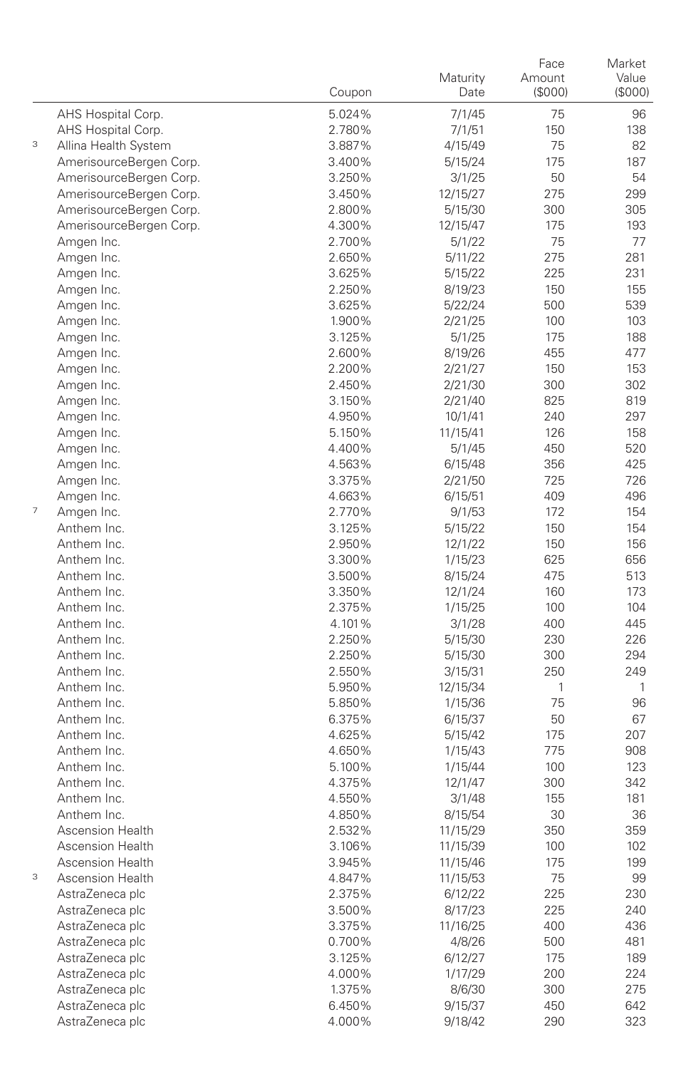| | | Coupon | Maturity Date | Face Amount ($000) | Market Value ($000) |
|---|---|---|---|---|---|
| | AHS Hospital Corp. | 5.024% | 7/1/45 | 75 | 96 |
| | AHS Hospital Corp. | 2.780% | 7/1/51 | 150 | 138 |
| 3 | Allina Health System | 3.887% | 4/15/49 | 75 | 82 |
| | AmerisourceBergen Corp. | 3.400% | 5/15/24 | 175 | 187 |
| | AmerisourceBergen Corp. | 3.250% | 3/1/25 | 50 | 54 |
| | AmerisourceBergen Corp. | 3.450% | 12/15/27 | 275 | 299 |
| | AmerisourceBergen Corp. | 2.800% | 5/15/30 | 300 | 305 |
| | AmerisourceBergen Corp. | 4.300% | 12/15/47 | 175 | 193 |
| | Amgen Inc. | 2.700% | 5/1/22 | 75 | 77 |
| | Amgen Inc. | 2.650% | 5/11/22 | 275 | 281 |
| | Amgen Inc. | 3.625% | 5/15/22 | 225 | 231 |
| | Amgen Inc. | 2.250% | 8/19/23 | 150 | 155 |
| | Amgen Inc. | 3.625% | 5/22/24 | 500 | 539 |
| | Amgen Inc. | 1.900% | 2/21/25 | 100 | 103 |
| | Amgen Inc. | 3.125% | 5/1/25 | 175 | 188 |
| | Amgen Inc. | 2.600% | 8/19/26 | 455 | 477 |
| | Amgen Inc. | 2.200% | 2/21/27 | 150 | 153 |
| | Amgen Inc. | 2.450% | 2/21/30 | 300 | 302 |
| | Amgen Inc. | 3.150% | 2/21/40 | 825 | 819 |
| | Amgen Inc. | 4.950% | 10/1/41 | 240 | 297 |
| | Amgen Inc. | 5.150% | 11/15/41 | 126 | 158 |
| | Amgen Inc. | 4.400% | 5/1/45 | 450 | 520 |
| | Amgen Inc. | 4.563% | 6/15/48 | 356 | 425 |
| | Amgen Inc. | 3.375% | 2/21/50 | 725 | 726 |
| | Amgen Inc. | 4.663% | 6/15/51 | 409 | 496 |
| 7 | Amgen Inc. | 2.770% | 9/1/53 | 172 | 154 |
| | Anthem Inc. | 3.125% | 5/15/22 | 150 | 154 |
| | Anthem Inc. | 2.950% | 12/1/22 | 150 | 156 |
| | Anthem Inc. | 3.300% | 1/15/23 | 625 | 656 |
| | Anthem Inc. | 3.500% | 8/15/24 | 475 | 513 |
| | Anthem Inc. | 3.350% | 12/1/24 | 160 | 173 |
| | Anthem Inc. | 2.375% | 1/15/25 | 100 | 104 |
| | Anthem Inc. | 4.101% | 3/1/28 | 400 | 445 |
| | Anthem Inc. | 2.250% | 5/15/30 | 230 | 226 |
| | Anthem Inc. | 2.250% | 5/15/30 | 300 | 294 |
| | Anthem Inc. | 2.550% | 3/15/31 | 250 | 249 |
| | Anthem Inc. | 5.950% | 12/15/34 | 1 | 1 |
| | Anthem Inc. | 5.850% | 1/15/36 | 75 | 96 |
| | Anthem Inc. | 6.375% | 6/15/37 | 50 | 67 |
| | Anthem Inc. | 4.625% | 5/15/42 | 175 | 207 |
| | Anthem Inc. | 4.650% | 1/15/43 | 775 | 908 |
| | Anthem Inc. | 5.100% | 1/15/44 | 100 | 123 |
| | Anthem Inc. | 4.375% | 12/1/47 | 300 | 342 |
| | Anthem Inc. | 4.550% | 3/1/48 | 155 | 181 |
| | Anthem Inc. | 4.850% | 8/15/54 | 30 | 36 |
| | Ascension Health | 2.532% | 11/15/29 | 350 | 359 |
| | Ascension Health | 3.106% | 11/15/39 | 100 | 102 |
| | Ascension Health | 3.945% | 11/15/46 | 175 | 199 |
| 3 | Ascension Health | 4.847% | 11/15/53 | 75 | 99 |
| | AstraZeneca plc | 2.375% | 6/12/22 | 225 | 230 |
| | AstraZeneca plc | 3.500% | 8/17/23 | 225 | 240 |
| | AstraZeneca plc | 3.375% | 11/16/25 | 400 | 436 |
| | AstraZeneca plc | 0.700% | 4/8/26 | 500 | 481 |
| | AstraZeneca plc | 3.125% | 6/12/27 | 175 | 189 |
| | AstraZeneca plc | 4.000% | 1/17/29 | 200 | 224 |
| | AstraZeneca plc | 1.375% | 8/6/30 | 300 | 275 |
| | AstraZeneca plc | 6.450% | 9/15/37 | 450 | 642 |
| | AstraZeneca plc | 4.000% | 9/18/42 | 290 | 323 |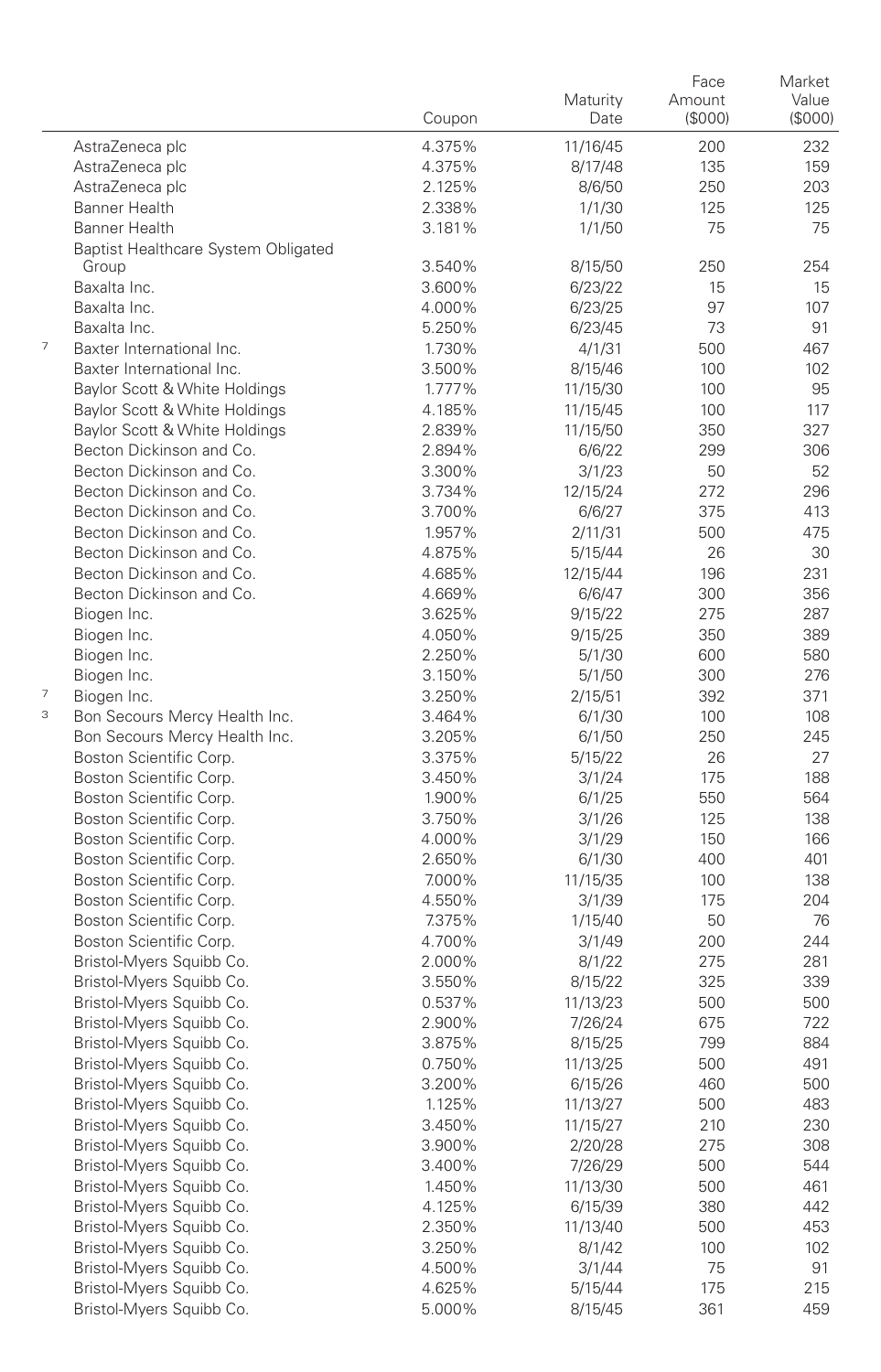| | | Coupon | Maturity Date | Face Amount ($000) | Market Value ($000) |
|---|---|---|---|---|---|
| | AstraZeneca plc | 4.375% | 11/16/45 | 200 | 232 |
| | AstraZeneca plc | 4.375% | 8/17/48 | 135 | 159 |
| | AstraZeneca plc | 2.125% | 8/6/50 | 250 | 203 |
| | Banner Health | 2.338% | 1/1/30 | 125 | 125 |
| | Banner Health | 3.181% | 1/1/50 | 75 | 75 |
| | Baptist Healthcare System Obligated Group | 3.540% | 8/15/50 | 250 | 254 |
| | Baxalta Inc. | 3.600% | 6/23/22 | 15 | 15 |
| | Baxalta Inc. | 4.000% | 6/23/25 | 97 | 107 |
| | Baxalta Inc. | 5.250% | 6/23/45 | 73 | 91 |
| 7 | Baxter International Inc. | 1.730% | 4/1/31 | 500 | 467 |
| | Baxter International Inc. | 3.500% | 8/15/46 | 100 | 102 |
| | Baylor Scott & White Holdings | 1.777% | 11/15/30 | 100 | 95 |
| | Baylor Scott & White Holdings | 4.185% | 11/15/45 | 100 | 117 |
| | Baylor Scott & White Holdings | 2.839% | 11/15/50 | 350 | 327 |
| | Becton Dickinson and Co. | 2.894% | 6/6/22 | 299 | 306 |
| | Becton Dickinson and Co. | 3.300% | 3/1/23 | 50 | 52 |
| | Becton Dickinson and Co. | 3.734% | 12/15/24 | 272 | 296 |
| | Becton Dickinson and Co. | 3.700% | 6/6/27 | 375 | 413 |
| | Becton Dickinson and Co. | 1.957% | 2/11/31 | 500 | 475 |
| | Becton Dickinson and Co. | 4.875% | 5/15/44 | 26 | 30 |
| | Becton Dickinson and Co. | 4.685% | 12/15/44 | 196 | 231 |
| | Becton Dickinson and Co. | 4.669% | 6/6/47 | 300 | 356 |
| | Biogen Inc. | 3.625% | 9/15/22 | 275 | 287 |
| | Biogen Inc. | 4.050% | 9/15/25 | 350 | 389 |
| | Biogen Inc. | 2.250% | 5/1/30 | 600 | 580 |
| | Biogen Inc. | 3.150% | 5/1/50 | 300 | 276 |
| 7 | Biogen Inc. | 3.250% | 2/15/51 | 392 | 371 |
| 3 | Bon Secours Mercy Health Inc. | 3.464% | 6/1/30 | 100 | 108 |
| | Bon Secours Mercy Health Inc. | 3.205% | 6/1/50 | 250 | 245 |
| | Boston Scientific Corp. | 3.375% | 5/15/22 | 26 | 27 |
| | Boston Scientific Corp. | 3.450% | 3/1/24 | 175 | 188 |
| | Boston Scientific Corp. | 1.900% | 6/1/25 | 550 | 564 |
| | Boston Scientific Corp. | 3.750% | 3/1/26 | 125 | 138 |
| | Boston Scientific Corp. | 4.000% | 3/1/29 | 150 | 166 |
| | Boston Scientific Corp. | 2.650% | 6/1/30 | 400 | 401 |
| | Boston Scientific Corp. | 7.000% | 11/15/35 | 100 | 138 |
| | Boston Scientific Corp. | 4.550% | 3/1/39 | 175 | 204 |
| | Boston Scientific Corp. | 7.375% | 1/15/40 | 50 | 76 |
| | Boston Scientific Corp. | 4.700% | 3/1/49 | 200 | 244 |
| | Bristol-Myers Squibb Co. | 2.000% | 8/1/22 | 275 | 281 |
| | Bristol-Myers Squibb Co. | 3.550% | 8/15/22 | 325 | 339 |
| | Bristol-Myers Squibb Co. | 0.537% | 11/13/23 | 500 | 500 |
| | Bristol-Myers Squibb Co. | 2.900% | 7/26/24 | 675 | 722 |
| | Bristol-Myers Squibb Co. | 3.875% | 8/15/25 | 799 | 884 |
| | Bristol-Myers Squibb Co. | 0.750% | 11/13/25 | 500 | 491 |
| | Bristol-Myers Squibb Co. | 3.200% | 6/15/26 | 460 | 500 |
| | Bristol-Myers Squibb Co. | 1.125% | 11/13/27 | 500 | 483 |
| | Bristol-Myers Squibb Co. | 3.450% | 11/15/27 | 210 | 230 |
| | Bristol-Myers Squibb Co. | 3.900% | 2/20/28 | 275 | 308 |
| | Bristol-Myers Squibb Co. | 3.400% | 7/26/29 | 500 | 544 |
| | Bristol-Myers Squibb Co. | 1.450% | 11/13/30 | 500 | 461 |
| | Bristol-Myers Squibb Co. | 4.125% | 6/15/39 | 380 | 442 |
| | Bristol-Myers Squibb Co. | 2.350% | 11/13/40 | 500 | 453 |
| | Bristol-Myers Squibb Co. | 3.250% | 8/1/42 | 100 | 102 |
| | Bristol-Myers Squibb Co. | 4.500% | 3/1/44 | 75 | 91 |
| | Bristol-Myers Squibb Co. | 4.625% | 5/15/44 | 175 | 215 |
| | Bristol-Myers Squibb Co. | 5.000% | 8/15/45 | 361 | 459 |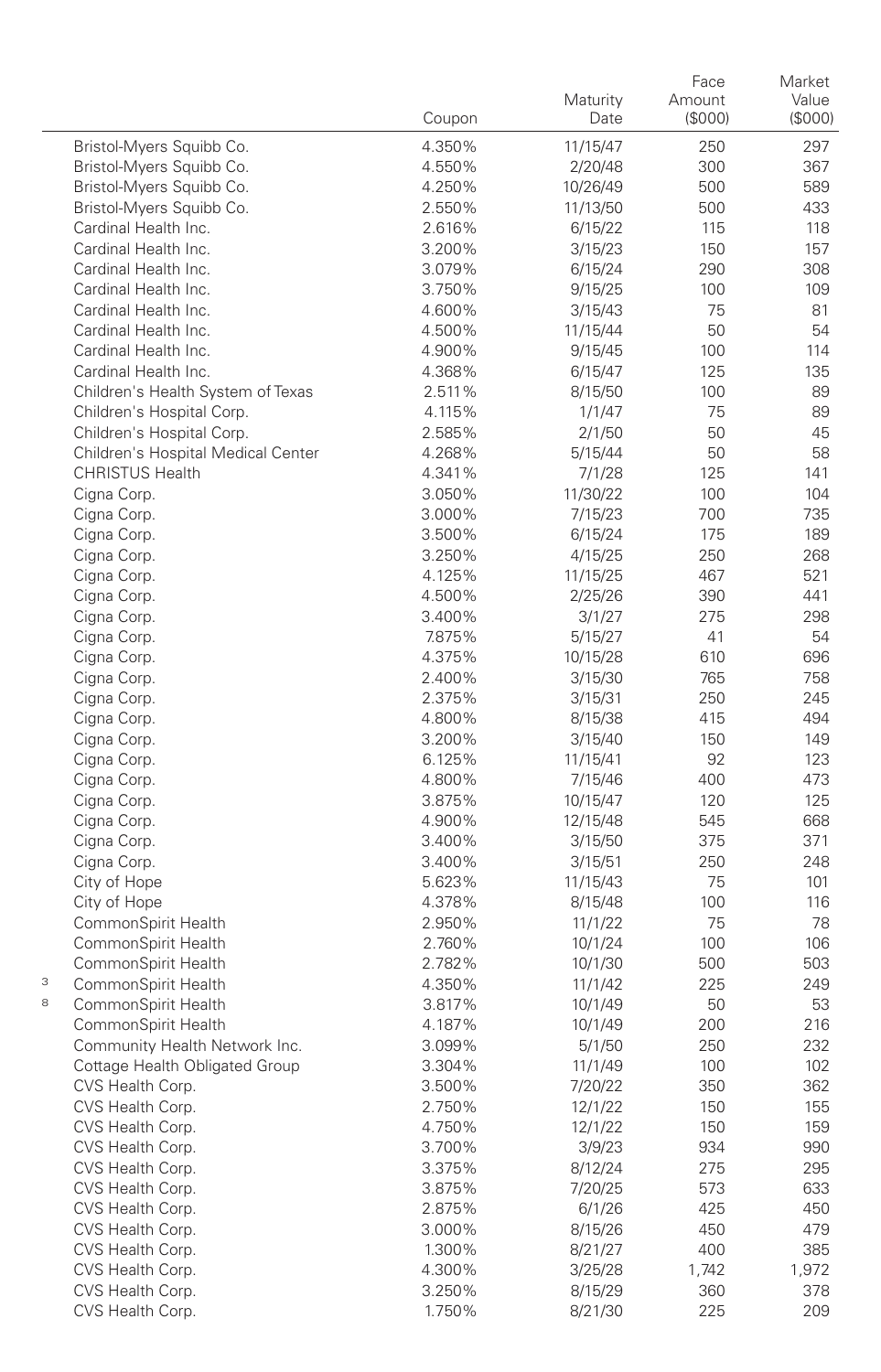| | Coupon | Maturity Date | Face Amount ($000) | Market Value ($000) |
|---|---|---|---|---|
| Bristol-Myers Squibb Co. | 4.350% | 11/15/47 | 250 | 297 |
| Bristol-Myers Squibb Co. | 4.550% | 2/20/48 | 300 | 367 |
| Bristol-Myers Squibb Co. | 4.250% | 10/26/49 | 500 | 589 |
| Bristol-Myers Squibb Co. | 2.550% | 11/13/50 | 500 | 433 |
| Cardinal Health Inc. | 2.616% | 6/15/22 | 115 | 118 |
| Cardinal Health Inc. | 3.200% | 3/15/23 | 150 | 157 |
| Cardinal Health Inc. | 3.079% | 6/15/24 | 290 | 308 |
| Cardinal Health Inc. | 3.750% | 9/15/25 | 100 | 109 |
| Cardinal Health Inc. | 4.600% | 3/15/43 | 75 | 81 |
| Cardinal Health Inc. | 4.500% | 11/15/44 | 50 | 54 |
| Cardinal Health Inc. | 4.900% | 9/15/45 | 100 | 114 |
| Cardinal Health Inc. | 4.368% | 6/15/47 | 125 | 135 |
| Children's Health System of Texas | 2.511% | 8/15/50 | 100 | 89 |
| Children's Hospital Corp. | 4.115% | 1/1/47 | 75 | 89 |
| Children's Hospital Corp. | 2.585% | 2/1/50 | 50 | 45 |
| Children's Hospital Medical Center | 4.268% | 5/15/44 | 50 | 58 |
| CHRISTUS Health | 4.341% | 7/1/28 | 125 | 141 |
| Cigna Corp. | 3.050% | 11/30/22 | 100 | 104 |
| Cigna Corp. | 3.000% | 7/15/23 | 700 | 735 |
| Cigna Corp. | 3.500% | 6/15/24 | 175 | 189 |
| Cigna Corp. | 3.250% | 4/15/25 | 250 | 268 |
| Cigna Corp. | 4.125% | 11/15/25 | 467 | 521 |
| Cigna Corp. | 4.500% | 2/25/26 | 390 | 441 |
| Cigna Corp. | 3.400% | 3/1/27 | 275 | 298 |
| Cigna Corp. | 7.875% | 5/15/27 | 41 | 54 |
| Cigna Corp. | 4.375% | 10/15/28 | 610 | 696 |
| Cigna Corp. | 2.400% | 3/15/30 | 765 | 758 |
| Cigna Corp. | 2.375% | 3/15/31 | 250 | 245 |
| Cigna Corp. | 4.800% | 8/15/38 | 415 | 494 |
| Cigna Corp. | 3.200% | 3/15/40 | 150 | 149 |
| Cigna Corp. | 6.125% | 11/15/41 | 92 | 123 |
| Cigna Corp. | 4.800% | 7/15/46 | 400 | 473 |
| Cigna Corp. | 3.875% | 10/15/47 | 120 | 125 |
| Cigna Corp. | 4.900% | 12/15/48 | 545 | 668 |
| Cigna Corp. | 3.400% | 3/15/50 | 375 | 371 |
| Cigna Corp. | 3.400% | 3/15/51 | 250 | 248 |
| City of Hope | 5.623% | 11/15/43 | 75 | 101 |
| City of Hope | 4.378% | 8/15/48 | 100 | 116 |
| CommonSpirit Health | 2.950% | 11/1/22 | 75 | 78 |
| CommonSpirit Health | 2.760% | 10/1/24 | 100 | 106 |
| CommonSpirit Health | 2.782% | 10/1/30 | 500 | 503 |
| CommonSpirit Health | 4.350% | 11/1/42 | 225 | 249 |
| CommonSpirit Health | 3.817% | 10/1/49 | 50 | 53 |
| CommonSpirit Health | 4.187% | 10/1/49 | 200 | 216 |
| Community Health Network Inc. | 3.099% | 5/1/50 | 250 | 232 |
| Cottage Health Obligated Group | 3.304% | 11/1/49 | 100 | 102 |
| CVS Health Corp. | 3.500% | 7/20/22 | 350 | 362 |
| CVS Health Corp. | 2.750% | 12/1/22 | 150 | 155 |
| CVS Health Corp. | 4.750% | 12/1/22 | 150 | 159 |
| CVS Health Corp. | 3.700% | 3/9/23 | 934 | 990 |
| CVS Health Corp. | 3.375% | 8/12/24 | 275 | 295 |
| CVS Health Corp. | 3.875% | 7/20/25 | 573 | 633 |
| CVS Health Corp. | 2.875% | 6/1/26 | 425 | 450 |
| CVS Health Corp. | 3.000% | 8/15/26 | 450 | 479 |
| CVS Health Corp. | 1.300% | 8/21/27 | 400 | 385 |
| CVS Health Corp. | 4.300% | 3/25/28 | 1,742 | 1,972 |
| CVS Health Corp. | 3.250% | 8/15/29 | 360 | 378 |
| CVS Health Corp. | 1.750% | 8/21/30 | 225 | 209 |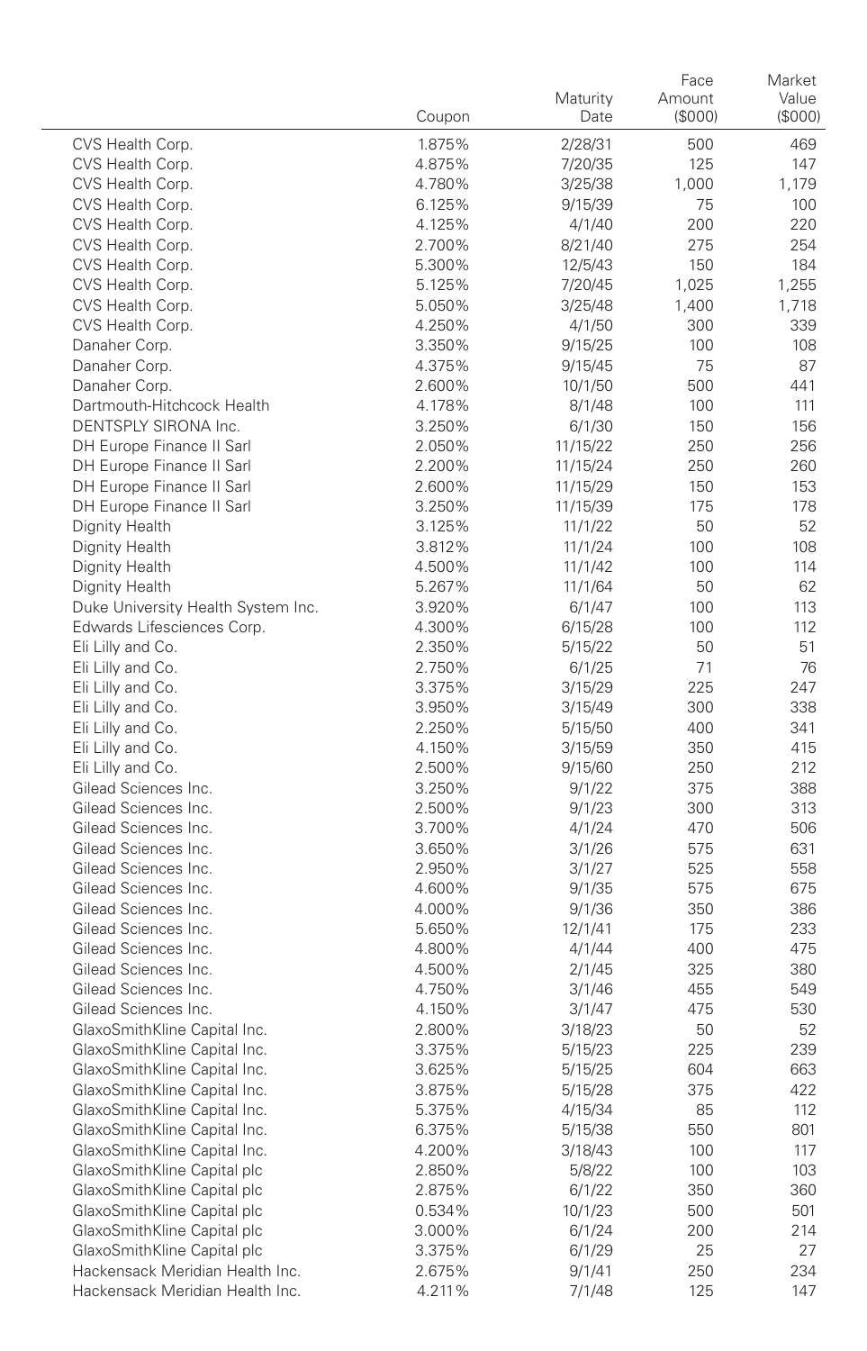| | Coupon | Maturity Date | Face Amount ($000) | Market Value ($000) |
|---|---|---|---|---|
| CVS Health Corp. | 1.875% | 2/28/31 | 500 | 469 |
| CVS Health Corp. | 4.875% | 7/20/35 | 125 | 147 |
| CVS Health Corp. | 4.780% | 3/25/38 | 1,000 | 1,179 |
| CVS Health Corp. | 6.125% | 9/15/39 | 75 | 100 |
| CVS Health Corp. | 4.125% | 4/1/40 | 200 | 220 |
| CVS Health Corp. | 2.700% | 8/21/40 | 275 | 254 |
| CVS Health Corp. | 5.300% | 12/5/43 | 150 | 184 |
| CVS Health Corp. | 5.125% | 7/20/45 | 1,025 | 1,255 |
| CVS Health Corp. | 5.050% | 3/25/48 | 1,400 | 1,718 |
| CVS Health Corp. | 4.250% | 4/1/50 | 300 | 339 |
| Danaher Corp. | 3.350% | 9/15/25 | 100 | 108 |
| Danaher Corp. | 4.375% | 9/15/45 | 75 | 87 |
| Danaher Corp. | 2.600% | 10/1/50 | 500 | 441 |
| Dartmouth-Hitchcock Health | 4.178% | 8/1/48 | 100 | 111 |
| DENTSPLY SIRONA Inc. | 3.250% | 6/1/30 | 150 | 156 |
| DH Europe Finance II Sarl | 2.050% | 11/15/22 | 250 | 256 |
| DH Europe Finance II Sarl | 2.200% | 11/15/24 | 250 | 260 |
| DH Europe Finance II Sarl | 2.600% | 11/15/29 | 150 | 153 |
| DH Europe Finance II Sarl | 3.250% | 11/15/39 | 175 | 178 |
| Dignity Health | 3.125% | 11/1/22 | 50 | 52 |
| Dignity Health | 3.812% | 11/1/24 | 100 | 108 |
| Dignity Health | 4.500% | 11/1/42 | 100 | 114 |
| Dignity Health | 5.267% | 11/1/64 | 50 | 62 |
| Duke University Health System Inc. | 3.920% | 6/1/47 | 100 | 113 |
| Edwards Lifesciences Corp. | 4.300% | 6/15/28 | 100 | 112 |
| Eli Lilly and Co. | 2.350% | 5/15/22 | 50 | 51 |
| Eli Lilly and Co. | 2.750% | 6/1/25 | 71 | 76 |
| Eli Lilly and Co. | 3.375% | 3/15/29 | 225 | 247 |
| Eli Lilly and Co. | 3.950% | 3/15/49 | 300 | 338 |
| Eli Lilly and Co. | 2.250% | 5/15/50 | 400 | 341 |
| Eli Lilly and Co. | 4.150% | 3/15/59 | 350 | 415 |
| Eli Lilly and Co. | 2.500% | 9/15/60 | 250 | 212 |
| Gilead Sciences Inc. | 3.250% | 9/1/22 | 375 | 388 |
| Gilead Sciences Inc. | 2.500% | 9/1/23 | 300 | 313 |
| Gilead Sciences Inc. | 3.700% | 4/1/24 | 470 | 506 |
| Gilead Sciences Inc. | 3.650% | 3/1/26 | 575 | 631 |
| Gilead Sciences Inc. | 2.950% | 3/1/27 | 525 | 558 |
| Gilead Sciences Inc. | 4.600% | 9/1/35 | 575 | 675 |
| Gilead Sciences Inc. | 4.000% | 9/1/36 | 350 | 386 |
| Gilead Sciences Inc. | 5.650% | 12/1/41 | 175 | 233 |
| Gilead Sciences Inc. | 4.800% | 4/1/44 | 400 | 475 |
| Gilead Sciences Inc. | 4.500% | 2/1/45 | 325 | 380 |
| Gilead Sciences Inc. | 4.750% | 3/1/46 | 455 | 549 |
| Gilead Sciences Inc. | 4.150% | 3/1/47 | 475 | 530 |
| GlaxoSmithKline Capital Inc. | 2.800% | 3/18/23 | 50 | 52 |
| GlaxoSmithKline Capital Inc. | 3.375% | 5/15/23 | 225 | 239 |
| GlaxoSmithKline Capital Inc. | 3.625% | 5/15/25 | 604 | 663 |
| GlaxoSmithKline Capital Inc. | 3.875% | 5/15/28 | 375 | 422 |
| GlaxoSmithKline Capital Inc. | 5.375% | 4/15/34 | 85 | 112 |
| GlaxoSmithKline Capital Inc. | 6.375% | 5/15/38 | 550 | 801 |
| GlaxoSmithKline Capital Inc. | 4.200% | 3/18/43 | 100 | 117 |
| GlaxoSmithKline Capital plc | 2.850% | 5/8/22 | 100 | 103 |
| GlaxoSmithKline Capital plc | 2.875% | 6/1/22 | 350 | 360 |
| GlaxoSmithKline Capital plc | 0.534% | 10/1/23 | 500 | 501 |
| GlaxoSmithKline Capital plc | 3.000% | 6/1/24 | 200 | 214 |
| GlaxoSmithKline Capital plc | 3.375% | 6/1/29 | 25 | 27 |
| Hackensack Meridian Health Inc. | 2.675% | 9/1/41 | 250 | 234 |
| Hackensack Meridian Health Inc. | 4.211% | 7/1/48 | 125 | 147 |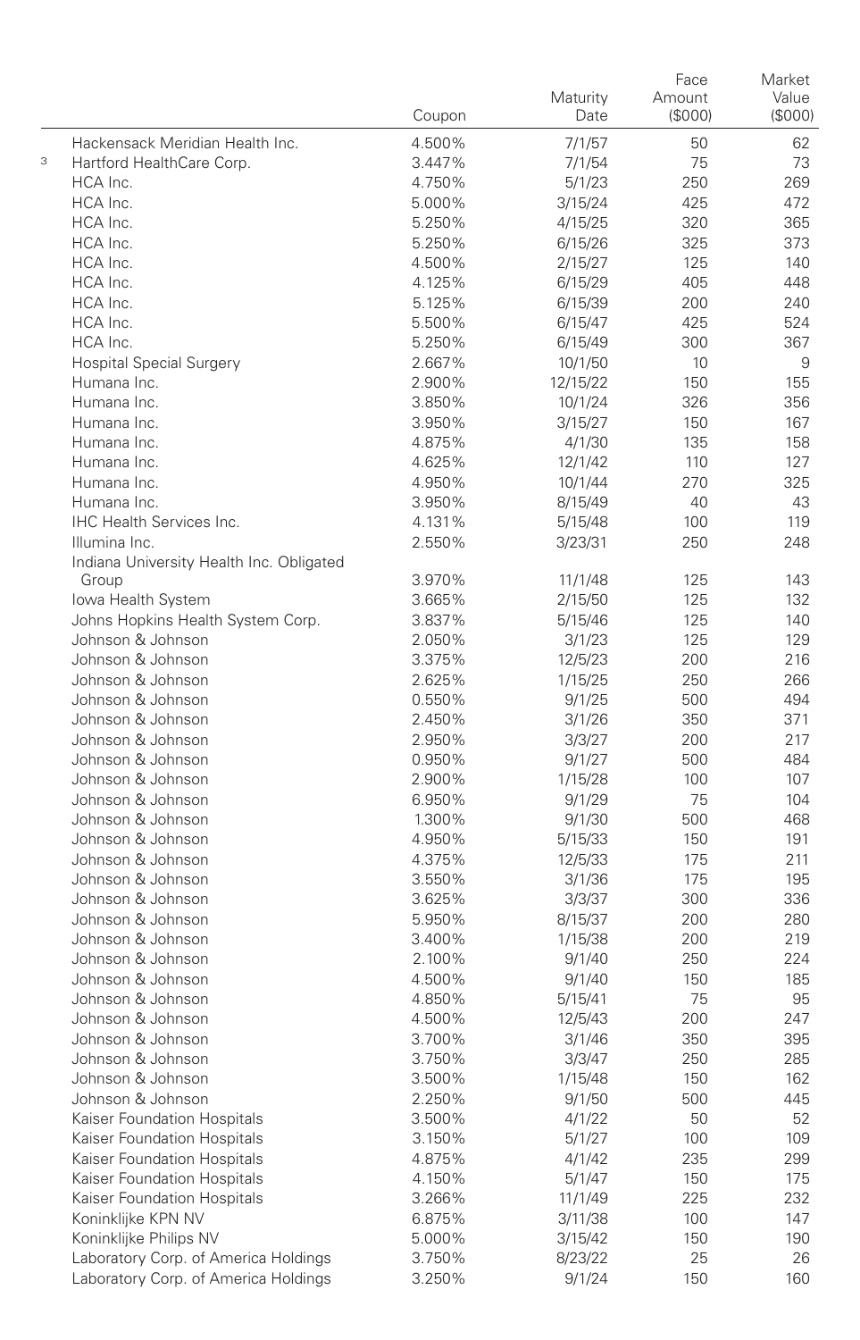| | Coupon | Maturity Date | Face Amount ($000) | Market Value ($000) |
|---|---|---|---|---|
| Hackensack Meridian Health Inc. | 4.500% | 7/1/57 | 50 | 62 |
| [3] Hartford HealthCare Corp. | 3.447% | 7/1/54 | 75 | 73 |
| HCA Inc. | 4.750% | 5/1/23 | 250 | 269 |
| HCA Inc. | 5.000% | 3/15/24 | 425 | 472 |
| HCA Inc. | 5.250% | 4/15/25 | 320 | 365 |
| HCA Inc. | 5.250% | 6/15/26 | 325 | 373 |
| HCA Inc. | 4.500% | 2/15/27 | 125 | 140 |
| HCA Inc. | 4.125% | 6/15/29 | 405 | 448 |
| HCA Inc. | 5.125% | 6/15/39 | 200 | 240 |
| HCA Inc. | 5.500% | 6/15/47 | 425 | 524 |
| HCA Inc. | 5.250% | 6/15/49 | 300 | 367 |
| Hospital Special Surgery | 2.667% | 10/1/50 | 10 | 9 |
| Humana Inc. | 2.900% | 12/15/22 | 150 | 155 |
| Humana Inc. | 3.850% | 10/1/24 | 326 | 356 |
| Humana Inc. | 3.950% | 3/15/27 | 150 | 167 |
| Humana Inc. | 4.875% | 4/1/30 | 135 | 158 |
| Humana Inc. | 4.625% | 12/1/42 | 110 | 127 |
| Humana Inc. | 4.950% | 10/1/44 | 270 | 325 |
| Humana Inc. | 3.950% | 8/15/49 | 40 | 43 |
| IHC Health Services Inc. | 4.131% | 5/15/48 | 100 | 119 |
| Illumina Inc. | 2.550% | 3/23/31 | 250 | 248 |
| Indiana University Health Inc. Obligated Group | 3.970% | 11/1/48 | 125 | 143 |
| Iowa Health System | 3.665% | 2/15/50 | 125 | 132 |
| Johns Hopkins Health System Corp. | 3.837% | 5/15/46 | 125 | 140 |
| Johnson & Johnson | 2.050% | 3/1/23 | 125 | 129 |
| Johnson & Johnson | 3.375% | 12/5/23 | 200 | 216 |
| Johnson & Johnson | 2.625% | 1/15/25 | 250 | 266 |
| Johnson & Johnson | 0.550% | 9/1/25 | 500 | 494 |
| Johnson & Johnson | 2.450% | 3/1/26 | 350 | 371 |
| Johnson & Johnson | 2.950% | 3/3/27 | 200 | 217 |
| Johnson & Johnson | 0.950% | 9/1/27 | 500 | 484 |
| Johnson & Johnson | 2.900% | 1/15/28 | 100 | 107 |
| Johnson & Johnson | 6.950% | 9/1/29 | 75 | 104 |
| Johnson & Johnson | 1.300% | 9/1/30 | 500 | 468 |
| Johnson & Johnson | 4.950% | 5/15/33 | 150 | 191 |
| Johnson & Johnson | 4.375% | 12/5/33 | 175 | 211 |
| Johnson & Johnson | 3.550% | 3/1/36 | 175 | 195 |
| Johnson & Johnson | 3.625% | 3/3/37 | 300 | 336 |
| Johnson & Johnson | 5.950% | 8/15/37 | 200 | 280 |
| Johnson & Johnson | 3.400% | 1/15/38 | 200 | 219 |
| Johnson & Johnson | 2.100% | 9/1/40 | 250 | 224 |
| Johnson & Johnson | 4.500% | 9/1/40 | 150 | 185 |
| Johnson & Johnson | 4.850% | 5/15/41 | 75 | 95 |
| Johnson & Johnson | 4.500% | 12/5/43 | 200 | 247 |
| Johnson & Johnson | 3.700% | 3/1/46 | 350 | 395 |
| Johnson & Johnson | 3.750% | 3/3/47 | 250 | 285 |
| Johnson & Johnson | 3.500% | 1/15/48 | 150 | 162 |
| Johnson & Johnson | 2.250% | 9/1/50 | 500 | 445 |
| Kaiser Foundation Hospitals | 3.500% | 4/1/22 | 50 | 52 |
| Kaiser Foundation Hospitals | 3.150% | 5/1/27 | 100 | 109 |
| Kaiser Foundation Hospitals | 4.875% | 4/1/42 | 235 | 299 |
| Kaiser Foundation Hospitals | 4.150% | 5/1/47 | 150 | 175 |
| Kaiser Foundation Hospitals | 3.266% | 11/1/49 | 225 | 232 |
| Koninklijke KPN NV | 6.875% | 3/11/38 | 100 | 147 |
| Koninklijke Philips NV | 5.000% | 3/15/42 | 150 | 190 |
| Laboratory Corp. of America Holdings | 3.750% | 8/23/22 | 25 | 26 |
| Laboratory Corp. of America Holdings | 3.250% | 9/1/24 | 150 | 160 |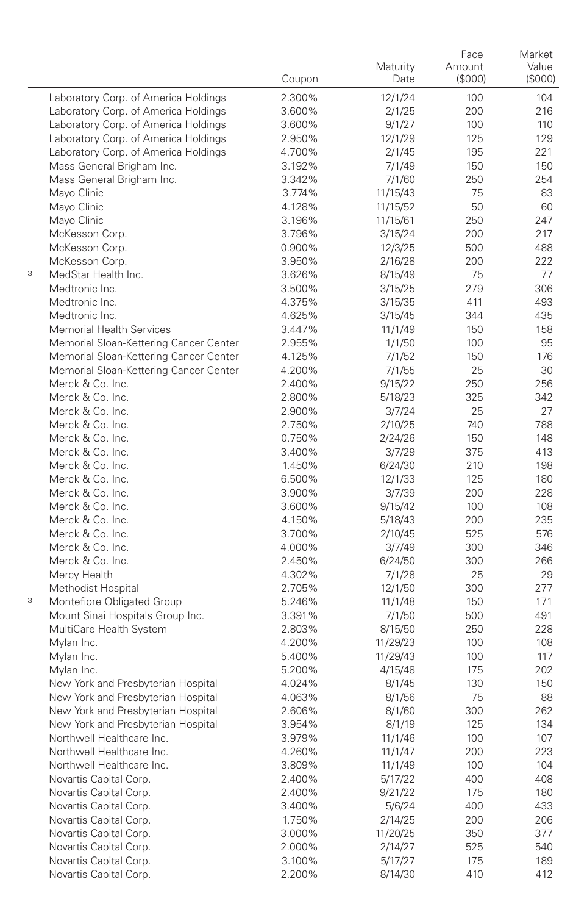| | | Coupon | Maturity Date | Face Amount ($000) | Market Value ($000) |
|---|---|---|---|---|---|
| | Laboratory Corp. of America Holdings | 2.300% | 12/1/24 | 100 | 104 |
| | Laboratory Corp. of America Holdings | 3.600% | 2/1/25 | 200 | 216 |
| | Laboratory Corp. of America Holdings | 3.600% | 9/1/27 | 100 | 110 |
| | Laboratory Corp. of America Holdings | 2.950% | 12/1/29 | 125 | 129 |
| | Laboratory Corp. of America Holdings | 4.700% | 2/1/45 | 195 | 221 |
| | Mass General Brigham Inc. | 3.192% | 7/1/49 | 150 | 150 |
| | Mass General Brigham Inc. | 3.342% | 7/1/60 | 250 | 254 |
| | Mayo Clinic | 3.774% | 11/15/43 | 75 | 83 |
| | Mayo Clinic | 4.128% | 11/15/52 | 50 | 60 |
| | Mayo Clinic | 3.196% | 11/15/61 | 250 | 247 |
| | McKesson Corp. | 3.796% | 3/15/24 | 200 | 217 |
| | McKesson Corp. | 0.900% | 12/3/25 | 500 | 488 |
| | McKesson Corp. | 3.950% | 2/16/28 | 200 | 222 |
| 3 | MedStar Health Inc. | 3.626% | 8/15/49 | 75 | 77 |
| | Medtronic Inc. | 3.500% | 3/15/25 | 279 | 306 |
| | Medtronic Inc. | 4.375% | 3/15/35 | 411 | 493 |
| | Medtronic Inc. | 4.625% | 3/15/45 | 344 | 435 |
| | Memorial Health Services | 3.447% | 11/1/49 | 150 | 158 |
| | Memorial Sloan-Kettering Cancer Center | 2.955% | 1/1/50 | 100 | 95 |
| | Memorial Sloan-Kettering Cancer Center | 4.125% | 7/1/52 | 150 | 176 |
| | Memorial Sloan-Kettering Cancer Center | 4.200% | 7/1/55 | 25 | 30 |
| | Merck & Co. Inc. | 2.400% | 9/15/22 | 250 | 256 |
| | Merck & Co. Inc. | 2.800% | 5/18/23 | 325 | 342 |
| | Merck & Co. Inc. | 2.900% | 3/7/24 | 25 | 27 |
| | Merck & Co. Inc. | 2.750% | 2/10/25 | 740 | 788 |
| | Merck & Co. Inc. | 0.750% | 2/24/26 | 150 | 148 |
| | Merck & Co. Inc. | 3.400% | 3/7/29 | 375 | 413 |
| | Merck & Co. Inc. | 1.450% | 6/24/30 | 210 | 198 |
| | Merck & Co. Inc. | 6.500% | 12/1/33 | 125 | 180 |
| | Merck & Co. Inc. | 3.900% | 3/7/39 | 200 | 228 |
| | Merck & Co. Inc. | 3.600% | 9/15/42 | 100 | 108 |
| | Merck & Co. Inc. | 4.150% | 5/18/43 | 200 | 235 |
| | Merck & Co. Inc. | 3.700% | 2/10/45 | 525 | 576 |
| | Merck & Co. Inc. | 4.000% | 3/7/49 | 300 | 346 |
| | Merck & Co. Inc. | 2.450% | 6/24/50 | 300 | 266 |
| | Mercy Health | 4.302% | 7/1/28 | 25 | 29 |
| | Methodist Hospital | 2.705% | 12/1/50 | 300 | 277 |
| 3 | Montefiore Obligated Group | 5.246% | 11/1/48 | 150 | 171 |
| | Mount Sinai Hospitals Group Inc. | 3.391% | 7/1/50 | 500 | 491 |
| | MultiCare Health System | 2.803% | 8/15/50 | 250 | 228 |
| | Mylan Inc. | 4.200% | 11/29/23 | 100 | 108 |
| | Mylan Inc. | 5.400% | 11/29/43 | 100 | 117 |
| | Mylan Inc. | 5.200% | 4/15/48 | 175 | 202 |
| | New York and Presbyterian Hospital | 4.024% | 8/1/45 | 130 | 150 |
| | New York and Presbyterian Hospital | 4.063% | 8/1/56 | 75 | 88 |
| | New York and Presbyterian Hospital | 2.606% | 8/1/60 | 300 | 262 |
| | New York and Presbyterian Hospital | 3.954% | 8/1/19 | 125 | 134 |
| | Northwell Healthcare Inc. | 3.979% | 11/1/46 | 100 | 107 |
| | Northwell Healthcare Inc. | 4.260% | 11/1/47 | 200 | 223 |
| | Northwell Healthcare Inc. | 3.809% | 11/1/49 | 100 | 104 |
| | Novartis Capital Corp. | 2.400% | 5/17/22 | 400 | 408 |
| | Novartis Capital Corp. | 2.400% | 9/21/22 | 175 | 180 |
| | Novartis Capital Corp. | 3.400% | 5/6/24 | 400 | 433 |
| | Novartis Capital Corp. | 1.750% | 2/14/25 | 200 | 206 |
| | Novartis Capital Corp. | 3.000% | 11/20/25 | 350 | 377 |
| | Novartis Capital Corp. | 2.000% | 2/14/27 | 525 | 540 |
| | Novartis Capital Corp. | 3.100% | 5/17/27 | 175 | 189 |
| | Novartis Capital Corp. | 2.200% | 8/14/30 | 410 | 412 |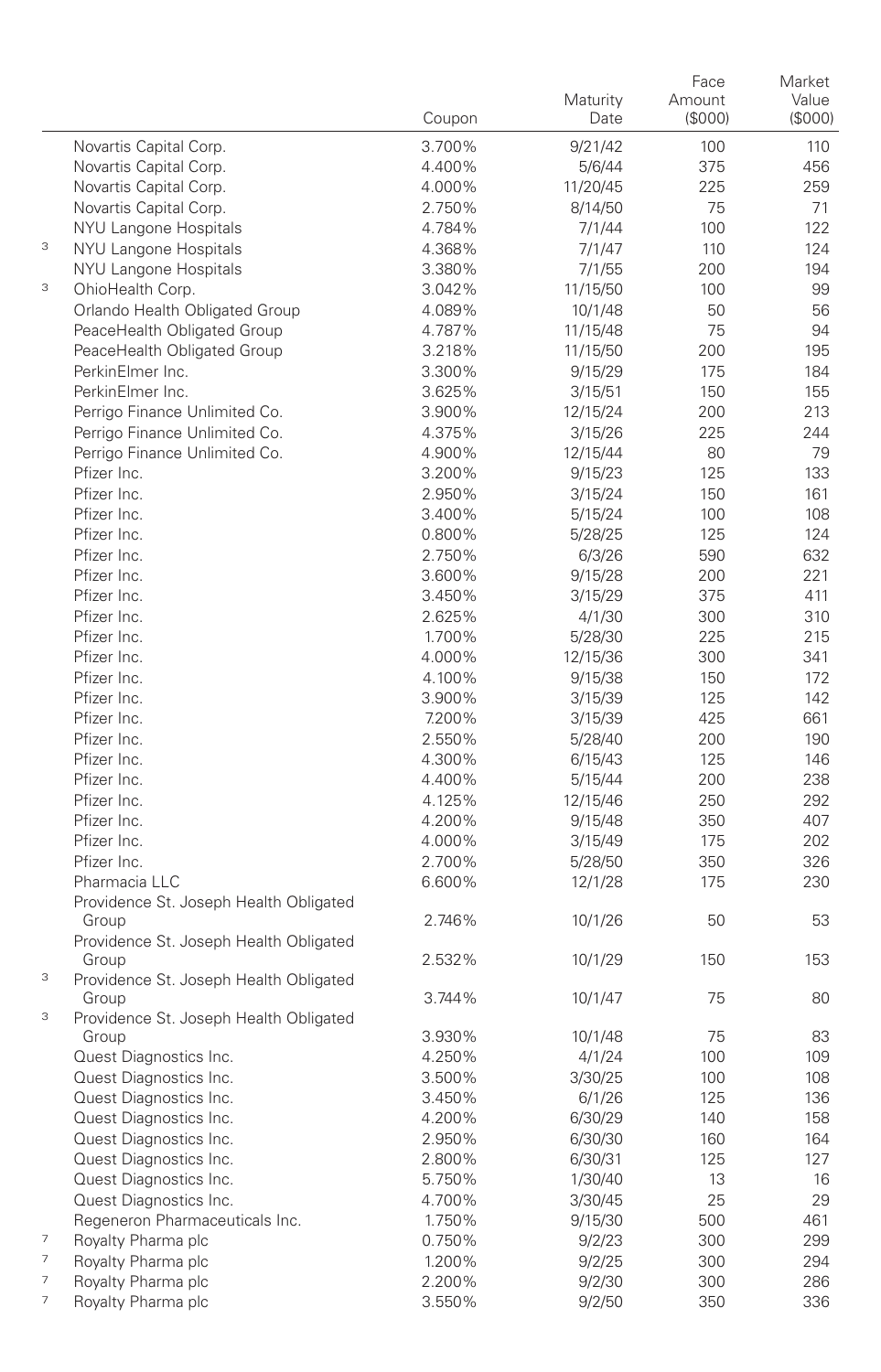| | | Coupon | Maturity Date | Face Amount ($000) | Market Value ($000) |
|---|---|---|---|---|---|
| | Novartis Capital Corp. | 3.700% | 9/21/42 | 100 | 110 |
| | Novartis Capital Corp. | 4.400% | 5/6/44 | 375 | 456 |
| | Novartis Capital Corp. | 4.000% | 11/20/45 | 225 | 259 |
| | Novartis Capital Corp. | 2.750% | 8/14/50 | 75 | 71 |
| | NYU Langone Hospitals | 4.784% | 7/1/44 | 100 | 122 |
| 3 | NYU Langone Hospitals | 4.368% | 7/1/47 | 110 | 124 |
| | NYU Langone Hospitals | 3.380% | 7/1/55 | 200 | 194 |
| 3 | OhioHealth Corp. | 3.042% | 11/15/50 | 100 | 99 |
| | Orlando Health Obligated Group | 4.089% | 10/1/48 | 50 | 56 |
| | PeaceHealth Obligated Group | 4.787% | 11/15/48 | 75 | 94 |
| | PeaceHealth Obligated Group | 3.218% | 11/15/50 | 200 | 195 |
| | PerkinElmer Inc. | 3.300% | 9/15/29 | 175 | 184 |
| | PerkinElmer Inc. | 3.625% | 3/15/51 | 150 | 155 |
| | Perrigo Finance Unlimited Co. | 3.900% | 12/15/24 | 200 | 213 |
| | Perrigo Finance Unlimited Co. | 4.375% | 3/15/26 | 225 | 244 |
| | Perrigo Finance Unlimited Co. | 4.900% | 12/15/44 | 80 | 79 |
| | Pfizer Inc. | 3.200% | 9/15/23 | 125 | 133 |
| | Pfizer Inc. | 2.950% | 3/15/24 | 150 | 161 |
| | Pfizer Inc. | 3.400% | 5/15/24 | 100 | 108 |
| | Pfizer Inc. | 0.800% | 5/28/25 | 125 | 124 |
| | Pfizer Inc. | 2.750% | 6/3/26 | 590 | 632 |
| | Pfizer Inc. | 3.600% | 9/15/28 | 200 | 221 |
| | Pfizer Inc. | 3.450% | 3/15/29 | 375 | 411 |
| | Pfizer Inc. | 2.625% | 4/1/30 | 300 | 310 |
| | Pfizer Inc. | 1.700% | 5/28/30 | 225 | 215 |
| | Pfizer Inc. | 4.000% | 12/15/36 | 300 | 341 |
| | Pfizer Inc. | 4.100% | 9/15/38 | 150 | 172 |
| | Pfizer Inc. | 3.900% | 3/15/39 | 125 | 142 |
| | Pfizer Inc. | 7.200% | 3/15/39 | 425 | 661 |
| | Pfizer Inc. | 2.550% | 5/28/40 | 200 | 190 |
| | Pfizer Inc. | 4.300% | 6/15/43 | 125 | 146 |
| | Pfizer Inc. | 4.400% | 5/15/44 | 200 | 238 |
| | Pfizer Inc. | 4.125% | 12/15/46 | 250 | 292 |
| | Pfizer Inc. | 4.200% | 9/15/48 | 350 | 407 |
| | Pfizer Inc. | 4.000% | 3/15/49 | 175 | 202 |
| | Pfizer Inc. | 2.700% | 5/28/50 | 350 | 326 |
| | Pharmacia LLC | 6.600% | 12/1/28 | 175 | 230 |
| | Providence St. Joseph Health Obligated Group | 2.746% | 10/1/26 | 50 | 53 |
| | Providence St. Joseph Health Obligated Group | 2.532% | 10/1/29 | 150 | 153 |
| 3 | Providence St. Joseph Health Obligated Group | 3.744% | 10/1/47 | 75 | 80 |
| 3 | Providence St. Joseph Health Obligated Group | 3.930% | 10/1/48 | 75 | 83 |
| | Quest Diagnostics Inc. | 4.250% | 4/1/24 | 100 | 109 |
| | Quest Diagnostics Inc. | 3.500% | 3/30/25 | 100 | 108 |
| | Quest Diagnostics Inc. | 3.450% | 6/1/26 | 125 | 136 |
| | Quest Diagnostics Inc. | 4.200% | 6/30/29 | 140 | 158 |
| | Quest Diagnostics Inc. | 2.950% | 6/30/30 | 160 | 164 |
| | Quest Diagnostics Inc. | 2.800% | 6/30/31 | 125 | 127 |
| | Quest Diagnostics Inc. | 5.750% | 1/30/40 | 13 | 16 |
| | Quest Diagnostics Inc. | 4.700% | 3/30/45 | 25 | 29 |
| | Regeneron Pharmaceuticals Inc. | 1.750% | 9/15/30 | 500 | 461 |
| 7 | Royalty Pharma plc | 0.750% | 9/2/23 | 300 | 299 |
| 7 | Royalty Pharma plc | 1.200% | 9/2/25 | 300 | 294 |
| 7 | Royalty Pharma plc | 2.200% | 9/2/30 | 300 | 286 |
| 7 | Royalty Pharma plc | 3.550% | 9/2/50 | 350 | 336 |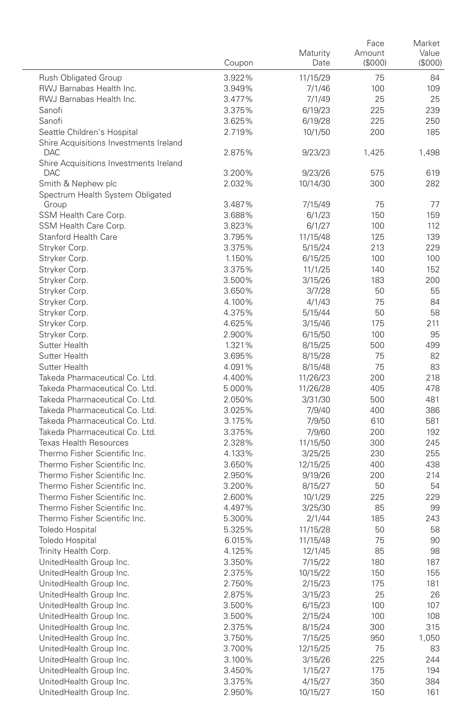| | Coupon | Maturity Date | Face Amount ($000) | Market Value ($000) |
|---|---|---|---|---|
| Rush Obligated Group | 3.922% | 11/15/29 | 75 | 84 |
| RWJ Barnabas Health Inc. | 3.949% | 7/1/46 | 100 | 109 |
| RWJ Barnabas Health Inc. | 3.477% | 7/1/49 | 25 | 25 |
| Sanofi | 3.375% | 6/19/23 | 225 | 239 |
| Sanofi | 3.625% | 6/19/28 | 225 | 250 |
| Seattle Children's Hospital | 2.719% | 10/1/50 | 200 | 185 |
| Shire Acquisitions Investments Ireland DAC | 2.875% | 9/23/23 | 1,425 | 1,498 |
| Shire Acquisitions Investments Ireland DAC | 3.200% | 9/23/26 | 575 | 619 |
| Smith & Nephew plc | 2.032% | 10/14/30 | 300 | 282 |
| Spectrum Health System Obligated Group | 3.487% | 7/15/49 | 75 | 77 |
| SSM Health Care Corp. | 3.688% | 6/1/23 | 150 | 159 |
| SSM Health Care Corp. | 3.823% | 6/1/27 | 100 | 112 |
| Stanford Health Care | 3.795% | 11/15/48 | 125 | 139 |
| Stryker Corp. | 3.375% | 5/15/24 | 213 | 229 |
| Stryker Corp. | 1.150% | 6/15/25 | 100 | 100 |
| Stryker Corp. | 3.375% | 11/1/25 | 140 | 152 |
| Stryker Corp. | 3.500% | 3/15/26 | 183 | 200 |
| Stryker Corp. | 3.650% | 3/7/28 | 50 | 55 |
| Stryker Corp. | 4.100% | 4/1/43 | 75 | 84 |
| Stryker Corp. | 4.375% | 5/15/44 | 50 | 58 |
| Stryker Corp. | 4.625% | 3/15/46 | 175 | 211 |
| Stryker Corp. | 2.900% | 6/15/50 | 100 | 95 |
| Sutter Health | 1.321% | 8/15/25 | 500 | 499 |
| Sutter Health | 3.695% | 8/15/28 | 75 | 82 |
| Sutter Health | 4.091% | 8/15/48 | 75 | 83 |
| Takeda Pharmaceutical Co. Ltd. | 4.400% | 11/26/23 | 200 | 218 |
| Takeda Pharmaceutical Co. Ltd. | 5.000% | 11/26/28 | 405 | 478 |
| Takeda Pharmaceutical Co. Ltd. | 2.050% | 3/31/30 | 500 | 481 |
| Takeda Pharmaceutical Co. Ltd. | 3.025% | 7/9/40 | 400 | 386 |
| Takeda Pharmaceutical Co. Ltd. | 3.175% | 7/9/50 | 610 | 581 |
| Takeda Pharmaceutical Co. Ltd. | 3.375% | 7/9/60 | 200 | 192 |
| Texas Health Resources | 2.328% | 11/15/50 | 300 | 245 |
| Thermo Fisher Scientific Inc. | 4.133% | 3/25/25 | 230 | 255 |
| Thermo Fisher Scientific Inc. | 3.650% | 12/15/25 | 400 | 438 |
| Thermo Fisher Scientific Inc. | 2.950% | 9/19/26 | 200 | 214 |
| Thermo Fisher Scientific Inc. | 3.200% | 8/15/27 | 50 | 54 |
| Thermo Fisher Scientific Inc. | 2.600% | 10/1/29 | 225 | 229 |
| Thermo Fisher Scientific Inc. | 4.497% | 3/25/30 | 85 | 99 |
| Thermo Fisher Scientific Inc. | 5.300% | 2/1/44 | 185 | 243 |
| Toledo Hospital | 5.325% | 11/15/28 | 50 | 58 |
| Toledo Hospital | 6.015% | 11/15/48 | 75 | 90 |
| Trinity Health Corp. | 4.125% | 12/1/45 | 85 | 98 |
| UnitedHealth Group Inc. | 3.350% | 7/15/22 | 180 | 187 |
| UnitedHealth Group Inc. | 2.375% | 10/15/22 | 150 | 155 |
| UnitedHealth Group Inc. | 2.750% | 2/15/23 | 175 | 181 |
| UnitedHealth Group Inc. | 2.875% | 3/15/23 | 25 | 26 |
| UnitedHealth Group Inc. | 3.500% | 6/15/23 | 100 | 107 |
| UnitedHealth Group Inc. | 3.500% | 2/15/24 | 100 | 108 |
| UnitedHealth Group Inc. | 2.375% | 8/15/24 | 300 | 315 |
| UnitedHealth Group Inc. | 3.750% | 7/15/25 | 950 | 1,050 |
| UnitedHealth Group Inc. | 3.700% | 12/15/25 | 75 | 83 |
| UnitedHealth Group Inc. | 3.100% | 3/15/26 | 225 | 244 |
| UnitedHealth Group Inc. | 3.450% | 1/15/27 | 175 | 194 |
| UnitedHealth Group Inc. | 3.375% | 4/15/27 | 350 | 384 |
| UnitedHealth Group Inc. | 2.950% | 10/15/27 | 150 | 161 |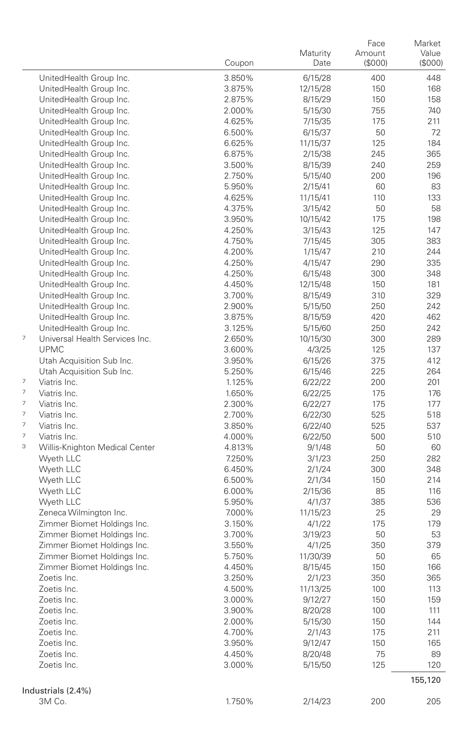| | | Coupon | Maturity Date | Face Amount ($000) | Market Value ($000) |
|---|---|---|---|---|---|
| | UnitedHealth Group Inc. | 3.850% | 6/15/28 | 400 | 448 |
| | UnitedHealth Group Inc. | 3.875% | 12/15/28 | 150 | 168 |
| | UnitedHealth Group Inc. | 2.875% | 8/15/29 | 150 | 158 |
| | UnitedHealth Group Inc. | 2.000% | 5/15/30 | 755 | 740 |
| | UnitedHealth Group Inc. | 4.625% | 7/15/35 | 175 | 211 |
| | UnitedHealth Group Inc. | 6.500% | 6/15/37 | 50 | 72 |
| | UnitedHealth Group Inc. | 6.625% | 11/15/37 | 125 | 184 |
| | UnitedHealth Group Inc. | 6.875% | 2/15/38 | 245 | 365 |
| | UnitedHealth Group Inc. | 3.500% | 8/15/39 | 240 | 259 |
| | UnitedHealth Group Inc. | 2.750% | 5/15/40 | 200 | 196 |
| | UnitedHealth Group Inc. | 5.950% | 2/15/41 | 60 | 83 |
| | UnitedHealth Group Inc. | 4.625% | 11/15/41 | 110 | 133 |
| | UnitedHealth Group Inc. | 4.375% | 3/15/42 | 50 | 58 |
| | UnitedHealth Group Inc. | 3.950% | 10/15/42 | 175 | 198 |
| | UnitedHealth Group Inc. | 4.250% | 3/15/43 | 125 | 147 |
| | UnitedHealth Group Inc. | 4.750% | 7/15/45 | 305 | 383 |
| | UnitedHealth Group Inc. | 4.200% | 1/15/47 | 210 | 244 |
| | UnitedHealth Group Inc. | 4.250% | 4/15/47 | 290 | 335 |
| | UnitedHealth Group Inc. | 4.250% | 6/15/48 | 300 | 348 |
| | UnitedHealth Group Inc. | 4.450% | 12/15/48 | 150 | 181 |
| | UnitedHealth Group Inc. | 3.700% | 8/15/49 | 310 | 329 |
| | UnitedHealth Group Inc. | 2.900% | 5/15/50 | 250 | 242 |
| | UnitedHealth Group Inc. | 3.875% | 8/15/59 | 420 | 462 |
| | UnitedHealth Group Inc. | 3.125% | 5/15/60 | 250 | 242 |
| 7 | Universal Health Services Inc. | 2.650% | 10/15/30 | 300 | 289 |
| | UPMC | 3.600% | 4/3/25 | 125 | 137 |
| | Utah Acquisition Sub Inc. | 3.950% | 6/15/26 | 375 | 412 |
| | Utah Acquisition Sub Inc. | 5.250% | 6/15/46 | 225 | 264 |
| 7 | Viatris Inc. | 1.125% | 6/22/22 | 200 | 201 |
| 7 | Viatris Inc. | 1.650% | 6/22/25 | 175 | 176 |
| 7 | Viatris Inc. | 2.300% | 6/22/27 | 175 | 177 |
| 7 | Viatris Inc. | 2.700% | 6/22/30 | 525 | 518 |
| 7 | Viatris Inc. | 3.850% | 6/22/40 | 525 | 537 |
| 7 | Viatris Inc. | 4.000% | 6/22/50 | 500 | 510 |
| 3 | Willis-Knighton Medical Center | 4.813% | 9/1/48 | 50 | 60 |
| | Wyeth LLC | 7.250% | 3/1/23 | 250 | 282 |
| | Wyeth LLC | 6.450% | 2/1/24 | 300 | 348 |
| | Wyeth LLC | 6.500% | 2/1/34 | 150 | 214 |
| | Wyeth LLC | 6.000% | 2/15/36 | 85 | 116 |
| | Wyeth LLC | 5.950% | 4/1/37 | 385 | 536 |
| | Zeneca Wilmington Inc. | 7.000% | 11/15/23 | 25 | 29 |
| | Zimmer Biomet Holdings Inc. | 3.150% | 4/1/22 | 175 | 179 |
| | Zimmer Biomet Holdings Inc. | 3.700% | 3/19/23 | 50 | 53 |
| | Zimmer Biomet Holdings Inc. | 3.550% | 4/1/25 | 350 | 379 |
| | Zimmer Biomet Holdings Inc. | 5.750% | 11/30/39 | 50 | 65 |
| | Zimmer Biomet Holdings Inc. | 4.450% | 8/15/45 | 150 | 166 |
| | Zoetis Inc. | 3.250% | 2/1/23 | 350 | 365 |
| | Zoetis Inc. | 4.500% | 11/13/25 | 100 | 113 |
| | Zoetis Inc. | 3.000% | 9/12/27 | 150 | 159 |
| | Zoetis Inc. | 3.900% | 8/20/28 | 100 | 111 |
| | Zoetis Inc. | 2.000% | 5/15/30 | 150 | 144 |
| | Zoetis Inc. | 4.700% | 2/1/43 | 175 | 211 |
| | Zoetis Inc. | 3.950% | 9/12/47 | 150 | 165 |
| | Zoetis Inc. | 4.450% | 8/20/48 | 75 | 89 |
| | Zoetis Inc. | 3.000% | 5/15/50 | 125 | 120 |
| | | | | | 155,120 |
| **Industrials (2.4%)** | | | | | |
| | 3M Co. | 1.750% | 2/14/23 | 200 | 205 |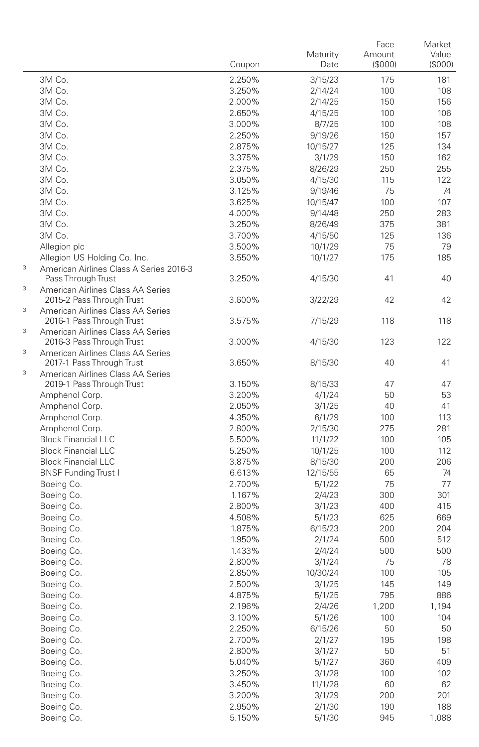| | | Coupon | Maturity Date | Face Amount ($000) | Market Value ($000) |
|---|---|---|---|---|---|
| | 3M Co. | 2.250% | 3/15/23 | 175 | 181 |
| | 3M Co. | 3.250% | 2/14/24 | 100 | 108 |
| | 3M Co. | 2.000% | 2/14/25 | 150 | 156 |
| | 3M Co. | 2.650% | 4/15/25 | 100 | 106 |
| | 3M Co. | 3.000% | 8/7/25 | 100 | 108 |
| | 3M Co. | 2.250% | 9/19/26 | 150 | 157 |
| | 3M Co. | 2.875% | 10/15/27 | 125 | 134 |
| | 3M Co. | 3.375% | 3/1/29 | 150 | 162 |
| | 3M Co. | 2.375% | 8/26/29 | 250 | 255 |
| | 3M Co. | 3.050% | 4/15/30 | 115 | 122 |
| | 3M Co. | 3.125% | 9/19/46 | 75 | 74 |
| | 3M Co. | 3.625% | 10/15/47 | 100 | 107 |
| | 3M Co. | 4.000% | 9/14/48 | 250 | 283 |
| | 3M Co. | 3.250% | 8/26/49 | 375 | 381 |
| | 3M Co. | 3.700% | 4/15/50 | 125 | 136 |
| | Allegion plc | 3.500% | 10/1/29 | 75 | 79 |
| | Allegion US Holding Co. Inc. | 3.550% | 10/1/27 | 175 | 185 |
| 3 | American Airlines Class A Series 2016-3 Pass Through Trust | 3.250% | 4/15/30 | 41 | 40 |
| 3 | American Airlines Class AA Series 2015-2 Pass Through Trust | 3.600% | 3/22/29 | 42 | 42 |
| 3 | American Airlines Class AA Series 2016-1 Pass Through Trust | 3.575% | 7/15/29 | 118 | 118 |
| 3 | American Airlines Class AA Series 2016-3 Pass Through Trust | 3.000% | 4/15/30 | 123 | 122 |
| 3 | American Airlines Class AA Series 2017-1 Pass Through Trust | 3.650% | 8/15/30 | 40 | 41 |
| 3 | American Airlines Class AA Series 2019-1 Pass Through Trust | 3.150% | 8/15/33 | 47 | 47 |
| | Amphenol Corp. | 3.200% | 4/1/24 | 50 | 53 |
| | Amphenol Corp. | 2.050% | 3/1/25 | 40 | 41 |
| | Amphenol Corp. | 4.350% | 6/1/29 | 100 | 113 |
| | Amphenol Corp. | 2.800% | 2/15/30 | 275 | 281 |
| | Block Financial LLC | 5.500% | 11/1/22 | 100 | 105 |
| | Block Financial LLC | 5.250% | 10/1/25 | 100 | 112 |
| | Block Financial LLC | 3.875% | 8/15/30 | 200 | 206 |
| | BNSF Funding Trust I | 6.613% | 12/15/55 | 65 | 74 |
| | Boeing Co. | 2.700% | 5/1/22 | 75 | 77 |
| | Boeing Co. | 1.167% | 2/4/23 | 300 | 301 |
| | Boeing Co. | 2.800% | 3/1/23 | 400 | 415 |
| | Boeing Co. | 4.508% | 5/1/23 | 625 | 669 |
| | Boeing Co. | 1.875% | 6/15/23 | 200 | 204 |
| | Boeing Co. | 1.950% | 2/1/24 | 500 | 512 |
| | Boeing Co. | 1.433% | 2/4/24 | 500 | 500 |
| | Boeing Co. | 2.800% | 3/1/24 | 75 | 78 |
| | Boeing Co. | 2.850% | 10/30/24 | 100 | 105 |
| | Boeing Co. | 2.500% | 3/1/25 | 145 | 149 |
| | Boeing Co. | 4.875% | 5/1/25 | 795 | 886 |
| | Boeing Co. | 2.196% | 2/4/26 | 1,200 | 1,194 |
| | Boeing Co. | 3.100% | 5/1/26 | 100 | 104 |
| | Boeing Co. | 2.250% | 6/15/26 | 50 | 50 |
| | Boeing Co. | 2.700% | 2/1/27 | 195 | 198 |
| | Boeing Co. | 2.800% | 3/1/27 | 50 | 51 |
| | Boeing Co. | 5.040% | 5/1/27 | 360 | 409 |
| | Boeing Co. | 3.250% | 3/1/28 | 100 | 102 |
| | Boeing Co. | 3.450% | 11/1/28 | 60 | 62 |
| | Boeing Co. | 3.200% | 3/1/29 | 200 | 201 |
| | Boeing Co. | 2.950% | 2/1/30 | 190 | 188 |
| | Boeing Co. | 5.150% | 5/1/30 | 945 | 1,088 |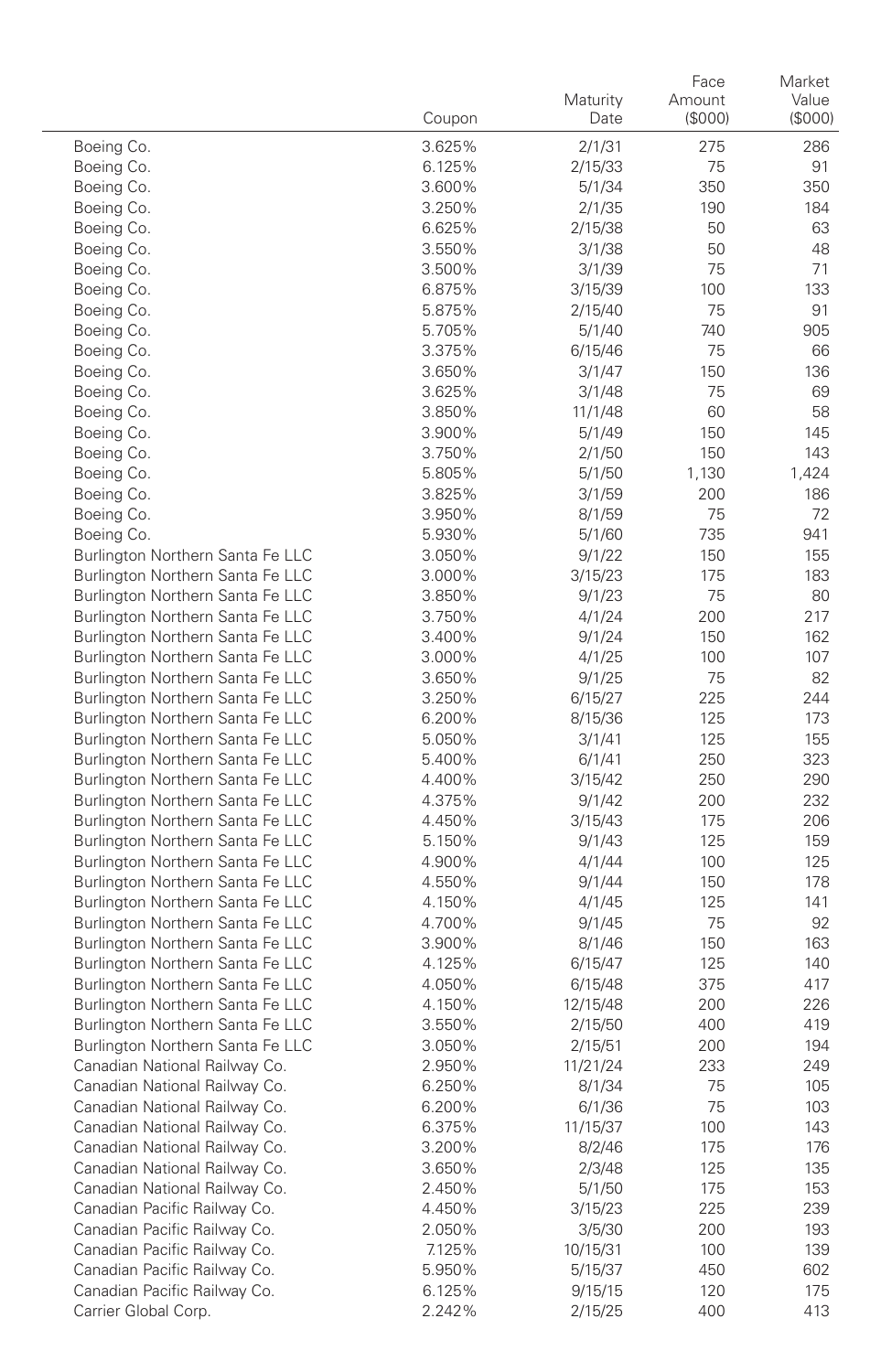| | Coupon | Maturity Date | Face Amount ($000) | Market Value ($000) |
|---|---|---|---|---|
| Boeing Co. | 3.625% | 2/1/31 | 275 | 286 |
| Boeing Co. | 6.125% | 2/15/33 | 75 | 91 |
| Boeing Co. | 3.600% | 5/1/34 | 350 | 350 |
| Boeing Co. | 3.250% | 2/1/35 | 190 | 184 |
| Boeing Co. | 6.625% | 2/15/38 | 50 | 63 |
| Boeing Co. | 3.550% | 3/1/38 | 50 | 48 |
| Boeing Co. | 3.500% | 3/1/39 | 75 | 71 |
| Boeing Co. | 6.875% | 3/15/39 | 100 | 133 |
| Boeing Co. | 5.875% | 2/15/40 | 75 | 91 |
| Boeing Co. | 5.705% | 5/1/40 | 740 | 905 |
| Boeing Co. | 3.375% | 6/15/46 | 75 | 66 |
| Boeing Co. | 3.650% | 3/1/47 | 150 | 136 |
| Boeing Co. | 3.625% | 3/1/48 | 75 | 69 |
| Boeing Co. | 3.850% | 11/1/48 | 60 | 58 |
| Boeing Co. | 3.900% | 5/1/49 | 150 | 145 |
| Boeing Co. | 3.750% | 2/1/50 | 150 | 143 |
| Boeing Co. | 5.805% | 5/1/50 | 1,130 | 1,424 |
| Boeing Co. | 3.825% | 3/1/59 | 200 | 186 |
| Boeing Co. | 3.950% | 8/1/59 | 75 | 72 |
| Boeing Co. | 5.930% | 5/1/60 | 735 | 941 |
| Burlington Northern Santa Fe LLC | 3.050% | 9/1/22 | 150 | 155 |
| Burlington Northern Santa Fe LLC | 3.000% | 3/15/23 | 175 | 183 |
| Burlington Northern Santa Fe LLC | 3.850% | 9/1/23 | 75 | 80 |
| Burlington Northern Santa Fe LLC | 3.750% | 4/1/24 | 200 | 217 |
| Burlington Northern Santa Fe LLC | 3.400% | 9/1/24 | 150 | 162 |
| Burlington Northern Santa Fe LLC | 3.000% | 4/1/25 | 100 | 107 |
| Burlington Northern Santa Fe LLC | 3.650% | 9/1/25 | 75 | 82 |
| Burlington Northern Santa Fe LLC | 3.250% | 6/15/27 | 225 | 244 |
| Burlington Northern Santa Fe LLC | 6.200% | 8/15/36 | 125 | 173 |
| Burlington Northern Santa Fe LLC | 5.050% | 3/1/41 | 125 | 155 |
| Burlington Northern Santa Fe LLC | 5.400% | 6/1/41 | 250 | 323 |
| Burlington Northern Santa Fe LLC | 4.400% | 3/15/42 | 250 | 290 |
| Burlington Northern Santa Fe LLC | 4.375% | 9/1/42 | 200 | 232 |
| Burlington Northern Santa Fe LLC | 4.450% | 3/15/43 | 175 | 206 |
| Burlington Northern Santa Fe LLC | 5.150% | 9/1/43 | 125 | 159 |
| Burlington Northern Santa Fe LLC | 4.900% | 4/1/44 | 100 | 125 |
| Burlington Northern Santa Fe LLC | 4.550% | 9/1/44 | 150 | 178 |
| Burlington Northern Santa Fe LLC | 4.150% | 4/1/45 | 125 | 141 |
| Burlington Northern Santa Fe LLC | 4.700% | 9/1/45 | 75 | 92 |
| Burlington Northern Santa Fe LLC | 3.900% | 8/1/46 | 150 | 163 |
| Burlington Northern Santa Fe LLC | 4.125% | 6/15/47 | 125 | 140 |
| Burlington Northern Santa Fe LLC | 4.050% | 6/15/48 | 375 | 417 |
| Burlington Northern Santa Fe LLC | 4.150% | 12/15/48 | 200 | 226 |
| Burlington Northern Santa Fe LLC | 3.550% | 2/15/50 | 400 | 419 |
| Burlington Northern Santa Fe LLC | 3.050% | 2/15/51 | 200 | 194 |
| Canadian National Railway Co. | 2.950% | 11/21/24 | 233 | 249 |
| Canadian National Railway Co. | 6.250% | 8/1/34 | 75 | 105 |
| Canadian National Railway Co. | 6.200% | 6/1/36 | 75 | 103 |
| Canadian National Railway Co. | 6.375% | 11/15/37 | 100 | 143 |
| Canadian National Railway Co. | 3.200% | 8/2/46 | 175 | 176 |
| Canadian National Railway Co. | 3.650% | 2/3/48 | 125 | 135 |
| Canadian National Railway Co. | 2.450% | 5/1/50 | 175 | 153 |
| Canadian Pacific Railway Co. | 4.450% | 3/15/23 | 225 | 239 |
| Canadian Pacific Railway Co. | 2.050% | 3/5/30 | 200 | 193 |
| Canadian Pacific Railway Co. | 7.125% | 10/15/31 | 100 | 139 |
| Canadian Pacific Railway Co. | 5.950% | 5/15/37 | 450 | 602 |
| Canadian Pacific Railway Co. | 6.125% | 9/15/15 | 120 | 175 |
| Carrier Global Corp. | 2.242% | 2/15/25 | 400 | 413 |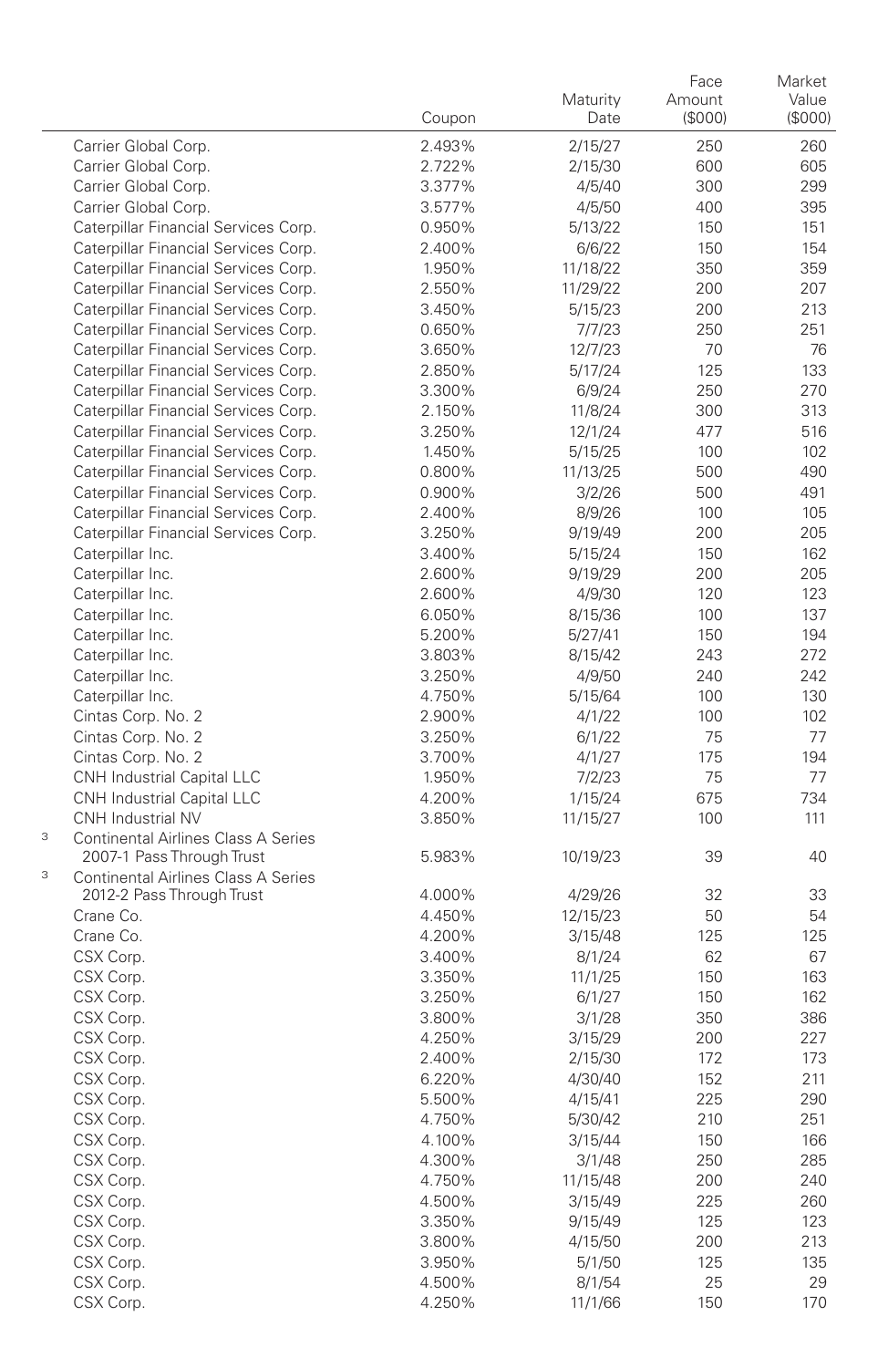| | Coupon | Maturity Date | Face Amount ($000) | Market Value ($000) |
|---|---|---|---|---|
| Carrier Global Corp. | 2.493% | 2/15/27 | 250 | 260 |
| Carrier Global Corp. | 2.722% | 2/15/30 | 600 | 605 |
| Carrier Global Corp. | 3.377% | 4/5/40 | 300 | 299 |
| Carrier Global Corp. | 3.577% | 4/5/50 | 400 | 395 |
| Caterpillar Financial Services Corp. | 0.950% | 5/13/22 | 150 | 151 |
| Caterpillar Financial Services Corp. | 2.400% | 6/6/22 | 150 | 154 |
| Caterpillar Financial Services Corp. | 1.950% | 11/18/22 | 350 | 359 |
| Caterpillar Financial Services Corp. | 2.550% | 11/29/22 | 200 | 207 |
| Caterpillar Financial Services Corp. | 3.450% | 5/15/23 | 200 | 213 |
| Caterpillar Financial Services Corp. | 0.650% | 7/7/23 | 250 | 251 |
| Caterpillar Financial Services Corp. | 3.650% | 12/7/23 | 70 | 76 |
| Caterpillar Financial Services Corp. | 2.850% | 5/17/24 | 125 | 133 |
| Caterpillar Financial Services Corp. | 3.300% | 6/9/24 | 250 | 270 |
| Caterpillar Financial Services Corp. | 2.150% | 11/8/24 | 300 | 313 |
| Caterpillar Financial Services Corp. | 3.250% | 12/1/24 | 477 | 516 |
| Caterpillar Financial Services Corp. | 1.450% | 5/15/25 | 100 | 102 |
| Caterpillar Financial Services Corp. | 0.800% | 11/13/25 | 500 | 490 |
| Caterpillar Financial Services Corp. | 0.900% | 3/2/26 | 500 | 491 |
| Caterpillar Financial Services Corp. | 2.400% | 8/9/26 | 100 | 105 |
| Caterpillar Financial Services Corp. | 3.250% | 9/19/49 | 200 | 205 |
| Caterpillar Inc. | 3.400% | 5/15/24 | 150 | 162 |
| Caterpillar Inc. | 2.600% | 9/19/29 | 200 | 205 |
| Caterpillar Inc. | 2.600% | 4/9/30 | 120 | 123 |
| Caterpillar Inc. | 6.050% | 8/15/36 | 100 | 137 |
| Caterpillar Inc. | 5.200% | 5/27/41 | 150 | 194 |
| Caterpillar Inc. | 3.803% | 8/15/42 | 243 | 272 |
| Caterpillar Inc. | 3.250% | 4/9/50 | 240 | 242 |
| Caterpillar Inc. | 4.750% | 5/15/64 | 100 | 130 |
| Cintas Corp. No. 2 | 2.900% | 4/1/22 | 100 | 102 |
| Cintas Corp. No. 2 | 3.250% | 6/1/22 | 75 | 77 |
| Cintas Corp. No. 2 | 3.700% | 4/1/27 | 175 | 194 |
| CNH Industrial Capital LLC | 1.950% | 7/2/23 | 75 | 77 |
| CNH Industrial Capital LLC | 4.200% | 1/15/24 | 675 | 734 |
| CNH Industrial NV | 3.850% | 11/15/27 | 100 | 111 |
| [3] Continental Airlines Class A Series 2007-1 Pass Through Trust | 5.983% | 10/19/23 | 39 | 40 |
| [3] Continental Airlines Class A Series 2012-2 Pass Through Trust | 4.000% | 4/29/26 | 32 | 33 |
| Crane Co. | 4.450% | 12/15/23 | 50 | 54 |
| Crane Co. | 4.200% | 3/15/48 | 125 | 125 |
| CSX Corp. | 3.400% | 8/1/24 | 62 | 67 |
| CSX Corp. | 3.350% | 11/1/25 | 150 | 163 |
| CSX Corp. | 3.250% | 6/1/27 | 150 | 162 |
| CSX Corp. | 3.800% | 3/1/28 | 350 | 386 |
| CSX Corp. | 4.250% | 3/15/29 | 200 | 227 |
| CSX Corp. | 2.400% | 2/15/30 | 172 | 173 |
| CSX Corp. | 6.220% | 4/30/40 | 152 | 211 |
| CSX Corp. | 5.500% | 4/15/41 | 225 | 290 |
| CSX Corp. | 4.750% | 5/30/42 | 210 | 251 |
| CSX Corp. | 4.100% | 3/15/44 | 150 | 166 |
| CSX Corp. | 4.300% | 3/1/48 | 250 | 285 |
| CSX Corp. | 4.750% | 11/15/48 | 200 | 240 |
| CSX Corp. | 4.500% | 3/15/49 | 225 | 260 |
| CSX Corp. | 3.350% | 9/15/49 | 125 | 123 |
| CSX Corp. | 3.800% | 4/15/50 | 200 | 213 |
| CSX Corp. | 3.950% | 5/1/50 | 125 | 135 |
| CSX Corp. | 4.500% | 8/1/54 | 25 | 29 |
| CSX Corp. | 4.250% | 11/1/66 | 150 | 170 |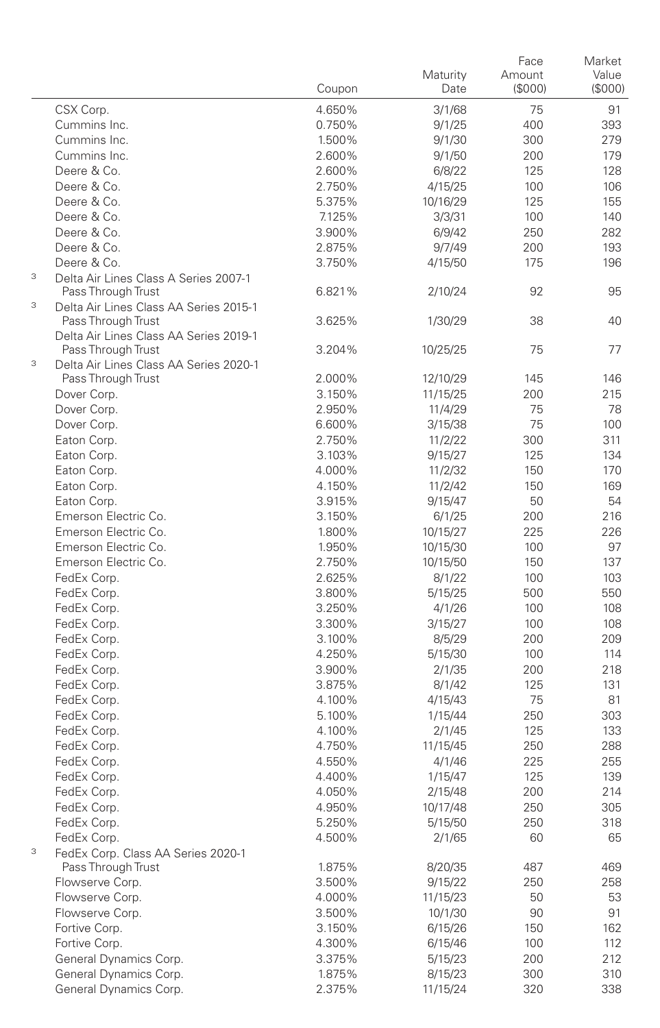| | | Coupon | Maturity Date | Face Amount ($000) | Market Value ($000) |
|---|---|---|---|---|---|
| | CSX Corp. | 4.650% | 3/1/68 | 75 | 91 |
| | Cummins Inc. | 0.750% | 9/1/25 | 400 | 393 |
| | Cummins Inc. | 1.500% | 9/1/30 | 300 | 279 |
| | Cummins Inc. | 2.600% | 9/1/50 | 200 | 179 |
| | Deere & Co. | 2.600% | 6/8/22 | 125 | 128 |
| | Deere & Co. | 2.750% | 4/15/25 | 100 | 106 |
| | Deere & Co. | 5.375% | 10/16/29 | 125 | 155 |
| | Deere & Co. | 7.125% | 3/3/31 | 100 | 140 |
| | Deere & Co. | 3.900% | 6/9/42 | 250 | 282 |
| | Deere & Co. | 2.875% | 9/7/49 | 200 | 193 |
| | Deere & Co. | 3.750% | 4/15/50 | 175 | 196 |
| 3 | Delta Air Lines Class A Series 2007-1 Pass Through Trust | 6.821% | 2/10/24 | 92 | 95 |
| 3 | Delta Air Lines Class AA Series 2015-1 Pass Through Trust | 3.625% | 1/30/29 | 38 | 40 |
| | Delta Air Lines Class AA Series 2019-1 Pass Through Trust | 3.204% | 10/25/25 | 75 | 77 |
| 3 | Delta Air Lines Class AA Series 2020-1 Pass Through Trust | 2.000% | 12/10/29 | 145 | 146 |
| | Dover Corp. | 3.150% | 11/15/25 | 200 | 215 |
| | Dover Corp. | 2.950% | 11/4/29 | 75 | 78 |
| | Dover Corp. | 6.600% | 3/15/38 | 75 | 100 |
| | Eaton Corp. | 2.750% | 11/2/22 | 300 | 311 |
| | Eaton Corp. | 3.103% | 9/15/27 | 125 | 134 |
| | Eaton Corp. | 4.000% | 11/2/32 | 150 | 170 |
| | Eaton Corp. | 4.150% | 11/2/42 | 150 | 169 |
| | Eaton Corp. | 3.915% | 9/15/47 | 50 | 54 |
| | Emerson Electric Co. | 3.150% | 6/1/25 | 200 | 216 |
| | Emerson Electric Co. | 1.800% | 10/15/27 | 225 | 226 |
| | Emerson Electric Co. | 1.950% | 10/15/30 | 100 | 97 |
| | Emerson Electric Co. | 2.750% | 10/15/50 | 150 | 137 |
| | FedEx Corp. | 2.625% | 8/1/22 | 100 | 103 |
| | FedEx Corp. | 3.800% | 5/15/25 | 500 | 550 |
| | FedEx Corp. | 3.250% | 4/1/26 | 100 | 108 |
| | FedEx Corp. | 3.300% | 3/15/27 | 100 | 108 |
| | FedEx Corp. | 3.100% | 8/5/29 | 200 | 209 |
| | FedEx Corp. | 4.250% | 5/15/30 | 100 | 114 |
| | FedEx Corp. | 3.900% | 2/1/35 | 200 | 218 |
| | FedEx Corp. | 3.875% | 8/1/42 | 125 | 131 |
| | FedEx Corp. | 4.100% | 4/15/43 | 75 | 81 |
| | FedEx Corp. | 5.100% | 1/15/44 | 250 | 303 |
| | FedEx Corp. | 4.100% | 2/1/45 | 125 | 133 |
| | FedEx Corp. | 4.750% | 11/15/45 | 250 | 288 |
| | FedEx Corp. | 4.550% | 4/1/46 | 225 | 255 |
| | FedEx Corp. | 4.400% | 1/15/47 | 125 | 139 |
| | FedEx Corp. | 4.050% | 2/15/48 | 200 | 214 |
| | FedEx Corp. | 4.950% | 10/17/48 | 250 | 305 |
| | FedEx Corp. | 5.250% | 5/15/50 | 250 | 318 |
| | FedEx Corp. | 4.500% | 2/1/65 | 60 | 65 |
| 3 | FedEx Corp. Class AA Series 2020-1 Pass Through Trust | 1.875% | 8/20/35 | 487 | 469 |
| | Flowserve Corp. | 3.500% | 9/15/22 | 250 | 258 |
| | Flowserve Corp. | 4.000% | 11/15/23 | 50 | 53 |
| | Flowserve Corp. | 3.500% | 10/1/30 | 90 | 91 |
| | Fortive Corp. | 3.150% | 6/15/26 | 150 | 162 |
| | Fortive Corp. | 4.300% | 6/15/46 | 100 | 112 |
| | General Dynamics Corp. | 3.375% | 5/15/23 | 200 | 212 |
| | General Dynamics Corp. | 1.875% | 8/15/23 | 300 | 310 |
| | General Dynamics Corp. | 2.375% | 11/15/24 | 320 | 338 |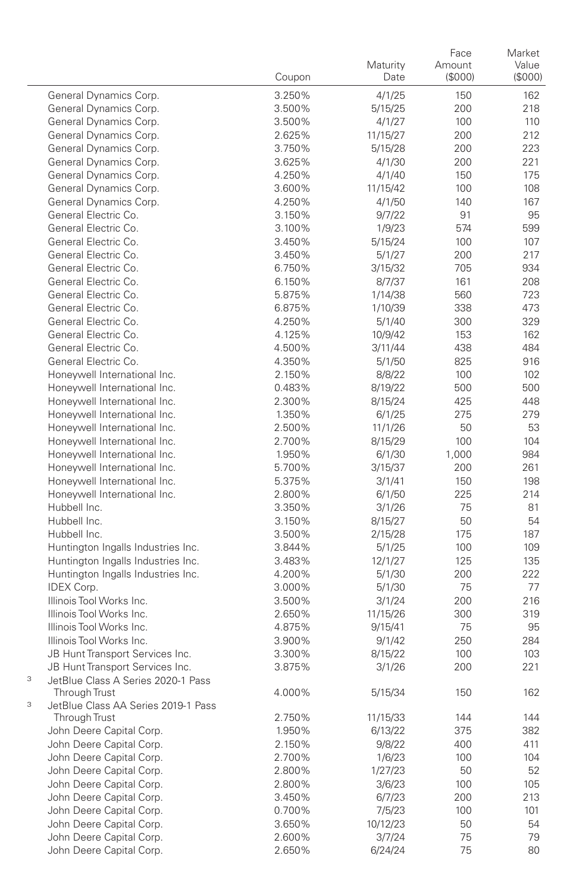| | Coupon | Maturity Date | Face Amount ($000) | Market Value ($000) |
|---|---|---|---|---|
| General Dynamics Corp. | 3.250% | 4/1/25 | 150 | 162 |
| General Dynamics Corp. | 3.500% | 5/15/25 | 200 | 218 |
| General Dynamics Corp. | 3.500% | 4/1/27 | 100 | 110 |
| General Dynamics Corp. | 2.625% | 11/15/27 | 200 | 212 |
| General Dynamics Corp. | 3.750% | 5/15/28 | 200 | 223 |
| General Dynamics Corp. | 3.625% | 4/1/30 | 200 | 221 |
| General Dynamics Corp. | 4.250% | 4/1/40 | 150 | 175 |
| General Dynamics Corp. | 3.600% | 11/15/42 | 100 | 108 |
| General Dynamics Corp. | 4.250% | 4/1/50 | 140 | 167 |
| General Electric Co. | 3.150% | 9/7/22 | 91 | 95 |
| General Electric Co. | 3.100% | 1/9/23 | 574 | 599 |
| General Electric Co. | 3.450% | 5/15/24 | 100 | 107 |
| General Electric Co. | 3.450% | 5/1/27 | 200 | 217 |
| General Electric Co. | 6.750% | 3/15/32 | 705 | 934 |
| General Electric Co. | 6.150% | 8/7/37 | 161 | 208 |
| General Electric Co. | 5.875% | 1/14/38 | 560 | 723 |
| General Electric Co. | 6.875% | 1/10/39 | 338 | 473 |
| General Electric Co. | 4.250% | 5/1/40 | 300 | 329 |
| General Electric Co. | 4.125% | 10/9/42 | 153 | 162 |
| General Electric Co. | 4.500% | 3/11/44 | 438 | 484 |
| General Electric Co. | 4.350% | 5/1/50 | 825 | 916 |
| Honeywell International Inc. | 2.150% | 8/8/22 | 100 | 102 |
| Honeywell International Inc. | 0.483% | 8/19/22 | 500 | 500 |
| Honeywell International Inc. | 2.300% | 8/15/24 | 425 | 448 |
| Honeywell International Inc. | 1.350% | 6/1/25 | 275 | 279 |
| Honeywell International Inc. | 2.500% | 11/1/26 | 50 | 53 |
| Honeywell International Inc. | 2.700% | 8/15/29 | 100 | 104 |
| Honeywell International Inc. | 1.950% | 6/1/30 | 1,000 | 984 |
| Honeywell International Inc. | 5.700% | 3/15/37 | 200 | 261 |
| Honeywell International Inc. | 5.375% | 3/1/41 | 150 | 198 |
| Honeywell International Inc. | 2.800% | 6/1/50 | 225 | 214 |
| Hubbell Inc. | 3.350% | 3/1/26 | 75 | 81 |
| Hubbell Inc. | 3.150% | 8/15/27 | 50 | 54 |
| Hubbell Inc. | 3.500% | 2/15/28 | 175 | 187 |
| Huntington Ingalls Industries Inc. | 3.844% | 5/1/25 | 100 | 109 |
| Huntington Ingalls Industries Inc. | 3.483% | 12/1/27 | 125 | 135 |
| Huntington Ingalls Industries Inc. | 4.200% | 5/1/30 | 200 | 222 |
| IDEX Corp. | 3.000% | 5/1/30 | 75 | 77 |
| Illinois Tool Works Inc. | 3.500% | 3/1/24 | 200 | 216 |
| Illinois Tool Works Inc. | 2.650% | 11/15/26 | 300 | 319 |
| Illinois Tool Works Inc. | 4.875% | 9/15/41 | 75 | 95 |
| Illinois Tool Works Inc. | 3.900% | 9/1/42 | 250 | 284 |
| JB Hunt Transport Services Inc. | 3.300% | 8/15/22 | 100 | 103 |
| JB Hunt Transport Services Inc. | 3.875% | 3/1/26 | 200 | 221 |
| [3] JetBlue Class A Series 2020-1 Pass Through Trust | 4.000% | 5/15/34 | 150 | 162 |
| [3] JetBlue Class AA Series 2019-1 Pass Through Trust | 2.750% | 11/15/33 | 144 | 144 |
| John Deere Capital Corp. | 1.950% | 6/13/22 | 375 | 382 |
| John Deere Capital Corp. | 2.150% | 9/8/22 | 400 | 411 |
| John Deere Capital Corp. | 2.700% | 1/6/23 | 100 | 104 |
| John Deere Capital Corp. | 2.800% | 1/27/23 | 50 | 52 |
| John Deere Capital Corp. | 2.800% | 3/6/23 | 100 | 105 |
| John Deere Capital Corp. | 3.450% | 6/7/23 | 200 | 213 |
| John Deere Capital Corp. | 0.700% | 7/5/23 | 100 | 101 |
| John Deere Capital Corp. | 3.650% | 10/12/23 | 50 | 54 |
| John Deere Capital Corp. | 2.600% | 3/7/24 | 75 | 79 |
| John Deere Capital Corp. | 2.650% | 6/24/24 | 75 | 80 |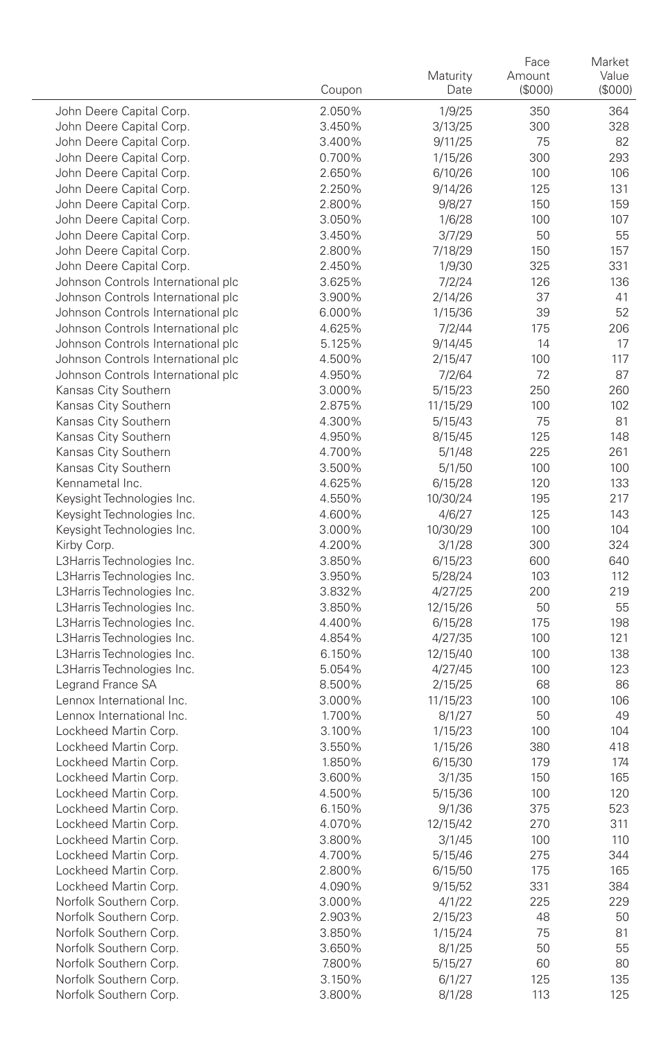| | Coupon | Maturity Date | Face Amount ($000) | Market Value ($000) |
|---|---|---|---|---|
| John Deere Capital Corp. | 2.050% | 1/9/25 | 350 | 364 |
| John Deere Capital Corp. | 3.450% | 3/13/25 | 300 | 328 |
| John Deere Capital Corp. | 3.400% | 9/11/25 | 75 | 82 |
| John Deere Capital Corp. | 0.700% | 1/15/26 | 300 | 293 |
| John Deere Capital Corp. | 2.650% | 6/10/26 | 100 | 106 |
| John Deere Capital Corp. | 2.250% | 9/14/26 | 125 | 131 |
| John Deere Capital Corp. | 2.800% | 9/8/27 | 150 | 159 |
| John Deere Capital Corp. | 3.050% | 1/6/28 | 100 | 107 |
| John Deere Capital Corp. | 3.450% | 3/7/29 | 50 | 55 |
| John Deere Capital Corp. | 2.800% | 7/18/29 | 150 | 157 |
| John Deere Capital Corp. | 2.450% | 1/9/30 | 325 | 331 |
| Johnson Controls International plc | 3.625% | 7/2/24 | 126 | 136 |
| Johnson Controls International plc | 3.900% | 2/14/26 | 37 | 41 |
| Johnson Controls International plc | 6.000% | 1/15/36 | 39 | 52 |
| Johnson Controls International plc | 4.625% | 7/2/44 | 175 | 206 |
| Johnson Controls International plc | 5.125% | 9/14/45 | 14 | 17 |
| Johnson Controls International plc | 4.500% | 2/15/47 | 100 | 117 |
| Johnson Controls International plc | 4.950% | 7/2/64 | 72 | 87 |
| Kansas City Southern | 3.000% | 5/15/23 | 250 | 260 |
| Kansas City Southern | 2.875% | 11/15/29 | 100 | 102 |
| Kansas City Southern | 4.300% | 5/15/43 | 75 | 81 |
| Kansas City Southern | 4.950% | 8/15/45 | 125 | 148 |
| Kansas City Southern | 4.700% | 5/1/48 | 225 | 261 |
| Kansas City Southern | 3.500% | 5/1/50 | 100 | 100 |
| Kennametal Inc. | 4.625% | 6/15/28 | 120 | 133 |
| Keysight Technologies Inc. | 4.550% | 10/30/24 | 195 | 217 |
| Keysight Technologies Inc. | 4.600% | 4/6/27 | 125 | 143 |
| Keysight Technologies Inc. | 3.000% | 10/30/29 | 100 | 104 |
| Kirby Corp. | 4.200% | 3/1/28 | 300 | 324 |
| L3Harris Technologies Inc. | 3.850% | 6/15/23 | 600 | 640 |
| L3Harris Technologies Inc. | 3.950% | 5/28/24 | 103 | 112 |
| L3Harris Technologies Inc. | 3.832% | 4/27/25 | 200 | 219 |
| L3Harris Technologies Inc. | 3.850% | 12/15/26 | 50 | 55 |
| L3Harris Technologies Inc. | 4.400% | 6/15/28 | 175 | 198 |
| L3Harris Technologies Inc. | 4.854% | 4/27/35 | 100 | 121 |
| L3Harris Technologies Inc. | 6.150% | 12/15/40 | 100 | 138 |
| L3Harris Technologies Inc. | 5.054% | 4/27/45 | 100 | 123 |
| Legrand France SA | 8.500% | 2/15/25 | 68 | 86 |
| Lennox International Inc. | 3.000% | 11/15/23 | 100 | 106 |
| Lennox International Inc. | 1.700% | 8/1/27 | 50 | 49 |
| Lockheed Martin Corp. | 3.100% | 1/15/23 | 100 | 104 |
| Lockheed Martin Corp. | 3.550% | 1/15/26 | 380 | 418 |
| Lockheed Martin Corp. | 1.850% | 6/15/30 | 179 | 174 |
| Lockheed Martin Corp. | 3.600% | 3/1/35 | 150 | 165 |
| Lockheed Martin Corp. | 4.500% | 5/15/36 | 100 | 120 |
| Lockheed Martin Corp. | 6.150% | 9/1/36 | 375 | 523 |
| Lockheed Martin Corp. | 4.070% | 12/15/42 | 270 | 311 |
| Lockheed Martin Corp. | 3.800% | 3/1/45 | 100 | 110 |
| Lockheed Martin Corp. | 4.700% | 5/15/46 | 275 | 344 |
| Lockheed Martin Corp. | 2.800% | 6/15/50 | 175 | 165 |
| Lockheed Martin Corp. | 4.090% | 9/15/52 | 331 | 384 |
| Norfolk Southern Corp. | 3.000% | 4/1/22 | 225 | 229 |
| Norfolk Southern Corp. | 2.903% | 2/15/23 | 48 | 50 |
| Norfolk Southern Corp. | 3.850% | 1/15/24 | 75 | 81 |
| Norfolk Southern Corp. | 3.650% | 8/1/25 | 50 | 55 |
| Norfolk Southern Corp. | 7.800% | 5/15/27 | 60 | 80 |
| Norfolk Southern Corp. | 3.150% | 6/1/27 | 125 | 135 |
| Norfolk Southern Corp. | 3.800% | 8/1/28 | 113 | 125 |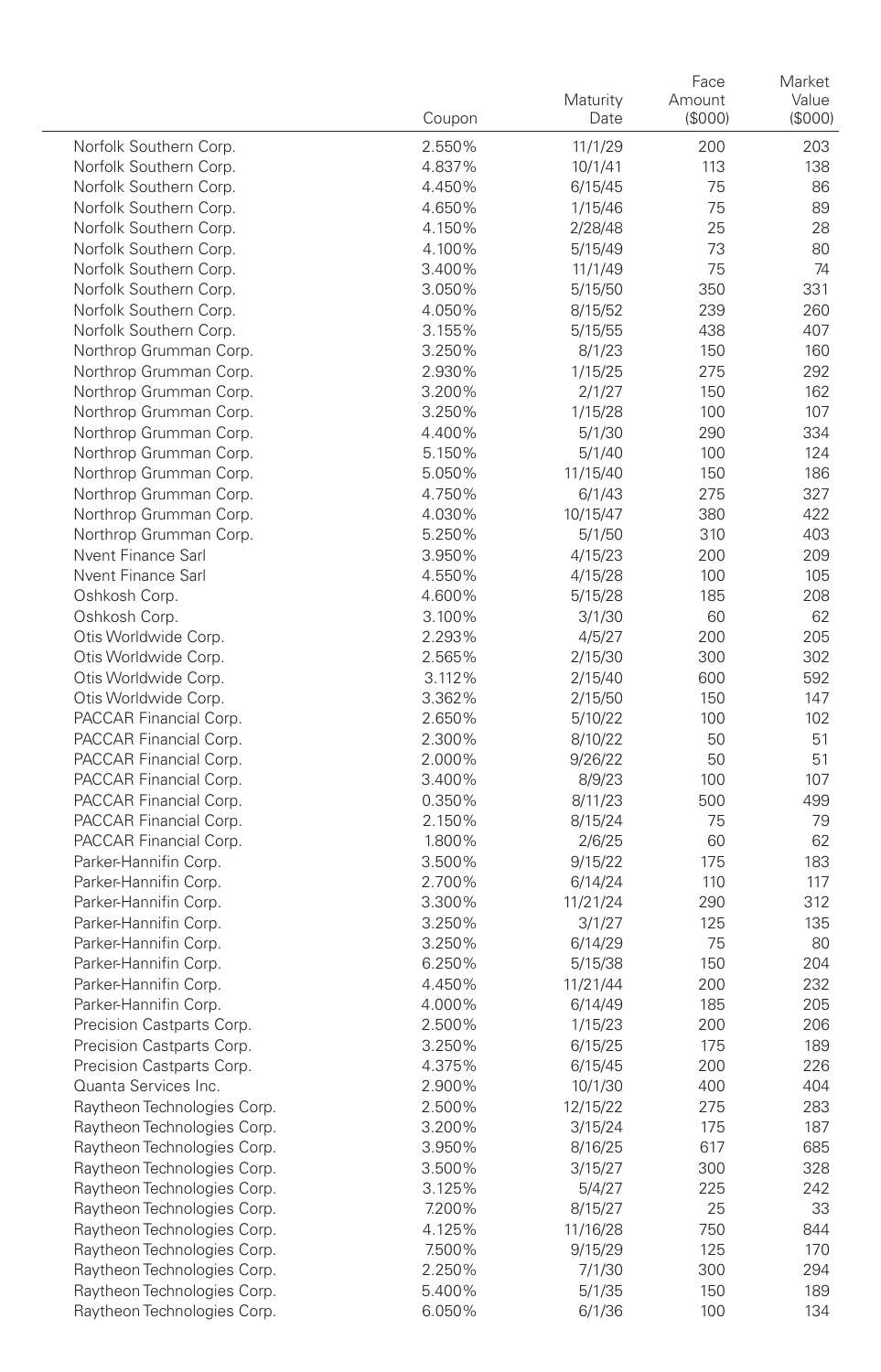| | Coupon | Maturity Date | Face Amount ($000) | Market Value ($000) |
|---|---|---|---|---|
| Norfolk Southern Corp. | 2.550% | 11/1/29 | 200 | 203 |
| Norfolk Southern Corp. | 4.837% | 10/1/41 | 113 | 138 |
| Norfolk Southern Corp. | 4.450% | 6/15/45 | 75 | 86 |
| Norfolk Southern Corp. | 4.650% | 1/15/46 | 75 | 89 |
| Norfolk Southern Corp. | 4.150% | 2/28/48 | 25 | 28 |
| Norfolk Southern Corp. | 4.100% | 5/15/49 | 73 | 80 |
| Norfolk Southern Corp. | 3.400% | 11/1/49 | 75 | 74 |
| Norfolk Southern Corp. | 3.050% | 5/15/50 | 350 | 331 |
| Norfolk Southern Corp. | 4.050% | 8/15/52 | 239 | 260 |
| Norfolk Southern Corp. | 3.155% | 5/15/55 | 438 | 407 |
| Northrop Grumman Corp. | 3.250% | 8/1/23 | 150 | 160 |
| Northrop Grumman Corp. | 2.930% | 1/15/25 | 275 | 292 |
| Northrop Grumman Corp. | 3.200% | 2/1/27 | 150 | 162 |
| Northrop Grumman Corp. | 3.250% | 1/15/28 | 100 | 107 |
| Northrop Grumman Corp. | 4.400% | 5/1/30 | 290 | 334 |
| Northrop Grumman Corp. | 5.150% | 5/1/40 | 100 | 124 |
| Northrop Grumman Corp. | 5.050% | 11/15/40 | 150 | 186 |
| Northrop Grumman Corp. | 4.750% | 6/1/43 | 275 | 327 |
| Northrop Grumman Corp. | 4.030% | 10/15/47 | 380 | 422 |
| Northrop Grumman Corp. | 5.250% | 5/1/50 | 310 | 403 |
| Nvent Finance Sarl | 3.950% | 4/15/23 | 200 | 209 |
| Nvent Finance Sarl | 4.550% | 4/15/28 | 100 | 105 |
| Oshkosh Corp. | 4.600% | 5/15/28 | 185 | 208 |
| Oshkosh Corp. | 3.100% | 3/1/30 | 60 | 62 |
| Otis Worldwide Corp. | 2.293% | 4/5/27 | 200 | 205 |
| Otis Worldwide Corp. | 2.565% | 2/15/30 | 300 | 302 |
| Otis Worldwide Corp. | 3.112% | 2/15/40 | 600 | 592 |
| Otis Worldwide Corp. | 3.362% | 2/15/50 | 150 | 147 |
| PACCAR Financial Corp. | 2.650% | 5/10/22 | 100 | 102 |
| PACCAR Financial Corp. | 2.300% | 8/10/22 | 50 | 51 |
| PACCAR Financial Corp. | 2.000% | 9/26/22 | 50 | 51 |
| PACCAR Financial Corp. | 3.400% | 8/9/23 | 100 | 107 |
| PACCAR Financial Corp. | 0.350% | 8/11/23 | 500 | 499 |
| PACCAR Financial Corp. | 2.150% | 8/15/24 | 75 | 79 |
| PACCAR Financial Corp. | 1.800% | 2/6/25 | 60 | 62 |
| Parker-Hannifin Corp. | 3.500% | 9/15/22 | 175 | 183 |
| Parker-Hannifin Corp. | 2.700% | 6/14/24 | 110 | 117 |
| Parker-Hannifin Corp. | 3.300% | 11/21/24 | 290 | 312 |
| Parker-Hannifin Corp. | 3.250% | 3/1/27 | 125 | 135 |
| Parker-Hannifin Corp. | 3.250% | 6/14/29 | 75 | 80 |
| Parker-Hannifin Corp. | 6.250% | 5/15/38 | 150 | 204 |
| Parker-Hannifin Corp. | 4.450% | 11/21/44 | 200 | 232 |
| Parker-Hannifin Corp. | 4.000% | 6/14/49 | 185 | 205 |
| Precision Castparts Corp. | 2.500% | 1/15/23 | 200 | 206 |
| Precision Castparts Corp. | 3.250% | 6/15/25 | 175 | 189 |
| Precision Castparts Corp. | 4.375% | 6/15/45 | 200 | 226 |
| Quanta Services Inc. | 2.900% | 10/1/30 | 400 | 404 |
| Raytheon Technologies Corp. | 2.500% | 12/15/22 | 275 | 283 |
| Raytheon Technologies Corp. | 3.200% | 3/15/24 | 175 | 187 |
| Raytheon Technologies Corp. | 3.950% | 8/16/25 | 617 | 685 |
| Raytheon Technologies Corp. | 3.500% | 3/15/27 | 300 | 328 |
| Raytheon Technologies Corp. | 3.125% | 5/4/27 | 225 | 242 |
| Raytheon Technologies Corp. | 7.200% | 8/15/27 | 25 | 33 |
| Raytheon Technologies Corp. | 4.125% | 11/16/28 | 750 | 844 |
| Raytheon Technologies Corp. | 7.500% | 9/15/29 | 125 | 170 |
| Raytheon Technologies Corp. | 2.250% | 7/1/30 | 300 | 294 |
| Raytheon Technologies Corp. | 5.400% | 5/1/35 | 150 | 189 |
| Raytheon Technologies Corp. | 6.050% | 6/1/36 | 100 | 134 |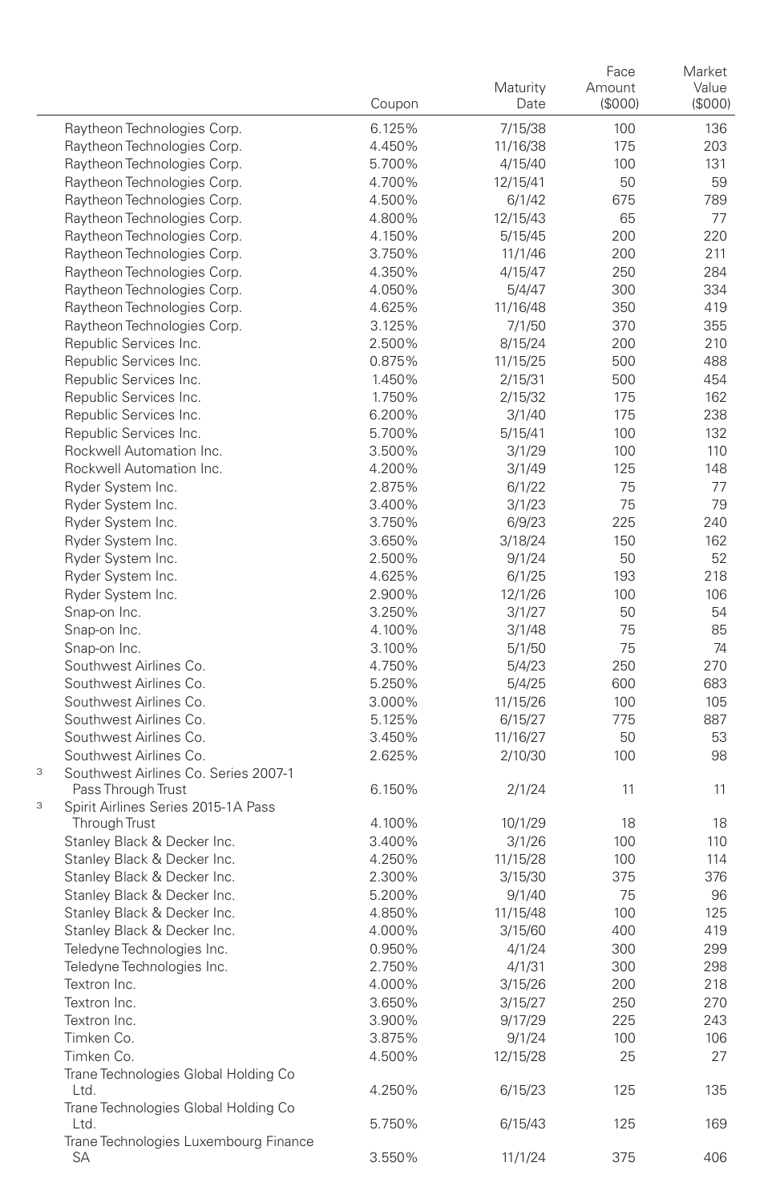| | | Coupon | Maturity Date | Face Amount ($000) | Market Value ($000) |
|---|---|---|---|---|---|
| | Raytheon Technologies Corp. | 6.125% | 7/15/38 | 100 | 136 |
| | Raytheon Technologies Corp. | 4.450% | 11/16/38 | 175 | 203 |
| | Raytheon Technologies Corp. | 5.700% | 4/15/40 | 100 | 131 |
| | Raytheon Technologies Corp. | 4.700% | 12/15/41 | 50 | 59 |
| | Raytheon Technologies Corp. | 4.500% | 6/1/42 | 675 | 789 |
| | Raytheon Technologies Corp. | 4.800% | 12/15/43 | 65 | 77 |
| | Raytheon Technologies Corp. | 4.150% | 5/15/45 | 200 | 220 |
| | Raytheon Technologies Corp. | 3.750% | 11/1/46 | 200 | 211 |
| | Raytheon Technologies Corp. | 4.350% | 4/15/47 | 250 | 284 |
| | Raytheon Technologies Corp. | 4.050% | 5/4/47 | 300 | 334 |
| | Raytheon Technologies Corp. | 4.625% | 11/16/48 | 350 | 419 |
| | Raytheon Technologies Corp. | 3.125% | 7/1/50 | 370 | 355 |
| | Republic Services Inc. | 2.500% | 8/15/24 | 200 | 210 |
| | Republic Services Inc. | 0.875% | 11/15/25 | 500 | 488 |
| | Republic Services Inc. | 1.450% | 2/15/31 | 500 | 454 |
| | Republic Services Inc. | 1.750% | 2/15/32 | 175 | 162 |
| | Republic Services Inc. | 6.200% | 3/1/40 | 175 | 238 |
| | Republic Services Inc. | 5.700% | 5/15/41 | 100 | 132 |
| | Rockwell Automation Inc. | 3.500% | 3/1/29 | 100 | 110 |
| | Rockwell Automation Inc. | 4.200% | 3/1/49 | 125 | 148 |
| | Ryder System Inc. | 2.875% | 6/1/22 | 75 | 77 |
| | Ryder System Inc. | 3.400% | 3/1/23 | 75 | 79 |
| | Ryder System Inc. | 3.750% | 6/9/23 | 225 | 240 |
| | Ryder System Inc. | 3.650% | 3/18/24 | 150 | 162 |
| | Ryder System Inc. | 2.500% | 9/1/24 | 50 | 52 |
| | Ryder System Inc. | 4.625% | 6/1/25 | 193 | 218 |
| | Ryder System Inc. | 2.900% | 12/1/26 | 100 | 106 |
| | Snap-on Inc. | 3.250% | 3/1/27 | 50 | 54 |
| | Snap-on Inc. | 4.100% | 3/1/48 | 75 | 85 |
| | Snap-on Inc. | 3.100% | 5/1/50 | 75 | 74 |
| | Southwest Airlines Co. | 4.750% | 5/4/23 | 250 | 270 |
| | Southwest Airlines Co. | 5.250% | 5/4/25 | 600 | 683 |
| | Southwest Airlines Co. | 3.000% | 11/15/26 | 100 | 105 |
| | Southwest Airlines Co. | 5.125% | 6/15/27 | 775 | 887 |
| | Southwest Airlines Co. | 3.450% | 11/16/27 | 50 | 53 |
| | Southwest Airlines Co. | 2.625% | 2/10/30 | 100 | 98 |
| 3 | Southwest Airlines Co. Series 2007-1 Pass Through Trust | 6.150% | 2/1/24 | 11 | 11 |
| 3 | Spirit Airlines Series 2015-1A Pass Through Trust | 4.100% | 10/1/29 | 18 | 18 |
| | Stanley Black & Decker Inc. | 3.400% | 3/1/26 | 100 | 110 |
| | Stanley Black & Decker Inc. | 4.250% | 11/15/28 | 100 | 114 |
| | Stanley Black & Decker Inc. | 2.300% | 3/15/30 | 375 | 376 |
| | Stanley Black & Decker Inc. | 5.200% | 9/1/40 | 75 | 96 |
| | Stanley Black & Decker Inc. | 4.850% | 11/15/48 | 100 | 125 |
| | Stanley Black & Decker Inc. | 4.000% | 3/15/60 | 400 | 419 |
| | Teledyne Technologies Inc. | 0.950% | 4/1/24 | 300 | 299 |
| | Teledyne Technologies Inc. | 2.750% | 4/1/31 | 300 | 298 |
| | Textron Inc. | 4.000% | 3/15/26 | 200 | 218 |
| | Textron Inc. | 3.650% | 3/15/27 | 250 | 270 |
| | Textron Inc. | 3.900% | 9/17/29 | 225 | 243 |
| | Timken Co. | 3.875% | 9/1/24 | 100 | 106 |
| | Timken Co. | 4.500% | 12/15/28 | 25 | 27 |
| | Trane Technologies Global Holding Co Ltd. | 4.250% | 6/15/23 | 125 | 135 |
| | Trane Technologies Global Holding Co Ltd. | 5.750% | 6/15/43 | 125 | 169 |
| | Trane Technologies Luxembourg Finance SA | 3.550% | 11/1/24 | 375 | 406 |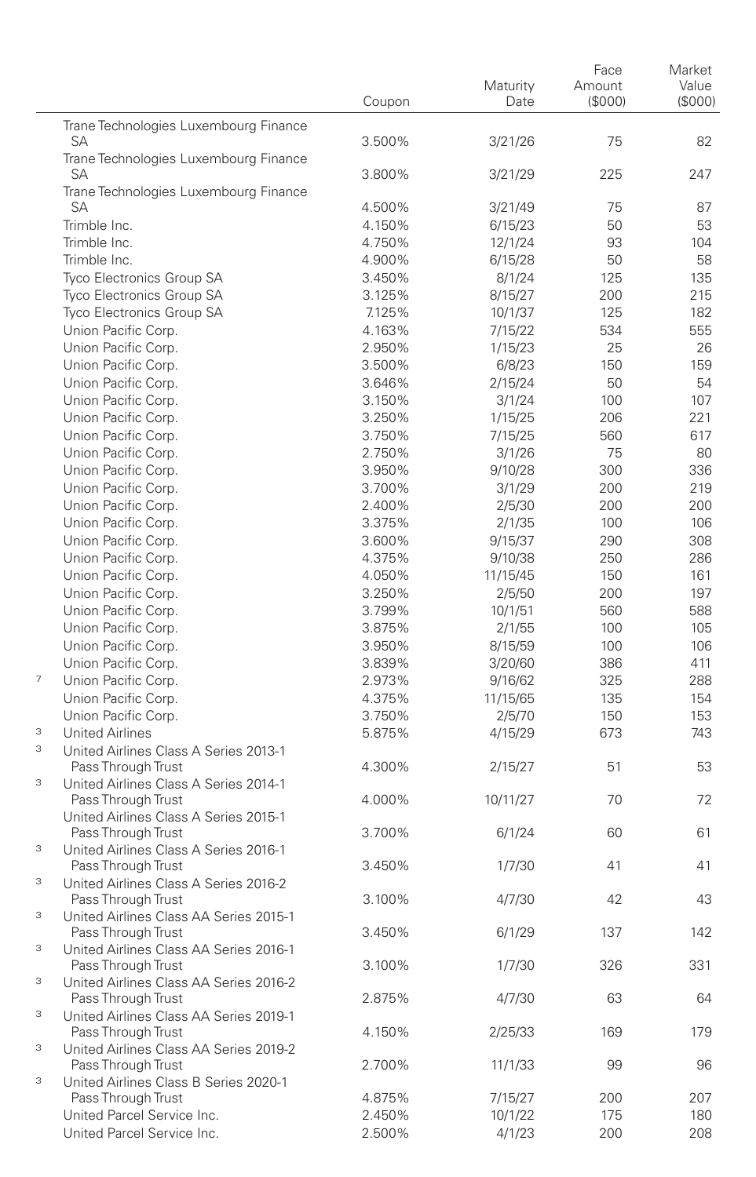| | | Coupon | Maturity Date | Face Amount ($000) | Market Value ($000) |
|---|---|---|---|---|---|
| | Trane Technologies Luxembourg Finance SA | 3.500% | 3/21/26 | 75 | 82 |
| | Trane Technologies Luxembourg Finance SA | 3.800% | 3/21/29 | 225 | 247 |
| | Trane Technologies Luxembourg Finance SA | 4.500% | 3/21/49 | 75 | 87 |
| | Trimble Inc. | 4.150% | 6/15/23 | 50 | 53 |
| | Trimble Inc. | 4.750% | 12/1/24 | 93 | 104 |
| | Trimble Inc. | 4.900% | 6/15/28 | 50 | 58 |
| | Tyco Electronics Group SA | 3.450% | 8/1/24 | 125 | 135 |
| | Tyco Electronics Group SA | 3.125% | 8/15/27 | 200 | 215 |
| | Tyco Electronics Group SA | 7.125% | 10/1/37 | 125 | 182 |
| | Union Pacific Corp. | 4.163% | 7/15/22 | 534 | 555 |
| | Union Pacific Corp. | 2.950% | 1/15/23 | 25 | 26 |
| | Union Pacific Corp. | 3.500% | 6/8/23 | 150 | 159 |
| | Union Pacific Corp. | 3.646% | 2/15/24 | 50 | 54 |
| | Union Pacific Corp. | 3.150% | 3/1/24 | 100 | 107 |
| | Union Pacific Corp. | 3.250% | 1/15/25 | 206 | 221 |
| | Union Pacific Corp. | 3.750% | 7/15/25 | 560 | 617 |
| | Union Pacific Corp. | 2.750% | 3/1/26 | 75 | 80 |
| | Union Pacific Corp. | 3.950% | 9/10/28 | 300 | 336 |
| | Union Pacific Corp. | 3.700% | 3/1/29 | 200 | 219 |
| | Union Pacific Corp. | 2.400% | 2/5/30 | 200 | 200 |
| | Union Pacific Corp. | 3.375% | 2/1/35 | 100 | 106 |
| | Union Pacific Corp. | 3.600% | 9/15/37 | 290 | 308 |
| | Union Pacific Corp. | 4.375% | 9/10/38 | 250 | 286 |
| | Union Pacific Corp. | 4.050% | 11/15/45 | 150 | 161 |
| | Union Pacific Corp. | 3.250% | 2/5/50 | 200 | 197 |
| | Union Pacific Corp. | 3.799% | 10/1/51 | 560 | 588 |
| | Union Pacific Corp. | 3.875% | 2/1/55 | 100 | 105 |
| | Union Pacific Corp. | 3.950% | 8/15/59 | 100 | 106 |
| | Union Pacific Corp. | 3.839% | 3/20/60 | 386 | 411 |
| 7 | Union Pacific Corp. | 2.973% | 9/16/62 | 325 | 288 |
| | Union Pacific Corp. | 4.375% | 11/15/65 | 135 | 154 |
| | Union Pacific Corp. | 3.750% | 2/5/70 | 150 | 153 |
| 3 | United Airlines | 5.875% | 4/15/29 | 673 | 743 |
| 3 | United Airlines Class A Series 2013-1 Pass Through Trust | 4.300% | 2/15/27 | 51 | 53 |
| 3 | United Airlines Class A Series 2014-1 Pass Through Trust | 4.000% | 10/11/27 | 70 | 72 |
| | United Airlines Class A Series 2015-1 Pass Through Trust | 3.700% | 6/1/24 | 60 | 61 |
| 3 | United Airlines Class A Series 2016-1 Pass Through Trust | 3.450% | 1/7/30 | 41 | 41 |
| 3 | United Airlines Class A Series 2016-2 Pass Through Trust | 3.100% | 4/7/30 | 42 | 43 |
| 3 | United Airlines Class AA Series 2015-1 Pass Through Trust | 3.450% | 6/1/29 | 137 | 142 |
| 3 | United Airlines Class AA Series 2016-1 Pass Through Trust | 3.100% | 1/7/30 | 326 | 331 |
| 3 | United Airlines Class AA Series 2016-2 Pass Through Trust | 2.875% | 4/7/30 | 63 | 64 |
| 3 | United Airlines Class AA Series 2019-1 Pass Through Trust | 4.150% | 2/25/33 | 169 | 179 |
| 3 | United Airlines Class AA Series 2019-2 Pass Through Trust | 2.700% | 11/1/33 | 99 | 96 |
| 3 | United Airlines Class B Series 2020-1 Pass Through Trust | 4.875% | 7/15/27 | 200 | 207 |
| | United Parcel Service Inc. | 2.450% | 10/1/22 | 175 | 180 |
| | United Parcel Service Inc. | 2.500% | 4/1/23 | 200 | 208 |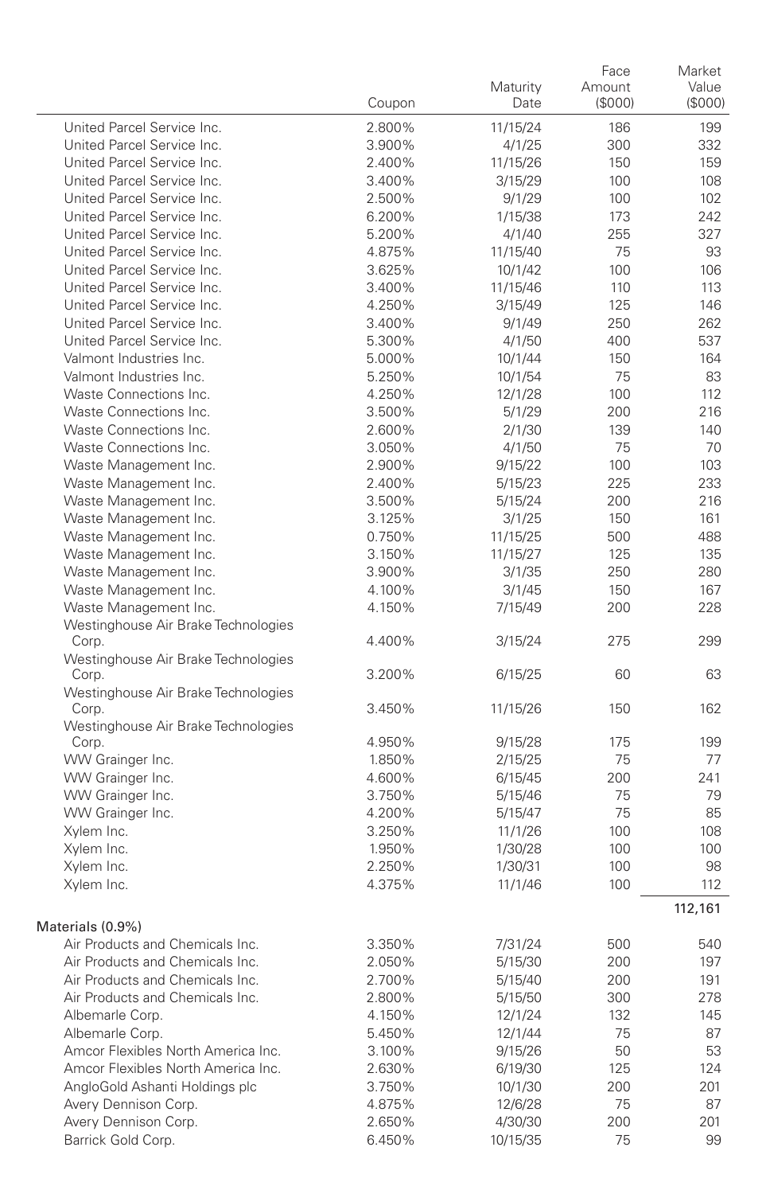| | Coupon | Maturity Date | Face Amount ($000) | Market Value ($000) |
|---|---|---|---|---|
| United Parcel Service Inc. | 2.800% | 11/15/24 | 186 | 199 |
| United Parcel Service Inc. | 3.900% | 4/1/25 | 300 | 332 |
| United Parcel Service Inc. | 2.400% | 11/15/26 | 150 | 159 |
| United Parcel Service Inc. | 3.400% | 3/15/29 | 100 | 108 |
| United Parcel Service Inc. | 2.500% | 9/1/29 | 100 | 102 |
| United Parcel Service Inc. | 6.200% | 1/15/38 | 173 | 242 |
| United Parcel Service Inc. | 5.200% | 4/1/40 | 255 | 327 |
| United Parcel Service Inc. | 4.875% | 11/15/40 | 75 | 93 |
| United Parcel Service Inc. | 3.625% | 10/1/42 | 100 | 106 |
| United Parcel Service Inc. | 3.400% | 11/15/46 | 110 | 113 |
| United Parcel Service Inc. | 4.250% | 3/15/49 | 125 | 146 |
| United Parcel Service Inc. | 3.400% | 9/1/49 | 250 | 262 |
| United Parcel Service Inc. | 5.300% | 4/1/50 | 400 | 537 |
| Valmont Industries Inc. | 5.000% | 10/1/44 | 150 | 164 |
| Valmont Industries Inc. | 5.250% | 10/1/54 | 75 | 83 |
| Waste Connections Inc. | 4.250% | 12/1/28 | 100 | 112 |
| Waste Connections Inc. | 3.500% | 5/1/29 | 200 | 216 |
| Waste Connections Inc. | 2.600% | 2/1/30 | 139 | 140 |
| Waste Connections Inc. | 3.050% | 4/1/50 | 75 | 70 |
| Waste Management Inc. | 2.900% | 9/15/22 | 100 | 103 |
| Waste Management Inc. | 2.400% | 5/15/23 | 225 | 233 |
| Waste Management Inc. | 3.500% | 5/15/24 | 200 | 216 |
| Waste Management Inc. | 3.125% | 3/1/25 | 150 | 161 |
| Waste Management Inc. | 0.750% | 11/15/25 | 500 | 488 |
| Waste Management Inc. | 3.150% | 11/15/27 | 125 | 135 |
| Waste Management Inc. | 3.900% | 3/1/35 | 250 | 280 |
| Waste Management Inc. | 4.100% | 3/1/45 | 150 | 167 |
| Waste Management Inc. | 4.150% | 7/15/49 | 200 | 228 |
| Westinghouse Air Brake Technologies Corp. | 4.400% | 3/15/24 | 275 | 299 |
| Westinghouse Air Brake Technologies Corp. | 3.200% | 6/15/25 | 60 | 63 |
| Westinghouse Air Brake Technologies Corp. | 3.450% | 11/15/26 | 150 | 162 |
| Westinghouse Air Brake Technologies Corp. | 4.950% | 9/15/28 | 175 | 199 |
| WW Grainger Inc. | 1.850% | 2/15/25 | 75 | 77 |
| WW Grainger Inc. | 4.600% | 6/15/45 | 200 | 241 |
| WW Grainger Inc. | 3.750% | 5/15/46 | 75 | 79 |
| WW Grainger Inc. | 4.200% | 5/15/47 | 75 | 85 |
| Xylem Inc. | 3.250% | 11/1/26 | 100 | 108 |
| Xylem Inc. | 1.950% | 1/30/28 | 100 | 100 |
| Xylem Inc. | 2.250% | 1/30/31 | 100 | 98 |
| Xylem Inc. | 4.375% | 11/1/46 | 100 | 112 |
| | | | | 112,161 |
| **Materials (0.9%)** | | | | |
| Air Products and Chemicals Inc. | 3.350% | 7/31/24 | 500 | 540 |
| Air Products and Chemicals Inc. | 2.050% | 5/15/30 | 200 | 197 |
| Air Products and Chemicals Inc. | 2.700% | 5/15/40 | 200 | 191 |
| Air Products and Chemicals Inc. | 2.800% | 5/15/50 | 300 | 278 |
| Albemarle Corp. | 4.150% | 12/1/24 | 132 | 145 |
| Albemarle Corp. | 5.450% | 12/1/44 | 75 | 87 |
| Amcor Flexibles North America Inc. | 3.100% | 9/15/26 | 50 | 53 |
| Amcor Flexibles North America Inc. | 2.630% | 6/19/30 | 125 | 124 |
| AngloGold Ashanti Holdings plc | 3.750% | 10/1/30 | 200 | 201 |
| Avery Dennison Corp. | 4.875% | 12/6/28 | 75 | 87 |
| Avery Dennison Corp. | 2.650% | 4/30/30 | 200 | 201 |
| Barrick Gold Corp. | 6.450% | 10/15/35 | 75 | 99 |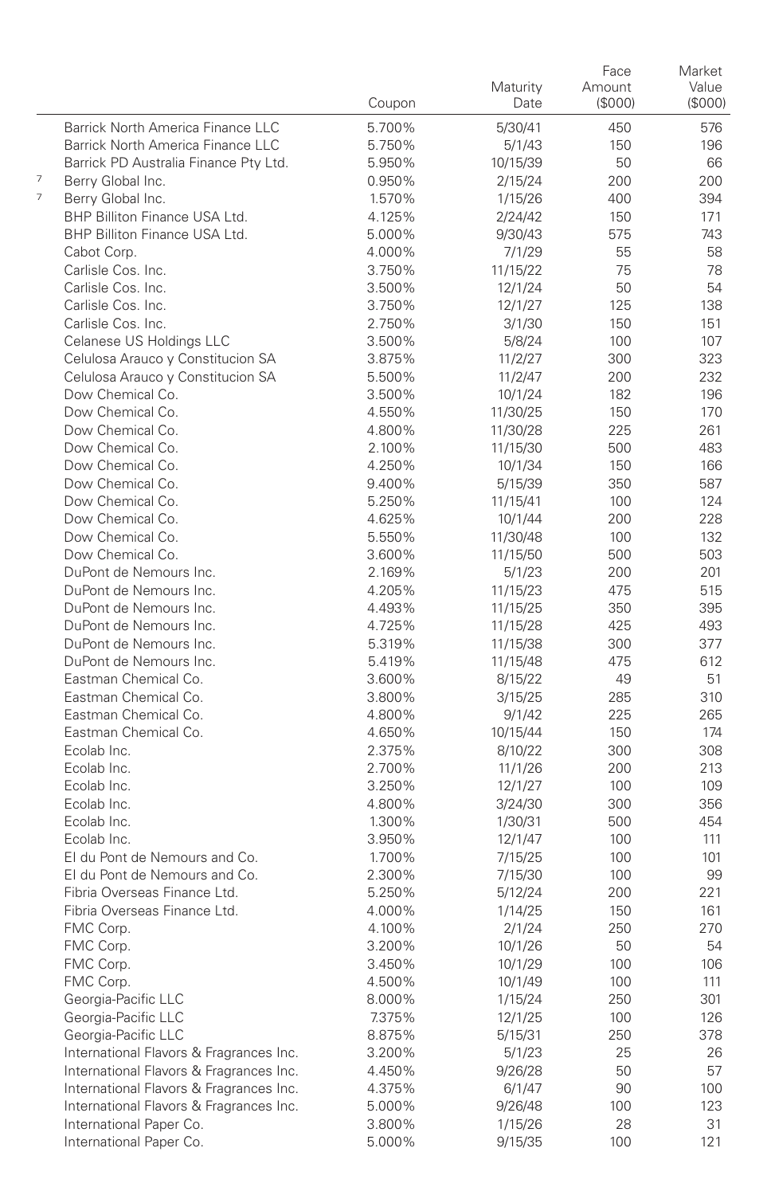| | | Coupon | Maturity Date | Face Amount ($000) | Market Value ($000) |
|---|---|---|---|---|---|
| | Barrick North America Finance LLC | 5.700% | 5/30/41 | 450 | 576 |
| | Barrick North America Finance LLC | 5.750% | 5/1/43 | 150 | 196 |
| | Barrick PD Australia Finance Pty Ltd. | 5.950% | 10/15/39 | 50 | 66 |
| 7 | Berry Global Inc. | 0.950% | 2/15/24 | 200 | 200 |
| 7 | Berry Global Inc. | 1.570% | 1/15/26 | 400 | 394 |
| | BHP Billiton Finance USA Ltd. | 4.125% | 2/24/42 | 150 | 171 |
| | BHP Billiton Finance USA Ltd. | 5.000% | 9/30/43 | 575 | 743 |
| | Cabot Corp. | 4.000% | 7/1/29 | 55 | 58 |
| | Carlisle Cos. Inc. | 3.750% | 11/15/22 | 75 | 78 |
| | Carlisle Cos. Inc. | 3.500% | 12/1/24 | 50 | 54 |
| | Carlisle Cos. Inc. | 3.750% | 12/1/27 | 125 | 138 |
| | Carlisle Cos. Inc. | 2.750% | 3/1/30 | 150 | 151 |
| | Celanese US Holdings LLC | 3.500% | 5/8/24 | 100 | 107 |
| | Celulosa Arauco y Constitucion SA | 3.875% | 11/2/27 | 300 | 323 |
| | Celulosa Arauco y Constitucion SA | 5.500% | 11/2/47 | 200 | 232 |
| | Dow Chemical Co. | 3.500% | 10/1/24 | 182 | 196 |
| | Dow Chemical Co. | 4.550% | 11/30/25 | 150 | 170 |
| | Dow Chemical Co. | 4.800% | 11/30/28 | 225 | 261 |
| | Dow Chemical Co. | 2.100% | 11/15/30 | 500 | 483 |
| | Dow Chemical Co. | 4.250% | 10/1/34 | 150 | 166 |
| | Dow Chemical Co. | 9.400% | 5/15/39 | 350 | 587 |
| | Dow Chemical Co. | 5.250% | 11/15/41 | 100 | 124 |
| | Dow Chemical Co. | 4.625% | 10/1/44 | 200 | 228 |
| | Dow Chemical Co. | 5.550% | 11/30/48 | 100 | 132 |
| | Dow Chemical Co. | 3.600% | 11/15/50 | 500 | 503 |
| | DuPont de Nemours Inc. | 2.169% | 5/1/23 | 200 | 201 |
| | DuPont de Nemours Inc. | 4.205% | 11/15/23 | 475 | 515 |
| | DuPont de Nemours Inc. | 4.493% | 11/15/25 | 350 | 395 |
| | DuPont de Nemours Inc. | 4.725% | 11/15/28 | 425 | 493 |
| | DuPont de Nemours Inc. | 5.319% | 11/15/38 | 300 | 377 |
| | DuPont de Nemours Inc. | 5.419% | 11/15/48 | 475 | 612 |
| | Eastman Chemical Co. | 3.600% | 8/15/22 | 49 | 51 |
| | Eastman Chemical Co. | 3.800% | 3/15/25 | 285 | 310 |
| | Eastman Chemical Co. | 4.800% | 9/1/42 | 225 | 265 |
| | Eastman Chemical Co. | 4.650% | 10/15/44 | 150 | 174 |
| | Ecolab Inc. | 2.375% | 8/10/22 | 300 | 308 |
| | Ecolab Inc. | 2.700% | 11/1/26 | 200 | 213 |
| | Ecolab Inc. | 3.250% | 12/1/27 | 100 | 109 |
| | Ecolab Inc. | 4.800% | 3/24/30 | 300 | 356 |
| | Ecolab Inc. | 1.300% | 1/30/31 | 500 | 454 |
| | Ecolab Inc. | 3.950% | 12/1/47 | 100 | 111 |
| | EI du Pont de Nemours and Co. | 1.700% | 7/15/25 | 100 | 101 |
| | EI du Pont de Nemours and Co. | 2.300% | 7/15/30 | 100 | 99 |
| | Fibria Overseas Finance Ltd. | 5.250% | 5/12/24 | 200 | 221 |
| | Fibria Overseas Finance Ltd. | 4.000% | 1/14/25 | 150 | 161 |
| | FMC Corp. | 4.100% | 2/1/24 | 250 | 270 |
| | FMC Corp. | 3.200% | 10/1/26 | 50 | 54 |
| | FMC Corp. | 3.450% | 10/1/29 | 100 | 106 |
| | FMC Corp. | 4.500% | 10/1/49 | 100 | 111 |
| | Georgia-Pacific LLC | 8.000% | 1/15/24 | 250 | 301 |
| | Georgia-Pacific LLC | 7.375% | 12/1/25 | 100 | 126 |
| | Georgia-Pacific LLC | 8.875% | 5/15/31 | 250 | 378 |
| | International Flavors & Fragrances Inc. | 3.200% | 5/1/23 | 25 | 26 |
| | International Flavors & Fragrances Inc. | 4.450% | 9/26/28 | 50 | 57 |
| | International Flavors & Fragrances Inc. | 4.375% | 6/1/47 | 90 | 100 |
| | International Flavors & Fragrances Inc. | 5.000% | 9/26/48 | 100 | 123 |
| | International Paper Co. | 3.800% | 1/15/26 | 28 | 31 |
| | International Paper Co. | 5.000% | 9/15/35 | 100 | 121 |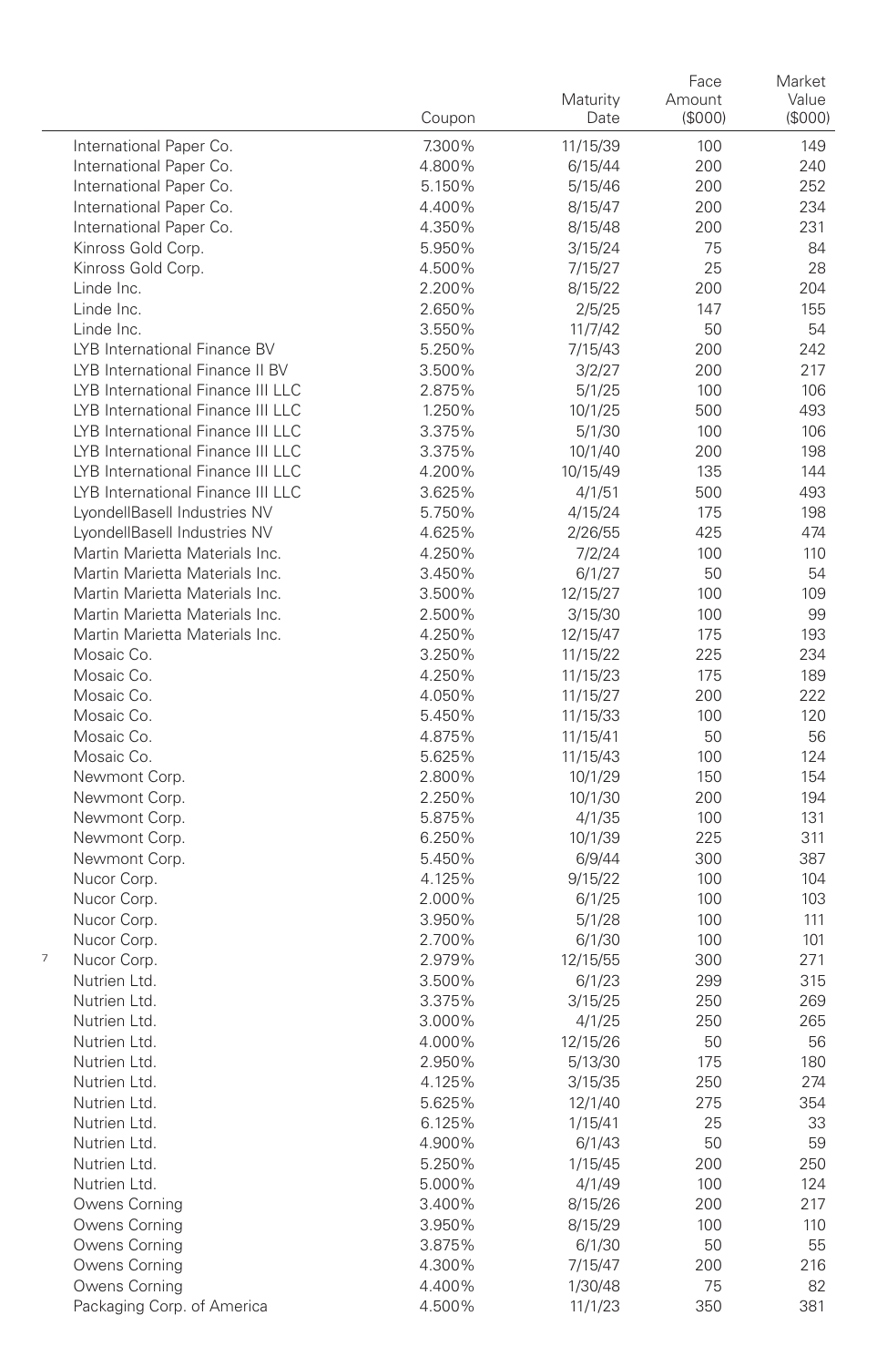| | Coupon | Maturity Date | Face Amount ($000) | Market Value ($000) |
|---|---|---|---|---|
| International Paper Co. | 7.300% | 11/15/39 | 100 | 149 |
| International Paper Co. | 4.800% | 6/15/44 | 200 | 240 |
| International Paper Co. | 5.150% | 5/15/46 | 200 | 252 |
| International Paper Co. | 4.400% | 8/15/47 | 200 | 234 |
| International Paper Co. | 4.350% | 8/15/48 | 200 | 231 |
| Kinross Gold Corp. | 5.950% | 3/15/24 | 75 | 84 |
| Kinross Gold Corp. | 4.500% | 7/15/27 | 25 | 28 |
| Linde Inc. | 2.200% | 8/15/22 | 200 | 204 |
| Linde Inc. | 2.650% | 2/5/25 | 147 | 155 |
| Linde Inc. | 3.550% | 11/7/42 | 50 | 54 |
| LYB International Finance BV | 5.250% | 7/15/43 | 200 | 242 |
| LYB International Finance II BV | 3.500% | 3/2/27 | 200 | 217 |
| LYB International Finance III LLC | 2.875% | 5/1/25 | 100 | 106 |
| LYB International Finance III LLC | 1.250% | 10/1/25 | 500 | 493 |
| LYB International Finance III LLC | 3.375% | 5/1/30 | 100 | 106 |
| LYB International Finance III LLC | 3.375% | 10/1/40 | 200 | 198 |
| LYB International Finance III LLC | 4.200% | 10/15/49 | 135 | 144 |
| LYB International Finance III LLC | 3.625% | 4/1/51 | 500 | 493 |
| LyondellBasell Industries NV | 5.750% | 4/15/24 | 175 | 198 |
| LyondellBasell Industries NV | 4.625% | 2/26/55 | 425 | 474 |
| Martin Marietta Materials Inc. | 4.250% | 7/2/24 | 100 | 110 |
| Martin Marietta Materials Inc. | 3.450% | 6/1/27 | 50 | 54 |
| Martin Marietta Materials Inc. | 3.500% | 12/15/27 | 100 | 109 |
| Martin Marietta Materials Inc. | 2.500% | 3/15/30 | 100 | 99 |
| Martin Marietta Materials Inc. | 4.250% | 12/15/47 | 175 | 193 |
| Mosaic Co. | 3.250% | 11/15/22 | 225 | 234 |
| Mosaic Co. | 4.250% | 11/15/23 | 175 | 189 |
| Mosaic Co. | 4.050% | 11/15/27 | 200 | 222 |
| Mosaic Co. | 5.450% | 11/15/33 | 100 | 120 |
| Mosaic Co. | 4.875% | 11/15/41 | 50 | 56 |
| Mosaic Co. | 5.625% | 11/15/43 | 100 | 124 |
| Newmont Corp. | 2.800% | 10/1/29 | 150 | 154 |
| Newmont Corp. | 2.250% | 10/1/30 | 200 | 194 |
| Newmont Corp. | 5.875% | 4/1/35 | 100 | 131 |
| Newmont Corp. | 6.250% | 10/1/39 | 225 | 311 |
| Newmont Corp. | 5.450% | 6/9/44 | 300 | 387 |
| Nucor Corp. | 4.125% | 9/15/22 | 100 | 104 |
| Nucor Corp. | 2.000% | 6/1/25 | 100 | 103 |
| Nucor Corp. | 3.950% | 5/1/28 | 100 | 111 |
| Nucor Corp. | 2.700% | 6/1/30 | 100 | 101 |
| [7] Nucor Corp. | 2.979% | 12/15/55 | 300 | 271 |
| Nutrien Ltd. | 3.500% | 6/1/23 | 299 | 315 |
| Nutrien Ltd. | 3.375% | 3/15/25 | 250 | 269 |
| Nutrien Ltd. | 3.000% | 4/1/25 | 250 | 265 |
| Nutrien Ltd. | 4.000% | 12/15/26 | 50 | 56 |
| Nutrien Ltd. | 2.950% | 5/13/30 | 175 | 180 |
| Nutrien Ltd. | 4.125% | 3/15/35 | 250 | 274 |
| Nutrien Ltd. | 5.625% | 12/1/40 | 275 | 354 |
| Nutrien Ltd. | 6.125% | 1/15/41 | 25 | 33 |
| Nutrien Ltd. | 4.900% | 6/1/43 | 50 | 59 |
| Nutrien Ltd. | 5.250% | 1/15/45 | 200 | 250 |
| Nutrien Ltd. | 5.000% | 4/1/49 | 100 | 124 |
| Owens Corning | 3.400% | 8/15/26 | 200 | 217 |
| Owens Corning | 3.950% | 8/15/29 | 100 | 110 |
| Owens Corning | 3.875% | 6/1/30 | 50 | 55 |
| Owens Corning | 4.300% | 7/15/47 | 200 | 216 |
| Owens Corning | 4.400% | 1/30/48 | 75 | 82 |
| Packaging Corp. of America | 4.500% | 11/1/23 | 350 | 381 |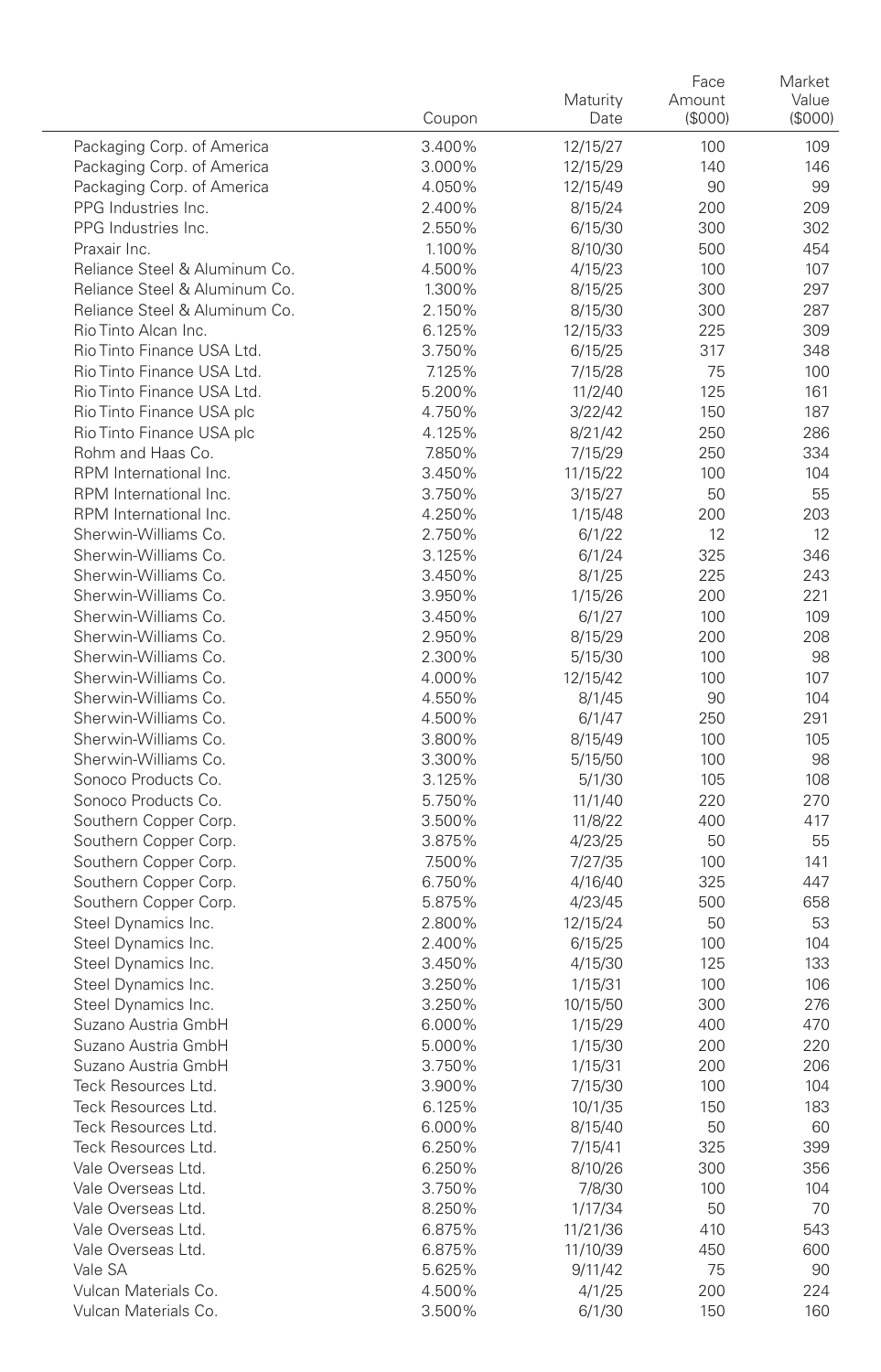| | Coupon | Maturity Date | Face Amount ($000) | Market Value ($000) |
|---|---|---|---|---|
| Packaging Corp. of America | 3.400% | 12/15/27 | 100 | 109 |
| Packaging Corp. of America | 3.000% | 12/15/29 | 140 | 146 |
| Packaging Corp. of America | 4.050% | 12/15/49 | 90 | 99 |
| PPG Industries Inc. | 2.400% | 8/15/24 | 200 | 209 |
| PPG Industries Inc. | 2.550% | 6/15/30 | 300 | 302 |
| Praxair Inc. | 1.100% | 8/10/30 | 500 | 454 |
| Reliance Steel & Aluminum Co. | 4.500% | 4/15/23 | 100 | 107 |
| Reliance Steel & Aluminum Co. | 1.300% | 8/15/25 | 300 | 297 |
| Reliance Steel & Aluminum Co. | 2.150% | 8/15/30 | 300 | 287 |
| Rio Tinto Alcan Inc. | 6.125% | 12/15/33 | 225 | 309 |
| Rio Tinto Finance USA Ltd. | 3.750% | 6/15/25 | 317 | 348 |
| Rio Tinto Finance USA Ltd. | 7.125% | 7/15/28 | 75 | 100 |
| Rio Tinto Finance USA Ltd. | 5.200% | 11/2/40 | 125 | 161 |
| Rio Tinto Finance USA plc | 4.750% | 3/22/42 | 150 | 187 |
| Rio Tinto Finance USA plc | 4.125% | 8/21/42 | 250 | 286 |
| Rohm and Haas Co. | 7.850% | 7/15/29 | 250 | 334 |
| RPM International Inc. | 3.450% | 11/15/22 | 100 | 104 |
| RPM International Inc. | 3.750% | 3/15/27 | 50 | 55 |
| RPM International Inc. | 4.250% | 1/15/48 | 200 | 203 |
| Sherwin-Williams Co. | 2.750% | 6/1/22 | 12 | 12 |
| Sherwin-Williams Co. | 3.125% | 6/1/24 | 325 | 346 |
| Sherwin-Williams Co. | 3.450% | 8/1/25 | 225 | 243 |
| Sherwin-Williams Co. | 3.950% | 1/15/26 | 200 | 221 |
| Sherwin-Williams Co. | 3.450% | 6/1/27 | 100 | 109 |
| Sherwin-Williams Co. | 2.950% | 8/15/29 | 200 | 208 |
| Sherwin-Williams Co. | 2.300% | 5/15/30 | 100 | 98 |
| Sherwin-Williams Co. | 4.000% | 12/15/42 | 100 | 107 |
| Sherwin-Williams Co. | 4.550% | 8/1/45 | 90 | 104 |
| Sherwin-Williams Co. | 4.500% | 6/1/47 | 250 | 291 |
| Sherwin-Williams Co. | 3.800% | 8/15/49 | 100 | 105 |
| Sherwin-Williams Co. | 3.300% | 5/15/50 | 100 | 98 |
| Sonoco Products Co. | 3.125% | 5/1/30 | 105 | 108 |
| Sonoco Products Co. | 5.750% | 11/1/40 | 220 | 270 |
| Southern Copper Corp. | 3.500% | 11/8/22 | 400 | 417 |
| Southern Copper Corp. | 3.875% | 4/23/25 | 50 | 55 |
| Southern Copper Corp. | 7.500% | 7/27/35 | 100 | 141 |
| Southern Copper Corp. | 6.750% | 4/16/40 | 325 | 447 |
| Southern Copper Corp. | 5.875% | 4/23/45 | 500 | 658 |
| Steel Dynamics Inc. | 2.800% | 12/15/24 | 50 | 53 |
| Steel Dynamics Inc. | 2.400% | 6/15/25 | 100 | 104 |
| Steel Dynamics Inc. | 3.450% | 4/15/30 | 125 | 133 |
| Steel Dynamics Inc. | 3.250% | 1/15/31 | 100 | 106 |
| Steel Dynamics Inc. | 3.250% | 10/15/50 | 300 | 276 |
| Suzano Austria GmbH | 6.000% | 1/15/29 | 400 | 470 |
| Suzano Austria GmbH | 5.000% | 1/15/30 | 200 | 220 |
| Suzano Austria GmbH | 3.750% | 1/15/31 | 200 | 206 |
| Teck Resources Ltd. | 3.900% | 7/15/30 | 100 | 104 |
| Teck Resources Ltd. | 6.125% | 10/1/35 | 150 | 183 |
| Teck Resources Ltd. | 6.000% | 8/15/40 | 50 | 60 |
| Teck Resources Ltd. | 6.250% | 7/15/41 | 325 | 399 |
| Vale Overseas Ltd. | 6.250% | 8/10/26 | 300 | 356 |
| Vale Overseas Ltd. | 3.750% | 7/8/30 | 100 | 104 |
| Vale Overseas Ltd. | 8.250% | 1/17/34 | 50 | 70 |
| Vale Overseas Ltd. | 6.875% | 11/21/36 | 410 | 543 |
| Vale Overseas Ltd. | 6.875% | 11/10/39 | 450 | 600 |
| Vale SA | 5.625% | 9/11/42 | 75 | 90 |
| Vulcan Materials Co. | 4.500% | 4/1/25 | 200 | 224 |
| Vulcan Materials Co. | 3.500% | 6/1/30 | 150 | 160 |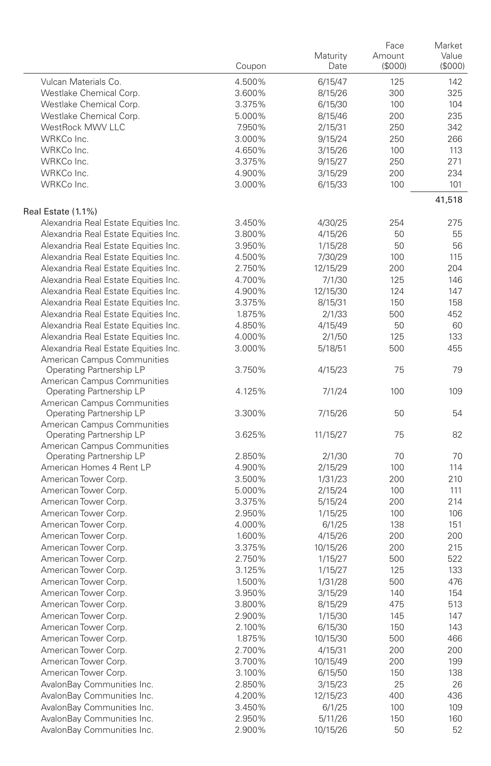| | Coupon | Maturity Date | Face Amount ($000) | Market Value ($000) |
|---|---|---|---|---|
| Vulcan Materials Co. | 4.500% | 6/15/47 | 125 | 142 |
| Westlake Chemical Corp. | 3.600% | 8/15/26 | 300 | 325 |
| Westlake Chemical Corp. | 3.375% | 6/15/30 | 100 | 104 |
| Westlake Chemical Corp. | 5.000% | 8/15/46 | 200 | 235 |
| WestRock MWV LLC | 7.950% | 2/15/31 | 250 | 342 |
| WRKCo Inc. | 3.000% | 9/15/24 | 250 | 266 |
| WRKCo Inc. | 4.650% | 3/15/26 | 100 | 113 |
| WRKCo Inc. | 3.375% | 9/15/27 | 250 | 271 |
| WRKCo Inc. | 4.900% | 3/15/29 | 200 | 234 |
| WRKCo Inc. | 3.000% | 6/15/33 | 100 | 101 |
| | | | | 41,518 |
| Real Estate (1.1%) | | | | |
| Alexandria Real Estate Equities Inc. | 3.450% | 4/30/25 | 254 | 275 |
| Alexandria Real Estate Equities Inc. | 3.800% | 4/15/26 | 50 | 55 |
| Alexandria Real Estate Equities Inc. | 3.950% | 1/15/28 | 50 | 56 |
| Alexandria Real Estate Equities Inc. | 4.500% | 7/30/29 | 100 | 115 |
| Alexandria Real Estate Equities Inc. | 2.750% | 12/15/29 | 200 | 204 |
| Alexandria Real Estate Equities Inc. | 4.700% | 7/1/30 | 125 | 146 |
| Alexandria Real Estate Equities Inc. | 4.900% | 12/15/30 | 124 | 147 |
| Alexandria Real Estate Equities Inc. | 3.375% | 8/15/31 | 150 | 158 |
| Alexandria Real Estate Equities Inc. | 1.875% | 2/1/33 | 500 | 452 |
| Alexandria Real Estate Equities Inc. | 4.850% | 4/15/49 | 50 | 60 |
| Alexandria Real Estate Equities Inc. | 4.000% | 2/1/50 | 125 | 133 |
| Alexandria Real Estate Equities Inc. | 3.000% | 5/18/51 | 500 | 455 |
| American Campus Communities Operating Partnership LP | 3.750% | 4/15/23 | 75 | 79 |
| American Campus Communities Operating Partnership LP | 4.125% | 7/1/24 | 100 | 109 |
| American Campus Communities Operating Partnership LP | 3.300% | 7/15/26 | 50 | 54 |
| American Campus Communities Operating Partnership LP | 3.625% | 11/15/27 | 75 | 82 |
| American Campus Communities Operating Partnership LP | 2.850% | 2/1/30 | 70 | 70 |
| American Homes 4 Rent LP | 4.900% | 2/15/29 | 100 | 114 |
| American Tower Corp. | 3.500% | 1/31/23 | 200 | 210 |
| American Tower Corp. | 5.000% | 2/15/24 | 100 | 111 |
| American Tower Corp. | 3.375% | 5/15/24 | 200 | 214 |
| American Tower Corp. | 2.950% | 1/15/25 | 100 | 106 |
| American Tower Corp. | 4.000% | 6/1/25 | 138 | 151 |
| American Tower Corp. | 1.600% | 4/15/26 | 200 | 200 |
| American Tower Corp. | 3.375% | 10/15/26 | 200 | 215 |
| American Tower Corp. | 2.750% | 1/15/27 | 500 | 522 |
| American Tower Corp. | 3.125% | 1/15/27 | 125 | 133 |
| American Tower Corp. | 1.500% | 1/31/28 | 500 | 476 |
| American Tower Corp. | 3.950% | 3/15/29 | 140 | 154 |
| American Tower Corp. | 3.800% | 8/15/29 | 475 | 513 |
| American Tower Corp. | 2.900% | 1/15/30 | 145 | 147 |
| American Tower Corp. | 2.100% | 6/15/30 | 150 | 143 |
| American Tower Corp. | 1.875% | 10/15/30 | 500 | 466 |
| American Tower Corp. | 2.700% | 4/15/31 | 200 | 200 |
| American Tower Corp. | 3.700% | 10/15/49 | 200 | 199 |
| American Tower Corp. | 3.100% | 6/15/50 | 150 | 138 |
| AvalonBay Communities Inc. | 2.850% | 3/15/23 | 25 | 26 |
| AvalonBay Communities Inc. | 4.200% | 12/15/23 | 400 | 436 |
| AvalonBay Communities Inc. | 3.450% | 6/1/25 | 100 | 109 |
| AvalonBay Communities Inc. | 2.950% | 5/11/26 | 150 | 160 |
| AvalonBay Communities Inc. | 2.900% | 10/15/26 | 50 | 52 |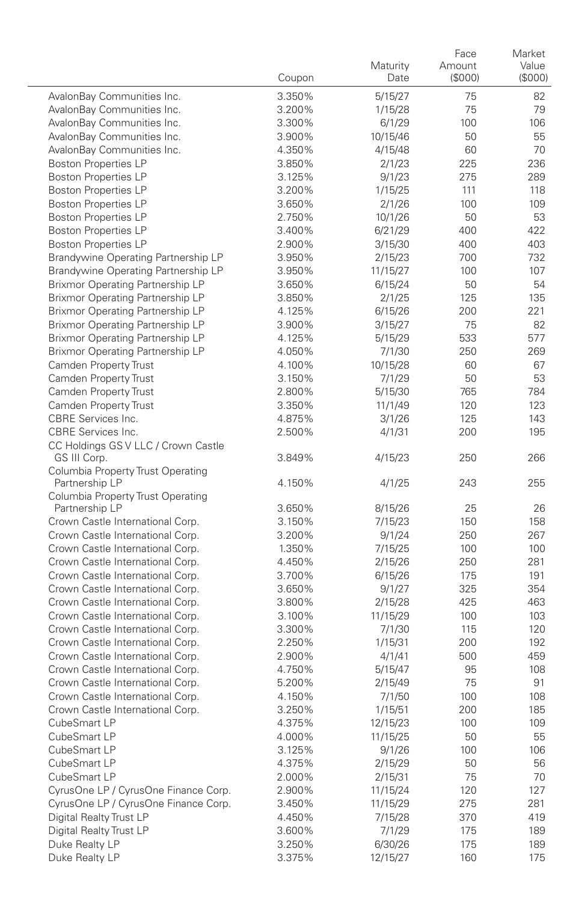| | Coupon | Maturity Date | Face Amount ($000) | Market Value ($000) |
|---|---|---|---|---|
| AvalonBay Communities Inc. | 3.350% | 5/15/27 | 75 | 82 |
| AvalonBay Communities Inc. | 3.200% | 1/15/28 | 75 | 79 |
| AvalonBay Communities Inc. | 3.300% | 6/1/29 | 100 | 106 |
| AvalonBay Communities Inc. | 3.900% | 10/15/46 | 50 | 55 |
| AvalonBay Communities Inc. | 4.350% | 4/15/48 | 60 | 70 |
| Boston Properties LP | 3.850% | 2/1/23 | 225 | 236 |
| Boston Properties LP | 3.125% | 9/1/23 | 275 | 289 |
| Boston Properties LP | 3.200% | 1/15/25 | 111 | 118 |
| Boston Properties LP | 3.650% | 2/1/26 | 100 | 109 |
| Boston Properties LP | 2.750% | 10/1/26 | 50 | 53 |
| Boston Properties LP | 3.400% | 6/21/29 | 400 | 422 |
| Boston Properties LP | 2.900% | 3/15/30 | 400 | 403 |
| Brandywine Operating Partnership LP | 3.950% | 2/15/23 | 700 | 732 |
| Brandywine Operating Partnership LP | 3.950% | 11/15/27 | 100 | 107 |
| Brixmor Operating Partnership LP | 3.650% | 6/15/24 | 50 | 54 |
| Brixmor Operating Partnership LP | 3.850% | 2/1/25 | 125 | 135 |
| Brixmor Operating Partnership LP | 4.125% | 6/15/26 | 200 | 221 |
| Brixmor Operating Partnership LP | 3.900% | 3/15/27 | 75 | 82 |
| Brixmor Operating Partnership LP | 4.125% | 5/15/29 | 533 | 577 |
| Brixmor Operating Partnership LP | 4.050% | 7/1/30 | 250 | 269 |
| Camden Property Trust | 4.100% | 10/15/28 | 60 | 67 |
| Camden Property Trust | 3.150% | 7/1/29 | 50 | 53 |
| Camden Property Trust | 2.800% | 5/15/30 | 765 | 784 |
| Camden Property Trust | 3.350% | 11/1/49 | 120 | 123 |
| CBRE Services Inc. | 4.875% | 3/1/26 | 125 | 143 |
| CBRE Services Inc. | 2.500% | 4/1/31 | 200 | 195 |
| CC Holdings GS V LLC / Crown Castle GS III Corp. | 3.849% | 4/15/23 | 250 | 266 |
| Columbia Property Trust Operating Partnership LP | 4.150% | 4/1/25 | 243 | 255 |
| Columbia Property Trust Operating Partnership LP | 3.650% | 8/15/26 | 25 | 26 |
| Crown Castle International Corp. | 3.150% | 7/15/23 | 150 | 158 |
| Crown Castle International Corp. | 3.200% | 9/1/24 | 250 | 267 |
| Crown Castle International Corp. | 1.350% | 7/15/25 | 100 | 100 |
| Crown Castle International Corp. | 4.450% | 2/15/26 | 250 | 281 |
| Crown Castle International Corp. | 3.700% | 6/15/26 | 175 | 191 |
| Crown Castle International Corp. | 3.650% | 9/1/27 | 325 | 354 |
| Crown Castle International Corp. | 3.800% | 2/15/28 | 425 | 463 |
| Crown Castle International Corp. | 3.100% | 11/15/29 | 100 | 103 |
| Crown Castle International Corp. | 3.300% | 7/1/30 | 115 | 120 |
| Crown Castle International Corp. | 2.250% | 1/15/31 | 200 | 192 |
| Crown Castle International Corp. | 2.900% | 4/1/41 | 500 | 459 |
| Crown Castle International Corp. | 4.750% | 5/15/47 | 95 | 108 |
| Crown Castle International Corp. | 5.200% | 2/15/49 | 75 | 91 |
| Crown Castle International Corp. | 4.150% | 7/1/50 | 100 | 108 |
| Crown Castle International Corp. | 3.250% | 1/15/51 | 200 | 185 |
| CubeSmart LP | 4.375% | 12/15/23 | 100 | 109 |
| CubeSmart LP | 4.000% | 11/15/25 | 50 | 55 |
| CubeSmart LP | 3.125% | 9/1/26 | 100 | 106 |
| CubeSmart LP | 4.375% | 2/15/29 | 50 | 56 |
| CubeSmart LP | 2.000% | 2/15/31 | 75 | 70 |
| CyrusOne LP / CyrusOne Finance Corp. | 2.900% | 11/15/24 | 120 | 127 |
| CyrusOne LP / CyrusOne Finance Corp. | 3.450% | 11/15/29 | 275 | 281 |
| Digital Realty Trust LP | 4.450% | 7/15/28 | 370 | 419 |
| Digital Realty Trust LP | 3.600% | 7/1/29 | 175 | 189 |
| Duke Realty LP | 3.250% | 6/30/26 | 175 | 189 |
| Duke Realty LP | 3.375% | 12/15/27 | 160 | 175 |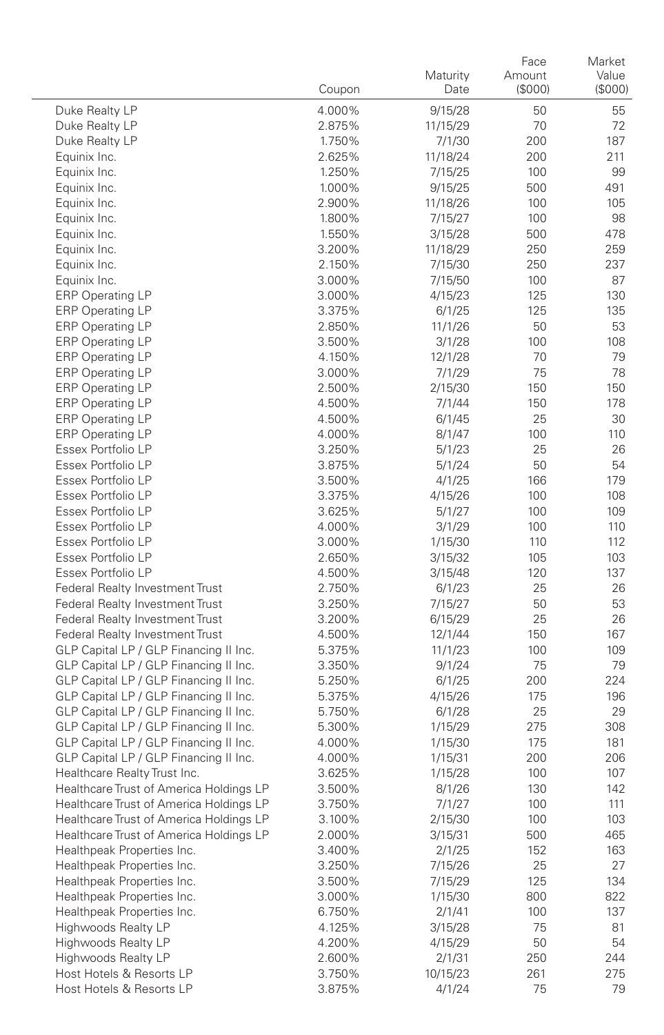| | Coupon | Maturity Date | Face Amount ($000) | Market Value ($000) |
|---|---|---|---|---|
| Duke Realty LP | 4.000% | 9/15/28 | 50 | 55 |
| Duke Realty LP | 2.875% | 11/15/29 | 70 | 72 |
| Duke Realty LP | 1.750% | 7/1/30 | 200 | 187 |
| Equinix Inc. | 2.625% | 11/18/24 | 200 | 211 |
| Equinix Inc. | 1.250% | 7/15/25 | 100 | 99 |
| Equinix Inc. | 1.000% | 9/15/25 | 500 | 491 |
| Equinix Inc. | 2.900% | 11/18/26 | 100 | 105 |
| Equinix Inc. | 1.800% | 7/15/27 | 100 | 98 |
| Equinix Inc. | 1.550% | 3/15/28 | 500 | 478 |
| Equinix Inc. | 3.200% | 11/18/29 | 250 | 259 |
| Equinix Inc. | 2.150% | 7/15/30 | 250 | 237 |
| Equinix Inc. | 3.000% | 7/15/50 | 100 | 87 |
| ERP Operating LP | 3.000% | 4/15/23 | 125 | 130 |
| ERP Operating LP | 3.375% | 6/1/25 | 125 | 135 |
| ERP Operating LP | 2.850% | 11/1/26 | 50 | 53 |
| ERP Operating LP | 3.500% | 3/1/28 | 100 | 108 |
| ERP Operating LP | 4.150% | 12/1/28 | 70 | 79 |
| ERP Operating LP | 3.000% | 7/1/29 | 75 | 78 |
| ERP Operating LP | 2.500% | 2/15/30 | 150 | 150 |
| ERP Operating LP | 4.500% | 7/1/44 | 150 | 178 |
| ERP Operating LP | 4.500% | 6/1/45 | 25 | 30 |
| ERP Operating LP | 4.000% | 8/1/47 | 100 | 110 |
| Essex Portfolio LP | 3.250% | 5/1/23 | 25 | 26 |
| Essex Portfolio LP | 3.875% | 5/1/24 | 50 | 54 |
| Essex Portfolio LP | 3.500% | 4/1/25 | 166 | 179 |
| Essex Portfolio LP | 3.375% | 4/15/26 | 100 | 108 |
| Essex Portfolio LP | 3.625% | 5/1/27 | 100 | 109 |
| Essex Portfolio LP | 4.000% | 3/1/29 | 100 | 110 |
| Essex Portfolio LP | 3.000% | 1/15/30 | 110 | 112 |
| Essex Portfolio LP | 2.650% | 3/15/32 | 105 | 103 |
| Essex Portfolio LP | 4.500% | 3/15/48 | 120 | 137 |
| Federal Realty Investment Trust | 2.750% | 6/1/23 | 25 | 26 |
| Federal Realty Investment Trust | 3.250% | 7/15/27 | 50 | 53 |
| Federal Realty Investment Trust | 3.200% | 6/15/29 | 25 | 26 |
| Federal Realty Investment Trust | 4.500% | 12/1/44 | 150 | 167 |
| GLP Capital LP / GLP Financing II Inc. | 5.375% | 11/1/23 | 100 | 109 |
| GLP Capital LP / GLP Financing II Inc. | 3.350% | 9/1/24 | 75 | 79 |
| GLP Capital LP / GLP Financing II Inc. | 5.250% | 6/1/25 | 200 | 224 |
| GLP Capital LP / GLP Financing II Inc. | 5.375% | 4/15/26 | 175 | 196 |
| GLP Capital LP / GLP Financing II Inc. | 5.750% | 6/1/28 | 25 | 29 |
| GLP Capital LP / GLP Financing II Inc. | 5.300% | 1/15/29 | 275 | 308 |
| GLP Capital LP / GLP Financing II Inc. | 4.000% | 1/15/30 | 175 | 181 |
| GLP Capital LP / GLP Financing II Inc. | 4.000% | 1/15/31 | 200 | 206 |
| Healthcare Realty Trust Inc. | 3.625% | 1/15/28 | 100 | 107 |
| Healthcare Trust of America Holdings LP | 3.500% | 8/1/26 | 130 | 142 |
| Healthcare Trust of America Holdings LP | 3.750% | 7/1/27 | 100 | 111 |
| Healthcare Trust of America Holdings LP | 3.100% | 2/15/30 | 100 | 103 |
| Healthcare Trust of America Holdings LP | 2.000% | 3/15/31 | 500 | 465 |
| Healthpeak Properties Inc. | 3.400% | 2/1/25 | 152 | 163 |
| Healthpeak Properties Inc. | 3.250% | 7/15/26 | 25 | 27 |
| Healthpeak Properties Inc. | 3.500% | 7/15/29 | 125 | 134 |
| Healthpeak Properties Inc. | 3.000% | 1/15/30 | 800 | 822 |
| Healthpeak Properties Inc. | 6.750% | 2/1/41 | 100 | 137 |
| Highwoods Realty LP | 4.125% | 3/15/28 | 75 | 81 |
| Highwoods Realty LP | 4.200% | 4/15/29 | 50 | 54 |
| Highwoods Realty LP | 2.600% | 2/1/31 | 250 | 244 |
| Host Hotels & Resorts LP | 3.750% | 10/15/23 | 261 | 275 |
| Host Hotels & Resorts LP | 3.875% | 4/1/24 | 75 | 79 |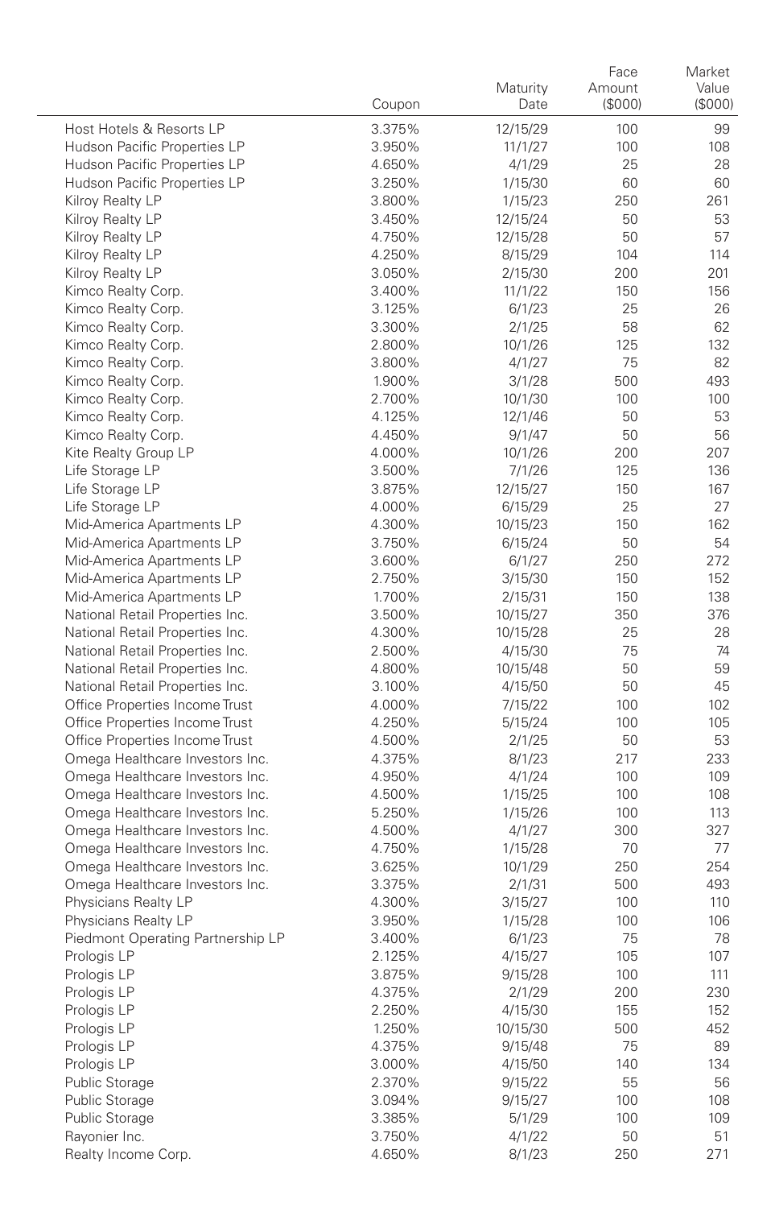| | Coupon | Maturity Date | Face Amount ($000) | Market Value ($000) |
|---|---|---|---|---|
| Host Hotels & Resorts LP | 3.375% | 12/15/29 | 100 | 99 |
| Hudson Pacific Properties LP | 3.950% | 11/1/27 | 100 | 108 |
| Hudson Pacific Properties LP | 4.650% | 4/1/29 | 25 | 28 |
| Hudson Pacific Properties LP | 3.250% | 1/15/30 | 60 | 60 |
| Kilroy Realty LP | 3.800% | 1/15/23 | 250 | 261 |
| Kilroy Realty LP | 3.450% | 12/15/24 | 50 | 53 |
| Kilroy Realty LP | 4.750% | 12/15/28 | 50 | 57 |
| Kilroy Realty LP | 4.250% | 8/15/29 | 104 | 114 |
| Kilroy Realty LP | 3.050% | 2/15/30 | 200 | 201 |
| Kimco Realty Corp. | 3.400% | 11/1/22 | 150 | 156 |
| Kimco Realty Corp. | 3.125% | 6/1/23 | 25 | 26 |
| Kimco Realty Corp. | 3.300% | 2/1/25 | 58 | 62 |
| Kimco Realty Corp. | 2.800% | 10/1/26 | 125 | 132 |
| Kimco Realty Corp. | 3.800% | 4/1/27 | 75 | 82 |
| Kimco Realty Corp. | 1.900% | 3/1/28 | 500 | 493 |
| Kimco Realty Corp. | 2.700% | 10/1/30 | 100 | 100 |
| Kimco Realty Corp. | 4.125% | 12/1/46 | 50 | 53 |
| Kimco Realty Corp. | 4.450% | 9/1/47 | 50 | 56 |
| Kite Realty Group LP | 4.000% | 10/1/26 | 200 | 207 |
| Life Storage LP | 3.500% | 7/1/26 | 125 | 136 |
| Life Storage LP | 3.875% | 12/15/27 | 150 | 167 |
| Life Storage LP | 4.000% | 6/15/29 | 25 | 27 |
| Mid-America Apartments LP | 4.300% | 10/15/23 | 150 | 162 |
| Mid-America Apartments LP | 3.750% | 6/15/24 | 50 | 54 |
| Mid-America Apartments LP | 3.600% | 6/1/27 | 250 | 272 |
| Mid-America Apartments LP | 2.750% | 3/15/30 | 150 | 152 |
| Mid-America Apartments LP | 1.700% | 2/15/31 | 150 | 138 |
| National Retail Properties Inc. | 3.500% | 10/15/27 | 350 | 376 |
| National Retail Properties Inc. | 4.300% | 10/15/28 | 25 | 28 |
| National Retail Properties Inc. | 2.500% | 4/15/30 | 75 | 74 |
| National Retail Properties Inc. | 4.800% | 10/15/48 | 50 | 59 |
| National Retail Properties Inc. | 3.100% | 4/15/50 | 50 | 45 |
| Office Properties Income Trust | 4.000% | 7/15/22 | 100 | 102 |
| Office Properties Income Trust | 4.250% | 5/15/24 | 100 | 105 |
| Office Properties Income Trust | 4.500% | 2/1/25 | 50 | 53 |
| Omega Healthcare Investors Inc. | 4.375% | 8/1/23 | 217 | 233 |
| Omega Healthcare Investors Inc. | 4.950% | 4/1/24 | 100 | 109 |
| Omega Healthcare Investors Inc. | 4.500% | 1/15/25 | 100 | 108 |
| Omega Healthcare Investors Inc. | 5.250% | 1/15/26 | 100 | 113 |
| Omega Healthcare Investors Inc. | 4.500% | 4/1/27 | 300 | 327 |
| Omega Healthcare Investors Inc. | 4.750% | 1/15/28 | 70 | 77 |
| Omega Healthcare Investors Inc. | 3.625% | 10/1/29 | 250 | 254 |
| Omega Healthcare Investors Inc. | 3.375% | 2/1/31 | 500 | 493 |
| Physicians Realty LP | 4.300% | 3/15/27 | 100 | 110 |
| Physicians Realty LP | 3.950% | 1/15/28 | 100 | 106 |
| Piedmont Operating Partnership LP | 3.400% | 6/1/23 | 75 | 78 |
| Prologis LP | 2.125% | 4/15/27 | 105 | 107 |
| Prologis LP | 3.875% | 9/15/28 | 100 | 111 |
| Prologis LP | 4.375% | 2/1/29 | 200 | 230 |
| Prologis LP | 2.250% | 4/15/30 | 155 | 152 |
| Prologis LP | 1.250% | 10/15/30 | 500 | 452 |
| Prologis LP | 4.375% | 9/15/48 | 75 | 89 |
| Prologis LP | 3.000% | 4/15/50 | 140 | 134 |
| Public Storage | 2.370% | 9/15/22 | 55 | 56 |
| Public Storage | 3.094% | 9/15/27 | 100 | 108 |
| Public Storage | 3.385% | 5/1/29 | 100 | 109 |
| Rayonier Inc. | 3.750% | 4/1/22 | 50 | 51 |
| Realty Income Corp. | 4.650% | 8/1/23 | 250 | 271 |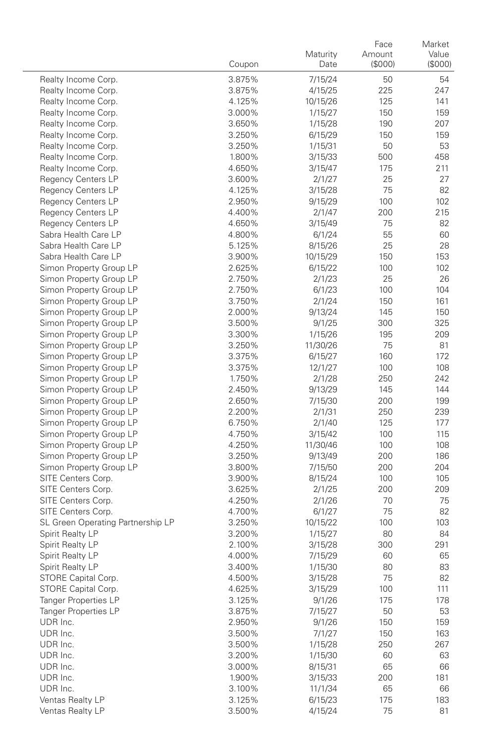| | Coupon | Maturity Date | Face Amount ($000) | Market Value ($000) |
|---|---|---|---|---|
| Realty Income Corp. | 3.875% | 7/15/24 | 50 | 54 |
| Realty Income Corp. | 3.875% | 4/15/25 | 225 | 247 |
| Realty Income Corp. | 4.125% | 10/15/26 | 125 | 141 |
| Realty Income Corp. | 3.000% | 1/15/27 | 150 | 159 |
| Realty Income Corp. | 3.650% | 1/15/28 | 190 | 207 |
| Realty Income Corp. | 3.250% | 6/15/29 | 150 | 159 |
| Realty Income Corp. | 3.250% | 1/15/31 | 50 | 53 |
| Realty Income Corp. | 1.800% | 3/15/33 | 500 | 458 |
| Realty Income Corp. | 4.650% | 3/15/47 | 175 | 211 |
| Regency Centers LP | 3.600% | 2/1/27 | 25 | 27 |
| Regency Centers LP | 4.125% | 3/15/28 | 75 | 82 |
| Regency Centers LP | 2.950% | 9/15/29 | 100 | 102 |
| Regency Centers LP | 4.400% | 2/1/47 | 200 | 215 |
| Regency Centers LP | 4.650% | 3/15/49 | 75 | 82 |
| Sabra Health Care LP | 4.800% | 6/1/24 | 55 | 60 |
| Sabra Health Care LP | 5.125% | 8/15/26 | 25 | 28 |
| Sabra Health Care LP | 3.900% | 10/15/29 | 150 | 153 |
| Simon Property Group LP | 2.625% | 6/15/22 | 100 | 102 |
| Simon Property Group LP | 2.750% | 2/1/23 | 25 | 26 |
| Simon Property Group LP | 2.750% | 6/1/23 | 100 | 104 |
| Simon Property Group LP | 3.750% | 2/1/24 | 150 | 161 |
| Simon Property Group LP | 2.000% | 9/13/24 | 145 | 150 |
| Simon Property Group LP | 3.500% | 9/1/25 | 300 | 325 |
| Simon Property Group LP | 3.300% | 1/15/26 | 195 | 209 |
| Simon Property Group LP | 3.250% | 11/30/26 | 75 | 81 |
| Simon Property Group LP | 3.375% | 6/15/27 | 160 | 172 |
| Simon Property Group LP | 3.375% | 12/1/27 | 100 | 108 |
| Simon Property Group LP | 1.750% | 2/1/28 | 250 | 242 |
| Simon Property Group LP | 2.450% | 9/13/29 | 145 | 144 |
| Simon Property Group LP | 2.650% | 7/15/30 | 200 | 199 |
| Simon Property Group LP | 2.200% | 2/1/31 | 250 | 239 |
| Simon Property Group LP | 6.750% | 2/1/40 | 125 | 177 |
| Simon Property Group LP | 4.750% | 3/15/42 | 100 | 115 |
| Simon Property Group LP | 4.250% | 11/30/46 | 100 | 108 |
| Simon Property Group LP | 3.250% | 9/13/49 | 200 | 186 |
| Simon Property Group LP | 3.800% | 7/15/50 | 200 | 204 |
| SITE Centers Corp. | 3.900% | 8/15/24 | 100 | 105 |
| SITE Centers Corp. | 3.625% | 2/1/25 | 200 | 209 |
| SITE Centers Corp. | 4.250% | 2/1/26 | 70 | 75 |
| SITE Centers Corp. | 4.700% | 6/1/27 | 75 | 82 |
| SL Green Operating Partnership LP | 3.250% | 10/15/22 | 100 | 103 |
| Spirit Realty LP | 3.200% | 1/15/27 | 80 | 84 |
| Spirit Realty LP | 2.100% | 3/15/28 | 300 | 291 |
| Spirit Realty LP | 4.000% | 7/15/29 | 60 | 65 |
| Spirit Realty LP | 3.400% | 1/15/30 | 80 | 83 |
| STORE Capital Corp. | 4.500% | 3/15/28 | 75 | 82 |
| STORE Capital Corp. | 4.625% | 3/15/29 | 100 | 111 |
| Tanger Properties LP | 3.125% | 9/1/26 | 175 | 178 |
| Tanger Properties LP | 3.875% | 7/15/27 | 50 | 53 |
| UDR Inc. | 2.950% | 9/1/26 | 150 | 159 |
| UDR Inc. | 3.500% | 7/1/27 | 150 | 163 |
| UDR Inc. | 3.500% | 1/15/28 | 250 | 267 |
| UDR Inc. | 3.200% | 1/15/30 | 60 | 63 |
| UDR Inc. | 3.000% | 8/15/31 | 65 | 66 |
| UDR Inc. | 1.900% | 3/15/33 | 200 | 181 |
| UDR Inc. | 3.100% | 11/1/34 | 65 | 66 |
| Ventas Realty LP | 3.125% | 6/15/23 | 175 | 183 |
| Ventas Realty LP | 3.500% | 4/15/24 | 75 | 81 |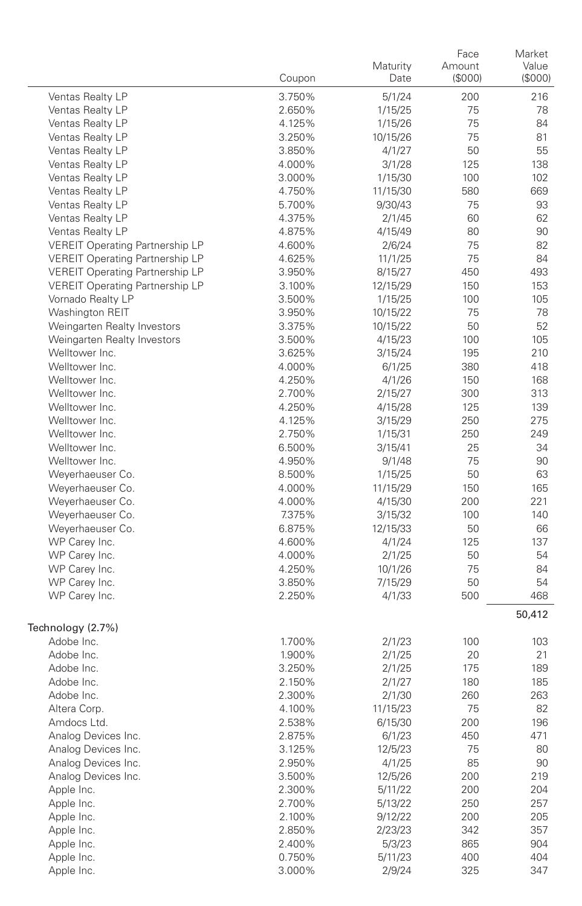| | Coupon | Maturity Date | Face Amount ($000) | Market Value ($000) |
|---|---|---|---|---|
| Ventas Realty LP | 3.750% | 5/1/24 | 200 | 216 |
| Ventas Realty LP | 2.650% | 1/15/25 | 75 | 78 |
| Ventas Realty LP | 4.125% | 1/15/26 | 75 | 84 |
| Ventas Realty LP | 3.250% | 10/15/26 | 75 | 81 |
| Ventas Realty LP | 3.850% | 4/1/27 | 50 | 55 |
| Ventas Realty LP | 4.000% | 3/1/28 | 125 | 138 |
| Ventas Realty LP | 3.000% | 1/15/30 | 100 | 102 |
| Ventas Realty LP | 4.750% | 11/15/30 | 580 | 669 |
| Ventas Realty LP | 5.700% | 9/30/43 | 75 | 93 |
| Ventas Realty LP | 4.375% | 2/1/45 | 60 | 62 |
| Ventas Realty LP | 4.875% | 4/15/49 | 80 | 90 |
| VEREIT Operating Partnership LP | 4.600% | 2/6/24 | 75 | 82 |
| VEREIT Operating Partnership LP | 4.625% | 11/1/25 | 75 | 84 |
| VEREIT Operating Partnership LP | 3.950% | 8/15/27 | 450 | 493 |
| VEREIT Operating Partnership LP | 3.100% | 12/15/29 | 150 | 153 |
| Vornado Realty LP | 3.500% | 1/15/25 | 100 | 105 |
| Washington REIT | 3.950% | 10/15/22 | 75 | 78 |
| Weingarten Realty Investors | 3.375% | 10/15/22 | 50 | 52 |
| Weingarten Realty Investors | 3.500% | 4/15/23 | 100 | 105 |
| Welltower Inc. | 3.625% | 3/15/24 | 195 | 210 |
| Welltower Inc. | 4.000% | 6/1/25 | 380 | 418 |
| Welltower Inc. | 4.250% | 4/1/26 | 150 | 168 |
| Welltower Inc. | 2.700% | 2/15/27 | 300 | 313 |
| Welltower Inc. | 4.250% | 4/15/28 | 125 | 139 |
| Welltower Inc. | 4.125% | 3/15/29 | 250 | 275 |
| Welltower Inc. | 2.750% | 1/15/31 | 250 | 249 |
| Welltower Inc. | 6.500% | 3/15/41 | 25 | 34 |
| Welltower Inc. | 4.950% | 9/1/48 | 75 | 90 |
| Weyerhaeuser Co. | 8.500% | 1/15/25 | 50 | 63 |
| Weyerhaeuser Co. | 4.000% | 11/15/29 | 150 | 165 |
| Weyerhaeuser Co. | 4.000% | 4/15/30 | 200 | 221 |
| Weyerhaeuser Co. | 7.375% | 3/15/32 | 100 | 140 |
| Weyerhaeuser Co. | 6.875% | 12/15/33 | 50 | 66 |
| WP Carey Inc. | 4.600% | 4/1/24 | 125 | 137 |
| WP Carey Inc. | 4.000% | 2/1/25 | 50 | 54 |
| WP Carey Inc. | 4.250% | 10/1/26 | 75 | 84 |
| WP Carey Inc. | 3.850% | 7/15/29 | 50 | 54 |
| WP Carey Inc. | 2.250% | 4/1/33 | 500 | 468 |
| | | | | 50,412 |
| **Technology (2.7%)** | | | | |
| Adobe Inc. | 1.700% | 2/1/23 | 100 | 103 |
| Adobe Inc. | 1.900% | 2/1/25 | 20 | 21 |
| Adobe Inc. | 3.250% | 2/1/25 | 175 | 189 |
| Adobe Inc. | 2.150% | 2/1/27 | 180 | 185 |
| Adobe Inc. | 2.300% | 2/1/30 | 260 | 263 |
| Altera Corp. | 4.100% | 11/15/23 | 75 | 82 |
| Amdocs Ltd. | 2.538% | 6/15/30 | 200 | 196 |
| Analog Devices Inc. | 2.875% | 6/1/23 | 450 | 471 |
| Analog Devices Inc. | 3.125% | 12/5/23 | 75 | 80 |
| Analog Devices Inc. | 2.950% | 4/1/25 | 85 | 90 |
| Analog Devices Inc. | 3.500% | 12/5/26 | 200 | 219 |
| Apple Inc. | 2.300% | 5/11/22 | 200 | 204 |
| Apple Inc. | 2.700% | 5/13/22 | 250 | 257 |
| Apple Inc. | 2.100% | 9/12/22 | 200 | 205 |
| Apple Inc. | 2.850% | 2/23/23 | 342 | 357 |
| Apple Inc. | 2.400% | 5/3/23 | 865 | 904 |
| Apple Inc. | 0.750% | 5/11/23 | 400 | 404 |
| Apple Inc. | 3.000% | 2/9/24 | 325 | 347 |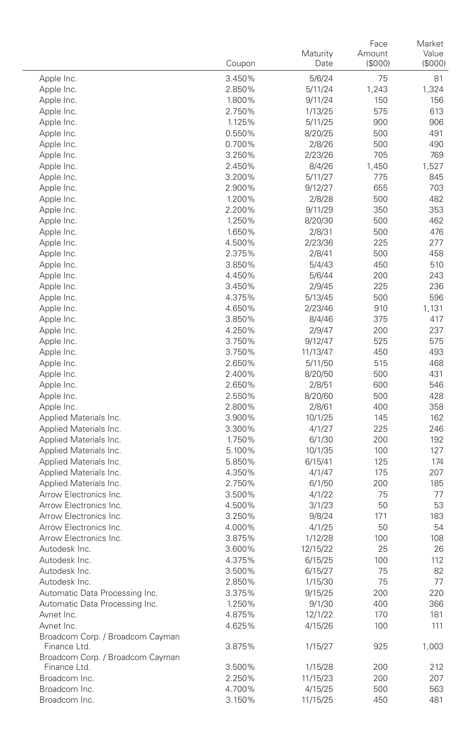| | Coupon | Maturity Date | Face Amount ($000) | Market Value ($000) |
|---|---|---|---|---|
| Apple Inc. | 3.450% | 5/6/24 | 75 | 81 |
| Apple Inc. | 2.850% | 5/11/24 | 1,243 | 1,324 |
| Apple Inc. | 1.800% | 9/11/24 | 150 | 156 |
| Apple Inc. | 2.750% | 1/13/25 | 575 | 613 |
| Apple Inc. | 1.125% | 5/11/25 | 900 | 906 |
| Apple Inc. | 0.550% | 8/20/25 | 500 | 491 |
| Apple Inc. | 0.700% | 2/8/26 | 500 | 490 |
| Apple Inc. | 3.250% | 2/23/26 | 705 | 769 |
| Apple Inc. | 2.450% | 8/4/26 | 1,450 | 1,527 |
| Apple Inc. | 3.200% | 5/11/27 | 775 | 845 |
| Apple Inc. | 2.900% | 9/12/27 | 655 | 703 |
| Apple Inc. | 1.200% | 2/8/28 | 500 | 482 |
| Apple Inc. | 2.200% | 9/11/29 | 350 | 353 |
| Apple Inc. | 1.250% | 8/20/30 | 500 | 462 |
| Apple Inc. | 1.650% | 2/8/31 | 500 | 476 |
| Apple Inc. | 4.500% | 2/23/36 | 225 | 277 |
| Apple Inc. | 2.375% | 2/8/41 | 500 | 458 |
| Apple Inc. | 3.850% | 5/4/43 | 450 | 510 |
| Apple Inc. | 4.450% | 5/6/44 | 200 | 243 |
| Apple Inc. | 3.450% | 2/9/45 | 225 | 236 |
| Apple Inc. | 4.375% | 5/13/45 | 500 | 596 |
| Apple Inc. | 4.650% | 2/23/46 | 910 | 1,131 |
| Apple Inc. | 3.850% | 8/4/46 | 375 | 417 |
| Apple Inc. | 4.250% | 2/9/47 | 200 | 237 |
| Apple Inc. | 3.750% | 9/12/47 | 525 | 575 |
| Apple Inc. | 3.750% | 11/13/47 | 450 | 493 |
| Apple Inc. | 2.650% | 5/11/50 | 515 | 468 |
| Apple Inc. | 2.400% | 8/20/50 | 500 | 431 |
| Apple Inc. | 2.650% | 2/8/51 | 600 | 546 |
| Apple Inc. | 2.550% | 8/20/60 | 500 | 428 |
| Apple Inc. | 2.800% | 2/8/61 | 400 | 358 |
| Applied Materials Inc. | 3.900% | 10/1/25 | 145 | 162 |
| Applied Materials Inc. | 3.300% | 4/1/27 | 225 | 246 |
| Applied Materials Inc. | 1.750% | 6/1/30 | 200 | 192 |
| Applied Materials Inc. | 5.100% | 10/1/35 | 100 | 127 |
| Applied Materials Inc. | 5.850% | 6/15/41 | 125 | 174 |
| Applied Materials Inc. | 4.350% | 4/1/47 | 175 | 207 |
| Applied Materials Inc. | 2.750% | 6/1/50 | 200 | 185 |
| Arrow Electronics Inc. | 3.500% | 4/1/22 | 75 | 77 |
| Arrow Electronics Inc. | 4.500% | 3/1/23 | 50 | 53 |
| Arrow Electronics Inc. | 3.250% | 9/8/24 | 171 | 183 |
| Arrow Electronics Inc. | 4.000% | 4/1/25 | 50 | 54 |
| Arrow Electronics Inc. | 3.875% | 1/12/28 | 100 | 108 |
| Autodesk Inc. | 3.600% | 12/15/22 | 25 | 26 |
| Autodesk Inc. | 4.375% | 6/15/25 | 100 | 112 |
| Autodesk Inc. | 3.500% | 6/15/27 | 75 | 82 |
| Autodesk Inc. | 2.850% | 1/15/30 | 75 | 77 |
| Automatic Data Processing Inc. | 3.375% | 9/15/25 | 200 | 220 |
| Automatic Data Processing Inc. | 1.250% | 9/1/30 | 400 | 366 |
| Avnet Inc. | 4.875% | 12/1/22 | 170 | 181 |
| Avnet Inc. | 4.625% | 4/15/26 | 100 | 111 |
| Broadcom Corp. / Broadcom Cayman Finance Ltd. | 3.875% | 1/15/27 | 925 | 1,003 |
| Broadcom Corp. / Broadcom Cayman Finance Ltd. | 3.500% | 1/15/28 | 200 | 212 |
| Broadcom Inc. | 2.250% | 11/15/23 | 200 | 207 |
| Broadcom Inc. | 4.700% | 4/15/25 | 500 | 563 |
| Broadcom Inc. | 3.150% | 11/15/25 | 450 | 481 |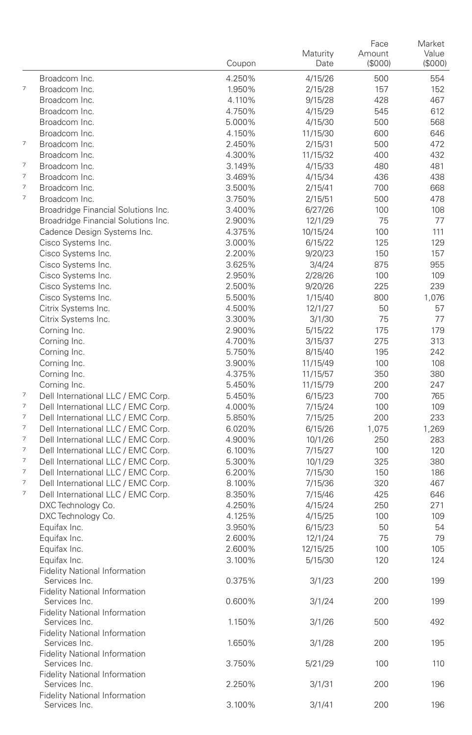| | | Coupon | Maturity Date | Face Amount ($000) | Market Value ($000) |
|---|---|---|---|---|---|
| | Broadcom Inc. | 4.250% | 4/15/26 | 500 | 554 |
| 7 | Broadcom Inc. | 1.950% | 2/15/28 | 157 | 152 |
| | Broadcom Inc. | 4.110% | 9/15/28 | 428 | 467 |
| | Broadcom Inc. | 4.750% | 4/15/29 | 545 | 612 |
| | Broadcom Inc. | 5.000% | 4/15/30 | 500 | 568 |
| | Broadcom Inc. | 4.150% | 11/15/30 | 600 | 646 |
| 7 | Broadcom Inc. | 2.450% | 2/15/31 | 500 | 472 |
| | Broadcom Inc. | 4.300% | 11/15/32 | 400 | 432 |
| 7 | Broadcom Inc. | 3.149% | 4/15/33 | 480 | 481 |
| 7 | Broadcom Inc. | 3.469% | 4/15/34 | 436 | 438 |
| 7 | Broadcom Inc. | 3.500% | 2/15/41 | 700 | 668 |
| 7 | Broadcom Inc. | 3.750% | 2/15/51 | 500 | 478 |
| | Broadridge Financial Solutions Inc. | 3.400% | 6/27/26 | 100 | 108 |
| | Broadridge Financial Solutions Inc. | 2.900% | 12/1/29 | 75 | 77 |
| | Cadence Design Systems Inc. | 4.375% | 10/15/24 | 100 | 111 |
| | Cisco Systems Inc. | 3.000% | 6/15/22 | 125 | 129 |
| | Cisco Systems Inc. | 2.200% | 9/20/23 | 150 | 157 |
| | Cisco Systems Inc. | 3.625% | 3/4/24 | 875 | 955 |
| | Cisco Systems Inc. | 2.950% | 2/28/26 | 100 | 109 |
| | Cisco Systems Inc. | 2.500% | 9/20/26 | 225 | 239 |
| | Cisco Systems Inc. | 5.500% | 1/15/40 | 800 | 1,076 |
| | Citrix Systems Inc. | 4.500% | 12/1/27 | 50 | 57 |
| | Citrix Systems Inc. | 3.300% | 3/1/30 | 75 | 77 |
| | Corning Inc. | 2.900% | 5/15/22 | 175 | 179 |
| | Corning Inc. | 4.700% | 3/15/37 | 275 | 313 |
| | Corning Inc. | 5.750% | 8/15/40 | 195 | 242 |
| | Corning Inc. | 3.900% | 11/15/49 | 100 | 108 |
| | Corning Inc. | 4.375% | 11/15/57 | 350 | 380 |
| | Corning Inc. | 5.450% | 11/15/79 | 200 | 247 |
| 7 | Dell International LLC / EMC Corp. | 5.450% | 6/15/23 | 700 | 765 |
| 7 | Dell International LLC / EMC Corp. | 4.000% | 7/15/24 | 100 | 109 |
| 7 | Dell International LLC / EMC Corp. | 5.850% | 7/15/25 | 200 | 233 |
| 7 | Dell International LLC / EMC Corp. | 6.020% | 6/15/26 | 1,075 | 1,269 |
| 7 | Dell International LLC / EMC Corp. | 4.900% | 10/1/26 | 250 | 283 |
| 7 | Dell International LLC / EMC Corp. | 6.100% | 7/15/27 | 100 | 120 |
| 7 | Dell International LLC / EMC Corp. | 5.300% | 10/1/29 | 325 | 380 |
| 7 | Dell International LLC / EMC Corp. | 6.200% | 7/15/30 | 150 | 186 |
| 7 | Dell International LLC / EMC Corp. | 8.100% | 7/15/36 | 320 | 467 |
| 7 | Dell International LLC / EMC Corp. | 8.350% | 7/15/46 | 425 | 646 |
| | DXC Technology Co. | 4.250% | 4/15/24 | 250 | 271 |
| | DXC Technology Co. | 4.125% | 4/15/25 | 100 | 109 |
| | Equifax Inc. | 3.950% | 6/15/23 | 50 | 54 |
| | Equifax Inc. | 2.600% | 12/1/24 | 75 | 79 |
| | Equifax Inc. | 2.600% | 12/15/25 | 100 | 105 |
| | Equifax Inc. | 3.100% | 5/15/30 | 120 | 124 |
| | Fidelity National Information Services Inc. | 0.375% | 3/1/23 | 200 | 199 |
| | Fidelity National Information Services Inc. | 0.600% | 3/1/24 | 200 | 199 |
| | Fidelity National Information Services Inc. | 1.150% | 3/1/26 | 500 | 492 |
| | Fidelity National Information Services Inc. | 1.650% | 3/1/28 | 200 | 195 |
| | Fidelity National Information Services Inc. | 3.750% | 5/21/29 | 100 | 110 |
| | Fidelity National Information Services Inc. | 2.250% | 3/1/31 | 200 | 196 |
| | Fidelity National Information Services Inc. | 3.100% | 3/1/41 | 200 | 196 |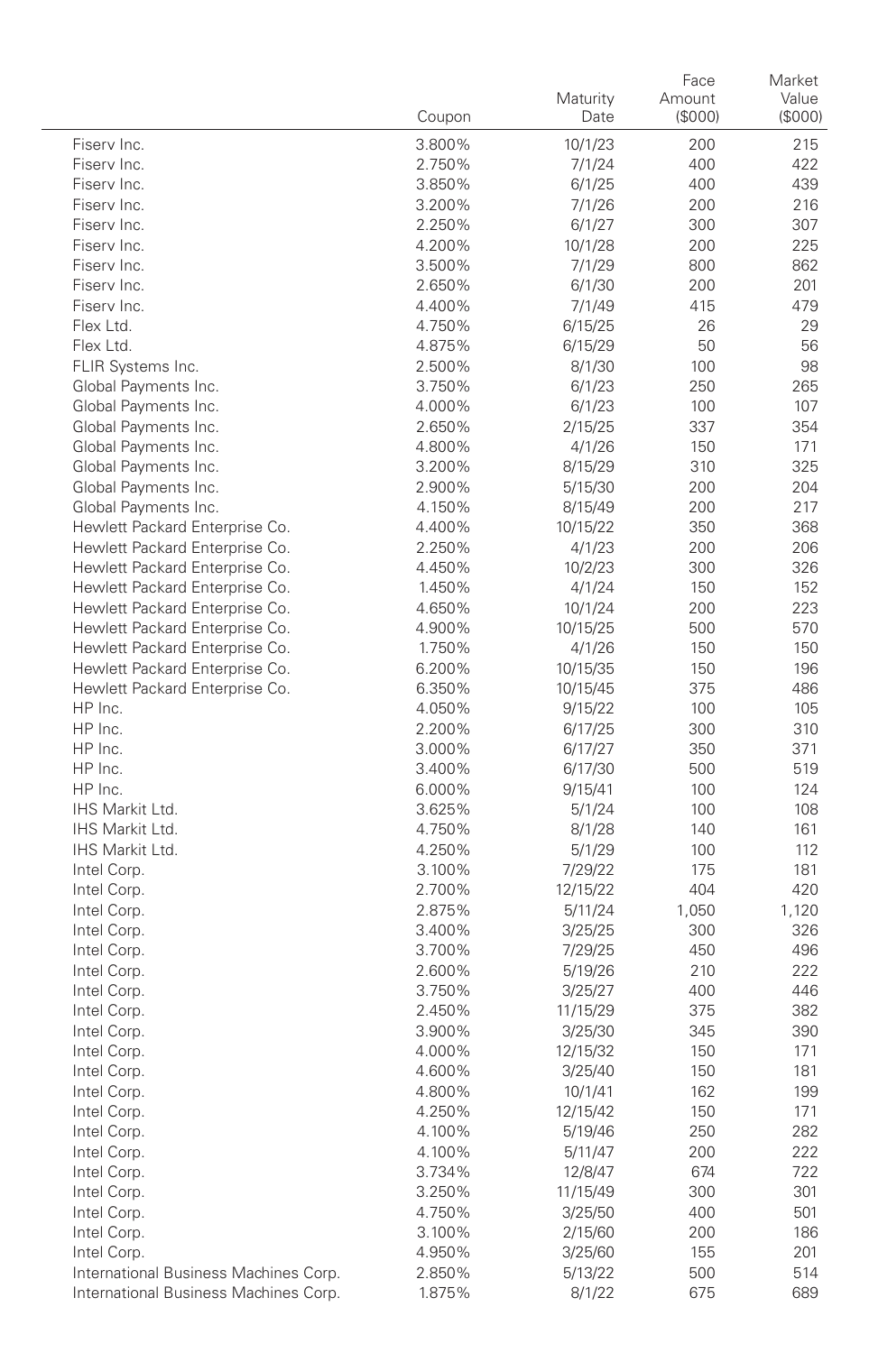| | Coupon | Maturity Date | Face Amount ($000) | Market Value ($000) |
|---|---|---|---|---|
| Fiserv Inc. | 3.800% | 10/1/23 | 200 | 215 |
| Fiserv Inc. | 2.750% | 7/1/24 | 400 | 422 |
| Fiserv Inc. | 3.850% | 6/1/25 | 400 | 439 |
| Fiserv Inc. | 3.200% | 7/1/26 | 200 | 216 |
| Fiserv Inc. | 2.250% | 6/1/27 | 300 | 307 |
| Fiserv Inc. | 4.200% | 10/1/28 | 200 | 225 |
| Fiserv Inc. | 3.500% | 7/1/29 | 800 | 862 |
| Fiserv Inc. | 2.650% | 6/1/30 | 200 | 201 |
| Fiserv Inc. | 4.400% | 7/1/49 | 415 | 479 |
| Flex Ltd. | 4.750% | 6/15/25 | 26 | 29 |
| Flex Ltd. | 4.875% | 6/15/29 | 50 | 56 |
| FLIR Systems Inc. | 2.500% | 8/1/30 | 100 | 98 |
| Global Payments Inc. | 3.750% | 6/1/23 | 250 | 265 |
| Global Payments Inc. | 4.000% | 6/1/23 | 100 | 107 |
| Global Payments Inc. | 2.650% | 2/15/25 | 337 | 354 |
| Global Payments Inc. | 4.800% | 4/1/26 | 150 | 171 |
| Global Payments Inc. | 3.200% | 8/15/29 | 310 | 325 |
| Global Payments Inc. | 2.900% | 5/15/30 | 200 | 204 |
| Global Payments Inc. | 4.150% | 8/15/49 | 200 | 217 |
| Hewlett Packard Enterprise Co. | 4.400% | 10/15/22 | 350 | 368 |
| Hewlett Packard Enterprise Co. | 2.250% | 4/1/23 | 200 | 206 |
| Hewlett Packard Enterprise Co. | 4.450% | 10/2/23 | 300 | 326 |
| Hewlett Packard Enterprise Co. | 1.450% | 4/1/24 | 150 | 152 |
| Hewlett Packard Enterprise Co. | 4.650% | 10/1/24 | 200 | 223 |
| Hewlett Packard Enterprise Co. | 4.900% | 10/15/25 | 500 | 570 |
| Hewlett Packard Enterprise Co. | 1.750% | 4/1/26 | 150 | 150 |
| Hewlett Packard Enterprise Co. | 6.200% | 10/15/35 | 150 | 196 |
| Hewlett Packard Enterprise Co. | 6.350% | 10/15/45 | 375 | 486 |
| HP Inc. | 4.050% | 9/15/22 | 100 | 105 |
| HP Inc. | 2.200% | 6/17/25 | 300 | 310 |
| HP Inc. | 3.000% | 6/17/27 | 350 | 371 |
| HP Inc. | 3.400% | 6/17/30 | 500 | 519 |
| HP Inc. | 6.000% | 9/15/41 | 100 | 124 |
| IHS Markit Ltd. | 3.625% | 5/1/24 | 100 | 108 |
| IHS Markit Ltd. | 4.750% | 8/1/28 | 140 | 161 |
| IHS Markit Ltd. | 4.250% | 5/1/29 | 100 | 112 |
| Intel Corp. | 3.100% | 7/29/22 | 175 | 181 |
| Intel Corp. | 2.700% | 12/15/22 | 404 | 420 |
| Intel Corp. | 2.875% | 5/11/24 | 1,050 | 1,120 |
| Intel Corp. | 3.400% | 3/25/25 | 300 | 326 |
| Intel Corp. | 3.700% | 7/29/25 | 450 | 496 |
| Intel Corp. | 2.600% | 5/19/26 | 210 | 222 |
| Intel Corp. | 3.750% | 3/25/27 | 400 | 446 |
| Intel Corp. | 2.450% | 11/15/29 | 375 | 382 |
| Intel Corp. | 3.900% | 3/25/30 | 345 | 390 |
| Intel Corp. | 4.000% | 12/15/32 | 150 | 171 |
| Intel Corp. | 4.600% | 3/25/40 | 150 | 181 |
| Intel Corp. | 4.800% | 10/1/41 | 162 | 199 |
| Intel Corp. | 4.250% | 12/15/42 | 150 | 171 |
| Intel Corp. | 4.100% | 5/19/46 | 250 | 282 |
| Intel Corp. | 4.100% | 5/11/47 | 200 | 222 |
| Intel Corp. | 3.734% | 12/8/47 | 674 | 722 |
| Intel Corp. | 3.250% | 11/15/49 | 300 | 301 |
| Intel Corp. | 4.750% | 3/25/50 | 400 | 501 |
| Intel Corp. | 3.100% | 2/15/60 | 200 | 186 |
| Intel Corp. | 4.950% | 3/25/60 | 155 | 201 |
| International Business Machines Corp. | 2.850% | 5/13/22 | 500 | 514 |
| International Business Machines Corp. | 1.875% | 8/1/22 | 675 | 689 |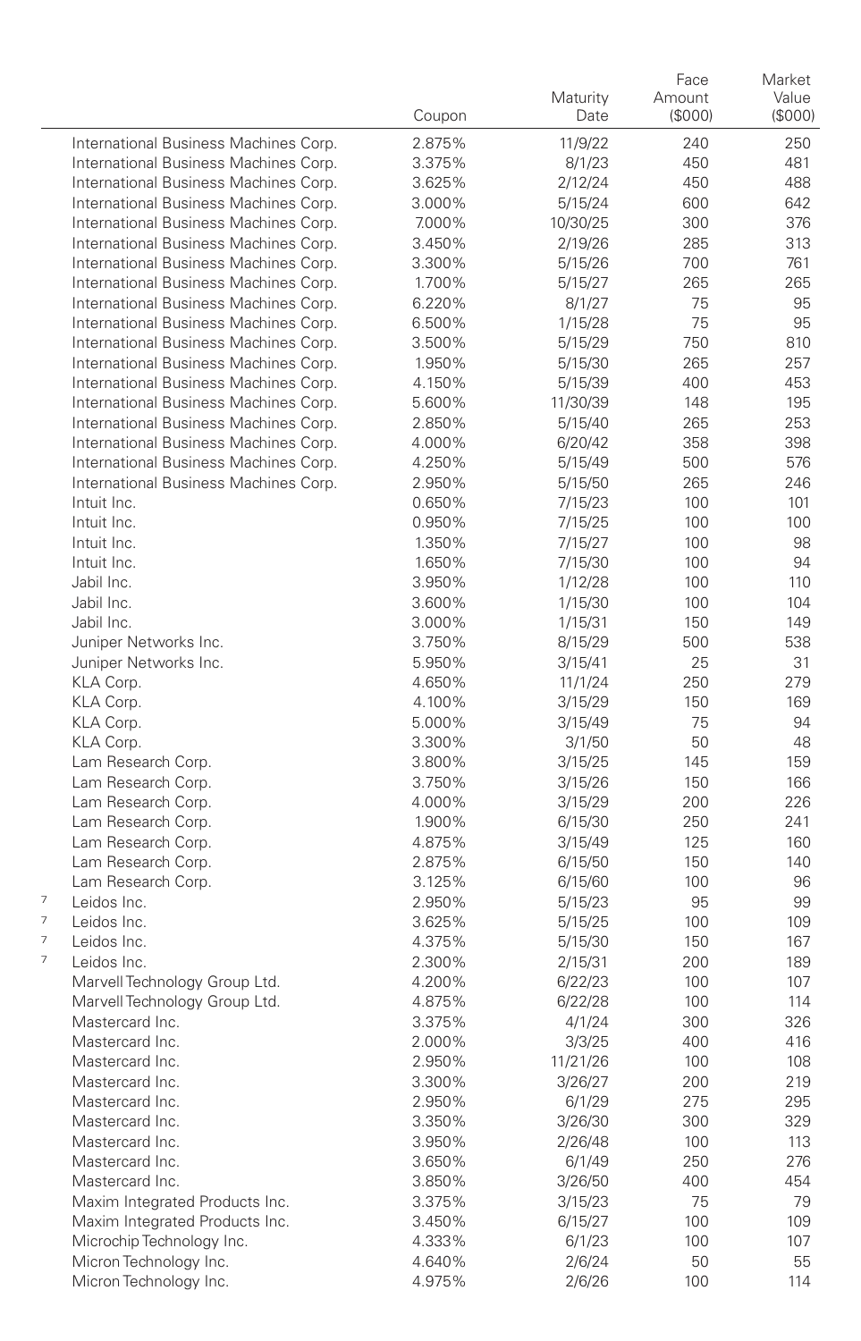| | Coupon | Maturity Date | Face Amount ($000) | Market Value ($000) |
|---|---|---|---|---|
| International Business Machines Corp. | 2.875% | 11/9/22 | 240 | 250 |
| International Business Machines Corp. | 3.375% | 8/1/23 | 450 | 481 |
| International Business Machines Corp. | 3.625% | 2/12/24 | 450 | 488 |
| International Business Machines Corp. | 3.000% | 5/15/24 | 600 | 642 |
| International Business Machines Corp. | 7.000% | 10/30/25 | 300 | 376 |
| International Business Machines Corp. | 3.450% | 2/19/26 | 285 | 313 |
| International Business Machines Corp. | 3.300% | 5/15/26 | 700 | 761 |
| International Business Machines Corp. | 1.700% | 5/15/27 | 265 | 265 |
| International Business Machines Corp. | 6.220% | 8/1/27 | 75 | 95 |
| International Business Machines Corp. | 6.500% | 1/15/28 | 75 | 95 |
| International Business Machines Corp. | 3.500% | 5/15/29 | 750 | 810 |
| International Business Machines Corp. | 1.950% | 5/15/30 | 265 | 257 |
| International Business Machines Corp. | 4.150% | 5/15/39 | 400 | 453 |
| International Business Machines Corp. | 5.600% | 11/30/39 | 148 | 195 |
| International Business Machines Corp. | 2.850% | 5/15/40 | 265 | 253 |
| International Business Machines Corp. | 4.000% | 6/20/42 | 358 | 398 |
| International Business Machines Corp. | 4.250% | 5/15/49 | 500 | 576 |
| International Business Machines Corp. | 2.950% | 5/15/50 | 265 | 246 |
| Intuit Inc. | 0.650% | 7/15/23 | 100 | 101 |
| Intuit Inc. | 0.950% | 7/15/25 | 100 | 100 |
| Intuit Inc. | 1.350% | 7/15/27 | 100 | 98 |
| Intuit Inc. | 1.650% | 7/15/30 | 100 | 94 |
| Jabil Inc. | 3.950% | 1/12/28 | 100 | 110 |
| Jabil Inc. | 3.600% | 1/15/30 | 100 | 104 |
| Jabil Inc. | 3.000% | 1/15/31 | 150 | 149 |
| Juniper Networks Inc. | 3.750% | 8/15/29 | 500 | 538 |
| Juniper Networks Inc. | 5.950% | 3/15/41 | 25 | 31 |
| KLA Corp. | 4.650% | 11/1/24 | 250 | 279 |
| KLA Corp. | 4.100% | 3/15/29 | 150 | 169 |
| KLA Corp. | 5.000% | 3/15/49 | 75 | 94 |
| KLA Corp. | 3.300% | 3/1/50 | 50 | 48 |
| Lam Research Corp. | 3.800% | 3/15/25 | 145 | 159 |
| Lam Research Corp. | 3.750% | 3/15/26 | 150 | 166 |
| Lam Research Corp. | 4.000% | 3/15/29 | 200 | 226 |
| Lam Research Corp. | 1.900% | 6/15/30 | 250 | 241 |
| Lam Research Corp. | 4.875% | 3/15/49 | 125 | 160 |
| Lam Research Corp. | 2.875% | 6/15/50 | 150 | 140 |
| Lam Research Corp. | 3.125% | 6/15/60 | 100 | 96 |
| [7] Leidos Inc. | 2.950% | 5/15/23 | 95 | 99 |
| [7] Leidos Inc. | 3.625% | 5/15/25 | 100 | 109 |
| [7] Leidos Inc. | 4.375% | 5/15/30 | 150 | 167 |
| [7] Leidos Inc. | 2.300% | 2/15/31 | 200 | 189 |
| Marvell Technology Group Ltd. | 4.200% | 6/22/23 | 100 | 107 |
| Marvell Technology Group Ltd. | 4.875% | 6/22/28 | 100 | 114 |
| Mastercard Inc. | 3.375% | 4/1/24 | 300 | 326 |
| Mastercard Inc. | 2.000% | 3/3/25 | 400 | 416 |
| Mastercard Inc. | 2.950% | 11/21/26 | 100 | 108 |
| Mastercard Inc. | 3.300% | 3/26/27 | 200 | 219 |
| Mastercard Inc. | 2.950% | 6/1/29 | 275 | 295 |
| Mastercard Inc. | 3.350% | 3/26/30 | 300 | 329 |
| Mastercard Inc. | 3.950% | 2/26/48 | 100 | 113 |
| Mastercard Inc. | 3.650% | 6/1/49 | 250 | 276 |
| Mastercard Inc. | 3.850% | 3/26/50 | 400 | 454 |
| Maxim Integrated Products Inc. | 3.375% | 3/15/23 | 75 | 79 |
| Maxim Integrated Products Inc. | 3.450% | 6/15/27 | 100 | 109 |
| Microchip Technology Inc. | 4.333% | 6/1/23 | 100 | 107 |
| Micron Technology Inc. | 4.640% | 2/6/24 | 50 | 55 |
| Micron Technology Inc. | 4.975% | 2/6/26 | 100 | 114 |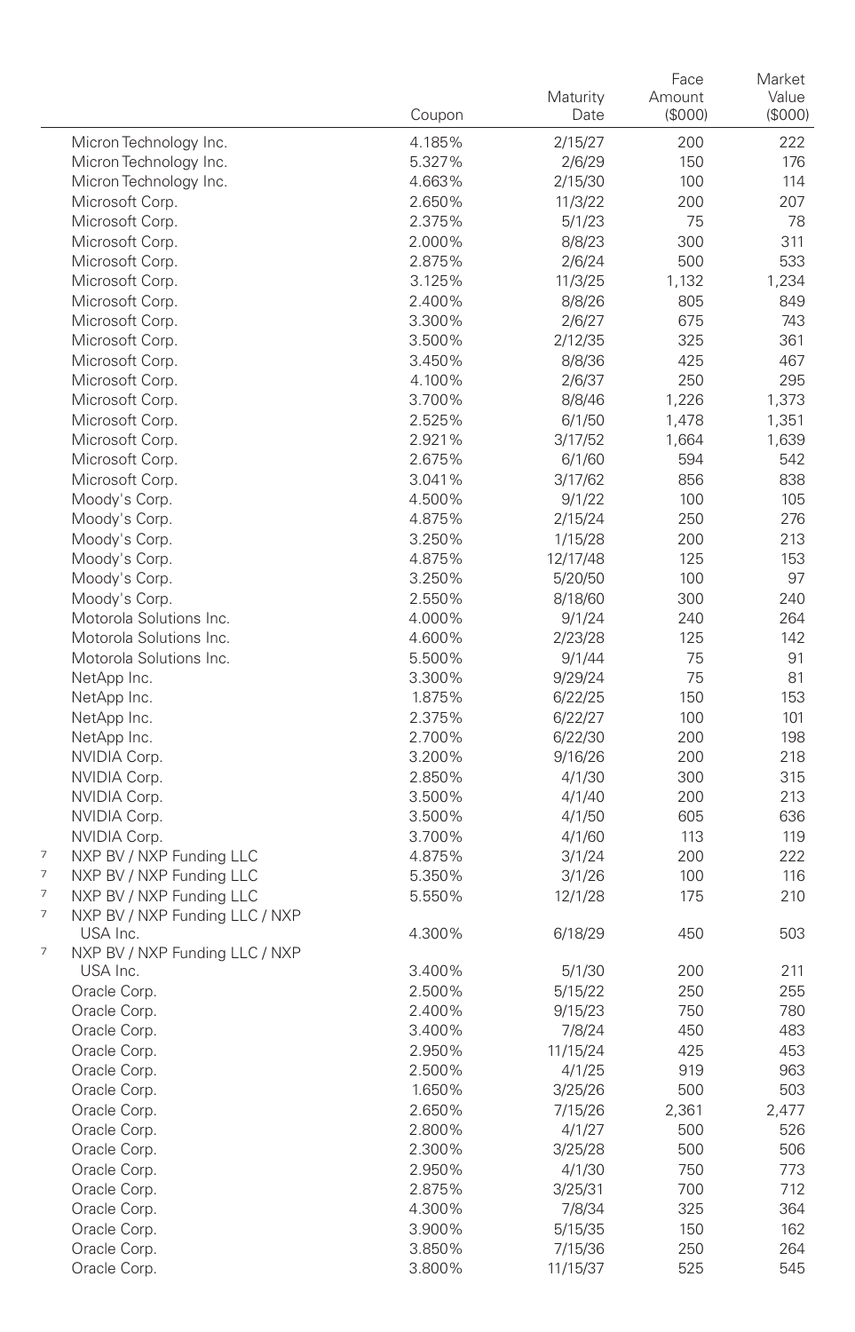| | | Coupon | Maturity Date | Face Amount ($000) | Market Value ($000) |
|---|---|---|---|---|---|
| | Micron Technology Inc. | 4.185% | 2/15/27 | 200 | 222 |
| | Micron Technology Inc. | 5.327% | 2/6/29 | 150 | 176 |
| | Micron Technology Inc. | 4.663% | 2/15/30 | 100 | 114 |
| | Microsoft Corp. | 2.650% | 11/3/22 | 200 | 207 |
| | Microsoft Corp. | 2.375% | 5/1/23 | 75 | 78 |
| | Microsoft Corp. | 2.000% | 8/8/23 | 300 | 311 |
| | Microsoft Corp. | 2.875% | 2/6/24 | 500 | 533 |
| | Microsoft Corp. | 3.125% | 11/3/25 | 1,132 | 1,234 |
| | Microsoft Corp. | 2.400% | 8/8/26 | 805 | 849 |
| | Microsoft Corp. | 3.300% | 2/6/27 | 675 | 743 |
| | Microsoft Corp. | 3.500% | 2/12/35 | 325 | 361 |
| | Microsoft Corp. | 3.450% | 8/8/36 | 425 | 467 |
| | Microsoft Corp. | 4.100% | 2/6/37 | 250 | 295 |
| | Microsoft Corp. | 3.700% | 8/8/46 | 1,226 | 1,373 |
| | Microsoft Corp. | 2.525% | 6/1/50 | 1,478 | 1,351 |
| | Microsoft Corp. | 2.921% | 3/17/52 | 1,664 | 1,639 |
| | Microsoft Corp. | 2.675% | 6/1/60 | 594 | 542 |
| | Microsoft Corp. | 3.041% | 3/17/62 | 856 | 838 |
| | Moody's Corp. | 4.500% | 9/1/22 | 100 | 105 |
| | Moody's Corp. | 4.875% | 2/15/24 | 250 | 276 |
| | Moody's Corp. | 3.250% | 1/15/28 | 200 | 213 |
| | Moody's Corp. | 4.875% | 12/17/48 | 125 | 153 |
| | Moody's Corp. | 3.250% | 5/20/50 | 100 | 97 |
| | Moody's Corp. | 2.550% | 8/18/60 | 300 | 240 |
| | Motorola Solutions Inc. | 4.000% | 9/1/24 | 240 | 264 |
| | Motorola Solutions Inc. | 4.600% | 2/23/28 | 125 | 142 |
| | Motorola Solutions Inc. | 5.500% | 9/1/44 | 75 | 91 |
| | NetApp Inc. | 3.300% | 9/29/24 | 75 | 81 |
| | NetApp Inc. | 1.875% | 6/22/25 | 150 | 153 |
| | NetApp Inc. | 2.375% | 6/22/27 | 100 | 101 |
| | NetApp Inc. | 2.700% | 6/22/30 | 200 | 198 |
| | NVIDIA Corp. | 3.200% | 9/16/26 | 200 | 218 |
| | NVIDIA Corp. | 2.850% | 4/1/30 | 300 | 315 |
| | NVIDIA Corp. | 3.500% | 4/1/40 | 200 | 213 |
| | NVIDIA Corp. | 3.500% | 4/1/50 | 605 | 636 |
| | NVIDIA Corp. | 3.700% | 4/1/60 | 113 | 119 |
| 7 | NXP BV / NXP Funding LLC | 4.875% | 3/1/24 | 200 | 222 |
| 7 | NXP BV / NXP Funding LLC | 5.350% | 3/1/26 | 100 | 116 |
| 7 | NXP BV / NXP Funding LLC | 5.550% | 12/1/28 | 175 | 210 |
| 7 | NXP BV / NXP Funding LLC / NXP USA Inc. | 4.300% | 6/18/29 | 450 | 503 |
| 7 | NXP BV / NXP Funding LLC / NXP USA Inc. | 3.400% | 5/1/30 | 200 | 211 |
| | Oracle Corp. | 2.500% | 5/15/22 | 250 | 255 |
| | Oracle Corp. | 2.400% | 9/15/23 | 750 | 780 |
| | Oracle Corp. | 3.400% | 7/8/24 | 450 | 483 |
| | Oracle Corp. | 2.950% | 11/15/24 | 425 | 453 |
| | Oracle Corp. | 2.500% | 4/1/25 | 919 | 963 |
| | Oracle Corp. | 1.650% | 3/25/26 | 500 | 503 |
| | Oracle Corp. | 2.650% | 7/15/26 | 2,361 | 2,477 |
| | Oracle Corp. | 2.800% | 4/1/27 | 500 | 526 |
| | Oracle Corp. | 2.300% | 3/25/28 | 500 | 506 |
| | Oracle Corp. | 2.950% | 4/1/30 | 750 | 773 |
| | Oracle Corp. | 2.875% | 3/25/31 | 700 | 712 |
| | Oracle Corp. | 4.300% | 7/8/34 | 325 | 364 |
| | Oracle Corp. | 3.900% | 5/15/35 | 150 | 162 |
| | Oracle Corp. | 3.850% | 7/15/36 | 250 | 264 |
| | Oracle Corp. | 3.800% | 11/15/37 | 525 | 545 |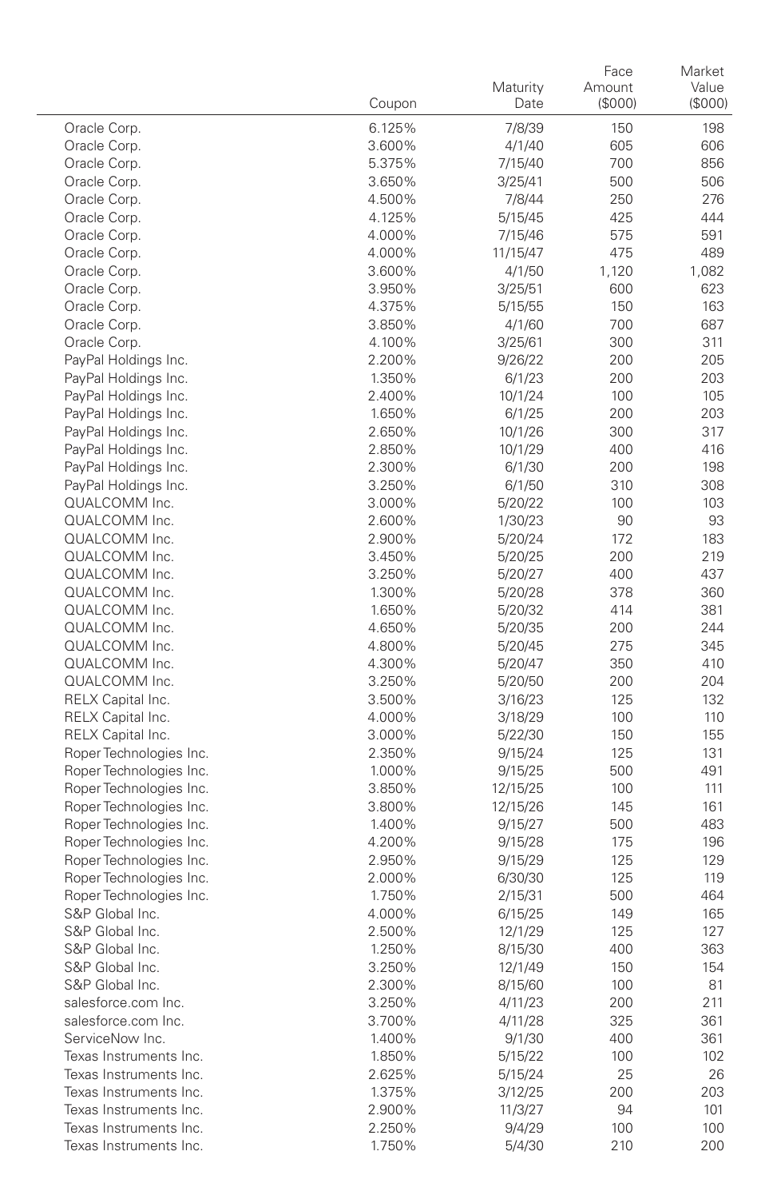| | Coupon | Maturity Date | Face Amount ($000) | Market Value ($000) |
|---|---|---|---|---|
| Oracle Corp. | 6.125% | 7/8/39 | 150 | 198 |
| Oracle Corp. | 3.600% | 4/1/40 | 605 | 606 |
| Oracle Corp. | 5.375% | 7/15/40 | 700 | 856 |
| Oracle Corp. | 3.650% | 3/25/41 | 500 | 506 |
| Oracle Corp. | 4.500% | 7/8/44 | 250 | 276 |
| Oracle Corp. | 4.125% | 5/15/45 | 425 | 444 |
| Oracle Corp. | 4.000% | 7/15/46 | 575 | 591 |
| Oracle Corp. | 4.000% | 11/15/47 | 475 | 489 |
| Oracle Corp. | 3.600% | 4/1/50 | 1,120 | 1,082 |
| Oracle Corp. | 3.950% | 3/25/51 | 600 | 623 |
| Oracle Corp. | 4.375% | 5/15/55 | 150 | 163 |
| Oracle Corp. | 3.850% | 4/1/60 | 700 | 687 |
| Oracle Corp. | 4.100% | 3/25/61 | 300 | 311 |
| PayPal Holdings Inc. | 2.200% | 9/26/22 | 200 | 205 |
| PayPal Holdings Inc. | 1.350% | 6/1/23 | 200 | 203 |
| PayPal Holdings Inc. | 2.400% | 10/1/24 | 100 | 105 |
| PayPal Holdings Inc. | 1.650% | 6/1/25 | 200 | 203 |
| PayPal Holdings Inc. | 2.650% | 10/1/26 | 300 | 317 |
| PayPal Holdings Inc. | 2.850% | 10/1/29 | 400 | 416 |
| PayPal Holdings Inc. | 2.300% | 6/1/30 | 200 | 198 |
| PayPal Holdings Inc. | 3.250% | 6/1/50 | 310 | 308 |
| QUALCOMM Inc. | 3.000% | 5/20/22 | 100 | 103 |
| QUALCOMM Inc. | 2.600% | 1/30/23 | 90 | 93 |
| QUALCOMM Inc. | 2.900% | 5/20/24 | 172 | 183 |
| QUALCOMM Inc. | 3.450% | 5/20/25 | 200 | 219 |
| QUALCOMM Inc. | 3.250% | 5/20/27 | 400 | 437 |
| QUALCOMM Inc. | 1.300% | 5/20/28 | 378 | 360 |
| QUALCOMM Inc. | 1.650% | 5/20/32 | 414 | 381 |
| QUALCOMM Inc. | 4.650% | 5/20/35 | 200 | 244 |
| QUALCOMM Inc. | 4.800% | 5/20/45 | 275 | 345 |
| QUALCOMM Inc. | 4.300% | 5/20/47 | 350 | 410 |
| QUALCOMM Inc. | 3.250% | 5/20/50 | 200 | 204 |
| RELX Capital Inc. | 3.500% | 3/16/23 | 125 | 132 |
| RELX Capital Inc. | 4.000% | 3/18/29 | 100 | 110 |
| RELX Capital Inc. | 3.000% | 5/22/30 | 150 | 155 |
| Roper Technologies Inc. | 2.350% | 9/15/24 | 125 | 131 |
| Roper Technologies Inc. | 1.000% | 9/15/25 | 500 | 491 |
| Roper Technologies Inc. | 3.850% | 12/15/25 | 100 | 111 |
| Roper Technologies Inc. | 3.800% | 12/15/26 | 145 | 161 |
| Roper Technologies Inc. | 1.400% | 9/15/27 | 500 | 483 |
| Roper Technologies Inc. | 4.200% | 9/15/28 | 175 | 196 |
| Roper Technologies Inc. | 2.950% | 9/15/29 | 125 | 129 |
| Roper Technologies Inc. | 2.000% | 6/30/30 | 125 | 119 |
| Roper Technologies Inc. | 1.750% | 2/15/31 | 500 | 464 |
| S&P Global Inc. | 4.000% | 6/15/25 | 149 | 165 |
| S&P Global Inc. | 2.500% | 12/1/29 | 125 | 127 |
| S&P Global Inc. | 1.250% | 8/15/30 | 400 | 363 |
| S&P Global Inc. | 3.250% | 12/1/49 | 150 | 154 |
| S&P Global Inc. | 2.300% | 8/15/60 | 100 | 81 |
| salesforce.com Inc. | 3.250% | 4/11/23 | 200 | 211 |
| salesforce.com Inc. | 3.700% | 4/11/28 | 325 | 361 |
| ServiceNow Inc. | 1.400% | 9/1/30 | 400 | 361 |
| Texas Instruments Inc. | 1.850% | 5/15/22 | 100 | 102 |
| Texas Instruments Inc. | 2.625% | 5/15/24 | 25 | 26 |
| Texas Instruments Inc. | 1.375% | 3/12/25 | 200 | 203 |
| Texas Instruments Inc. | 2.900% | 11/3/27 | 94 | 101 |
| Texas Instruments Inc. | 2.250% | 9/4/29 | 100 | 100 |
| Texas Instruments Inc. | 1.750% | 5/4/30 | 210 | 200 |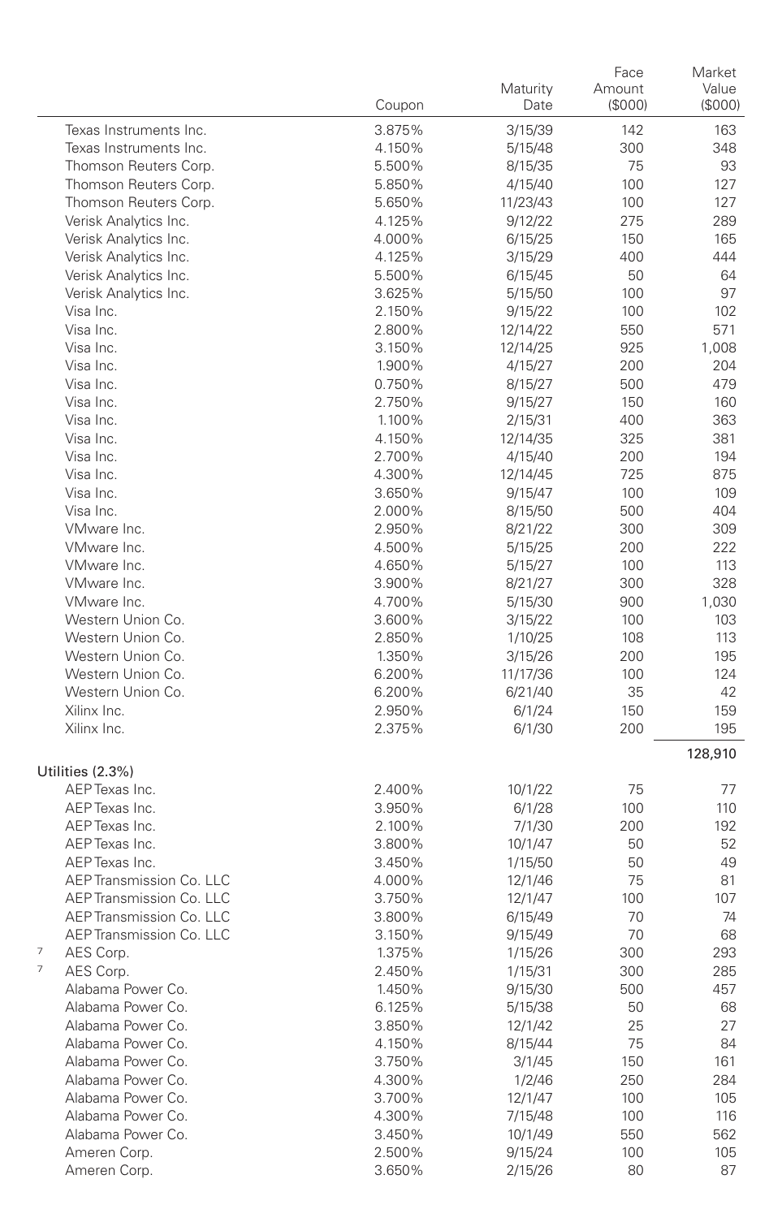| | Coupon | Maturity Date | Face Amount ($000) | Market Value ($000) |
|---|---|---|---|---|
| Texas Instruments Inc. | 3.875% | 3/15/39 | 142 | 163 |
| Texas Instruments Inc. | 4.150% | 5/15/48 | 300 | 348 |
| Thomson Reuters Corp. | 5.500% | 8/15/35 | 75 | 93 |
| Thomson Reuters Corp. | 5.850% | 4/15/40 | 100 | 127 |
| Thomson Reuters Corp. | 5.650% | 11/23/43 | 100 | 127 |
| Verisk Analytics Inc. | 4.125% | 9/12/22 | 275 | 289 |
| Verisk Analytics Inc. | 4.000% | 6/15/25 | 150 | 165 |
| Verisk Analytics Inc. | 4.125% | 3/15/29 | 400 | 444 |
| Verisk Analytics Inc. | 5.500% | 6/15/45 | 50 | 64 |
| Verisk Analytics Inc. | 3.625% | 5/15/50 | 100 | 97 |
| Visa Inc. | 2.150% | 9/15/22 | 100 | 102 |
| Visa Inc. | 2.800% | 12/14/22 | 550 | 571 |
| Visa Inc. | 3.150% | 12/14/25 | 925 | 1,008 |
| Visa Inc. | 1.900% | 4/15/27 | 200 | 204 |
| Visa Inc. | 0.750% | 8/15/27 | 500 | 479 |
| Visa Inc. | 2.750% | 9/15/27 | 150 | 160 |
| Visa Inc. | 1.100% | 2/15/31 | 400 | 363 |
| Visa Inc. | 4.150% | 12/14/35 | 325 | 381 |
| Visa Inc. | 2.700% | 4/15/40 | 200 | 194 |
| Visa Inc. | 4.300% | 12/14/45 | 725 | 875 |
| Visa Inc. | 3.650% | 9/15/47 | 100 | 109 |
| Visa Inc. | 2.000% | 8/15/50 | 500 | 404 |
| VMware Inc. | 2.950% | 8/21/22 | 300 | 309 |
| VMware Inc. | 4.500% | 5/15/25 | 200 | 222 |
| VMware Inc. | 4.650% | 5/15/27 | 100 | 113 |
| VMware Inc. | 3.900% | 8/21/27 | 300 | 328 |
| VMware Inc. | 4.700% | 5/15/30 | 900 | 1,030 |
| Western Union Co. | 3.600% | 3/15/22 | 100 | 103 |
| Western Union Co. | 2.850% | 1/10/25 | 108 | 113 |
| Western Union Co. | 1.350% | 3/15/26 | 200 | 195 |
| Western Union Co. | 6.200% | 11/17/36 | 100 | 124 |
| Western Union Co. | 6.200% | 6/21/40 | 35 | 42 |
| Xilinx Inc. | 2.950% | 6/1/24 | 150 | 159 |
| Xilinx Inc. | 2.375% | 6/1/30 | 200 | 195 |
| | | | | 128,910 |
| **Utilities (2.3%)** | | | | |
| AEP Texas Inc. | 2.400% | 10/1/22 | 75 | 77 |
| AEP Texas Inc. | 3.950% | 6/1/28 | 100 | 110 |
| AEP Texas Inc. | 2.100% | 7/1/30 | 200 | 192 |
| AEP Texas Inc. | 3.800% | 10/1/47 | 50 | 52 |
| AEP Texas Inc. | 3.450% | 1/15/50 | 50 | 49 |
| AEP Transmission Co. LLC | 4.000% | 12/1/46 | 75 | 81 |
| AEP Transmission Co. LLC | 3.750% | 12/1/47 | 100 | 107 |
| AEP Transmission Co. LLC | 3.800% | 6/15/49 | 70 | 74 |
| AEP Transmission Co. LLC | 3.150% | 9/15/49 | 70 | 68 |
| [7] AES Corp. | 1.375% | 1/15/26 | 300 | 293 |
| [7] AES Corp. | 2.450% | 1/15/31 | 300 | 285 |
| Alabama Power Co. | 1.450% | 9/15/30 | 500 | 457 |
| Alabama Power Co. | 6.125% | 5/15/38 | 50 | 68 |
| Alabama Power Co. | 3.850% | 12/1/42 | 25 | 27 |
| Alabama Power Co. | 4.150% | 8/15/44 | 75 | 84 |
| Alabama Power Co. | 3.750% | 3/1/45 | 150 | 161 |
| Alabama Power Co. | 4.300% | 1/2/46 | 250 | 284 |
| Alabama Power Co. | 3.700% | 12/1/47 | 100 | 105 |
| Alabama Power Co. | 4.300% | 7/15/48 | 100 | 116 |
| Alabama Power Co. | 3.450% | 10/1/49 | 550 | 562 |
| Ameren Corp. | 2.500% | 9/15/24 | 100 | 105 |
| Ameren Corp. | 3.650% | 2/15/26 | 80 | 87 |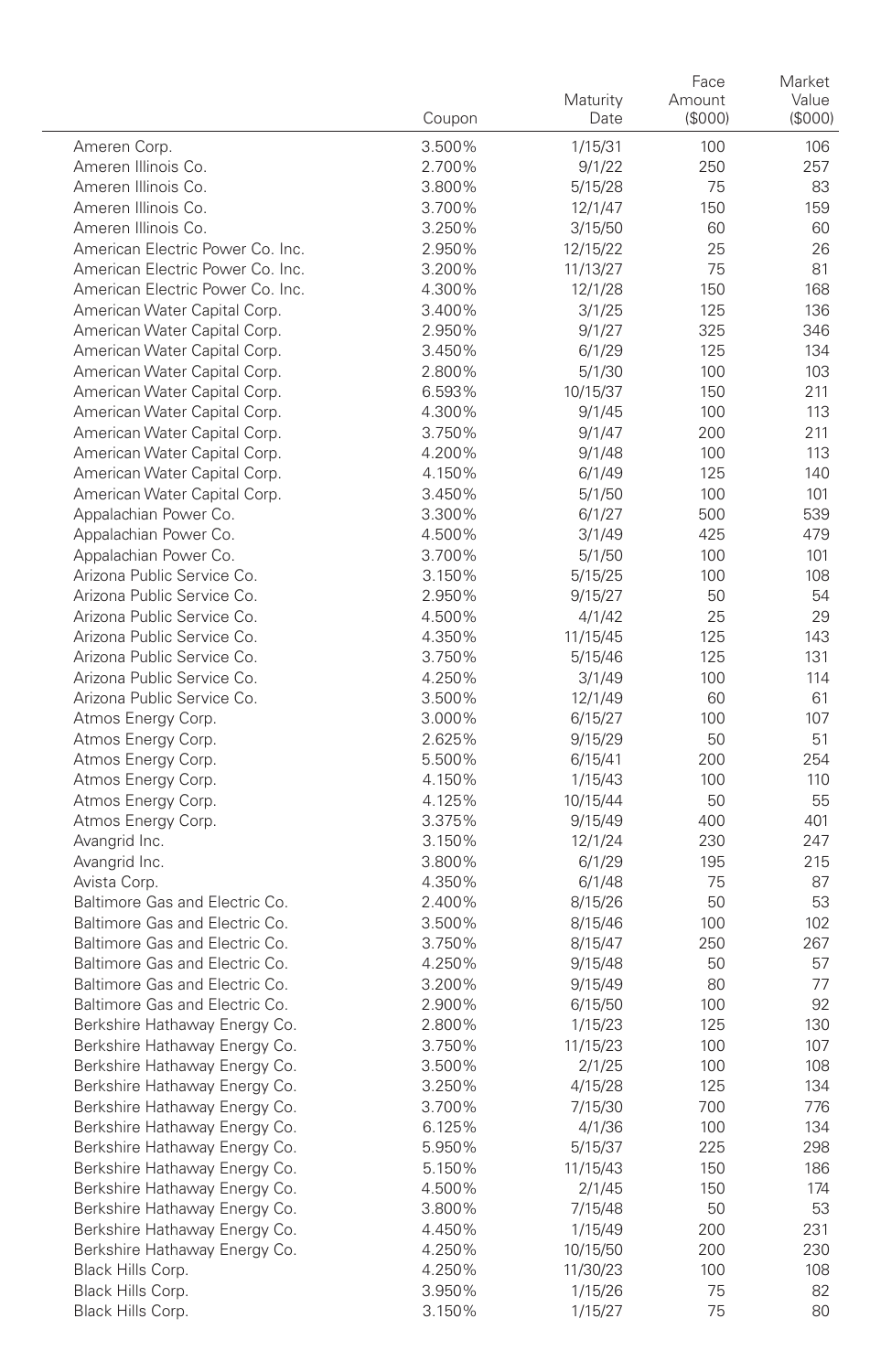| | Coupon | Maturity Date | Face Amount ($000) | Market Value ($000) |
|---|---|---|---|---|
| Ameren Corp. | 3.500% | 1/15/31 | 100 | 106 |
| Ameren Illinois Co. | 2.700% | 9/1/22 | 250 | 257 |
| Ameren Illinois Co. | 3.800% | 5/15/28 | 75 | 83 |
| Ameren Illinois Co. | 3.700% | 12/1/47 | 150 | 159 |
| Ameren Illinois Co. | 3.250% | 3/15/50 | 60 | 60 |
| American Electric Power Co. Inc. | 2.950% | 12/15/22 | 25 | 26 |
| American Electric Power Co. Inc. | 3.200% | 11/13/27 | 75 | 81 |
| American Electric Power Co. Inc. | 4.300% | 12/1/28 | 150 | 168 |
| American Water Capital Corp. | 3.400% | 3/1/25 | 125 | 136 |
| American Water Capital Corp. | 2.950% | 9/1/27 | 325 | 346 |
| American Water Capital Corp. | 3.450% | 6/1/29 | 125 | 134 |
| American Water Capital Corp. | 2.800% | 5/1/30 | 100 | 103 |
| American Water Capital Corp. | 6.593% | 10/15/37 | 150 | 211 |
| American Water Capital Corp. | 4.300% | 9/1/45 | 100 | 113 |
| American Water Capital Corp. | 3.750% | 9/1/47 | 200 | 211 |
| American Water Capital Corp. | 4.200% | 9/1/48 | 100 | 113 |
| American Water Capital Corp. | 4.150% | 6/1/49 | 125 | 140 |
| American Water Capital Corp. | 3.450% | 5/1/50 | 100 | 101 |
| Appalachian Power Co. | 3.300% | 6/1/27 | 500 | 539 |
| Appalachian Power Co. | 4.500% | 3/1/49 | 425 | 479 |
| Appalachian Power Co. | 3.700% | 5/1/50 | 100 | 101 |
| Arizona Public Service Co. | 3.150% | 5/15/25 | 100 | 108 |
| Arizona Public Service Co. | 2.950% | 9/15/27 | 50 | 54 |
| Arizona Public Service Co. | 4.500% | 4/1/42 | 25 | 29 |
| Arizona Public Service Co. | 4.350% | 11/15/45 | 125 | 143 |
| Arizona Public Service Co. | 3.750% | 5/15/46 | 125 | 131 |
| Arizona Public Service Co. | 4.250% | 3/1/49 | 100 | 114 |
| Arizona Public Service Co. | 3.500% | 12/1/49 | 60 | 61 |
| Atmos Energy Corp. | 3.000% | 6/15/27 | 100 | 107 |
| Atmos Energy Corp. | 2.625% | 9/15/29 | 50 | 51 |
| Atmos Energy Corp. | 5.500% | 6/15/41 | 200 | 254 |
| Atmos Energy Corp. | 4.150% | 1/15/43 | 100 | 110 |
| Atmos Energy Corp. | 4.125% | 10/15/44 | 50 | 55 |
| Atmos Energy Corp. | 3.375% | 9/15/49 | 400 | 401 |
| Avangrid Inc. | 3.150% | 12/1/24 | 230 | 247 |
| Avangrid Inc. | 3.800% | 6/1/29 | 195 | 215 |
| Avista Corp. | 4.350% | 6/1/48 | 75 | 87 |
| Baltimore Gas and Electric Co. | 2.400% | 8/15/26 | 50 | 53 |
| Baltimore Gas and Electric Co. | 3.500% | 8/15/46 | 100 | 102 |
| Baltimore Gas and Electric Co. | 3.750% | 8/15/47 | 250 | 267 |
| Baltimore Gas and Electric Co. | 4.250% | 9/15/48 | 50 | 57 |
| Baltimore Gas and Electric Co. | 3.200% | 9/15/49 | 80 | 77 |
| Baltimore Gas and Electric Co. | 2.900% | 6/15/50 | 100 | 92 |
| Berkshire Hathaway Energy Co. | 2.800% | 1/15/23 | 125 | 130 |
| Berkshire Hathaway Energy Co. | 3.750% | 11/15/23 | 100 | 107 |
| Berkshire Hathaway Energy Co. | 3.500% | 2/1/25 | 100 | 108 |
| Berkshire Hathaway Energy Co. | 3.250% | 4/15/28 | 125 | 134 |
| Berkshire Hathaway Energy Co. | 3.700% | 7/15/30 | 700 | 776 |
| Berkshire Hathaway Energy Co. | 6.125% | 4/1/36 | 100 | 134 |
| Berkshire Hathaway Energy Co. | 5.950% | 5/15/37 | 225 | 298 |
| Berkshire Hathaway Energy Co. | 5.150% | 11/15/43 | 150 | 186 |
| Berkshire Hathaway Energy Co. | 4.500% | 2/1/45 | 150 | 174 |
| Berkshire Hathaway Energy Co. | 3.800% | 7/15/48 | 50 | 53 |
| Berkshire Hathaway Energy Co. | 4.450% | 1/15/49 | 200 | 231 |
| Berkshire Hathaway Energy Co. | 4.250% | 10/15/50 | 200 | 230 |
| Black Hills Corp. | 4.250% | 11/30/23 | 100 | 108 |
| Black Hills Corp. | 3.950% | 1/15/26 | 75 | 82 |
| Black Hills Corp. | 3.150% | 1/15/27 | 75 | 80 |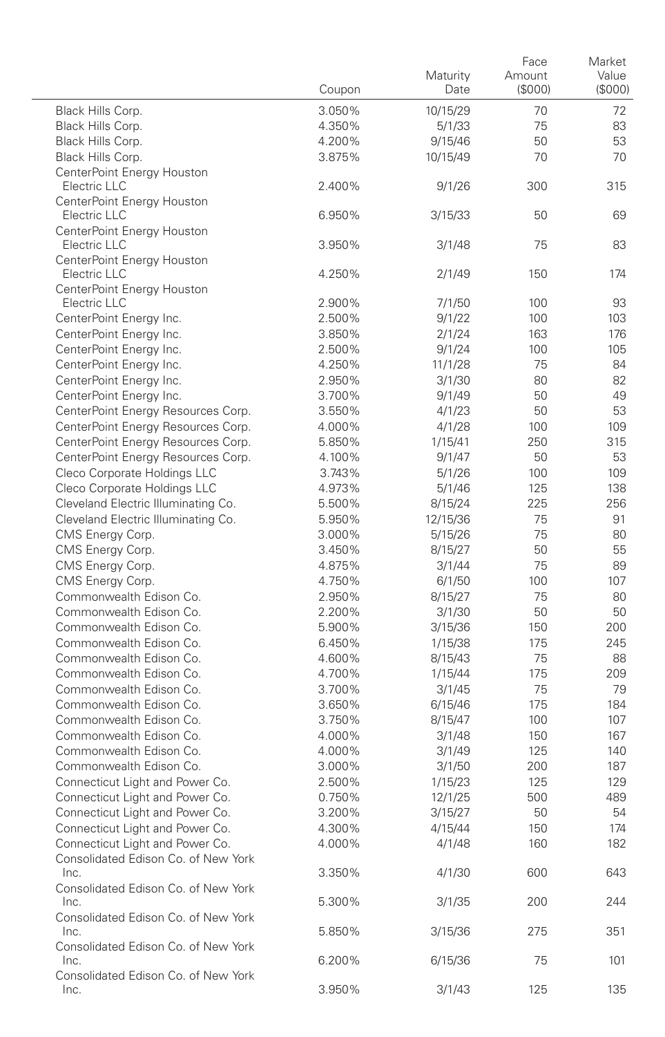| | Coupon | Maturity Date | Face Amount ($000) | Market Value ($000) |
|---|---|---|---|---|
| Black Hills Corp. | 3.050% | 10/15/29 | 70 | 72 |
| Black Hills Corp. | 4.350% | 5/1/33 | 75 | 83 |
| Black Hills Corp. | 4.200% | 9/15/46 | 50 | 53 |
| Black Hills Corp. | 3.875% | 10/15/49 | 70 | 70 |
| CenterPoint Energy Houston Electric LLC | 2.400% | 9/1/26 | 300 | 315 |
| CenterPoint Energy Houston Electric LLC | 6.950% | 3/15/33 | 50 | 69 |
| CenterPoint Energy Houston Electric LLC | 3.950% | 3/1/48 | 75 | 83 |
| CenterPoint Energy Houston Electric LLC | 4.250% | 2/1/49 | 150 | 174 |
| CenterPoint Energy Houston Electric LLC | 2.900% | 7/1/50 | 100 | 93 |
| CenterPoint Energy Inc. | 2.500% | 9/1/22 | 100 | 103 |
| CenterPoint Energy Inc. | 3.850% | 2/1/24 | 163 | 176 |
| CenterPoint Energy Inc. | 2.500% | 9/1/24 | 100 | 105 |
| CenterPoint Energy Inc. | 4.250% | 11/1/28 | 75 | 84 |
| CenterPoint Energy Inc. | 2.950% | 3/1/30 | 80 | 82 |
| CenterPoint Energy Inc. | 3.700% | 9/1/49 | 50 | 49 |
| CenterPoint Energy Resources Corp. | 3.550% | 4/1/23 | 50 | 53 |
| CenterPoint Energy Resources Corp. | 4.000% | 4/1/28 | 100 | 109 |
| CenterPoint Energy Resources Corp. | 5.850% | 1/15/41 | 250 | 315 |
| CenterPoint Energy Resources Corp. | 4.100% | 9/1/47 | 50 | 53 |
| Cleco Corporate Holdings LLC | 3.743% | 5/1/26 | 100 | 109 |
| Cleco Corporate Holdings LLC | 4.973% | 5/1/46 | 125 | 138 |
| Cleveland Electric Illuminating Co. | 5.500% | 8/15/24 | 225 | 256 |
| Cleveland Electric Illuminating Co. | 5.950% | 12/15/36 | 75 | 91 |
| CMS Energy Corp. | 3.000% | 5/15/26 | 75 | 80 |
| CMS Energy Corp. | 3.450% | 8/15/27 | 50 | 55 |
| CMS Energy Corp. | 4.875% | 3/1/44 | 75 | 89 |
| CMS Energy Corp. | 4.750% | 6/1/50 | 100 | 107 |
| Commonwealth Edison Co. | 2.950% | 8/15/27 | 75 | 80 |
| Commonwealth Edison Co. | 2.200% | 3/1/30 | 50 | 50 |
| Commonwealth Edison Co. | 5.900% | 3/15/36 | 150 | 200 |
| Commonwealth Edison Co. | 6.450% | 1/15/38 | 175 | 245 |
| Commonwealth Edison Co. | 4.600% | 8/15/43 | 75 | 88 |
| Commonwealth Edison Co. | 4.700% | 1/15/44 | 175 | 209 |
| Commonwealth Edison Co. | 3.700% | 3/1/45 | 75 | 79 |
| Commonwealth Edison Co. | 3.650% | 6/15/46 | 175 | 184 |
| Commonwealth Edison Co. | 3.750% | 8/15/47 | 100 | 107 |
| Commonwealth Edison Co. | 4.000% | 3/1/48 | 150 | 167 |
| Commonwealth Edison Co. | 4.000% | 3/1/49 | 125 | 140 |
| Commonwealth Edison Co. | 3.000% | 3/1/50 | 200 | 187 |
| Connecticut Light and Power Co. | 2.500% | 1/15/23 | 125 | 129 |
| Connecticut Light and Power Co. | 0.750% | 12/1/25 | 500 | 489 |
| Connecticut Light and Power Co. | 3.200% | 3/15/27 | 50 | 54 |
| Connecticut Light and Power Co. | 4.300% | 4/15/44 | 150 | 174 |
| Connecticut Light and Power Co. | 4.000% | 4/1/48 | 160 | 182 |
| Consolidated Edison Co. of New York Inc. | 3.350% | 4/1/30 | 600 | 643 |
| Consolidated Edison Co. of New York Inc. | 5.300% | 3/1/35 | 200 | 244 |
| Consolidated Edison Co. of New York Inc. | 5.850% | 3/15/36 | 275 | 351 |
| Consolidated Edison Co. of New York Inc. | 6.200% | 6/15/36 | 75 | 101 |
| Consolidated Edison Co. of New York Inc. | 3.950% | 3/1/43 | 125 | 135 |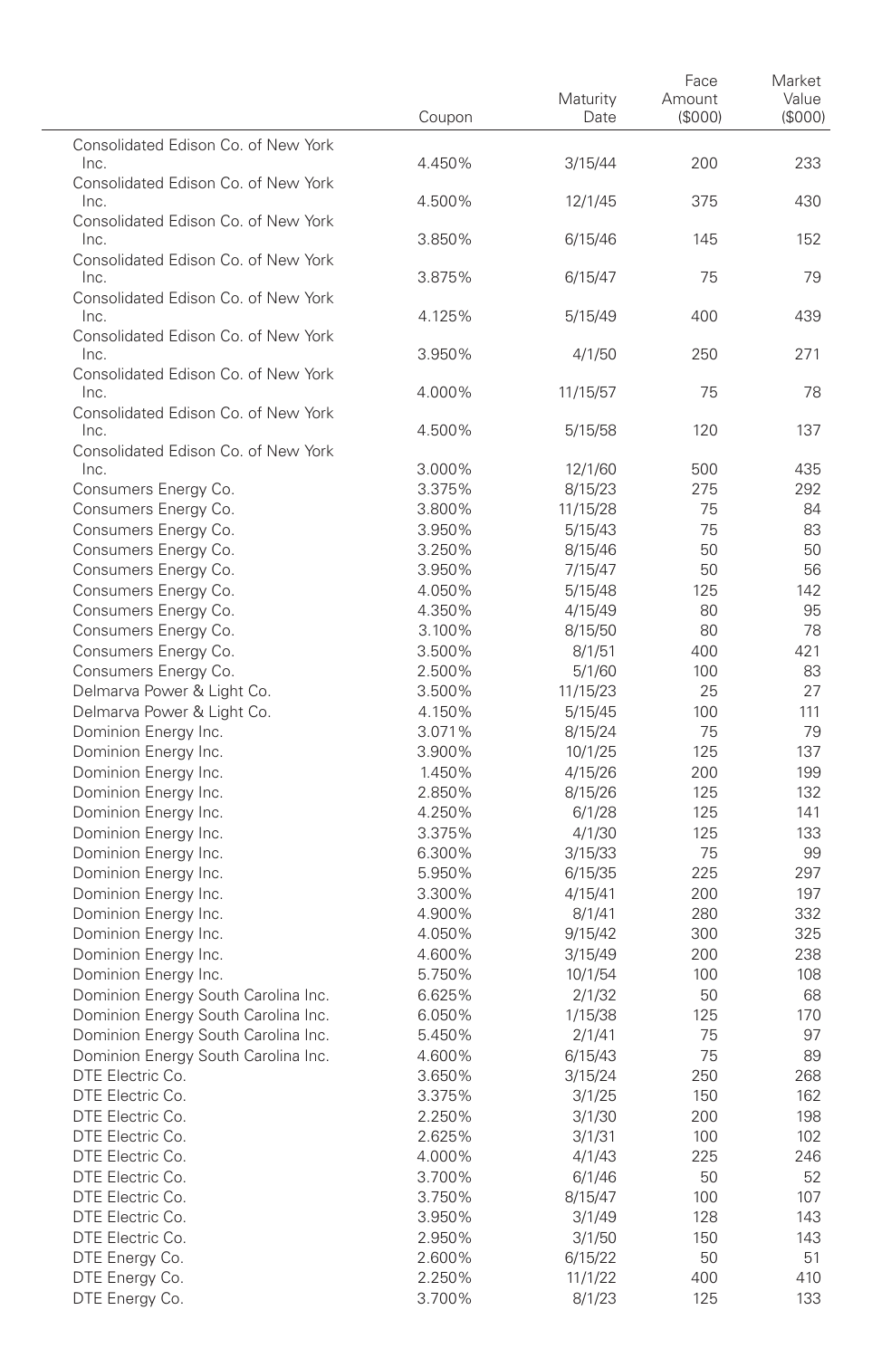| | Coupon | Maturity Date | Face Amount ($000) | Market Value ($000) |
|---|---|---|---|---|
| Consolidated Edison Co. of New York Inc. | 4.450% | 3/15/44 | 200 | 233 |
| Consolidated Edison Co. of New York Inc. | 4.500% | 12/1/45 | 375 | 430 |
| Consolidated Edison Co. of New York Inc. | 3.850% | 6/15/46 | 145 | 152 |
| Consolidated Edison Co. of New York Inc. | 3.875% | 6/15/47 | 75 | 79 |
| Consolidated Edison Co. of New York Inc. | 4.125% | 5/15/49 | 400 | 439 |
| Consolidated Edison Co. of New York Inc. | 3.950% | 4/1/50 | 250 | 271 |
| Consolidated Edison Co. of New York Inc. | 4.000% | 11/15/57 | 75 | 78 |
| Consolidated Edison Co. of New York Inc. | 4.500% | 5/15/58 | 120 | 137 |
| Consolidated Edison Co. of New York Inc. | 3.000% | 12/1/60 | 500 | 435 |
| Consumers Energy Co. | 3.375% | 8/15/23 | 275 | 292 |
| Consumers Energy Co. | 3.800% | 11/15/28 | 75 | 84 |
| Consumers Energy Co. | 3.950% | 5/15/43 | 75 | 83 |
| Consumers Energy Co. | 3.250% | 8/15/46 | 50 | 50 |
| Consumers Energy Co. | 3.950% | 7/15/47 | 50 | 56 |
| Consumers Energy Co. | 4.050% | 5/15/48 | 125 | 142 |
| Consumers Energy Co. | 4.350% | 4/15/49 | 80 | 95 |
| Consumers Energy Co. | 3.100% | 8/15/50 | 80 | 78 |
| Consumers Energy Co. | 3.500% | 8/1/51 | 400 | 421 |
| Consumers Energy Co. | 2.500% | 5/1/60 | 100 | 83 |
| Delmarva Power & Light Co. | 3.500% | 11/15/23 | 25 | 27 |
| Delmarva Power & Light Co. | 4.150% | 5/15/45 | 100 | 111 |
| Dominion Energy Inc. | 3.071% | 8/15/24 | 75 | 79 |
| Dominion Energy Inc. | 3.900% | 10/1/25 | 125 | 137 |
| Dominion Energy Inc. | 1.450% | 4/15/26 | 200 | 199 |
| Dominion Energy Inc. | 2.850% | 8/15/26 | 125 | 132 |
| Dominion Energy Inc. | 4.250% | 6/1/28 | 125 | 141 |
| Dominion Energy Inc. | 3.375% | 4/1/30 | 125 | 133 |
| Dominion Energy Inc. | 6.300% | 3/15/33 | 75 | 99 |
| Dominion Energy Inc. | 5.950% | 6/15/35 | 225 | 297 |
| Dominion Energy Inc. | 3.300% | 4/15/41 | 200 | 197 |
| Dominion Energy Inc. | 4.900% | 8/1/41 | 280 | 332 |
| Dominion Energy Inc. | 4.050% | 9/15/42 | 300 | 325 |
| Dominion Energy Inc. | 4.600% | 3/15/49 | 200 | 238 |
| Dominion Energy Inc. | 5.750% | 10/1/54 | 100 | 108 |
| Dominion Energy South Carolina Inc. | 6.625% | 2/1/32 | 50 | 68 |
| Dominion Energy South Carolina Inc. | 6.050% | 1/15/38 | 125 | 170 |
| Dominion Energy South Carolina Inc. | 5.450% | 2/1/41 | 75 | 97 |
| Dominion Energy South Carolina Inc. | 4.600% | 6/15/43 | 75 | 89 |
| DTE Electric Co. | 3.650% | 3/15/24 | 250 | 268 |
| DTE Electric Co. | 3.375% | 3/1/25 | 150 | 162 |
| DTE Electric Co. | 2.250% | 3/1/30 | 200 | 198 |
| DTE Electric Co. | 2.625% | 3/1/31 | 100 | 102 |
| DTE Electric Co. | 4.000% | 4/1/43 | 225 | 246 |
| DTE Electric Co. | 3.700% | 6/1/46 | 50 | 52 |
| DTE Electric Co. | 3.750% | 8/15/47 | 100 | 107 |
| DTE Electric Co. | 3.950% | 3/1/49 | 128 | 143 |
| DTE Electric Co. | 2.950% | 3/1/50 | 150 | 143 |
| DTE Energy Co. | 2.600% | 6/15/22 | 50 | 51 |
| DTE Energy Co. | 2.250% | 11/1/22 | 400 | 410 |
| DTE Energy Co. | 3.700% | 8/1/23 | 125 | 133 |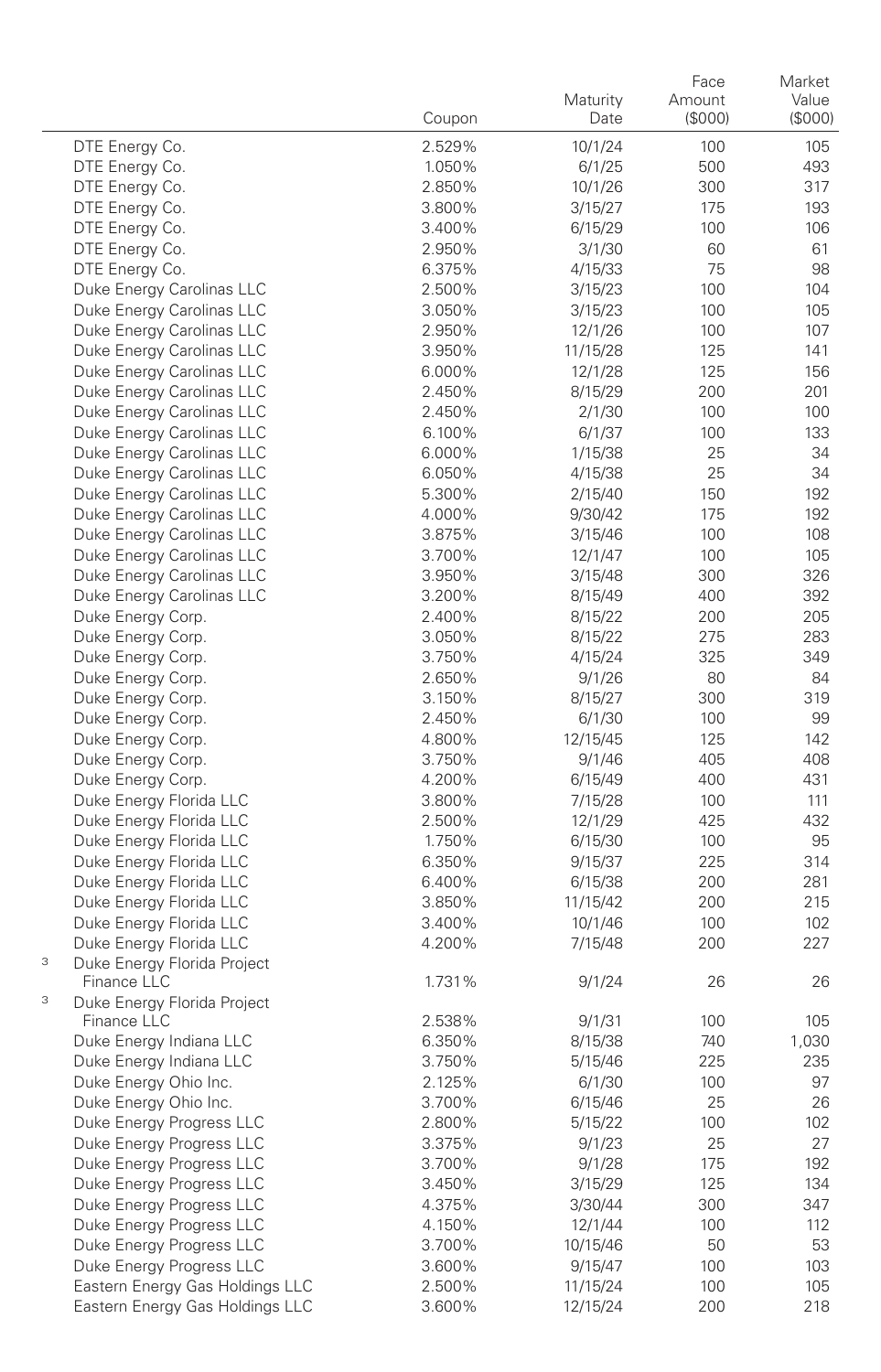| | Coupon | Maturity Date | Face Amount ($000) | Market Value ($000) |
|---|---|---|---|---|
| DTE Energy Co. | 2.529% | 10/1/24 | 100 | 105 |
| DTE Energy Co. | 1.050% | 6/1/25 | 500 | 493 |
| DTE Energy Co. | 2.850% | 10/1/26 | 300 | 317 |
| DTE Energy Co. | 3.800% | 3/15/27 | 175 | 193 |
| DTE Energy Co. | 3.400% | 6/15/29 | 100 | 106 |
| DTE Energy Co. | 2.950% | 3/1/30 | 60 | 61 |
| DTE Energy Co. | 6.375% | 4/15/33 | 75 | 98 |
| Duke Energy Carolinas LLC | 2.500% | 3/15/23 | 100 | 104 |
| Duke Energy Carolinas LLC | 3.050% | 3/15/23 | 100 | 105 |
| Duke Energy Carolinas LLC | 2.950% | 12/1/26 | 100 | 107 |
| Duke Energy Carolinas LLC | 3.950% | 11/15/28 | 125 | 141 |
| Duke Energy Carolinas LLC | 6.000% | 12/1/28 | 125 | 156 |
| Duke Energy Carolinas LLC | 2.450% | 8/15/29 | 200 | 201 |
| Duke Energy Carolinas LLC | 2.450% | 2/1/30 | 100 | 100 |
| Duke Energy Carolinas LLC | 6.100% | 6/1/37 | 100 | 133 |
| Duke Energy Carolinas LLC | 6.000% | 1/15/38 | 25 | 34 |
| Duke Energy Carolinas LLC | 6.050% | 4/15/38 | 25 | 34 |
| Duke Energy Carolinas LLC | 5.300% | 2/15/40 | 150 | 192 |
| Duke Energy Carolinas LLC | 4.000% | 9/30/42 | 175 | 192 |
| Duke Energy Carolinas LLC | 3.875% | 3/15/46 | 100 | 108 |
| Duke Energy Carolinas LLC | 3.700% | 12/1/47 | 100 | 105 |
| Duke Energy Carolinas LLC | 3.950% | 3/15/48 | 300 | 326 |
| Duke Energy Carolinas LLC | 3.200% | 8/15/49 | 400 | 392 |
| Duke Energy Corp. | 2.400% | 8/15/22 | 200 | 205 |
| Duke Energy Corp. | 3.050% | 8/15/22 | 275 | 283 |
| Duke Energy Corp. | 3.750% | 4/15/24 | 325 | 349 |
| Duke Energy Corp. | 2.650% | 9/1/26 | 80 | 84 |
| Duke Energy Corp. | 3.150% | 8/15/27 | 300 | 319 |
| Duke Energy Corp. | 2.450% | 6/1/30 | 100 | 99 |
| Duke Energy Corp. | 4.800% | 12/15/45 | 125 | 142 |
| Duke Energy Corp. | 3.750% | 9/1/46 | 405 | 408 |
| Duke Energy Corp. | 4.200% | 6/15/49 | 400 | 431 |
| Duke Energy Florida LLC | 3.800% | 7/15/28 | 100 | 111 |
| Duke Energy Florida LLC | 2.500% | 12/1/29 | 425 | 432 |
| Duke Energy Florida LLC | 1.750% | 6/15/30 | 100 | 95 |
| Duke Energy Florida LLC | 6.350% | 9/15/37 | 225 | 314 |
| Duke Energy Florida LLC | 6.400% | 6/15/38 | 200 | 281 |
| Duke Energy Florida LLC | 3.850% | 11/15/42 | 200 | 215 |
| Duke Energy Florida LLC | 3.400% | 10/1/46 | 100 | 102 |
| Duke Energy Florida LLC | 4.200% | 7/15/48 | 200 | 227 |
| [3] Duke Energy Florida Project Finance LLC | 1.731% | 9/1/24 | 26 | 26 |
| [3] Duke Energy Florida Project Finance LLC | 2.538% | 9/1/31 | 100 | 105 |
| Duke Energy Indiana LLC | 6.350% | 8/15/38 | 740 | 1,030 |
| Duke Energy Indiana LLC | 3.750% | 5/15/46 | 225 | 235 |
| Duke Energy Ohio Inc. | 2.125% | 6/1/30 | 100 | 97 |
| Duke Energy Ohio Inc. | 3.700% | 6/15/46 | 25 | 26 |
| Duke Energy Progress LLC | 2.800% | 5/15/22 | 100 | 102 |
| Duke Energy Progress LLC | 3.375% | 9/1/23 | 25 | 27 |
| Duke Energy Progress LLC | 3.700% | 9/1/28 | 175 | 192 |
| Duke Energy Progress LLC | 3.450% | 3/15/29 | 125 | 134 |
| Duke Energy Progress LLC | 4.375% | 3/30/44 | 300 | 347 |
| Duke Energy Progress LLC | 4.150% | 12/1/44 | 100 | 112 |
| Duke Energy Progress LLC | 3.700% | 10/15/46 | 50 | 53 |
| Duke Energy Progress LLC | 3.600% | 9/15/47 | 100 | 103 |
| Eastern Energy Gas Holdings LLC | 2.500% | 11/15/24 | 100 | 105 |
| Eastern Energy Gas Holdings LLC | 3.600% | 12/15/24 | 200 | 218 |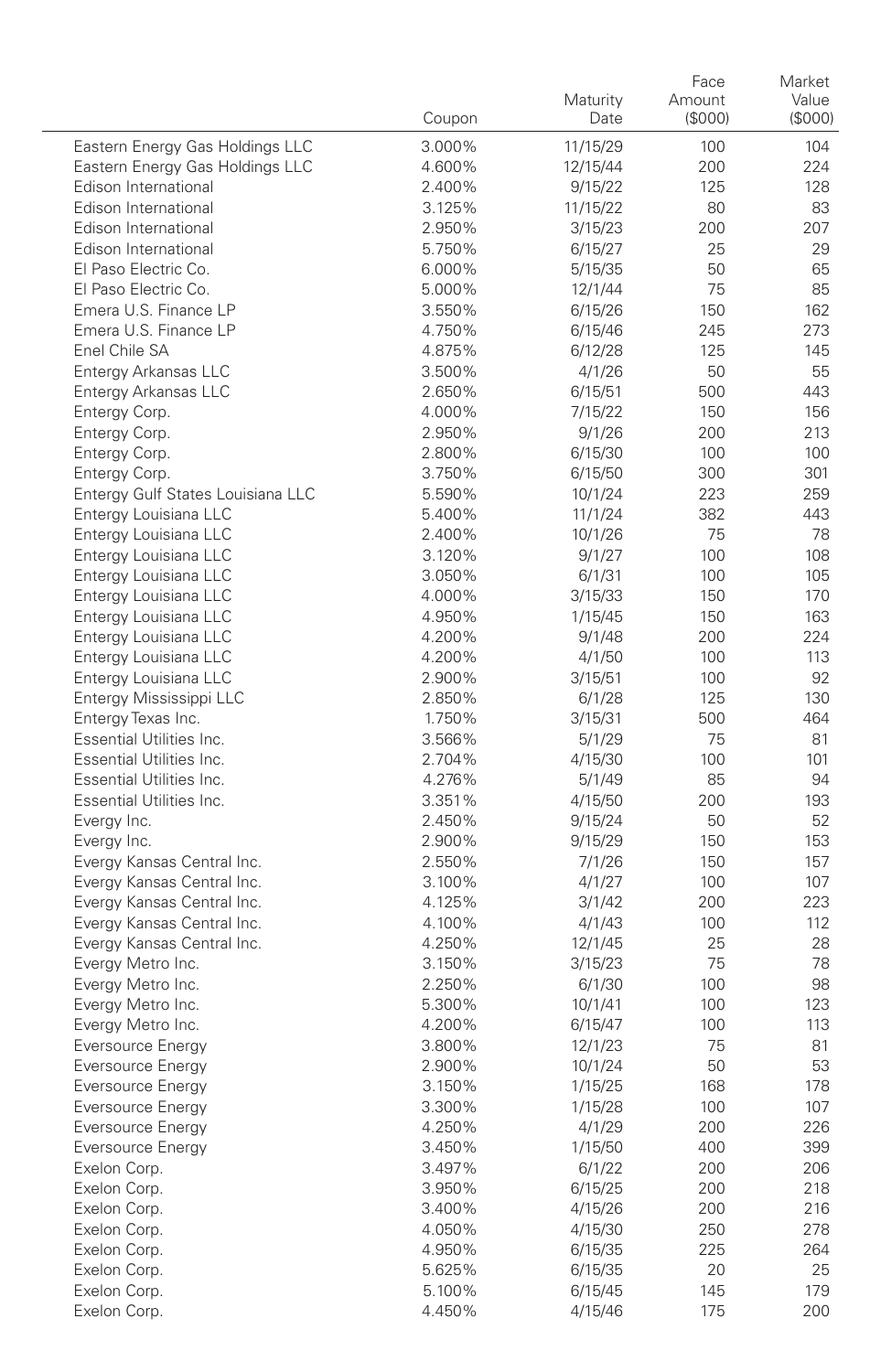| | Coupon | Maturity Date | Face Amount ($000) | Market Value ($000) |
|---|---|---|---|---|
| Eastern Energy Gas Holdings LLC | 3.000% | 11/15/29 | 100 | 104 |
| Eastern Energy Gas Holdings LLC | 4.600% | 12/15/44 | 200 | 224 |
| Edison International | 2.400% | 9/15/22 | 125 | 128 |
| Edison International | 3.125% | 11/15/22 | 80 | 83 |
| Edison International | 2.950% | 3/15/23 | 200 | 207 |
| Edison International | 5.750% | 6/15/27 | 25 | 29 |
| El Paso Electric Co. | 6.000% | 5/15/35 | 50 | 65 |
| El Paso Electric Co. | 5.000% | 12/1/44 | 75 | 85 |
| Emera U.S. Finance LP | 3.550% | 6/15/26 | 150 | 162 |
| Emera U.S. Finance LP | 4.750% | 6/15/46 | 245 | 273 |
| Enel Chile SA | 4.875% | 6/12/28 | 125 | 145 |
| Entergy Arkansas LLC | 3.500% | 4/1/26 | 50 | 55 |
| Entergy Arkansas LLC | 2.650% | 6/15/51 | 500 | 443 |
| Entergy Corp. | 4.000% | 7/15/22 | 150 | 156 |
| Entergy Corp. | 2.950% | 9/1/26 | 200 | 213 |
| Entergy Corp. | 2.800% | 6/15/30 | 100 | 100 |
| Entergy Corp. | 3.750% | 6/15/50 | 300 | 301 |
| Entergy Gulf States Louisiana LLC | 5.590% | 10/1/24 | 223 | 259 |
| Entergy Louisiana LLC | 5.400% | 11/1/24 | 382 | 443 |
| Entergy Louisiana LLC | 2.400% | 10/1/26 | 75 | 78 |
| Entergy Louisiana LLC | 3.120% | 9/1/27 | 100 | 108 |
| Entergy Louisiana LLC | 3.050% | 6/1/31 | 100 | 105 |
| Entergy Louisiana LLC | 4.000% | 3/15/33 | 150 | 170 |
| Entergy Louisiana LLC | 4.950% | 1/15/45 | 150 | 163 |
| Entergy Louisiana LLC | 4.200% | 9/1/48 | 200 | 224 |
| Entergy Louisiana LLC | 4.200% | 4/1/50 | 100 | 113 |
| Entergy Louisiana LLC | 2.900% | 3/15/51 | 100 | 92 |
| Entergy Mississippi LLC | 2.850% | 6/1/28 | 125 | 130 |
| Entergy Texas Inc. | 1.750% | 3/15/31 | 500 | 464 |
| Essential Utilities Inc. | 3.566% | 5/1/29 | 75 | 81 |
| Essential Utilities Inc. | 2.704% | 4/15/30 | 100 | 101 |
| Essential Utilities Inc. | 4.276% | 5/1/49 | 85 | 94 |
| Essential Utilities Inc. | 3.351% | 4/15/50 | 200 | 193 |
| Evergy Inc. | 2.450% | 9/15/24 | 50 | 52 |
| Evergy Inc. | 2.900% | 9/15/29 | 150 | 153 |
| Evergy Kansas Central Inc. | 2.550% | 7/1/26 | 150 | 157 |
| Evergy Kansas Central Inc. | 3.100% | 4/1/27 | 100 | 107 |
| Evergy Kansas Central Inc. | 4.125% | 3/1/42 | 200 | 223 |
| Evergy Kansas Central Inc. | 4.100% | 4/1/43 | 100 | 112 |
| Evergy Kansas Central Inc. | 4.250% | 12/1/45 | 25 | 28 |
| Evergy Metro Inc. | 3.150% | 3/15/23 | 75 | 78 |
| Evergy Metro Inc. | 2.250% | 6/1/30 | 100 | 98 |
| Evergy Metro Inc. | 5.300% | 10/1/41 | 100 | 123 |
| Evergy Metro Inc. | 4.200% | 6/15/47 | 100 | 113 |
| Eversource Energy | 3.800% | 12/1/23 | 75 | 81 |
| Eversource Energy | 2.900% | 10/1/24 | 50 | 53 |
| Eversource Energy | 3.150% | 1/15/25 | 168 | 178 |
| Eversource Energy | 3.300% | 1/15/28 | 100 | 107 |
| Eversource Energy | 4.250% | 4/1/29 | 200 | 226 |
| Eversource Energy | 3.450% | 1/15/50 | 400 | 399 |
| Exelon Corp. | 3.497% | 6/1/22 | 200 | 206 |
| Exelon Corp. | 3.950% | 6/15/25 | 200 | 218 |
| Exelon Corp. | 3.400% | 4/15/26 | 200 | 216 |
| Exelon Corp. | 4.050% | 4/15/30 | 250 | 278 |
| Exelon Corp. | 4.950% | 6/15/35 | 225 | 264 |
| Exelon Corp. | 5.625% | 6/15/35 | 20 | 25 |
| Exelon Corp. | 5.100% | 6/15/45 | 145 | 179 |
| Exelon Corp. | 4.450% | 4/15/46 | 175 | 200 |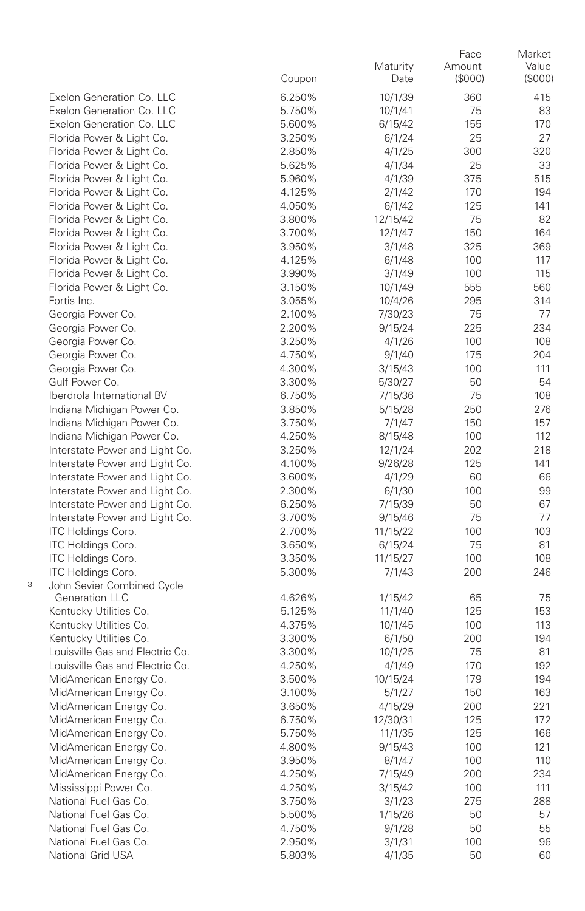| | Coupon | Maturity Date | Face Amount ($000) | Market Value ($000) |
|---|---|---|---|---|
| Exelon Generation Co. LLC | 6.250% | 10/1/39 | 360 | 415 |
| Exelon Generation Co. LLC | 5.750% | 10/1/41 | 75 | 83 |
| Exelon Generation Co. LLC | 5.600% | 6/15/42 | 155 | 170 |
| Florida Power & Light Co. | 3.250% | 6/1/24 | 25 | 27 |
| Florida Power & Light Co. | 2.850% | 4/1/25 | 300 | 320 |
| Florida Power & Light Co. | 5.625% | 4/1/34 | 25 | 33 |
| Florida Power & Light Co. | 5.960% | 4/1/39 | 375 | 515 |
| Florida Power & Light Co. | 4.125% | 2/1/42 | 170 | 194 |
| Florida Power & Light Co. | 4.050% | 6/1/42 | 125 | 141 |
| Florida Power & Light Co. | 3.800% | 12/15/42 | 75 | 82 |
| Florida Power & Light Co. | 3.700% | 12/1/47 | 150 | 164 |
| Florida Power & Light Co. | 3.950% | 3/1/48 | 325 | 369 |
| Florida Power & Light Co. | 4.125% | 6/1/48 | 100 | 117 |
| Florida Power & Light Co. | 3.990% | 3/1/49 | 100 | 115 |
| Florida Power & Light Co. | 3.150% | 10/1/49 | 555 | 560 |
| Fortis Inc. | 3.055% | 10/4/26 | 295 | 314 |
| Georgia Power Co. | 2.100% | 7/30/23 | 75 | 77 |
| Georgia Power Co. | 2.200% | 9/15/24 | 225 | 234 |
| Georgia Power Co. | 3.250% | 4/1/26 | 100 | 108 |
| Georgia Power Co. | 4.750% | 9/1/40 | 175 | 204 |
| Georgia Power Co. | 4.300% | 3/15/43 | 100 | 111 |
| Gulf Power Co. | 3.300% | 5/30/27 | 50 | 54 |
| Iberdrola International BV | 6.750% | 7/15/36 | 75 | 108 |
| Indiana Michigan Power Co. | 3.850% | 5/15/28 | 250 | 276 |
| Indiana Michigan Power Co. | 3.750% | 7/1/47 | 150 | 157 |
| Indiana Michigan Power Co. | 4.250% | 8/15/48 | 100 | 112 |
| Interstate Power and Light Co. | 3.250% | 12/1/24 | 202 | 218 |
| Interstate Power and Light Co. | 4.100% | 9/26/28 | 125 | 141 |
| Interstate Power and Light Co. | 3.600% | 4/1/29 | 60 | 66 |
| Interstate Power and Light Co. | 2.300% | 6/1/30 | 100 | 99 |
| Interstate Power and Light Co. | 6.250% | 7/15/39 | 50 | 67 |
| Interstate Power and Light Co. | 3.700% | 9/15/46 | 75 | 77 |
| ITC Holdings Corp. | 2.700% | 11/15/22 | 100 | 103 |
| ITC Holdings Corp. | 3.650% | 6/15/24 | 75 | 81 |
| ITC Holdings Corp. | 3.350% | 11/15/27 | 100 | 108 |
| ITC Holdings Corp. | 5.300% | 7/1/43 | 200 | 246 |
| [3] John Sevier Combined Cycle Generation LLC | 4.626% | 1/15/42 | 65 | 75 |
| Kentucky Utilities Co. | 5.125% | 11/1/40 | 125 | 153 |
| Kentucky Utilities Co. | 4.375% | 10/1/45 | 100 | 113 |
| Kentucky Utilities Co. | 3.300% | 6/1/50 | 200 | 194 |
| Louisville Gas and Electric Co. | 3.300% | 10/1/25 | 75 | 81 |
| Louisville Gas and Electric Co. | 4.250% | 4/1/49 | 170 | 192 |
| MidAmerican Energy Co. | 3.500% | 10/15/24 | 179 | 194 |
| MidAmerican Energy Co. | 3.100% | 5/1/27 | 150 | 163 |
| MidAmerican Energy Co. | 3.650% | 4/15/29 | 200 | 221 |
| MidAmerican Energy Co. | 6.750% | 12/30/31 | 125 | 172 |
| MidAmerican Energy Co. | 5.750% | 11/1/35 | 125 | 166 |
| MidAmerican Energy Co. | 4.800% | 9/15/43 | 100 | 121 |
| MidAmerican Energy Co. | 3.950% | 8/1/47 | 100 | 110 |
| MidAmerican Energy Co. | 4.250% | 7/15/49 | 200 | 234 |
| Mississippi Power Co. | 4.250% | 3/15/42 | 100 | 111 |
| National Fuel Gas Co. | 3.750% | 3/1/23 | 275 | 288 |
| National Fuel Gas Co. | 5.500% | 1/15/26 | 50 | 57 |
| National Fuel Gas Co. | 4.750% | 9/1/28 | 50 | 55 |
| National Fuel Gas Co. | 2.950% | 3/1/31 | 100 | 96 |
| National Grid USA | 5.803% | 4/1/35 | 50 | 60 |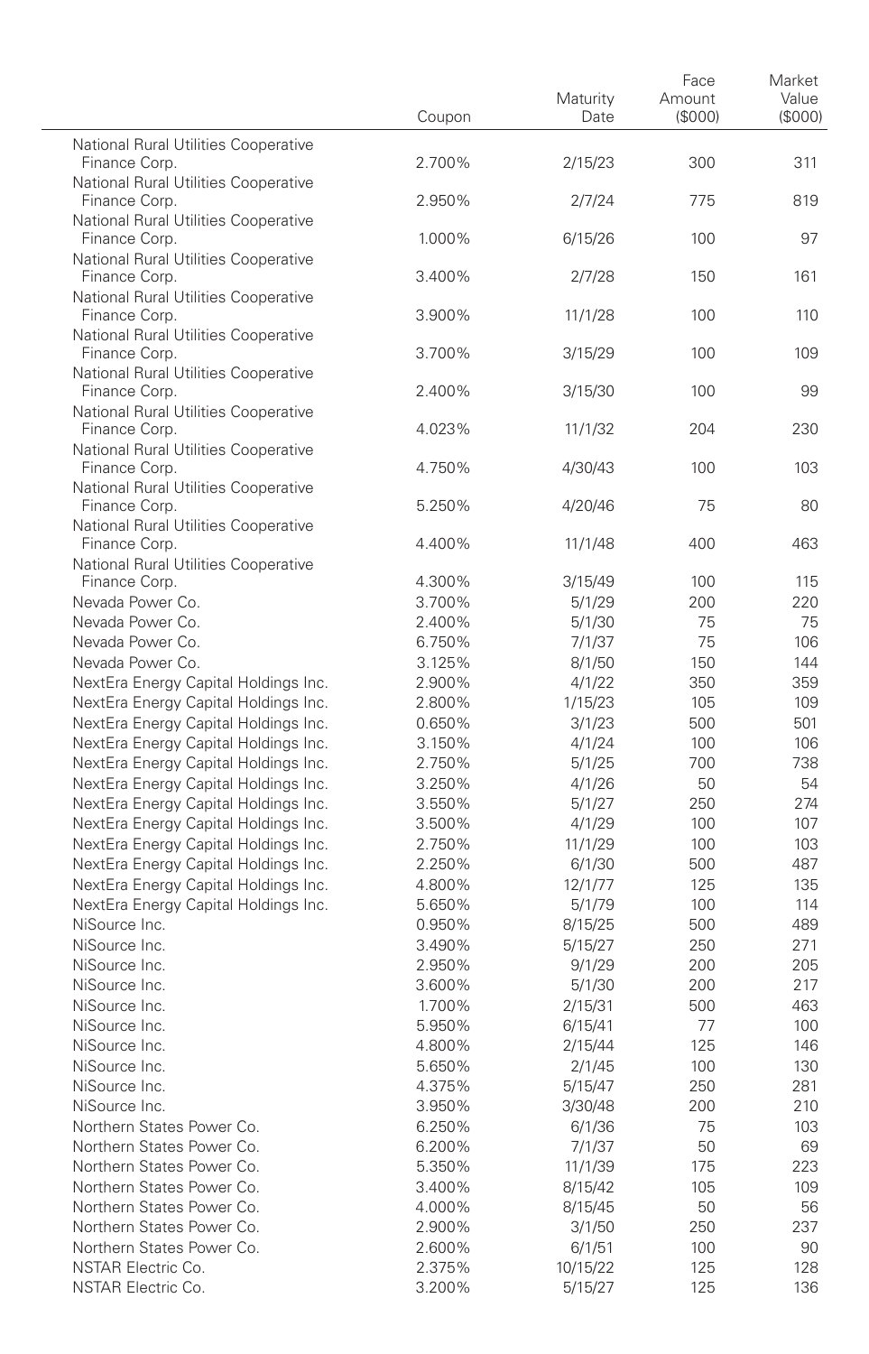| | Coupon | Maturity Date | Face Amount ($000) | Market Value ($000) |
|---|---|---|---|---|
| National Rural Utilities Cooperative Finance Corp. | 2.700% | 2/15/23 | 300 | 311 |
| National Rural Utilities Cooperative Finance Corp. | 2.950% | 2/7/24 | 775 | 819 |
| National Rural Utilities Cooperative Finance Corp. | 1.000% | 6/15/26 | 100 | 97 |
| National Rural Utilities Cooperative Finance Corp. | 3.400% | 2/7/28 | 150 | 161 |
| National Rural Utilities Cooperative Finance Corp. | 3.900% | 11/1/28 | 100 | 110 |
| National Rural Utilities Cooperative Finance Corp. | 3.700% | 3/15/29 | 100 | 109 |
| National Rural Utilities Cooperative Finance Corp. | 2.400% | 3/15/30 | 100 | 99 |
| National Rural Utilities Cooperative Finance Corp. | 4.023% | 11/1/32 | 204 | 230 |
| National Rural Utilities Cooperative Finance Corp. | 4.750% | 4/30/43 | 100 | 103 |
| National Rural Utilities Cooperative Finance Corp. | 5.250% | 4/20/46 | 75 | 80 |
| National Rural Utilities Cooperative Finance Corp. | 4.400% | 11/1/48 | 400 | 463 |
| National Rural Utilities Cooperative Finance Corp. | 4.300% | 3/15/49 | 100 | 115 |
| Nevada Power Co. | 3.700% | 5/1/29 | 200 | 220 |
| Nevada Power Co. | 2.400% | 5/1/30 | 75 | 75 |
| Nevada Power Co. | 6.750% | 7/1/37 | 75 | 106 |
| Nevada Power Co. | 3.125% | 8/1/50 | 150 | 144 |
| NextEra Energy Capital Holdings Inc. | 2.900% | 4/1/22 | 350 | 359 |
| NextEra Energy Capital Holdings Inc. | 2.800% | 1/15/23 | 105 | 109 |
| NextEra Energy Capital Holdings Inc. | 0.650% | 3/1/23 | 500 | 501 |
| NextEra Energy Capital Holdings Inc. | 3.150% | 4/1/24 | 100 | 106 |
| NextEra Energy Capital Holdings Inc. | 2.750% | 5/1/25 | 700 | 738 |
| NextEra Energy Capital Holdings Inc. | 3.250% | 4/1/26 | 50 | 54 |
| NextEra Energy Capital Holdings Inc. | 3.550% | 5/1/27 | 250 | 274 |
| NextEra Energy Capital Holdings Inc. | 3.500% | 4/1/29 | 100 | 107 |
| NextEra Energy Capital Holdings Inc. | 2.750% | 11/1/29 | 100 | 103 |
| NextEra Energy Capital Holdings Inc. | 2.250% | 6/1/30 | 500 | 487 |
| NextEra Energy Capital Holdings Inc. | 4.800% | 12/1/77 | 125 | 135 |
| NextEra Energy Capital Holdings Inc. | 5.650% | 5/1/79 | 100 | 114 |
| NiSource Inc. | 0.950% | 8/15/25 | 500 | 489 |
| NiSource Inc. | 3.490% | 5/15/27 | 250 | 271 |
| NiSource Inc. | 2.950% | 9/1/29 | 200 | 205 |
| NiSource Inc. | 3.600% | 5/1/30 | 200 | 217 |
| NiSource Inc. | 1.700% | 2/15/31 | 500 | 463 |
| NiSource Inc. | 5.950% | 6/15/41 | 77 | 100 |
| NiSource Inc. | 4.800% | 2/15/44 | 125 | 146 |
| NiSource Inc. | 5.650% | 2/1/45 | 100 | 130 |
| NiSource Inc. | 4.375% | 5/15/47 | 250 | 281 |
| NiSource Inc. | 3.950% | 3/30/48 | 200 | 210 |
| Northern States Power Co. | 6.250% | 6/1/36 | 75 | 103 |
| Northern States Power Co. | 6.200% | 7/1/37 | 50 | 69 |
| Northern States Power Co. | 5.350% | 11/1/39 | 175 | 223 |
| Northern States Power Co. | 3.400% | 8/15/42 | 105 | 109 |
| Northern States Power Co. | 4.000% | 8/15/45 | 50 | 56 |
| Northern States Power Co. | 2.900% | 3/1/50 | 250 | 237 |
| Northern States Power Co. | 2.600% | 6/1/51 | 100 | 90 |
| NSTAR Electric Co. | 2.375% | 10/15/22 | 125 | 128 |
| NSTAR Electric Co. | 3.200% | 5/15/27 | 125 | 136 |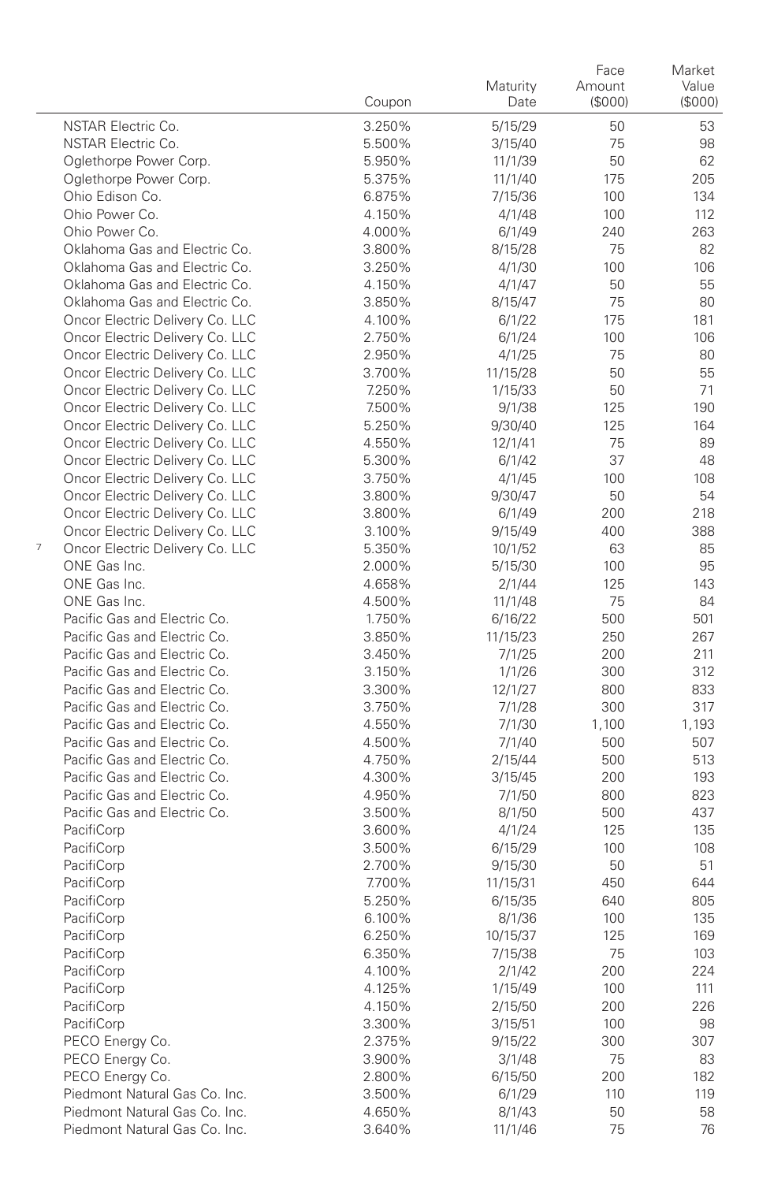| | Coupon | Maturity Date | Face Amount ($000) | Market Value ($000) |
|---|---|---|---|---|
| NSTAR Electric Co. | 3.250% | 5/15/29 | 50 | 53 |
| NSTAR Electric Co. | 5.500% | 3/15/40 | 75 | 98 |
| Oglethorpe Power Corp. | 5.950% | 11/1/39 | 50 | 62 |
| Oglethorpe Power Corp. | 5.375% | 11/1/40 | 175 | 205 |
| Ohio Edison Co. | 6.875% | 7/15/36 | 100 | 134 |
| Ohio Power Co. | 4.150% | 4/1/48 | 100 | 112 |
| Ohio Power Co. | 4.000% | 6/1/49 | 240 | 263 |
| Oklahoma Gas and Electric Co. | 3.800% | 8/15/28 | 75 | 82 |
| Oklahoma Gas and Electric Co. | 3.250% | 4/1/30 | 100 | 106 |
| Oklahoma Gas and Electric Co. | 4.150% | 4/1/47 | 50 | 55 |
| Oklahoma Gas and Electric Co. | 3.850% | 8/15/47 | 75 | 80 |
| Oncor Electric Delivery Co. LLC | 4.100% | 6/1/22 | 175 | 181 |
| Oncor Electric Delivery Co. LLC | 2.750% | 6/1/24 | 100 | 106 |
| Oncor Electric Delivery Co. LLC | 2.950% | 4/1/25 | 75 | 80 |
| Oncor Electric Delivery Co. LLC | 3.700% | 11/15/28 | 50 | 55 |
| Oncor Electric Delivery Co. LLC | 7.250% | 1/15/33 | 50 | 71 |
| Oncor Electric Delivery Co. LLC | 7.500% | 9/1/38 | 125 | 190 |
| Oncor Electric Delivery Co. LLC | 5.250% | 9/30/40 | 125 | 164 |
| Oncor Electric Delivery Co. LLC | 4.550% | 12/1/41 | 75 | 89 |
| Oncor Electric Delivery Co. LLC | 5.300% | 6/1/42 | 37 | 48 |
| Oncor Electric Delivery Co. LLC | 3.750% | 4/1/45 | 100 | 108 |
| Oncor Electric Delivery Co. LLC | 3.800% | 9/30/47 | 50 | 54 |
| Oncor Electric Delivery Co. LLC | 3.800% | 6/1/49 | 200 | 218 |
| Oncor Electric Delivery Co. LLC | 3.100% | 9/15/49 | 400 | 388 |
| [7] Oncor Electric Delivery Co. LLC | 5.350% | 10/1/52 | 63 | 85 |
| ONE Gas Inc. | 2.000% | 5/15/30 | 100 | 95 |
| ONE Gas Inc. | 4.658% | 2/1/44 | 125 | 143 |
| ONE Gas Inc. | 4.500% | 11/1/48 | 75 | 84 |
| Pacific Gas and Electric Co. | 1.750% | 6/16/22 | 500 | 501 |
| Pacific Gas and Electric Co. | 3.850% | 11/15/23 | 250 | 267 |
| Pacific Gas and Electric Co. | 3.450% | 7/1/25 | 200 | 211 |
| Pacific Gas and Electric Co. | 3.150% | 1/1/26 | 300 | 312 |
| Pacific Gas and Electric Co. | 3.300% | 12/1/27 | 800 | 833 |
| Pacific Gas and Electric Co. | 3.750% | 7/1/28 | 300 | 317 |
| Pacific Gas and Electric Co. | 4.550% | 7/1/30 | 1,100 | 1,193 |
| Pacific Gas and Electric Co. | 4.500% | 7/1/40 | 500 | 507 |
| Pacific Gas and Electric Co. | 4.750% | 2/15/44 | 500 | 513 |
| Pacific Gas and Electric Co. | 4.300% | 3/15/45 | 200 | 193 |
| Pacific Gas and Electric Co. | 4.950% | 7/1/50 | 800 | 823 |
| Pacific Gas and Electric Co. | 3.500% | 8/1/50 | 500 | 437 |
| PacifiCorp | 3.600% | 4/1/24 | 125 | 135 |
| PacifiCorp | 3.500% | 6/15/29 | 100 | 108 |
| PacifiCorp | 2.700% | 9/15/30 | 50 | 51 |
| PacifiCorp | 7.700% | 11/15/31 | 450 | 644 |
| PacifiCorp | 5.250% | 6/15/35 | 640 | 805 |
| PacifiCorp | 6.100% | 8/1/36 | 100 | 135 |
| PacifiCorp | 6.250% | 10/15/37 | 125 | 169 |
| PacifiCorp | 6.350% | 7/15/38 | 75 | 103 |
| PacifiCorp | 4.100% | 2/1/42 | 200 | 224 |
| PacifiCorp | 4.125% | 1/15/49 | 100 | 111 |
| PacifiCorp | 4.150% | 2/15/50 | 200 | 226 |
| PacifiCorp | 3.300% | 3/15/51 | 100 | 98 |
| PECO Energy Co. | 2.375% | 9/15/22 | 300 | 307 |
| PECO Energy Co. | 3.900% | 3/1/48 | 75 | 83 |
| PECO Energy Co. | 2.800% | 6/15/50 | 200 | 182 |
| Piedmont Natural Gas Co. Inc. | 3.500% | 6/1/29 | 110 | 119 |
| Piedmont Natural Gas Co. Inc. | 4.650% | 8/1/43 | 50 | 58 |
| Piedmont Natural Gas Co. Inc. | 3.640% | 11/1/46 | 75 | 76 |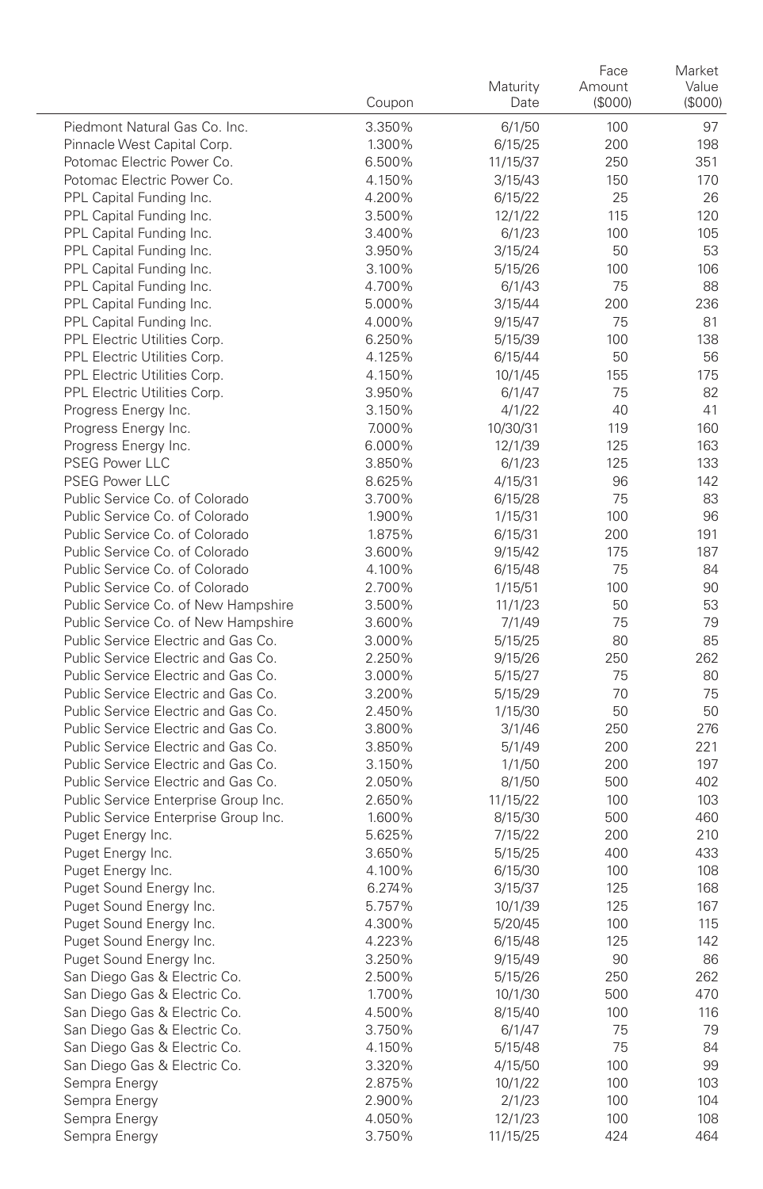| | Coupon | Maturity Date | Face Amount ($000) | Market Value ($000) |
|---|---|---|---|---|
| Piedmont Natural Gas Co. Inc. | 3.350% | 6/1/50 | 100 | 97 |
| Pinnacle West Capital Corp. | 1.300% | 6/15/25 | 200 | 198 |
| Potomac Electric Power Co. | 6.500% | 11/15/37 | 250 | 351 |
| Potomac Electric Power Co. | 4.150% | 3/15/43 | 150 | 170 |
| PPL Capital Funding Inc. | 4.200% | 6/15/22 | 25 | 26 |
| PPL Capital Funding Inc. | 3.500% | 12/1/22 | 115 | 120 |
| PPL Capital Funding Inc. | 3.400% | 6/1/23 | 100 | 105 |
| PPL Capital Funding Inc. | 3.950% | 3/15/24 | 50 | 53 |
| PPL Capital Funding Inc. | 3.100% | 5/15/26 | 100 | 106 |
| PPL Capital Funding Inc. | 4.700% | 6/1/43 | 75 | 88 |
| PPL Capital Funding Inc. | 5.000% | 3/15/44 | 200 | 236 |
| PPL Capital Funding Inc. | 4.000% | 9/15/47 | 75 | 81 |
| PPL Electric Utilities Corp. | 6.250% | 5/15/39 | 100 | 138 |
| PPL Electric Utilities Corp. | 4.125% | 6/15/44 | 50 | 56 |
| PPL Electric Utilities Corp. | 4.150% | 10/1/45 | 155 | 175 |
| PPL Electric Utilities Corp. | 3.950% | 6/1/47 | 75 | 82 |
| Progress Energy Inc. | 3.150% | 4/1/22 | 40 | 41 |
| Progress Energy Inc. | 7.000% | 10/30/31 | 119 | 160 |
| Progress Energy Inc. | 6.000% | 12/1/39 | 125 | 163 |
| PSEG Power LLC | 3.850% | 6/1/23 | 125 | 133 |
| PSEG Power LLC | 8.625% | 4/15/31 | 96 | 142 |
| Public Service Co. of Colorado | 3.700% | 6/15/28 | 75 | 83 |
| Public Service Co. of Colorado | 1.900% | 1/15/31 | 100 | 96 |
| Public Service Co. of Colorado | 1.875% | 6/15/31 | 200 | 191 |
| Public Service Co. of Colorado | 3.600% | 9/15/42 | 175 | 187 |
| Public Service Co. of Colorado | 4.100% | 6/15/48 | 75 | 84 |
| Public Service Co. of Colorado | 2.700% | 1/15/51 | 100 | 90 |
| Public Service Co. of New Hampshire | 3.500% | 11/1/23 | 50 | 53 |
| Public Service Co. of New Hampshire | 3.600% | 7/1/49 | 75 | 79 |
| Public Service Electric and Gas Co. | 3.000% | 5/15/25 | 80 | 85 |
| Public Service Electric and Gas Co. | 2.250% | 9/15/26 | 250 | 262 |
| Public Service Electric and Gas Co. | 3.000% | 5/15/27 | 75 | 80 |
| Public Service Electric and Gas Co. | 3.200% | 5/15/29 | 70 | 75 |
| Public Service Electric and Gas Co. | 2.450% | 1/15/30 | 50 | 50 |
| Public Service Electric and Gas Co. | 3.800% | 3/1/46 | 250 | 276 |
| Public Service Electric and Gas Co. | 3.850% | 5/1/49 | 200 | 221 |
| Public Service Electric and Gas Co. | 3.150% | 1/1/50 | 200 | 197 |
| Public Service Electric and Gas Co. | 2.050% | 8/1/50 | 500 | 402 |
| Public Service Enterprise Group Inc. | 2.650% | 11/15/22 | 100 | 103 |
| Public Service Enterprise Group Inc. | 1.600% | 8/15/30 | 500 | 460 |
| Puget Energy Inc. | 5.625% | 7/15/22 | 200 | 210 |
| Puget Energy Inc. | 3.650% | 5/15/25 | 400 | 433 |
| Puget Energy Inc. | 4.100% | 6/15/30 | 100 | 108 |
| Puget Sound Energy Inc. | 6.274% | 3/15/37 | 125 | 168 |
| Puget Sound Energy Inc. | 5.757% | 10/1/39 | 125 | 167 |
| Puget Sound Energy Inc. | 4.300% | 5/20/45 | 100 | 115 |
| Puget Sound Energy Inc. | 4.223% | 6/15/48 | 125 | 142 |
| Puget Sound Energy Inc. | 3.250% | 9/15/49 | 90 | 86 |
| San Diego Gas & Electric Co. | 2.500% | 5/15/26 | 250 | 262 |
| San Diego Gas & Electric Co. | 1.700% | 10/1/30 | 500 | 470 |
| San Diego Gas & Electric Co. | 4.500% | 8/15/40 | 100 | 116 |
| San Diego Gas & Electric Co. | 3.750% | 6/1/47 | 75 | 79 |
| San Diego Gas & Electric Co. | 4.150% | 5/15/48 | 75 | 84 |
| San Diego Gas & Electric Co. | 3.320% | 4/15/50 | 100 | 99 |
| Sempra Energy | 2.875% | 10/1/22 | 100 | 103 |
| Sempra Energy | 2.900% | 2/1/23 | 100 | 104 |
| Sempra Energy | 4.050% | 12/1/23 | 100 | 108 |
| Sempra Energy | 3.750% | 11/15/25 | 424 | 464 |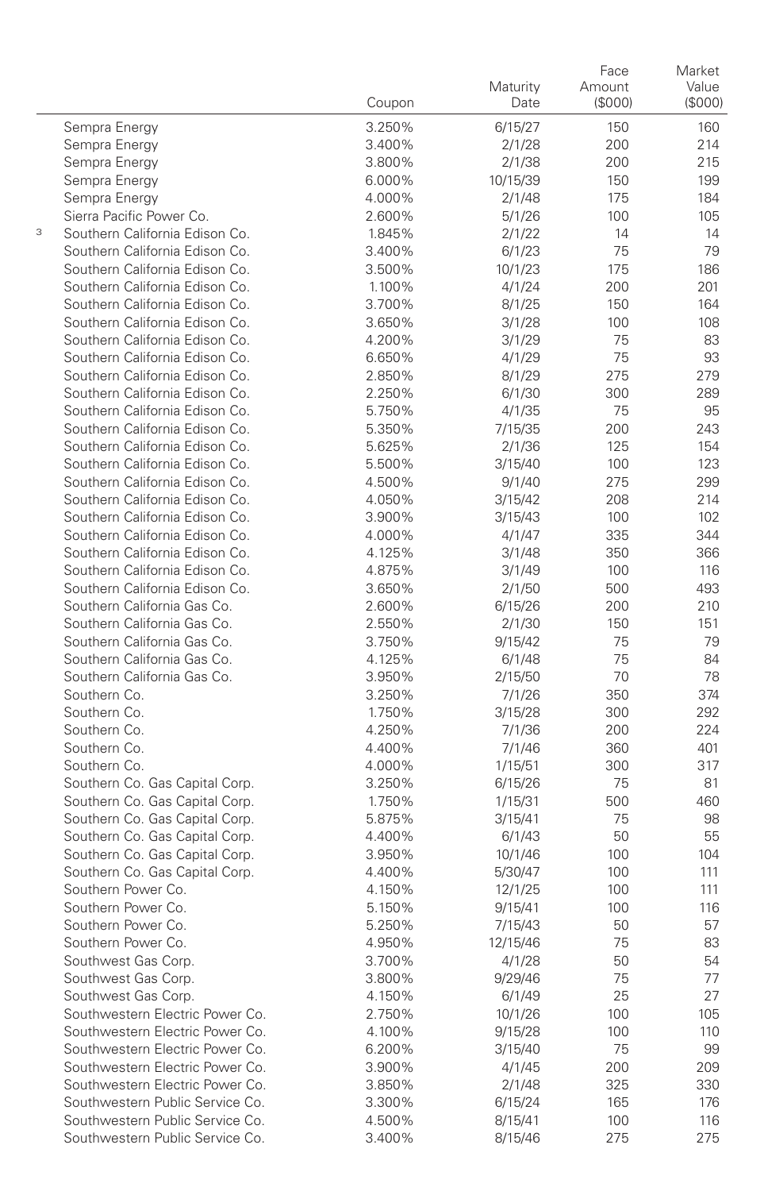| | Coupon | Maturity Date | Face Amount ($000) | Market Value ($000) |
|---|---|---|---|---|
| Sempra Energy | 3.250% | 6/15/27 | 150 | 160 |
| Sempra Energy | 3.400% | 2/1/28 | 200 | 214 |
| Sempra Energy | 3.800% | 2/1/38 | 200 | 215 |
| Sempra Energy | 6.000% | 10/15/39 | 150 | 199 |
| Sempra Energy | 4.000% | 2/1/48 | 175 | 184 |
| Sierra Pacific Power Co. | 2.600% | 5/1/26 | 100 | 105 |
| [3] Southern California Edison Co. | 1.845% | 2/1/22 | 14 | 14 |
| Southern California Edison Co. | 3.400% | 6/1/23 | 75 | 79 |
| Southern California Edison Co. | 3.500% | 10/1/23 | 175 | 186 |
| Southern California Edison Co. | 1.100% | 4/1/24 | 200 | 201 |
| Southern California Edison Co. | 3.700% | 8/1/25 | 150 | 164 |
| Southern California Edison Co. | 3.650% | 3/1/28 | 100 | 108 |
| Southern California Edison Co. | 4.200% | 3/1/29 | 75 | 83 |
| Southern California Edison Co. | 6.650% | 4/1/29 | 75 | 93 |
| Southern California Edison Co. | 2.850% | 8/1/29 | 275 | 279 |
| Southern California Edison Co. | 2.250% | 6/1/30 | 300 | 289 |
| Southern California Edison Co. | 5.750% | 4/1/35 | 75 | 95 |
| Southern California Edison Co. | 5.350% | 7/15/35 | 200 | 243 |
| Southern California Edison Co. | 5.625% | 2/1/36 | 125 | 154 |
| Southern California Edison Co. | 5.500% | 3/15/40 | 100 | 123 |
| Southern California Edison Co. | 4.500% | 9/1/40 | 275 | 299 |
| Southern California Edison Co. | 4.050% | 3/15/42 | 208 | 214 |
| Southern California Edison Co. | 3.900% | 3/15/43 | 100 | 102 |
| Southern California Edison Co. | 4.000% | 4/1/47 | 335 | 344 |
| Southern California Edison Co. | 4.125% | 3/1/48 | 350 | 366 |
| Southern California Edison Co. | 4.875% | 3/1/49 | 100 | 116 |
| Southern California Edison Co. | 3.650% | 2/1/50 | 500 | 493 |
| Southern California Gas Co. | 2.600% | 6/15/26 | 200 | 210 |
| Southern California Gas Co. | 2.550% | 2/1/30 | 150 | 151 |
| Southern California Gas Co. | 3.750% | 9/15/42 | 75 | 79 |
| Southern California Gas Co. | 4.125% | 6/1/48 | 75 | 84 |
| Southern California Gas Co. | 3.950% | 2/15/50 | 70 | 78 |
| Southern Co. | 3.250% | 7/1/26 | 350 | 374 |
| Southern Co. | 1.750% | 3/15/28 | 300 | 292 |
| Southern Co. | 4.250% | 7/1/36 | 200 | 224 |
| Southern Co. | 4.400% | 7/1/46 | 360 | 401 |
| Southern Co. | 4.000% | 1/15/51 | 300 | 317 |
| Southern Co. Gas Capital Corp. | 3.250% | 6/15/26 | 75 | 81 |
| Southern Co. Gas Capital Corp. | 1.750% | 1/15/31 | 500 | 460 |
| Southern Co. Gas Capital Corp. | 5.875% | 3/15/41 | 75 | 98 |
| Southern Co. Gas Capital Corp. | 4.400% | 6/1/43 | 50 | 55 |
| Southern Co. Gas Capital Corp. | 3.950% | 10/1/46 | 100 | 104 |
| Southern Co. Gas Capital Corp. | 4.400% | 5/30/47 | 100 | 111 |
| Southern Power Co. | 4.150% | 12/1/25 | 100 | 111 |
| Southern Power Co. | 5.150% | 9/15/41 | 100 | 116 |
| Southern Power Co. | 5.250% | 7/15/43 | 50 | 57 |
| Southern Power Co. | 4.950% | 12/15/46 | 75 | 83 |
| Southwest Gas Corp. | 3.700% | 4/1/28 | 50 | 54 |
| Southwest Gas Corp. | 3.800% | 9/29/46 | 75 | 77 |
| Southwest Gas Corp. | 4.150% | 6/1/49 | 25 | 27 |
| Southwestern Electric Power Co. | 2.750% | 10/1/26 | 100 | 105 |
| Southwestern Electric Power Co. | 4.100% | 9/15/28 | 100 | 110 |
| Southwestern Electric Power Co. | 6.200% | 3/15/40 | 75 | 99 |
| Southwestern Electric Power Co. | 3.900% | 4/1/45 | 200 | 209 |
| Southwestern Electric Power Co. | 3.850% | 2/1/48 | 325 | 330 |
| Southwestern Public Service Co. | 3.300% | 6/15/24 | 165 | 176 |
| Southwestern Public Service Co. | 4.500% | 8/15/41 | 100 | 116 |
| Southwestern Public Service Co. | 3.400% | 8/15/46 | 275 | 275 |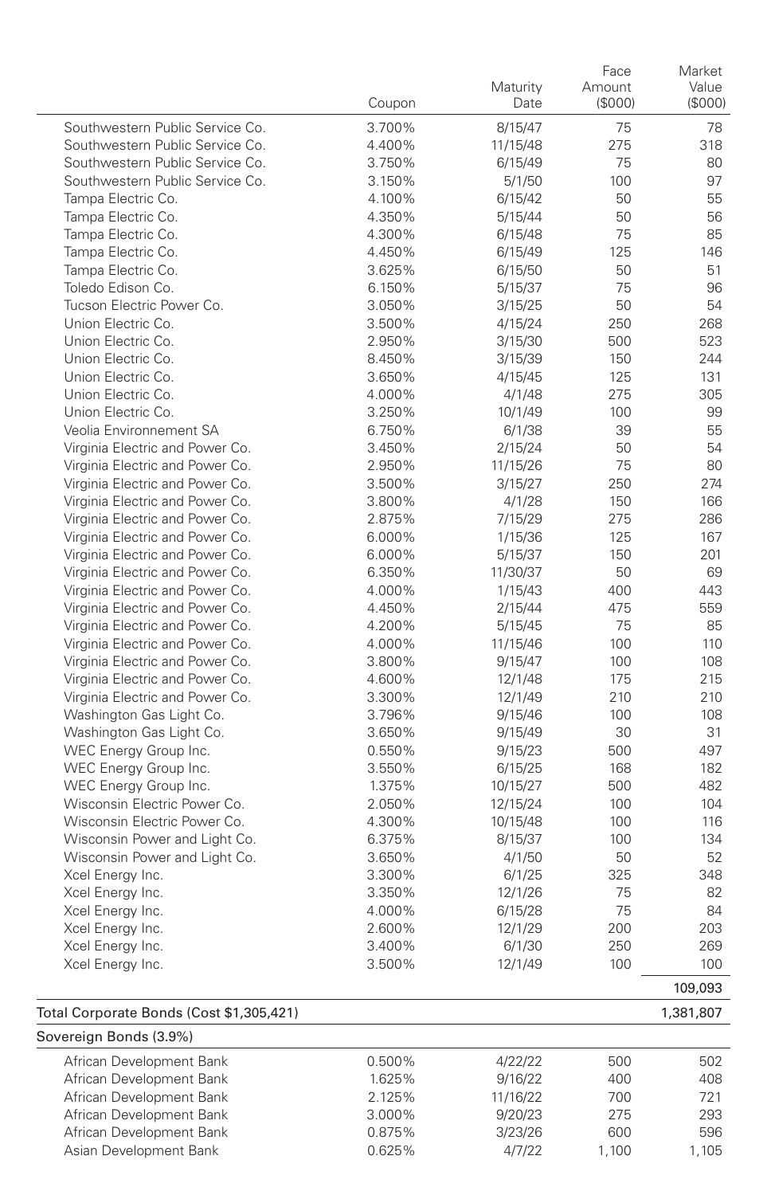| | Coupon | Maturity Date | Face Amount ($000) | Market Value ($000) |
|---|---|---|---|---|
| Southwestern Public Service Co. | 3.700% | 8/15/47 | 75 | 78 |
| Southwestern Public Service Co. | 4.400% | 11/15/48 | 275 | 318 |
| Southwestern Public Service Co. | 3.750% | 6/15/49 | 75 | 80 |
| Southwestern Public Service Co. | 3.150% | 5/1/50 | 100 | 97 |
| Tampa Electric Co. | 4.100% | 6/15/42 | 50 | 55 |
| Tampa Electric Co. | 4.350% | 5/15/44 | 50 | 56 |
| Tampa Electric Co. | 4.300% | 6/15/48 | 75 | 85 |
| Tampa Electric Co. | 4.450% | 6/15/49 | 125 | 146 |
| Tampa Electric Co. | 3.625% | 6/15/50 | 50 | 51 |
| Toledo Edison Co. | 6.150% | 5/15/37 | 75 | 96 |
| Tucson Electric Power Co. | 3.050% | 3/15/25 | 50 | 54 |
| Union Electric Co. | 3.500% | 4/15/24 | 250 | 268 |
| Union Electric Co. | 2.950% | 3/15/30 | 500 | 523 |
| Union Electric Co. | 8.450% | 3/15/39 | 150 | 244 |
| Union Electric Co. | 3.650% | 4/15/45 | 125 | 131 |
| Union Electric Co. | 4.000% | 4/1/48 | 275 | 305 |
| Union Electric Co. | 3.250% | 10/1/49 | 100 | 99 |
| Veolia Environnement SA | 6.750% | 6/1/38 | 39 | 55 |
| Virginia Electric and Power Co. | 3.450% | 2/15/24 | 50 | 54 |
| Virginia Electric and Power Co. | 2.950% | 11/15/26 | 75 | 80 |
| Virginia Electric and Power Co. | 3.500% | 3/15/27 | 250 | 274 |
| Virginia Electric and Power Co. | 3.800% | 4/1/28 | 150 | 166 |
| Virginia Electric and Power Co. | 2.875% | 7/15/29 | 275 | 286 |
| Virginia Electric and Power Co. | 6.000% | 1/15/36 | 125 | 167 |
| Virginia Electric and Power Co. | 6.000% | 5/15/37 | 150 | 201 |
| Virginia Electric and Power Co. | 6.350% | 11/30/37 | 50 | 69 |
| Virginia Electric and Power Co. | 4.000% | 1/15/43 | 400 | 443 |
| Virginia Electric and Power Co. | 4.450% | 2/15/44 | 475 | 559 |
| Virginia Electric and Power Co. | 4.200% | 5/15/45 | 75 | 85 |
| Virginia Electric and Power Co. | 4.000% | 11/15/46 | 100 | 110 |
| Virginia Electric and Power Co. | 3.800% | 9/15/47 | 100 | 108 |
| Virginia Electric and Power Co. | 4.600% | 12/1/48 | 175 | 215 |
| Virginia Electric and Power Co. | 3.300% | 12/1/49 | 210 | 210 |
| Washington Gas Light Co. | 3.796% | 9/15/46 | 100 | 108 |
| Washington Gas Light Co. | 3.650% | 9/15/49 | 30 | 31 |
| WEC Energy Group Inc. | 0.550% | 9/15/23 | 500 | 497 |
| WEC Energy Group Inc. | 3.550% | 6/15/25 | 168 | 182 |
| WEC Energy Group Inc. | 1.375% | 10/15/27 | 500 | 482 |
| Wisconsin Electric Power Co. | 2.050% | 12/15/24 | 100 | 104 |
| Wisconsin Electric Power Co. | 4.300% | 10/15/48 | 100 | 116 |
| Wisconsin Power and Light Co. | 6.375% | 8/15/37 | 100 | 134 |
| Wisconsin Power and Light Co. | 3.650% | 4/1/50 | 50 | 52 |
| Xcel Energy Inc. | 3.300% | 6/1/25 | 325 | 348 |
| Xcel Energy Inc. | 3.350% | 12/1/26 | 75 | 82 |
| Xcel Energy Inc. | 4.000% | 6/15/28 | 75 | 84 |
| Xcel Energy Inc. | 2.600% | 12/1/29 | 200 | 203 |
| Xcel Energy Inc. | 3.400% | 6/1/30 | 250 | 269 |
| Xcel Energy Inc. | 3.500% | 12/1/49 | 100 | 100 |
| | | | | 109,093 |
| **Total Corporate Bonds (Cost $1,305,421)** | | | | 1,381,807 |
| **Sovereign Bonds (3.9%)** | | | | |
| African Development Bank | 0.500% | 4/22/22 | 500 | 502 |
| African Development Bank | 1.625% | 9/16/22 | 400 | 408 |
| African Development Bank | 2.125% | 11/16/22 | 700 | 721 |
| African Development Bank | 3.000% | 9/20/23 | 275 | 293 |
| African Development Bank | 0.875% | 3/23/26 | 600 | 596 |
| Asian Development Bank | 0.625% | 4/7/22 | 1,100 | 1,105 |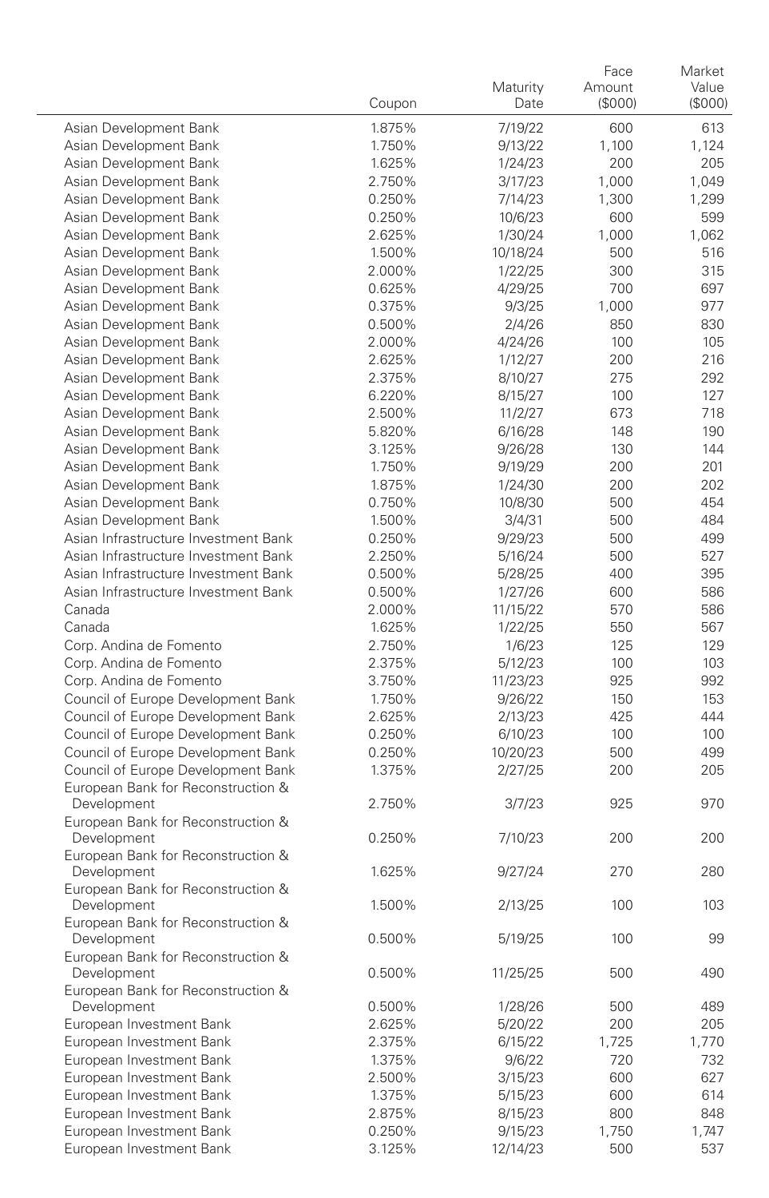| | Coupon | Maturity Date | Face Amount ($000) | Market Value ($000) |
|---|---|---|---|---|
| Asian Development Bank | 1.875% | 7/19/22 | 600 | 613 |
| Asian Development Bank | 1.750% | 9/13/22 | 1,100 | 1,124 |
| Asian Development Bank | 1.625% | 1/24/23 | 200 | 205 |
| Asian Development Bank | 2.750% | 3/17/23 | 1,000 | 1,049 |
| Asian Development Bank | 0.250% | 7/14/23 | 1,300 | 1,299 |
| Asian Development Bank | 0.250% | 10/6/23 | 600 | 599 |
| Asian Development Bank | 2.625% | 1/30/24 | 1,000 | 1,062 |
| Asian Development Bank | 1.500% | 10/18/24 | 500 | 516 |
| Asian Development Bank | 2.000% | 1/22/25 | 300 | 315 |
| Asian Development Bank | 0.625% | 4/29/25 | 700 | 697 |
| Asian Development Bank | 0.375% | 9/3/25 | 1,000 | 977 |
| Asian Development Bank | 0.500% | 2/4/26 | 850 | 830 |
| Asian Development Bank | 2.000% | 4/24/26 | 100 | 105 |
| Asian Development Bank | 2.625% | 1/12/27 | 200 | 216 |
| Asian Development Bank | 2.375% | 8/10/27 | 275 | 292 |
| Asian Development Bank | 6.220% | 8/15/27 | 100 | 127 |
| Asian Development Bank | 2.500% | 11/2/27 | 673 | 718 |
| Asian Development Bank | 5.820% | 6/16/28 | 148 | 190 |
| Asian Development Bank | 3.125% | 9/26/28 | 130 | 144 |
| Asian Development Bank | 1.750% | 9/19/29 | 200 | 201 |
| Asian Development Bank | 1.875% | 1/24/30 | 200 | 202 |
| Asian Development Bank | 0.750% | 10/8/30 | 500 | 454 |
| Asian Development Bank | 1.500% | 3/4/31 | 500 | 484 |
| Asian Infrastructure Investment Bank | 0.250% | 9/29/23 | 500 | 499 |
| Asian Infrastructure Investment Bank | 2.250% | 5/16/24 | 500 | 527 |
| Asian Infrastructure Investment Bank | 0.500% | 5/28/25 | 400 | 395 |
| Asian Infrastructure Investment Bank | 0.500% | 1/27/26 | 600 | 586 |
| Canada | 2.000% | 11/15/22 | 570 | 586 |
| Canada | 1.625% | 1/22/25 | 550 | 567 |
| Corp. Andina de Fomento | 2.750% | 1/6/23 | 125 | 129 |
| Corp. Andina de Fomento | 2.375% | 5/12/23 | 100 | 103 |
| Corp. Andina de Fomento | 3.750% | 11/23/23 | 925 | 992 |
| Council of Europe Development Bank | 1.750% | 9/26/22 | 150 | 153 |
| Council of Europe Development Bank | 2.625% | 2/13/23 | 425 | 444 |
| Council of Europe Development Bank | 0.250% | 6/10/23 | 100 | 100 |
| Council of Europe Development Bank | 0.250% | 10/20/23 | 500 | 499 |
| Council of Europe Development Bank | 1.375% | 2/27/25 | 200 | 205 |
| European Bank for Reconstruction & Development | 2.750% | 3/7/23 | 925 | 970 |
| European Bank for Reconstruction & Development | 0.250% | 7/10/23 | 200 | 200 |
| European Bank for Reconstruction & Development | 1.625% | 9/27/24 | 270 | 280 |
| European Bank for Reconstruction & Development | 1.500% | 2/13/25 | 100 | 103 |
| European Bank for Reconstruction & Development | 0.500% | 5/19/25 | 100 | 99 |
| European Bank for Reconstruction & Development | 0.500% | 11/25/25 | 500 | 490 |
| European Bank for Reconstruction & Development | 0.500% | 1/28/26 | 500 | 489 |
| European Investment Bank | 2.625% | 5/20/22 | 200 | 205 |
| European Investment Bank | 2.375% | 6/15/22 | 1,725 | 1,770 |
| European Investment Bank | 1.375% | 9/6/22 | 720 | 732 |
| European Investment Bank | 2.500% | 3/15/23 | 600 | 627 |
| European Investment Bank | 1.375% | 5/15/23 | 600 | 614 |
| European Investment Bank | 2.875% | 8/15/23 | 800 | 848 |
| European Investment Bank | 0.250% | 9/15/23 | 1,750 | 1,747 |
| European Investment Bank | 3.125% | 12/14/23 | 500 | 537 |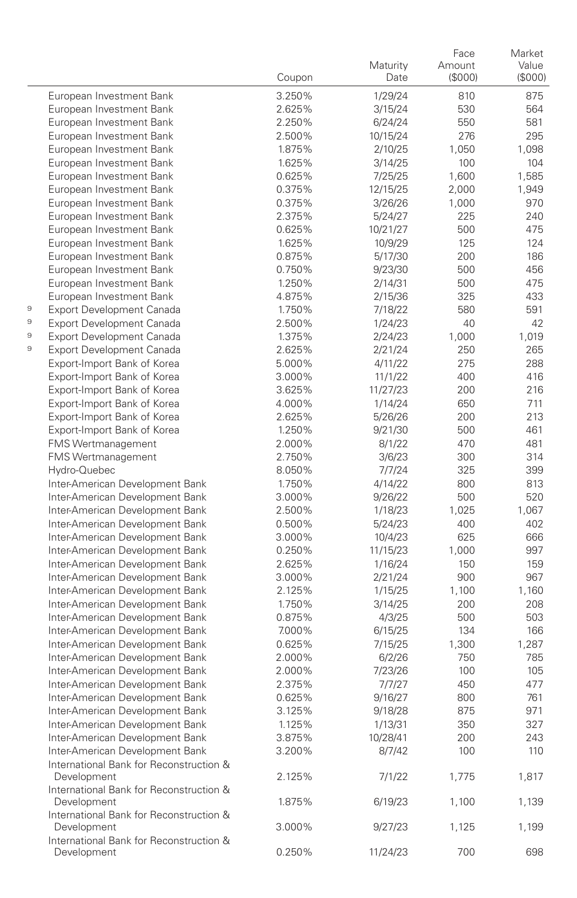| | | Coupon | Maturity Date | Face Amount ($000) | Market Value ($000) |
|---|---|---|---|---|---|
| | European Investment Bank | 3.250% | 1/29/24 | 810 | 875 |
| | European Investment Bank | 2.625% | 3/15/24 | 530 | 564 |
| | European Investment Bank | 2.250% | 6/24/24 | 550 | 581 |
| | European Investment Bank | 2.500% | 10/15/24 | 276 | 295 |
| | European Investment Bank | 1.875% | 2/10/25 | 1,050 | 1,098 |
| | European Investment Bank | 1.625% | 3/14/25 | 100 | 104 |
| | European Investment Bank | 0.625% | 7/25/25 | 1,600 | 1,585 |
| | European Investment Bank | 0.375% | 12/15/25 | 2,000 | 1,949 |
| | European Investment Bank | 0.375% | 3/26/26 | 1,000 | 970 |
| | European Investment Bank | 2.375% | 5/24/27 | 225 | 240 |
| | European Investment Bank | 0.625% | 10/21/27 | 500 | 475 |
| | European Investment Bank | 1.625% | 10/9/29 | 125 | 124 |
| | European Investment Bank | 0.875% | 5/17/30 | 200 | 186 |
| | European Investment Bank | 0.750% | 9/23/30 | 500 | 456 |
| | European Investment Bank | 1.250% | 2/14/31 | 500 | 475 |
| | European Investment Bank | 4.875% | 2/15/36 | 325 | 433 |
| 9 | Export Development Canada | 1.750% | 7/18/22 | 580 | 591 |
| 9 | Export Development Canada | 2.500% | 1/24/23 | 40 | 42 |
| 9 | Export Development Canada | 1.375% | 2/24/23 | 1,000 | 1,019 |
| 9 | Export Development Canada | 2.625% | 2/21/24 | 250 | 265 |
| | Export-Import Bank of Korea | 5.000% | 4/11/22 | 275 | 288 |
| | Export-Import Bank of Korea | 3.000% | 11/1/22 | 400 | 416 |
| | Export-Import Bank of Korea | 3.625% | 11/27/23 | 200 | 216 |
| | Export-Import Bank of Korea | 4.000% | 1/14/24 | 650 | 711 |
| | Export-Import Bank of Korea | 2.625% | 5/26/26 | 200 | 213 |
| | Export-Import Bank of Korea | 1.250% | 9/21/30 | 500 | 461 |
| | FMS Wertmanagement | 2.000% | 8/1/22 | 470 | 481 |
| | FMS Wertmanagement | 2.750% | 3/6/23 | 300 | 314 |
| | Hydro-Quebec | 8.050% | 7/7/24 | 325 | 399 |
| | Inter-American Development Bank | 1.750% | 4/14/22 | 800 | 813 |
| | Inter-American Development Bank | 3.000% | 9/26/22 | 500 | 520 |
| | Inter-American Development Bank | 2.500% | 1/18/23 | 1,025 | 1,067 |
| | Inter-American Development Bank | 0.500% | 5/24/23 | 400 | 402 |
| | Inter-American Development Bank | 3.000% | 10/4/23 | 625 | 666 |
| | Inter-American Development Bank | 0.250% | 11/15/23 | 1,000 | 997 |
| | Inter-American Development Bank | 2.625% | 1/16/24 | 150 | 159 |
| | Inter-American Development Bank | 3.000% | 2/21/24 | 900 | 967 |
| | Inter-American Development Bank | 2.125% | 1/15/25 | 1,100 | 1,160 |
| | Inter-American Development Bank | 1.750% | 3/14/25 | 200 | 208 |
| | Inter-American Development Bank | 0.875% | 4/3/25 | 500 | 503 |
| | Inter-American Development Bank | 7.000% | 6/15/25 | 134 | 166 |
| | Inter-American Development Bank | 0.625% | 7/15/25 | 1,300 | 1,287 |
| | Inter-American Development Bank | 2.000% | 6/2/26 | 750 | 785 |
| | Inter-American Development Bank | 2.000% | 7/23/26 | 100 | 105 |
| | Inter-American Development Bank | 2.375% | 7/7/27 | 450 | 477 |
| | Inter-American Development Bank | 0.625% | 9/16/27 | 800 | 761 |
| | Inter-American Development Bank | 3.125% | 9/18/28 | 875 | 971 |
| | Inter-American Development Bank | 1.125% | 1/13/31 | 350 | 327 |
| | Inter-American Development Bank | 3.875% | 10/28/41 | 200 | 243 |
| | Inter-American Development Bank | 3.200% | 8/7/42 | 100 | 110 |
| | International Bank for Reconstruction & Development | 2.125% | 7/1/22 | 1,775 | 1,817 |
| | International Bank for Reconstruction & Development | 1.875% | 6/19/23 | 1,100 | 1,139 |
| | International Bank for Reconstruction & Development | 3.000% | 9/27/23 | 1,125 | 1,199 |
| | International Bank for Reconstruction & Development | 0.250% | 11/24/23 | 700 | 698 |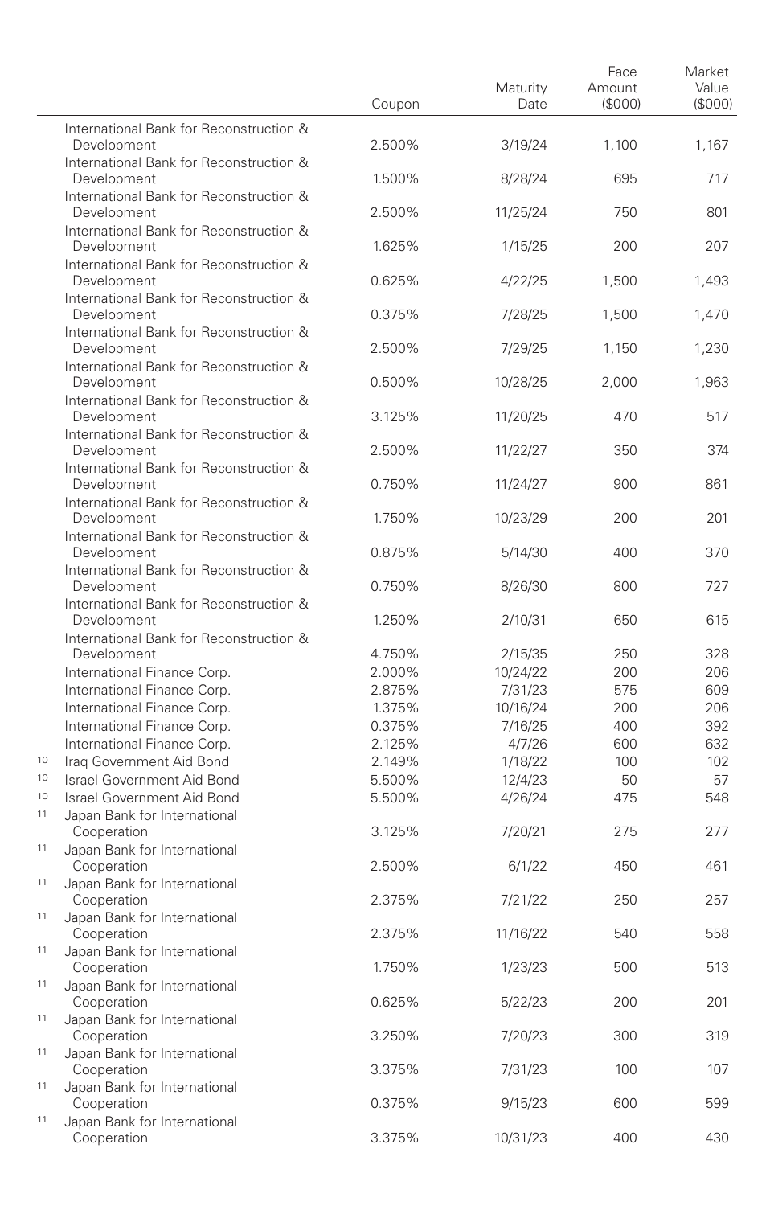| | | Coupon | Maturity Date | Face Amount ($000) | Market Value ($000) |
|---|---|---|---|---|---|
| | International Bank for Reconstruction & Development | 2.500% | 3/19/24 | 1,100 | 1,167 |
| | International Bank for Reconstruction & Development | 1.500% | 8/28/24 | 695 | 717 |
| | International Bank for Reconstruction & Development | 2.500% | 11/25/24 | 750 | 801 |
| | International Bank for Reconstruction & Development | 1.625% | 1/15/25 | 200 | 207 |
| | International Bank for Reconstruction & Development | 0.625% | 4/22/25 | 1,500 | 1,493 |
| | International Bank for Reconstruction & Development | 0.375% | 7/28/25 | 1,500 | 1,470 |
| | International Bank for Reconstruction & Development | 2.500% | 7/29/25 | 1,150 | 1,230 |
| | International Bank for Reconstruction & Development | 0.500% | 10/28/25 | 2,000 | 1,963 |
| | International Bank for Reconstruction & Development | 3.125% | 11/20/25 | 470 | 517 |
| | International Bank for Reconstruction & Development | 2.500% | 11/22/27 | 350 | 374 |
| | International Bank for Reconstruction & Development | 0.750% | 11/24/27 | 900 | 861 |
| | International Bank for Reconstruction & Development | 1.750% | 10/23/29 | 200 | 201 |
| | International Bank for Reconstruction & Development | 0.875% | 5/14/30 | 400 | 370 |
| | International Bank for Reconstruction & Development | 0.750% | 8/26/30 | 800 | 727 |
| | International Bank for Reconstruction & Development | 1.250% | 2/10/31 | 650 | 615 |
| | International Bank for Reconstruction & Development | 4.750% | 2/15/35 | 250 | 328 |
| | International Finance Corp. | 2.000% | 10/24/22 | 200 | 206 |
| | International Finance Corp. | 2.875% | 7/31/23 | 575 | 609 |
| | International Finance Corp. | 1.375% | 10/16/24 | 200 | 206 |
| | International Finance Corp. | 0.375% | 7/16/25 | 400 | 392 |
| | International Finance Corp. | 2.125% | 4/7/26 | 600 | 632 |
| 10 | Iraq Government Aid Bond | 2.149% | 1/18/22 | 100 | 102 |
| 10 | Israel Government Aid Bond | 5.500% | 12/4/23 | 50 | 57 |
| 10 | Israel Government Aid Bond | 5.500% | 4/26/24 | 475 | 548 |
| 11 | Japan Bank for International Cooperation | 3.125% | 7/20/21 | 275 | 277 |
| 11 | Japan Bank for International Cooperation | 2.500% | 6/1/22 | 450 | 461 |
| 11 | Japan Bank for International Cooperation | 2.375% | 7/21/22 | 250 | 257 |
| 11 | Japan Bank for International Cooperation | 2.375% | 11/16/22 | 540 | 558 |
| 11 | Japan Bank for International Cooperation | 1.750% | 1/23/23 | 500 | 513 |
| 11 | Japan Bank for International Cooperation | 0.625% | 5/22/23 | 200 | 201 |
| 11 | Japan Bank for International Cooperation | 3.250% | 7/20/23 | 300 | 319 |
| 11 | Japan Bank for International Cooperation | 3.375% | 7/31/23 | 100 | 107 |
| 11 | Japan Bank for International Cooperation | 0.375% | 9/15/23 | 600 | 599 |
| 11 | Japan Bank for International Cooperation | 3.375% | 10/31/23 | 400 | 430 |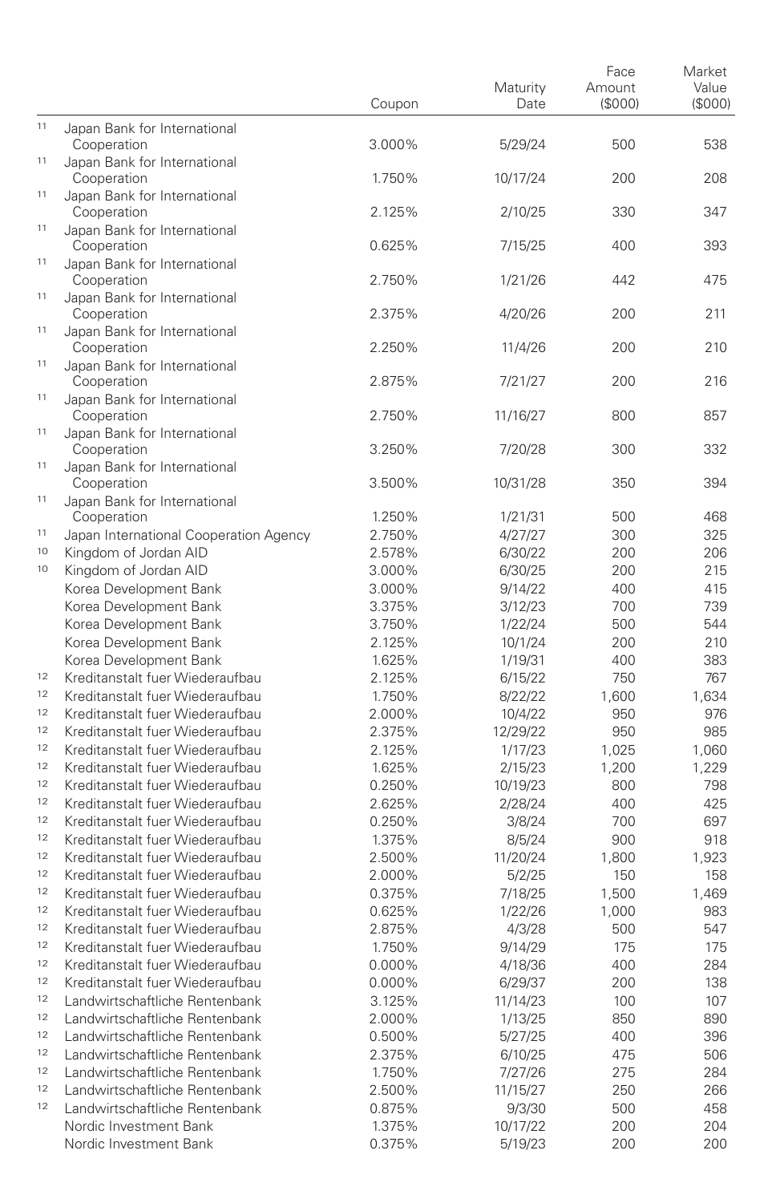| | | Coupon | Maturity Date | Face Amount ($000) | Market Value ($000) |
|---|---|---|---|---|---|
| [11] | Japan Bank for International Cooperation | 3.000% | 5/29/24 | 500 | 538 |
| [11] | Japan Bank for International Cooperation | 1.750% | 10/17/24 | 200 | 208 |
| [11] | Japan Bank for International Cooperation | 2.125% | 2/10/25 | 330 | 347 |
| [11] | Japan Bank for International Cooperation | 0.625% | 7/15/25 | 400 | 393 |
| [11] | Japan Bank for International Cooperation | 2.750% | 1/21/26 | 442 | 475 |
| [11] | Japan Bank for International Cooperation | 2.375% | 4/20/26 | 200 | 211 |
| [11] | Japan Bank for International Cooperation | 2.250% | 11/4/26 | 200 | 210 |
| [11] | Japan Bank for International Cooperation | 2.875% | 7/21/27 | 200 | 216 |
| [11] | Japan Bank for International Cooperation | 2.750% | 11/16/27 | 800 | 857 |
| [11] | Japan Bank for International Cooperation | 3.250% | 7/20/28 | 300 | 332 |
| [11] | Japan Bank for International Cooperation | 3.500% | 10/31/28 | 350 | 394 |
| [11] | Japan Bank for International Cooperation | 1.250% | 1/21/31 | 500 | 468 |
| [11] | Japan International Cooperation Agency | 2.750% | 4/27/27 | 300 | 325 |
| [10] | Kingdom of Jordan AID | 2.578% | 6/30/22 | 200 | 206 |
| [10] | Kingdom of Jordan AID | 3.000% | 6/30/25 | 200 | 215 |
| | Korea Development Bank | 3.000% | 9/14/22 | 400 | 415 |
| | Korea Development Bank | 3.375% | 3/12/23 | 700 | 739 |
| | Korea Development Bank | 3.750% | 1/22/24 | 500 | 544 |
| | Korea Development Bank | 2.125% | 10/1/24 | 200 | 210 |
| | Korea Development Bank | 1.625% | 1/19/31 | 400 | 383 |
| [12] | Kreditanstalt fuer Wiederaufbau | 2.125% | 6/15/22 | 750 | 767 |
| [12] | Kreditanstalt fuer Wiederaufbau | 1.750% | 8/22/22 | 1,600 | 1,634 |
| [12] | Kreditanstalt fuer Wiederaufbau | 2.000% | 10/4/22 | 950 | 976 |
| [12] | Kreditanstalt fuer Wiederaufbau | 2.375% | 12/29/22 | 950 | 985 |
| [12] | Kreditanstalt fuer Wiederaufbau | 2.125% | 1/17/23 | 1,025 | 1,060 |
| [12] | Kreditanstalt fuer Wiederaufbau | 1.625% | 2/15/23 | 1,200 | 1,229 |
| [12] | Kreditanstalt fuer Wiederaufbau | 0.250% | 10/19/23 | 800 | 798 |
| [12] | Kreditanstalt fuer Wiederaufbau | 2.625% | 2/28/24 | 400 | 425 |
| [12] | Kreditanstalt fuer Wiederaufbau | 0.250% | 3/8/24 | 700 | 697 |
| [12] | Kreditanstalt fuer Wiederaufbau | 1.375% | 8/5/24 | 900 | 918 |
| [12] | Kreditanstalt fuer Wiederaufbau | 2.500% | 11/20/24 | 1,800 | 1,923 |
| [12] | Kreditanstalt fuer Wiederaufbau | 2.000% | 5/2/25 | 150 | 158 |
| [12] | Kreditanstalt fuer Wiederaufbau | 0.375% | 7/18/25 | 1,500 | 1,469 |
| [12] | Kreditanstalt fuer Wiederaufbau | 0.625% | 1/22/26 | 1,000 | 983 |
| [12] | Kreditanstalt fuer Wiederaufbau | 2.875% | 4/3/28 | 500 | 547 |
| [12] | Kreditanstalt fuer Wiederaufbau | 1.750% | 9/14/29 | 175 | 175 |
| [12] | Kreditanstalt fuer Wiederaufbau | 0.000% | 4/18/36 | 400 | 284 |
| [12] | Kreditanstalt fuer Wiederaufbau | 0.000% | 6/29/37 | 200 | 138 |
| [12] | Landwirtschaftliche Rentenbank | 3.125% | 11/14/23 | 100 | 107 |
| [12] | Landwirtschaftliche Rentenbank | 2.000% | 1/13/25 | 850 | 890 |
| [12] | Landwirtschaftliche Rentenbank | 0.500% | 5/27/25 | 400 | 396 |
| [12] | Landwirtschaftliche Rentenbank | 2.375% | 6/10/25 | 475 | 506 |
| [12] | Landwirtschaftliche Rentenbank | 1.750% | 7/27/26 | 275 | 284 |
| [12] | Landwirtschaftliche Rentenbank | 2.500% | 11/15/27 | 250 | 266 |
| [12] | Landwirtschaftliche Rentenbank | 0.875% | 9/3/30 | 500 | 458 |
| | Nordic Investment Bank | 1.375% | 10/17/22 | 200 | 204 |
| | Nordic Investment Bank | 0.375% | 5/19/23 | 200 | 200 |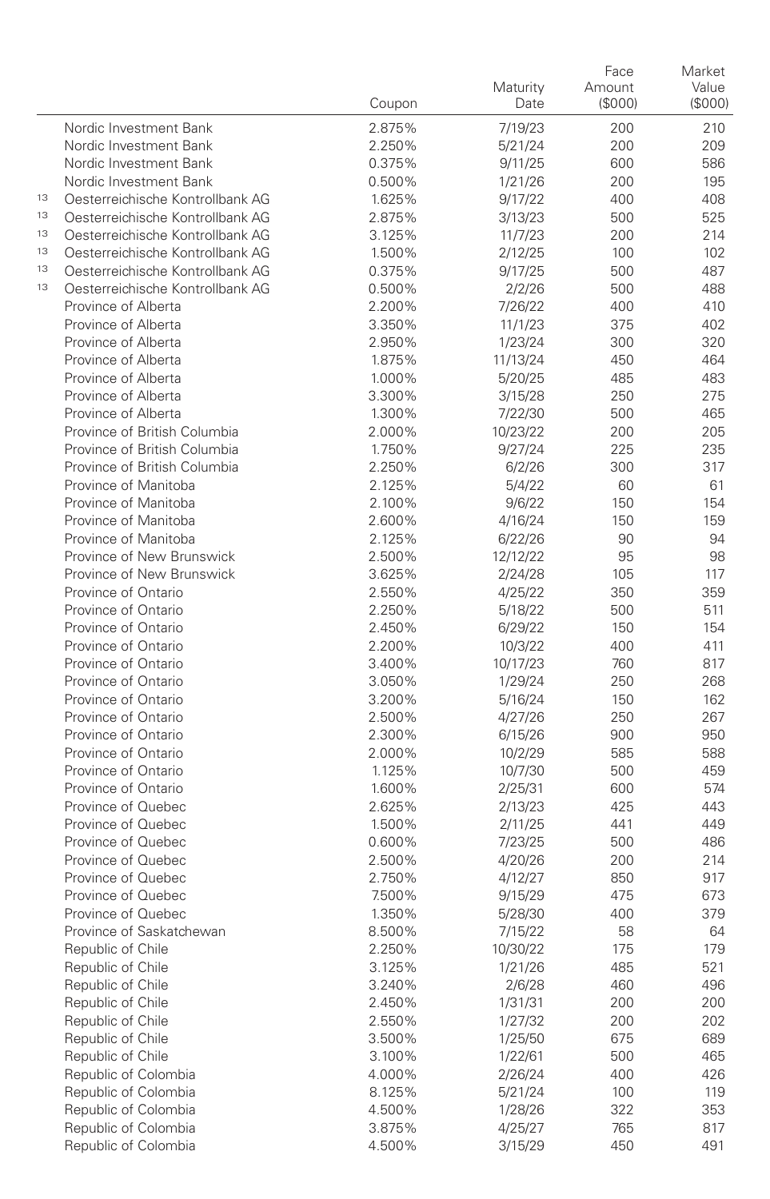| | | Coupon | Maturity Date | Face Amount ($000) | Market Value ($000) |
|---|---|---|---|---|---|
| | Nordic Investment Bank | 2.875% | 7/19/23 | 200 | 210 |
| | Nordic Investment Bank | 2.250% | 5/21/24 | 200 | 209 |
| | Nordic Investment Bank | 0.375% | 9/11/25 | 600 | 586 |
| | Nordic Investment Bank | 0.500% | 1/21/26 | 200 | 195 |
| [13] | Oesterreichische Kontrollbank AG | 1.625% | 9/17/22 | 400 | 408 |
| [13] | Oesterreichische Kontrollbank AG | 2.875% | 3/13/23 | 500 | 525 |
| [13] | Oesterreichische Kontrollbank AG | 3.125% | 11/7/23 | 200 | 214 |
| [13] | Oesterreichische Kontrollbank AG | 1.500% | 2/12/25 | 100 | 102 |
| [13] | Oesterreichische Kontrollbank AG | 0.375% | 9/17/25 | 500 | 487 |
| [13] | Oesterreichische Kontrollbank AG | 0.500% | 2/2/26 | 500 | 488 |
| | Province of Alberta | 2.200% | 7/26/22 | 400 | 410 |
| | Province of Alberta | 3.350% | 11/1/23 | 375 | 402 |
| | Province of Alberta | 2.950% | 1/23/24 | 300 | 320 |
| | Province of Alberta | 1.875% | 11/13/24 | 450 | 464 |
| | Province of Alberta | 1.000% | 5/20/25 | 485 | 483 |
| | Province of Alberta | 3.300% | 3/15/28 | 250 | 275 |
| | Province of Alberta | 1.300% | 7/22/30 | 500 | 465 |
| | Province of British Columbia | 2.000% | 10/23/22 | 200 | 205 |
| | Province of British Columbia | 1.750% | 9/27/24 | 225 | 235 |
| | Province of British Columbia | 2.250% | 6/2/26 | 300 | 317 |
| | Province of Manitoba | 2.125% | 5/4/22 | 60 | 61 |
| | Province of Manitoba | 2.100% | 9/6/22 | 150 | 154 |
| | Province of Manitoba | 2.600% | 4/16/24 | 150 | 159 |
| | Province of Manitoba | 2.125% | 6/22/26 | 90 | 94 |
| | Province of New Brunswick | 2.500% | 12/12/22 | 95 | 98 |
| | Province of New Brunswick | 3.625% | 2/24/28 | 105 | 117 |
| | Province of Ontario | 2.550% | 4/25/22 | 350 | 359 |
| | Province of Ontario | 2.250% | 5/18/22 | 500 | 511 |
| | Province of Ontario | 2.450% | 6/29/22 | 150 | 154 |
| | Province of Ontario | 2.200% | 10/3/22 | 400 | 411 |
| | Province of Ontario | 3.400% | 10/17/23 | 760 | 817 |
| | Province of Ontario | 3.050% | 1/29/24 | 250 | 268 |
| | Province of Ontario | 3.200% | 5/16/24 | 150 | 162 |
| | Province of Ontario | 2.500% | 4/27/26 | 250 | 267 |
| | Province of Ontario | 2.300% | 6/15/26 | 900 | 950 |
| | Province of Ontario | 2.000% | 10/2/29 | 585 | 588 |
| | Province of Ontario | 1.125% | 10/7/30 | 500 | 459 |
| | Province of Ontario | 1.600% | 2/25/31 | 600 | 574 |
| | Province of Quebec | 2.625% | 2/13/23 | 425 | 443 |
| | Province of Quebec | 1.500% | 2/11/25 | 441 | 449 |
| | Province of Quebec | 0.600% | 7/23/25 | 500 | 486 |
| | Province of Quebec | 2.500% | 4/20/26 | 200 | 214 |
| | Province of Quebec | 2.750% | 4/12/27 | 850 | 917 |
| | Province of Quebec | 7.500% | 9/15/29 | 475 | 673 |
| | Province of Quebec | 1.350% | 5/28/30 | 400 | 379 |
| | Province of Saskatchewan | 8.500% | 7/15/22 | 58 | 64 |
| | Republic of Chile | 2.250% | 10/30/22 | 175 | 179 |
| | Republic of Chile | 3.125% | 1/21/26 | 485 | 521 |
| | Republic of Chile | 3.240% | 2/6/28 | 460 | 496 |
| | Republic of Chile | 2.450% | 1/31/31 | 200 | 200 |
| | Republic of Chile | 2.550% | 1/27/32 | 200 | 202 |
| | Republic of Chile | 3.500% | 1/25/50 | 675 | 689 |
| | Republic of Chile | 3.100% | 1/22/61 | 500 | 465 |
| | Republic of Colombia | 4.000% | 2/26/24 | 400 | 426 |
| | Republic of Colombia | 8.125% | 5/21/24 | 100 | 119 |
| | Republic of Colombia | 4.500% | 1/28/26 | 322 | 353 |
| | Republic of Colombia | 3.875% | 4/25/27 | 765 | 817 |
| | Republic of Colombia | 4.500% | 3/15/29 | 450 | 491 |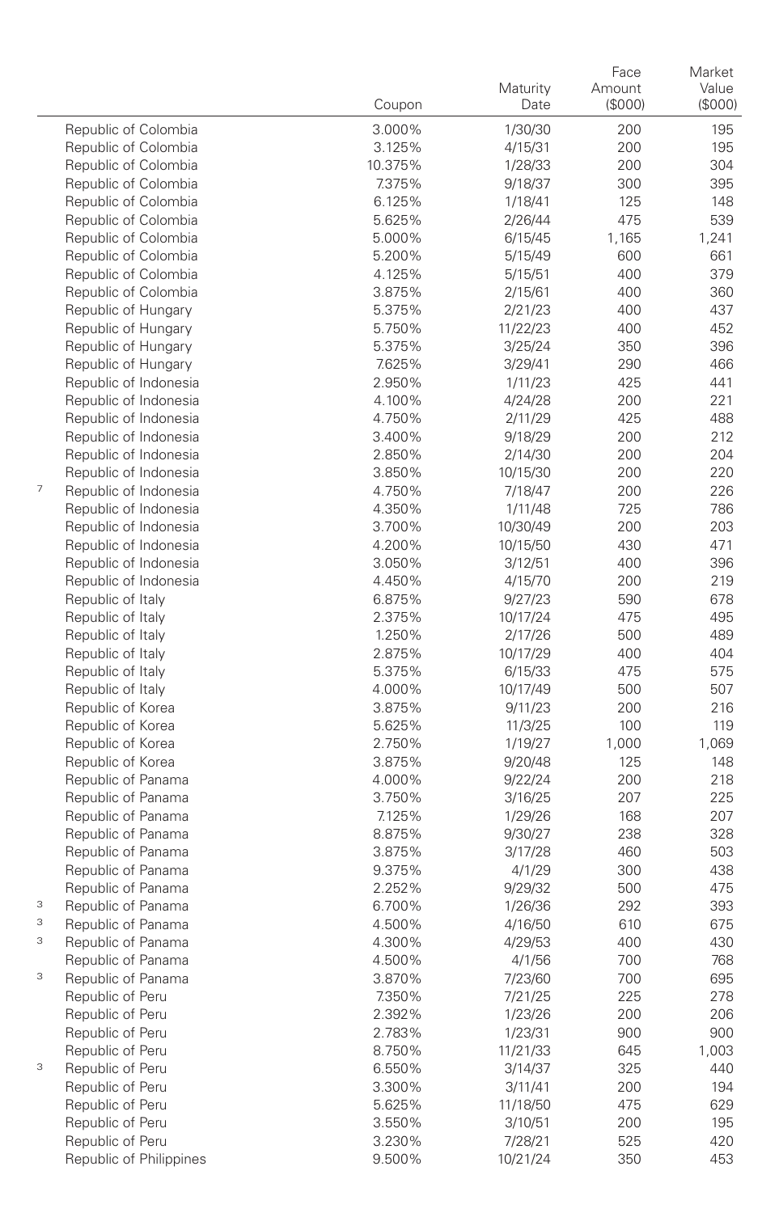| | | Coupon | Maturity Date | Face Amount ($000) | Market Value ($000) |
|---|---|---|---|---|---|
| | Republic of Colombia | 3.000% | 1/30/30 | 200 | 195 |
| | Republic of Colombia | 3.125% | 4/15/31 | 200 | 195 |
| | Republic of Colombia | 10.375% | 1/28/33 | 200 | 304 |
| | Republic of Colombia | 7.375% | 9/18/37 | 300 | 395 |
| | Republic of Colombia | 6.125% | 1/18/41 | 125 | 148 |
| | Republic of Colombia | 5.625% | 2/26/44 | 475 | 539 |
| | Republic of Colombia | 5.000% | 6/15/45 | 1,165 | 1,241 |
| | Republic of Colombia | 5.200% | 5/15/49 | 600 | 661 |
| | Republic of Colombia | 4.125% | 5/15/51 | 400 | 379 |
| | Republic of Colombia | 3.875% | 2/15/61 | 400 | 360 |
| | Republic of Hungary | 5.375% | 2/21/23 | 400 | 437 |
| | Republic of Hungary | 5.750% | 11/22/23 | 400 | 452 |
| | Republic of Hungary | 5.375% | 3/25/24 | 350 | 396 |
| | Republic of Hungary | 7.625% | 3/29/41 | 290 | 466 |
| | Republic of Indonesia | 2.950% | 1/11/23 | 425 | 441 |
| | Republic of Indonesia | 4.100% | 4/24/28 | 200 | 221 |
| | Republic of Indonesia | 4.750% | 2/11/29 | 425 | 488 |
| | Republic of Indonesia | 3.400% | 9/18/29 | 200 | 212 |
| | Republic of Indonesia | 2.850% | 2/14/30 | 200 | 204 |
| | Republic of Indonesia | 3.850% | 10/15/30 | 200 | 220 |
| 7 | Republic of Indonesia | 4.750% | 7/18/47 | 200 | 226 |
| | Republic of Indonesia | 4.350% | 1/11/48 | 725 | 786 |
| | Republic of Indonesia | 3.700% | 10/30/49 | 200 | 203 |
| | Republic of Indonesia | 4.200% | 10/15/50 | 430 | 471 |
| | Republic of Indonesia | 3.050% | 3/12/51 | 400 | 396 |
| | Republic of Indonesia | 4.450% | 4/15/70 | 200 | 219 |
| | Republic of Italy | 6.875% | 9/27/23 | 590 | 678 |
| | Republic of Italy | 2.375% | 10/17/24 | 475 | 495 |
| | Republic of Italy | 1.250% | 2/17/26 | 500 | 489 |
| | Republic of Italy | 2.875% | 10/17/29 | 400 | 404 |
| | Republic of Italy | 5.375% | 6/15/33 | 475 | 575 |
| | Republic of Italy | 4.000% | 10/17/49 | 500 | 507 |
| | Republic of Korea | 3.875% | 9/11/23 | 200 | 216 |
| | Republic of Korea | 5.625% | 11/3/25 | 100 | 119 |
| | Republic of Korea | 2.750% | 1/19/27 | 1,000 | 1,069 |
| | Republic of Korea | 3.875% | 9/20/48 | 125 | 148 |
| | Republic of Panama | 4.000% | 9/22/24 | 200 | 218 |
| | Republic of Panama | 3.750% | 3/16/25 | 207 | 225 |
| | Republic of Panama | 7.125% | 1/29/26 | 168 | 207 |
| | Republic of Panama | 8.875% | 9/30/27 | 238 | 328 |
| | Republic of Panama | 3.875% | 3/17/28 | 460 | 503 |
| | Republic of Panama | 9.375% | 4/1/29 | 300 | 438 |
| | Republic of Panama | 2.252% | 9/29/32 | 500 | 475 |
| 3 | Republic of Panama | 6.700% | 1/26/36 | 292 | 393 |
| 3 | Republic of Panama | 4.500% | 4/16/50 | 610 | 675 |
| 3 | Republic of Panama | 4.300% | 4/29/53 | 400 | 430 |
| | Republic of Panama | 4.500% | 4/1/56 | 700 | 768 |
| 3 | Republic of Panama | 3.870% | 7/23/60 | 700 | 695 |
| | Republic of Peru | 7.350% | 7/21/25 | 225 | 278 |
| | Republic of Peru | 2.392% | 1/23/26 | 200 | 206 |
| | Republic of Peru | 2.783% | 1/23/31 | 900 | 900 |
| | Republic of Peru | 8.750% | 11/21/33 | 645 | 1,003 |
| 3 | Republic of Peru | 6.550% | 3/14/37 | 325 | 440 |
| | Republic of Peru | 3.300% | 3/11/41 | 200 | 194 |
| | Republic of Peru | 5.625% | 11/18/50 | 475 | 629 |
| | Republic of Peru | 3.550% | 3/10/51 | 200 | 195 |
| | Republic of Peru | 3.230% | 7/28/21 | 525 | 420 |
| | Republic of Philippines | 9.500% | 10/21/24 | 350 | 453 |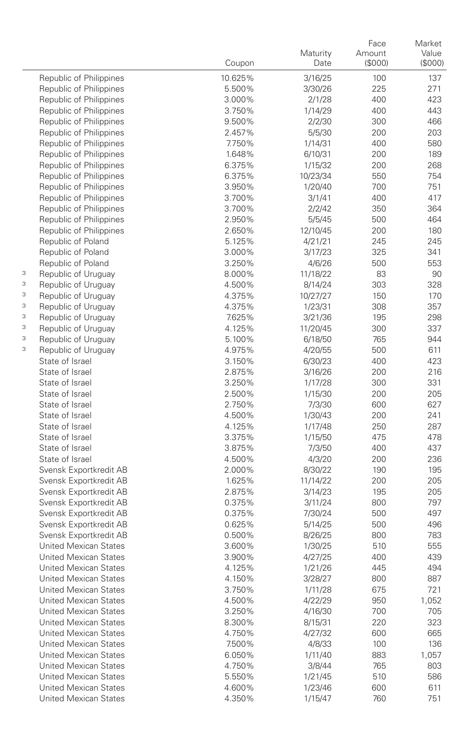| | | Coupon | Maturity Date | Face Amount ($000) | Market Value ($000) |
|---|---|---|---|---|---|
| | Republic of Philippines | 10.625% | 3/16/25 | 100 | 137 |
| | Republic of Philippines | 5.500% | 3/30/26 | 225 | 271 |
| | Republic of Philippines | 3.000% | 2/1/28 | 400 | 423 |
| | Republic of Philippines | 3.750% | 1/14/29 | 400 | 443 |
| | Republic of Philippines | 9.500% | 2/2/30 | 300 | 466 |
| | Republic of Philippines | 2.457% | 5/5/30 | 200 | 203 |
| | Republic of Philippines | 7.750% | 1/14/31 | 400 | 580 |
| | Republic of Philippines | 1.648% | 6/10/31 | 200 | 189 |
| | Republic of Philippines | 6.375% | 1/15/32 | 200 | 268 |
| | Republic of Philippines | 6.375% | 10/23/34 | 550 | 754 |
| | Republic of Philippines | 3.950% | 1/20/40 | 700 | 751 |
| | Republic of Philippines | 3.700% | 3/1/41 | 400 | 417 |
| | Republic of Philippines | 3.700% | 2/2/42 | 350 | 364 |
| | Republic of Philippines | 2.950% | 5/5/45 | 500 | 464 |
| | Republic of Philippines | 2.650% | 12/10/45 | 200 | 180 |
| | Republic of Poland | 5.125% | 4/21/21 | 245 | 245 |
| | Republic of Poland | 3.000% | 3/17/23 | 325 | 341 |
| | Republic of Poland | 3.250% | 4/6/26 | 500 | 553 |
| 3 | Republic of Uruguay | 8.000% | 11/18/22 | 83 | 90 |
| 3 | Republic of Uruguay | 4.500% | 8/14/24 | 303 | 328 |
| 3 | Republic of Uruguay | 4.375% | 10/27/27 | 150 | 170 |
| 3 | Republic of Uruguay | 4.375% | 1/23/31 | 308 | 357 |
| 3 | Republic of Uruguay | 7.625% | 3/21/36 | 195 | 298 |
| 3 | Republic of Uruguay | 4.125% | 11/20/45 | 300 | 337 |
| 3 | Republic of Uruguay | 5.100% | 6/18/50 | 765 | 944 |
| 3 | Republic of Uruguay | 4.975% | 4/20/55 | 500 | 611 |
| | State of Israel | 3.150% | 6/30/23 | 400 | 423 |
| | State of Israel | 2.875% | 3/16/26 | 200 | 216 |
| | State of Israel | 3.250% | 1/17/28 | 300 | 331 |
| | State of Israel | 2.500% | 1/15/30 | 200 | 205 |
| | State of Israel | 2.750% | 7/3/30 | 600 | 627 |
| | State of Israel | 4.500% | 1/30/43 | 200 | 241 |
| | State of Israel | 4.125% | 1/17/48 | 250 | 287 |
| | State of Israel | 3.375% | 1/15/50 | 475 | 478 |
| | State of Israel | 3.875% | 7/3/50 | 400 | 437 |
| | State of Israel | 4.500% | 4/3/20 | 200 | 236 |
| | Svensk Exportkredit AB | 2.000% | 8/30/22 | 190 | 195 |
| | Svensk Exportkredit AB | 1.625% | 11/14/22 | 200 | 205 |
| | Svensk Exportkredit AB | 2.875% | 3/14/23 | 195 | 205 |
| | Svensk Exportkredit AB | 0.375% | 3/11/24 | 800 | 797 |
| | Svensk Exportkredit AB | 0.375% | 7/30/24 | 500 | 497 |
| | Svensk Exportkredit AB | 0.625% | 5/14/25 | 500 | 496 |
| | Svensk Exportkredit AB | 0.500% | 8/26/25 | 800 | 783 |
| | United Mexican States | 3.600% | 1/30/25 | 510 | 555 |
| | United Mexican States | 3.900% | 4/27/25 | 400 | 439 |
| | United Mexican States | 4.125% | 1/21/26 | 445 | 494 |
| | United Mexican States | 4.150% | 3/28/27 | 800 | 887 |
| | United Mexican States | 3.750% | 1/11/28 | 675 | 721 |
| | United Mexican States | 4.500% | 4/22/29 | 950 | 1,052 |
| | United Mexican States | 3.250% | 4/16/30 | 700 | 705 |
| | United Mexican States | 8.300% | 8/15/31 | 220 | 323 |
| | United Mexican States | 4.750% | 4/27/32 | 600 | 665 |
| | United Mexican States | 7.500% | 4/8/33 | 100 | 136 |
| | United Mexican States | 6.050% | 1/11/40 | 883 | 1,057 |
| | United Mexican States | 4.750% | 3/8/44 | 765 | 803 |
| | United Mexican States | 5.550% | 1/21/45 | 510 | 586 |
| | United Mexican States | 4.600% | 1/23/46 | 600 | 611 |
| | United Mexican States | 4.350% | 1/15/47 | 760 | 751 |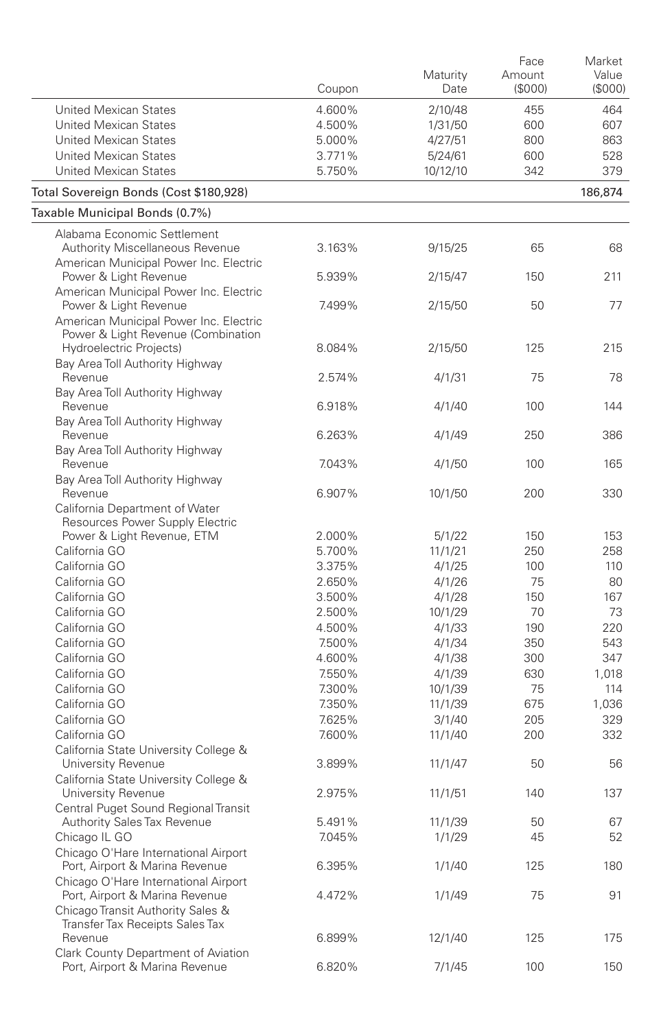| | Coupon | Maturity Date | Face Amount ($000) | Market Value ($000) |
|---|---|---|---|---|
| United Mexican States | 4.600% | 2/10/48 | 455 | 464 |
| United Mexican States | 4.500% | 1/31/50 | 600 | 607 |
| United Mexican States | 5.000% | 4/27/51 | 800 | 863 |
| United Mexican States | 3.771% | 5/24/61 | 600 | 528 |
| United Mexican States | 5.750% | 10/12/10 | 342 | 379 |
| Total Sovereign Bonds (Cost $180,928) | | | | 186,874 |
| Taxable Municipal Bonds (0.7%) | | | | |
| Alabama Economic Settlement Authority Miscellaneous Revenue | 3.163% | 9/15/25 | 65 | 68 |
| American Municipal Power Inc. Electric Power & Light Revenue | 5.939% | 2/15/47 | 150 | 211 |
| American Municipal Power Inc. Electric Power & Light Revenue | 7.499% | 2/15/50 | 50 | 77 |
| American Municipal Power Inc. Electric Power & Light Revenue (Combination Hydroelectric Projects) | 8.084% | 2/15/50 | 125 | 215 |
| Bay Area Toll Authority Highway Revenue | 2.574% | 4/1/31 | 75 | 78 |
| Bay Area Toll Authority Highway Revenue | 6.918% | 4/1/40 | 100 | 144 |
| Bay Area Toll Authority Highway Revenue | 6.263% | 4/1/49 | 250 | 386 |
| Bay Area Toll Authority Highway Revenue | 7.043% | 4/1/50 | 100 | 165 |
| Bay Area Toll Authority Highway Revenue | 6.907% | 10/1/50 | 200 | 330 |
| California Department of Water Resources Power Supply Electric Power & Light Revenue, ETM | 2.000% | 5/1/22 | 150 | 153 |
| California GO | 5.700% | 11/1/21 | 250 | 258 |
| California GO | 3.375% | 4/1/25 | 100 | 110 |
| California GO | 2.650% | 4/1/26 | 75 | 80 |
| California GO | 3.500% | 4/1/28 | 150 | 167 |
| California GO | 2.500% | 10/1/29 | 70 | 73 |
| California GO | 4.500% | 4/1/33 | 190 | 220 |
| California GO | 7.500% | 4/1/34 | 350 | 543 |
| California GO | 4.600% | 4/1/38 | 300 | 347 |
| California GO | 7.550% | 4/1/39 | 630 | 1,018 |
| California GO | 7.300% | 10/1/39 | 75 | 114 |
| California GO | 7.350% | 11/1/39 | 675 | 1,036 |
| California GO | 7.625% | 3/1/40 | 205 | 329 |
| California GO | 7.600% | 11/1/40 | 200 | 332 |
| California State University College & University Revenue | 3.899% | 11/1/47 | 50 | 56 |
| California State University College & University Revenue | 2.975% | 11/1/51 | 140 | 137 |
| Central Puget Sound Regional Transit Authority Sales Tax Revenue | 5.491% | 11/1/39 | 50 | 67 |
| Chicago IL GO | 7.045% | 1/1/29 | 45 | 52 |
| Chicago O'Hare International Airport Port, Airport & Marina Revenue | 6.395% | 1/1/40 | 125 | 180 |
| Chicago O'Hare International Airport Port, Airport & Marina Revenue | 4.472% | 1/1/49 | 75 | 91 |
| Chicago Transit Authority Sales & Transfer Tax Receipts Sales Tax Revenue | 6.899% | 12/1/40 | 125 | 175 |
| Clark County Department of Aviation Port, Airport & Marina Revenue | 6.820% | 7/1/45 | 100 | 150 |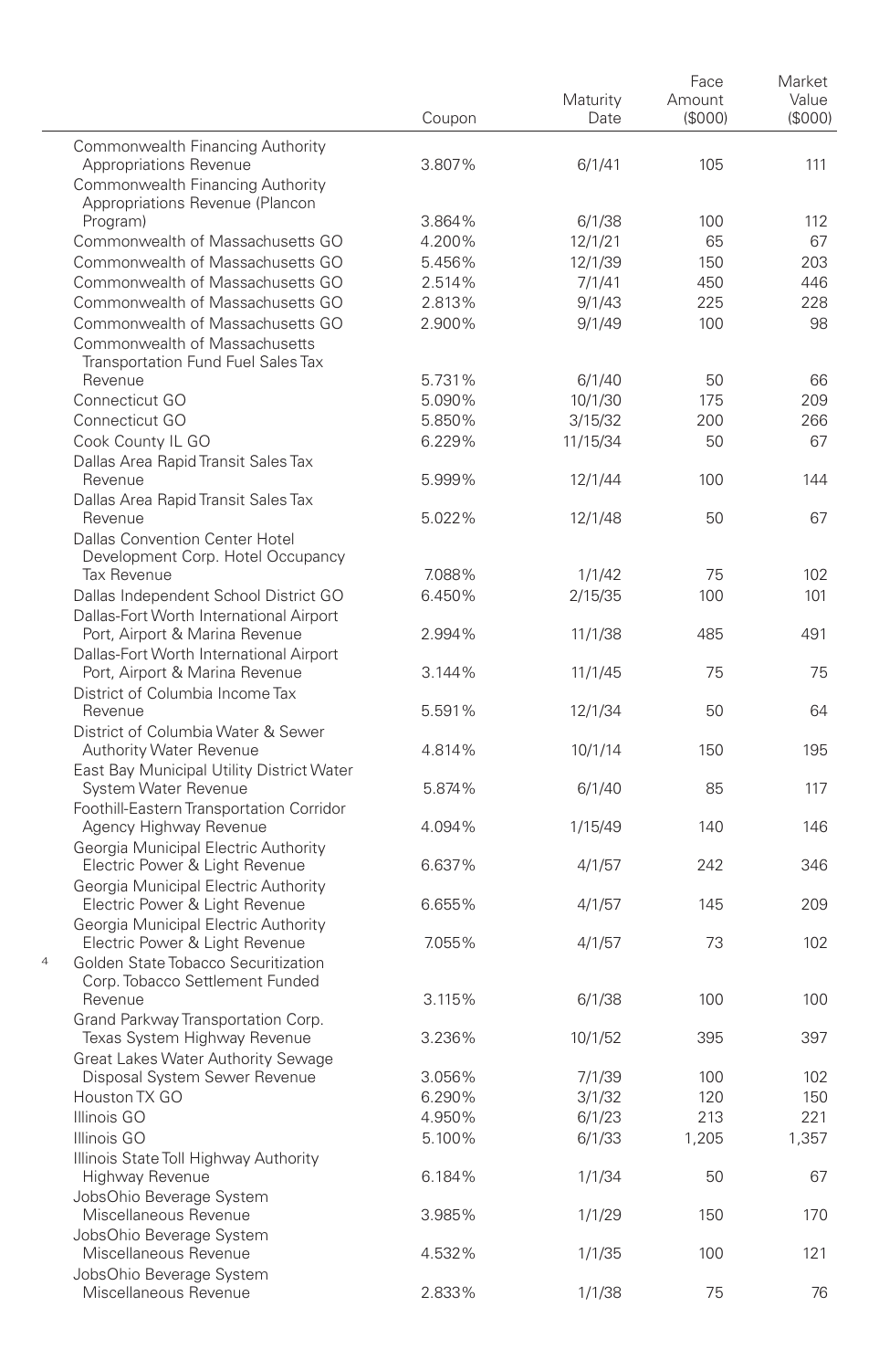| | Coupon | Maturity Date | Face Amount ($000) | Market Value ($000) |
|---|---|---|---|---|
| Commonwealth Financing Authority Appropriations Revenue | 3.807% | 6/1/41 | 105 | 111 |
| Commonwealth Financing Authority Appropriations Revenue (Plancon Program) | 3.864% | 6/1/38 | 100 | 112 |
| Commonwealth of Massachusetts GO | 4.200% | 12/1/21 | 65 | 67 |
| Commonwealth of Massachusetts GO | 5.456% | 12/1/39 | 150 | 203 |
| Commonwealth of Massachusetts GO | 2.514% | 7/1/41 | 450 | 446 |
| Commonwealth of Massachusetts GO | 2.813% | 9/1/43 | 225 | 228 |
| Commonwealth of Massachusetts GO | 2.900% | 9/1/49 | 100 | 98 |
| Commonwealth of Massachusetts Transportation Fund Fuel Sales Tax Revenue | 5.731% | 6/1/40 | 50 | 66 |
| Connecticut GO | 5.090% | 10/1/30 | 175 | 209 |
| Connecticut GO | 5.850% | 3/15/32 | 200 | 266 |
| Cook County IL GO | 6.229% | 11/15/34 | 50 | 67 |
| Dallas Area Rapid Transit Sales Tax Revenue | 5.999% | 12/1/44 | 100 | 144 |
| Dallas Area Rapid Transit Sales Tax Revenue | 5.022% | 12/1/48 | 50 | 67 |
| Dallas Convention Center Hotel Development Corp. Hotel Occupancy Tax Revenue | 7.088% | 1/1/42 | 75 | 102 |
| Dallas Independent School District GO | 6.450% | 2/15/35 | 100 | 101 |
| Dallas-Fort Worth International Airport Port, Airport & Marina Revenue | 2.994% | 11/1/38 | 485 | 491 |
| Dallas-Fort Worth International Airport Port, Airport & Marina Revenue | 3.144% | 11/1/45 | 75 | 75 |
| District of Columbia Income Tax Revenue | 5.591% | 12/1/34 | 50 | 64 |
| District of Columbia Water & Sewer Authority Water Revenue | 4.814% | 10/1/14 | 150 | 195 |
| East Bay Municipal Utility District Water System Water Revenue | 5.874% | 6/1/40 | 85 | 117 |
| Foothill-Eastern Transportation Corridor Agency Highway Revenue | 4.094% | 1/15/49 | 140 | 146 |
| Georgia Municipal Electric Authority Electric Power & Light Revenue | 6.637% | 4/1/57 | 242 | 346 |
| Georgia Municipal Electric Authority Electric Power & Light Revenue | 6.655% | 4/1/57 | 145 | 209 |
| Georgia Municipal Electric Authority Electric Power & Light Revenue | 7.055% | 4/1/57 | 73 | 102 |
| [4] Golden State Tobacco Securitization Corp. Tobacco Settlement Funded Revenue | 3.115% | 6/1/38 | 100 | 100 |
| Grand Parkway Transportation Corp. Texas System Highway Revenue | 3.236% | 10/1/52 | 395 | 397 |
| Great Lakes Water Authority Sewage Disposal System Sewer Revenue | 3.056% | 7/1/39 | 100 | 102 |
| Houston TX GO | 6.290% | 3/1/32 | 120 | 150 |
| Illinois GO | 4.950% | 6/1/23 | 213 | 221 |
| Illinois GO | 5.100% | 6/1/33 | 1,205 | 1,357 |
| Illinois State Toll Highway Authority Highway Revenue | 6.184% | 1/1/34 | 50 | 67 |
| JobsOhio Beverage System Miscellaneous Revenue | 3.985% | 1/1/29 | 150 | 170 |
| JobsOhio Beverage System Miscellaneous Revenue | 4.532% | 1/1/35 | 100 | 121 |
| JobsOhio Beverage System Miscellaneous Revenue | 2.833% | 1/1/38 | 75 | 76 |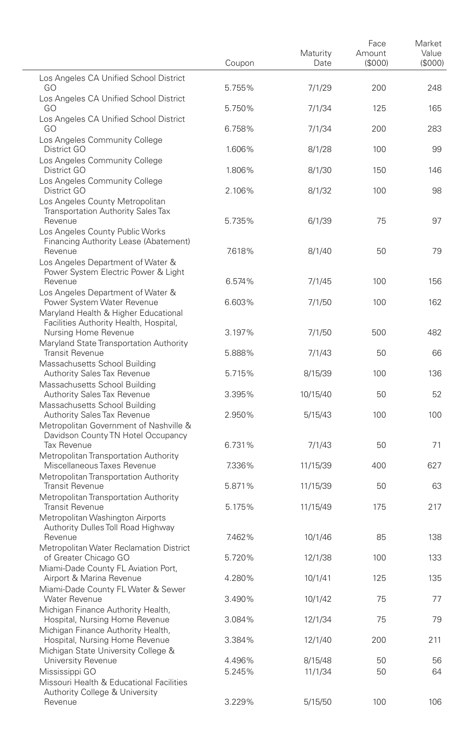| | Coupon | Maturity Date | Face Amount ($000) | Market Value ($000) |
|---|---|---|---|---|
| Los Angeles CA Unified School District GO | 5.755% | 7/1/29 | 200 | 248 |
| Los Angeles CA Unified School District GO | 5.750% | 7/1/34 | 125 | 165 |
| Los Angeles CA Unified School District GO | 6.758% | 7/1/34 | 200 | 283 |
| Los Angeles Community College District GO | 1.606% | 8/1/28 | 100 | 99 |
| Los Angeles Community College District GO | 1.806% | 8/1/30 | 150 | 146 |
| Los Angeles Community College District GO | 2.106% | 8/1/32 | 100 | 98 |
| Los Angeles County Metropolitan Transportation Authority Sales Tax Revenue | 5.735% | 6/1/39 | 75 | 97 |
| Los Angeles County Public Works Financing Authority Lease (Abatement) Revenue | 7.618% | 8/1/40 | 50 | 79 |
| Los Angeles Department of Water & Power System Electric Power & Light Revenue | 6.574% | 7/1/45 | 100 | 156 |
| Los Angeles Department of Water & Power System Water Revenue | 6.603% | 7/1/50 | 100 | 162 |
| Maryland Health & Higher Educational Facilities Authority Health, Hospital, Nursing Home Revenue | 3.197% | 7/1/50 | 500 | 482 |
| Maryland State Transportation Authority Transit Revenue | 5.888% | 7/1/43 | 50 | 66 |
| Massachusetts School Building Authority Sales Tax Revenue | 5.715% | 8/15/39 | 100 | 136 |
| Massachusetts School Building Authority Sales Tax Revenue | 3.395% | 10/15/40 | 50 | 52 |
| Massachusetts School Building Authority Sales Tax Revenue | 2.950% | 5/15/43 | 100 | 100 |
| Metropolitan Government of Nashville & Davidson County TN Hotel Occupancy Tax Revenue | 6.731% | 7/1/43 | 50 | 71 |
| Metropolitan Transportation Authority Miscellaneous Taxes Revenue | 7.336% | 11/15/39 | 400 | 627 |
| Metropolitan Transportation Authority Transit Revenue | 5.871% | 11/15/39 | 50 | 63 |
| Metropolitan Transportation Authority Transit Revenue | 5.175% | 11/15/49 | 175 | 217 |
| Metropolitan Washington Airports Authority Dulles Toll Road Highway Revenue | 7.462% | 10/1/46 | 85 | 138 |
| Metropolitan Water Reclamation District of Greater Chicago GO | 5.720% | 12/1/38 | 100 | 133 |
| Miami-Dade County FL Aviation Port, Airport & Marina Revenue | 4.280% | 10/1/41 | 125 | 135 |
| Miami-Dade County FL Water & Sewer Water Revenue | 3.490% | 10/1/42 | 75 | 77 |
| Michigan Finance Authority Health, Hospital, Nursing Home Revenue | 3.084% | 12/1/34 | 75 | 79 |
| Michigan Finance Authority Health, Hospital, Nursing Home Revenue | 3.384% | 12/1/40 | 200 | 211 |
| Michigan State University College & University Revenue | 4.496% | 8/15/48 | 50 | 56 |
| Mississippi GO | 5.245% | 11/1/34 | 50 | 64 |
| Missouri Health & Educational Facilities Authority College & University Revenue | 3.229% | 5/15/50 | 100 | 106 |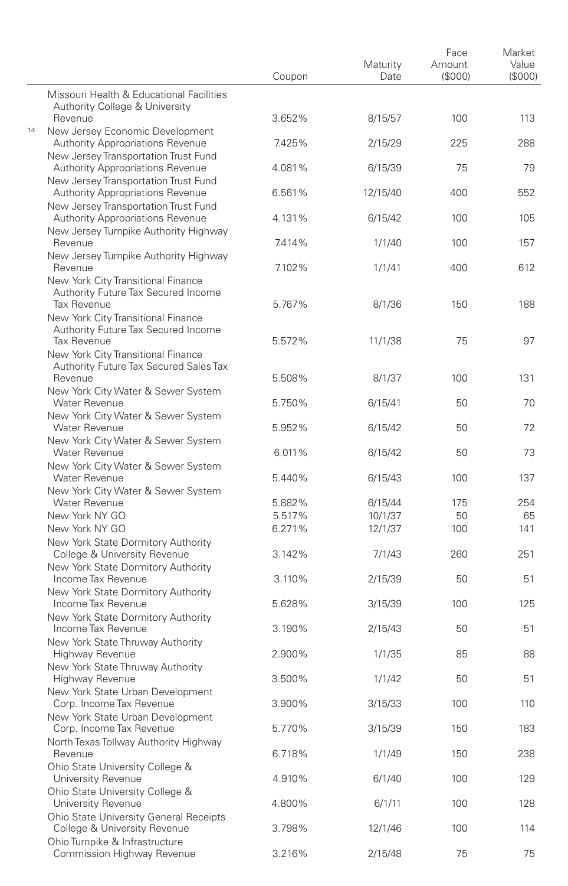| | Coupon | Maturity Date | Face Amount ($000) | Market Value ($000) |
|---|---|---|---|---|
| Missouri Health & Educational Facilities Authority College & University Revenue | 3.652% | 8/15/57 | 100 | 113 |
| [14] New Jersey Economic Development Authority Appropriations Revenue | 7.425% | 2/15/29 | 225 | 288 |
| New Jersey Transportation Trust Fund Authority Appropriations Revenue | 4.081% | 6/15/39 | 75 | 79 |
| New Jersey Transportation Trust Fund Authority Appropriations Revenue | 6.561% | 12/15/40 | 400 | 552 |
| New Jersey Transportation Trust Fund Authority Appropriations Revenue | 4.131% | 6/15/42 | 100 | 105 |
| New Jersey Turnpike Authority Highway Revenue | 7.414% | 1/1/40 | 100 | 157 |
| New Jersey Turnpike Authority Highway Revenue | 7.102% | 1/1/41 | 400 | 612 |
| New York City Transitional Finance Authority Future Tax Secured Income Tax Revenue | 5.767% | 8/1/36 | 150 | 188 |
| New York City Transitional Finance Authority Future Tax Secured Income Tax Revenue | 5.572% | 11/1/38 | 75 | 97 |
| New York City Transitional Finance Authority Future Tax Secured Sales Tax Revenue | 5.508% | 8/1/37 | 100 | 131 |
| New York City Water & Sewer System Water Revenue | 5.750% | 6/15/41 | 50 | 70 |
| New York City Water & Sewer System Water Revenue | 5.952% | 6/15/42 | 50 | 72 |
| New York City Water & Sewer System Water Revenue | 6.011% | 6/15/42 | 50 | 73 |
| New York City Water & Sewer System Water Revenue | 5.440% | 6/15/43 | 100 | 137 |
| New York City Water & Sewer System Water Revenue | 5.882% | 6/15/44 | 175 | 254 |
| New York NY GO | 5.517% | 10/1/37 | 50 | 65 |
| New York NY GO | 6.271% | 12/1/37 | 100 | 141 |
| New York State Dormitory Authority College & University Revenue | 3.142% | 7/1/43 | 260 | 251 |
| New York State Dormitory Authority Income Tax Revenue | 3.110% | 2/15/39 | 50 | 51 |
| New York State Dormitory Authority Income Tax Revenue | 5.628% | 3/15/39 | 100 | 125 |
| New York State Dormitory Authority Income Tax Revenue | 3.190% | 2/15/43 | 50 | 51 |
| New York State Thruway Authority Highway Revenue | 2.900% | 1/1/35 | 85 | 88 |
| New York State Thruway Authority Highway Revenue | 3.500% | 1/1/42 | 50 | 51 |
| New York State Urban Development Corp. Income Tax Revenue | 3.900% | 3/15/33 | 100 | 110 |
| New York State Urban Development Corp. Income Tax Revenue | 5.770% | 3/15/39 | 150 | 183 |
| North Texas Tollway Authority Highway Revenue | 6.718% | 1/1/49 | 150 | 238 |
| Ohio State University College & University Revenue | 4.910% | 6/1/40 | 100 | 129 |
| Ohio State University College & University Revenue | 4.800% | 6/1/11 | 100 | 128 |
| Ohio State University General Receipts College & University Revenue | 3.798% | 12/1/46 | 100 | 114 |
| Ohio Turnpike & Infrastructure Commission Highway Revenue | 3.216% | 2/15/48 | 75 | 75 |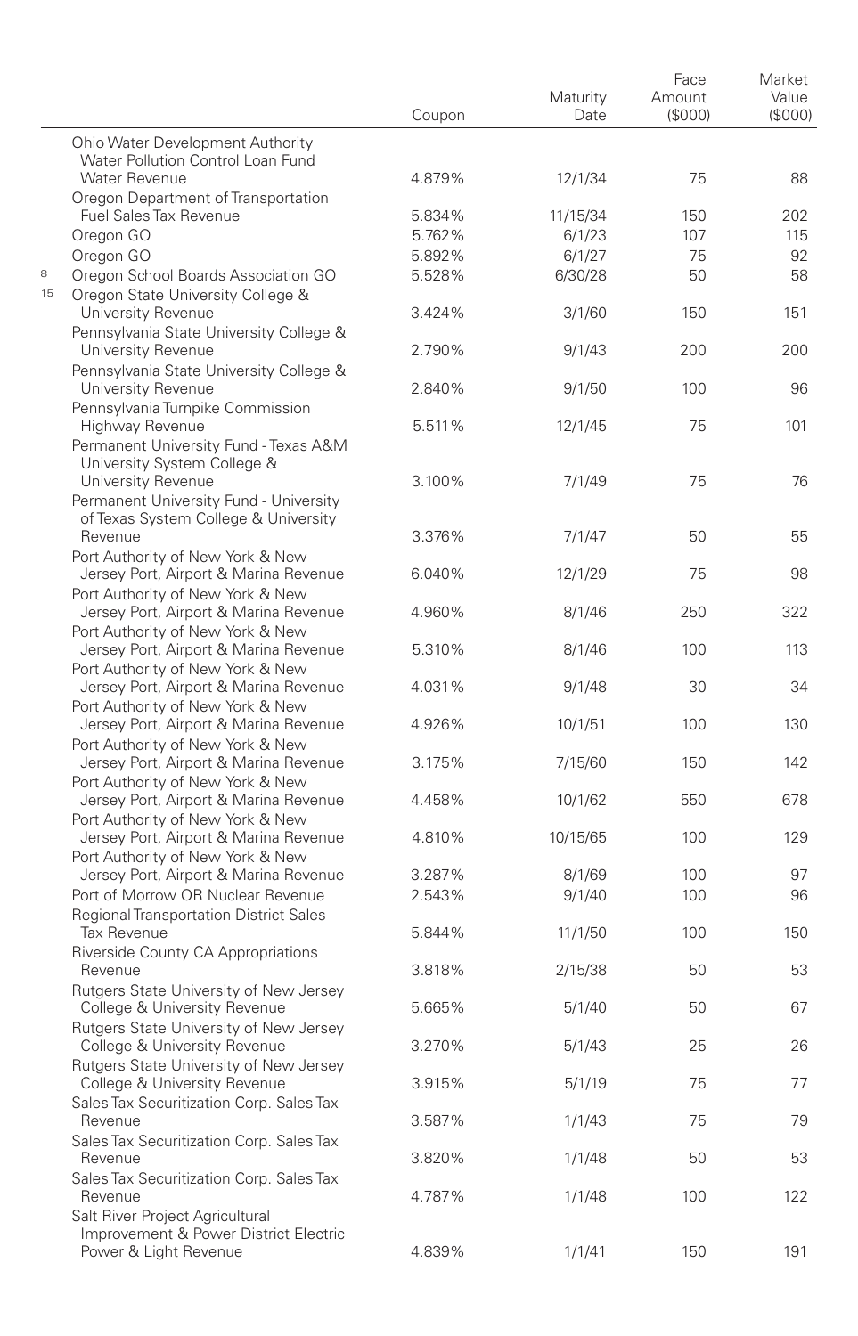| | Coupon | Maturity Date | Face Amount ($000) | Market Value ($000) |
|---|---|---|---|---|
| Ohio Water Development Authority Water Pollution Control Loan Fund Water Revenue | 4.879% | 12/1/34 | 75 | 88 |
| Oregon Department of Transportation Fuel Sales Tax Revenue | 5.834% | 11/15/34 | 150 | 202 |
| Oregon GO | 5.762% | 6/1/23 | 107 | 115 |
| Oregon GO | 5.892% | 6/1/27 | 75 | 92 |
| [8] Oregon School Boards Association GO | 5.528% | 6/30/28 | 50 | 58 |
| [15] Oregon State University College & University Revenue | 3.424% | 3/1/60 | 150 | 151 |
| Pennsylvania State University College & University Revenue | 2.790% | 9/1/43 | 200 | 200 |
| Pennsylvania State University College & University Revenue | 2.840% | 9/1/50 | 100 | 96 |
| Pennsylvania Turnpike Commission Highway Revenue | 5.511% | 12/1/45 | 75 | 101 |
| Permanent University Fund - Texas A&M University System College & University Revenue | 3.100% | 7/1/49 | 75 | 76 |
| Permanent University Fund - University of Texas System College & University Revenue | 3.376% | 7/1/47 | 50 | 55 |
| Port Authority of New York & New Jersey Port, Airport & Marina Revenue | 6.040% | 12/1/29 | 75 | 98 |
| Port Authority of New York & New Jersey Port, Airport & Marina Revenue | 4.960% | 8/1/46 | 250 | 322 |
| Port Authority of New York & New Jersey Port, Airport & Marina Revenue | 5.310% | 8/1/46 | 100 | 113 |
| Port Authority of New York & New Jersey Port, Airport & Marina Revenue | 4.031% | 9/1/48 | 30 | 34 |
| Port Authority of New York & New Jersey Port, Airport & Marina Revenue | 4.926% | 10/1/51 | 100 | 130 |
| Port Authority of New York & New Jersey Port, Airport & Marina Revenue | 3.175% | 7/15/60 | 150 | 142 |
| Port Authority of New York & New Jersey Port, Airport & Marina Revenue | 4.458% | 10/1/62 | 550 | 678 |
| Port Authority of New York & New Jersey Port, Airport & Marina Revenue | 4.810% | 10/15/65 | 100 | 129 |
| Port Authority of New York & New Jersey Port, Airport & Marina Revenue | 3.287% | 8/1/69 | 100 | 97 |
| Port of Morrow OR Nuclear Revenue | 2.543% | 9/1/40 | 100 | 96 |
| Regional Transportation District Sales Tax Revenue | 5.844% | 11/1/50 | 100 | 150 |
| Riverside County CA Appropriations Revenue | 3.818% | 2/15/38 | 50 | 53 |
| Rutgers State University of New Jersey College & University Revenue | 5.665% | 5/1/40 | 50 | 67 |
| Rutgers State University of New Jersey College & University Revenue | 3.270% | 5/1/43 | 25 | 26 |
| Rutgers State University of New Jersey College & University Revenue | 3.915% | 5/1/19 | 75 | 77 |
| Sales Tax Securitization Corp. Sales Tax Revenue | 3.587% | 1/1/43 | 75 | 79 |
| Sales Tax Securitization Corp. Sales Tax Revenue | 3.820% | 1/1/48 | 50 | 53 |
| Sales Tax Securitization Corp. Sales Tax Revenue | 4.787% | 1/1/48 | 100 | 122 |
| Salt River Project Agricultural Improvement & Power District Electric Power & Light Revenue | 4.839% | 1/1/41 | 150 | 191 |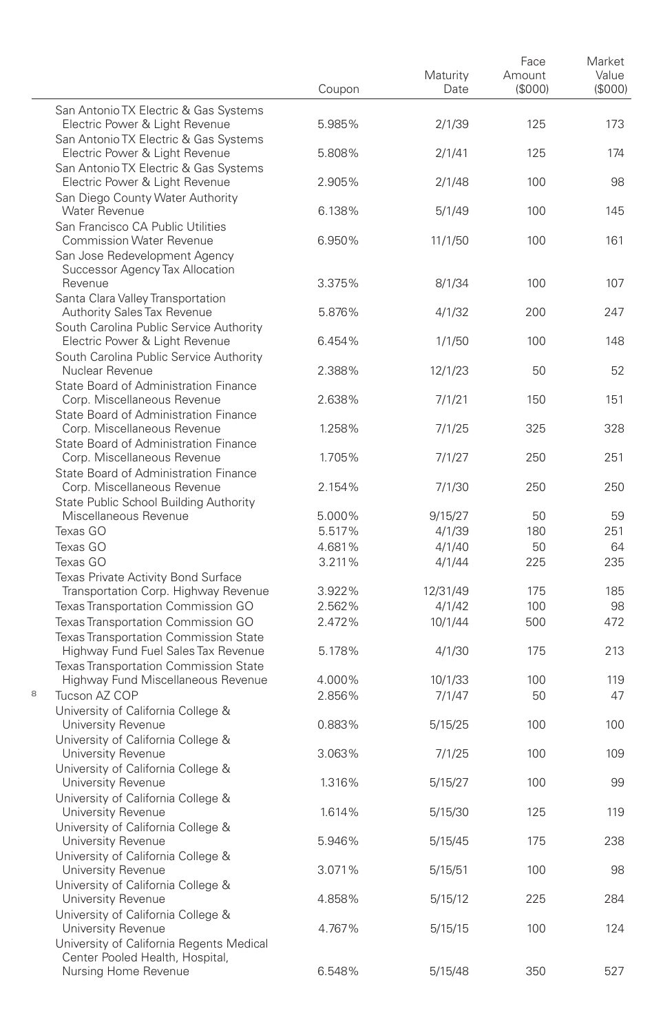| | Coupon | Maturity Date | Face Amount ($000) | Market Value ($000) |
|---|---|---|---|---|
| San Antonio TX Electric & Gas Systems Electric Power & Light Revenue | 5.985% | 2/1/39 | 125 | 173 |
| San Antonio TX Electric & Gas Systems Electric Power & Light Revenue | 5.808% | 2/1/41 | 125 | 174 |
| San Antonio TX Electric & Gas Systems Electric Power & Light Revenue | 2.905% | 2/1/48 | 100 | 98 |
| San Diego County Water Authority Water Revenue | 6.138% | 5/1/49 | 100 | 145 |
| San Francisco CA Public Utilities Commission Water Revenue | 6.950% | 11/1/50 | 100 | 161 |
| San Jose Redevelopment Agency Successor Agency Tax Allocation Revenue | 3.375% | 8/1/34 | 100 | 107 |
| Santa Clara Valley Transportation Authority Sales Tax Revenue | 5.876% | 4/1/32 | 200 | 247 |
| South Carolina Public Service Authority Electric Power & Light Revenue | 6.454% | 1/1/50 | 100 | 148 |
| South Carolina Public Service Authority Nuclear Revenue | 2.388% | 12/1/23 | 50 | 52 |
| State Board of Administration Finance Corp. Miscellaneous Revenue | 2.638% | 7/1/21 | 150 | 151 |
| State Board of Administration Finance Corp. Miscellaneous Revenue | 1.258% | 7/1/25 | 325 | 328 |
| State Board of Administration Finance Corp. Miscellaneous Revenue | 1.705% | 7/1/27 | 250 | 251 |
| State Board of Administration Finance Corp. Miscellaneous Revenue | 2.154% | 7/1/30 | 250 | 250 |
| State Public School Building Authority Miscellaneous Revenue | 5.000% | 9/15/27 | 50 | 59 |
| Texas GO | 5.517% | 4/1/39 | 180 | 251 |
| Texas GO | 4.681% | 4/1/40 | 50 | 64 |
| Texas GO | 3.211% | 4/1/44 | 225 | 235 |
| Texas Private Activity Bond Surface Transportation Corp. Highway Revenue | 3.922% | 12/31/49 | 175 | 185 |
| Texas Transportation Commission GO | 2.562% | 4/1/42 | 100 | 98 |
| Texas Transportation Commission GO | 2.472% | 10/1/44 | 500 | 472 |
| Texas Transportation Commission State Highway Fund Fuel Sales Tax Revenue | 5.178% | 4/1/30 | 175 | 213 |
| Texas Transportation Commission State Highway Fund Miscellaneous Revenue | 4.000% | 10/1/33 | 100 | 119 |
| [8] Tucson AZ COP | 2.856% | 7/1/47 | 50 | 47 |
| University of California College & University Revenue | 0.883% | 5/15/25 | 100 | 100 |
| University of California College & University Revenue | 3.063% | 7/1/25 | 100 | 109 |
| University of California College & University Revenue | 1.316% | 5/15/27 | 100 | 99 |
| University of California College & University Revenue | 1.614% | 5/15/30 | 125 | 119 |
| University of California College & University Revenue | 5.946% | 5/15/45 | 175 | 238 |
| University of California College & University Revenue | 3.071% | 5/15/51 | 100 | 98 |
| University of California College & University Revenue | 4.858% | 5/15/12 | 225 | 284 |
| University of California College & University Revenue | 4.767% | 5/15/15 | 100 | 124 |
| University of California Regents Medical Center Pooled Health, Hospital, Nursing Home Revenue | 6.548% | 5/15/48 | 350 | 527 |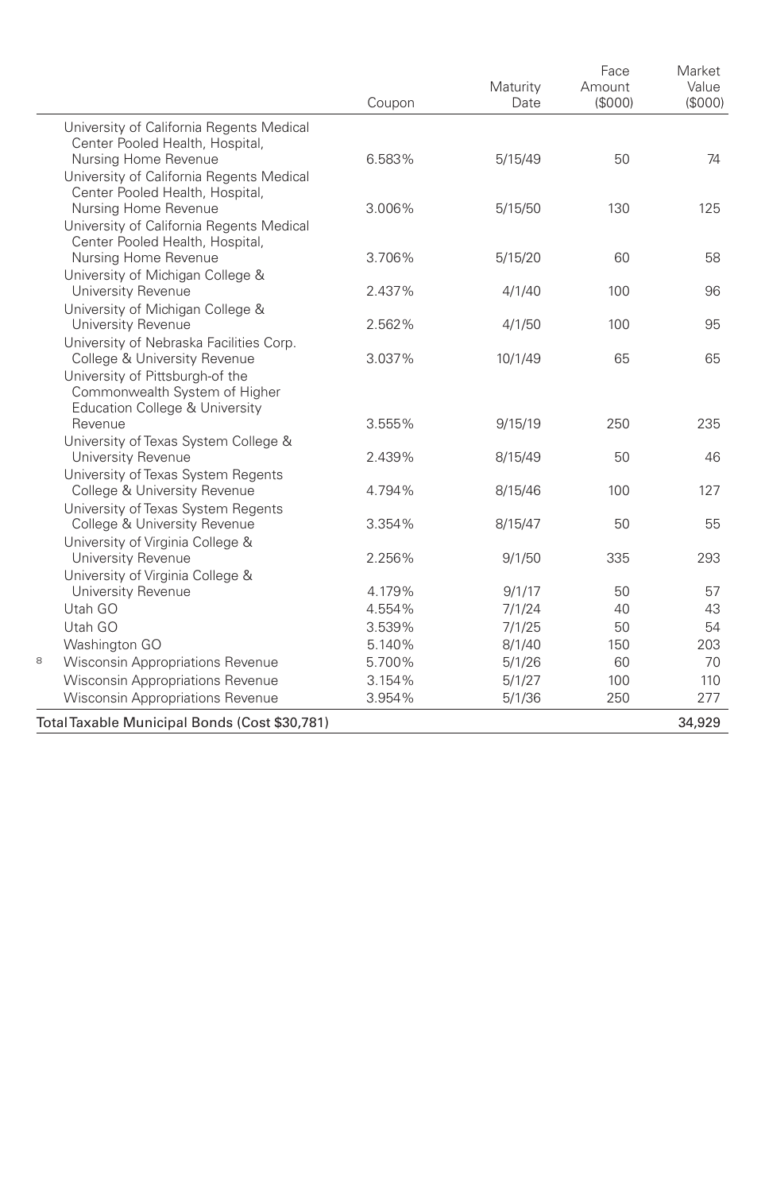| | Coupon | Maturity Date | Face Amount ($000) | Market Value ($000) |
|---|---|---|---|---|
| University of California Regents Medical Center Pooled Health, Hospital, Nursing Home Revenue | 6.583% | 5/15/49 | 50 | 74 |
| University of California Regents Medical Center Pooled Health, Hospital, Nursing Home Revenue | 3.006% | 5/15/50 | 130 | 125 |
| University of California Regents Medical Center Pooled Health, Hospital, Nursing Home Revenue | 3.706% | 5/15/20 | 60 | 58 |
| University of Michigan College & University Revenue | 2.437% | 4/1/40 | 100 | 96 |
| University of Michigan College & University Revenue | 2.562% | 4/1/50 | 100 | 95 |
| University of Nebraska Facilities Corp. College & University Revenue | 3.037% | 10/1/49 | 65 | 65 |
| University of Pittsburgh-of the Commonwealth System of Higher Education College & University Revenue | 3.555% | 9/15/19 | 250 | 235 |
| University of Texas System College & University Revenue | 2.439% | 8/15/49 | 50 | 46 |
| University of Texas System Regents College & University Revenue | 4.794% | 8/15/46 | 100 | 127 |
| University of Texas System Regents College & University Revenue | 3.354% | 8/15/47 | 50 | 55 |
| University of Virginia College & University Revenue | 2.256% | 9/1/50 | 335 | 293 |
| University of Virginia College & University Revenue | 4.179% | 9/1/17 | 50 | 57 |
| Utah GO | 4.554% | 7/1/24 | 40 | 43 |
| Utah GO | 3.539% | 7/1/25 | 50 | 54 |
| Washington GO | 5.140% | 8/1/40 | 150 | 203 |
| [8] Wisconsin Appropriations Revenue | 5.700% | 5/1/26 | 60 | 70 |
| Wisconsin Appropriations Revenue | 3.154% | 5/1/27 | 100 | 110 |
| Wisconsin Appropriations Revenue | 3.954% | 5/1/36 | 250 | 277 |
| **Total Taxable Municipal Bonds (Cost $30,781)** | | | | **34,929** |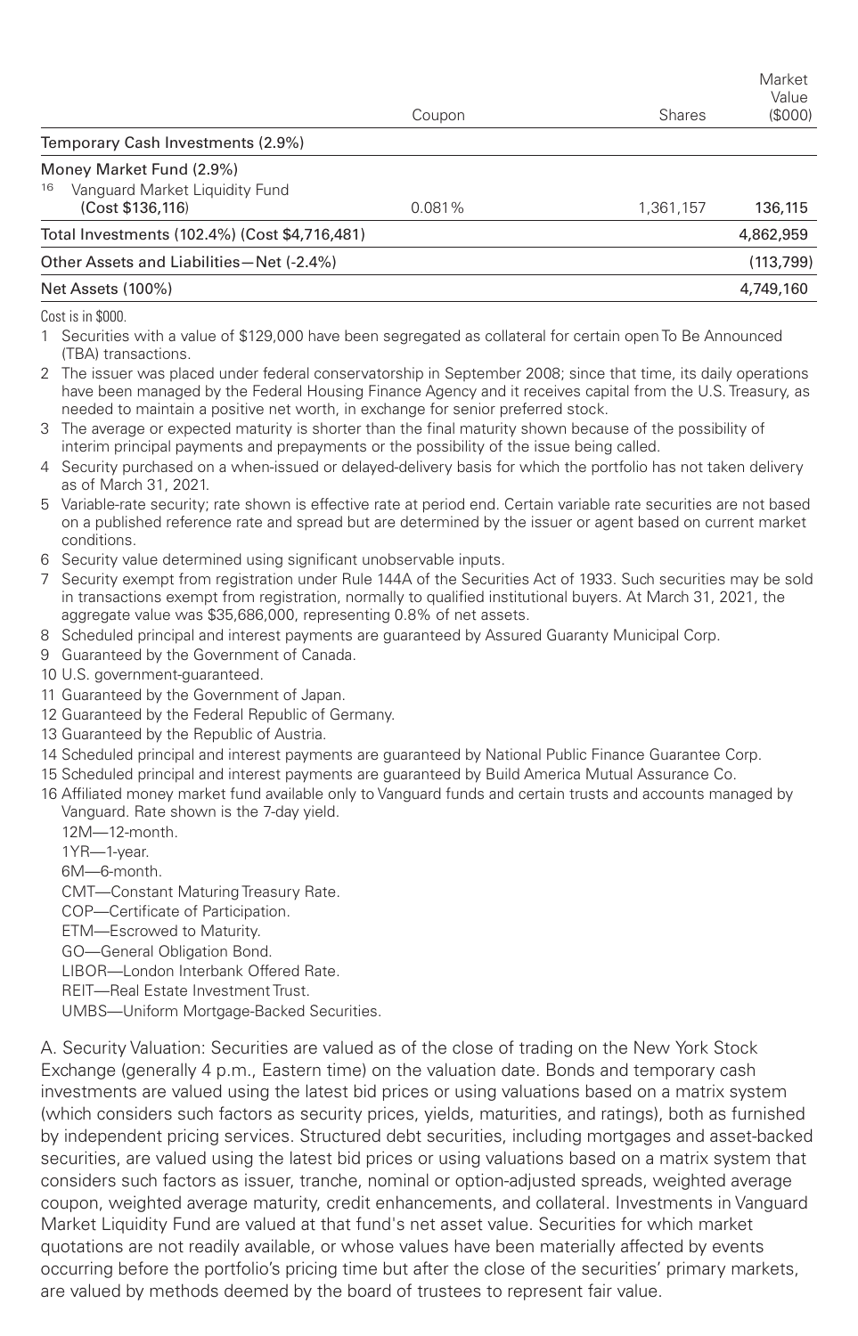| | Coupon | Shares | Market Value ($000) |
|---|---|---|---|
| Temporary Cash Investments (2.9%) | | | |
| Money Market Fund (2.9%) | | | |
| [16] Vanguard Market Liquidity Fund (Cost $136,116) | 0.081% | 1,361,157 | 136,115 |
| Total Investments (102.4%) (Cost $4,716,481) | | | 4,862,959 |
| Other Assets and Liabilities—Net (-2.4%) | | | (113,799) |
| Net Assets (100%) | | | 4,749,160 |

Cost is in $000.

1 Securities with a value of $129,000 have been segregated as collateral for certain open To Be Announced (TBA) transactions.

2 The issuer was placed under federal conservatorship in September 2008; since that time, its daily operations have been managed by the Federal Housing Finance Agency and it receives capital from the U.S. Treasury, as needed to maintain a positive net worth, in exchange for senior preferred stock.

3 The average or expected maturity is shorter than the final maturity shown because of the possibility of interim principal payments and prepayments or the possibility of the issue being called.

4 Security purchased on a when-issued or delayed-delivery basis for which the portfolio has not taken delivery as of March 31, 2021.

5 Variable-rate security; rate shown is effective rate at period end. Certain variable rate securities are not based on a published reference rate and spread but are determined by the issuer or agent based on current market conditions.

6 Security value determined using significant unobservable inputs.

7 Security exempt from registration under Rule 144A of the Securities Act of 1933. Such securities may be sold in transactions exempt from registration, normally to qualified institutional buyers. At March 31, 2021, the aggregate value was $35,686,000, representing 0.8% of net assets.

8 Scheduled principal and interest payments are guaranteed by Assured Guaranty Municipal Corp.

9 Guaranteed by the Government of Canada.

10 U.S. government-guaranteed.

11 Guaranteed by the Government of Japan.

12 Guaranteed by the Federal Republic of Germany.

13 Guaranteed by the Republic of Austria.

14 Scheduled principal and interest payments are guaranteed by National Public Finance Guarantee Corp.

15 Scheduled principal and interest payments are guaranteed by Build America Mutual Assurance Co.

16 Affiliated money market fund available only to Vanguard funds and certain trusts and accounts managed by Vanguard. Rate shown is the 7-day yield.

12M—12-month.

1YR—1-year.

6M—6-month.

CMT—Constant Maturing Treasury Rate.

COP—Certificate of Participation.

ETM—Escrowed to Maturity.

GO—General Obligation Bond.

LIBOR—London Interbank Offered Rate.

REIT—Real Estate Investment Trust.

UMBS—Uniform Mortgage-Backed Securities.

A. Security Valuation: Securities are valued as of the close of trading on the New York Stock Exchange (generally 4 p.m., Eastern time) on the valuation date. Bonds and temporary cash investments are valued using the latest bid prices or using valuations based on a matrix system (which considers such factors as security prices, yields, maturities, and ratings), both as furnished by independent pricing services. Structured debt securities, including mortgages and asset-backed securities, are valued using the latest bid prices or using valuations based on a matrix system that considers such factors as issuer, tranche, nominal or option-adjusted spreads, weighted average coupon, weighted average maturity, credit enhancements, and collateral. Investments in Vanguard Market Liquidity Fund are valued at that fund's net asset value. Securities for which market quotations are not readily available, or whose values have been materially affected by events occurring before the portfolio's pricing time but after the close of the securities' primary markets, are valued by methods deemed by the board of trustees to represent fair value.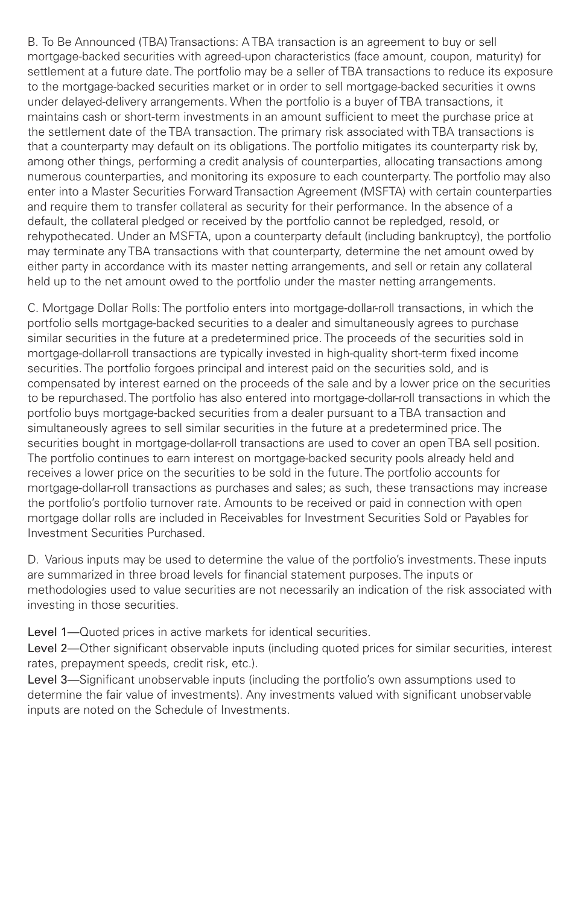B. To Be Announced (TBA) Transactions: A TBA transaction is an agreement to buy or sell mortgage-backed securities with agreed-upon characteristics (face amount, coupon, maturity) for settlement at a future date. The portfolio may be a seller of TBA transactions to reduce its exposure to the mortgage-backed securities market or in order to sell mortgage-backed securities it owns under delayed-delivery arrangements. When the portfolio is a buyer of TBA transactions, it maintains cash or short-term investments in an amount sufficient to meet the purchase price at the settlement date of the TBA transaction. The primary risk associated with TBA transactions is that a counterparty may default on its obligations. The portfolio mitigates its counterparty risk by, among other things, performing a credit analysis of counterparties, allocating transactions among numerous counterparties, and monitoring its exposure to each counterparty. The portfolio may also enter into a Master Securities Forward Transaction Agreement (MSFTA) with certain counterparties and require them to transfer collateral as security for their performance. In the absence of a default, the collateral pledged or received by the portfolio cannot be repledged, resold, or rehypothecated. Under an MSFTA, upon a counterparty default (including bankruptcy), the portfolio may terminate any TBA transactions with that counterparty, determine the net amount owed by either party in accordance with its master netting arrangements, and sell or retain any collateral held up to the net amount owed to the portfolio under the master netting arrangements.

C. Mortgage Dollar Rolls: The portfolio enters into mortgage-dollar-roll transactions, in which the portfolio sells mortgage-backed securities to a dealer and simultaneously agrees to purchase similar securities in the future at a predetermined price. The proceeds of the securities sold in mortgage-dollar-roll transactions are typically invested in high-quality short-term fixed income securities. The portfolio forgoes principal and interest paid on the securities sold, and is compensated by interest earned on the proceeds of the sale and by a lower price on the securities to be repurchased. The portfolio has also entered into mortgage-dollar-roll transactions in which the portfolio buys mortgage-backed securities from a dealer pursuant to a TBA transaction and simultaneously agrees to sell similar securities in the future at a predetermined price. The securities bought in mortgage-dollar-roll transactions are used to cover an open TBA sell position. The portfolio continues to earn interest on mortgage-backed security pools already held and receives a lower price on the securities to be sold in the future. The portfolio accounts for mortgage-dollar-roll transactions as purchases and sales; as such, these transactions may increase the portfolio's portfolio turnover rate. Amounts to be received or paid in connection with open mortgage dollar rolls are included in Receivables for Investment Securities Sold or Payables for Investment Securities Purchased.

D. Various inputs may be used to determine the value of the portfolio's investments. These inputs are summarized in three broad levels for financial statement purposes. The inputs or methodologies used to value securities are not necessarily an indication of the risk associated with investing in those securities.

Level 1—Quoted prices in active markets for identical securities.

Level 2—Other significant observable inputs (including quoted prices for similar securities, interest rates, prepayment speeds, credit risk, etc.).

Level 3—Significant unobservable inputs (including the portfolio's own assumptions used to determine the fair value of investments). Any investments valued with significant unobservable inputs are noted on the Schedule of Investments.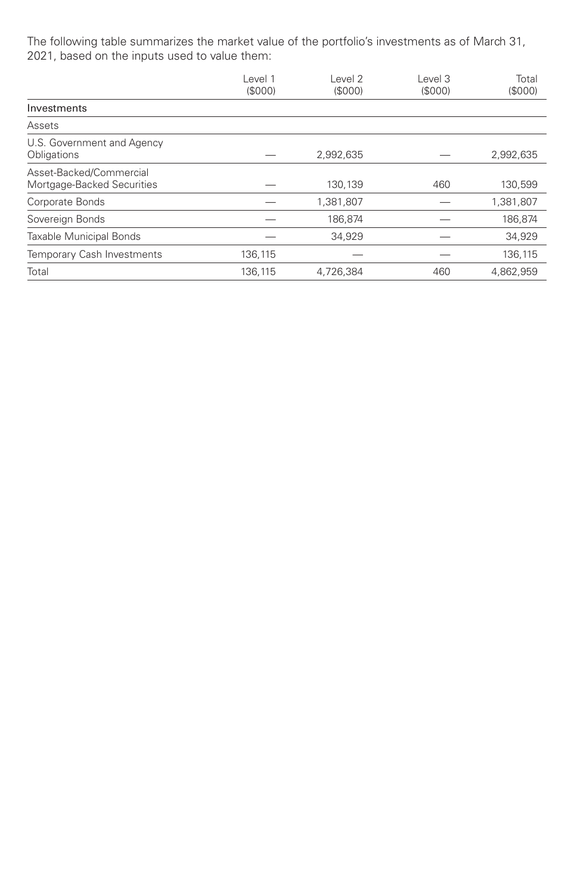The following table summarizes the market value of the portfolio's investments as of March 31, 2021, based on the inputs used to value them:

| | Level 1 ($000) | Level 2 ($000) | Level 3 ($000) | Total ($000) |
|---|---|---|---|---|
| Investments | | | | |
| Assets | | | | |
| U.S. Government and Agency Obligations | — | 2,992,635 | — | 2,992,635 |
| Asset-Backed/Commercial Mortgage-Backed Securities | — | 130,139 | 460 | 130,599 |
| Corporate Bonds | — | 1,381,807 | — | 1,381,807 |
| Sovereign Bonds | — | 186,874 | — | 186,874 |
| Taxable Municipal Bonds | — | 34,929 | — | 34,929 |
| Temporary Cash Investments | 136,115 | — | — | 136,115 |
| Total | 136,115 | 4,726,384 | 460 | 4,862,959 |